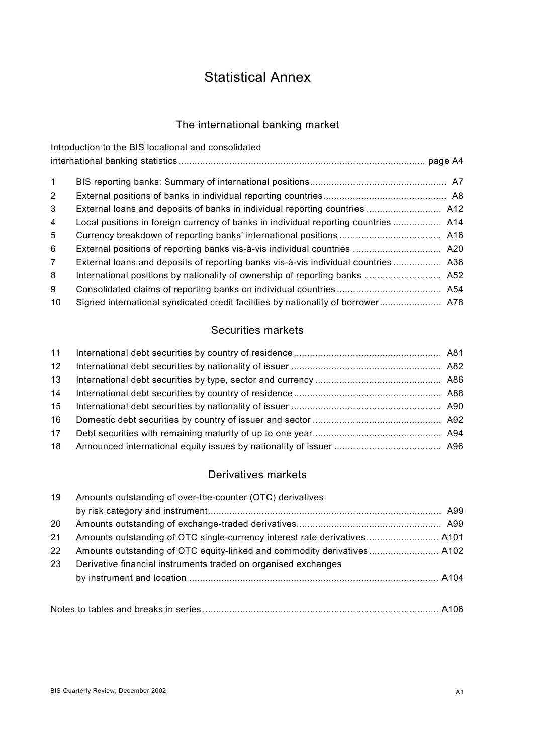# Statistical Annex

## The international banking market

Introduction to the BIS locational and consolidated international banking statistics ........................................................................................ page A4

| | | |
|---|---|---|
| 1 | BIS reporting banks: Summary of international positions | A7 |
| 2 | External positions of banks in individual reporting countries | A8 |
| 3 | External loans and deposits of banks in individual reporting countries | A12 |
| 4 | Local positions in foreign currency of banks in individual reporting countries | A14 |
| 5 | Currency breakdown of reporting banks' international positions | A16 |
| 6 | External positions of reporting banks vis-à-vis individual countries | A20 |
| 7 | External loans and deposits of reporting banks vis-à-vis individual countries | A36 |
| 8 | International positions by nationality of ownership of reporting banks | A52 |
| 9 | Consolidated claims of reporting banks on individual countries | A54 |
| 10 | Signed international syndicated credit facilities by nationality of borrower | A78 |

## Securities markets

| | | |
|---|---|---|
| 11 | International debt securities by country of residence | A81 |
| 12 | International debt securities by nationality of issuer | A82 |
| 13 | International debt securities by type, sector and currency | A86 |
| 14 | International debt securities by country of residence | A88 |
| 15 | International debt securities by nationality of issuer | A90 |
| 16 | Domestic debt securities by country of issuer and sector | A92 |
| 17 | Debt securities with remaining maturity of up to one year | A94 |
| 18 | Announced international equity issues by nationality of issuer | A96 |

## Derivatives markets

| | | |
|---|---|---|
| 19 | Amounts outstanding of over-the-counter (OTC) derivatives by risk category and instrument | A99 |
| 20 | Amounts outstanding of exchange-traded derivatives | A99 |
| 21 | Amounts outstanding of OTC single-currency interest rate derivatives | A101 |
| 22 | Amounts outstanding of OTC equity-linked and commodity derivatives | A102 |
| 23 | Derivative financial instruments traded on organised exchanges by instrument and location | A104 |

Notes to tables and breaks in series ........................................................................................ A106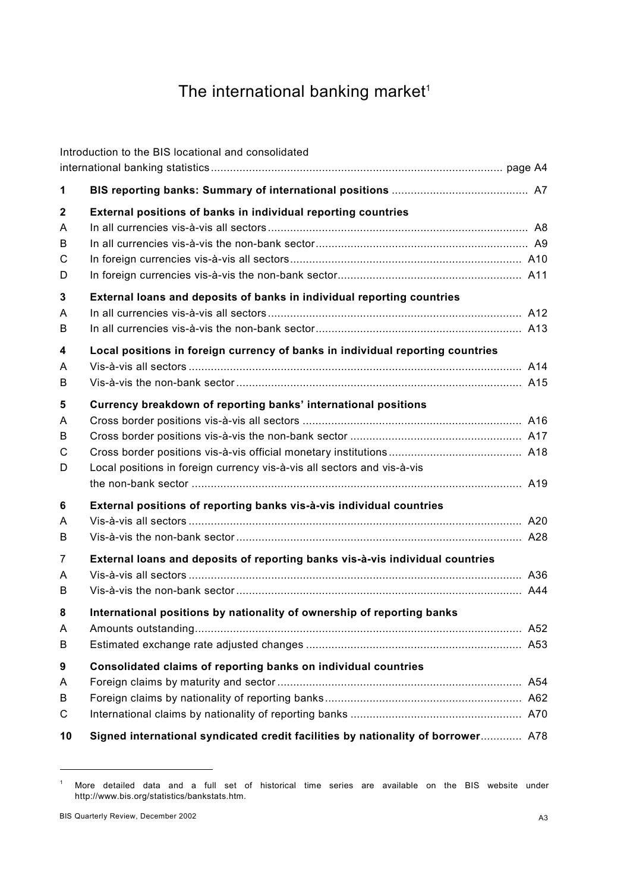# The international banking market[1]

Introduction to the BIS locational and consolidated international banking statistics ........ page A4

| | | |
|---|---|---|
| **1** | **BIS reporting banks: Summary of international positions** | A7 |
| **2** | **External positions of banks in individual reporting countries** | |
| A | In all currencies vis-à-vis all sectors | A8 |
| B | In all currencies vis-à-vis the non-bank sector | A9 |
| C | In foreign currencies vis-à-vis all sectors | A10 |
| D | In foreign currencies vis-à-vis the non-bank sector | A11 |
| **3** | **External loans and deposits of banks in individual reporting countries** | |
| A | In all currencies vis-à-vis all sectors | A12 |
| B | In all currencies vis-à-vis the non-bank sector | A13 |
| **4** | **Local positions in foreign currency of banks in individual reporting countries** | |
| A | Vis-à-vis all sectors | A14 |
| B | Vis-à-vis the non-bank sector | A15 |
| **5** | **Currency breakdown of reporting banks' international positions** | |
| A | Cross border positions vis-à-vis all sectors | A16 |
| B | Cross border positions vis-à-vis the non-bank sector | A17 |
| C | Cross border positions vis-à-vis official monetary institutions | A18 |
| D | Local positions in foreign currency vis-à-vis all sectors and vis-à-vis the non-bank sector | A19 |
| **6** | **External positions of reporting banks vis-à-vis individual countries** | |
| A | Vis-à-vis all sectors | A20 |
| B | Vis-à-vis the non-bank sector | A28 |
| **7** | **External loans and deposits of reporting banks vis-à-vis individual countries** | |
| A | Vis-à-vis all sectors | A36 |
| B | Vis-à-vis the non-bank sector | A44 |
| **8** | **International positions by nationality of ownership of reporting banks** | |
| A | Amounts outstanding | A52 |
| B | Estimated exchange rate adjusted changes | A53 |
| **9** | **Consolidated claims of reporting banks on individual countries** | |
| A | Foreign claims by maturity and sector | A54 |
| B | Foreign claims by nationality of reporting banks | A62 |
| C | International claims by nationality of reporting banks | A70 |
| **10** | **Signed international syndicated credit facilities by nationality of borrower** | A78 |

[1] More detailed data and a full set of historical time series are available on the BIS website under http://www.bis.org/statistics/bankstats.htm.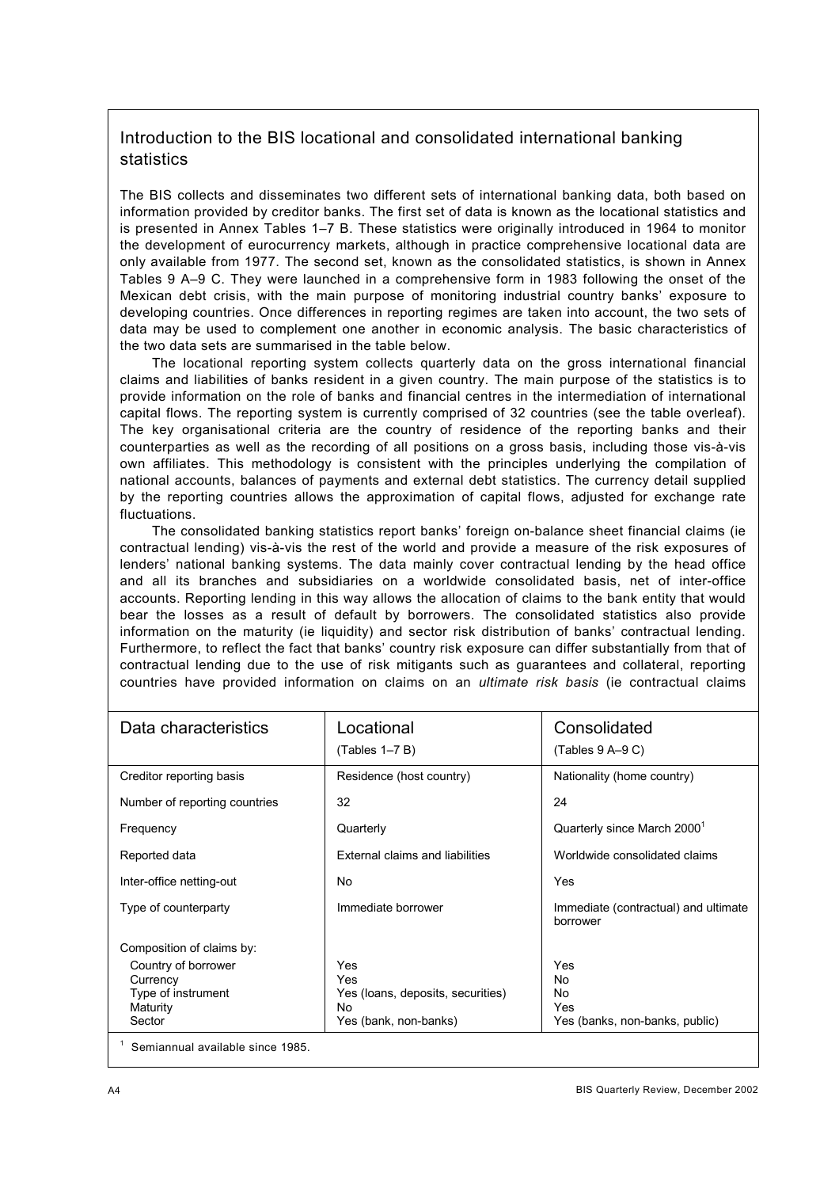## Introduction to the BIS locational and consolidated international banking statistics

The BIS collects and disseminates two different sets of international banking data, both based on information provided by creditor banks. The first set of data is known as the locational statistics and is presented in Annex Tables 1–7 B. These statistics were originally introduced in 1964 to monitor the development of eurocurrency markets, although in practice comprehensive locational data are only available from 1977. The second set, known as the consolidated statistics, is shown in Annex Tables 9 A–9 C. They were launched in a comprehensive form in 1983 following the onset of the Mexican debt crisis, with the main purpose of monitoring industrial country banks' exposure to developing countries. Once differences in reporting regimes are taken into account, the two sets of data may be used to complement one another in economic analysis. The basic characteristics of the two data sets are summarised in the table below.

The locational reporting system collects quarterly data on the gross international financial claims and liabilities of banks resident in a given country. The main purpose of the statistics is to provide information on the role of banks and financial centres in the intermediation of international capital flows. The reporting system is currently comprised of 32 countries (see the table overleaf). The key organisational criteria are the country of residence of the reporting banks and their counterparties as well as the recording of all positions on a gross basis, including those vis-à-vis own affiliates. This methodology is consistent with the principles underlying the compilation of national accounts, balances of payments and external debt statistics. The currency detail supplied by the reporting countries allows the approximation of capital flows, adjusted for exchange rate fluctuations.

The consolidated banking statistics report banks' foreign on-balance sheet financial claims (ie contractual lending) vis-à-vis the rest of the world and provide a measure of the risk exposures of lenders' national banking systems. The data mainly cover contractual lending by the head office and all its branches and subsidiaries on a worldwide consolidated basis, net of inter-office accounts. Reporting lending in this way allows the allocation of claims to the bank entity that would bear the losses as a result of default by borrowers. The consolidated statistics also provide information on the maturity (ie liquidity) and sector risk distribution of banks' contractual lending. Furthermore, to reflect the fact that banks' country risk exposure can differ substantially from that of contractual lending due to the use of risk mitigants such as guarantees and collateral, reporting countries have provided information on claims on an *ultimate risk basis* (ie contractual claims

| Data characteristics | Locational (Tables 1–7 B) | Consolidated (Tables 9 A–9 C) |
|---|---|---|
| Creditor reporting basis | Residence (host country) | Nationality (home country) |
| Number of reporting countries | 32 | 24 |
| Frequency | Quarterly | Quarterly since March 2000[1] |
| Reported data | External claims and liabilities | Worldwide consolidated claims |
| Inter-office netting-out | No | Yes |
| Type of counterparty | Immediate borrower | Immediate (contractual) and ultimate borrower |
| Composition of claims by: | | |
| Country of borrower | Yes | Yes |
| Currency | Yes | No |
| Type of instrument | Yes (loans, deposits, securities) | No |
| Maturity | No | Yes |
| Sector | Yes (bank, non-banks) | Yes (banks, non-banks, public) |

[1] Semiannual available since 1985.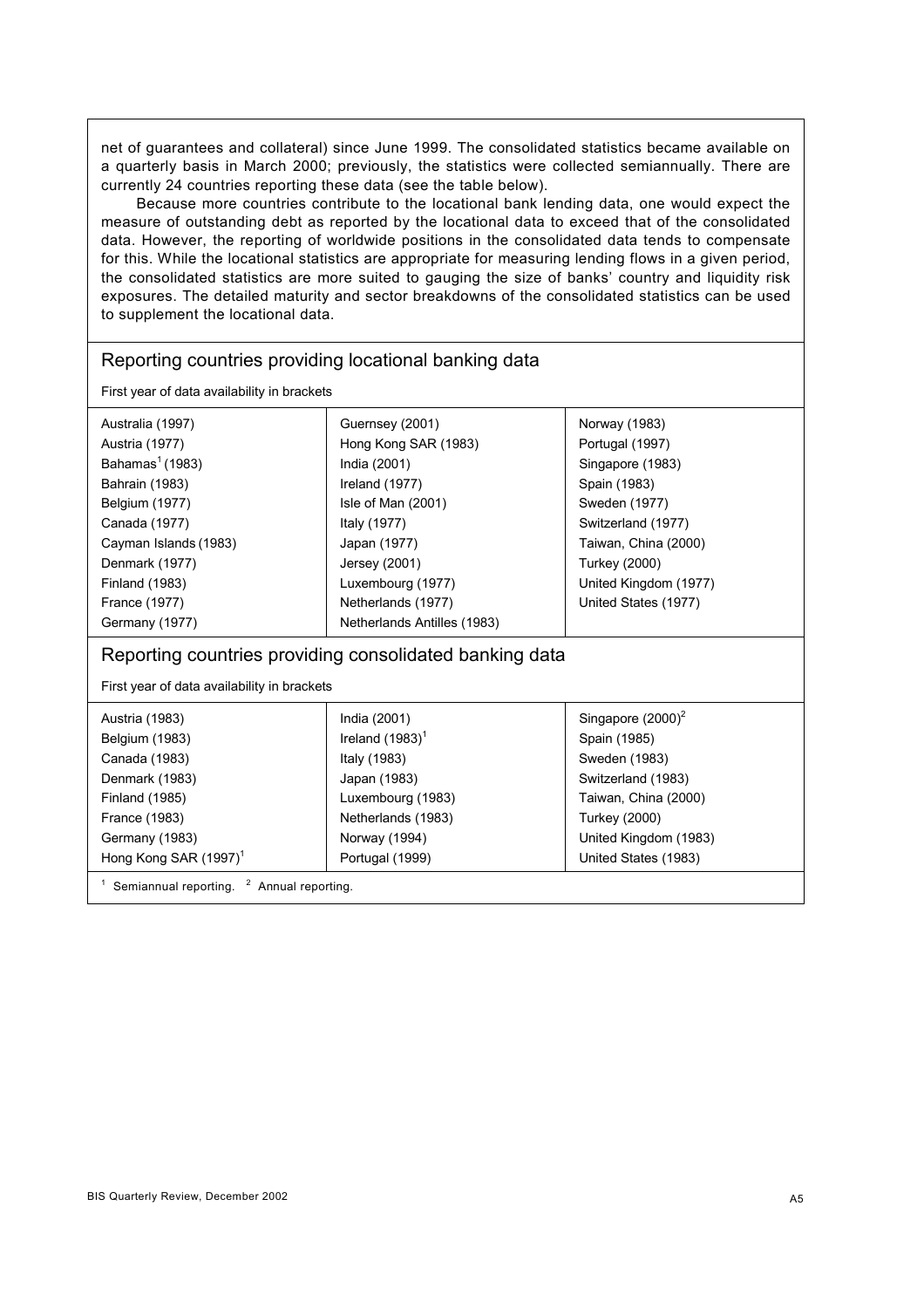net of guarantees and collateral) since June 1999. The consolidated statistics became available on a quarterly basis in March 2000; previously, the statistics were collected semiannually. There are currently 24 countries reporting these data (see the table below).

Because more countries contribute to the locational bank lending data, one would expect the measure of outstanding debt as reported by the locational data to exceed that of the consolidated data. However, the reporting of worldwide positions in the consolidated data tends to compensate for this. While the locational statistics are appropriate for measuring lending flows in a given period, the consolidated statistics are more suited to gauging the size of banks' country and liquidity risk exposures. The detailed maturity and sector breakdowns of the consolidated statistics can be used to supplement the locational data.

## Reporting countries providing locational banking data

First year of data availability in brackets

| | | |
|---|---|---|
| Australia (1997) | Guernsey (2001) | Norway (1983) |
| Austria (1977) | Hong Kong SAR (1983) | Portugal (1997) |
| Bahamas[1] (1983) | India (2001) | Singapore (1983) |
| Bahrain (1983) | Ireland (1977) | Spain (1983) |
| Belgium (1977) | Isle of Man (2001) | Sweden (1977) |
| Canada (1977) | Italy (1977) | Switzerland (1977) |
| Cayman Islands (1983) | Japan (1977) | Taiwan, China (2000) |
| Denmark (1977) | Jersey (2001) | Turkey (2000) |
| Finland (1983) | Luxembourg (1977) | United Kingdom (1977) |
| France (1977) | Netherlands (1977) | United States (1977) |
| Germany (1977) | Netherlands Antilles (1983) | |

## Reporting countries providing consolidated banking data

First year of data availability in brackets

| | | |
|---|---|---|
| Austria (1983) | India (2001) | Singapore (2000)[2] |
| Belgium (1983) | Ireland (1983)[1] | Spain (1985) |
| Canada (1983) | Italy (1983) | Sweden (1983) |
| Denmark (1983) | Japan (1983) | Switzerland (1983) |
| Finland (1985) | Luxembourg (1983) | Taiwan, China (2000) |
| France (1983) | Netherlands (1983) | Turkey (2000) |
| Germany (1983) | Norway (1994) | United Kingdom (1983) |
| Hong Kong SAR (1997)[1] | Portugal (1999) | United States (1983) |

[1] Semiannual reporting. [2] Annual reporting.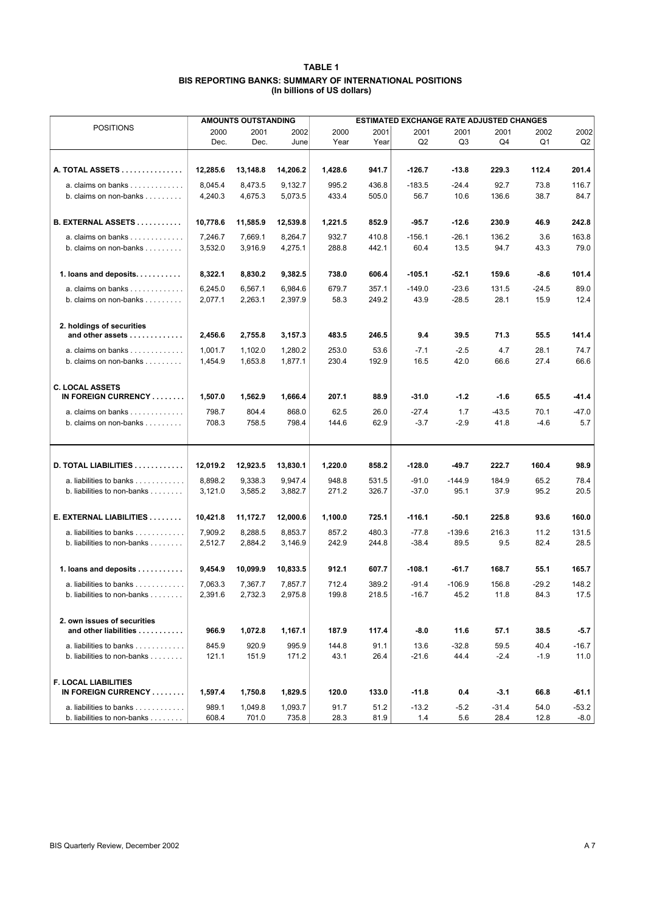**TABLE 1**

**BIS REPORTING BANKS: SUMMARY OF INTERNATIONAL POSITIONS**

**(In billions of US dollars)**

| POSITIONS | AMOUNTS OUTSTANDING | | | ESTIMATED EXCHANGE RATE ADJUSTED CHANGES | | | | | | |
|---|---|---|---|---|---|---|---|---|---|---|
| | 2000 Dec. | 2001 Dec. | 2002 June | 2000 Year | 2001 Year | 2001 Q2 | 2001 Q3 | 2001 Q4 | 2002 Q1 | 2002 Q2 |
| **A. TOTAL ASSETS** | **12,285.6** | **13,148.8** | **14,206.2** | **1,428.6** | **941.7** | **-126.7** | **-13.8** | **229.3** | **112.4** | **201.4** |
| a. claims on banks | 8,045.4 | 8,473.5 | 9,132.7 | 995.2 | 436.8 | -183.5 | -24.4 | 92.7 | 73.8 | 116.7 |
| b. claims on non-banks | 4,240.3 | 4,675.3 | 5,073.5 | 433.4 | 505.0 | 56.7 | 10.6 | 136.6 | 38.7 | 84.7 |
| **B. EXTERNAL ASSETS** | **10,778.6** | **11,585.9** | **12,539.8** | **1,221.5** | **852.9** | **-95.7** | **-12.6** | **230.9** | **46.9** | **242.8** |
| a. claims on banks | 7,246.7 | 7,669.1 | 8,264.7 | 932.7 | 410.8 | -156.1 | -26.1 | 136.2 | 3.6 | 163.8 |
| b. claims on non-banks | 3,532.0 | 3,916.9 | 4,275.1 | 288.8 | 442.1 | 60.4 | 13.5 | 94.7 | 43.3 | 79.0 |
| **1. loans and deposits** | **8,322.1** | **8,830.2** | **9,382.5** | **738.0** | **606.4** | **-105.1** | **-52.1** | **159.6** | **-8.6** | **101.4** |
| a. claims on banks | 6,245.0 | 6,567.1 | 6,984.6 | 679.7 | 357.1 | -149.0 | -23.6 | 131.5 | -24.5 | 89.0 |
| b. claims on non-banks | 2,077.1 | 2,263.1 | 2,397.9 | 58.3 | 249.2 | 43.9 | -28.5 | 28.1 | 15.9 | 12.4 |
| **2. holdings of securities and other assets** | **2,456.6** | **2,755.8** | **3,157.3** | **483.5** | **246.5** | **9.4** | **39.5** | **71.3** | **55.5** | **141.4** |
| a. claims on banks | 1,001.7 | 1,102.0 | 1,280.2 | 253.0 | 53.6 | -7.1 | -2.5 | 4.7 | 28.1 | 74.7 |
| b. claims on non-banks | 1,454.9 | 1,653.8 | 1,877.1 | 230.4 | 192.9 | 16.5 | 42.0 | 66.6 | 27.4 | 66.6 |
| **C. LOCAL ASSETS IN FOREIGN CURRENCY** | **1,507.0** | **1,562.9** | **1,666.4** | **207.1** | **88.9** | **-31.0** | **-1.2** | **-1.6** | **65.5** | **-41.4** |
| a. claims on banks | 798.7 | 804.4 | 868.0 | 62.5 | 26.0 | -27.4 | 1.7 | -43.5 | 70.1 | -47.0 |
| b. claims on non-banks | 708.3 | 758.5 | 798.4 | 144.6 | 62.9 | -3.7 | -2.9 | 41.8 | -4.6 | 5.7 |
| **D. TOTAL LIABILITIES** | **12,019.2** | **12,923.5** | **13,830.1** | **1,220.0** | **858.2** | **-128.0** | **-49.7** | **222.7** | **160.4** | **98.9** |
| a. liabilities to banks | 8,898.2 | 9,338.3 | 9,947.4 | 948.8 | 531.5 | -91.0 | -144.9 | 184.9 | 65.2 | 78.4 |
| b. liabilities to non-banks | 3,121.0 | 3,585.2 | 3,882.7 | 271.2 | 326.7 | -37.0 | 95.1 | 37.9 | 95.2 | 20.5 |
| **E. EXTERNAL LIABILITIES** | **10,421.8** | **11,172.7** | **12,000.6** | **1,100.0** | **725.1** | **-116.1** | **-50.1** | **225.8** | **93.6** | **160.0** |
| a. liabilities to banks | 7,909.2 | 8,288.5 | 8,853.7 | 857.2 | 480.3 | -77.8 | -139.6 | 216.3 | 11.2 | 131.5 |
| b. liabilities to non-banks | 2,512.7 | 2,884.2 | 3,146.9 | 242.9 | 244.8 | -38.4 | 89.5 | 9.5 | 82.4 | 28.5 |
| **1. loans and deposits** | **9,454.9** | **10,099.9** | **10,833.5** | **912.1** | **607.7** | **-108.1** | **-61.7** | **168.7** | **55.1** | **165.7** |
| a. liabilities to banks | 7,063.3 | 7,367.7 | 7,857.7 | 712.4 | 389.2 | -91.4 | -106.9 | 156.8 | -29.2 | 148.2 |
| b. liabilities to non-banks | 2,391.6 | 2,732.3 | 2,975.8 | 199.8 | 218.5 | -16.7 | 45.2 | 11.8 | 84.3 | 17.5 |
| **2. own issues of securities and other liabilities** | **966.9** | **1,072.8** | **1,167.1** | **187.9** | **117.4** | **-8.0** | **11.6** | **57.1** | **38.5** | **-5.7** |
| a. liabilities to banks | 845.9 | 920.9 | 995.9 | 144.8 | 91.1 | 13.6 | -32.8 | 59.5 | 40.4 | -16.7 |
| b. liabilities to non-banks | 121.1 | 151.9 | 171.2 | 43.1 | 26.4 | -21.6 | 44.4 | -2.4 | -1.9 | 11.0 |
| **F. LOCAL LIABILITIES IN FOREIGN CURRENCY** | **1,597.4** | **1,750.8** | **1,829.5** | **120.0** | **133.0** | **-11.8** | **0.4** | **-3.1** | **66.8** | **-61.1** |
| a. liabilities to banks | 989.1 | 1,049.8 | 1,093.7 | 91.7 | 51.2 | -13.2 | -5.2 | -31.4 | 54.0 | -53.2 |
| b. liabilities to non-banks | 608.4 | 701.0 | 735.8 | 28.3 | 81.9 | 1.4 | 5.6 | 28.4 | 12.8 | -8.0 |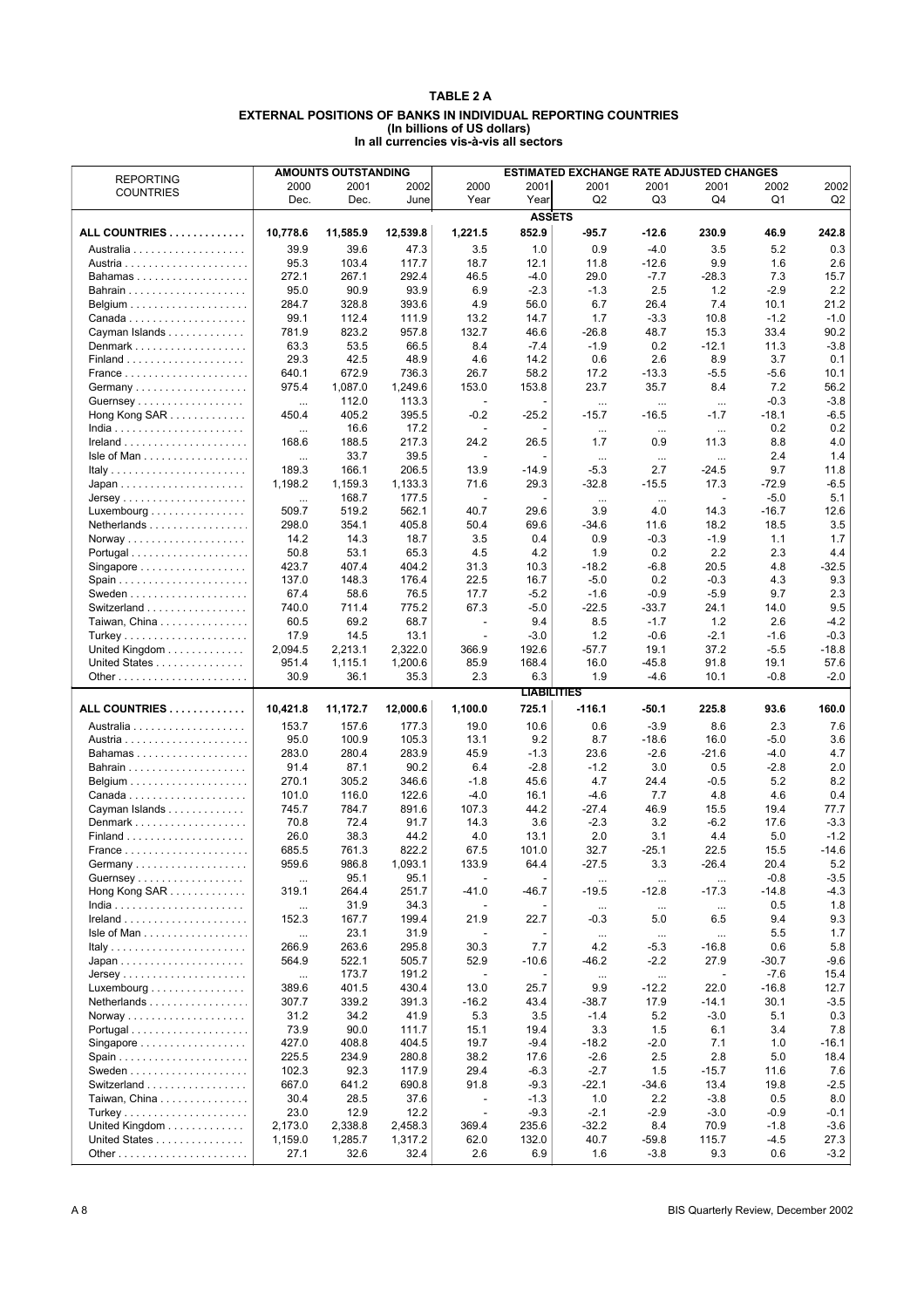# TABLE 2 A

## EXTERNAL POSITIONS OF BANKS IN INDIVIDUAL REPORTING COUNTRIES
### (In billions of US dollars)
### In all currencies vis-à-vis all sectors

| REPORTING COUNTRIES | AMOUNTS OUTSTANDING | | | ESTIMATED EXCHANGE RATE ADJUSTED CHANGES | | | | | | |
|---|---|---|---|---|---|---|---|---|---|---|
| | 2000 Dec. | 2001 Dec. | 2002 June | 2000 Year | 2001 Year | 2001 Q2 | 2001 Q3 | 2001 Q4 | 2002 Q1 | 2002 Q2 |
| | | | | | **ASSETS** | | | | | |
| **ALL COUNTRIES** | **10,778.6** | **11,585.9** | **12,539.8** | **1,221.5** | **852.9** | **-95.7** | **-12.6** | **230.9** | **46.9** | **242.8** |
| Australia | 39.9 | 39.6 | 47.3 | 3.5 | 1.0 | 0.9 | -4.0 | 3.5 | 5.2 | 0.3 |
| Austria | 95.3 | 103.4 | 117.7 | 18.7 | 12.1 | 11.8 | -12.6 | 9.9 | 1.6 | 2.6 |
| Bahamas | 272.1 | 267.1 | 292.4 | 46.5 | -4.0 | 29.0 | -7.7 | -28.3 | 7.3 | 15.7 |
| Bahrain | 95.0 | 90.9 | 93.9 | 6.9 | -2.3 | -1.3 | 2.5 | 1.2 | -2.9 | 2.2 |
| Belgium | 284.7 | 328.8 | 393.6 | 4.9 | 56.0 | 6.7 | 26.4 | 7.4 | 10.1 | 21.2 |
| Canada | 99.1 | 112.4 | 111.9 | 13.2 | 14.7 | 1.7 | -3.3 | 10.8 | -1.2 | -1.0 |
| Cayman Islands | 781.9 | 823.2 | 957.8 | 132.7 | 46.6 | -26.8 | 48.7 | 15.3 | 33.4 | 90.2 |
| Denmark | 63.3 | 53.5 | 66.5 | 8.4 | -7.4 | -1.9 | 0.2 | -12.1 | 11.3 | -3.8 |
| Finland | 29.3 | 42.5 | 48.9 | 4.6 | 14.2 | 0.6 | 2.6 | 8.9 | 3.7 | 0.1 |
| France | 640.1 | 672.9 | 736.3 | 26.7 | 58.2 | 17.2 | -13.3 | -5.5 | -5.6 | 10.1 |
| Germany | 975.4 | 1,087.0 | 1,249.6 | 153.0 | 153.8 | 23.7 | 35.7 | 8.4 | 7.2 | 56.2 |
| Guernsey | ... | 112.0 | 113.3 | - | - | ... | ... | ... | -0.3 | -3.8 |
| Hong Kong SAR | 450.4 | 405.2 | 395.5 | -0.2 | -25.2 | -15.7 | -16.5 | -1.7 | -18.1 | -6.5 |
| India | ... | 16.6 | 17.2 | - | - | ... | ... | ... | 0.2 | 0.2 |
| Ireland | 168.6 | 188.5 | 217.3 | 24.2 | 26.5 | 1.7 | 0.9 | 11.3 | 8.8 | 4.0 |
| Isle of Man | ... | 33.7 | 39.5 | - | - | ... | ... | ... | 2.4 | 1.4 |
| Italy | 189.3 | 166.1 | 206.5 | 13.9 | -14.9 | -5.3 | 2.7 | -24.5 | 9.7 | 11.8 |
| Japan | 1,198.2 | 1,159.3 | 1,133.3 | 71.6 | 29.3 | -32.8 | -15.5 | 17.3 | -72.9 | -6.5 |
| Jersey | ... | 168.7 | 177.5 | - | - | ... | ... | - | -5.0 | 5.1 |
| Luxembourg | 509.7 | 519.2 | 562.1 | 40.7 | 29.6 | 3.9 | 4.0 | 14.3 | -16.7 | 12.6 |
| Netherlands | 298.0 | 354.1 | 405.8 | 50.4 | 69.6 | -34.6 | 11.6 | 18.2 | 18.5 | 3.5 |
| Norway | 14.2 | 14.3 | 18.7 | 3.5 | 0.4 | 0.9 | -0.3 | -1.9 | 1.1 | 1.7 |
| Portugal | 50.8 | 53.1 | 65.3 | 4.5 | 4.2 | 1.9 | 0.2 | 2.2 | 2.3 | 4.4 |
| Singapore | 423.7 | 407.4 | 404.2 | 31.3 | 10.3 | -18.2 | -6.8 | 20.5 | 4.8 | -32.5 |
| Spain | 137.0 | 148.3 | 176.4 | 22.5 | 16.7 | -5.0 | 0.2 | -0.3 | 4.3 | 9.3 |
| Sweden | 67.4 | 58.6 | 76.5 | 17.7 | -5.2 | -1.6 | -0.9 | -5.9 | 9.7 | 2.3 |
| Switzerland | 740.0 | 711.4 | 775.2 | 67.3 | -5.0 | -22.5 | -33.7 | 24.1 | 14.0 | 9.5 |
| Taiwan, China | 60.5 | 69.2 | 68.7 | - | 9.4 | 8.5 | -1.7 | 1.2 | 2.6 | -4.2 |
| Turkey | 17.9 | 14.5 | 13.1 | - | -3.0 | 1.2 | -0.6 | -2.1 | -1.6 | -0.3 |
| United Kingdom | 2,094.5 | 2,213.1 | 2,322.0 | 366.9 | 192.6 | -57.7 | 19.1 | 37.2 | -5.5 | -18.8 |
| United States | 951.4 | 1,115.1 | 1,200.6 | 85.9 | 168.4 | 16.0 | -45.8 | 91.8 | 19.1 | 57.6 |
| Other | 30.9 | 36.1 | 35.3 | 2.3 | 6.3 | 1.9 | -4.6 | 10.1 | -0.8 | -2.0 |
| | | | | | **LIABILITIES** | | | | | |
| **ALL COUNTRIES** | **10,421.8** | **11,172.7** | **12,000.6** | **1,100.0** | **725.1** | **-116.1** | **-50.1** | **225.8** | **93.6** | **160.0** |
| Australia | 153.7 | 157.6 | 177.3 | 19.0 | 10.6 | 0.6 | -3.9 | 8.6 | 2.3 | 7.6 |
| Austria | 95.0 | 100.9 | 105.3 | 13.1 | 9.2 | 8.7 | -18.6 | 16.0 | -5.0 | 3.6 |
| Bahamas | 283.0 | 280.4 | 283.9 | 45.9 | -1.3 | 23.6 | -2.6 | -21.6 | -4.0 | 4.7 |
| Bahrain | 91.4 | 87.1 | 90.2 | 6.4 | -2.8 | -1.2 | 3.0 | 0.5 | -2.8 | 2.0 |
| Belgium | 270.1 | 305.2 | 346.6 | -1.8 | 45.6 | 4.7 | 24.4 | -0.5 | 5.2 | 8.2 |
| Canada | 101.0 | 116.0 | 122.6 | -4.0 | 16.1 | -4.6 | 7.7 | 4.8 | 4.6 | 0.4 |
| Cayman Islands | 745.7 | 784.7 | 891.6 | 107.3 | 44.2 | -27.4 | 46.9 | 15.5 | 19.4 | 77.7 |
| Denmark | 70.8 | 72.4 | 91.7 | 14.3 | 3.6 | -2.3 | 3.2 | -6.2 | 17.6 | -3.3 |
| Finland | 26.0 | 38.3 | 44.2 | 4.0 | 13.1 | 2.0 | 3.1 | 4.4 | 5.0 | -1.2 |
| France | 685.5 | 761.3 | 822.2 | 67.5 | 101.0 | 32.7 | -25.1 | 22.5 | 15.5 | -14.6 |
| Germany | 959.6 | 986.8 | 1,093.1 | 133.9 | 64.4 | -27.5 | 3.3 | -26.4 | 20.4 | 5.2 |
| Guernsey | ... | 95.1 | 95.1 | - | - | ... | ... | ... | -0.8 | -3.5 |
| Hong Kong SAR | 319.1 | 264.4 | 251.7 | -41.0 | -46.7 | -19.5 | -12.8 | -17.3 | -14.8 | -4.3 |
| India | ... | 31.9 | 34.3 | - | - | ... | ... | ... | 0.5 | 1.8 |
| Ireland | 152.3 | 167.7 | 199.4 | 21.9 | 22.7 | -0.3 | 5.0 | 6.5 | 9.4 | 9.3 |
| Isle of Man | ... | 23.1 | 31.9 | - | - | ... | ... | ... | 5.5 | 1.7 |
| Italy | 266.9 | 263.6 | 295.8 | 30.3 | 7.7 | 4.2 | -5.3 | -16.8 | 0.6 | 5.8 |
| Japan | 564.9 | 522.1 | 505.7 | 52.9 | -10.6 | -46.2 | -2.2 | 27.9 | -30.7 | -9.6 |
| Jersey | ... | 173.7 | 191.2 | - | - | ... | ... | - | -7.6 | 15.4 |
| Luxembourg | 389.6 | 401.5 | 430.4 | 13.0 | 25.7 | 9.9 | -12.2 | 22.0 | -16.8 | 12.7 |
| Netherlands | 307.7 | 339.2 | 391.3 | -16.2 | 43.4 | -38.7 | 17.9 | -14.1 | 30.1 | -3.5 |
| Norway | 31.2 | 34.2 | 41.9 | 5.3 | 3.5 | -1.4 | 5.2 | -3.0 | 5.1 | 0.3 |
| Portugal | 73.9 | 90.0 | 111.7 | 15.1 | 19.4 | 3.3 | 1.5 | 6.1 | 3.4 | 7.8 |
| Singapore | 427.0 | 408.8 | 404.5 | 19.7 | -9.4 | -18.2 | -2.0 | 7.1 | 1.0 | -16.1 |
| Spain | 225.5 | 234.9 | 280.8 | 38.2 | 17.6 | -2.6 | 2.5 | 2.8 | 5.0 | 18.4 |
| Sweden | 102.3 | 92.3 | 117.9 | 29.4 | -6.3 | -2.7 | 1.5 | -15.7 | 11.6 | 7.6 |
| Switzerland | 667.0 | 641.2 | 690.8 | 91.8 | -9.3 | -22.1 | -34.6 | 13.4 | 19.8 | -2.5 |
| Taiwan, China | 30.4 | 28.5 | 37.6 | - | -1.3 | 1.0 | 2.2 | -3.8 | 0.5 | 8.0 |
| Turkey | 23.0 | 12.9 | 12.2 | - | -9.3 | -2.1 | -2.9 | -3.0 | -0.9 | -0.1 |
| United Kingdom | 2,173.0 | 2,338.8 | 2,458.3 | 369.4 | 235.6 | -32.2 | 8.4 | 70.9 | -1.8 | -3.6 |
| United States | 1,159.0 | 1,285.7 | 1,317.2 | 62.0 | 132.0 | 40.7 | -59.8 | 115.7 | -4.5 | 27.3 |
| Other | 27.1 | 32.6 | 32.4 | 2.6 | 6.9 | 1.6 | -3.8 | 9.3 | 0.6 | -3.2 |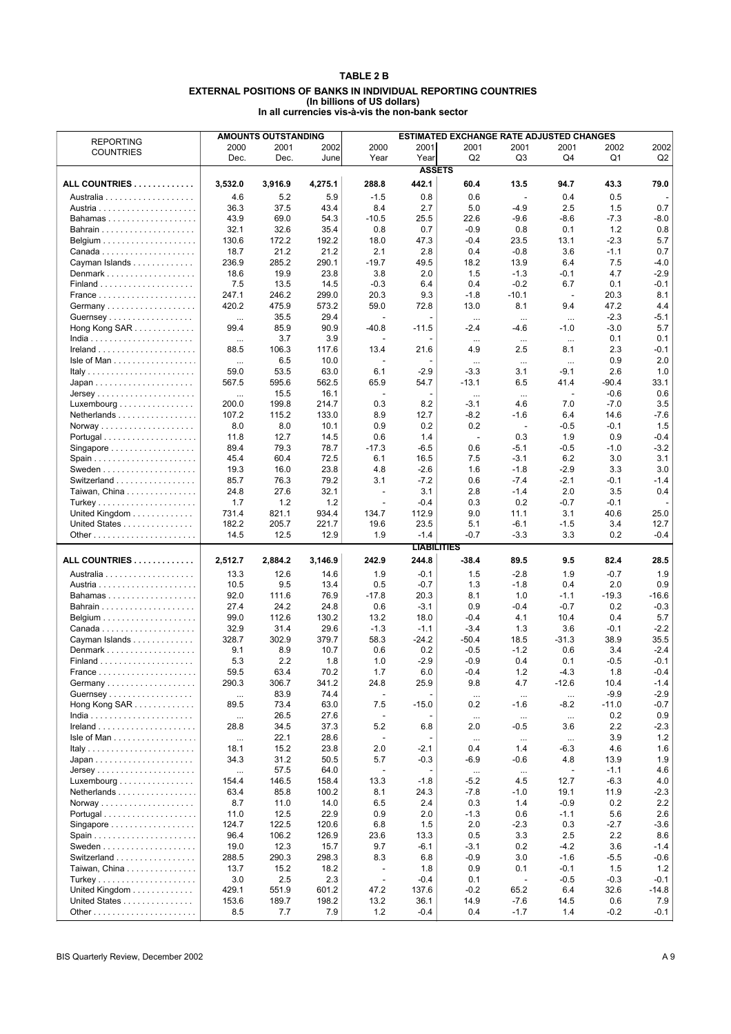# TABLE 2 B

## EXTERNAL POSITIONS OF BANKS IN INDIVIDUAL REPORTING COUNTRIES
### (In billions of US dollars)
### In all currencies vis-à-vis the non-bank sector

| REPORTING COUNTRIES | AMOUNTS OUTSTANDING | | | ESTIMATED EXCHANGE RATE ADJUSTED CHANGES | | | | | | |
|---|---|---|---|---|---|---|---|---|---|---|
| | 2000 Dec. | 2001 Dec. | 2002 June | 2000 Year | 2001 Year | 2001 Q2 | 2001 Q3 | 2001 Q4 | 2002 Q1 | 2002 Q2 |
| | | | | | **ASSETS** | | | | | |
| **ALL COUNTRIES** | **3,532.0** | **3,916.9** | **4,275.1** | **288.8** | **442.1** | **60.4** | **13.5** | **94.7** | **43.3** | **79.0** |
| Australia | 4.6 | 5.2 | 5.9 | -1.5 | 0.8 | 0.6 | - | 0.4 | 0.5 | - |
| Austria | 36.3 | 37.5 | 43.4 | 8.4 | 2.7 | 5.0 | -4.9 | 2.5 | 1.5 | 0.7 |
| Bahamas | 43.9 | 69.0 | 54.3 | -10.5 | 25.5 | 22.6 | -9.6 | -8.6 | -7.3 | -8.0 |
| Bahrain | 32.1 | 32.6 | 35.4 | 0.8 | 0.7 | -0.9 | 0.8 | 0.1 | 1.2 | 0.8 |
| Belgium | 130.6 | 172.2 | 192.2 | 18.0 | 47.3 | -0.4 | 23.5 | 13.1 | -2.3 | 5.7 |
| Canada | 18.7 | 21.2 | 21.2 | 2.1 | 2.8 | 0.4 | -0.8 | 3.6 | -1.1 | 0.7 |
| Cayman Islands | 236.9 | 285.2 | 290.1 | -19.7 | 49.5 | 18.2 | 13.9 | 6.4 | 7.5 | -4.0 |
| Denmark | 18.6 | 19.9 | 23.8 | 3.8 | 2.0 | 1.5 | -1.3 | -0.1 | 4.7 | -2.9 |
| Finland | 7.5 | 13.5 | 14.5 | -0.3 | 6.4 | 0.4 | -0.2 | 6.7 | 0.1 | -0.1 |
| France | 247.1 | 246.2 | 299.0 | 20.3 | 9.3 | -1.8 | -10.1 | - | 20.3 | 8.1 |
| Germany | 420.2 | 475.9 | 573.2 | 59.0 | 72.8 | 13.0 | 8.1 | 9.4 | 47.2 | 4.4 |
| Guernsey | ... | 35.5 | 29.4 | - | - | ... | ... | ... | -2.3 | -5.1 |
| Hong Kong SAR | 99.4 | 85.9 | 90.9 | -40.8 | -11.5 | -2.4 | -4.6 | -1.0 | -3.0 | 5.7 |
| India | ... | 3.7 | 3.9 | - | - | ... | ... | ... | 0.1 | 0.1 |
| Ireland | 88.5 | 106.3 | 117.6 | 13.4 | 21.6 | 4.9 | 2.5 | 8.1 | 2.3 | -0.1 |
| Isle of Man | ... | 6.5 | 10.0 | - | - | ... | ... | ... | 0.9 | 2.0 |
| Italy | 59.0 | 53.5 | 63.0 | 6.1 | -2.9 | -3.3 | 3.1 | -9.1 | 2.6 | 1.0 |
| Japan | 567.5 | 595.6 | 562.5 | 65.9 | 54.7 | -13.1 | 6.5 | 41.4 | -90.4 | 33.1 |
| Jersey | ... | 15.5 | 16.1 | - | - | ... | ... | - | -0.6 | 0.6 |
| Luxembourg | 200.0 | 199.8 | 214.7 | 0.3 | 8.2 | -3.1 | 4.6 | 7.0 | -7.0 | 3.5 |
| Netherlands | 107.2 | 115.2 | 133.0 | 8.9 | 12.7 | -8.2 | -1.6 | 6.4 | 14.6 | -7.6 |
| Norway | 8.0 | 8.0 | 10.1 | 0.9 | 0.2 | 0.2 | - | -0.5 | -0.1 | 1.5 |
| Portugal | 11.8 | 12.7 | 14.5 | 0.6 | 1.4 | - | 0.3 | 1.9 | 0.9 | -0.4 |
| Singapore | 89.4 | 79.3 | 78.7 | -17.3 | -6.5 | 0.6 | -5.1 | -0.5 | -1.0 | -3.2 |
| Spain | 45.4 | 60.4 | 72.5 | 6.1 | 16.5 | 7.5 | -3.1 | 6.2 | 3.0 | 3.1 |
| Sweden | 19.3 | 16.0 | 23.8 | 4.8 | -2.6 | 1.6 | -1.8 | -2.9 | 3.3 | 3.0 |
| Switzerland | 85.7 | 76.3 | 79.2 | 3.1 | -7.2 | 0.6 | -7.4 | -2.1 | -0.1 | -1.4 |
| Taiwan, China | 24.8 | 27.6 | 32.1 | - | 3.1 | 2.8 | -1.4 | 2.0 | 3.5 | 0.4 |
| Turkey | 1.7 | 1.2 | 1.2 | - | -0.4 | 0.3 | 0.2 | -0.7 | -0.1 | - |
| United Kingdom | 731.4 | 821.1 | 934.4 | 134.7 | 112.9 | 9.0 | 11.1 | 3.1 | 40.6 | 25.0 |
| United States | 182.2 | 205.7 | 221.7 | 19.6 | 23.5 | 5.1 | -6.1 | -1.5 | 3.4 | 12.7 |
| Other | 14.5 | 12.5 | 12.9 | 1.9 | -1.4 | -0.7 | -3.3 | 3.3 | 0.2 | -0.4 |
| | | | | | **LIABILITIES** | | | | | |
| **ALL COUNTRIES** | **2,512.7** | **2,884.2** | **3,146.9** | **242.9** | **244.8** | **-38.4** | **89.5** | **9.5** | **82.4** | **28.5** |
| Australia | 13.3 | 12.6 | 14.6 | 1.9 | -0.1 | 1.5 | -2.8 | 1.9 | -0.7 | 1.9 |
| Austria | 10.5 | 9.5 | 13.4 | 0.5 | -0.7 | 1.3 | -1.8 | 0.4 | 2.0 | 0.9 |
| Bahamas | 92.0 | 111.6 | 76.9 | -17.8 | 20.3 | 8.1 | 1.0 | -1.1 | -19.3 | -16.6 |
| Bahrain | 27.4 | 24.2 | 24.8 | 0.6 | -3.1 | 0.9 | -0.4 | -0.7 | 0.2 | -0.3 |
| Belgium | 99.0 | 112.6 | 130.2 | 13.2 | 18.0 | -0.4 | 4.1 | 10.4 | 0.4 | 5.7 |
| Canada | 32.9 | 31.4 | 29.6 | -1.3 | -1.1 | -3.4 | 1.3 | 3.6 | -0.1 | -2.2 |
| Cayman Islands | 328.7 | 302.9 | 379.7 | 58.3 | -24.2 | -50.4 | 18.5 | -31.3 | 38.9 | 35.5 |
| Denmark | 9.1 | 8.9 | 10.7 | 0.6 | 0.2 | -0.5 | -1.2 | 0.6 | 3.4 | -2.4 |
| Finland | 5.3 | 2.2 | 1.8 | 1.0 | -2.9 | -0.9 | 0.4 | 0.1 | -0.5 | -0.1 |
| France | 59.5 | 63.4 | 70.2 | 1.7 | 6.0 | -0.4 | 1.2 | -4.3 | 1.8 | -0.4 |
| Germany | 290.3 | 306.7 | 341.2 | 24.8 | 25.9 | 9.8 | 4.7 | -12.6 | 10.4 | -1.4 |
| Guernsey | ... | 83.9 | 74.4 | - | - | ... | ... | ... | -9.9 | -2.9 |
| Hong Kong SAR | 89.5 | 73.4 | 63.0 | 7.5 | -15.0 | 0.2 | -1.6 | -8.2 | -11.0 | -0.7 |
| India | ... | 26.5 | 27.6 | - | - | ... | ... | ... | 0.2 | 0.9 |
| Ireland | 28.8 | 34.5 | 37.3 | 5.2 | 6.8 | 2.0 | -0.5 | 3.6 | 2.2 | -2.3 |
| Isle of Man | ... | 22.1 | 28.6 | - | - | ... | ... | ... | 3.9 | 1.2 |
| Italy | 18.1 | 15.2 | 23.8 | 2.0 | -2.1 | 0.4 | 1.4 | -6.3 | 4.6 | 1.6 |
| Japan | 34.3 | 31.2 | 50.5 | 5.7 | -0.3 | -6.9 | -0.6 | 4.8 | 13.9 | 1.9 |
| Jersey | ... | 57.5 | 64.0 | - | - | ... | ... | - | -1.1 | 4.6 |
| Luxembourg | 154.4 | 146.5 | 158.4 | 13.3 | -1.8 | -5.2 | 4.5 | 12.7 | -6.3 | 4.0 |
| Netherlands | 63.4 | 85.8 | 100.2 | 8.1 | 24.3 | -7.8 | -1.0 | 19.1 | 11.9 | -2.3 |
| Norway | 8.7 | 11.0 | 14.0 | 6.5 | 2.4 | 0.3 | 1.4 | -0.9 | 0.2 | 2.2 |
| Portugal | 11.0 | 12.5 | 22.9 | 0.9 | 2.0 | -1.3 | 0.6 | -1.1 | 5.6 | 2.6 |
| Singapore | 124.7 | 122.5 | 120.6 | 6.8 | 1.5 | 2.0 | -2.3 | 0.3 | -2.7 | -3.6 |
| Spain | 96.4 | 106.2 | 126.9 | 23.6 | 13.3 | 0.5 | 3.3 | 2.5 | 2.2 | 8.6 |
| Sweden | 19.0 | 12.3 | 15.7 | 9.7 | -6.1 | -3.1 | 0.2 | -4.2 | 3.6 | -1.4 |
| Switzerland | 288.5 | 290.3 | 298.3 | 8.3 | 6.8 | -0.9 | 3.0 | -1.6 | -5.5 | -0.6 |
| Taiwan, China | 13.7 | 15.2 | 18.2 | - | 1.8 | 0.9 | 0.1 | -0.1 | 1.5 | 1.2 |
| Turkey | 3.0 | 2.5 | 2.3 | - | -0.4 | 0.1 | - | -0.5 | -0.3 | -0.1 |
| United Kingdom | 429.1 | 551.9 | 601.2 | 47.2 | 137.6 | -0.2 | 65.2 | 6.4 | 32.6 | -14.8 |
| United States | 153.6 | 189.7 | 198.2 | 13.2 | 36.1 | 14.9 | -7.6 | 14.5 | 0.6 | 7.9 |
| Other | 8.5 | 7.7 | 7.9 | 1.2 | -0.4 | 0.4 | -1.7 | 1.4 | -0.2 | -0.1 |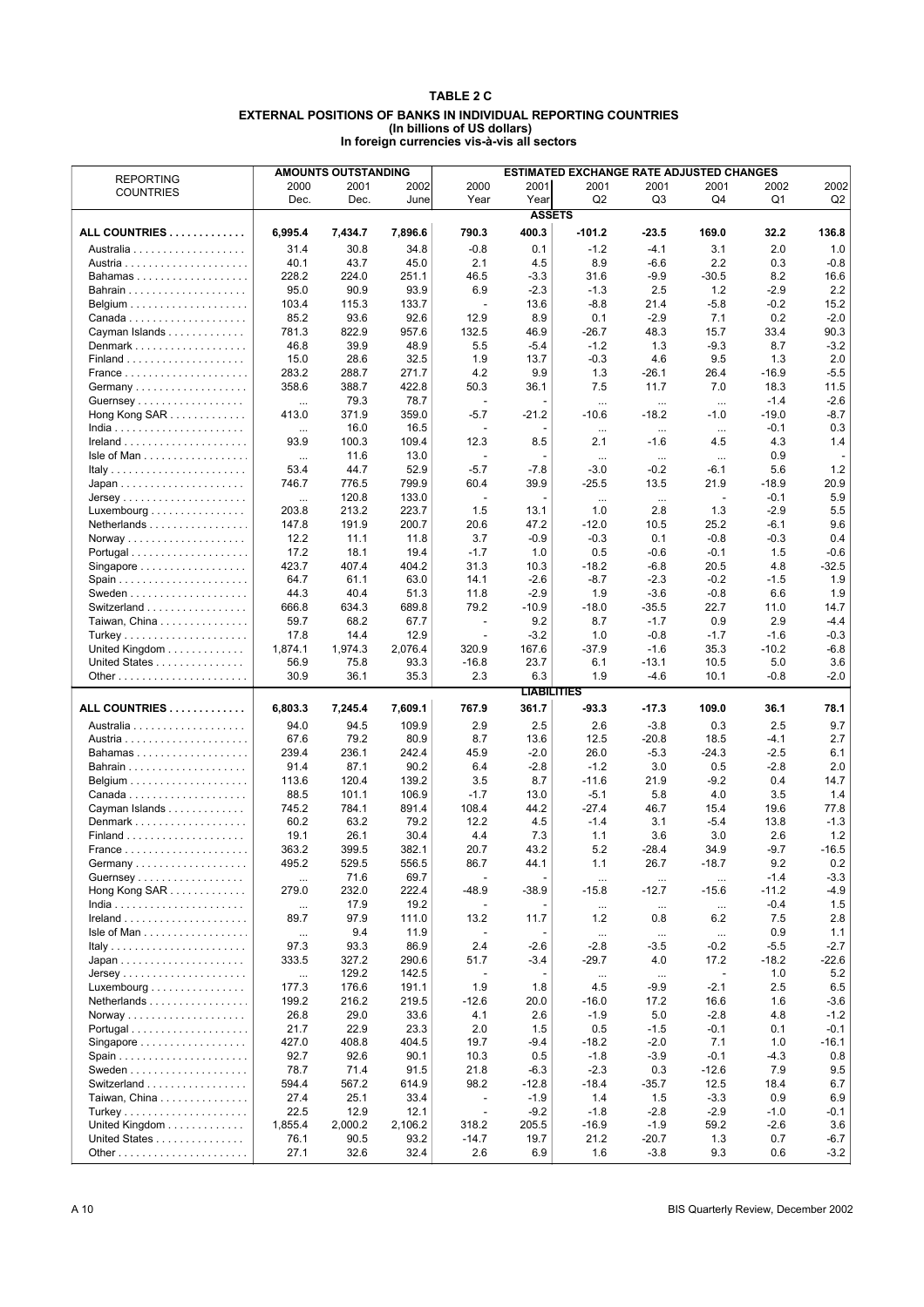# TABLE 2 C

## EXTERNAL POSITIONS OF BANKS IN INDIVIDUAL REPORTING COUNTRIES

### (In billions of US dollars)

### In foreign currencies vis-à-vis all sectors

| REPORTING COUNTRIES | AMOUNTS OUTSTANDING | | | ESTIMATED EXCHANGE RATE ADJUSTED CHANGES | | | | | | |
|---|---|---|---|---|---|---|---|---|---|---|
| | 2000 Dec. | 2001 Dec. | 2002 June | 2000 Year | 2001 Year | 2001 Q2 | 2001 Q3 | 2001 Q4 | 2002 Q1 | 2002 Q2 |
| **ASSETS** | | | | | | | | | | |
| **ALL COUNTRIES** | **6,995.4** | **7,434.7** | **7,896.6** | **790.3** | **400.3** | **-101.2** | **-23.5** | **169.0** | **32.2** | **136.8** |
| Australia | 31.4 | 30.8 | 34.8 | -0.8 | 0.1 | -1.2 | -4.1 | 3.1 | 2.0 | 1.0 |
| Austria | 40.1 | 43.7 | 45.0 | 2.1 | 4.5 | 8.9 | -6.6 | 2.2 | 0.3 | -0.8 |
| Bahamas | 228.2 | 224.0 | 251.1 | 46.5 | -3.3 | 31.6 | -9.9 | -30.5 | 8.2 | 16.6 |
| Bahrain | 95.0 | 90.9 | 93.9 | 6.9 | -2.3 | -1.3 | 2.5 | 1.2 | -2.9 | 2.2 |
| Belgium | 103.4 | 115.3 | 133.7 | - | 13.6 | -8.8 | 21.4 | -5.8 | -0.2 | 15.2 |
| Canada | 85.2 | 93.6 | 92.6 | 12.9 | 8.9 | 0.1 | -2.9 | 7.1 | 0.2 | -2.0 |
| Cayman Islands | 781.3 | 822.9 | 957.6 | 132.5 | 46.9 | -26.7 | 48.3 | 15.7 | 33.4 | 90.3 |
| Denmark | 46.8 | 39.9 | 48.9 | 5.5 | -5.4 | -1.2 | 1.3 | -9.3 | 8.7 | -3.2 |
| Finland | 15.0 | 28.6 | 32.5 | 1.9 | 13.7 | -0.3 | 4.6 | 9.5 | 1.3 | 2.0 |
| France | 283.2 | 288.7 | 271.7 | 4.2 | 9.9 | 1.3 | -26.1 | 26.4 | -16.9 | -5.5 |
| Germany | 358.6 | 388.7 | 422.8 | 50.3 | 36.1 | 7.5 | 11.7 | 7.0 | 18.3 | 11.5 |
| Guernsey | ... | 79.3 | 78.7 | - | - | ... | ... | ... | -1.4 | -2.6 |
| Hong Kong SAR | 413.0 | 371.9 | 359.0 | -5.7 | -21.2 | -10.6 | -18.2 | -1.0 | -19.0 | -8.7 |
| India | ... | 16.0 | 16.5 | - | - | ... | ... | ... | -0.1 | 0.3 |
| Ireland | 93.9 | 100.3 | 109.4 | 12.3 | 8.5 | 2.1 | -1.6 | 4.5 | 4.3 | 1.4 |
| Isle of Man | ... | 11.6 | 13.0 | - | - | ... | ... | ... | 0.9 | - |
| Italy | 53.4 | 44.7 | 52.9 | -5.7 | -7.8 | -3.0 | -0.2 | -6.1 | 5.6 | 1.2 |
| Japan | 746.7 | 776.5 | 799.9 | 60.4 | 39.9 | -25.5 | 13.5 | 21.9 | -18.9 | 20.9 |
| Jersey | ... | 120.8 | 133.0 | - | - | ... | ... | - | -0.1 | 5.9 |
| Luxembourg | 203.8 | 213.2 | 223.7 | 1.5 | 13.1 | 1.0 | 2.8 | 1.3 | -2.9 | 5.5 |
| Netherlands | 147.8 | 191.9 | 200.7 | 20.6 | 47.2 | -12.0 | 10.5 | 25.2 | -6.1 | 9.6 |
| Norway | 12.2 | 11.1 | 11.8 | 3.7 | -0.9 | -0.3 | 0.1 | -0.8 | -0.3 | 0.4 |
| Portugal | 17.2 | 18.1 | 19.4 | -1.7 | 1.0 | 0.5 | -0.6 | -0.1 | 1.5 | -0.6 |
| Singapore | 423.7 | 407.4 | 404.2 | 31.3 | 10.3 | -18.2 | -6.8 | 20.5 | 4.8 | -32.5 |
| Spain | 64.7 | 61.1 | 63.0 | 14.1 | -2.6 | -8.7 | -2.3 | -0.2 | -1.5 | 1.9 |
| Sweden | 44.3 | 40.4 | 51.3 | 11.8 | -2.9 | 1.9 | -3.6 | -0.8 | 6.6 | 1.9 |
| Switzerland | 666.8 | 634.3 | 689.8 | 79.2 | -10.9 | -18.0 | -35.5 | 22.7 | 11.0 | 14.7 |
| Taiwan, China | 59.7 | 68.2 | 67.7 | - | 9.2 | 8.7 | -1.7 | 0.9 | 2.9 | -4.4 |
| Turkey | 17.8 | 14.4 | 12.9 | - | -3.2 | 1.0 | -0.8 | -1.7 | -1.6 | -0.3 |
| United Kingdom | 1,874.1 | 1,974.3 | 2,076.4 | 320.9 | 167.6 | -37.9 | -1.6 | 35.3 | -10.2 | -6.8 |
| United States | 56.9 | 75.8 | 93.3 | -16.8 | 23.7 | 6.1 | -13.1 | 10.5 | 5.0 | 3.6 |
| Other | 30.9 | 36.1 | 35.3 | 2.3 | 6.3 | 1.9 | -4.6 | 10.1 | -0.8 | -2.0 |
| **LIABILITIES** | | | | | | | | | | |
| **ALL COUNTRIES** | **6,803.3** | **7,245.4** | **7,609.1** | **767.9** | **361.7** | **-93.3** | **-17.3** | **109.0** | **36.1** | **78.1** |
| Australia | 94.0 | 94.5 | 109.9 | 2.9 | 2.5 | 2.6 | -3.8 | 0.3 | 2.5 | 9.7 |
| Austria | 67.6 | 79.2 | 80.9 | 8.7 | 13.6 | 12.5 | -20.8 | 18.5 | -4.1 | 2.7 |
| Bahamas | 239.4 | 236.1 | 242.4 | 45.9 | -2.0 | 26.0 | -5.3 | -24.3 | -2.5 | 6.1 |
| Bahrain | 91.4 | 87.1 | 90.2 | 6.4 | -2.8 | -1.2 | 3.0 | 0.5 | -2.8 | 2.0 |
| Belgium | 113.6 | 120.4 | 139.2 | 3.5 | 8.7 | -11.6 | 21.9 | -9.2 | 0.4 | 14.7 |
| Canada | 88.5 | 101.1 | 106.9 | -1.7 | 13.0 | -5.1 | 5.8 | 4.0 | 3.5 | 1.4 |
| Cayman Islands | 745.2 | 784.1 | 891.4 | 108.4 | 44.2 | -27.4 | 46.7 | 15.4 | 19.6 | 77.8 |
| Denmark | 60.2 | 63.2 | 79.2 | 12.2 | 4.5 | -1.4 | 3.1 | -5.4 | 13.8 | -1.3 |
| Finland | 19.1 | 26.1 | 30.4 | 4.4 | 7.3 | 1.1 | 3.6 | 3.0 | 2.6 | 1.2 |
| France | 363.2 | 399.5 | 382.1 | 20.7 | 43.2 | 5.2 | -28.4 | 34.9 | -9.7 | -16.5 |
| Germany | 495.2 | 529.5 | 556.5 | 86.7 | 44.1 | 1.1 | 26.7 | -18.7 | 9.2 | 0.2 |
| Guernsey | ... | 71.6 | 69.7 | - | - | ... | ... | ... | -1.4 | -3.3 |
| Hong Kong SAR | 279.0 | 232.0 | 222.4 | -48.9 | -38.9 | -15.8 | -12.7 | -15.6 | -11.2 | -4.9 |
| India | ... | 17.9 | 19.2 | - | - | ... | ... | ... | -0.4 | 1.5 |
| Ireland | 89.7 | 97.9 | 111.0 | 13.2 | 11.7 | 1.2 | 0.8 | 6.2 | 7.5 | 2.8 |
| Isle of Man | ... | 9.4 | 11.9 | - | - | ... | ... | ... | 0.9 | 1.1 |
| Italy | 97.3 | 93.3 | 86.9 | 2.4 | -2.6 | -2.8 | -3.5 | -0.2 | -5.5 | -2.7 |
| Japan | 333.5 | 327.2 | 290.6 | 51.7 | -3.4 | -29.7 | 4.0 | 17.2 | -18.2 | -22.6 |
| Jersey | ... | 129.2 | 142.5 | - | - | ... | ... | - | 1.0 | 5.2 |
| Luxembourg | 177.3 | 176.6 | 191.1 | 1.9 | 1.8 | 4.5 | -9.9 | -2.1 | 2.5 | 6.5 |
| Netherlands | 199.2 | 216.2 | 219.5 | -12.6 | 20.0 | -16.0 | 17.2 | 16.6 | 1.6 | -3.6 |
| Norway | 26.8 | 29.0 | 33.6 | 4.1 | 2.6 | -1.9 | 5.0 | -2.8 | 4.8 | -1.2 |
| Portugal | 21.7 | 22.9 | 23.3 | 2.0 | 1.5 | 0.5 | -1.5 | -0.1 | 0.1 | -0.1 |
| Singapore | 427.0 | 408.8 | 404.5 | 19.7 | -9.4 | -18.2 | -2.0 | 7.1 | 1.0 | -16.1 |
| Spain | 92.7 | 92.6 | 90.1 | 10.3 | 0.5 | -1.8 | -3.9 | -0.1 | -4.3 | 0.8 |
| Sweden | 78.7 | 71.4 | 91.5 | 21.8 | -6.3 | -2.3 | 0.3 | -12.6 | 7.9 | 9.5 |
| Switzerland | 594.4 | 567.2 | 614.9 | 98.2 | -12.8 | -18.4 | -35.7 | 12.5 | 18.4 | 6.7 |
| Taiwan, China | 27.4 | 25.1 | 33.4 | - | -1.9 | 1.4 | 1.5 | -3.3 | 0.9 | 6.9 |
| Turkey | 22.5 | 12.9 | 12.1 | - | -9.2 | -1.8 | -2.8 | -2.9 | -1.0 | -0.1 |
| United Kingdom | 1,855.4 | 2,000.2 | 2,106.2 | 318.2 | 205.5 | -16.9 | -1.9 | 59.2 | -2.6 | 3.6 |
| United States | 76.1 | 90.5 | 93.2 | -14.7 | 19.7 | 21.2 | -20.7 | 1.3 | 0.7 | -6.7 |
| Other | 27.1 | 32.6 | 32.4 | 2.6 | 6.9 | 1.6 | -3.8 | 9.3 | 0.6 | -3.2 |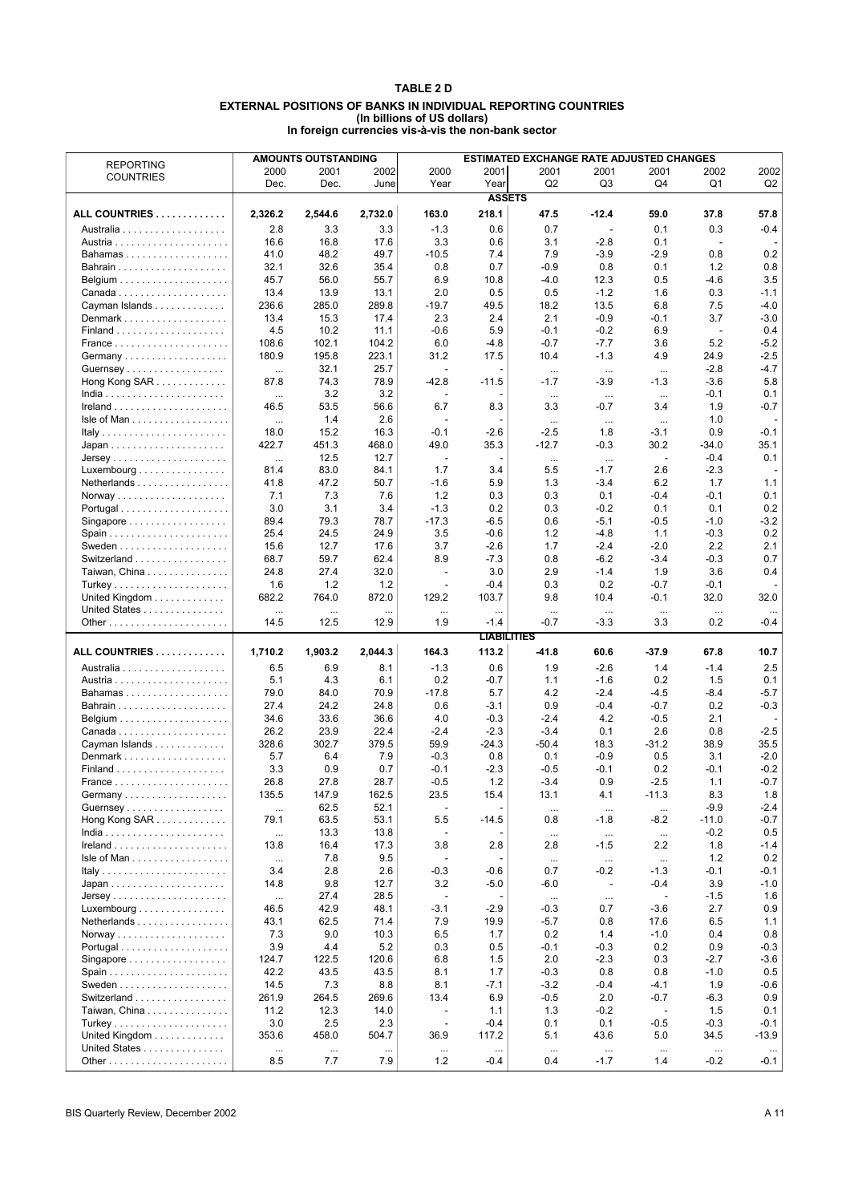# TABLE 2 D

## EXTERNAL POSITIONS OF BANKS IN INDIVIDUAL REPORTING COUNTRIES
### (In billions of US dollars)
### In foreign currencies vis-à-vis the non-bank sector

| REPORTING COUNTRIES | AMOUNTS OUTSTANDING | | | ESTIMATED EXCHANGE RATE ADJUSTED CHANGES | | | | | | |
|---|---|---|---|---|---|---|---|---|---|---|
| | 2000 Dec. | 2001 Dec. | 2002 June | 2000 Year | 2001 Year | 2001 Q2 | 2001 Q3 | 2001 Q4 | 2002 Q1 | 2002 Q2 |
| **ASSETS** | | | | | | | | | | |
| **ALL COUNTRIES** | **2,326.2** | **2,544.6** | **2,732.0** | **163.0** | **218.1** | **47.5** | **-12.4** | **59.0** | **37.8** | **57.8** |
| Australia | 2.8 | 3.3 | 3.3 | -1.3 | 0.6 | 0.7 | - | 0.1 | 0.3 | -0.4 |
| Austria | 16.6 | 16.8 | 17.6 | 3.3 | 0.6 | 3.1 | -2.8 | 0.1 | - | - |
| Bahamas | 41.0 | 48.2 | 49.7 | -10.5 | 7.4 | 7.9 | -3.9 | -2.9 | 0.8 | 0.2 |
| Bahrain | 32.1 | 32.6 | 35.4 | 0.8 | 0.7 | -0.9 | 0.8 | 0.1 | 1.2 | 0.8 |
| Belgium | 45.7 | 56.0 | 55.7 | 6.9 | 10.8 | -4.0 | 12.3 | 0.5 | -4.6 | 3.5 |
| Canada | 13.4 | 13.9 | 13.1 | 2.0 | 0.5 | 0.5 | -1.2 | 1.6 | 0.3 | -1.1 |
| Cayman Islands | 236.6 | 285.0 | 289.8 | -19.7 | 49.5 | 18.2 | 13.5 | 6.8 | 7.5 | -4.0 |
| Denmark | 13.4 | 15.3 | 17.4 | 2.3 | 2.4 | 2.1 | -0.9 | -0.1 | 3.7 | -3.0 |
| Finland | 4.5 | 10.2 | 11.1 | -0.6 | 5.9 | -0.1 | -0.2 | 6.9 | - | 0.4 |
| France | 108.6 | 102.1 | 104.2 | 6.0 | -4.8 | -0.7 | -7.7 | 3.6 | 5.2 | -5.2 |
| Germany | 180.9 | 195.8 | 223.1 | 31.2 | 17.5 | 10.4 | -1.3 | 4.9 | 24.9 | -2.5 |
| Guernsey | ... | 32.1 | 25.7 | - | - | ... | ... | ... | -2.8 | -4.7 |
| Hong Kong SAR | 87.8 | 74.3 | 78.9 | -42.8 | -11.5 | -1.7 | -3.9 | -1.3 | -3.6 | 5.8 |
| India | ... | 3.2 | 3.2 | - | - | ... | ... | ... | -0.1 | 0.1 |
| Ireland | 46.5 | 53.5 | 56.6 | 6.7 | 8.3 | 3.3 | -0.7 | 3.4 | 1.9 | -0.7 |
| Isle of Man | ... | 1.4 | 2.6 | - | - | ... | ... | ... | 1.0 | - |
| Italy | 18.0 | 15.2 | 16.3 | -0.1 | -2.6 | -2.5 | 1.8 | -3.1 | 0.9 | -0.1 |
| Japan | 422.7 | 451.3 | 468.0 | 49.0 | 35.3 | -12.7 | -0.3 | 30.2 | -34.0 | 35.1 |
| Jersey | ... | 12.5 | 12.7 | - | - | ... | ... | - | -0.4 | 0.1 |
| Luxembourg | 81.4 | 83.0 | 84.1 | 1.7 | 3.4 | 5.5 | -1.7 | 2.6 | -2.3 | - |
| Netherlands | 41.8 | 47.2 | 50.7 | -1.6 | 5.9 | 1.3 | -3.4 | 6.2 | 1.7 | 1.1 |
| Norway | 7.1 | 7.3 | 7.6 | 1.2 | 0.3 | 0.3 | 0.1 | -0.4 | -0.1 | 0.1 |
| Portugal | 3.0 | 3.1 | 3.4 | -1.3 | 0.2 | 0.3 | -0.2 | 0.1 | 0.1 | 0.2 |
| Singapore | 89.4 | 79.3 | 78.7 | -17.3 | -6.5 | 0.6 | -5.1 | -0.5 | -1.0 | -3.2 |
| Spain | 25.4 | 24.5 | 24.9 | 3.5 | -0.6 | 1.2 | -4.8 | 1.1 | -0.3 | 0.2 |
| Sweden | 15.6 | 12.7 | 17.6 | 3.7 | -2.6 | 1.7 | -2.4 | -2.0 | 2.2 | 2.1 |
| Switzerland | 68.7 | 59.7 | 62.4 | 8.9 | -7.3 | 0.8 | -6.2 | -3.4 | -0.3 | 0.7 |
| Taiwan, China | 24.8 | 27.4 | 32.0 | - | 3.0 | 2.9 | -1.4 | 1.9 | 3.6 | 0.4 |
| Turkey | 1.6 | 1.2 | 1.2 | - | -0.4 | 0.3 | 0.2 | -0.7 | -0.1 | - |
| United Kingdom | 682.2 | 764.0 | 872.0 | 129.2 | 103.7 | 9.8 | 10.4 | -0.1 | 32.0 | 32.0 |
| United States | ... | ... | ... | ... | ... | ... | ... | ... | ... | ... |
| Other | 14.5 | 12.5 | 12.9 | 1.9 | -1.4 | -0.7 | -3.3 | 3.3 | 0.2 | -0.4 |
| **LIABILITIES** | | | | | | | | | | |
| **ALL COUNTRIES** | **1,710.2** | **1,903.2** | **2,044.3** | **164.3** | **113.2** | **-41.8** | **60.6** | **-37.9** | **67.8** | **10.7** |
| Australia | 6.5 | 6.9 | 8.1 | -1.3 | 0.6 | 1.9 | -2.6 | 1.4 | -1.4 | 2.5 |
| Austria | 5.1 | 4.3 | 6.1 | 0.2 | -0.7 | 1.1 | -1.6 | 0.2 | 1.5 | 0.1 |
| Bahamas | 79.0 | 84.0 | 70.9 | -17.8 | 5.7 | 4.2 | -2.4 | -4.5 | -8.4 | -5.7 |
| Bahrain | 27.4 | 24.2 | 24.8 | 0.6 | -3.1 | 0.9 | -0.4 | -0.7 | 0.2 | -0.3 |
| Belgium | 34.6 | 33.6 | 36.6 | 4.0 | -0.3 | -2.4 | 4.2 | -0.5 | 2.1 | - |
| Canada | 26.2 | 23.9 | 22.4 | -2.4 | -2.3 | -3.4 | 0.1 | 2.6 | 0.8 | -2.5 |
| Cayman Islands | 328.6 | 302.7 | 379.5 | 59.9 | -24.3 | -50.4 | 18.3 | -31.2 | 38.9 | 35.5 |
| Denmark | 5.7 | 6.4 | 7.9 | -0.3 | 0.8 | 0.1 | -0.9 | 0.5 | 3.1 | -2.0 |
| Finland | 3.3 | 0.9 | 0.7 | -0.1 | -2.3 | -0.5 | -0.1 | 0.2 | -0.1 | -0.2 |
| France | 26.8 | 27.8 | 28.7 | -0.5 | 1.2 | -3.4 | 0.9 | -2.5 | 1.1 | -0.7 |
| Germany | 135.5 | 147.9 | 162.5 | 23.5 | 15.4 | 13.1 | 4.1 | -11.3 | 8.3 | 1.8 |
| Guernsey | ... | 62.5 | 52.1 | - | - | ... | ... | ... | -9.9 | -2.4 |
| Hong Kong SAR | 79.1 | 63.5 | 53.1 | 5.5 | -14.5 | 0.8 | -1.8 | -8.2 | -11.0 | -0.7 |
| India | ... | 13.3 | 13.8 | - | - | ... | ... | ... | -0.2 | 0.5 |
| Ireland | 13.8 | 16.4 | 17.3 | 3.8 | 2.8 | 2.8 | -1.5 | 2.2 | 1.8 | -1.4 |
| Isle of Man | ... | 7.8 | 9.5 | - | - | ... | ... | ... | 1.2 | 0.2 |
| Italy | 3.4 | 2.8 | 2.6 | -0.3 | -0.6 | 0.7 | -0.2 | -1.3 | -0.1 | -0.1 |
| Japan | 14.8 | 9.8 | 12.7 | 3.2 | -5.0 | -6.0 | - | -0.4 | 3.9 | -1.0 |
| Jersey | ... | 27.4 | 28.5 | - | - | ... | ... | - | -1.5 | 1.6 |
| Luxembourg | 46.5 | 42.9 | 48.1 | -3.1 | -2.9 | -0.3 | 0.7 | -3.6 | 2.7 | 0.9 |
| Netherlands | 43.1 | 62.5 | 71.4 | 7.9 | 19.9 | -5.7 | 0.8 | 17.6 | 6.5 | 1.1 |
| Norway | 7.3 | 9.0 | 10.3 | 6.5 | 1.7 | 0.2 | 1.4 | -1.0 | 0.4 | 0.8 |
| Portugal | 3.9 | 4.4 | 5.2 | 0.3 | 0.5 | -0.1 | -0.3 | 0.2 | 0.9 | -0.3 |
| Singapore | 124.7 | 122.5 | 120.6 | 6.8 | 1.5 | 2.0 | -2.3 | 0.3 | -2.7 | -3.6 |
| Spain | 42.2 | 43.5 | 43.5 | 8.1 | 1.7 | -0.3 | 0.8 | 0.8 | -1.0 | 0.5 |
| Sweden | 14.5 | 7.3 | 8.8 | 8.1 | -7.1 | -3.2 | -0.4 | -4.1 | 1.9 | -0.6 |
| Switzerland | 261.9 | 264.5 | 269.6 | 13.4 | 6.9 | -0.5 | 2.0 | -0.7 | -6.3 | 0.9 |
| Taiwan, China | 11.2 | 12.3 | 14.0 | - | 1.1 | 1.3 | -0.2 | - | 1.5 | 0.1 |
| Turkey | 3.0 | 2.5 | 2.3 | - | -0.4 | 0.1 | 0.1 | -0.5 | -0.3 | -0.1 |
| United Kingdom | 353.6 | 458.0 | 504.7 | 36.9 | 117.2 | 5.1 | 43.6 | 5.0 | 34.5 | -13.9 |
| United States | ... | ... | ... | ... | ... | ... | ... | ... | ... | ... |
| Other | 8.5 | 7.7 | 7.9 | 1.2 | -0.4 | 0.4 | -1.7 | 1.4 | -0.2 | -0.1 |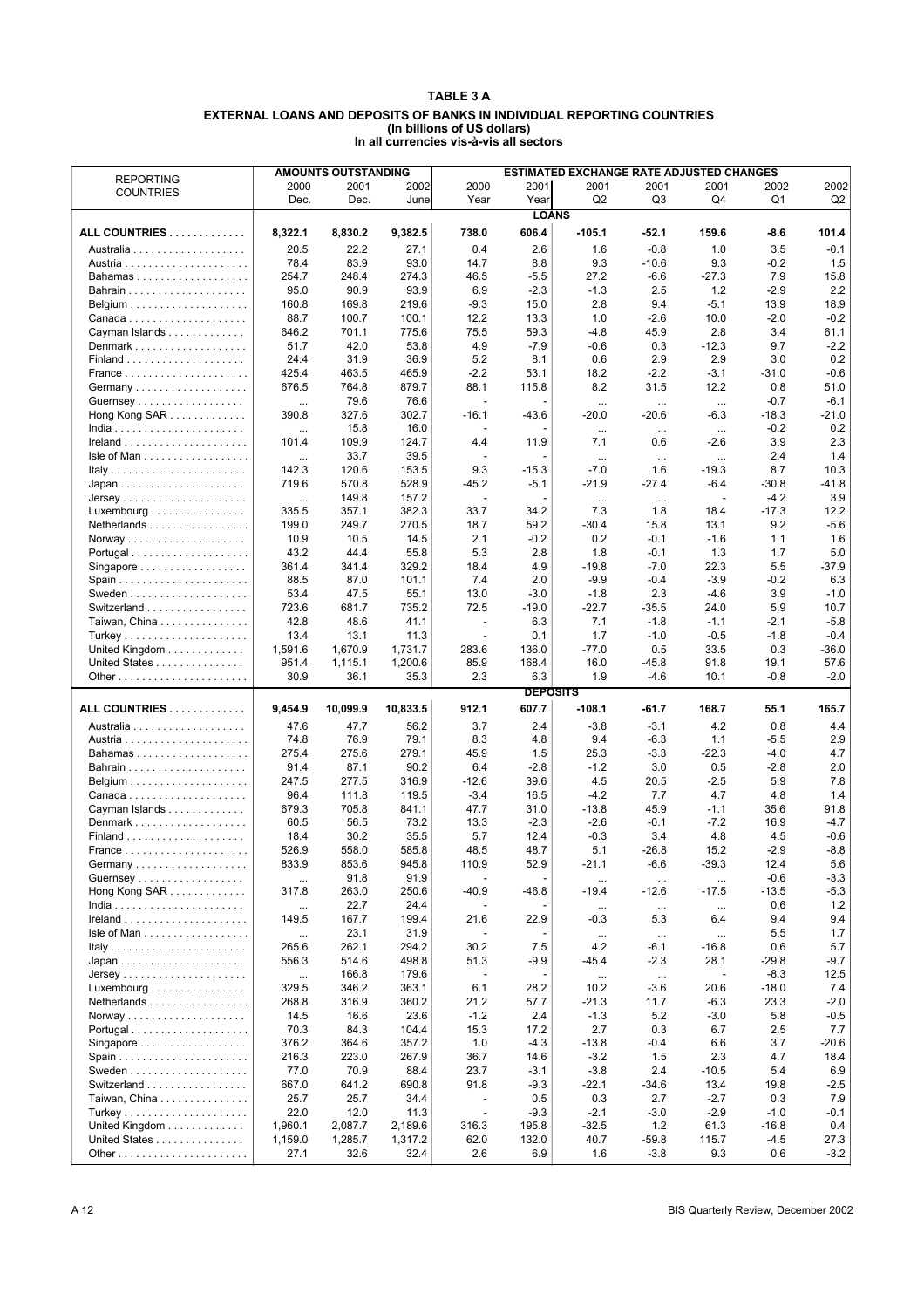# TABLE 3 A

## EXTERNAL LOANS AND DEPOSITS OF BANKS IN INDIVIDUAL REPORTING COUNTRIES

**(In billions of US dollars)**

**In all currencies vis-à-vis all sectors**

| REPORTING COUNTRIES | AMOUNTS OUTSTANDING | | | ESTIMATED EXCHANGE RATE ADJUSTED CHANGES | | | | | | |
|---|---|---|---|---|---|---|---|---|---|---|
| | 2000 Dec. | 2001 Dec. | 2002 June | 2000 Year | 2001 Year | 2001 Q2 | 2001 Q3 | 2001 Q4 | 2002 Q1 | 2002 Q2 |
| **LOANS** | | | | | | | | | | |
| **ALL COUNTRIES** | **8,322.1** | **8,830.2** | **9,382.5** | **738.0** | **606.4** | **-105.1** | **-52.1** | **159.6** | **-8.6** | **101.4** |
| Australia | 20.5 | 22.2 | 27.1 | 0.4 | 2.6 | 1.6 | -0.8 | 1.0 | 3.5 | -0.1 |
| Austria | 78.4 | 83.9 | 93.0 | 14.7 | 8.8 | 9.3 | -10.6 | 9.3 | -0.2 | 1.5 |
| Bahamas | 254.7 | 248.4 | 274.3 | 46.5 | -5.5 | 27.2 | -6.6 | -27.3 | 7.9 | 15.8 |
| Bahrain | 95.0 | 90.9 | 93.9 | 6.9 | -2.3 | -1.3 | 2.5 | 1.2 | -2.9 | 2.2 |
| Belgium | 160.8 | 169.8 | 219.6 | -9.3 | 15.0 | 2.8 | 9.4 | -5.1 | 13.9 | 18.9 |
| Canada | 88.7 | 100.7 | 100.1 | 12.2 | 13.3 | 1.0 | -2.6 | 10.0 | -2.0 | -0.2 |
| Cayman Islands | 646.2 | 701.1 | 775.6 | 75.5 | 59.3 | -4.8 | 45.9 | 2.8 | 3.4 | 61.1 |
| Denmark | 51.7 | 42.0 | 53.8 | 4.9 | -7.9 | -0.6 | 0.3 | -12.3 | 9.7 | -2.2 |
| Finland | 24.4 | 31.9 | 36.9 | 5.2 | 8.1 | 0.6 | 2.9 | 2.9 | 3.0 | 0.2 |
| France | 425.4 | 463.5 | 465.9 | -2.2 | 53.1 | 18.2 | -2.2 | -3.1 | -31.0 | -0.6 |
| Germany | 676.5 | 764.8 | 879.7 | 88.1 | 115.8 | 8.2 | 31.5 | 12.2 | 0.8 | 51.0 |
| Guernsey | ... | 79.6 | 76.6 | - | - | ... | ... | ... | -0.7 | -6.1 |
| Hong Kong SAR | 390.8 | 327.6 | 302.7 | -16.1 | -43.6 | -20.0 | -20.6 | -6.3 | -18.3 | -21.0 |
| India | ... | 15.8 | 16.0 | - | - | ... | ... | ... | -0.2 | 0.2 |
| Ireland | 101.4 | 109.9 | 124.7 | 4.4 | 11.9 | 7.1 | 0.6 | -2.6 | 3.9 | 2.3 |
| Isle of Man | ... | 33.7 | 39.5 | - | - | ... | ... | ... | 2.4 | 1.4 |
| Italy | 142.3 | 120.6 | 153.5 | 9.3 | -15.3 | -7.0 | 1.6 | -19.3 | 8.7 | 10.3 |
| Japan | 719.6 | 570.8 | 528.9 | -45.2 | -5.1 | -21.9 | -27.4 | -6.4 | -30.8 | -41.8 |
| Jersey | ... | 149.8 | 157.2 | - | - | ... | ... | - | -4.2 | 3.9 |
| Luxembourg | 335.5 | 357.1 | 382.3 | 33.7 | 34.2 | 7.3 | 1.8 | 18.4 | -17.3 | 12.2 |
| Netherlands | 199.0 | 249.7 | 270.5 | 18.7 | 59.2 | -30.4 | 15.8 | 13.1 | 9.2 | -5.6 |
| Norway | 10.9 | 10.5 | 14.5 | 2.1 | -0.2 | 0.2 | -0.1 | -1.6 | 1.1 | 1.6 |
| Portugal | 43.2 | 44.4 | 55.8 | 5.3 | 2.8 | 1.8 | -0.1 | 1.3 | 1.7 | 5.0 |
| Singapore | 361.4 | 341.4 | 329.2 | 18.4 | 4.9 | -19.8 | -7.0 | 22.3 | 5.5 | -37.9 |
| Spain | 88.5 | 87.0 | 101.1 | 7.4 | 2.0 | -9.9 | -0.4 | -3.9 | -0.2 | 6.3 |
| Sweden | 53.4 | 47.5 | 55.1 | 13.0 | -3.0 | -1.8 | 2.3 | -4.6 | 3.9 | -1.0 |
| Switzerland | 723.6 | 681.7 | 735.2 | 72.5 | -19.0 | -22.7 | -35.5 | 24.0 | 5.9 | 10.7 |
| Taiwan, China | 42.8 | 48.6 | 41.1 | - | 6.3 | 7.1 | -1.8 | -1.1 | -2.1 | -5.8 |
| Turkey | 13.4 | 13.1 | 11.3 | - | 0.1 | 1.7 | -1.0 | -0.5 | -1.8 | -0.4 |
| United Kingdom | 1,591.6 | 1,670.9 | 1,731.7 | 283.6 | 136.0 | -77.0 | 0.5 | 33.5 | 0.3 | -36.0 |
| United States | 951.4 | 1,115.1 | 1,200.6 | 85.9 | 168.4 | 16.0 | -45.8 | 91.8 | 19.1 | 57.6 |
| Other | 30.9 | 36.1 | 35.3 | 2.3 | 6.3 | 1.9 | -4.6 | 10.1 | -0.8 | -2.0 |
| **DEPOSITS** | | | | | | | | | | |
| **ALL COUNTRIES** | **9,454.9** | **10,099.9** | **10,833.5** | **912.1** | **607.7** | **-108.1** | **-61.7** | **168.7** | **55.1** | **165.7** |
| Australia | 47.6 | 47.7 | 56.2 | 3.7 | 2.4 | -3.8 | -3.1 | 4.2 | 0.8 | 4.4 |
| Austria | 74.8 | 76.9 | 79.1 | 8.3 | 4.8 | 9.4 | -6.3 | 1.1 | -5.5 | 2.9 |
| Bahamas | 275.4 | 275.6 | 279.1 | 45.9 | 1.5 | 25.3 | -3.3 | -22.3 | -4.0 | 4.7 |
| Bahrain | 91.4 | 87.1 | 90.2 | 6.4 | -2.8 | -1.2 | 3.0 | 0.5 | -2.8 | 2.0 |
| Belgium | 247.5 | 277.5 | 316.9 | -12.6 | 39.6 | 4.5 | 20.5 | -2.5 | 5.9 | 7.8 |
| Canada | 96.4 | 111.8 | 119.5 | -3.4 | 16.5 | -4.2 | 7.7 | 4.7 | 4.8 | 1.4 |
| Cayman Islands | 679.3 | 705.8 | 841.1 | 47.7 | 31.0 | -13.8 | 45.9 | -1.1 | 35.6 | 91.8 |
| Denmark | 60.5 | 56.5 | 73.2 | 13.3 | -2.3 | -2.6 | -0.1 | -7.2 | 16.9 | -4.7 |
| Finland | 18.4 | 30.2 | 35.5 | 5.7 | 12.4 | -0.3 | 3.4 | 4.8 | 4.5 | -0.6 |
| France | 526.9 | 558.0 | 585.8 | 48.5 | 48.7 | 5.1 | -26.8 | 15.2 | -2.9 | -8.8 |
| Germany | 833.9 | 853.6 | 945.8 | 110.9 | 52.9 | -21.1 | -6.6 | -39.3 | 12.4 | 5.6 |
| Guernsey | ... | 91.8 | 91.9 | - | - | ... | ... | ... | -0.6 | -3.3 |
| Hong Kong SAR | 317.8 | 263.0 | 250.6 | -40.9 | -46.8 | -19.4 | -12.6 | -17.5 | -13.5 | -5.3 |
| India | ... | 22.7 | 24.4 | - | - | ... | ... | ... | 0.6 | 1.2 |
| Ireland | 149.5 | 167.7 | 199.4 | 21.6 | 22.9 | -0.3 | 5.3 | 6.4 | 9.4 | 9.4 |
| Isle of Man | ... | 23.1 | 31.9 | - | - | ... | ... | ... | 5.5 | 1.7 |
| Italy | 265.6 | 262.1 | 294.2 | 30.2 | 7.5 | 4.2 | -6.1 | -16.8 | 0.6 | 5.7 |
| Japan | 556.3 | 514.6 | 498.8 | 51.3 | -9.9 | -45.4 | -2.3 | 28.1 | -29.8 | -9.7 |
| Jersey | ... | 166.8 | 179.6 | - | - | ... | ... | - | -8.3 | 12.5 |
| Luxembourg | 329.5 | 346.2 | 363.1 | 6.1 | 28.2 | 10.2 | -3.6 | 20.6 | -18.0 | 7.4 |
| Netherlands | 268.8 | 316.9 | 360.2 | 21.2 | 57.7 | -21.3 | 11.7 | -6.3 | 23.3 | -2.0 |
| Norway | 14.5 | 16.6 | 23.6 | -1.2 | 2.4 | -1.3 | 5.2 | -3.0 | 5.8 | -0.5 |
| Portugal | 70.3 | 84.3 | 104.4 | 15.3 | 17.2 | 2.7 | 0.3 | 6.7 | 2.5 | 7.7 |
| Singapore | 376.2 | 364.6 | 357.2 | 1.0 | -4.3 | -13.8 | -0.4 | 6.6 | 3.7 | -20.6 |
| Spain | 216.3 | 223.0 | 267.9 | 36.7 | 14.6 | -3.2 | 1.5 | 2.3 | 4.7 | 18.4 |
| Sweden | 77.0 | 70.9 | 88.4 | 23.7 | -3.1 | -3.8 | 2.4 | -10.5 | 5.4 | 6.9 |
| Switzerland | 667.0 | 641.2 | 690.8 | 91.8 | -9.3 | -22.1 | -34.6 | 13.4 | 19.8 | -2.5 |
| Taiwan, China | 25.7 | 25.7 | 34.4 | - | 0.5 | 0.3 | 2.7 | -2.7 | 0.3 | 7.9 |
| Turkey | 22.0 | 12.0 | 11.3 | - | -9.3 | -2.1 | -3.0 | -2.9 | -1.0 | -0.1 |
| United Kingdom | 1,960.1 | 2,087.7 | 2,189.6 | 316.3 | 195.8 | -32.5 | 1.2 | 61.3 | -16.8 | 0.4 |
| United States | 1,159.0 | 1,285.7 | 1,317.2 | 62.0 | 132.0 | 40.7 | -59.8 | 115.7 | -4.5 | 27.3 |
| Other | 27.1 | 32.6 | 32.4 | 2.6 | 6.9 | 1.6 | -3.8 | 9.3 | 0.6 | -3.2 |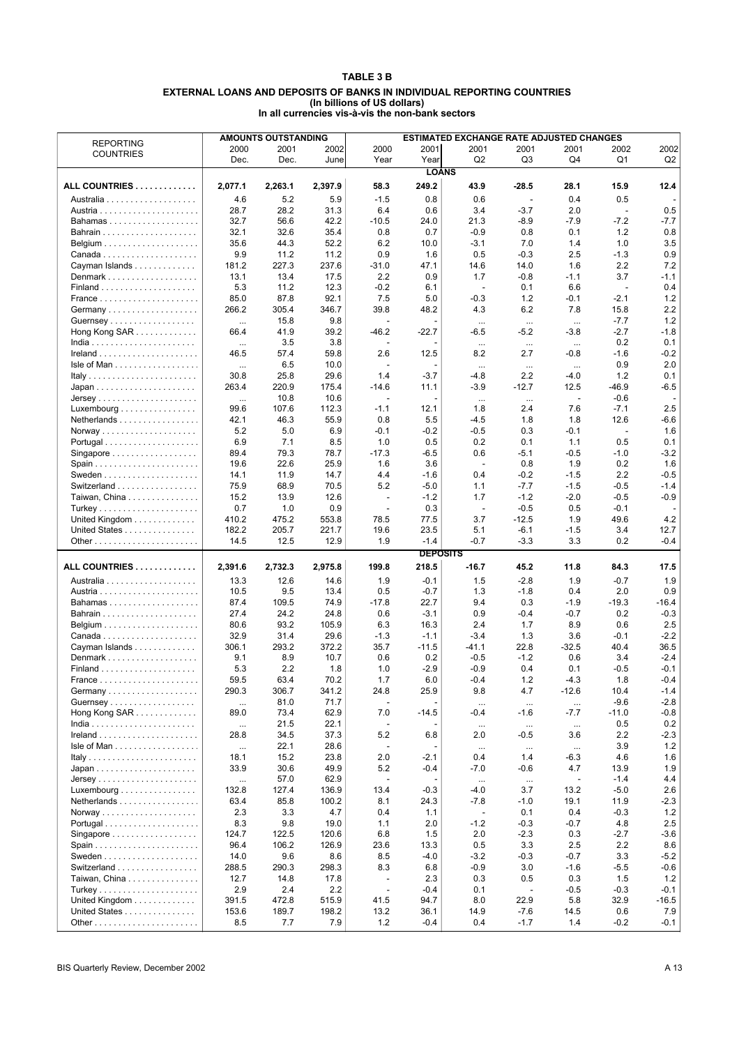**TABLE 3 B**

**EXTERNAL LOANS AND DEPOSITS OF BANKS IN INDIVIDUAL REPORTING COUNTRIES**
**(In billions of US dollars)**
**In all currencies vis-à-vis the non-bank sectors**

| REPORTING COUNTRIES | AMOUNTS OUTSTANDING | | | ESTIMATED EXCHANGE RATE ADJUSTED CHANGES | | | | | | |
|---|---|---|---|---|---|---|---|---|---|---|
| | 2000 Dec. | 2001 Dec. | 2002 June | 2000 Year | 2001 Year | 2001 Q2 | 2001 Q3 | 2001 Q4 | 2002 Q1 | 2002 Q2 |
| | | | | | **LOANS** | | | | | |
| **ALL COUNTRIES** | **2,077.1** | **2,263.1** | **2,397.9** | **58.3** | **249.2** | **43.9** | **-28.5** | **28.1** | **15.9** | **12.4** |
| Australia | 4.6 | 5.2 | 5.9 | -1.5 | 0.8 | 0.6 | - | 0.4 | 0.5 | - |
| Austria | 28.7 | 28.2 | 31.3 | 6.4 | 0.6 | 3.4 | -3.7 | 2.0 | - | 0.5 |
| Bahamas | 32.7 | 56.6 | 42.2 | -10.5 | 24.0 | 21.3 | -8.9 | -7.9 | -7.2 | -7.7 |
| Bahrain | 32.1 | 32.6 | 35.4 | 0.8 | 0.7 | -0.9 | 0.8 | 0.1 | 1.2 | 0.8 |
| Belgium | 35.6 | 44.3 | 52.2 | 6.2 | 10.0 | -3.1 | 7.0 | 1.4 | 1.0 | 3.5 |
| Canada | 9.9 | 11.2 | 11.2 | 0.9 | 1.6 | 0.5 | -0.3 | 2.5 | -1.3 | 0.9 |
| Cayman Islands | 181.2 | 227.3 | 237.6 | -31.0 | 47.1 | 14.6 | 14.0 | 1.6 | 2.2 | 7.2 |
| Denmark | 13.1 | 13.4 | 17.5 | 2.2 | 0.9 | 1.7 | -0.8 | -1.1 | 3.7 | -1.1 |
| Finland | 5.3 | 11.2 | 12.3 | -0.2 | 6.1 | - | 0.1 | 6.6 | - | 0.4 |
| France | 85.0 | 87.8 | 92.1 | 7.5 | 5.0 | -0.3 | 1.2 | -0.1 | -2.1 | 1.2 |
| Germany | 266.2 | 305.4 | 346.7 | 39.8 | 48.2 | 4.3 | 6.2 | 7.8 | 15.8 | 2.2 |
| Guernsey | ... | 15.8 | 9.8 | - | - | ... | ... | ... | -7.7 | 1.2 |
| Hong Kong SAR | 66.4 | 41.9 | 39.2 | -46.2 | -22.7 | -6.5 | -5.2 | -3.8 | -2.7 | -1.8 |
| India | ... | 3.5 | 3.8 | - | - | ... | ... | ... | 0.2 | 0.1 |
| Ireland | 46.5 | 57.4 | 59.8 | 2.6 | 12.5 | 8.2 | 2.7 | -0.8 | -1.6 | -0.2 |
| Isle of Man | ... | 6.5 | 10.0 | - | - | ... | ... | ... | 0.9 | 2.0 |
| Italy | 30.8 | 25.8 | 29.6 | 1.4 | -3.7 | -4.8 | 2.2 | -4.0 | 1.2 | 0.1 |
| Japan | 263.4 | 220.9 | 175.4 | -14.6 | 11.1 | -3.9 | -12.7 | 12.5 | -46.9 | -6.5 |
| Jersey | ... | 10.8 | 10.6 | - | - | ... | ... | - | -0.6 | - |
| Luxembourg | 99.6 | 107.6 | 112.3 | -1.1 | 12.1 | 1.8 | 2.4 | 7.6 | -7.1 | 2.5 |
| Netherlands | 42.1 | 46.3 | 55.9 | 0.8 | 5.5 | -4.5 | 1.8 | 1.8 | 12.6 | -6.6 |
| Norway | 5.2 | 5.0 | 6.9 | -0.1 | -0.2 | -0.5 | 0.3 | -0.1 | - | 1.6 |
| Portugal | 6.9 | 7.1 | 8.5 | 1.0 | 0.5 | 0.2 | 0.1 | 1.1 | 0.5 | 0.1 |
| Singapore | 89.4 | 79.3 | 78.7 | -17.3 | -6.5 | 0.6 | -5.1 | -0.5 | -1.0 | -3.2 |
| Spain | 19.6 | 22.6 | 25.9 | 1.6 | 3.6 | - | 0.8 | 1.9 | 0.2 | 1.6 |
| Sweden | 14.1 | 11.9 | 14.7 | 4.4 | -1.6 | 0.4 | -0.2 | -1.5 | 2.2 | -0.5 |
| Switzerland | 75.9 | 68.9 | 70.5 | 5.2 | -5.0 | 1.1 | -7.7 | -1.5 | -0.5 | -1.4 |
| Taiwan, China | 15.2 | 13.9 | 12.6 | - | -1.2 | 1.7 | -1.2 | -2.0 | -0.5 | -0.9 |
| Turkey | 0.7 | 1.0 | 0.9 | - | 0.3 | - | -0.5 | 0.5 | -0.1 | - |
| United Kingdom | 410.2 | 475.2 | 553.8 | 78.5 | 77.5 | 3.7 | -12.5 | 1.9 | 49.6 | 4.2 |
| United States | 182.2 | 205.7 | 221.7 | 19.6 | 23.5 | 5.1 | -6.1 | -1.5 | 3.4 | 12.7 |
| Other | 14.5 | 12.5 | 12.9 | 1.9 | -1.4 | -0.7 | -3.3 | 3.3 | 0.2 | -0.4 |
| | | | | | **DEPOSITS** | | | | | |
| **ALL COUNTRIES** | **2,391.6** | **2,732.3** | **2,975.8** | **199.8** | **218.5** | **-16.7** | **45.2** | **11.8** | **84.3** | **17.5** |
| Australia | 13.3 | 12.6 | 14.6 | 1.9 | -0.1 | 1.5 | -2.8 | 1.9 | -0.7 | 1.9 |
| Austria | 10.5 | 9.5 | 13.4 | 0.5 | -0.7 | 1.3 | -1.8 | 0.4 | 2.0 | 0.9 |
| Bahamas | 87.4 | 109.5 | 74.9 | -17.8 | 22.7 | 9.4 | 0.3 | -1.9 | -19.3 | -16.4 |
| Bahrain | 27.4 | 24.2 | 24.8 | 0.6 | -3.1 | 0.9 | -0.4 | -0.7 | 0.2 | -0.3 |
| Belgium | 80.6 | 93.2 | 105.9 | 6.3 | 16.3 | 2.4 | 1.7 | 8.9 | 0.6 | 2.5 |
| Canada | 32.9 | 31.4 | 29.6 | -1.3 | -1.1 | -3.4 | 1.3 | 3.6 | -0.1 | -2.2 |
| Cayman Islands | 306.1 | 293.2 | 372.2 | 35.7 | -11.5 | -41.1 | 22.8 | -32.5 | 40.4 | 36.5 |
| Denmark | 9.1 | 8.9 | 10.7 | 0.6 | 0.2 | -0.5 | -1.2 | 0.6 | 3.4 | -2.4 |
| Finland | 5.3 | 2.2 | 1.8 | 1.0 | -2.9 | -0.9 | 0.4 | 0.1 | -0.5 | -0.1 |
| France | 59.5 | 63.4 | 70.2 | 1.7 | 6.0 | -0.4 | 1.2 | -4.3 | 1.8 | -0.4 |
| Germany | 290.3 | 306.7 | 341.2 | 24.8 | 25.9 | 9.8 | 4.7 | -12.6 | 10.4 | -1.4 |
| Guernsey | ... | 81.0 | 71.7 | - | - | ... | ... | ... | -9.6 | -2.8 |
| Hong Kong SAR | 89.0 | 73.4 | 62.9 | 7.0 | -14.5 | -0.4 | -1.6 | -7.7 | -11.0 | -0.8 |
| India | ... | 21.5 | 22.1 | - | - | ... | ... | ... | 0.5 | 0.2 |
| Ireland | 28.8 | 34.5 | 37.3 | 5.2 | 6.8 | 2.0 | -0.5 | 3.6 | 2.2 | -2.3 |
| Isle of Man | ... | 22.1 | 28.6 | - | - | ... | ... | ... | 3.9 | 1.2 |
| Italy | 18.1 | 15.2 | 23.8 | 2.0 | -2.1 | 0.4 | 1.4 | -6.3 | 4.6 | 1.6 |
| Japan | 33.9 | 30.6 | 49.9 | 5.2 | -0.4 | -7.0 | -0.6 | 4.7 | 13.9 | 1.9 |
| Jersey | ... | 57.0 | 62.9 | - | - | ... | ... | - | -1.4 | 4.4 |
| Luxembourg | 132.8 | 127.4 | 136.9 | 13.4 | -0.3 | -4.0 | 3.7 | 13.2 | -5.0 | 2.6 |
| Netherlands | 63.4 | 85.8 | 100.2 | 8.1 | 24.3 | -7.8 | -1.0 | 19.1 | 11.9 | -2.3 |
| Norway | 2.3 | 3.3 | 4.7 | 0.4 | 1.1 | - | 0.1 | 0.4 | -0.3 | 1.2 |
| Portugal | 8.3 | 9.8 | 19.0 | 1.1 | 2.0 | -1.2 | -0.3 | -0.7 | 4.8 | 2.5 |
| Singapore | 124.7 | 122.5 | 120.6 | 6.8 | 1.5 | 2.0 | -2.3 | 0.3 | -2.7 | -3.6 |
| Spain | 96.4 | 106.2 | 126.9 | 23.6 | 13.3 | 0.5 | 3.3 | 2.5 | 2.2 | 8.6 |
| Sweden | 14.0 | 9.6 | 8.6 | 8.5 | -4.0 | -3.2 | -0.3 | -0.7 | 3.3 | -5.2 |
| Switzerland | 288.5 | 290.3 | 298.3 | 8.3 | 6.8 | -0.9 | 3.0 | -1.6 | -5.5 | -0.6 |
| Taiwan, China | 12.7 | 14.8 | 17.8 | - | 2.3 | 0.3 | 0.5 | 0.3 | 1.5 | 1.2 |
| Turkey | 2.9 | 2.4 | 2.2 | - | -0.4 | 0.1 | - | -0.5 | -0.3 | -0.1 |
| United Kingdom | 391.5 | 472.8 | 515.9 | 41.5 | 94.7 | 8.0 | 22.9 | 5.8 | 32.9 | -16.5 |
| United States | 153.6 | 189.7 | 198.2 | 13.2 | 36.1 | 14.9 | -7.6 | 14.5 | 0.6 | 7.9 |
| Other | 8.5 | 7.7 | 7.9 | 1.2 | -0.4 | 0.4 | -1.7 | 1.4 | -0.2 | -0.1 |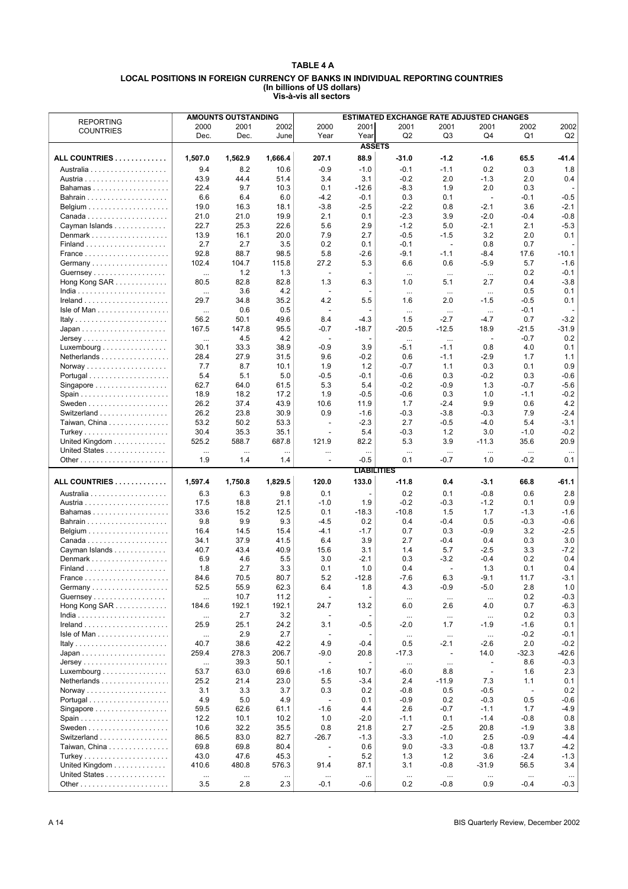# TABLE 4 A

## LOCAL POSITIONS IN FOREIGN CURRENCY OF BANKS IN INDIVIDUAL REPORTING COUNTRIES

**(In billions of US dollars)**

**Vis-à-vis all sectors**

| REPORTING COUNTRIES | AMOUNTS OUTSTANDING | | | ESTIMATED EXCHANGE RATE ADJUSTED CHANGES | | | | | | |
|---|---|---|---|---|---|---|---|---|---|---|
| | 2000 Dec. | 2001 Dec. | 2002 June | 2000 Year | 2001 Year | 2001 Q2 | 2001 Q3 | 2001 Q4 | 2002 Q1 | 2002 Q2 |
| | | | | **ASSETS** | | | | | | |
| **ALL COUNTRIES** | **1,507.0** | **1,562.9** | **1,666.4** | **207.1** | **88.9** | **-31.0** | **-1.2** | **-1.6** | **65.5** | **-41.4** |
| Australia | 9.4 | 8.2 | 10.6 | -0.9 | -1.0 | -0.1 | -1.1 | 0.2 | 0.3 | 1.8 |
| Austria | 43.9 | 44.4 | 51.4 | 3.4 | 3.1 | -0.2 | 2.0 | -1.3 | 2.0 | 0.4 |
| Bahamas | 22.4 | 9.7 | 10.3 | 0.1 | -12.6 | -8.3 | 1.9 | 2.0 | 0.3 | - |
| Bahrain | 6.6 | 6.4 | 6.0 | -4.2 | -0.1 | 0.3 | 0.1 | - | -0.1 | -0.5 |
| Belgium | 19.0 | 16.3 | 18.1 | -3.8 | -2.5 | -2.2 | 0.8 | -2.1 | 3.6 | -2.1 |
| Canada | 21.0 | 21.0 | 19.9 | 2.1 | 0.1 | -2.3 | 3.9 | -2.0 | -0.4 | -0.8 |
| Cayman Islands | 22.7 | 25.3 | 22.6 | 5.6 | 2.9 | -1.2 | 5.0 | -2.1 | 2.1 | -5.3 |
| Denmark | 13.9 | 16.1 | 20.0 | 7.9 | 2.7 | -0.5 | -1.5 | 3.2 | 2.0 | 0.1 |
| Finland | 2.7 | 2.7 | 3.5 | 0.2 | 0.1 | -0.1 | - | 0.8 | 0.7 | - |
| France | 92.8 | 88.7 | 98.5 | 5.8 | -2.6 | -9.1 | -1.1 | -8.4 | 17.6 | -10.1 |
| Germany | 102.4 | 104.7 | 115.8 | 27.2 | 5.3 | 6.6 | 0.6 | -5.9 | 5.7 | -1.6 |
| Guernsey | ... | 1.2 | 1.3 | - | - | ... | ... | ... | 0.2 | -0.1 |
| Hong Kong SAR | 80.5 | 82.8 | 82.8 | 1.3 | 6.3 | 1.0 | 5.1 | 2.7 | 0.4 | -3.8 |
| India | ... | 3.6 | 4.2 | - | - | ... | ... | ... | 0.5 | 0.1 |
| Ireland | 29.7 | 34.8 | 35.2 | 4.2 | 5.5 | 1.6 | 2.0 | -1.5 | -0.5 | 0.1 |
| Isle of Man | ... | 0.6 | 0.5 | - | - | ... | ... | ... | -0.1 | - |
| Italy | 56.2 | 50.1 | 49.6 | 8.4 | -4.3 | 1.5 | -2.7 | -4.7 | 0.7 | -3.2 |
| Japan | 167.5 | 147.8 | 95.5 | -0.7 | -18.7 | -20.5 | -12.5 | 18.9 | -21.5 | -31.9 |
| Jersey | ... | 4.5 | 4.2 | - | - | ... | ... | - | -0.7 | 0.2 |
| Luxembourg | 30.1 | 33.3 | 38.9 | -0.9 | 3.9 | -5.1 | -1.1 | 0.8 | 4.0 | 0.1 |
| Netherlands | 28.4 | 27.9 | 31.5 | 9.6 | -0.2 | 0.6 | -1.1 | -2.9 | 1.7 | 1.1 |
| Norway | 7.7 | 8.7 | 10.1 | 1.9 | 1.2 | -0.7 | 1.1 | 0.3 | 0.1 | 0.9 |
| Portugal | 5.4 | 5.1 | 5.0 | -0.5 | -0.1 | -0.6 | 0.3 | -0.2 | 0.3 | -0.6 |
| Singapore | 62.7 | 64.0 | 61.5 | 5.3 | 5.4 | -0.2 | -0.9 | 1.3 | -0.7 | -5.6 |
| Spain | 18.9 | 18.2 | 17.2 | 1.9 | -0.5 | -0.6 | 0.3 | 1.0 | -1.1 | -0.2 |
| Sweden | 26.2 | 37.4 | 43.9 | 10.6 | 11.9 | 1.7 | -2.4 | 9.9 | 0.6 | 4.2 |
| Switzerland | 26.2 | 23.8 | 30.9 | 0.9 | -1.6 | -0.3 | -3.8 | -0.3 | 7.9 | -2.4 |
| Taiwan, China | 53.2 | 50.2 | 53.3 | - | -2.3 | 2.7 | -0.5 | -4.0 | 5.4 | -3.1 |
| Turkey | 30.4 | 35.3 | 35.1 | - | 5.4 | -0.3 | 1.2 | 3.0 | -1.0 | -0.2 |
| United Kingdom | 525.2 | 588.7 | 687.8 | 121.9 | 82.2 | 5.3 | 3.9 | -11.3 | 35.6 | 20.9 |
| United States | ... | ... | ... | ... | ... | ... | ... | ... | ... | ... |
| Other | 1.9 | 1.4 | 1.4 | - | -0.5 | 0.1 | -0.7 | 1.0 | -0.2 | 0.1 |
| | | | | **LIABILITIES** | | | | | | |
| **ALL COUNTRIES** | **1,597.4** | **1,750.8** | **1,829.5** | **120.0** | **133.0** | **-11.8** | **0.4** | **-3.1** | **66.8** | **-61.1** |
| Australia | 6.3 | 6.3 | 9.8 | 0.1 | - | 0.2 | 0.1 | -0.8 | 0.6 | 2.8 |
| Austria | 17.5 | 18.8 | 21.1 | -1.0 | 1.9 | -0.2 | -0.3 | -1.2 | 0.1 | 0.9 |
| Bahamas | 33.6 | 15.2 | 12.5 | 0.1 | -18.3 | -10.8 | 1.5 | 1.7 | -1.3 | -1.6 |
| Bahrain | 9.8 | 9.9 | 9.3 | -4.5 | 0.2 | 0.4 | -0.4 | 0.5 | -0.3 | -0.6 |
| Belgium | 16.4 | 14.5 | 15.4 | -4.1 | -1.7 | 0.7 | 0.3 | -0.9 | 3.2 | -2.5 |
| Canada | 34.1 | 37.9 | 41.5 | 6.4 | 3.9 | 2.7 | -0.4 | 0.4 | 0.3 | 3.0 |
| Cayman Islands | 40.7 | 43.4 | 40.9 | 15.6 | 3.1 | 1.4 | 5.7 | -2.5 | 3.3 | -7.2 |
| Denmark | 6.9 | 4.6 | 5.5 | 3.0 | -2.1 | 0.3 | -3.2 | -0.4 | 0.2 | 0.4 |
| Finland | 1.8 | 2.7 | 3.3 | 0.1 | 1.0 | 0.4 | - | 1.3 | 0.1 | 0.4 |
| France | 84.6 | 70.5 | 80.7 | 5.2 | -12.8 | -7.6 | 6.3 | -9.1 | 11.7 | -3.1 |
| Germany | 52.5 | 55.9 | 62.3 | 6.4 | 1.8 | 4.3 | -0.9 | -5.0 | 2.8 | 1.0 |
| Guernsey | ... | 10.7 | 11.2 | - | - | ... | ... | ... | 0.2 | -0.3 |
| Hong Kong SAR | 184.6 | 192.1 | 192.1 | 24.7 | 13.2 | 6.0 | 2.6 | 4.0 | 0.7 | -6.3 |
| India | ... | 2.7 | 3.2 | - | - | ... | ... | ... | 0.2 | 0.3 |
| Ireland | 25.9 | 25.1 | 24.2 | 3.1 | -0.5 | -2.0 | 1.7 | -1.9 | -1.6 | 0.1 |
| Isle of Man | ... | 2.9 | 2.7 | - | - | ... | ... | ... | -0.2 | -0.1 |
| Italy | 40.7 | 38.6 | 42.2 | 4.9 | -0.4 | 0.5 | -2.1 | -2.6 | 2.0 | -0.2 |
| Japan | 259.4 | 278.3 | 206.7 | -9.0 | 20.8 | -17.3 | - | 14.0 | -32.3 | -42.6 |
| Jersey | ... | 39.3 | 50.1 | - | - | ... | ... | - | 8.6 | -0.3 |
| Luxembourg | 53.7 | 63.0 | 69.6 | -1.6 | 10.7 | -6.0 | 8.8 | - | 1.6 | 2.3 |
| Netherlands | 25.2 | 21.4 | 23.0 | 5.5 | -3.4 | 2.4 | -11.9 | 7.3 | 1.1 | 0.1 |
| Norway | 3.1 | 3.3 | 3.7 | 0.3 | 0.2 | -0.8 | 0.5 | -0.5 | - | 0.2 |
| Portugal | 4.9 | 5.0 | 4.9 | - | 0.1 | -0.9 | 0.2 | -0.3 | 0.5 | -0.6 |
| Singapore | 59.5 | 62.6 | 61.1 | -1.6 | 4.4 | 2.6 | -0.7 | -1.1 | 1.7 | -4.9 |
| Spain | 12.2 | 10.1 | 10.2 | 1.0 | -2.0 | -1.1 | 0.1 | -1.4 | -0.8 | 0.8 |
| Sweden | 10.6 | 32.2 | 35.5 | 0.8 | 21.8 | 2.7 | -2.5 | 20.8 | -1.9 | 3.8 |
| Switzerland | 86.5 | 83.0 | 82.7 | -26.7 | -1.3 | -3.3 | -1.0 | 2.5 | -0.9 | -4.4 |
| Taiwan, China | 69.8 | 69.8 | 80.4 | - | 0.6 | 9.0 | -3.3 | -0.8 | 13.7 | -4.2 |
| Turkey | 43.0 | 47.6 | 45.3 | - | 5.2 | 1.3 | 1.2 | 3.6 | -2.4 | -1.3 |
| United Kingdom | 410.6 | 480.8 | 576.3 | 91.4 | 87.1 | 3.1 | -0.8 | -31.9 | 56.5 | 3.4 |
| United States | ... | ... | ... | ... | ... | ... | ... | ... | ... | ... |
| Other | 3.5 | 2.8 | 2.3 | -0.1 | -0.6 | 0.2 | -0.8 | 0.9 | -0.4 | -0.3 |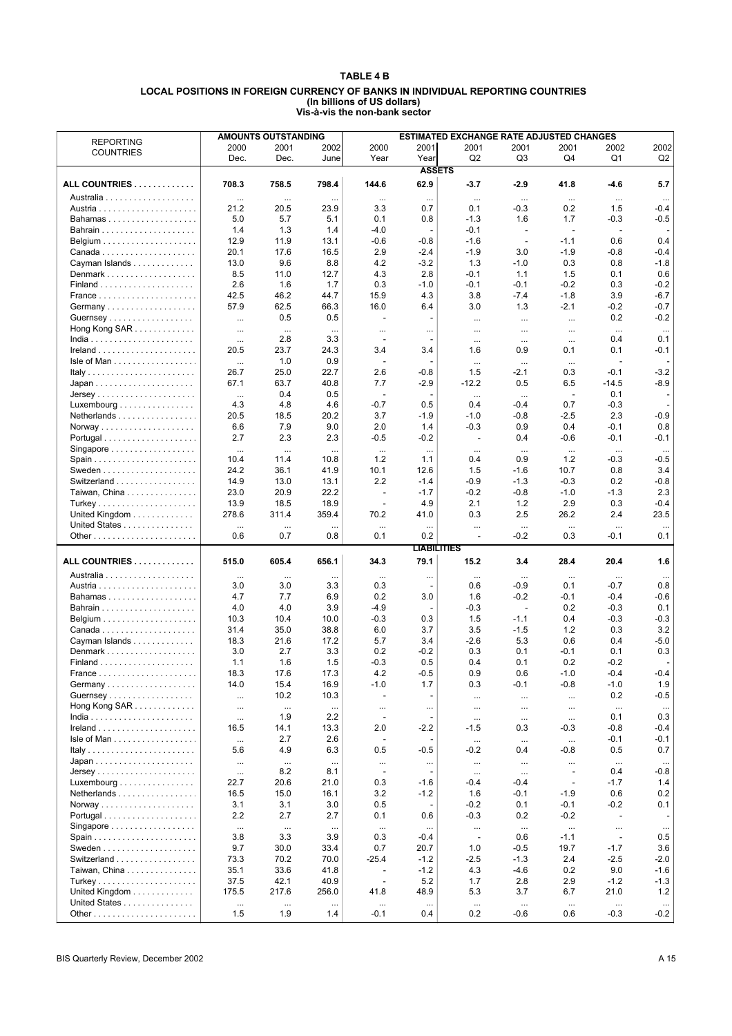# TABLE 4 B

## LOCAL POSITIONS IN FOREIGN CURRENCY OF BANKS IN INDIVIDUAL REPORTING COUNTRIES
### (In billions of US dollars)
### Vis-à-vis the non-bank sector

| REPORTING COUNTRIES | AMOUNTS OUTSTANDING | | | ESTIMATED EXCHANGE RATE ADJUSTED CHANGES | | | | | | |
|---|---|---|---|---|---|---|---|---|---|---|
| | 2000 Dec. | 2001 Dec. | 2002 June | 2000 Year | 2001 Year | 2001 Q2 | 2001 Q3 | 2001 Q4 | 2002 Q1 | 2002 Q2 |
| **ASSETS** | | | | | | | | | | |
| **ALL COUNTRIES** | **708.3** | **758.5** | **798.4** | **144.6** | **62.9** | **-3.7** | **-2.9** | **41.8** | **-4.6** | **5.7** |
| Australia | ... | ... | ... | ... | ... | ... | ... | ... | ... | ... |
| Austria | 21.2 | 20.5 | 23.9 | 3.3 | 0.7 | 0.1 | -0.3 | 0.2 | 1.5 | -0.4 |
| Bahamas | 5.0 | 5.7 | 5.1 | 0.1 | 0.8 | -1.3 | 1.6 | 1.7 | -0.3 | -0.5 |
| Bahrain | 1.4 | 1.3 | 1.4 | -4.0 | - | -0.1 | - | - | - | - |
| Belgium | 12.9 | 11.9 | 13.1 | -0.6 | -0.8 | -1.6 | - | -1.1 | 0.6 | 0.4 |
| Canada | 20.1 | 17.6 | 16.5 | 2.9 | -2.4 | -1.9 | 3.0 | -1.9 | -0.8 | -0.4 |
| Cayman Islands | 13.0 | 9.6 | 8.8 | 4.2 | -3.2 | 1.3 | -1.0 | 0.3 | 0.8 | -1.8 |
| Denmark | 8.5 | 11.0 | 12.7 | 4.3 | 2.8 | -0.1 | 1.1 | 1.5 | 0.1 | 0.6 |
| Finland | 2.6 | 1.6 | 1.7 | 0.3 | -1.0 | -0.1 | -0.1 | -0.2 | 0.3 | -0.2 |
| France | 42.5 | 46.2 | 44.7 | 15.9 | 4.3 | 3.8 | -7.4 | -1.8 | 3.9 | -6.7 |
| Germany | 57.9 | 62.5 | 66.3 | 16.0 | 6.4 | 3.0 | 1.3 | -2.1 | -0.2 | -0.7 |
| Guernsey | ... | 0.5 | 0.5 | - | - | ... | ... | ... | 0.2 | -0.2 |
| Hong Kong SAR | ... | ... | ... | ... | ... | ... | ... | ... | ... | ... |
| India | ... | 2.8 | 3.3 | - | - | ... | ... | ... | 0.4 | 0.1 |
| Ireland | 20.5 | 23.7 | 24.3 | 3.4 | 3.4 | 1.6 | 0.9 | 0.1 | 0.1 | -0.1 |
| Isle of Man | ... | 1.0 | 0.9 | - | - | ... | ... | ... | - | - |
| Italy | 26.7 | 25.0 | 22.7 | 2.6 | -0.8 | 1.5 | -2.1 | 0.3 | -0.1 | -3.2 |
| Japan | 67.1 | 63.7 | 40.8 | 7.7 | -2.9 | -12.2 | 0.5 | 6.5 | -14.5 | -8.9 |
| Jersey | ... | 0.4 | 0.5 | - | - | ... | ... | - | 0.1 | - |
| Luxembourg | 4.3 | 4.8 | 4.6 | -0.7 | 0.5 | 0.4 | -0.4 | 0.7 | -0.3 | - |
| Netherlands | 20.5 | 18.5 | 20.2 | 3.7 | -1.9 | -1.0 | -0.8 | -2.5 | 2.3 | -0.9 |
| Norway | 6.6 | 7.9 | 9.0 | 2.0 | 1.4 | -0.3 | 0.9 | 0.4 | -0.1 | 0.8 |
| Portugal | 2.7 | 2.3 | 2.3 | -0.5 | -0.2 | - | 0.4 | -0.6 | -0.1 | -0.1 |
| Singapore | ... | ... | ... | ... | ... | ... | ... | ... | ... | ... |
| Spain | 10.4 | 11.4 | 10.8 | 1.2 | 1.1 | 0.4 | 0.9 | 1.2 | -0.3 | -0.5 |
| Sweden | 24.2 | 36.1 | 41.9 | 10.1 | 12.6 | 1.5 | -1.6 | 10.7 | 0.8 | 3.4 |
| Switzerland | 14.9 | 13.0 | 13.1 | 2.2 | -1.4 | -0.9 | -1.3 | -0.3 | 0.2 | -0.8 |
| Taiwan, China | 23.0 | 20.9 | 22.2 | - | -1.7 | -0.2 | -0.8 | -1.0 | -1.3 | 2.3 |
| Turkey | 13.9 | 18.5 | 18.9 | - | 4.9 | 2.1 | 1.2 | 2.9 | 0.3 | -0.4 |
| United Kingdom | 278.6 | 311.4 | 359.4 | 70.2 | 41.0 | 0.3 | 2.5 | 26.2 | 2.4 | 23.5 |
| United States | ... | ... | ... | ... | ... | ... | ... | ... | ... | ... |
| Other | 0.6 | 0.7 | 0.8 | 0.1 | 0.2 | - | -0.2 | 0.3 | -0.1 | 0.1 |
| **LIABILITIES** | | | | | | | | | | |
| **ALL COUNTRIES** | **515.0** | **605.4** | **656.1** | **34.3** | **79.1** | **15.2** | **3.4** | **28.4** | **20.4** | **1.6** |
| Australia | ... | ... | ... | ... | ... | ... | ... | ... | ... | ... |
| Austria | 3.0 | 3.0 | 3.3 | 0.3 | - | 0.6 | -0.9 | 0.1 | -0.7 | 0.8 |
| Bahamas | 4.7 | 7.7 | 6.9 | 0.2 | 3.0 | 1.6 | -0.2 | -0.1 | -0.4 | -0.6 |
| Bahrain | 4.0 | 4.0 | 3.9 | -4.9 | - | -0.3 | - | 0.2 | -0.3 | 0.1 |
| Belgium | 10.3 | 10.4 | 10.0 | -0.3 | 0.3 | 1.5 | -1.1 | 0.4 | -0.3 | -0.3 |
| Canada | 31.4 | 35.0 | 38.8 | 6.0 | 3.7 | 3.5 | -1.5 | 1.2 | 0.3 | 3.2 |
| Cayman Islands | 18.3 | 21.6 | 17.2 | 5.7 | 3.4 | -2.6 | 5.3 | 0.6 | 0.4 | -5.0 |
| Denmark | 3.0 | 2.7 | 3.3 | 0.2 | -0.2 | 0.3 | 0.1 | -0.1 | 0.1 | 0.3 |
| Finland | 1.1 | 1.6 | 1.5 | -0.3 | 0.5 | 0.4 | 0.1 | 0.2 | -0.2 | - |
| France | 18.3 | 17.6 | 17.3 | 4.2 | -0.5 | 0.9 | 0.6 | -1.0 | -0.4 | -0.4 |
| Germany | 14.0 | 15.4 | 16.9 | -1.0 | 1.7 | 0.3 | -0.1 | -0.8 | -1.0 | 1.9 |
| Guernsey | ... | 10.2 | 10.3 | - | - | ... | ... | ... | 0.2 | -0.5 |
| Hong Kong SAR | ... | ... | ... | ... | ... | ... | ... | ... | ... | ... |
| India | ... | 1.9 | 2.2 | - | - | ... | ... | ... | 0.1 | 0.3 |
| Ireland | 16.5 | 14.1 | 13.3 | 2.0 | -2.2 | -1.5 | 0.3 | -0.3 | -0.8 | -0.4 |
| Isle of Man | ... | 2.7 | 2.6 | - | - | ... | ... | ... | -0.1 | -0.1 |
| Italy | 5.6 | 4.9 | 6.3 | 0.5 | -0.5 | -0.2 | 0.4 | -0.8 | 0.5 | 0.7 |
| Japan | ... | ... | ... | ... | ... | ... | ... | ... | ... | ... |
| Jersey | ... | 8.2 | 8.1 | - | - | ... | ... | - | 0.4 | -0.8 |
| Luxembourg | 22.7 | 20.6 | 21.0 | 0.3 | -1.6 | -0.4 | -0.4 | - | -1.7 | 1.4 |
| Netherlands | 16.5 | 15.0 | 16.1 | 3.2 | -1.2 | 1.6 | -0.1 | -1.9 | 0.6 | 0.2 |
| Norway | 3.1 | 3.1 | 3.0 | 0.5 | - | -0.2 | 0.1 | -0.1 | -0.2 | 0.1 |
| Portugal | 2.2 | 2.7 | 2.7 | 0.1 | 0.6 | -0.3 | 0.2 | -0.2 | - | - |
| Singapore | ... | ... | ... | ... | ... | ... | ... | ... | ... | ... |
| Spain | 3.8 | 3.3 | 3.9 | 0.3 | -0.4 | - | 0.6 | -1.1 | - | 0.5 |
| Sweden | 9.7 | 30.0 | 33.4 | 0.7 | 20.7 | 1.0 | -0.5 | 19.7 | -1.7 | 3.6 |
| Switzerland | 73.3 | 70.2 | 70.0 | -25.4 | -1.2 | -2.5 | -1.3 | 2.4 | -2.5 | -2.0 |
| Taiwan, China | 35.1 | 33.6 | 41.8 | - | -1.2 | 4.3 | -4.6 | 0.2 | 9.0 | -1.6 |
| Turkey | 37.5 | 42.1 | 40.9 | - | 5.2 | 1.7 | 2.8 | 2.9 | -1.2 | -1.3 |
| United Kingdom | 175.5 | 217.6 | 256.0 | 41.8 | 48.9 | 5.3 | 3.7 | 6.7 | 21.0 | 1.2 |
| United States | ... | ... | ... | ... | ... | ... | ... | ... | ... | ... |
| Other | 1.5 | 1.9 | 1.4 | -0.1 | 0.4 | 0.2 | -0.6 | 0.6 | -0.3 | -0.2 |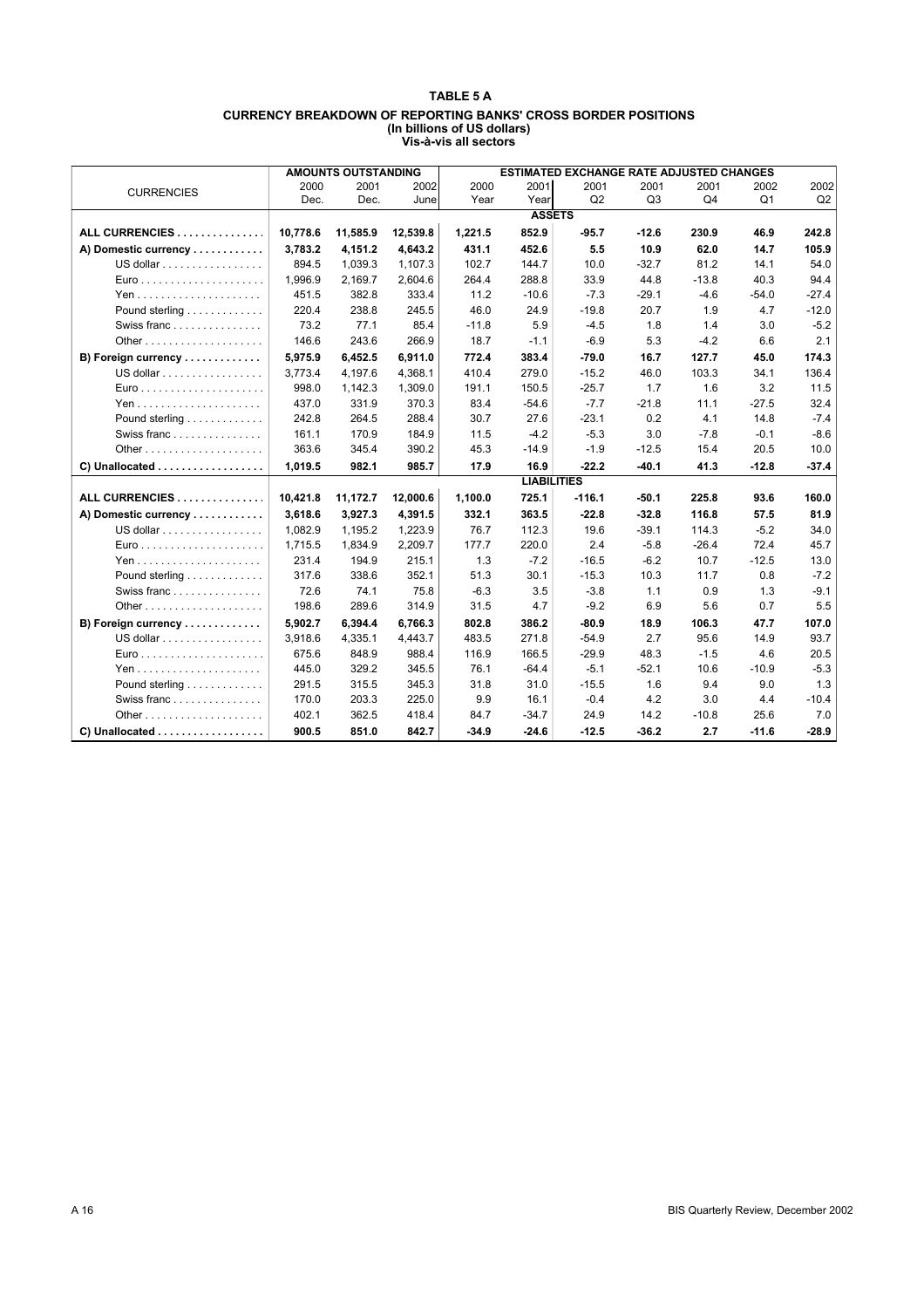**TABLE 5 A**

**CURRENCY BREAKDOWN OF REPORTING BANKS' CROSS BORDER POSITIONS**
**(In billions of US dollars)**
**Vis-à-vis all sectors**

| CURRENCIES | AMOUNTS OUTSTANDING | | | ESTIMATED EXCHANGE RATE ADJUSTED CHANGES | | | | | | |
|---|---|---|---|---|---|---|---|---|---|---|
| | 2000 Dec. | 2001 Dec. | 2002 June | 2000 Year | 2001 Year | 2001 Q2 | 2001 Q3 | 2001 Q4 | 2002 Q1 | 2002 Q2 |
| | | | | | **ASSETS** | | | | | |
| **ALL CURRENCIES** | **10,778.6** | **11,585.9** | **12,539.8** | **1,221.5** | **852.9** | **-95.7** | **-12.6** | **230.9** | **46.9** | **242.8** |
| **A) Domestic currency** | **3,783.2** | **4,151.2** | **4,643.2** | **431.1** | **452.6** | **5.5** | **10.9** | **62.0** | **14.7** | **105.9** |
| US dollar | 894.5 | 1,039.3 | 1,107.3 | 102.7 | 144.7 | 10.0 | -32.7 | 81.2 | 14.1 | 54.0 |
| Euro | 1,996.9 | 2,169.7 | 2,604.6 | 264.4 | 288.8 | 33.9 | 44.8 | -13.8 | 40.3 | 94.4 |
| Yen | 451.5 | 382.8 | 333.4 | 11.2 | -10.6 | -7.3 | -29.1 | -4.6 | -54.0 | -27.4 |
| Pound sterling | 220.4 | 238.8 | 245.5 | 46.0 | 24.9 | -19.8 | 20.7 | 1.9 | 4.7 | -12.0 |
| Swiss franc | 73.2 | 77.1 | 85.4 | -11.8 | 5.9 | -4.5 | 1.8 | 1.4 | 3.0 | -5.2 |
| Other | 146.6 | 243.6 | 266.9 | 18.7 | -1.1 | -6.9 | 5.3 | -4.2 | 6.6 | 2.1 |
| **B) Foreign currency** | **5,975.9** | **6,452.5** | **6,911.0** | **772.4** | **383.4** | **-79.0** | **16.7** | **127.7** | **45.0** | **174.3** |
| US dollar | 3,773.4 | 4,197.6 | 4,368.1 | 410.4 | 279.0 | -15.2 | 46.0 | 103.3 | 34.1 | 136.4 |
| Euro | 998.0 | 1,142.3 | 1,309.0 | 191.1 | 150.5 | -25.7 | 1.7 | 1.6 | 3.2 | 11.5 |
| Yen | 437.0 | 331.9 | 370.3 | 83.4 | -54.6 | -7.7 | -21.8 | 11.1 | -27.5 | 32.4 |
| Pound sterling | 242.8 | 264.5 | 288.4 | 30.7 | 27.6 | -23.1 | 0.2 | 4.1 | 14.8 | -7.4 |
| Swiss franc | 161.1 | 170.9 | 184.9 | 11.5 | -4.2 | -5.3 | 3.0 | -7.8 | -0.1 | -8.6 |
| Other | 363.6 | 345.4 | 390.2 | 45.3 | -14.9 | -1.9 | -12.5 | 15.4 | 20.5 | 10.0 |
| **C) Unallocated** | **1,019.5** | **982.1** | **985.7** | **17.9** | **16.9** | **-22.2** | **-40.1** | **41.3** | **-12.8** | **-37.4** |
| | | | | | **LIABILITIES** | | | | | |
| **ALL CURRENCIES** | **10,421.8** | **11,172.7** | **12,000.6** | **1,100.0** | **725.1** | **-116.1** | **-50.1** | **225.8** | **93.6** | **160.0** |
| **A) Domestic currency** | **3,618.6** | **3,927.3** | **4,391.5** | **332.1** | **363.5** | **-22.8** | **-32.8** | **116.8** | **57.5** | **81.9** |
| US dollar | 1,082.9 | 1,195.2 | 1,223.9 | 76.7 | 112.3 | 19.6 | -39.1 | 114.3 | -5.2 | 34.0 |
| Euro | 1,715.5 | 1,834.9 | 2,209.7 | 177.7 | 220.0 | 2.4 | -5.8 | -26.4 | 72.4 | 45.7 |
| Yen | 231.4 | 194.9 | 215.1 | 1.3 | -7.2 | -16.5 | -6.2 | 10.7 | -12.5 | 13.0 |
| Pound sterling | 317.6 | 338.6 | 352.1 | 51.3 | 30.1 | -15.3 | 10.3 | 11.7 | 0.8 | -7.2 |
| Swiss franc | 72.6 | 74.1 | 75.8 | -6.3 | 3.5 | -3.8 | 1.1 | 0.9 | 1.3 | -9.1 |
| Other | 198.6 | 289.6 | 314.9 | 31.5 | 4.7 | -9.2 | 6.9 | 5.6 | 0.7 | 5.5 |
| **B) Foreign currency** | **5,902.7** | **6,394.4** | **6,766.3** | **802.8** | **386.2** | **-80.9** | **18.9** | **106.3** | **47.7** | **107.0** |
| US dollar | 3,918.6 | 4,335.1 | 4,443.7 | 483.5 | 271.8 | -54.9 | 2.7 | 95.6 | 14.9 | 93.7 |
| Euro | 675.6 | 848.9 | 988.4 | 116.9 | 166.5 | -29.9 | 48.3 | -1.5 | 4.6 | 20.5 |
| Yen | 445.0 | 329.2 | 345.5 | 76.1 | -64.4 | -5.1 | -52.1 | 10.6 | -10.9 | -5.3 |
| Pound sterling | 291.5 | 315.5 | 345.3 | 31.8 | 31.0 | -15.5 | 1.6 | 9.4 | 9.0 | 1.3 |
| Swiss franc | 170.0 | 203.3 | 225.0 | 9.9 | 16.1 | -0.4 | 4.2 | 3.0 | 4.4 | -10.4 |
| Other | 402.1 | 362.5 | 418.4 | 84.7 | -34.7 | 24.9 | 14.2 | -10.8 | 25.6 | 7.0 |
| **C) Unallocated** | **900.5** | **851.0** | **842.7** | **-34.9** | **-24.6** | **-12.5** | **-36.2** | **2.7** | **-11.6** | **-28.9** |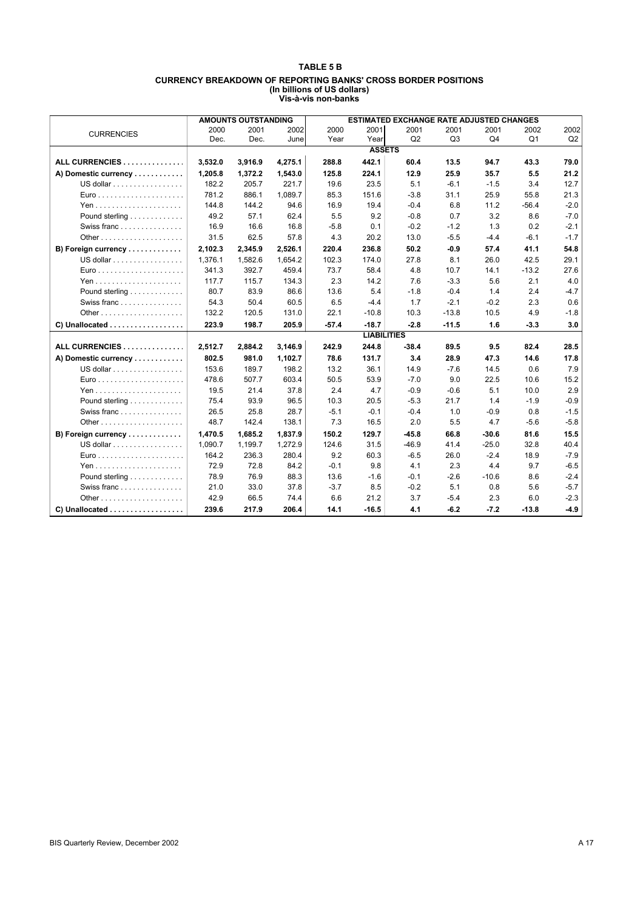# TABLE 5 B

## CURRENCY BREAKDOWN OF REPORTING BANKS' CROSS BORDER POSITIONS
### (In billions of US dollars)
### Vis-à-vis non-banks

| CURRENCIES | AMOUNTS OUTSTANDING | | | ESTIMATED EXCHANGE RATE ADJUSTED CHANGES | | | | | | |
|---|---|---|---|---|---|---|---|---|---|---|
| | 2000 Dec. | 2001 Dec. | 2002 June | 2000 Year | 2001 Year | 2001 Q2 | 2001 Q3 | 2001 Q4 | 2002 Q1 | 2002 Q2 |
| | | | | | **ASSETS** | | | | | |
| **ALL CURRENCIES** | **3,532.0** | **3,916.9** | **4,275.1** | **288.8** | **442.1** | **60.4** | **13.5** | **94.7** | **43.3** | **79.0** |
| **A) Domestic currency** | **1,205.8** | **1,372.2** | **1,543.0** | **125.8** | **224.1** | **12.9** | **25.9** | **35.7** | **5.5** | **21.2** |
| US dollar | 182.2 | 205.7 | 221.7 | 19.6 | 23.5 | 5.1 | -6.1 | -1.5 | 3.4 | 12.7 |
| Euro | 781.2 | 886.1 | 1,089.7 | 85.3 | 151.6 | -3.8 | 31.1 | 25.9 | 55.8 | 21.3 |
| Yen | 144.8 | 144.2 | 94.6 | 16.9 | 19.4 | -0.4 | 6.8 | 11.2 | -56.4 | -2.0 |
| Pound sterling | 49.2 | 57.1 | 62.4 | 5.5 | 9.2 | -0.8 | 0.7 | 3.2 | 8.6 | -7.0 |
| Swiss franc | 16.9 | 16.6 | 16.8 | -5.8 | 0.1 | -0.2 | -1.2 | 1.3 | 0.2 | -2.1 |
| Other | 31.5 | 62.5 | 57.8 | 4.3 | 20.2 | 13.0 | -5.5 | -4.4 | -6.1 | -1.7 |
| **B) Foreign currency** | **2,102.3** | **2,345.9** | **2,526.1** | **220.4** | **236.8** | **50.2** | **-0.9** | **57.4** | **41.1** | **54.8** |
| US dollar | 1,376.1 | 1,582.6 | 1,654.2 | 102.3 | 174.0 | 27.8 | 8.1 | 26.0 | 42.5 | 29.1 |
| Euro | 341.3 | 392.7 | 459.4 | 73.7 | 58.4 | 4.8 | 10.7 | 14.1 | -13.2 | 27.6 |
| Yen | 117.7 | 115.7 | 134.3 | 2.3 | 14.2 | 7.6 | -3.3 | 5.6 | 2.1 | 4.0 |
| Pound sterling | 80.7 | 83.9 | 86.6 | 13.6 | 5.4 | -1.8 | -0.4 | 1.4 | 2.4 | -4.7 |
| Swiss franc | 54.3 | 50.4 | 60.5 | 6.5 | -4.4 | 1.7 | -2.1 | -0.2 | 2.3 | 0.6 |
| Other | 132.2 | 120.5 | 131.0 | 22.1 | -10.8 | 10.3 | -13.8 | 10.5 | 4.9 | -1.8 |
| **C) Unallocated** | **223.9** | **198.7** | **205.9** | **-57.4** | **-18.7** | **-2.8** | **-11.5** | **1.6** | **-3.3** | **3.0** |
| | | | | | **LIABILITIES** | | | | | |
| **ALL CURRENCIES** | **2,512.7** | **2,884.2** | **3,146.9** | **242.9** | **244.8** | **-38.4** | **89.5** | **9.5** | **82.4** | **28.5** |
| **A) Domestic currency** | **802.5** | **981.0** | **1,102.7** | **78.6** | **131.7** | **3.4** | **28.9** | **47.3** | **14.6** | **17.8** |
| US dollar | 153.6 | 189.7 | 198.2 | 13.2 | 36.1 | 14.9 | -7.6 | 14.5 | 0.6 | 7.9 |
| Euro | 478.6 | 507.7 | 603.4 | 50.5 | 53.9 | -7.0 | 9.0 | 22.5 | 10.6 | 15.2 |
| Yen | 19.5 | 21.4 | 37.8 | 2.4 | 4.7 | -0.9 | -0.6 | 5.1 | 10.0 | 2.9 |
| Pound sterling | 75.4 | 93.9 | 96.5 | 10.3 | 20.5 | -5.3 | 21.7 | 1.4 | -1.9 | -0.9 |
| Swiss franc | 26.5 | 25.8 | 28.7 | -5.1 | -0.1 | -0.4 | 1.0 | -0.9 | 0.8 | -1.5 |
| Other | 48.7 | 142.4 | 138.1 | 7.3 | 16.5 | 2.0 | 5.5 | 4.7 | -5.6 | -5.8 |
| **B) Foreign currency** | **1,470.5** | **1,685.2** | **1,837.9** | **150.2** | **129.7** | **-45.8** | **66.8** | **-30.6** | **81.6** | **15.5** |
| US dollar | 1,090.7 | 1,199.7 | 1,272.9 | 124.6 | 31.5 | -46.9 | 41.4 | -25.0 | 32.8 | 40.4 |
| Euro | 164.2 | 236.3 | 280.4 | 9.2 | 60.3 | -6.5 | 26.0 | -2.4 | 18.9 | -7.9 |
| Yen | 72.9 | 72.8 | 84.2 | -0.1 | 9.8 | 4.1 | 2.3 | 4.4 | 9.7 | -6.5 |
| Pound sterling | 78.9 | 76.9 | 88.3 | 13.6 | -1.6 | -0.1 | -2.6 | -10.6 | 8.6 | -2.4 |
| Swiss franc | 21.0 | 33.0 | 37.8 | -3.7 | 8.5 | -0.2 | 5.1 | 0.8 | 5.6 | -5.7 |
| Other | 42.9 | 66.5 | 74.4 | 6.6 | 21.2 | 3.7 | -5.4 | 2.3 | 6.0 | -2.3 |
| **C) Unallocated** | **239.6** | **217.9** | **206.4** | **14.1** | **-16.5** | **4.1** | **-6.2** | **-7.2** | **-13.8** | **-4.9** |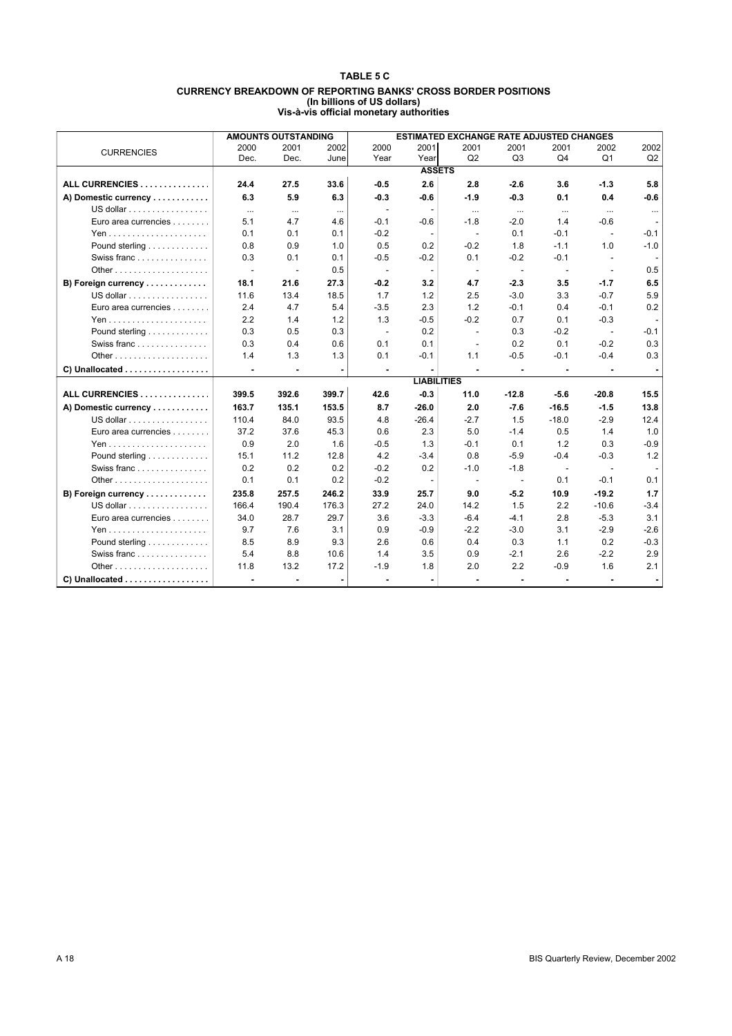**TABLE 5 C**

**CURRENCY BREAKDOWN OF REPORTING BANKS' CROSS BORDER POSITIONS**
**(In billions of US dollars)**
**Vis-à-vis official monetary authorities**

| CURRENCIES | AMOUNTS OUTSTANDING | | | ESTIMATED EXCHANGE RATE ADJUSTED CHANGES | | | | | | |
|---|---|---|---|---|---|---|---|---|---|---|
| | 2000 Dec. | 2001 Dec. | 2002 June | 2000 Year | 2001 Year | 2001 Q2 | 2001 Q3 | 2001 Q4 | 2002 Q1 | 2002 Q2 |
| | | | | | **ASSETS** | | | | | |
| **ALL CURRENCIES** | **24.4** | **27.5** | **33.6** | **-0.5** | **2.6** | **2.8** | **-2.6** | **3.6** | **-1.3** | **5.8** |
| **A) Domestic currency** | **6.3** | **5.9** | **6.3** | **-0.3** | **-0.6** | **-1.9** | **-0.3** | **0.1** | **0.4** | **-0.6** |
| US dollar | ... | ... | ... | - | - | ... | ... | ... | ... | ... |
| Euro area currencies | 5.1 | 4.7 | 4.6 | -0.1 | -0.6 | -1.8 | -2.0 | 1.4 | -0.6 | - |
| Yen | 0.1 | 0.1 | 0.1 | -0.2 | - | - | 0.1 | -0.1 | - | -0.1 |
| Pound sterling | 0.8 | 0.9 | 1.0 | 0.5 | 0.2 | -0.2 | 1.8 | -1.1 | 1.0 | -1.0 |
| Swiss franc | 0.3 | 0.1 | 0.1 | -0.5 | -0.2 | 0.1 | -0.2 | -0.1 | - | - |
| Other | - | - | 0.5 | - | - | - | - | - | - | 0.5 |
| **B) Foreign currency** | **18.1** | **21.6** | **27.3** | **-0.2** | **3.2** | **4.7** | **-2.3** | **3.5** | **-1.7** | **6.5** |
| US dollar | 11.6 | 13.4 | 18.5 | 1.7 | 1.2 | 2.5 | -3.0 | 3.3 | -0.7 | 5.9 |
| Euro area currencies | 2.4 | 4.7 | 5.4 | -3.5 | 2.3 | 1.2 | -0.1 | 0.4 | -0.1 | 0.2 |
| Yen | 2.2 | 1.4 | 1.2 | 1.3 | -0.5 | -0.2 | 0.7 | 0.1 | -0.3 | - |
| Pound sterling | 0.3 | 0.5 | 0.3 | - | 0.2 | - | 0.3 | -0.2 | - | -0.1 |
| Swiss franc | 0.3 | 0.4 | 0.6 | 0.1 | 0.1 | - | 0.2 | 0.1 | -0.2 | 0.3 |
| Other | 1.4 | 1.3 | 1.3 | 0.1 | -0.1 | 1.1 | -0.5 | -0.1 | -0.4 | 0.3 |
| **C) Unallocated** | **-** | **-** | **-** | **-** | **-** | **-** | **-** | **-** | **-** | **-** |
| | | | | | **LIABILITIES** | | | | | |
| **ALL CURRENCIES** | **399.5** | **392.6** | **399.7** | **42.6** | **-0.3** | **11.0** | **-12.8** | **-5.6** | **-20.8** | **15.5** |
| **A) Domestic currency** | **163.7** | **135.1** | **153.5** | **8.7** | **-26.0** | **2.0** | **-7.6** | **-16.5** | **-1.5** | **13.8** |
| US dollar | 110.4 | 84.0 | 93.5 | 4.8 | -26.4 | -2.7 | 1.5 | -18.0 | -2.9 | 12.4 |
| Euro area currencies | 37.2 | 37.6 | 45.3 | 0.6 | 2.3 | 5.0 | -1.4 | 0.5 | 1.4 | 1.0 |
| Yen | 0.9 | 2.0 | 1.6 | -0.5 | 1.3 | -0.1 | 0.1 | 1.2 | 0.3 | -0.9 |
| Pound sterling | 15.1 | 11.2 | 12.8 | 4.2 | -3.4 | 0.8 | -5.9 | -0.4 | -0.3 | 1.2 |
| Swiss franc | 0.2 | 0.2 | 0.2 | -0.2 | 0.2 | -1.0 | -1.8 | - | - | - |
| Other | 0.1 | 0.1 | 0.2 | -0.2 | - | - | - | 0.1 | -0.1 | 0.1 |
| **B) Foreign currency** | **235.8** | **257.5** | **246.2** | **33.9** | **25.7** | **9.0** | **-5.2** | **10.9** | **-19.2** | **1.7** |
| US dollar | 166.4 | 190.4 | 176.3 | 27.2 | 24.0 | 14.2 | 1.5 | 2.2 | -10.6 | -3.4 |
| Euro area currencies | 34.0 | 28.7 | 29.7 | 3.6 | -3.3 | -6.4 | -4.1 | 2.8 | -5.3 | 3.1 |
| Yen | 9.7 | 7.6 | 3.1 | 0.9 | -0.9 | -2.2 | -3.0 | 3.1 | -2.9 | -2.6 |
| Pound sterling | 8.5 | 8.9 | 9.3 | 2.6 | 0.6 | 0.4 | 0.3 | 1.1 | 0.2 | -0.3 |
| Swiss franc | 5.4 | 8.8 | 10.6 | 1.4 | 3.5 | 0.9 | -2.1 | 2.6 | -2.2 | 2.9 |
| Other | 11.8 | 13.2 | 17.2 | -1.9 | 1.8 | 2.0 | 2.2 | -0.9 | 1.6 | 2.1 |
| **C) Unallocated** | **-** | **-** | **-** | **-** | **-** | **-** | **-** | **-** | **-** | **-** |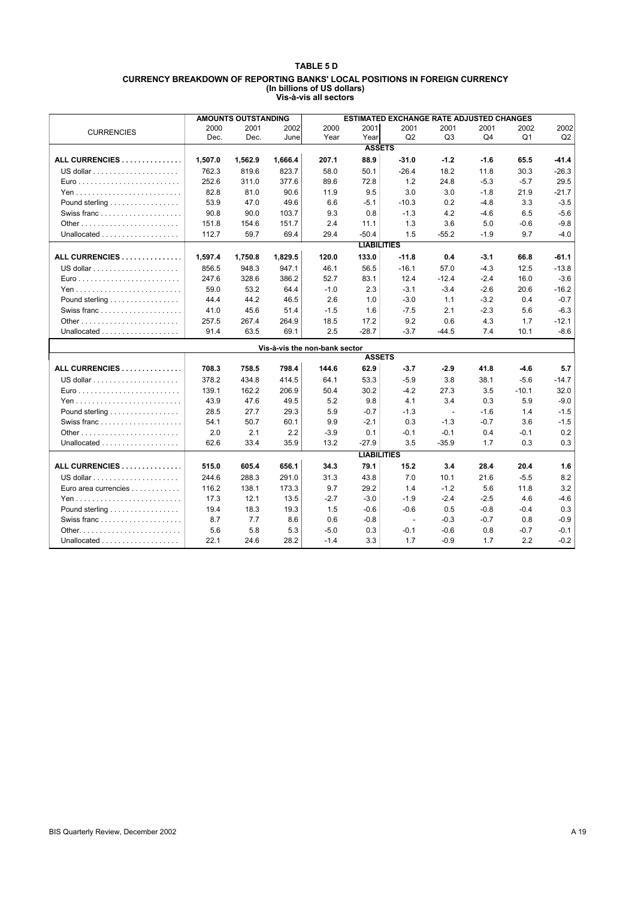# TABLE 5 D

## CURRENCY BREAKDOWN OF REPORTING BANKS' LOCAL POSITIONS IN FOREIGN CURRENCY

**(In billions of US dollars)**

**Vis-à-vis all sectors**

| CURRENCIES | AMOUNTS OUTSTANDING | | | ESTIMATED EXCHANGE RATE ADJUSTED CHANGES | | | | | | |
|---|---|---|---|---|---|---|---|---|---|---|
| | 2000 Dec. | 2001 Dec. | 2002 June | 2000 Year | 2001 Year | 2001 Q2 | 2001 Q3 | 2001 Q4 | 2002 Q1 | 2002 Q2 |
| **ASSETS** | | | | | | | | | | |
| **ALL CURRENCIES** | **1,507.0** | **1,562.9** | **1,666.4** | **207.1** | **88.9** | **-31.0** | **-1.2** | **-1.6** | **65.5** | **-41.4** |
| US dollar | 762.3 | 819.6 | 823.7 | 58.0 | 50.1 | -26.4 | 18.2 | 11.8 | 30.3 | -26.3 |
| Euro | 252.6 | 311.0 | 377.6 | 89.6 | 72.8 | 1.2 | 24.8 | -5.3 | -5.7 | 29.5 |
| Yen | 82.8 | 81.0 | 90.6 | 11.9 | 9.5 | 3.0 | 3.0 | -1.8 | 21.9 | -21.7 |
| Pound sterling | 53.9 | 47.0 | 49.6 | 6.6 | -5.1 | -10.3 | 0.2 | -4.8 | 3.3 | -3.5 |
| Swiss franc | 90.8 | 90.0 | 103.7 | 9.3 | 0.8 | -1.3 | 4.2 | -4.6 | 6.5 | -5.6 |
| Other | 151.8 | 154.6 | 151.7 | 2.4 | 11.1 | 1.3 | 3.6 | 5.0 | -0.6 | -9.8 |
| Unallocated | 112.7 | 59.7 | 69.4 | 29.4 | -50.4 | 1.5 | -55.2 | -1.9 | 9.7 | -4.0 |
| **LIABILITIES** | | | | | | | | | | |
| **ALL CURRENCIES** | **1,597.4** | **1,750.8** | **1,829.5** | **120.0** | **133.0** | **-11.8** | **0.4** | **-3.1** | **66.8** | **-61.1** |
| US dollar | 856.5 | 948.3 | 947.1 | 46.1 | 56.5 | -16.1 | 57.0 | -4.3 | 12.5 | -13.8 |
| Euro | 247.6 | 328.6 | 386.2 | 52.7 | 83.1 | 12.4 | -12.4 | -2.4 | 16.0 | -3.6 |
| Yen | 59.0 | 53.2 | 64.4 | -1.0 | 2.3 | -3.1 | -3.4 | -2.6 | 20.6 | -16.2 |
| Pound sterling | 44.4 | 44.2 | 46.5 | 2.6 | 1.0 | -3.0 | 1.1 | -3.2 | 0.4 | -0.7 |
| Swiss franc | 41.0 | 45.6 | 51.4 | -1.5 | 1.6 | -7.5 | 2.1 | -2.3 | 5.6 | -6.3 |
| Other | 257.5 | 267.4 | 264.9 | 18.5 | 17.2 | 9.2 | 0.6 | 4.3 | 1.7 | -12.1 |
| Unallocated | 91.4 | 63.5 | 69.1 | 2.5 | -28.7 | -3.7 | -44.5 | 7.4 | 10.1 | -8.6 |
| **Vis-à-vis the non-bank sector** | | | | | | | | | | |
| **ASSETS** | | | | | | | | | | |
| **ALL CURRENCIES** | **708.3** | **758.5** | **798.4** | **144.6** | **62.9** | **-3.7** | **-2.9** | **41.8** | **-4.6** | **5.7** |
| US dollar | 378.2 | 434.8 | 414.5 | 64.1 | 53.3 | -5.9 | 3.8 | 38.1 | -5.6 | -14.7 |
| Euro | 139.1 | 162.2 | 206.9 | 50.4 | 30.2 | -4.2 | 27.3 | 3.5 | -10.1 | 32.0 |
| Yen | 43.9 | 47.6 | 49.5 | 5.2 | 9.8 | 4.1 | 3.4 | 0.3 | 5.9 | -9.0 |
| Pound sterling | 28.5 | 27.7 | 29.3 | 5.9 | -0.7 | -1.3 | - | -1.6 | 1.4 | -1.5 |
| Swiss franc | 54.1 | 50.7 | 60.1 | 9.9 | -2.1 | 0.3 | -1.3 | -0.7 | 3.6 | -1.5 |
| Other | 2.0 | 2.1 | 2.2 | -3.9 | 0.1 | -0.1 | -0.1 | 0.4 | -0.1 | 0.2 |
| Unallocated | 62.6 | 33.4 | 35.9 | 13.2 | -27.9 | 3.5 | -35.9 | 1.7 | 0.3 | 0.3 |
| **LIABILITIES** | | | | | | | | | | |
| **ALL CURRENCIES** | **515.0** | **605.4** | **656.1** | **34.3** | **79.1** | **15.2** | **3.4** | **28.4** | **20.4** | **1.6** |
| US dollar | 244.6 | 288.3 | 291.0 | 31.3 | 43.8 | 7.0 | 10.1 | 21.6 | -5.5 | 8.2 |
| Euro area currencies | 116.2 | 138.1 | 173.3 | 9.7 | 29.2 | 1.4 | -1.2 | 5.6 | 11.8 | 3.2 |
| Yen | 17.3 | 12.1 | 13.5 | -2.7 | -3.0 | -1.9 | -2.4 | -2.5 | 4.6 | -4.6 |
| Pound sterling | 19.4 | 18.3 | 19.3 | 1.5 | -0.6 | -0.6 | 0.5 | -0.8 | -0.4 | 0.3 |
| Swiss franc | 8.7 | 7.7 | 8.6 | 0.6 | -0.8 | - | -0.3 | -0.7 | 0.8 | -0.9 |
| Other | 5.6 | 5.8 | 5.3 | -5.0 | 0.3 | -0.1 | -0.6 | 0.8 | -0.7 | -0.1 |
| Unallocated | 22.1 | 24.6 | 28.2 | -1.4 | 3.3 | 1.7 | -0.9 | 1.7 | 2.2 | -0.2 |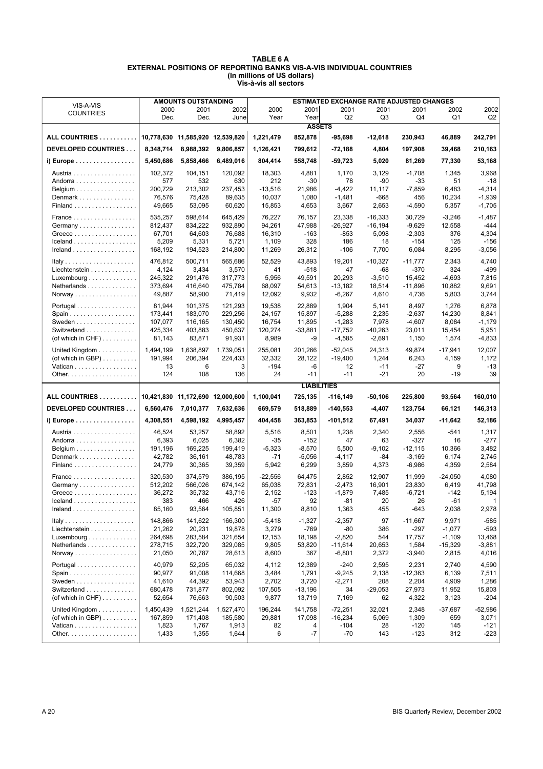**TABLE 6 A**
**EXTERNAL POSITIONS OF REPORTING BANKS VIS-A-VIS INDIVIDUAL COUNTRIES**
**(In millions of US dollars)**
**Vis-à-vis all sectors**

| VIS-A-VIS COUNTRIES | AMOUNTS OUTSTANDING | | | ESTIMATED EXCHANGE RATE ADJUSTED CHANGES | | | | | | |
|---|---|---|---|---|---|---|---|---|---|---|
| | 2000 Dec. | 2001 Dec. | 2002 June | 2000 Year | 2001 Year | 2001 Q2 | 2001 Q3 | 2001 Q4 | 2002 Q1 | 2002 Q2 |
| | **ASSETS** | | | | | | | | | |
| **ALL COUNTRIES** | **10,778,630** | **11,585,920** | **12,539,820** | **1,221,479** | **852,878** | **-95,698** | **-12,618** | **230,943** | **46,889** | **242,791** |
| **DEVELOPED COUNTRIES** | **8,348,714** | **8,988,392** | **9,806,857** | **1,126,421** | **799,612** | **-72,188** | **4,804** | **197,908** | **39,468** | **210,163** |
| **i) Europe** | **5,450,686** | **5,858,466** | **6,489,016** | **804,414** | **558,748** | **-59,723** | **5,020** | **81,269** | **77,330** | **53,168** |
| Austria | 102,372 | 104,151 | 120,092 | 18,303 | 4,881 | 1,170 | 3,129 | -1,708 | 1,345 | 3,968 |
| Andorra | 577 | 532 | 630 | 212 | -30 | 78 | -90 | -33 | 51 | -18 |
| Belgium | 200,729 | 213,302 | 237,453 | -13,516 | 21,986 | -4,422 | 11,117 | -7,859 | 6,483 | -4,314 |
| Denmark | 76,576 | 75,428 | 89,635 | 10,037 | 1,080 | -1,481 | -668 | 456 | 10,234 | -1,939 |
| Finland | 49,665 | 53,095 | 60,620 | 15,853 | 4,653 | 3,667 | 2,653 | -4,590 | 5,357 | -1,705 |
| France | 535,257 | 598,614 | 645,429 | 76,227 | 76,157 | 23,338 | -16,333 | 30,729 | -3,246 | -1,487 |
| Germany | 812,437 | 834,222 | 932,890 | 94,261 | 47,988 | -26,927 | -16,194 | -9,629 | 12,558 | -444 |
| Greece | 67,701 | 64,603 | 76,688 | 16,310 | -163 | -853 | 5,098 | -2,303 | 376 | 4,304 |
| Iceland | 5,209 | 5,331 | 5,721 | 1,109 | 328 | 186 | 18 | -154 | 125 | -156 |
| Ireland | 168,192 | 194,523 | 214,800 | 11,269 | 26,312 | -106 | 7,700 | 6,084 | 8,295 | -3,056 |
| Italy | 476,812 | 500,711 | 565,686 | 52,529 | 43,893 | 19,201 | -10,327 | -11,777 | 2,343 | 4,740 |
| Liechtenstein | 4,124 | 3,434 | 3,570 | 41 | -518 | 47 | -68 | -370 | 324 | -499 |
| Luxembourg | 245,322 | 291,476 | 317,773 | 5,956 | 49,591 | 20,293 | -3,510 | 15,452 | -4,693 | 7,815 |
| Netherlands | 373,694 | 416,640 | 475,784 | 68,097 | 54,613 | -13,182 | 18,514 | -11,896 | 10,882 | 9,691 |
| Norway | 49,887 | 58,900 | 71,419 | 12,092 | 9,932 | -6,267 | 4,610 | 4,736 | 5,803 | 3,744 |
| Portugal | 81,944 | 101,375 | 121,293 | 19,538 | 22,889 | 1,904 | 5,141 | 8,497 | 1,276 | 6,878 |
| Spain | 173,441 | 183,070 | 229,256 | 24,157 | 15,897 | -5,288 | 2,235 | -2,637 | 14,230 | 8,841 |
| Sweden | 107,077 | 116,165 | 130,450 | 16,754 | 11,895 | -1,283 | 7,978 | -4,607 | 8,084 | -1,179 |
| Switzerland | 425,334 | 403,883 | 450,637 | 120,274 | -33,881 | -17,752 | -40,263 | 23,011 | 15,454 | 5,951 |
| (of which in CHF) | 81,143 | 83,871 | 91,931 | 8,989 | -9 | -4,585 | -2,691 | 1,150 | 1,574 | -4,833 |
| United Kingdom | 1,494,199 | 1,638,897 | 1,739,051 | 255,081 | 201,266 | -52,045 | 24,313 | 49,874 | -17,941 | 12,007 |
| (of which in GBP) | 191,996 | 206,394 | 224,433 | 32,332 | 28,122 | -19,400 | 1,244 | 6,243 | 4,159 | 1,172 |
| Vatican | 13 | 6 | 3 | -194 | -6 | 12 | -11 | -27 | 9 | -13 |
| Other | 124 | 108 | 136 | 24 | -11 | -11 | -21 | 20 | -19 | 39 |
| | **LIABILITIES** | | | | | | | | | |
| **ALL COUNTRIES** | **10,421,830** | **11,172,690** | **12,000,600** | **1,100,041** | **725,135** | **-116,149** | **-50,106** | **225,800** | **93,564** | **160,010** |
| **DEVELOPED COUNTRIES** | **6,560,476** | **7,010,377** | **7,632,636** | **669,579** | **518,889** | **-140,553** | **-4,407** | **123,754** | **66,121** | **146,313** |
| **i) Europe** | **4,308,551** | **4,598,192** | **4,995,457** | **404,458** | **363,853** | **-101,512** | **67,491** | **34,037** | **-11,642** | **52,186** |
| Austria | 46,524 | 53,257 | 58,892 | 5,516 | 8,501 | 1,238 | 2,340 | 2,556 | -541 | 1,317 |
| Andorra | 6,393 | 6,025 | 6,382 | -35 | -152 | 47 | 63 | -327 | 16 | -277 |
| Belgium | 191,196 | 169,225 | 199,419 | -5,323 | -8,570 | 5,500 | -9,102 | -12,115 | 10,366 | 3,482 |
| Denmark | 42,782 | 36,161 | 48,783 | -71 | -5,056 | -4,117 | -84 | -3,169 | 6,174 | 2,745 |
| Finland | 24,779 | 30,365 | 39,359 | 5,942 | 6,299 | 3,859 | 4,373 | -6,986 | 4,359 | 2,584 |
| France | 320,530 | 374,579 | 386,195 | -22,556 | 64,475 | 2,852 | 12,907 | 11,999 | -24,050 | 4,080 |
| Germany | 512,202 | 566,026 | 674,142 | 65,038 | 72,831 | -2,473 | 16,901 | 23,830 | 6,419 | 41,798 |
| Greece | 36,272 | 35,732 | 43,716 | 2,152 | -123 | -1,879 | 7,485 | -6,721 | -142 | 5,194 |
| Iceland | 383 | 466 | 426 | -57 | 92 | -81 | 20 | 26 | -61 | 1 |
| Ireland | 85,160 | 93,564 | 105,851 | 11,300 | 8,810 | 1,363 | 455 | -643 | 2,038 | 2,978 |
| Italy | 148,866 | 141,622 | 166,300 | -5,418 | -1,327 | -2,357 | 97 | -11,667 | 9,971 | -585 |
| Liechtenstein | 21,262 | 20,231 | 19,878 | 3,279 | -769 | -80 | 386 | -297 | -1,077 | -593 |
| Luxembourg | 264,698 | 283,584 | 321,654 | 12,153 | 18,198 | -2,820 | 544 | 17,757 | -1,109 | 13,468 |
| Netherlands | 278,715 | 322,720 | 329,085 | 9,805 | 53,820 | -11,614 | 20,653 | 1,584 | -15,329 | -3,881 |
| Norway | 21,050 | 20,787 | 28,613 | 8,600 | 367 | -6,801 | 2,372 | -3,940 | 2,815 | 4,016 |
| Portugal | 40,979 | 52,205 | 65,032 | 4,112 | 12,389 | -240 | 2,595 | 2,231 | 2,740 | 4,590 |
| Spain | 90,977 | 91,008 | 114,668 | 3,484 | 1,791 | -9,245 | 2,138 | -12,363 | 6,139 | 7,511 |
| Sweden | 41,610 | 44,392 | 53,943 | 2,702 | 3,720 | -2,271 | 208 | 2,204 | 4,909 | 1,286 |
| Switzerland | 680,478 | 731,877 | 802,092 | 107,505 | -13,196 | 34 | -29,053 | 27,973 | 11,952 | 15,803 |
| (of which in CHF) | 52,654 | 76,663 | 90,503 | 9,877 | 13,719 | 7,169 | 62 | 4,322 | 3,123 | -204 |
| United Kingdom | 1,450,439 | 1,521,244 | 1,527,470 | 196,244 | 141,758 | -72,251 | 32,021 | 2,348 | -37,687 | -52,986 |
| (of which in GBP) | 167,859 | 171,408 | 185,580 | 29,881 | 17,098 | -16,234 | 5,069 | 1,309 | 659 | 3,071 |
| Vatican | 1,823 | 1,767 | 1,913 | 82 | 4 | -104 | 28 | -120 | 145 | -121 |
| Other | 1,433 | 1,355 | 1,644 | 6 | -7 | -70 | 143 | -123 | 312 | -223 |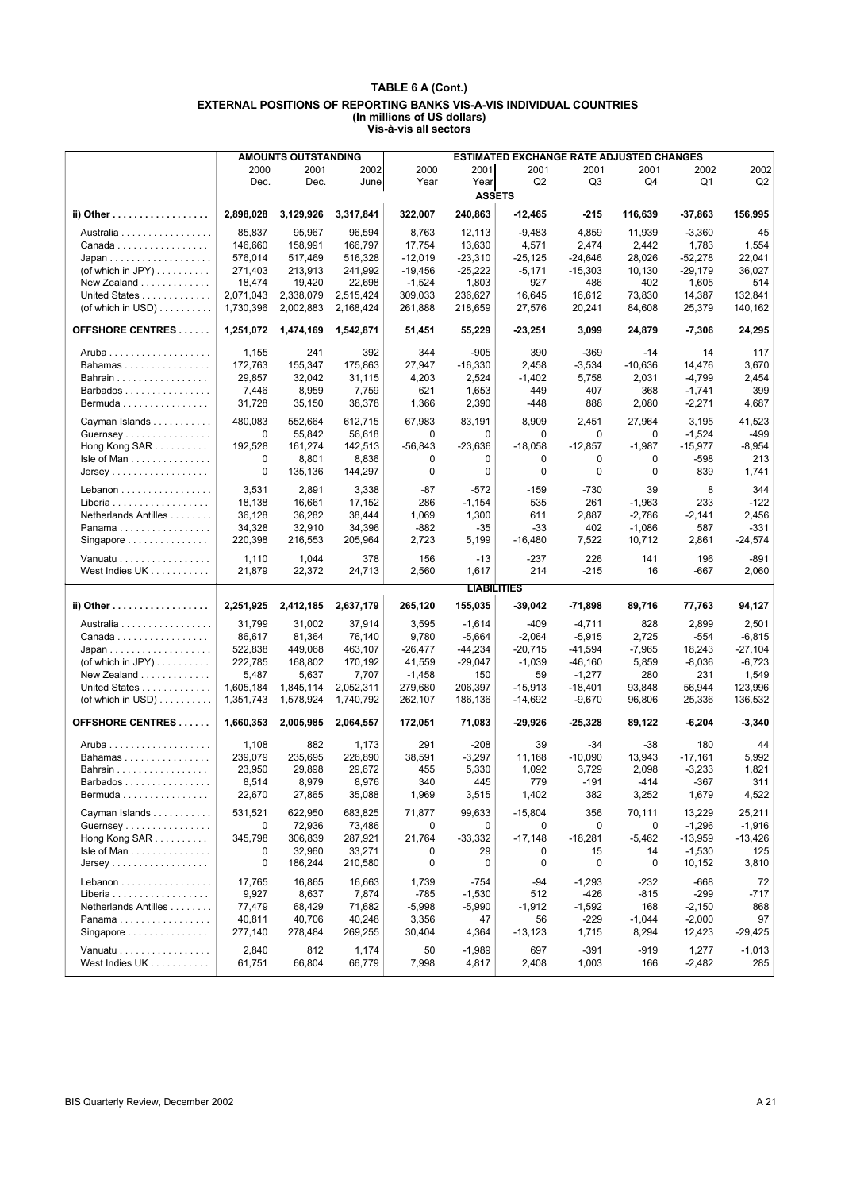# TABLE 6 A (Cont.)

## EXTERNAL POSITIONS OF REPORTING BANKS VIS-A-VIS INDIVIDUAL COUNTRIES

**(In millions of US dollars)**

**Vis-à-vis all sectors**

| | AMOUNTS OUTSTANDING | | | ESTIMATED EXCHANGE RATE ADJUSTED CHANGES | | | | | | |
|---|---|---|---|---|---|---|---|---|---|---|
| | 2000 Dec. | 2001 Dec. | 2002 June | 2000 Year | 2001 Year | 2001 Q2 | 2001 Q3 | 2001 Q4 | 2002 Q1 | 2002 Q2 |
| | | | | | **ASSETS** | | | | | |
| **ii) Other** | **2,898,028** | **3,129,926** | **3,317,841** | **322,007** | **240,863** | **-12,465** | **-215** | **116,639** | **-37,863** | **156,995** |
| Australia | 85,837 | 95,967 | 96,594 | 8,763 | 12,113 | -9,483 | 4,859 | 11,939 | -3,360 | 45 |
| Canada | 146,660 | 158,991 | 166,797 | 17,754 | 13,630 | 4,571 | 2,474 | 2,442 | 1,783 | 1,554 |
| Japan | 576,014 | 517,469 | 516,328 | -12,019 | -23,310 | -25,125 | -24,646 | 28,026 | -52,278 | 22,041 |
| (of which in JPY) | 271,403 | 213,913 | 241,992 | -19,456 | -25,222 | -5,171 | -15,303 | 10,130 | -29,179 | 36,027 |
| New Zealand | 18,474 | 19,420 | 22,698 | -1,524 | 1,803 | 927 | 486 | 402 | 1,605 | 514 |
| United States | 2,071,043 | 2,338,079 | 2,515,424 | 309,033 | 236,627 | 16,645 | 16,612 | 73,830 | 14,387 | 132,841 |
| (of which in USD) | 1,730,396 | 2,002,883 | 2,168,424 | 261,888 | 218,659 | 27,576 | 20,241 | 84,608 | 25,379 | 140,162 |
| **OFFSHORE CENTRES** | **1,251,072** | **1,474,169** | **1,542,871** | **51,451** | **55,229** | **-23,251** | **3,099** | **24,879** | **-7,306** | **24,295** |
| Aruba | 1,155 | 241 | 392 | 344 | -905 | 390 | -369 | -14 | 14 | 117 |
| Bahamas | 172,763 | 155,347 | 175,863 | 27,947 | -16,330 | 2,458 | -3,534 | -10,636 | 14,476 | 3,670 |
| Bahrain | 29,857 | 32,042 | 31,115 | 4,203 | 2,524 | -1,402 | 5,758 | 2,031 | -4,799 | 2,454 |
| Barbados | 7,446 | 8,959 | 7,759 | 621 | 1,653 | 449 | 407 | 368 | -1,741 | 399 |
| Bermuda | 31,728 | 35,150 | 38,378 | 1,366 | 2,390 | -448 | 888 | 2,080 | -2,271 | 4,687 |
| Cayman Islands | 480,083 | 552,664 | 612,715 | 67,983 | 83,191 | 8,909 | 2,451 | 27,964 | 3,195 | 41,523 |
| Guernsey | 0 | 55,842 | 56,618 | 0 | 0 | 0 | 0 | 0 | -1,524 | -499 |
| Hong Kong SAR | 192,528 | 161,274 | 142,513 | -56,843 | -23,636 | -18,058 | -12,857 | -1,987 | -15,977 | -8,954 |
| Isle of Man | 0 | 8,801 | 8,836 | 0 | 0 | 0 | 0 | 0 | -598 | 213 |
| Jersey | 0 | 135,136 | 144,297 | 0 | 0 | 0 | 0 | 0 | 839 | 1,741 |
| Lebanon | 3,531 | 2,891 | 3,338 | -87 | -572 | -159 | -730 | 39 | 8 | 344 |
| Liberia | 18,138 | 16,661 | 17,152 | 286 | -1,154 | 535 | 261 | -1,963 | 233 | -122 |
| Netherlands Antilles | 36,128 | 36,282 | 38,444 | 1,069 | 1,300 | 611 | 2,887 | -2,786 | -2,141 | 2,456 |
| Panama | 34,328 | 32,910 | 34,396 | -882 | -35 | -33 | 402 | -1,086 | 587 | -331 |
| Singapore | 220,398 | 216,553 | 205,964 | 2,723 | 5,199 | -16,480 | 7,522 | 10,712 | 2,861 | -24,574 |
| Vanuatu | 1,110 | 1,044 | 378 | 156 | -13 | -237 | 226 | 141 | 196 | -891 |
| West Indies UK | 21,879 | 22,372 | 24,713 | 2,560 | 1,617 | 214 | -215 | 16 | -667 | 2,060 |
| | | | | | **LIABILITIES** | | | | | |
| **ii) Other** | **2,251,925** | **2,412,185** | **2,637,179** | **265,120** | **155,035** | **-39,042** | **-71,898** | **89,716** | **77,763** | **94,127** |
| Australia | 31,799 | 31,002 | 37,914 | 3,595 | -1,614 | -409 | -4,711 | 828 | 2,899 | 2,501 |
| Canada | 86,617 | 81,364 | 76,140 | 9,780 | -5,664 | -2,064 | -5,915 | 2,725 | -554 | -6,815 |
| Japan | 522,838 | 449,068 | 463,107 | -26,477 | -44,234 | -20,715 | -41,594 | -7,965 | 18,243 | -27,104 |
| (of which in JPY) | 222,785 | 168,802 | 170,192 | 41,559 | -29,047 | -1,039 | -46,160 | 5,859 | -8,036 | -6,723 |
| New Zealand | 5,487 | 5,637 | 7,707 | -1,458 | 150 | 59 | -1,277 | 280 | 231 | 1,549 |
| United States | 1,605,184 | 1,845,114 | 2,052,311 | 279,680 | 206,397 | -15,913 | -18,401 | 93,848 | 56,944 | 123,996 |
| (of which in USD) | 1,351,743 | 1,578,924 | 1,740,792 | 262,107 | 186,136 | -14,692 | -9,670 | 96,806 | 25,336 | 136,532 |
| **OFFSHORE CENTRES** | **1,660,353** | **2,005,985** | **2,064,557** | **172,051** | **71,083** | **-29,926** | **-25,328** | **89,122** | **-6,204** | **-3,340** |
| Aruba | 1,108 | 882 | 1,173 | 291 | -208 | 39 | -34 | -38 | 180 | 44 |
| Bahamas | 239,079 | 235,695 | 226,890 | 38,591 | -3,297 | 11,168 | -10,090 | 13,943 | -17,161 | 5,992 |
| Bahrain | 23,950 | 29,898 | 29,672 | 455 | 5,330 | 1,092 | 3,729 | 2,098 | -3,233 | 1,821 |
| Barbados | 8,514 | 8,979 | 8,976 | 340 | 445 | 779 | -191 | -414 | -367 | 311 |
| Bermuda | 22,670 | 27,865 | 35,088 | 1,969 | 3,515 | 1,402 | 382 | 3,252 | 1,679 | 4,522 |
| Cayman Islands | 531,521 | 622,950 | 683,825 | 71,877 | 99,633 | -15,804 | 356 | 70,111 | 13,229 | 25,211 |
| Guernsey | 0 | 72,936 | 73,486 | 0 | 0 | 0 | 0 | 0 | -1,296 | -1,916 |
| Hong Kong SAR | 345,798 | 306,839 | 287,921 | 21,764 | -33,332 | -17,148 | -18,281 | -5,462 | -13,959 | -13,426 |
| Isle of Man | 0 | 32,960 | 33,271 | 0 | 29 | 0 | 15 | 14 | -1,530 | 125 |
| Jersey | 0 | 186,244 | 210,580 | 0 | 0 | 0 | 0 | 0 | 10,152 | 3,810 |
| Lebanon | 17,765 | 16,865 | 16,663 | 1,739 | -754 | -94 | -1,293 | -232 | -668 | 72 |
| Liberia | 9,927 | 8,637 | 7,874 | -785 | -1,530 | 512 | -426 | -815 | -299 | -717 |
| Netherlands Antilles | 77,479 | 68,429 | 71,682 | -5,998 | -5,990 | -1,912 | -1,592 | 168 | -2,150 | 868 |
| Panama | 40,811 | 40,706 | 40,248 | 3,356 | 47 | 56 | -229 | -1,044 | -2,000 | 97 |
| Singapore | 277,140 | 278,484 | 269,255 | 30,404 | 4,364 | -13,123 | 1,715 | 8,294 | 12,423 | -29,425 |
| Vanuatu | 2,840 | 812 | 1,174 | 50 | -1,989 | 697 | -391 | -919 | 1,277 | -1,013 |
| West Indies UK | 61,751 | 66,804 | 66,779 | 7,998 | 4,817 | 2,408 | 1,003 | 166 | -2,482 | 285 |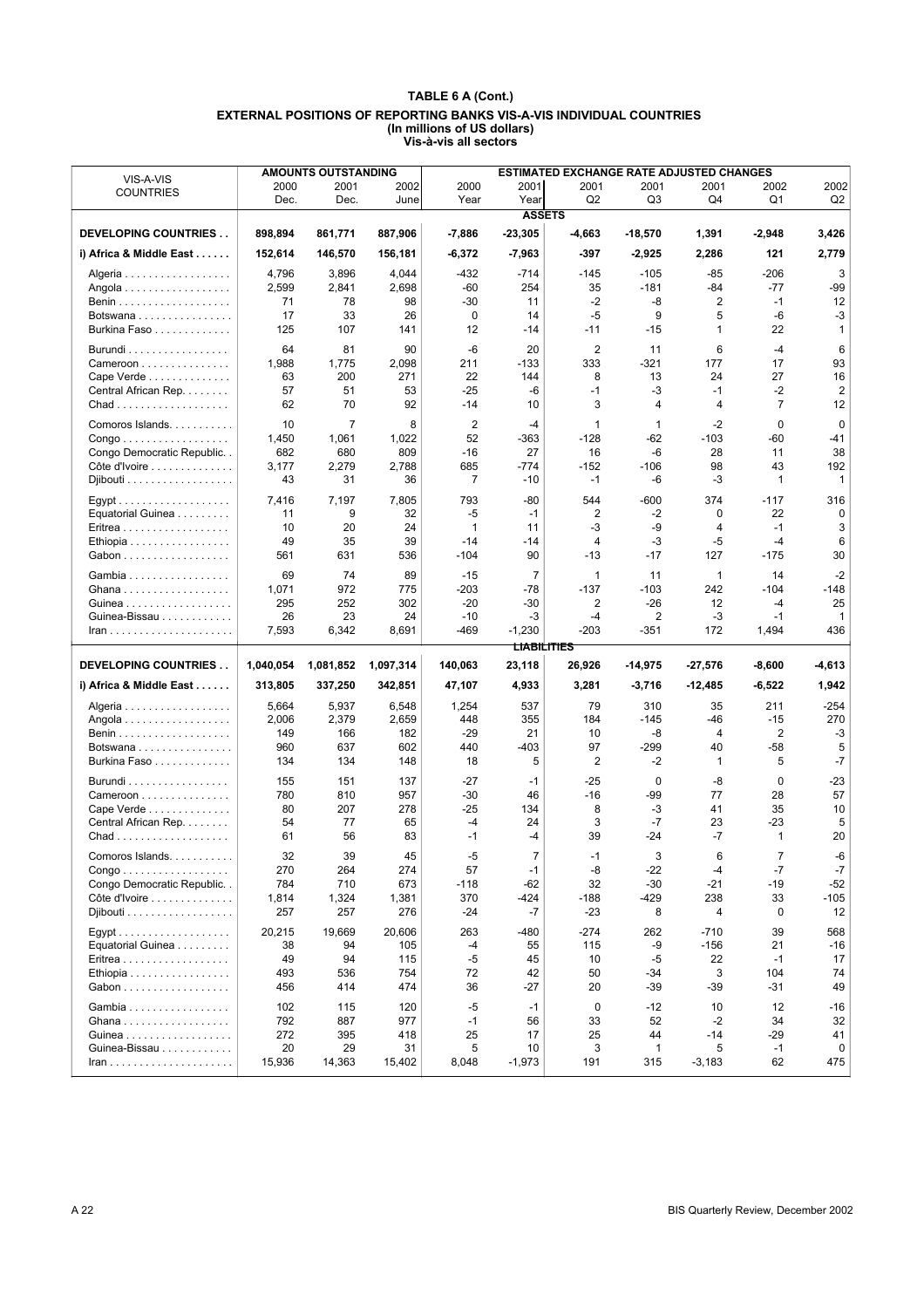# TABLE 6 A (Cont.)

## EXTERNAL POSITIONS OF REPORTING BANKS VIS-A-VIS INDIVIDUAL COUNTRIES

**(In millions of US dollars)**

**Vis-à-vis all sectors**

| VIS-A-VIS COUNTRIES | AMOUNTS OUTSTANDING | | | ESTIMATED EXCHANGE RATE ADJUSTED CHANGES | | | | | | |
|---|---|---|---|---|---|---|---|---|---|---|
| | 2000 Dec. | 2001 Dec. | 2002 June | 2000 Year | 2001 Year | 2001 Q2 | 2001 Q3 | 2001 Q4 | 2002 Q1 | 2002 Q2 |
| | | | | | **ASSETS** | | | | | |
| **DEVELOPING COUNTRIES** | **898,894** | **861,771** | **887,906** | **-7,886** | **-23,305** | **-4,663** | **-18,570** | **1,391** | **-2,948** | **3,426** |
| **i) Africa & Middle East** | **152,614** | **146,570** | **156,181** | **-6,372** | **-7,963** | **-397** | **-2,925** | **2,286** | **121** | **2,779** |
| Algeria | 4,796 | 3,896 | 4,044 | -432 | -714 | -145 | -105 | -85 | -206 | 3 |
| Angola | 2,599 | 2,841 | 2,698 | -60 | 254 | 35 | -181 | -84 | -77 | -99 |
| Benin | 71 | 78 | 98 | -30 | 11 | -2 | -8 | 2 | -1 | 12 |
| Botswana | 17 | 33 | 26 | 0 | 14 | -5 | 9 | 5 | -6 | -3 |
| Burkina Faso | 125 | 107 | 141 | 12 | -14 | -11 | -15 | 1 | 22 | 1 |
| Burundi | 64 | 81 | 90 | -6 | 20 | 2 | 11 | 6 | -4 | 6 |
| Cameroon | 1,988 | 1,775 | 2,098 | 211 | -133 | 333 | -321 | 177 | 17 | 93 |
| Cape Verde | 63 | 200 | 271 | 22 | 144 | 8 | 13 | 24 | 27 | 16 |
| Central African Rep. | 57 | 51 | 53 | -25 | -6 | -1 | -3 | -1 | -2 | 2 |
| Chad | 62 | 70 | 92 | -14 | 10 | 3 | 4 | 4 | 7 | 12 |
| Comoros Islands. | 10 | 7 | 8 | 2 | -4 | 1 | 1 | -2 | 0 | 0 |
| Congo | 1,450 | 1,061 | 1,022 | 52 | -363 | -128 | -62 | -103 | -60 | -41 |
| Congo Democratic Republic. | 682 | 680 | 809 | -16 | 27 | 16 | -6 | 28 | 11 | 38 |
| Côte d'Ivoire | 3,177 | 2,279 | 2,788 | 685 | -774 | -152 | -106 | 98 | 43 | 192 |
| Djibouti | 43 | 31 | 36 | 7 | -10 | -1 | -6 | -3 | 1 | 1 |
| Egypt | 7,416 | 7,197 | 7,805 | 793 | -80 | 544 | -600 | 374 | -117 | 316 |
| Equatorial Guinea | 11 | 9 | 32 | -5 | -1 | 2 | -2 | 0 | 22 | 0 |
| Eritrea | 10 | 20 | 24 | 1 | 11 | -3 | -9 | 4 | -1 | 3 |
| Ethiopia | 49 | 35 | 39 | -14 | -14 | 4 | -3 | -5 | -4 | 6 |
| Gabon | 561 | 631 | 536 | -104 | 90 | -13 | -17 | 127 | -175 | 30 |
| Gambia | 69 | 74 | 89 | -15 | 7 | 1 | 11 | 1 | 14 | -2 |
| Ghana | 1,071 | 972 | 775 | -203 | -78 | -137 | -103 | 242 | -104 | -148 |
| Guinea | 295 | 252 | 302 | -20 | -30 | 2 | -26 | 12 | -4 | 25 |
| Guinea-Bissau | 26 | 23 | 24 | -10 | -3 | -4 | 2 | -3 | -1 | 1 |
| Iran | 7,593 | 6,342 | 8,691 | -469 | -1,230 | -203 | -351 | 172 | 1,494 | 436 |
| | | | | | **LIABILITIES** | | | | | |
| **DEVELOPING COUNTRIES** | **1,040,054** | **1,081,852** | **1,097,314** | **140,063** | **23,118** | **26,926** | **-14,975** | **-27,576** | **-8,600** | **-4,613** |
| **i) Africa & Middle East** | **313,805** | **337,250** | **342,851** | **47,107** | **4,933** | **3,281** | **-3,716** | **-12,485** | **-6,522** | **1,942** |
| Algeria | 5,664 | 5,937 | 6,548 | 1,254 | 537 | 79 | 310 | 35 | 211 | -254 |
| Angola | 2,006 | 2,379 | 2,659 | 448 | 355 | 184 | -145 | -46 | -15 | 270 |
| Benin | 149 | 166 | 182 | -29 | 21 | 10 | -8 | 4 | 2 | -3 |
| Botswana | 960 | 637 | 602 | 440 | -403 | 97 | -299 | 40 | -58 | 5 |
| Burkina Faso | 134 | 134 | 148 | 18 | 5 | 2 | -2 | 1 | 5 | -7 |
| Burundi | 155 | 151 | 137 | -27 | -1 | -25 | 0 | -8 | 0 | -23 |
| Cameroon | 780 | 810 | 957 | -30 | 46 | -16 | -99 | 77 | 28 | 57 |
| Cape Verde | 80 | 207 | 278 | -25 | 134 | 8 | -3 | 41 | 35 | 10 |
| Central African Rep. | 54 | 77 | 65 | -4 | 24 | 3 | -7 | 23 | -23 | 5 |
| Chad | 61 | 56 | 83 | -1 | -4 | 39 | -24 | -7 | 1 | 20 |
| Comoros Islands. | 32 | 39 | 45 | -5 | 7 | -1 | 3 | 6 | 7 | -6 |
| Congo | 270 | 264 | 274 | 57 | -1 | -8 | -22 | -4 | -7 | -7 |
| Congo Democratic Republic. | 784 | 710 | 673 | -118 | -62 | 32 | -30 | -21 | -19 | -52 |
| Côte d'Ivoire | 1,814 | 1,324 | 1,381 | 370 | -424 | -188 | -429 | 238 | 33 | -105 |
| Djibouti | 257 | 257 | 276 | -24 | -7 | -23 | 8 | 4 | 0 | 12 |
| Egypt | 20,215 | 19,669 | 20,606 | 263 | -480 | -274 | 262 | -710 | 39 | 568 |
| Equatorial Guinea | 38 | 94 | 105 | -4 | 55 | 115 | -9 | -156 | 21 | -16 |
| Eritrea | 49 | 94 | 115 | -5 | 45 | 10 | -5 | 22 | -1 | 17 |
| Ethiopia | 493 | 536 | 754 | 72 | 42 | 50 | -34 | 3 | 104 | 74 |
| Gabon | 456 | 414 | 474 | 36 | -27 | 20 | -39 | -39 | -31 | 49 |
| Gambia | 102 | 115 | 120 | -5 | -1 | 0 | -12 | 10 | 12 | -16 |
| Ghana | 792 | 887 | 977 | -1 | 56 | 33 | 52 | -2 | 34 | 32 |
| Guinea | 272 | 395 | 418 | 25 | 17 | 25 | 44 | -14 | -29 | 41 |
| Guinea-Bissau | 20 | 29 | 31 | 5 | 10 | 3 | 1 | 5 | -1 | 0 |
| Iran | 15,936 | 14,363 | 15,402 | 8,048 | -1,973 | 191 | 315 | -3,183 | 62 | 475 |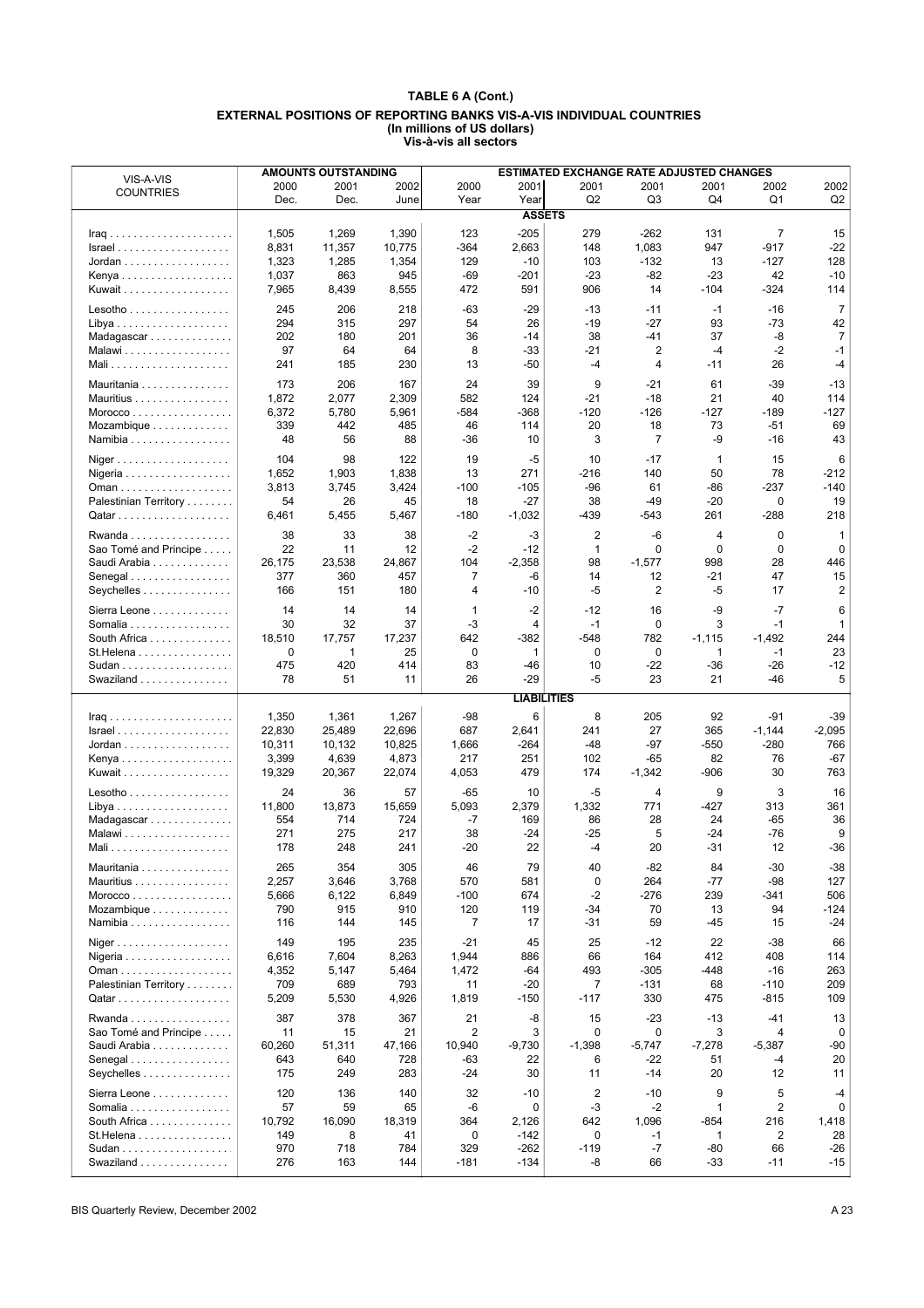# TABLE 6 A (Cont.)

## EXTERNAL POSITIONS OF REPORTING BANKS VIS-A-VIS INDIVIDUAL COUNTRIES

### (In millions of US dollars)

### Vis-à-vis all sectors

| VIS-A-VIS COUNTRIES | AMOUNTS OUTSTANDING | | | ESTIMATED EXCHANGE RATE ADJUSTED CHANGES | | | | | | |
|---|---|---|---|---|---|---|---|---|---|---|
| | 2000 Dec. | 2001 Dec. | 2002 June | 2000 Year | 2001 Year | 2001 Q2 | 2001 Q3 | 2001 Q4 | 2002 Q1 | 2002 Q2 |
| **ASSETS** | | | | | | | | | | |
| Iraq | 1,505 | 1,269 | 1,390 | 123 | -205 | 279 | -262 | 131 | 7 | 15 |
| Israel | 8,831 | 11,357 | 10,775 | -364 | 2,663 | 148 | 1,083 | 947 | -917 | -22 |
| Jordan | 1,323 | 1,285 | 1,354 | 129 | -10 | 103 | -132 | 13 | -127 | 128 |
| Kenya | 1,037 | 863 | 945 | -69 | -201 | -23 | -82 | -23 | 42 | -10 |
| Kuwait | 7,965 | 8,439 | 8,555 | 472 | 591 | 906 | 14 | -104 | -324 | 114 |
| Lesotho | 245 | 206 | 218 | -63 | -29 | -13 | -11 | -1 | -16 | 7 |
| Libya | 294 | 315 | 297 | 54 | 26 | -19 | -27 | 93 | -73 | 42 |
| Madagascar | 202 | 180 | 201 | 36 | -14 | 38 | -41 | 37 | -8 | 7 |
| Malawi | 97 | 64 | 64 | 8 | -33 | -21 | 2 | -4 | -2 | -1 |
| Mali | 241 | 185 | 230 | 13 | -50 | -4 | 4 | -11 | 26 | -4 |
| Mauritania | 173 | 206 | 167 | 24 | 39 | 9 | -21 | 61 | -39 | -13 |
| Mauritius | 1,872 | 2,077 | 2,309 | 582 | 124 | -21 | -18 | 21 | 40 | 114 |
| Morocco | 6,372 | 5,780 | 5,961 | -584 | -368 | -120 | -126 | -127 | -189 | -127 |
| Mozambique | 339 | 442 | 485 | 46 | 114 | 20 | 18 | 73 | -51 | 69 |
| Namibia | 48 | 56 | 88 | -36 | 10 | 3 | 7 | -9 | -16 | 43 |
| Niger | 104 | 98 | 122 | 19 | -5 | 10 | -17 | 1 | 15 | 6 |
| Nigeria | 1,652 | 1,903 | 1,838 | 13 | 271 | -216 | 140 | 50 | 78 | -212 |
| Oman | 3,813 | 3,745 | 3,424 | -100 | -105 | -96 | 61 | -86 | -237 | -140 |
| Palestinian Territory | 54 | 26 | 45 | 18 | -27 | 38 | -49 | -20 | 0 | 19 |
| Qatar | 6,461 | 5,455 | 5,467 | -180 | -1,032 | -439 | -543 | 261 | -288 | 218 |
| Rwanda | 38 | 33 | 38 | -2 | -3 | 2 | -6 | 4 | 0 | 1 |
| Sao Tomé and Principe | 22 | 11 | 12 | -2 | -12 | 1 | 0 | 0 | 0 | 0 |
| Saudi Arabia | 26,175 | 23,538 | 24,867 | 104 | -2,358 | 98 | -1,577 | 998 | 28 | 446 |
| Senegal | 377 | 360 | 457 | 7 | -6 | 14 | 12 | -21 | 47 | 15 |
| Seychelles | 166 | 151 | 180 | 4 | -10 | -5 | 2 | -5 | 17 | 2 |
| Sierra Leone | 14 | 14 | 14 | 1 | -2 | -12 | 16 | -9 | -7 | 6 |
| Somalia | 30 | 32 | 37 | -3 | 4 | -1 | 0 | 3 | -1 | 1 |
| South Africa | 18,510 | 17,757 | 17,237 | 642 | -382 | -548 | 782 | -1,115 | -1,492 | 244 |
| St.Helena | 0 | 1 | 25 | 0 | 1 | 0 | 0 | 1 | -1 | 23 |
| Sudan | 475 | 420 | 414 | 83 | -46 | 10 | -22 | -36 | -26 | -12 |
| Swaziland | 78 | 51 | 11 | 26 | -29 | -5 | 23 | 21 | -46 | 5 |
| **LIABILITIES** | | | | | | | | | | |
| Iraq | 1,350 | 1,361 | 1,267 | -98 | 6 | 8 | 205 | 92 | -91 | -39 |
| Israel | 22,830 | 25,489 | 22,696 | 687 | 2,641 | 241 | 27 | 365 | -1,144 | -2,095 |
| Jordan | 10,311 | 10,132 | 10,825 | 1,666 | -264 | -48 | -97 | -550 | -280 | 766 |
| Kenya | 3,399 | 4,639 | 4,873 | 217 | 251 | 102 | -65 | 82 | 76 | -67 |
| Kuwait | 19,329 | 20,367 | 22,074 | 4,053 | 479 | 174 | -1,342 | -906 | 30 | 763 |
| Lesotho | 24 | 36 | 57 | -65 | 10 | -5 | 4 | 9 | 3 | 16 |
| Libya | 11,800 | 13,873 | 15,659 | 5,093 | 2,379 | 1,332 | 771 | -427 | 313 | 361 |
| Madagascar | 554 | 714 | 724 | -7 | 169 | 86 | 28 | 24 | -65 | 36 |
| Malawi | 271 | 275 | 217 | 38 | -24 | -25 | 5 | -24 | -76 | 9 |
| Mali | 178 | 248 | 241 | -20 | 22 | -4 | 20 | -31 | 12 | -36 |
| Mauritania | 265 | 354 | 305 | 46 | 79 | 40 | -82 | 84 | -30 | -38 |
| Mauritius | 2,257 | 3,646 | 3,768 | 570 | 581 | 0 | 264 | -77 | -98 | 127 |
| Morocco | 5,666 | 6,122 | 6,849 | -100 | 674 | -2 | -276 | 239 | -341 | 506 |
| Mozambique | 790 | 915 | 910 | 120 | 119 | -34 | 70 | 13 | 94 | -124 |
| Namibia | 116 | 144 | 145 | 7 | 17 | -31 | 59 | -45 | 15 | -24 |
| Niger | 149 | 195 | 235 | -21 | 45 | 25 | -12 | 22 | -38 | 66 |
| Nigeria | 6,616 | 7,604 | 8,263 | 1,944 | 886 | 66 | 164 | 412 | 408 | 114 |
| Oman | 4,352 | 5,147 | 5,464 | 1,472 | -64 | 493 | -305 | -448 | -16 | 263 |
| Palestinian Territory | 709 | 689 | 793 | 11 | -20 | 7 | -131 | 68 | -110 | 209 |
| Qatar | 5,209 | 5,530 | 4,926 | 1,819 | -150 | -117 | 330 | 475 | -815 | 109 |
| Rwanda | 387 | 378 | 367 | 21 | -8 | 15 | -23 | -13 | -41 | 13 |
| Sao Tomé and Principe | 11 | 15 | 21 | 2 | 3 | 0 | 0 | 3 | 4 | 0 |
| Saudi Arabia | 60,260 | 51,311 | 47,166 | 10,940 | -9,730 | -1,398 | -5,747 | -7,278 | -5,387 | -90 |
| Senegal | 643 | 640 | 728 | -63 | 22 | 6 | -22 | 51 | -4 | 20 |
| Seychelles | 175 | 249 | 283 | -24 | 30 | 11 | -14 | 20 | 12 | 11 |
| Sierra Leone | 120 | 136 | 140 | 32 | -10 | 2 | -10 | 9 | 5 | -4 |
| Somalia | 57 | 59 | 65 | -6 | 0 | -3 | -2 | 1 | 2 | 0 |
| South Africa | 10,792 | 16,090 | 18,319 | 364 | 2,126 | 642 | 1,096 | -854 | 216 | 1,418 |
| St.Helena | 149 | 8 | 41 | 0 | -142 | 0 | -1 | 1 | 2 | 28 |
| Sudan | 970 | 718 | 784 | 329 | -262 | -119 | -7 | -80 | 66 | -26 |
| Swaziland | 276 | 163 | 144 | -181 | -134 | -8 | 66 | -33 | -11 | -15 |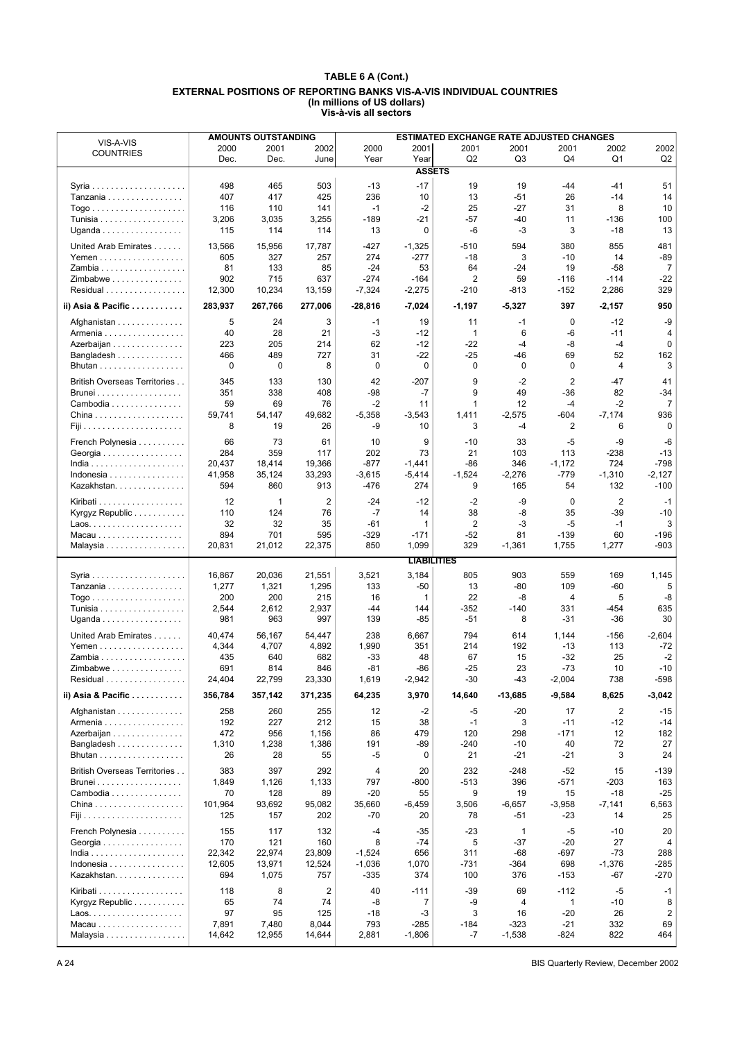# TABLE 6 A (Cont.)

## EXTERNAL POSITIONS OF REPORTING BANKS VIS-A-VIS INDIVIDUAL COUNTRIES
### (In millions of US dollars)
### Vis-à-vis all sectors

| VIS-A-VIS COUNTRIES | AMOUNTS OUTSTANDING | | | ESTIMATED EXCHANGE RATE ADJUSTED CHANGES | | | | | | |
|---|---|---|---|---|---|---|---|---|---|---|
| | 2000 Dec. | 2001 Dec. | 2002 June | 2000 Year | 2001 Year | 2001 Q2 | 2001 Q3 | 2001 Q4 | 2002 Q1 | 2002 Q2 |
| **ASSETS** | | | | | | | | | | |
| Syria | 498 | 465 | 503 | -13 | -17 | 19 | 19 | -44 | -41 | 51 |
| Tanzania | 407 | 417 | 425 | 236 | 10 | 13 | -51 | 26 | -14 | 14 |
| Togo | 116 | 110 | 141 | -1 | -2 | 25 | -27 | 31 | 8 | 10 |
| Tunisia | 3,206 | 3,035 | 3,255 | -189 | -21 | -57 | -40 | 11 | -136 | 100 |
| Uganda | 115 | 114 | 114 | 13 | 0 | -6 | -3 | 3 | -18 | 13 |
| United Arab Emirates | 13,566 | 15,956 | 17,787 | -427 | -1,325 | -510 | 594 | 380 | 855 | 481 |
| Yemen | 605 | 327 | 257 | 274 | -277 | -18 | 3 | -10 | 14 | -89 |
| Zambia | 81 | 133 | 85 | -24 | 53 | 64 | -24 | 19 | -58 | 7 |
| Zimbabwe | 902 | 715 | 637 | -274 | -164 | 2 | 59 | -116 | -114 | -22 |
| Residual | 12,300 | 10,234 | 13,159 | -7,324 | -2,275 | -210 | -813 | -152 | 2,286 | 329 |
| **ii) Asia & Pacific** | **283,937** | **267,766** | **277,006** | **-28,816** | **-7,024** | **-1,197** | **-5,327** | **397** | **-2,157** | **950** |
| Afghanistan | 5 | 24 | 3 | -1 | 19 | 11 | -1 | 0 | -12 | -9 |
| Armenia | 40 | 28 | 21 | -3 | -12 | 1 | 6 | -6 | -11 | 4 |
| Azerbaijan | 223 | 205 | 214 | 62 | -12 | -22 | -4 | -8 | -4 | 0 |
| Bangladesh | 466 | 489 | 727 | 31 | -22 | -25 | -46 | 69 | 52 | 162 |
| Bhutan | 0 | 0 | 8 | 0 | 0 | 0 | 0 | 0 | 4 | 3 |
| British Overseas Territories | 345 | 133 | 130 | 42 | -207 | 9 | -2 | 2 | -47 | 41 |
| Brunei | 351 | 338 | 408 | -98 | -7 | 9 | 49 | -36 | 82 | -34 |
| Cambodia | 59 | 69 | 76 | -2 | 11 | 1 | 12 | -4 | -2 | 7 |
| China | 59,741 | 54,147 | 49,682 | -5,358 | -3,543 | 1,411 | -2,575 | -604 | -7,174 | 936 |
| Fiji | 8 | 19 | 26 | -9 | 10 | 3 | -4 | 2 | 6 | 0 |
| French Polynesia | 66 | 73 | 61 | 10 | 9 | -10 | 33 | -5 | -9 | -6 |
| Georgia | 284 | 359 | 117 | 202 | 73 | 21 | 103 | 113 | -238 | -13 |
| India | 20,437 | 18,414 | 19,366 | -877 | -1,441 | -86 | 346 | -1,172 | 724 | -798 |
| Indonesia | 41,958 | 35,124 | 33,293 | -3,615 | -5,414 | -1,524 | -2,276 | -779 | -1,310 | -2,127 |
| Kazakhstan | 594 | 860 | 913 | -476 | 274 | 9 | 165 | 54 | 132 | -100 |
| Kiribati | 12 | 1 | 2 | -24 | -12 | -2 | -9 | 0 | 2 | -1 |
| Kyrgyz Republic | 110 | 124 | 76 | -7 | 14 | 38 | -8 | 35 | -39 | -10 |
| Laos | 32 | 32 | 35 | -61 | 1 | 2 | -3 | -5 | -1 | 3 |
| Macau | 894 | 701 | 595 | -329 | -171 | -52 | 81 | -139 | 60 | -196 |
| Malaysia | 20,831 | 21,012 | 22,375 | 850 | 1,099 | 329 | -1,361 | 1,755 | 1,277 | -903 |
| **LIABILITIES** | | | | | | | | | | |
| Syria | 16,867 | 20,036 | 21,551 | 3,521 | 3,184 | 805 | 903 | 559 | 169 | 1,145 |
| Tanzania | 1,277 | 1,321 | 1,295 | 133 | -50 | 13 | -80 | 109 | -60 | 5 |
| Togo | 200 | 200 | 215 | 16 | 1 | 22 | -8 | 4 | 5 | -8 |
| Tunisia | 2,544 | 2,612 | 2,937 | -44 | 144 | -352 | -140 | 331 | -454 | 635 |
| Uganda | 981 | 963 | 997 | 139 | -85 | -51 | 8 | -31 | -36 | 30 |
| United Arab Emirates | 40,474 | 56,167 | 54,447 | 238 | 6,667 | 794 | 614 | 1,144 | -156 | -2,604 |
| Yemen | 4,344 | 4,707 | 4,892 | 1,990 | 351 | 214 | 192 | -13 | 113 | -72 |
| Zambia | 435 | 640 | 682 | -33 | 48 | 67 | 15 | -32 | 25 | -2 |
| Zimbabwe | 691 | 814 | 846 | -81 | -86 | -25 | 23 | -73 | 10 | -10 |
| Residual | 24,404 | 22,799 | 23,330 | 1,619 | -2,942 | -30 | -43 | -2,004 | 738 | -598 |
| **ii) Asia & Pacific** | **356,784** | **357,142** | **371,235** | **64,235** | **3,970** | **14,640** | **-13,685** | **-9,584** | **8,625** | **-3,042** |
| Afghanistan | 258 | 260 | 255 | 12 | -2 | -5 | -20 | 17 | 2 | -15 |
| Armenia | 192 | 227 | 212 | 15 | 38 | -1 | 3 | -11 | -12 | -14 |
| Azerbaijan | 472 | 956 | 1,156 | 86 | 479 | 120 | 298 | -171 | 12 | 182 |
| Bangladesh | 1,310 | 1,238 | 1,386 | 191 | -89 | -240 | -10 | 40 | 72 | 27 |
| Bhutan | 26 | 28 | 55 | -5 | 0 | 21 | -21 | -21 | 3 | 24 |
| British Overseas Territories | 383 | 397 | 292 | 4 | 20 | 232 | -248 | -52 | 15 | -139 |
| Brunei | 1,849 | 1,126 | 1,133 | 797 | -800 | -513 | 396 | -571 | -203 | 163 |
| Cambodia | 70 | 128 | 89 | -20 | 55 | 9 | 19 | 15 | -18 | -25 |
| China | 101,964 | 93,692 | 95,082 | 35,660 | -6,459 | 3,506 | -6,657 | -3,958 | -7,141 | 6,563 |
| Fiji | 125 | 157 | 202 | -70 | 20 | 78 | -51 | -23 | 14 | 25 |
| French Polynesia | 155 | 117 | 132 | -4 | -35 | -23 | 1 | -5 | -10 | 20 |
| Georgia | 170 | 121 | 160 | 8 | -74 | 5 | -37 | -20 | 27 | 4 |
| India | 22,342 | 22,974 | 23,809 | -1,524 | 656 | 311 | -68 | -697 | -73 | 288 |
| Indonesia | 12,605 | 13,971 | 12,524 | -1,036 | 1,070 | -731 | -364 | 698 | -1,376 | -285 |
| Kazakhstan | 694 | 1,075 | 757 | -335 | 374 | 100 | 376 | -153 | -67 | -270 |
| Kiribati | 118 | 8 | 2 | 40 | -111 | -39 | 69 | -112 | -5 | -1 |
| Kyrgyz Republic | 65 | 74 | 74 | -8 | 7 | -9 | 4 | 1 | -10 | 8 |
| Laos | 97 | 95 | 125 | -18 | -3 | 3 | 16 | -20 | 26 | 2 |
| Macau | 7,891 | 7,480 | 8,044 | 793 | -285 | -184 | -323 | -21 | 332 | 69 |
| Malaysia | 14,642 | 12,955 | 14,644 | 2,881 | -1,806 | -7 | -1,538 | -824 | 822 | 464 |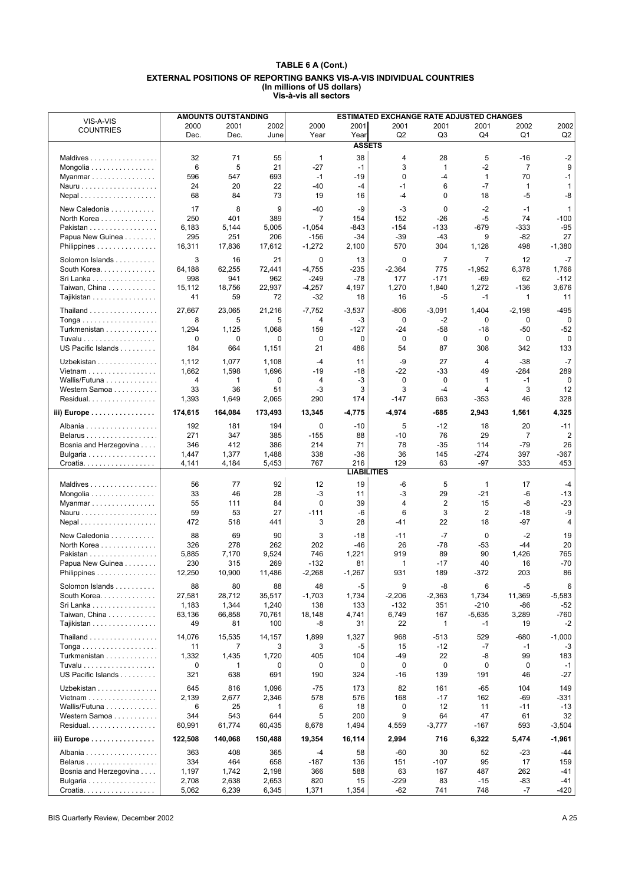# TABLE 6 A (Cont.)

## EXTERNAL POSITIONS OF REPORTING BANKS VIS-A-VIS INDIVIDUAL COUNTRIES

**(In millions of US dollars)**

**Vis-à-vis all sectors**

| VIS-A-VIS COUNTRIES | AMOUNTS OUTSTANDING | | | ESTIMATED EXCHANGE RATE ADJUSTED CHANGES | | | | | | |
|---|---|---|---|---|---|---|---|---|---|---|
| | 2000 Dec. | 2001 Dec. | 2002 June | 2000 Year | 2001 Year | 2001 Q2 | 2001 Q3 | 2001 Q4 | 2002 Q1 | 2002 Q2 |
| **ASSETS** | | | | | | | | | | |
| Maldives | 32 | 71 | 55 | 1 | 38 | 4 | 28 | 5 | -16 | -2 |
| Mongolia | 6 | 5 | 21 | -27 | -1 | 3 | 1 | -2 | 7 | 9 |
| Myanmar | 596 | 547 | 693 | -1 | -19 | 0 | -4 | 1 | 70 | -1 |
| Nauru | 24 | 20 | 22 | -40 | -4 | -1 | 6 | -7 | 1 | 1 |
| Nepal | 68 | 84 | 73 | 19 | 16 | -4 | 0 | 18 | -5 | -8 |
| New Caledonia | 17 | 8 | 9 | -40 | -9 | -3 | 0 | -2 | -1 | 1 |
| North Korea | 250 | 401 | 389 | 7 | 154 | 152 | -26 | -5 | 74 | -100 |
| Pakistan | 6,183 | 5,144 | 5,005 | -1,054 | -843 | -154 | -133 | -679 | -333 | -95 |
| Papua New Guinea | 295 | 251 | 206 | -156 | -34 | -39 | -43 | 9 | -82 | 27 |
| Philippines | 16,311 | 17,836 | 17,612 | -1,272 | 2,100 | 570 | 304 | 1,128 | 498 | -1,380 |
| Solomon Islands | 3 | 16 | 21 | 0 | 13 | 0 | 7 | 7 | 12 | -7 |
| South Korea | 64,188 | 62,255 | 72,441 | -4,755 | -235 | -2,364 | 775 | -1,952 | 6,378 | 1,766 |
| Sri Lanka | 998 | 941 | 962 | -249 | -78 | 177 | -171 | -69 | 62 | -112 |
| Taiwan, China | 15,112 | 18,756 | 22,937 | -4,257 | 4,197 | 1,270 | 1,840 | 1,272 | -136 | 3,676 |
| Tajikistan | 41 | 59 | 72 | -32 | 18 | 16 | -5 | -1 | 1 | 11 |
| Thailand | 27,667 | 23,065 | 21,216 | -7,752 | -3,537 | -806 | -3,091 | 1,404 | -2,198 | -495 |
| Tonga | 8 | 5 | 5 | 4 | -3 | 0 | -2 | 0 | 0 | 0 |
| Turkmenistan | 1,294 | 1,125 | 1,068 | 159 | -127 | -24 | -58 | -18 | -50 | -52 |
| Tuvalu | 0 | 0 | 0 | 0 | 0 | 0 | 0 | 0 | 0 | 0 |
| US Pacific Islands | 184 | 664 | 1,151 | 21 | 486 | 54 | 87 | 308 | 342 | 133 |
| Uzbekistan | 1,112 | 1,077 | 1,108 | -4 | 11 | -9 | 27 | 4 | -38 | -7 |
| Vietnam | 1,662 | 1,598 | 1,696 | -19 | -18 | -22 | -33 | 49 | -284 | 289 |
| Wallis/Futuna | 4 | 1 | 0 | 4 | -3 | 0 | 0 | 1 | -1 | 0 |
| Western Samoa | 33 | 36 | 51 | -3 | 3 | 3 | -4 | 4 | 3 | 12 |
| Residual | 1,393 | 1,649 | 2,065 | 290 | 174 | -147 | 663 | -353 | 46 | 328 |
| **iii) Europe** | **174,615** | **164,084** | **173,493** | **13,345** | **-4,775** | **-4,974** | **-685** | **2,943** | **1,561** | **4,325** |
| Albania | 192 | 181 | 194 | 0 | -10 | 5 | -12 | 18 | 20 | -11 |
| Belarus | 271 | 347 | 385 | -155 | 88 | -10 | 76 | 29 | 7 | 2 |
| Bosnia and Herzegovina | 346 | 412 | 386 | 214 | 71 | 78 | -35 | 114 | -79 | 26 |
| Bulgaria | 1,447 | 1,377 | 1,488 | 338 | -36 | 36 | 145 | -274 | 397 | -367 |
| Croatia | 4,141 | 4,184 | 5,453 | 767 | 216 | 129 | 63 | -97 | 333 | 453 |
| **LIABILITIES** | | | | | | | | | | |
| Maldives | 56 | 77 | 92 | 12 | 19 | -6 | 5 | 1 | 17 | -4 |
| Mongolia | 33 | 46 | 28 | -3 | 11 | -3 | 29 | -21 | -6 | -13 |
| Myanmar | 55 | 111 | 84 | 0 | 39 | 4 | 2 | 15 | -8 | -23 |
| Nauru | 59 | 53 | 27 | -111 | -6 | 6 | 3 | 2 | -18 | -9 |
| Nepal | 472 | 518 | 441 | 3 | 28 | -41 | 22 | 18 | -97 | 4 |
| New Caledonia | 88 | 69 | 90 | 3 | -18 | -11 | -7 | 0 | -2 | 19 |
| North Korea | 326 | 278 | 262 | 202 | -46 | 26 | -78 | -53 | -44 | 20 |
| Pakistan | 5,885 | 7,170 | 9,524 | 746 | 1,221 | 919 | 89 | 90 | 1,426 | 765 |
| Papua New Guinea | 230 | 315 | 269 | -132 | 81 | 1 | -17 | 40 | 16 | -70 |
| Philippines | 12,250 | 10,900 | 11,486 | -2,268 | -1,267 | 931 | 189 | -372 | 203 | 86 |
| Solomon Islands | 88 | 80 | 88 | 48 | -5 | 9 | -8 | 6 | -5 | 6 |
| South Korea | 27,581 | 28,712 | 35,517 | -1,703 | 1,734 | -2,206 | -2,363 | 1,734 | 11,369 | -5,583 |
| Sri Lanka | 1,183 | 1,344 | 1,240 | 138 | 133 | -132 | 351 | -210 | -86 | -52 |
| Taiwan, China | 63,136 | 66,858 | 70,761 | 18,148 | 4,741 | 6,749 | 167 | -5,635 | 3,289 | -760 |
| Tajikistan | 49 | 81 | 100 | -8 | 31 | 22 | 1 | -1 | 19 | -2 |
| Thailand | 14,076 | 15,535 | 14,157 | 1,899 | 1,327 | 968 | -513 | 529 | -680 | -1,000 |
| Tonga | 11 | 7 | 3 | 3 | -5 | 15 | -12 | -7 | -1 | -3 |
| Turkmenistan | 1,332 | 1,435 | 1,720 | 405 | 104 | -49 | 22 | -8 | 99 | 183 |
| Tuvalu | 0 | 1 | 0 | 0 | 0 | 0 | 0 | 0 | 0 | -1 |
| US Pacific Islands | 321 | 638 | 691 | 190 | 324 | -16 | 139 | 191 | 46 | -27 |
| Uzbekistan | 645 | 816 | 1,096 | -75 | 173 | 82 | 161 | -65 | 104 | 149 |
| Vietnam | 2,139 | 2,677 | 2,346 | 578 | 576 | 168 | -17 | 162 | -69 | -331 |
| Wallis/Futuna | 6 | 25 | 1 | 6 | 18 | 0 | 12 | 11 | -11 | -13 |
| Western Samoa | 344 | 543 | 644 | 5 | 200 | 9 | 64 | 47 | 61 | 32 |
| Residual | 60,991 | 61,774 | 60,435 | 8,678 | 1,494 | 4,559 | -3,777 | -167 | 593 | -3,504 |
| **iii) Europe** | **122,508** | **140,068** | **150,488** | **19,354** | **16,114** | **2,994** | **716** | **6,322** | **5,474** | **-1,961** |
| Albania | 363 | 408 | 365 | -4 | 58 | -60 | 30 | 52 | -23 | -44 |
| Belarus | 334 | 464 | 658 | -187 | 136 | 151 | -107 | 95 | 17 | 159 |
| Bosnia and Herzegovina | 1,197 | 1,742 | 2,198 | 366 | 588 | 63 | 167 | 487 | 262 | -41 |
| Bulgaria | 2,708 | 2,638 | 2,653 | 820 | 15 | -229 | 83 | -15 | -83 | -41 |
| Croatia | 5,062 | 6,239 | 6,345 | 1,371 | 1,354 | -62 | 741 | 748 | -7 | -420 |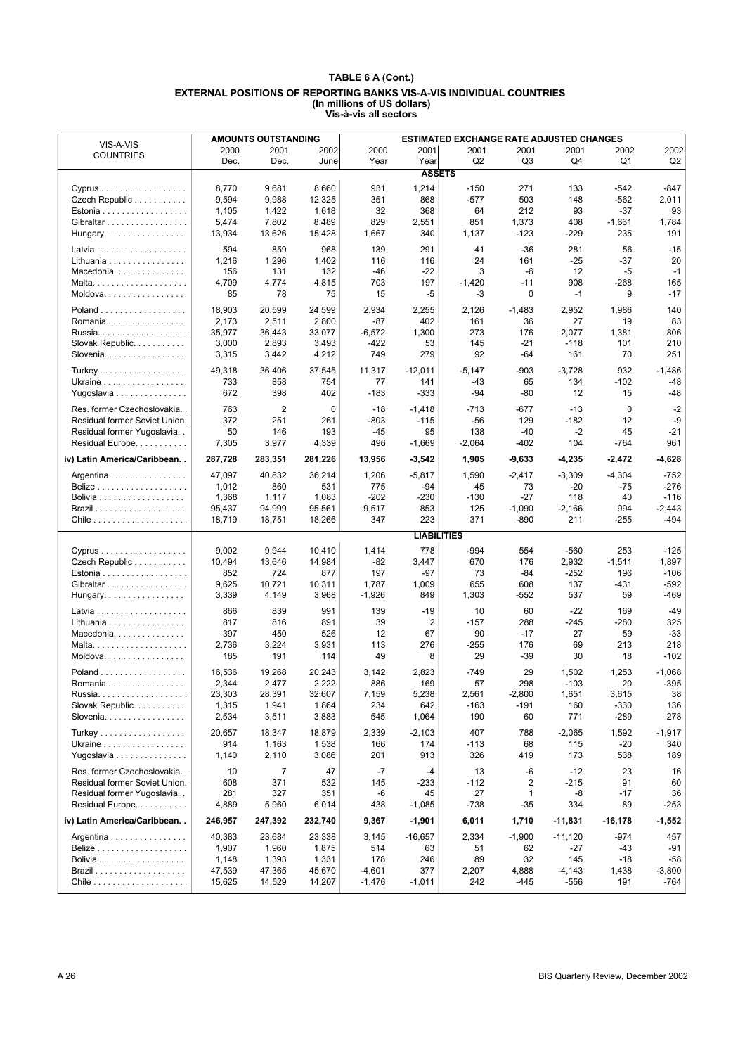# TABLE 6 A (Cont.)

## EXTERNAL POSITIONS OF REPORTING BANKS VIS-A-VIS INDIVIDUAL COUNTRIES
### (In millions of US dollars)
### Vis-à-vis all sectors

| VIS-A-VIS COUNTRIES | AMOUNTS OUTSTANDING | | | ESTIMATED EXCHANGE RATE ADJUSTED CHANGES | | | | | | |
|---|---|---|---|---|---|---|---|---|---|---|
| | 2000 Dec. | 2001 Dec. | 2002 June | 2000 Year | 2001 Year | 2001 Q2 | 2001 Q3 | 2001 Q4 | 2002 Q1 | 2002 Q2 |
| **ASSETS** | | | | | | | | | | |
| Cyprus | 8,770 | 9,681 | 8,660 | 931 | 1,214 | -150 | 271 | 133 | -542 | -847 |
| Czech Republic | 9,594 | 9,988 | 12,325 | 351 | 868 | -577 | 503 | 148 | -562 | 2,011 |
| Estonia | 1,105 | 1,422 | 1,618 | 32 | 368 | 64 | 212 | 93 | -37 | 93 |
| Gibraltar | 5,474 | 7,802 | 8,489 | 829 | 2,551 | 851 | 1,373 | 408 | -1,661 | 1,784 |
| Hungary | 13,934 | 13,626 | 15,428 | 1,667 | 340 | 1,137 | -123 | -229 | 235 | 191 |
| Latvia | 594 | 859 | 968 | 139 | 291 | 41 | -36 | 281 | 56 | -15 |
| Lithuania | 1,216 | 1,296 | 1,402 | 116 | 116 | 24 | 161 | -25 | -37 | 20 |
| Macedonia | 156 | 131 | 132 | -46 | -22 | 3 | -6 | 12 | -5 | -1 |
| Malta | 4,709 | 4,774 | 4,815 | 703 | 197 | -1,420 | -11 | 908 | -268 | 165 |
| Moldova | 85 | 78 | 75 | 15 | -5 | -3 | 0 | -1 | 9 | -17 |
| Poland | 18,903 | 20,599 | 24,599 | 2,934 | 2,255 | 2,126 | -1,483 | 2,952 | 1,986 | 140 |
| Romania | 2,173 | 2,511 | 2,800 | -87 | 402 | 161 | 36 | 27 | 19 | 83 |
| Russia | 35,977 | 36,443 | 33,077 | -6,572 | 1,300 | 273 | 176 | 2,077 | 1,381 | 806 |
| Slovak Republic | 3,000 | 2,893 | 3,493 | -422 | 53 | 145 | -21 | -118 | 101 | 210 |
| Slovenia | 3,315 | 3,442 | 4,212 | 749 | 279 | 92 | -64 | 161 | 70 | 251 |
| Turkey | 49,318 | 36,406 | 37,545 | 11,317 | -12,011 | -5,147 | -903 | -3,728 | 932 | -1,486 |
| Ukraine | 733 | 858 | 754 | 77 | 141 | -43 | 65 | 134 | -102 | -48 |
| Yugoslavia | 672 | 398 | 402 | -183 | -333 | -94 | -80 | 12 | 15 | -48 |
| Res. former Czechoslovakia | 763 | 2 | 0 | -18 | -1,418 | -713 | -677 | -13 | 0 | -2 |
| Residual former Soviet Union | 372 | 251 | 261 | -803 | -115 | -56 | 129 | -182 | 12 | -9 |
| Residual former Yugoslavia | 50 | 146 | 193 | -45 | 95 | 138 | -40 | -2 | 45 | -21 |
| Residual Europe | 7,305 | 3,977 | 4,339 | 496 | -1,669 | -2,064 | -402 | 104 | -764 | 961 |
| **iv) Latin America/Caribbean** | **287,728** | **283,351** | **281,226** | **13,956** | **-3,542** | **1,905** | **-9,633** | **-4,235** | **-2,472** | **-4,628** |
| Argentina | 47,097 | 40,832 | 36,214 | 1,206 | -5,817 | 1,590 | -2,417 | -3,309 | -4,304 | -752 |
| Belize | 1,012 | 860 | 531 | 775 | -94 | 45 | 73 | -20 | -75 | -276 |
| Bolivia | 1,368 | 1,117 | 1,083 | -202 | -230 | -130 | -27 | 118 | 40 | -116 |
| Brazil | 95,437 | 94,999 | 95,561 | 9,517 | 853 | 125 | -1,090 | -2,166 | 994 | -2,443 |
| Chile | 18,719 | 18,751 | 18,266 | 347 | 223 | 371 | -890 | 211 | -255 | -494 |
| **LIABILITIES** | | | | | | | | | | |
| Cyprus | 9,002 | 9,944 | 10,410 | 1,414 | 778 | -994 | 554 | -560 | 253 | -125 |
| Czech Republic | 10,494 | 13,646 | 14,984 | -82 | 3,447 | 670 | 176 | 2,932 | -1,511 | 1,897 |
| Estonia | 852 | 724 | 877 | 197 | -97 | 73 | -84 | -252 | 196 | -106 |
| Gibraltar | 9,625 | 10,721 | 10,311 | 1,787 | 1,009 | 655 | 608 | 137 | -431 | -592 |
| Hungary | 3,339 | 4,149 | 3,968 | -1,926 | 849 | 1,303 | -552 | 537 | 59 | -469 |
| Latvia | 866 | 839 | 991 | 139 | -19 | 10 | 60 | -22 | 169 | -49 |
| Lithuania | 817 | 816 | 891 | 39 | 2 | -157 | 288 | -245 | -280 | 325 |
| Macedonia | 397 | 450 | 526 | 12 | 67 | 90 | -17 | 27 | 59 | -33 |
| Malta | 2,736 | 3,224 | 3,931 | 113 | 276 | -255 | 176 | 69 | 213 | 218 |
| Moldova | 185 | 191 | 114 | 49 | 8 | 29 | -39 | 30 | 18 | -102 |
| Poland | 16,536 | 19,268 | 20,243 | 3,142 | 2,823 | -749 | 29 | 1,502 | 1,253 | -1,068 |
| Romania | 2,344 | 2,477 | 2,222 | 886 | 169 | 57 | 298 | -103 | 20 | -395 |
| Russia | 23,303 | 28,391 | 32,607 | 7,159 | 5,238 | 2,561 | -2,800 | 1,651 | 3,615 | 38 |
| Slovak Republic | 1,315 | 1,941 | 1,864 | 234 | 642 | -163 | -191 | 160 | -330 | 136 |
| Slovenia | 2,534 | 3,511 | 3,883 | 545 | 1,064 | 190 | 60 | 771 | -289 | 278 |
| Turkey | 20,657 | 18,347 | 18,879 | 2,339 | -2,103 | 407 | 788 | -2,065 | 1,592 | -1,917 |
| Ukraine | 914 | 1,163 | 1,538 | 166 | 174 | -113 | 68 | 115 | -20 | 340 |
| Yugoslavia | 1,140 | 2,110 | 3,086 | 201 | 913 | 326 | 419 | 173 | 538 | 189 |
| Res. former Czechoslovakia | 10 | 7 | 47 | -7 | -4 | 13 | -6 | -12 | 23 | 16 |
| Residual former Soviet Union | 608 | 371 | 532 | 145 | -233 | -112 | 2 | -215 | 91 | 60 |
| Residual former Yugoslavia | 281 | 327 | 351 | -6 | 45 | 27 | 1 | -8 | -17 | 36 |
| Residual Europe | 4,889 | 5,960 | 6,014 | 438 | -1,085 | -738 | -35 | 334 | 89 | -253 |
| **iv) Latin America/Caribbean** | **246,957** | **247,392** | **232,740** | **9,367** | **-1,901** | **6,011** | **1,710** | **-11,831** | **-16,178** | **-1,552** |
| Argentina | 40,383 | 23,684 | 23,338 | 3,145 | -16,657 | 2,334 | -1,900 | -11,120 | -974 | 457 |
| Belize | 1,907 | 1,960 | 1,875 | 514 | 63 | 51 | 62 | -27 | -43 | -91 |
| Bolivia | 1,148 | 1,393 | 1,331 | 178 | 246 | 89 | 32 | 145 | -18 | -58 |
| Brazil | 47,539 | 47,365 | 45,670 | -4,601 | 377 | 2,207 | 4,888 | -4,143 | 1,438 | -3,800 |
| Chile | 15,625 | 14,529 | 14,207 | -1,476 | -1,011 | 242 | -445 | -556 | 191 | -764 |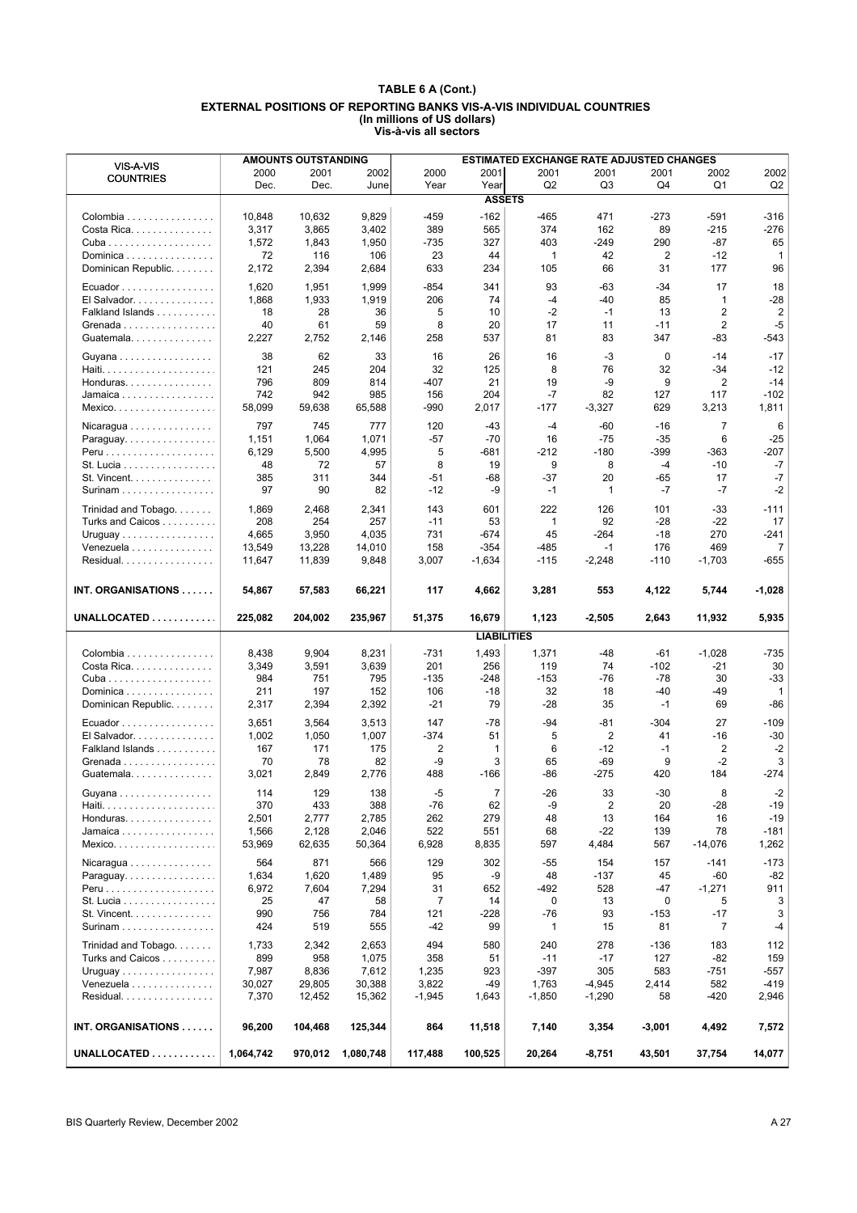# TABLE 6 A (Cont.)

## EXTERNAL POSITIONS OF REPORTING BANKS VIS-A-VIS INDIVIDUAL COUNTRIES
### (In millions of US dollars)
### Vis-à-vis all sectors

| VIS-A-VIS COUNTRIES | AMOUNTS OUTSTANDING | | | ESTIMATED EXCHANGE RATE ADJUSTED CHANGES | | | | | | |
|---|---|---|---|---|---|---|---|---|---|---|
| | 2000 Dec. | 2001 Dec. | 2002 June | 2000 Year | 2001 Year | 2001 Q2 | 2001 Q3 | 2001 Q4 | 2002 Q1 | 2002 Q2 |
| **ASSETS** | | | | | | | | | | |
| Colombia | 10,848 | 10,632 | 9,829 | -459 | -162 | -465 | 471 | -273 | -591 | -316 |
| Costa Rica | 3,317 | 3,865 | 3,402 | 389 | 565 | 374 | 162 | 89 | -215 | -276 |
| Cuba | 1,572 | 1,843 | 1,950 | -735 | 327 | 403 | -249 | 290 | -87 | 65 |
| Dominica | 72 | 116 | 106 | 23 | 44 | 1 | 42 | 2 | -12 | 1 |
| Dominican Republic | 2,172 | 2,394 | 2,684 | 633 | 234 | 105 | 66 | 31 | 177 | 96 |
| Ecuador | 1,620 | 1,951 | 1,999 | -854 | 341 | 93 | -63 | -34 | 17 | 18 |
| El Salvador | 1,868 | 1,933 | 1,919 | 206 | 74 | -4 | -40 | 85 | 1 | -28 |
| Falkland Islands | 18 | 28 | 36 | 5 | 10 | -2 | -1 | 13 | 2 | 2 |
| Grenada | 40 | 61 | 59 | 8 | 20 | 17 | 11 | -11 | 2 | -5 |
| Guatemala | 2,227 | 2,752 | 2,146 | 258 | 537 | 81 | 83 | 347 | -83 | -543 |
| Guyana | 38 | 62 | 33 | 16 | 26 | 16 | -3 | 0 | -14 | -17 |
| Haiti | 121 | 245 | 204 | 32 | 125 | 8 | 76 | 32 | -34 | -12 |
| Honduras | 796 | 809 | 814 | -407 | 21 | 19 | -9 | 9 | 2 | -14 |
| Jamaica | 742 | 942 | 985 | 156 | 204 | -7 | 82 | 127 | 117 | -102 |
| Mexico | 58,099 | 59,638 | 65,588 | -990 | 2,017 | -177 | -3,327 | 629 | 3,213 | 1,811 |
| Nicaragua | 797 | 745 | 777 | 120 | -43 | -4 | -60 | -16 | 7 | 6 |
| Paraguay | 1,151 | 1,064 | 1,071 | -57 | -70 | 16 | -75 | -35 | 6 | -25 |
| Peru | 6,129 | 5,500 | 4,995 | 5 | -681 | -212 | -180 | -399 | -363 | -207 |
| St. Lucia | 48 | 72 | 57 | 8 | 19 | 9 | 8 | -4 | -10 | -7 |
| St. Vincent | 385 | 311 | 344 | -51 | -68 | -37 | 20 | -65 | 17 | -7 |
| Surinam | 97 | 90 | 82 | -12 | -9 | -1 | 1 | -7 | -7 | -2 |
| Trinidad and Tobago | 1,869 | 2,468 | 2,341 | 143 | 601 | 222 | 126 | 101 | -33 | -111 |
| Turks and Caicos | 208 | 254 | 257 | -11 | 53 | 1 | 92 | -28 | -22 | 17 |
| Uruguay | 4,665 | 3,950 | 4,035 | 731 | -674 | 45 | -264 | -18 | 270 | -241 |
| Venezuela | 13,549 | 13,228 | 14,010 | 158 | -354 | -485 | -1 | 176 | 469 | 7 |
| Residual | 11,647 | 11,839 | 9,848 | 3,007 | -1,634 | -115 | -2,248 | -110 | -1,703 | -655 |
| **INT. ORGANISATIONS** | **54,867** | **57,583** | **66,221** | **117** | **4,662** | **3,281** | **553** | **4,122** | **5,744** | **-1,028** |
| **UNALLOCATED** | **225,082** | **204,002** | **235,967** | **51,375** | **16,679** | **1,123** | **-2,505** | **2,643** | **11,932** | **5,935** |
| **LIABILITIES** | | | | | | | | | | |
| Colombia | 8,438 | 9,904 | 8,231 | -731 | 1,493 | 1,371 | -48 | -61 | -1,028 | -735 |
| Costa Rica | 3,349 | 3,591 | 3,639 | 201 | 256 | 119 | 74 | -102 | -21 | 30 |
| Cuba | 984 | 751 | 795 | -135 | -248 | -153 | -76 | -78 | 30 | -33 |
| Dominica | 211 | 197 | 152 | 106 | -18 | 32 | 18 | -40 | -49 | 1 |
| Dominican Republic | 2,317 | 2,394 | 2,392 | -21 | 79 | -28 | 35 | -1 | 69 | -86 |
| Ecuador | 3,651 | 3,564 | 3,513 | 147 | -78 | -94 | -81 | -304 | 27 | -109 |
| El Salvador | 1,002 | 1,050 | 1,007 | -374 | 51 | 5 | 2 | 41 | -16 | -30 |
| Falkland Islands | 167 | 171 | 175 | 2 | 1 | 6 | -12 | -1 | 2 | -2 |
| Grenada | 70 | 78 | 82 | -9 | 3 | 65 | -69 | 9 | -2 | 3 |
| Guatemala | 3,021 | 2,849 | 2,776 | 488 | -166 | -86 | -275 | 420 | 184 | -274 |
| Guyana | 114 | 129 | 138 | -5 | 7 | -26 | 33 | -30 | 8 | -2 |
| Haiti | 370 | 433 | 388 | -76 | 62 | -9 | 2 | 20 | -28 | -19 |
| Honduras | 2,501 | 2,777 | 2,785 | 262 | 279 | 48 | 13 | 164 | 16 | -19 |
| Jamaica | 1,566 | 2,128 | 2,046 | 522 | 551 | 68 | -22 | 139 | 78 | -181 |
| Mexico | 53,969 | 62,635 | 50,364 | 6,928 | 8,835 | 597 | 4,484 | 567 | -14,076 | 1,262 |
| Nicaragua | 564 | 871 | 566 | 129 | 302 | -55 | 154 | 157 | -141 | -173 |
| Paraguay | 1,634 | 1,620 | 1,489 | 95 | -9 | 48 | -137 | 45 | -60 | -82 |
| Peru | 6,972 | 7,604 | 7,294 | 31 | 652 | -492 | 528 | -47 | -1,271 | 911 |
| St. Lucia | 25 | 47 | 58 | 7 | 14 | 0 | 13 | 0 | 5 | 3 |
| St. Vincent | 990 | 756 | 784 | 121 | -228 | -76 | 93 | -153 | -17 | 3 |
| Surinam | 424 | 519 | 555 | -42 | 99 | 1 | 15 | 81 | 7 | -4 |
| Trinidad and Tobago | 1,733 | 2,342 | 2,653 | 494 | 580 | 240 | 278 | -136 | 183 | 112 |
| Turks and Caicos | 899 | 958 | 1,075 | 358 | 51 | -11 | -17 | 127 | -82 | 159 |
| Uruguay | 7,987 | 8,836 | 7,612 | 1,235 | 923 | -397 | 305 | 583 | -751 | -557 |
| Venezuela | 30,027 | 29,805 | 30,388 | 3,822 | -49 | 1,763 | -4,945 | 2,414 | 582 | -419 |
| Residual | 7,370 | 12,452 | 15,362 | -1,945 | 1,643 | -1,850 | -1,290 | 58 | -420 | 2,946 |
| **INT. ORGANISATIONS** | **96,200** | **104,468** | **125,344** | **864** | **11,518** | **7,140** | **3,354** | **-3,001** | **4,492** | **7,572** |
| **UNALLOCATED** | **1,064,742** | **970,012** | **1,080,748** | **117,488** | **100,525** | **20,264** | **-8,751** | **43,501** | **37,754** | **14,077** |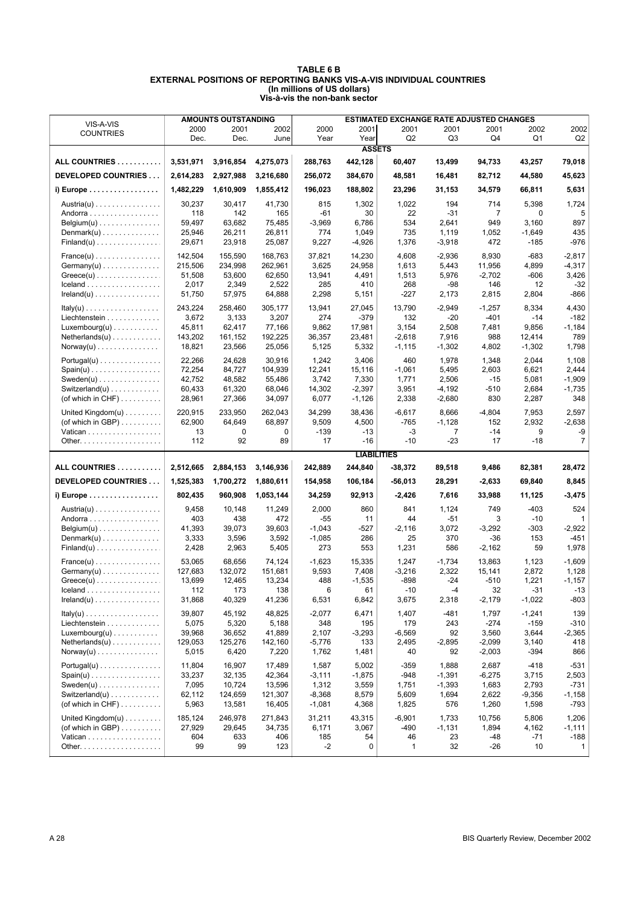**TABLE 6 B**
**EXTERNAL POSITIONS OF REPORTING BANKS VIS-A-VIS INDIVIDUAL COUNTRIES**
**(In millions of US dollars)**
**Vis-à-vis the non-bank sector**

| VIS-A-VIS COUNTRIES | AMOUNTS OUTSTANDING | | | ESTIMATED EXCHANGE RATE ADJUSTED CHANGES | | | | | | |
|---|---|---|---|---|---|---|---|---|---|---|
| | 2000 Dec. | 2001 Dec. | 2002 June | 2000 Year | 2001 Year | 2001 Q2 | 2001 Q3 | 2001 Q4 | 2002 Q1 | 2002 Q2 |
| | | | | | **ASSETS** | | | | | |
| **ALL COUNTRIES** | **3,531,971** | **3,916,854** | **4,275,073** | **288,763** | **442,128** | **60,407** | **13,499** | **94,733** | **43,257** | **79,018** |
| **DEVELOPED COUNTRIES** | **2,614,283** | **2,927,988** | **3,216,680** | **256,072** | **384,670** | **48,581** | **16,481** | **82,712** | **44,580** | **45,623** |
| **i) Europe** | **1,482,229** | **1,610,909** | **1,855,412** | **196,023** | **188,802** | **23,296** | **31,153** | **34,579** | **66,811** | **5,631** |
| Austria(u) | 30,237 | 30,417 | 41,730 | 815 | 1,302 | 1,022 | 194 | 714 | 5,398 | 1,724 |
| Andorra | 118 | 142 | 165 | -61 | 30 | 22 | -31 | 7 | 0 | 5 |
| Belgium(u) | 59,497 | 63,682 | 75,485 | -3,969 | 6,786 | 534 | 2,641 | 949 | 3,160 | 897 |
| Denmark(u) | 25,946 | 26,211 | 26,811 | 774 | 1,049 | 735 | 1,119 | 1,052 | -1,649 | 435 |
| Finland(u) | 29,671 | 23,918 | 25,087 | 9,227 | -4,926 | 1,376 | -3,918 | 472 | -185 | -976 |
| France(u) | 142,504 | 155,590 | 168,763 | 37,821 | 14,230 | 4,608 | -2,936 | 8,930 | -683 | -2,817 |
| Germany(u) | 215,506 | 234,998 | 262,961 | 3,625 | 24,958 | 1,613 | 5,443 | 11,956 | 4,899 | -4,317 |
| Greece(u) | 51,508 | 53,600 | 62,650 | 13,941 | 4,491 | 1,513 | 5,976 | -2,702 | -606 | 3,426 |
| Iceland | 2,017 | 2,349 | 2,522 | 285 | 410 | 268 | -98 | 146 | 12 | -32 |
| Ireland(u) | 51,750 | 57,975 | 64,888 | 2,298 | 5,151 | -227 | 2,173 | 2,815 | 2,804 | -866 |
| Italy(u) | 243,224 | 258,460 | 305,177 | 13,941 | 27,045 | 13,790 | -2,949 | -1,257 | 8,334 | 4,430 |
| Liechtenstein | 3,672 | 3,133 | 3,207 | 274 | -379 | 132 | -20 | -401 | -14 | -182 |
| Luxembourg(u) | 45,811 | 62,417 | 77,166 | 9,862 | 17,981 | 3,154 | 2,508 | 7,481 | 9,856 | -1,184 |
| Netherlands(u) | 143,202 | 161,152 | 192,225 | 36,357 | 23,481 | -2,618 | 7,916 | 988 | 12,414 | 789 |
| Norway(u) | 18,821 | 23,566 | 25,056 | 5,125 | 5,332 | -1,115 | -1,302 | 4,802 | -1,302 | 1,798 |
| Portugal(u) | 22,266 | 24,628 | 30,916 | 1,242 | 3,406 | 460 | 1,978 | 1,348 | 2,044 | 1,108 |
| Spain(u) | 72,254 | 84,727 | 104,939 | 12,241 | 15,116 | -1,061 | 5,495 | 2,603 | 6,621 | 2,444 |
| Sweden(u) | 42,752 | 48,582 | 55,486 | 3,742 | 7,330 | 1,771 | 2,506 | -15 | 5,081 | -1,909 |
| Switzerland(u) | 60,433 | 61,320 | 68,046 | 14,302 | -2,397 | 3,951 | -4,192 | -510 | 2,684 | -1,735 |
| (of which in CHF) | 28,961 | 27,366 | 34,097 | 6,077 | -1,126 | 2,338 | -2,680 | 830 | 2,287 | 348 |
| United Kingdom(u) | 220,915 | 233,950 | 262,043 | 34,299 | 38,436 | -6,617 | 8,666 | -4,804 | 7,953 | 2,597 |
| (of which in GBP) | 62,900 | 64,649 | 68,897 | 9,509 | 4,500 | -765 | -1,128 | 152 | 2,932 | -2,638 |
| Vatican | 13 | 0 | 0 | -139 | -13 | -3 | 7 | -14 | 9 | -9 |
| Other | 112 | 92 | 89 | 17 | -16 | -10 | -23 | 17 | -18 | 7 |
| | | | | | **LIABILITIES** | | | | | |
| **ALL COUNTRIES** | **2,512,665** | **2,884,153** | **3,146,936** | **242,889** | **244,840** | **-38,372** | **89,518** | **9,486** | **82,381** | **28,472** |
| **DEVELOPED COUNTRIES** | **1,525,383** | **1,700,272** | **1,880,611** | **154,958** | **106,184** | **-56,013** | **28,291** | **-2,633** | **69,840** | **8,845** |
| **i) Europe** | **802,435** | **960,908** | **1,053,144** | **34,259** | **92,913** | **-2,426** | **7,616** | **33,988** | **11,125** | **-3,475** |
| Austria(u) | 9,458 | 10,148 | 11,249 | 2,000 | 860 | 841 | 1,124 | 749 | -403 | 524 |
| Andorra | 403 | 438 | 472 | -55 | 11 | 44 | -51 | 3 | -10 | 1 |
| Belgium(u) | 41,393 | 39,073 | 39,603 | -1,043 | -527 | -2,116 | 3,072 | -3,292 | -303 | -2,922 |
| Denmark(u) | 3,333 | 3,596 | 3,592 | -1,085 | 286 | 25 | 370 | -36 | 153 | -451 |
| Finland(u) | 2,428 | 2,963 | 5,405 | 273 | 553 | 1,231 | 586 | -2,162 | 59 | 1,978 |
| France(u) | 53,065 | 68,656 | 74,124 | -1,623 | 15,335 | 1,247 | -1,734 | 13,863 | 1,123 | -1,609 |
| Germany(u) | 127,683 | 132,072 | 151,681 | 9,593 | 7,408 | -3,216 | 2,322 | 15,141 | 2,872 | 1,128 |
| Greece(u) | 13,699 | 12,465 | 13,234 | 488 | -1,535 | -898 | -24 | -510 | 1,221 | -1,157 |
| Iceland | 112 | 173 | 138 | 6 | 61 | -10 | -4 | 32 | -31 | -13 |
| Ireland(u) | 31,868 | 40,329 | 41,236 | 6,531 | 6,842 | 3,675 | 2,318 | -2,179 | -1,022 | -803 |
| Italy(u) | 39,807 | 45,192 | 48,825 | -2,077 | 6,471 | 1,407 | -481 | 1,797 | -1,241 | 139 |
| Liechtenstein | 5,075 | 5,320 | 5,188 | 348 | 195 | 179 | 243 | -274 | -159 | -310 |
| Luxembourg(u) | 39,968 | 36,652 | 41,889 | 2,107 | -3,293 | -6,569 | 92 | 3,560 | 3,644 | -2,365 |
| Netherlands(u) | 129,053 | 125,276 | 142,160 | -5,776 | 133 | 2,495 | -2,895 | -2,099 | 3,140 | 418 |
| Norway(u) | 5,015 | 6,420 | 7,220 | 1,762 | 1,481 | 40 | 92 | -2,003 | -394 | 866 |
| Portugal(u) | 11,804 | 16,907 | 17,489 | 1,587 | 5,002 | -359 | 1,888 | 2,687 | -418 | -531 |
| Spain(u) | 33,237 | 32,135 | 42,364 | -3,111 | -1,875 | -948 | -1,391 | -6,275 | 3,715 | 2,503 |
| Sweden(u) | 7,095 | 10,724 | 13,596 | 1,312 | 3,559 | 1,751 | -1,393 | 1,683 | 2,793 | -731 |
| Switzerland(u) | 62,112 | 124,659 | 121,307 | -8,368 | 8,579 | 5,609 | 1,694 | 2,622 | -9,356 | -1,158 |
| (of which in CHF) | 5,963 | 13,581 | 16,405 | -1,081 | 4,368 | 1,825 | 576 | 1,260 | 1,598 | -793 |
| United Kingdom(u) | 185,124 | 246,978 | 271,843 | 31,211 | 43,315 | -6,901 | 1,733 | 10,756 | 5,806 | 1,206 |
| (of which in GBP) | 27,929 | 29,645 | 34,735 | 6,171 | 3,067 | -490 | -1,131 | 1,894 | 4,162 | -1,111 |
| Vatican | 604 | 633 | 406 | 185 | 54 | 46 | 23 | -48 | -71 | -188 |
| Other | 99 | 99 | 123 | -2 | 0 | 1 | 32 | -26 | 10 | 1 |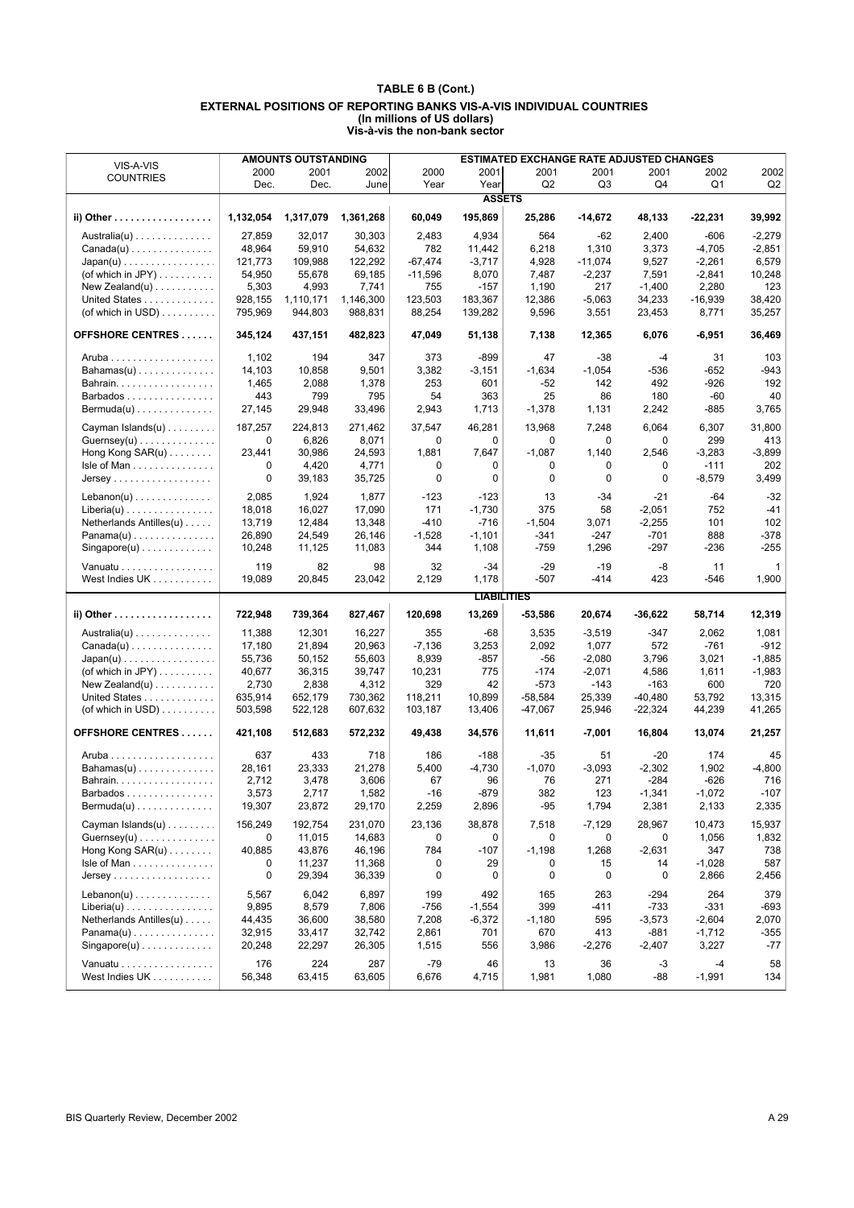# TABLE 6 B (Cont.)

## EXTERNAL POSITIONS OF REPORTING BANKS VIS-A-VIS INDIVIDUAL COUNTRIES
### (In millions of US dollars)
### Vis-à-vis the non-bank sector

| VIS-A-VIS COUNTRIES | AMOUNTS OUTSTANDING | | | ESTIMATED EXCHANGE RATE ADJUSTED CHANGES | | | | | | |
|---|---|---|---|---|---|---|---|---|---|---|
| | 2000 Dec. | 2001 Dec. | 2002 June | 2000 Year | 2001 Year | 2001 Q2 | 2001 Q3 | 2001 Q4 | 2002 Q1 | 2002 Q2 |
| | | | | | ASSETS | | | | | |
| **ii) Other** | **1,132,054** | **1,317,079** | **1,361,268** | **60,049** | **195,869** | **25,286** | **-14,672** | **48,133** | **-22,231** | **39,992** |
| Australia(u) | 27,859 | 32,017 | 30,303 | 2,483 | 4,934 | 564 | -62 | 2,400 | -606 | -2,279 |
| Canada(u) | 48,964 | 59,910 | 54,632 | 782 | 11,442 | 6,218 | 1,310 | 3,373 | -4,705 | -2,851 |
| Japan(u) | 121,773 | 109,988 | 122,292 | -67,474 | -3,717 | 4,928 | -11,074 | 9,527 | -2,261 | 6,579 |
| (of which in JPY) | 54,950 | 55,678 | 69,185 | -11,596 | 8,070 | 7,487 | -2,237 | 7,591 | -2,841 | 10,248 |
| New Zealand(u) | 5,303 | 4,993 | 7,741 | 755 | -157 | 1,190 | 217 | -1,400 | 2,280 | 123 |
| United States | 928,155 | 1,110,171 | 1,146,300 | 123,503 | 183,367 | 12,386 | -5,063 | 34,233 | -16,939 | 38,420 |
| (of which in USD) | 795,969 | 944,803 | 988,831 | 88,254 | 139,282 | 9,596 | 3,551 | 23,453 | 8,771 | 35,257 |
| **OFFSHORE CENTRES** | **345,124** | **437,151** | **482,823** | **47,049** | **51,138** | **7,138** | **12,365** | **6,076** | **-6,951** | **36,469** |
| Aruba | 1,102 | 194 | 347 | 373 | -899 | 47 | -38 | -4 | 31 | 103 |
| Bahamas(u) | 14,103 | 10,858 | 9,501 | 3,382 | -3,151 | -1,634 | -1,054 | -536 | -652 | -943 |
| Bahrain | 1,465 | 2,088 | 1,378 | 253 | 601 | -52 | 142 | 492 | -926 | 192 |
| Barbados | 443 | 799 | 795 | 54 | 363 | 25 | 86 | 180 | -60 | 40 |
| Bermuda(u) | 27,145 | 29,948 | 33,496 | 2,943 | 1,713 | -1,378 | 1,131 | 2,242 | -885 | 3,765 |
| Cayman Islands(u) | 187,257 | 224,813 | 271,462 | 37,547 | 46,281 | 13,968 | 7,248 | 6,064 | 6,307 | 31,800 |
| Guernsey(u) | 0 | 6,826 | 8,071 | 0 | 0 | 0 | 0 | 0 | 299 | 413 |
| Hong Kong SAR(u) | 23,441 | 30,986 | 24,593 | 1,881 | 7,647 | -1,087 | 1,140 | 2,546 | -3,283 | -3,899 |
| Isle of Man | 0 | 4,420 | 4,771 | 0 | 0 | 0 | 0 | 0 | -111 | 202 |
| Jersey | 0 | 39,183 | 35,725 | 0 | 0 | 0 | 0 | 0 | -8,579 | 3,499 |
| Lebanon(u) | 2,085 | 1,924 | 1,877 | -123 | -123 | 13 | -34 | -21 | -64 | -32 |
| Liberia(u) | 18,018 | 16,027 | 17,090 | 171 | -1,730 | 375 | 58 | -2,051 | 752 | -41 |
| Netherlands Antilles(u) | 13,719 | 12,484 | 13,348 | -410 | -716 | -1,504 | 3,071 | -2,255 | 101 | 102 |
| Panama(u) | 26,890 | 24,549 | 26,146 | -1,528 | -1,101 | -341 | -247 | -701 | 888 | -378 |
| Singapore(u) | 10,248 | 11,125 | 11,083 | 344 | 1,108 | -759 | 1,296 | -297 | -236 | -255 |
| Vanuatu | 119 | 82 | 98 | 32 | -34 | -29 | -19 | -8 | 11 | 1 |
| West Indies UK | 19,089 | 20,845 | 23,042 | 2,129 | 1,178 | -507 | -414 | 423 | -546 | 1,900 |
| | | | | | LIABILITIES | | | | | |
| **ii) Other** | **722,948** | **739,364** | **827,467** | **120,698** | **13,269** | **-53,586** | **20,674** | **-36,622** | **58,714** | **12,319** |
| Australia(u) | 11,388 | 12,301 | 16,227 | 355 | -68 | 3,535 | -3,519 | -347 | 2,062 | 1,081 |
| Canada(u) | 17,180 | 21,894 | 20,963 | -7,136 | 3,253 | 2,092 | 1,077 | 572 | -761 | -912 |
| Japan(u) | 55,736 | 50,152 | 55,603 | 8,939 | -857 | -56 | -2,080 | 3,796 | 3,021 | -1,885 |
| (of which in JPY) | 40,677 | 36,315 | 39,747 | 10,231 | 775 | -174 | -2,071 | 4,586 | 1,611 | -1,983 |
| New Zealand(u) | 2,730 | 2,838 | 4,312 | 329 | 42 | -573 | -143 | -163 | 600 | 720 |
| United States | 635,914 | 652,179 | 730,362 | 118,211 | 10,899 | -58,584 | 25,339 | -40,480 | 53,792 | 13,315 |
| (of which in USD) | 503,598 | 522,128 | 607,632 | 103,187 | 13,406 | -47,067 | 25,946 | -22,324 | 44,239 | 41,265 |
| **OFFSHORE CENTRES** | **421,108** | **512,683** | **572,232** | **49,438** | **34,576** | **11,611** | **-7,001** | **16,804** | **13,074** | **21,257** |
| Aruba | 637 | 433 | 718 | 186 | -188 | -35 | 51 | -20 | 174 | 45 |
| Bahamas(u) | 28,161 | 23,333 | 21,278 | 5,400 | -4,730 | -1,070 | -3,093 | -2,302 | 1,902 | -4,800 |
| Bahrain | 2,712 | 3,478 | 3,606 | 67 | 96 | 76 | 271 | -284 | -626 | 716 |
| Barbados | 3,573 | 2,717 | 1,582 | -16 | -879 | 382 | 123 | -1,341 | -1,072 | -107 |
| Bermuda(u) | 19,307 | 23,872 | 29,170 | 2,259 | 2,896 | -95 | 1,794 | 2,381 | 2,133 | 2,335 |
| Cayman Islands(u) | 156,249 | 192,754 | 231,070 | 23,136 | 38,878 | 7,518 | -7,129 | 28,967 | 10,473 | 15,937 |
| Guernsey(u) | 0 | 11,015 | 14,683 | 0 | 0 | 0 | 0 | 0 | 1,056 | 1,832 |
| Hong Kong SAR(u) | 40,885 | 43,876 | 46,196 | 784 | -107 | -1,198 | 1,268 | -2,631 | 347 | 738 |
| Isle of Man | 0 | 11,237 | 11,368 | 0 | 29 | 0 | 15 | 14 | -1,028 | 587 |
| Jersey | 0 | 29,394 | 36,339 | 0 | 0 | 0 | 0 | 0 | 2,866 | 2,456 |
| Lebanon(u) | 5,567 | 6,042 | 6,897 | 199 | 492 | 165 | 263 | -294 | 264 | 379 |
| Liberia(u) | 9,895 | 8,579 | 7,806 | -756 | -1,554 | 399 | -411 | -733 | -331 | -693 |
| Netherlands Antilles(u) | 44,435 | 36,600 | 38,580 | 7,208 | -6,372 | -1,180 | 595 | -3,573 | -2,604 | 2,070 |
| Panama(u) | 32,915 | 33,417 | 32,742 | 2,861 | 701 | 670 | 413 | -881 | -1,712 | -355 |
| Singapore(u) | 20,248 | 22,297 | 26,305 | 1,515 | 556 | 3,986 | -2,276 | -2,407 | 3,227 | -77 |
| Vanuatu | 176 | 224 | 287 | -79 | 46 | 13 | 36 | -3 | -4 | 58 |
| West Indies UK | 56,348 | 63,415 | 63,605 | 6,676 | 4,715 | 1,981 | 1,080 | -88 | -1,991 | 134 |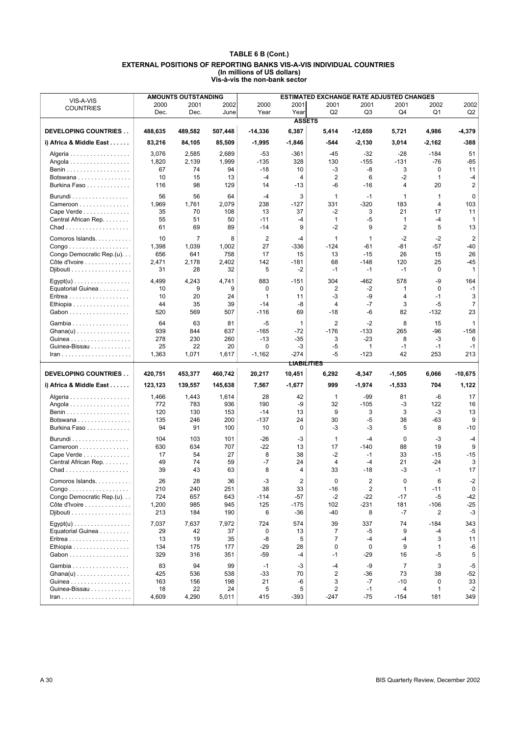# TABLE 6 B (Cont.)

## EXTERNAL POSITIONS OF REPORTING BANKS VIS-A-VIS INDIVIDUAL COUNTRIES

(In millions of US dollars)

Vis-à-vis the non-bank sector

| VIS-A-VIS COUNTRIES | AMOUNTS OUTSTANDING | | | ESTIMATED EXCHANGE RATE ADJUSTED CHANGES | | | | | | |
|---|---|---|---|---|---|---|---|---|---|---|
| | 2000 Dec. | 2001 Dec. | 2002 June | 2000 Year | 2001 Year | 2001 Q2 | 2001 Q3 | 2001 Q4 | 2002 Q1 | 2002 Q2 |
| **ASSETS** | | | | | | | | | | |
| **DEVELOPING COUNTRIES** | **488,635** | **489,582** | **507,448** | **-14,336** | **6,387** | **5,414** | **-12,659** | **5,721** | **4,986** | **-4,379** |
| **i) Africa & Middle East** | **83,216** | **84,105** | **85,509** | **-1,995** | **-1,846** | **-544** | **-2,130** | **3,014** | **-2,162** | **-388** |
| Algeria | 3,076 | 2,585 | 2,689 | -53 | -361 | -45 | -32 | -28 | -184 | 51 |
| Angola | 1,820 | 2,139 | 1,999 | -135 | 328 | 130 | -155 | -131 | -76 | -85 |
| Benin | 67 | 74 | 94 | -18 | 10 | -3 | -8 | 3 | 0 | 11 |
| Botswana | 10 | 15 | 13 | -4 | 4 | 2 | 6 | -2 | 1 | -4 |
| Burkina Faso | 116 | 98 | 129 | 14 | -13 | -6 | -16 | 4 | 20 | 2 |
| Burundi | 56 | 56 | 64 | -4 | 3 | 1 | -1 | 1 | 1 | 0 |
| Cameroon | 1,969 | 1,761 | 2,079 | 238 | -127 | 331 | -320 | 183 | 4 | 103 |
| Cape Verde | 35 | 70 | 108 | 13 | 37 | -2 | 3 | 21 | 17 | 11 |
| Central African Rep. | 55 | 51 | 50 | -11 | -4 | 1 | -5 | 1 | -4 | 1 |
| Chad | 61 | 69 | 89 | -14 | 9 | -2 | 9 | 2 | 5 | 13 |
| Comoros Islands. | 10 | 7 | 8 | 2 | -4 | 1 | 1 | -2 | -2 | 2 |
| Congo | 1,398 | 1,039 | 1,002 | 27 | -336 | -124 | -61 | -81 | -57 | -40 |
| Congo Democratic Rep.(u). | 656 | 641 | 758 | 17 | 15 | 13 | -15 | 26 | 15 | 26 |
| Côte d'Ivoire | 2,471 | 2,178 | 2,402 | 142 | -181 | 68 | -148 | 120 | 25 | -45 |
| Djibouti | 31 | 28 | 32 | 5 | -2 | -1 | -1 | -1 | 0 | 1 |
| Egypt(u) | 4,499 | 4,243 | 4,741 | 883 | -151 | 304 | -462 | 578 | -9 | 164 |
| Equatorial Guinea | 10 | 9 | 9 | 0 | 0 | 2 | -2 | 1 | 0 | -1 |
| Eritrea | 10 | 20 | 24 | 1 | 11 | -3 | -9 | 4 | -1 | 3 |
| Ethiopia | 44 | 35 | 39 | -14 | -8 | 4 | -7 | 3 | -5 | 7 |
| Gabon | 520 | 569 | 507 | -116 | 69 | -18 | -6 | 82 | -132 | 23 |
| Gambia | 64 | 63 | 81 | -5 | 1 | 2 | -2 | 8 | 15 | 1 |
| Ghana(u) | 939 | 844 | 637 | -165 | -72 | -176 | -133 | 265 | -96 | -158 |
| Guinea | 278 | 230 | 260 | -13 | -35 | 3 | -23 | 8 | -3 | 6 |
| Guinea-Bissau | 25 | 22 | 20 | 0 | -3 | -5 | 1 | -1 | -1 | -1 |
| Iran | 1,363 | 1,071 | 1,617 | -1,162 | -274 | -5 | -123 | 42 | 253 | 213 |
| **LIABILITIES** | | | | | | | | | | |
| **DEVELOPING COUNTRIES** | **420,751** | **453,377** | **460,742** | **20,217** | **10,451** | **6,292** | **-8,347** | **-1,505** | **6,066** | **-10,675** |
| **i) Africa & Middle East** | **123,123** | **139,557** | **145,638** | **7,567** | **-1,677** | **999** | **-1,974** | **-1,533** | **704** | **1,122** |
| Algeria | 1,466 | 1,443 | 1,614 | 28 | 42 | 1 | -99 | 81 | -6 | 17 |
| Angola | 772 | 783 | 936 | 190 | -9 | 32 | -105 | -3 | 122 | 16 |
| Benin | 120 | 130 | 153 | -14 | 13 | 9 | 3 | 3 | -3 | 13 |
| Botswana | 135 | 246 | 200 | -137 | 24 | 30 | -5 | 38 | -63 | 9 |
| Burkina Faso | 94 | 91 | 100 | 10 | 0 | -3 | -3 | 5 | 8 | -10 |
| Burundi | 104 | 103 | 101 | -26 | -3 | 1 | -4 | 0 | -3 | -4 |
| Cameroon | 630 | 634 | 707 | -22 | 13 | 17 | -140 | 88 | 19 | 9 |
| Cape Verde | 17 | 54 | 27 | 8 | 38 | -2 | -1 | 33 | -15 | -15 |
| Central African Rep. | 49 | 74 | 59 | -7 | 24 | 4 | -4 | 21 | -24 | 3 |
| Chad | 39 | 43 | 63 | 8 | 4 | 33 | -18 | -3 | -1 | 17 |
| Comoros Islands. | 26 | 28 | 36 | -3 | 2 | 0 | 2 | 0 | 6 | -2 |
| Congo | 210 | 240 | 251 | 38 | 33 | -16 | 2 | 1 | -11 | 0 |
| Congo Democratic Rep.(u). | 724 | 657 | 643 | -114 | -57 | -2 | -22 | -17 | -5 | -42 |
| Côte d'Ivoire | 1,200 | 985 | 945 | 125 | -175 | 102 | -231 | 181 | -106 | -25 |
| Djibouti | 213 | 184 | 190 | 6 | -36 | -40 | 8 | -7 | 2 | -3 |
| Egypt(u) | 7,037 | 7,637 | 7,972 | 724 | 574 | 39 | 337 | 74 | -184 | 343 |
| Equatorial Guinea | 29 | 42 | 37 | 0 | 13 | 7 | -5 | 9 | -4 | -5 |
| Eritrea | 13 | 19 | 35 | -8 | 5 | 7 | -4 | -4 | 3 | 11 |
| Ethiopia | 134 | 175 | 177 | -29 | 28 | 0 | 0 | 9 | 1 | -6 |
| Gabon | 329 | 316 | 351 | -59 | -4 | -1 | -29 | 16 | -5 | 5 |
| Gambia | 83 | 94 | 99 | -1 | -3 | -4 | -9 | 7 | 3 | -5 |
| Ghana(u) | 425 | 536 | 538 | -33 | 70 | 2 | -36 | 73 | 38 | -52 |
| Guinea | 163 | 156 | 198 | 21 | -6 | 3 | -7 | -10 | 0 | 33 |
| Guinea-Bissau | 18 | 22 | 24 | 5 | 5 | 2 | -1 | 4 | 1 | -2 |
| Iran | 4,609 | 4,290 | 5,011 | 415 | -393 | -247 | -75 | -154 | 181 | 349 |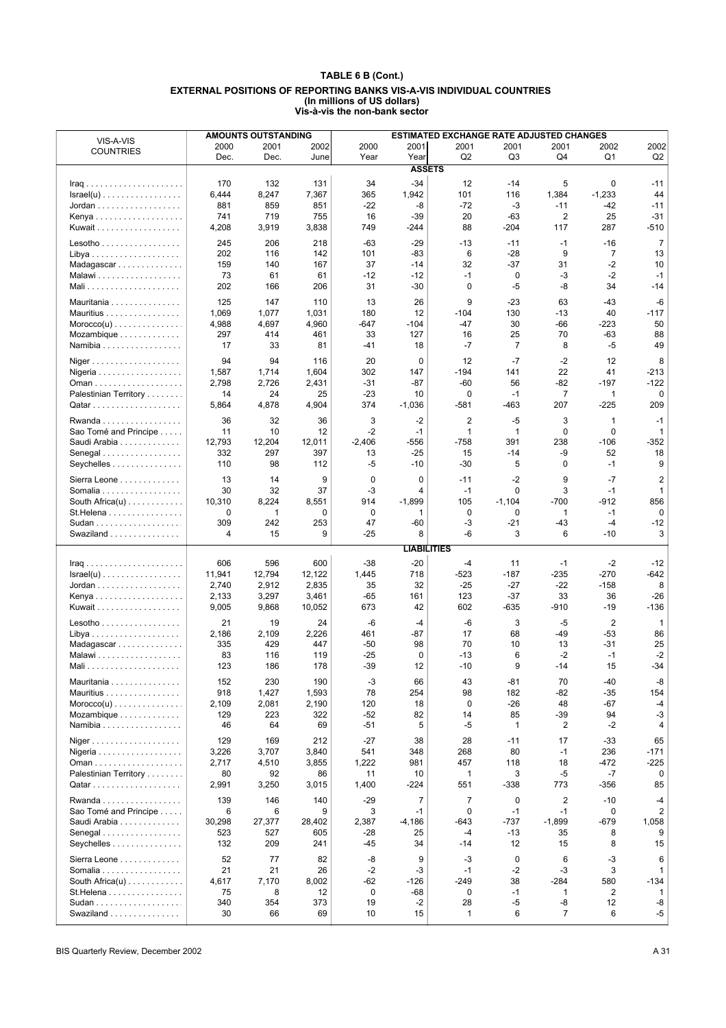## TABLE 6 B (Cont.)

### EXTERNAL POSITIONS OF REPORTING BANKS VIS-A-VIS INDIVIDUAL COUNTRIES
**(In millions of US dollars)**
**Vis-à-vis the non-bank sector**

| VIS-A-VIS COUNTRIES | AMOUNTS OUTSTANDING | | | ESTIMATED EXCHANGE RATE ADJUSTED CHANGES | | | | | | |
|---|---|---|---|---|---|---|---|---|---|---|
| | 2000 Dec. | 2001 Dec. | 2002 June | 2000 Year | 2001 Year | 2001 Q2 | 2001 Q3 | 2001 Q4 | 2002 Q1 | 2002 Q2 |
| **ASSETS** | | | | | | | | | | |
| Iraq | 170 | 132 | 131 | 34 | -34 | 12 | -14 | 5 | 0 | -11 |
| Israel(u) | 6,444 | 8,247 | 7,367 | 365 | 1,942 | 101 | 116 | 1,384 | -1,233 | 44 |
| Jordan | 881 | 859 | 851 | -22 | -8 | -72 | -3 | -11 | -42 | -11 |
| Kenya | 741 | 719 | 755 | 16 | -39 | 20 | -63 | 2 | 25 | -31 |
| Kuwait | 4,208 | 3,919 | 3,838 | 749 | -244 | 88 | -204 | 117 | 287 | -510 |
| Lesotho | 245 | 206 | 218 | -63 | -29 | -13 | -11 | -1 | -16 | 7 |
| Libya | 202 | 116 | 142 | 101 | -83 | 6 | -28 | 9 | 7 | 13 |
| Madagascar | 159 | 140 | 167 | 37 | -14 | 32 | -37 | 31 | -2 | 10 |
| Malawi | 73 | 61 | 61 | -12 | -12 | -1 | 0 | -3 | -2 | -1 |
| Mali | 202 | 166 | 206 | 31 | -30 | 0 | -5 | -8 | 34 | -14 |
| Mauritania | 125 | 147 | 110 | 13 | 26 | 9 | -23 | 63 | -43 | -6 |
| Mauritius | 1,069 | 1,077 | 1,031 | 180 | 12 | -104 | 130 | -13 | 40 | -117 |
| Morocco(u) | 4,988 | 4,697 | 4,960 | -647 | -104 | -47 | 30 | -66 | -223 | 50 |
| Mozambique | 297 | 414 | 461 | 33 | 127 | 16 | 25 | 70 | -63 | 88 |
| Namibia | 17 | 33 | 81 | -41 | 18 | -7 | 7 | 8 | -5 | 49 |
| Niger | 94 | 94 | 116 | 20 | 0 | 12 | -7 | -2 | 12 | 8 |
| Nigeria | 1,587 | 1,714 | 1,604 | 302 | 147 | -194 | 141 | 22 | 41 | -213 |
| Oman | 2,798 | 2,726 | 2,431 | -31 | -87 | -60 | 56 | -82 | -197 | -122 |
| Palestinian Territory | 14 | 24 | 25 | -23 | 10 | 0 | -1 | 7 | 1 | 0 |
| Qatar | 5,864 | 4,878 | 4,904 | 374 | -1,036 | -581 | -463 | 207 | -225 | 209 |
| Rwanda | 36 | 32 | 36 | 3 | -2 | 2 | -5 | 3 | 1 | -1 |
| Sao Tomé and Principe | 11 | 10 | 12 | -2 | -1 | 1 | 1 | 0 | 0 | 1 |
| Saudi Arabia | 12,793 | 12,204 | 12,011 | -2,406 | -556 | -758 | 391 | 238 | -106 | -352 |
| Senegal | 332 | 297 | 397 | 13 | -25 | 15 | -14 | -9 | 52 | 18 |
| Seychelles | 110 | 98 | 112 | -5 | -10 | -30 | 5 | 0 | -1 | 9 |
| Sierra Leone | 13 | 14 | 9 | 0 | 0 | -11 | -2 | 9 | -7 | 2 |
| Somalia | 30 | 32 | 37 | -3 | 4 | -1 | 0 | 3 | -1 | 1 |
| South Africa(u) | 10,310 | 8,224 | 8,551 | 914 | -1,899 | 105 | -1,104 | -700 | -912 | 856 |
| St.Helena | 0 | 1 | 0 | 0 | 1 | 0 | 0 | 1 | -1 | 0 |
| Sudan | 309 | 242 | 253 | 47 | -60 | -3 | -21 | -43 | -4 | -12 |
| Swaziland | 4 | 15 | 9 | -25 | 8 | -6 | 3 | 6 | -10 | 3 |
| **LIABILITIES** | | | | | | | | | | |
| Iraq | 606 | 596 | 600 | -38 | -20 | -4 | 11 | -1 | -2 | -12 |
| Israel(u) | 11,941 | 12,794 | 12,122 | 1,445 | 718 | -523 | -187 | -235 | -270 | -642 |
| Jordan | 2,740 | 2,912 | 2,835 | 35 | 32 | -25 | -27 | -22 | -158 | 8 |
| Kenya | 2,133 | 3,297 | 3,461 | -65 | 161 | 123 | -37 | 33 | 36 | -26 |
| Kuwait | 9,005 | 9,868 | 10,052 | 673 | 42 | 602 | -635 | -910 | -19 | -136 |
| Lesotho | 21 | 19 | 24 | -6 | -4 | -6 | 3 | -5 | 2 | 1 |
| Libya | 2,186 | 2,109 | 2,226 | 461 | -87 | 17 | 68 | -49 | -53 | 86 |
| Madagascar | 335 | 429 | 447 | -50 | 98 | 70 | 10 | 13 | -31 | 25 |
| Malawi | 83 | 116 | 119 | -25 | 0 | -13 | 6 | -2 | -1 | -2 |
| Mali | 123 | 186 | 178 | -39 | 12 | -10 | 9 | -14 | 15 | -34 |
| Mauritania | 152 | 230 | 190 | -3 | 66 | 43 | -81 | 70 | -40 | -8 |
| Mauritius | 918 | 1,427 | 1,593 | 78 | 254 | 98 | 182 | -82 | -35 | 154 |
| Morocco(u) | 2,109 | 2,081 | 2,190 | 120 | 18 | 0 | -26 | 48 | -67 | -4 |
| Mozambique | 129 | 223 | 322 | -52 | 82 | 14 | 85 | -39 | 94 | -3 |
| Namibia | 46 | 64 | 69 | -51 | 5 | -5 | 1 | 2 | -2 | 4 |
| Niger | 129 | 169 | 212 | -27 | 38 | 28 | -11 | 17 | -33 | 65 |
| Nigeria | 3,226 | 3,707 | 3,840 | 541 | 348 | 268 | 80 | -1 | 236 | -171 |
| Oman | 2,717 | 4,510 | 3,855 | 1,222 | 981 | 457 | 118 | 18 | -472 | -225 |
| Palestinian Territory | 80 | 92 | 86 | 11 | 10 | 1 | 3 | -5 | -7 | 0 |
| Qatar | 2,991 | 3,250 | 3,015 | 1,400 | -224 | 551 | -338 | 773 | -356 | 85 |
| Rwanda | 139 | 146 | 140 | -29 | 7 | 7 | 0 | 2 | -10 | -4 |
| Sao Tomé and Principe | 6 | 6 | 9 | 3 | -1 | 0 | -1 | -1 | 0 | 2 |
| Saudi Arabia | 30,298 | 27,377 | 28,402 | 2,387 | -4,186 | -643 | -737 | -1,899 | -679 | 1,058 |
| Senegal | 523 | 527 | 605 | -28 | 25 | -4 | -13 | 35 | 8 | 9 |
| Seychelles | 132 | 209 | 241 | -45 | 34 | -14 | 12 | 15 | 8 | 15 |
| Sierra Leone | 52 | 77 | 82 | -8 | 9 | -3 | 0 | 6 | -3 | 6 |
| Somalia | 21 | 21 | 26 | -2 | -3 | -1 | -2 | -3 | 3 | 1 |
| South Africa(u) | 4,617 | 7,170 | 8,002 | -62 | -126 | -249 | 38 | -284 | 580 | -134 |
| St.Helena | 75 | 8 | 12 | 0 | -68 | 0 | -1 | 1 | 2 | 1 |
| Sudan | 340 | 354 | 373 | 19 | -2 | 28 | -5 | -8 | 12 | -8 |
| Swaziland | 30 | 66 | 69 | 10 | 15 | 1 | 6 | 7 | 6 | -5 |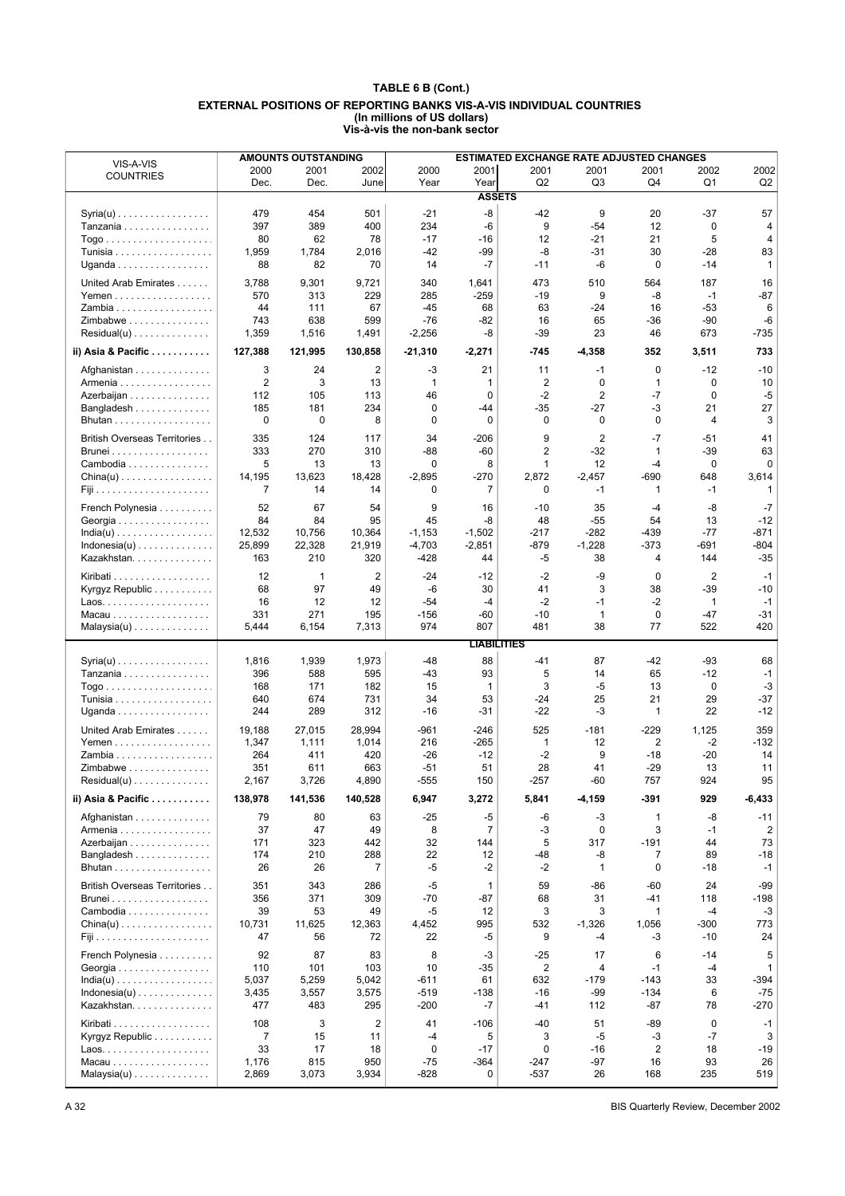# TABLE 6 B (Cont.)

## EXTERNAL POSITIONS OF REPORTING BANKS VIS-A-VIS INDIVIDUAL COUNTRIES
**(In millions of US dollars)**
**Vis-à-vis the non-bank sector**

| VIS-A-VIS COUNTRIES | AMOUNTS OUTSTANDING | | | ESTIMATED EXCHANGE RATE ADJUSTED CHANGES | | | | | | |
|---|---|---|---|---|---|---|---|---|---|---|
| | 2000 Dec. | 2001 Dec. | 2002 June | 2000 Year | 2001 Year | 2001 Q2 | 2001 Q3 | 2001 Q4 | 2002 Q1 | 2002 Q2 |
| **ASSETS** | | | | | | | | | | |
| Syria(u) | 479 | 454 | 501 | -21 | -8 | -42 | 9 | 20 | -37 | 57 |
| Tanzania | 397 | 389 | 400 | 234 | -6 | 9 | -54 | 12 | 0 | 4 |
| Togo | 80 | 62 | 78 | -17 | -16 | 12 | -21 | 21 | 5 | 4 |
| Tunisia | 1,959 | 1,784 | 2,016 | -42 | -99 | -8 | -31 | 30 | -28 | 83 |
| Uganda | 88 | 82 | 70 | 14 | -7 | -11 | -6 | 0 | -14 | 1 |
| United Arab Emirates | 3,788 | 9,301 | 9,721 | 340 | 1,641 | 473 | 510 | 564 | 187 | 16 |
| Yemen | 570 | 313 | 229 | 285 | -259 | -19 | 9 | -8 | -1 | -87 |
| Zambia | 44 | 111 | 67 | -45 | 68 | 63 | -24 | 16 | -53 | 6 |
| Zimbabwe | 743 | 638 | 599 | -76 | -82 | 16 | 65 | -36 | -90 | -6 |
| Residual(u) | 1,359 | 1,516 | 1,491 | -2,256 | -8 | -39 | 23 | 46 | 673 | -735 |
| **ii) Asia & Pacific** | **127,388** | **121,995** | **130,858** | **-21,310** | **-2,271** | **-745** | **-4,358** | **352** | **3,511** | **733** |
| Afghanistan | 3 | 24 | 2 | -3 | 21 | 11 | -1 | 0 | -12 | -10 |
| Armenia | 2 | 3 | 13 | 1 | 1 | 2 | 0 | 1 | 0 | 10 |
| Azerbaijan | 112 | 105 | 113 | 46 | 0 | -2 | 2 | -7 | 0 | -5 |
| Bangladesh | 185 | 181 | 234 | 0 | -44 | -35 | -27 | -3 | 21 | 27 |
| Bhutan | 0 | 0 | 8 | 0 | 0 | 0 | 0 | 0 | 4 | 3 |
| British Overseas Territories | 335 | 124 | 117 | 34 | -206 | 9 | 2 | -7 | -51 | 41 |
| Brunei | 333 | 270 | 310 | -88 | -60 | 2 | -32 | 1 | -39 | 63 |
| Cambodia | 5 | 13 | 13 | 0 | 8 | 1 | 12 | -4 | 0 | 0 |
| China(u) | 14,195 | 13,623 | 18,428 | -2,895 | -270 | 2,872 | -2,457 | -690 | 648 | 3,614 |
| Fiji | 7 | 14 | 14 | 0 | 7 | 0 | -1 | 1 | -1 | 1 |
| French Polynesia | 52 | 67 | 54 | 9 | 16 | -10 | 35 | -4 | -8 | -7 |
| Georgia | 84 | 84 | 95 | 45 | -8 | 48 | -55 | 54 | 13 | -12 |
| India(u) | 12,532 | 10,756 | 10,364 | -1,153 | -1,502 | -217 | -282 | -439 | -77 | -871 |
| Indonesia(u) | 25,899 | 22,328 | 21,919 | -4,703 | -2,851 | -879 | -1,228 | -373 | -691 | -804 |
| Kazakhstan | 163 | 210 | 320 | -428 | 44 | -5 | 38 | 4 | 144 | -35 |
| Kiribati | 12 | 1 | 2 | -24 | -12 | -2 | -9 | 0 | 2 | -1 |
| Kyrgyz Republic | 68 | 97 | 49 | -6 | 30 | 41 | 3 | 38 | -39 | -10 |
| Laos | 16 | 12 | 12 | -54 | -4 | -2 | -1 | -2 | 1 | -1 |
| Macau | 331 | 271 | 195 | -156 | -60 | -10 | 1 | 0 | -47 | -31 |
| Malaysia(u) | 5,444 | 6,154 | 7,313 | 974 | 807 | 481 | 38 | 77 | 522 | 420 |
| **LIABILITIES** | | | | | | | | | | |
| Syria(u) | 1,816 | 1,939 | 1,973 | -48 | 88 | -41 | 87 | -42 | -93 | 68 |
| Tanzania | 396 | 588 | 595 | -43 | 93 | 5 | 14 | 65 | -12 | -1 |
| Togo | 168 | 171 | 182 | 15 | 1 | 3 | -5 | 13 | 0 | -3 |
| Tunisia | 640 | 674 | 731 | 34 | 53 | -24 | 25 | 21 | 29 | -37 |
| Uganda | 244 | 289 | 312 | -16 | -31 | -22 | -3 | 1 | 22 | -12 |
| United Arab Emirates | 19,188 | 27,015 | 28,994 | -961 | -246 | 525 | -181 | -229 | 1,125 | 359 |
| Yemen | 1,347 | 1,111 | 1,014 | 216 | -265 | 1 | 12 | 2 | -2 | -132 |
| Zambia | 264 | 411 | 420 | -26 | -12 | -2 | 9 | -18 | -20 | 14 |
| Zimbabwe | 351 | 611 | 663 | -51 | 51 | 28 | 41 | -29 | 13 | 11 |
| Residual(u) | 2,167 | 3,726 | 4,890 | -555 | 150 | -257 | -60 | 757 | 924 | 95 |
| **ii) Asia & Pacific** | **138,978** | **141,536** | **140,528** | **6,947** | **3,272** | **5,841** | **-4,159** | **-391** | **929** | **-6,433** |
| Afghanistan | 79 | 80 | 63 | -25 | -5 | -6 | -3 | 1 | -8 | -11 |
| Armenia | 37 | 47 | 49 | 8 | 7 | -3 | 0 | 3 | -1 | 2 |
| Azerbaijan | 171 | 323 | 442 | 32 | 144 | 5 | 317 | -191 | 44 | 73 |
| Bangladesh | 174 | 210 | 288 | 22 | 12 | -48 | -8 | 7 | 89 | -18 |
| Bhutan | 26 | 26 | 7 | -5 | -2 | -2 | 1 | 0 | -18 | -1 |
| British Overseas Territories | 351 | 343 | 286 | -5 | 1 | 59 | -86 | -60 | 24 | -99 |
| Brunei | 356 | 371 | 309 | -70 | -87 | 68 | 31 | -41 | 118 | -198 |
| Cambodia | 39 | 53 | 49 | -5 | 12 | 3 | 3 | 1 | -4 | -3 |
| China(u) | 10,731 | 11,625 | 12,363 | 4,452 | 995 | 532 | -1,326 | 1,056 | -300 | 773 |
| Fiji | 47 | 56 | 72 | 22 | -5 | 9 | -4 | -3 | -10 | 24 |
| French Polynesia | 92 | 87 | 83 | 8 | -3 | -25 | 17 | 6 | -14 | 5 |
| Georgia | 110 | 101 | 103 | 10 | -35 | 2 | 4 | -1 | -4 | 1 |
| India(u) | 5,037 | 5,259 | 5,042 | -611 | 61 | 632 | -179 | -143 | 33 | -394 |
| Indonesia(u) | 3,435 | 3,557 | 3,575 | -519 | -138 | -16 | -99 | -134 | 6 | -75 |
| Kazakhstan | 477 | 483 | 295 | -200 | -7 | -41 | 112 | -87 | 78 | -270 |
| Kiribati | 108 | 3 | 2 | 41 | -106 | -40 | 51 | -89 | 0 | -1 |
| Kyrgyz Republic | 7 | 15 | 11 | -4 | 5 | 3 | -5 | -3 | -7 | 3 |
| Laos | 33 | 17 | 18 | 0 | -17 | 0 | -16 | 2 | 18 | -19 |
| Macau | 1,176 | 815 | 950 | -75 | -364 | -247 | -97 | 16 | 93 | 26 |
| Malaysia(u) | 2,869 | 3,073 | 3,934 | -828 | 0 | -537 | 26 | 168 | 235 | 519 |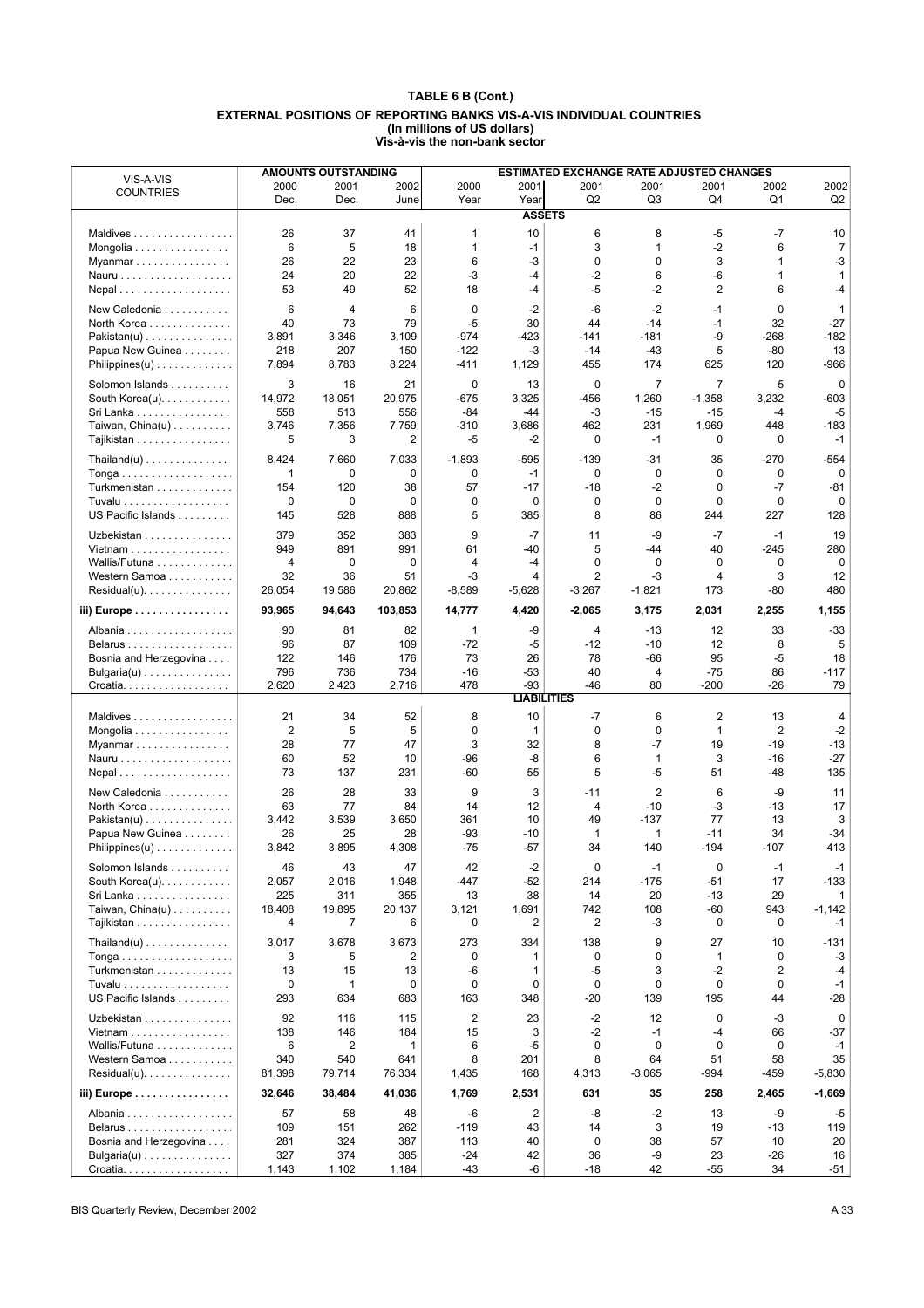# TABLE 6 B (Cont.)

## EXTERNAL POSITIONS OF REPORTING BANKS VIS-A-VIS INDIVIDUAL COUNTRIES

**(In millions of US dollars)**

**Vis-à-vis the non-bank sector**

| VIS-A-VIS COUNTRIES | AMOUNTS OUTSTANDING | | | ESTIMATED EXCHANGE RATE ADJUSTED CHANGES | | | | | | |
|---|---|---|---|---|---|---|---|---|---|---|
| | 2000 Dec. | 2001 Dec. | 2002 June | 2000 Year | 2001 Year | 2001 Q2 | 2001 Q3 | 2001 Q4 | 2002 Q1 | 2002 Q2 |
| **ASSETS** | | | | | | | | | | |
| Maldives | 26 | 37 | 41 | 1 | 10 | 6 | 8 | -5 | -7 | 10 |
| Mongolia | 6 | 5 | 18 | 1 | -1 | 3 | 1 | -2 | 6 | 7 |
| Myanmar | 26 | 22 | 23 | 6 | -3 | 0 | 0 | 3 | 1 | -3 |
| Nauru | 24 | 20 | 22 | -3 | -4 | -2 | 6 | -6 | 1 | 1 |
| Nepal | 53 | 49 | 52 | 18 | -4 | -5 | -2 | 2 | 6 | -4 |
| New Caledonia | 6 | 4 | 6 | 0 | -2 | -6 | -2 | -1 | 0 | 1 |
| North Korea | 40 | 73 | 79 | -5 | 30 | 44 | -14 | -1 | 32 | -27 |
| Pakistan(u) | 3,891 | 3,346 | 3,109 | -974 | -423 | -141 | -181 | -9 | -268 | -182 |
| Papua New Guinea | 218 | 207 | 150 | -122 | -3 | -14 | -43 | 5 | -80 | 13 |
| Philippines(u) | 7,894 | 8,783 | 8,224 | -411 | 1,129 | 455 | 174 | 625 | 120 | -966 |
| Solomon Islands | 3 | 16 | 21 | 0 | 13 | 0 | 7 | 7 | 5 | 0 |
| South Korea(u) | 14,972 | 18,051 | 20,975 | -675 | 3,325 | -456 | 1,260 | -1,358 | 3,232 | -603 |
| Sri Lanka | 558 | 513 | 556 | -84 | -44 | -3 | -15 | -15 | -4 | -5 |
| Taiwan, China(u) | 3,746 | 7,356 | 7,759 | -310 | 3,686 | 462 | 231 | 1,969 | 448 | -183 |
| Tajikistan | 5 | 3 | 2 | -5 | -2 | 0 | -1 | 0 | 0 | -1 |
| Thailand(u) | 8,424 | 7,660 | 7,033 | -1,893 | -595 | -139 | -31 | 35 | -270 | -554 |
| Tonga | 1 | 0 | 0 | 0 | -1 | 0 | 0 | 0 | 0 | 0 |
| Turkmenistan | 154 | 120 | 38 | 57 | -17 | -18 | -2 | 0 | -7 | -81 |
| Tuvalu | 0 | 0 | 0 | 0 | 0 | 0 | 0 | 0 | 0 | 0 |
| US Pacific Islands | 145 | 528 | 888 | 5 | 385 | 8 | 86 | 244 | 227 | 128 |
| Uzbekistan | 379 | 352 | 383 | 9 | -7 | 11 | -9 | -7 | -1 | 19 |
| Vietnam | 949 | 891 | 991 | 61 | -40 | 5 | -44 | 40 | -245 | 280 |
| Wallis/Futuna | 4 | 0 | 0 | 4 | -4 | 0 | 0 | 0 | 0 | 0 |
| Western Samoa | 32 | 36 | 51 | -3 | 4 | 2 | -3 | 4 | 3 | 12 |
| Residual(u) | 26,054 | 19,586 | 20,862 | -8,589 | -5,628 | -3,267 | -1,821 | 173 | -80 | 480 |
| **iii) Europe** | **93,965** | **94,643** | **103,853** | **14,777** | **4,420** | **-2,065** | **3,175** | **2,031** | **2,255** | **1,155** |
| Albania | 90 | 81 | 82 | 1 | -9 | 4 | -13 | 12 | 33 | -33 |
| Belarus | 96 | 87 | 109 | -72 | -5 | -12 | -10 | 12 | 8 | 5 |
| Bosnia and Herzegovina | 122 | 146 | 176 | 73 | 26 | 78 | -66 | 95 | -5 | 18 |
| Bulgaria(u) | 796 | 736 | 734 | -16 | -53 | 40 | 4 | -75 | 86 | -117 |
| Croatia | 2,620 | 2,423 | 2,716 | 478 | -93 | -46 | 80 | -200 | -26 | 79 |
| **LIABILITIES** | | | | | | | | | | |
| Maldives | 21 | 34 | 52 | 8 | 10 | -7 | 6 | 2 | 13 | 4 |
| Mongolia | 2 | 5 | 5 | 0 | 1 | 0 | 0 | 1 | 2 | -2 |
| Myanmar | 28 | 77 | 47 | 3 | 32 | 8 | -7 | 19 | -19 | -13 |
| Nauru | 60 | 52 | 10 | -96 | -8 | 6 | 1 | 3 | -16 | -27 |
| Nepal | 73 | 137 | 231 | -60 | 55 | 5 | -5 | 51 | -48 | 135 |
| New Caledonia | 26 | 28 | 33 | 9 | 3 | -11 | 2 | 6 | -9 | 11 |
| North Korea | 63 | 77 | 84 | 14 | 12 | 4 | -10 | -3 | -13 | 17 |
| Pakistan(u) | 3,442 | 3,539 | 3,650 | 361 | 10 | 49 | -137 | 77 | 13 | 3 |
| Papua New Guinea | 26 | 25 | 28 | -93 | -10 | 1 | 1 | -11 | 34 | -34 |
| Philippines(u) | 3,842 | 3,895 | 4,308 | -75 | -57 | 34 | 140 | -194 | -107 | 413 |
| Solomon Islands | 46 | 43 | 47 | 42 | -2 | 0 | -1 | 0 | -1 | -1 |
| South Korea(u) | 2,057 | 2,016 | 1,948 | -447 | -52 | 214 | -175 | -51 | 17 | -133 |
| Sri Lanka | 225 | 311 | 355 | 13 | 38 | 14 | 20 | -13 | 29 | 1 |
| Taiwan, China(u) | 18,408 | 19,895 | 20,137 | 3,121 | 1,691 | 742 | 108 | -60 | 943 | -1,142 |
| Tajikistan | 4 | 7 | 6 | 0 | 2 | 2 | -3 | 0 | 0 | -1 |
| Thailand(u) | 3,017 | 3,678 | 3,673 | 273 | 334 | 138 | 9 | 27 | 10 | -131 |
| Tonga | 3 | 5 | 2 | 0 | 1 | 0 | 0 | 1 | 0 | -3 |
| Turkmenistan | 13 | 15 | 13 | -6 | 1 | -5 | 3 | -2 | 2 | -4 |
| Tuvalu | 0 | 1 | 0 | 0 | 0 | 0 | 0 | 0 | 0 | -1 |
| US Pacific Islands | 293 | 634 | 683 | 163 | 348 | -20 | 139 | 195 | 44 | -28 |
| Uzbekistan | 92 | 116 | 115 | 2 | 23 | -2 | 12 | 0 | -3 | 0 |
| Vietnam | 138 | 146 | 184 | 15 | 3 | -2 | -1 | -4 | 66 | -37 |
| Wallis/Futuna | 6 | 2 | 1 | 6 | -5 | 0 | 0 | 0 | 0 | -1 |
| Western Samoa | 340 | 540 | 641 | 8 | 201 | 8 | 64 | 51 | 58 | 35 |
| Residual(u) | 81,398 | 79,714 | 76,334 | 1,435 | 168 | 4,313 | -3,065 | -994 | -459 | -5,830 |
| **iii) Europe** | **32,646** | **38,484** | **41,036** | **1,769** | **2,531** | **631** | **35** | **258** | **2,465** | **-1,669** |
| Albania | 57 | 58 | 48 | -6 | 2 | -8 | -2 | 13 | -9 | -5 |
| Belarus | 109 | 151 | 262 | -119 | 43 | 14 | 3 | 19 | -13 | 119 |
| Bosnia and Herzegovina | 281 | 324 | 387 | 113 | 40 | 0 | 38 | 57 | 10 | 20 |
| Bulgaria(u) | 327 | 374 | 385 | -24 | 42 | 36 | -9 | 23 | -26 | 16 |
| Croatia | 1,143 | 1,102 | 1,184 | -43 | -6 | -18 | 42 | -55 | 34 | -51 |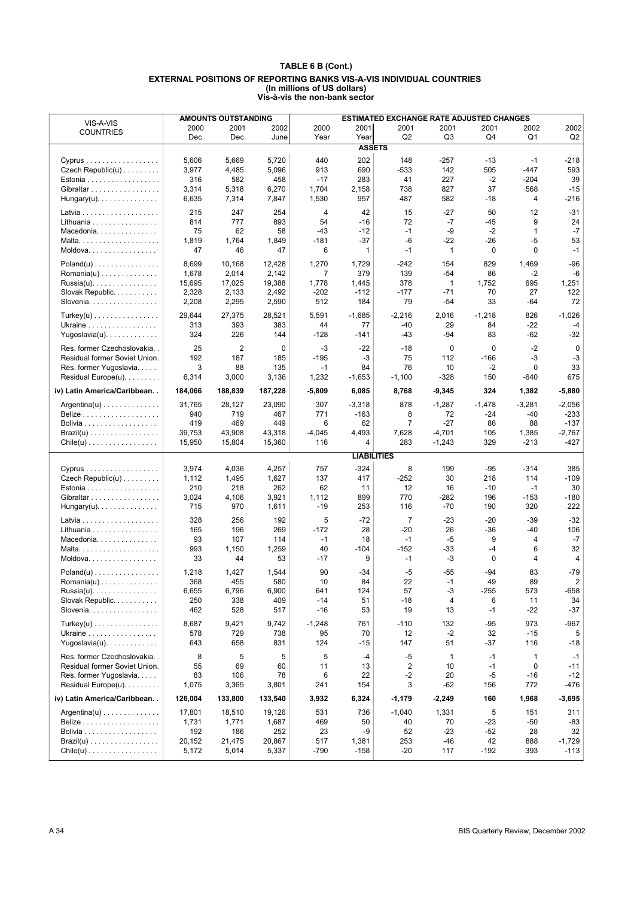# TABLE 6 B (Cont.)

## EXTERNAL POSITIONS OF REPORTING BANKS VIS-A-VIS INDIVIDUAL COUNTRIES

**(In millions of US dollars)**

**Vis-à-vis the non-bank sector**

| VIS-A-VIS COUNTRIES | AMOUNTS OUTSTANDING | | | ESTIMATED EXCHANGE RATE ADJUSTED CHANGES | | | | | | |
|---|---|---|---|---|---|---|---|---|---|---|
| | 2000 Dec. | 2001 Dec. | 2002 June | 2000 Year | 2001 Year | 2001 Q2 | 2001 Q3 | 2001 Q4 | 2002 Q1 | 2002 Q2 |
| **ASSETS** | | | | | | | | | | |
| Cyprus | 5,606 | 5,669 | 5,720 | 440 | 202 | 148 | -257 | -13 | -1 | -218 |
| Czech Republic(u) | 3,977 | 4,485 | 5,096 | 913 | 690 | -533 | 142 | 505 | -447 | 593 |
| Estonia | 316 | 582 | 458 | -17 | 283 | 41 | 227 | -2 | -204 | 39 |
| Gibraltar | 3,314 | 5,318 | 6,270 | 1,704 | 2,158 | 738 | 827 | 37 | 568 | -15 |
| Hungary(u) | 6,635 | 7,314 | 7,847 | 1,530 | 957 | 487 | 582 | -18 | 4 | -216 |
| Latvia | 215 | 247 | 254 | 4 | 42 | 15 | -27 | 50 | 12 | -31 |
| Lithuania | 814 | 777 | 893 | 54 | -16 | 72 | -7 | -45 | 9 | 24 |
| Macedonia | 75 | 62 | 58 | -43 | -12 | -1 | -9 | -2 | 1 | -7 |
| Malta | 1,819 | 1,764 | 1,849 | -181 | -37 | -6 | -22 | -26 | -5 | 53 |
| Moldova | 47 | 46 | 47 | 6 | 1 | -1 | 1 | 0 | 0 | -1 |
| Poland(u) | 8,699 | 10,168 | 12,428 | 1,270 | 1,729 | -242 | 154 | 829 | 1,469 | -96 |
| Romania(u) | 1,678 | 2,014 | 2,142 | 7 | 379 | 139 | -54 | 86 | -2 | -6 |
| Russia(u) | 15,695 | 17,025 | 19,388 | 1,778 | 1,445 | 378 | 1 | 1,752 | 695 | 1,251 |
| Slovak Republic | 2,328 | 2,133 | 2,492 | -202 | -112 | -177 | -71 | 70 | 27 | 122 |
| Slovenia | 2,208 | 2,295 | 2,590 | 512 | 184 | 79 | -54 | 33 | -64 | 72 |
| Turkey(u) | 29,644 | 27,375 | 28,521 | 5,591 | -1,685 | -2,216 | 2,016 | -1,218 | 826 | -1,026 |
| Ukraine | 313 | 393 | 383 | 44 | 77 | -40 | 29 | 84 | -22 | -4 |
| Yugoslavia(u) | 324 | 226 | 144 | -128 | -141 | -43 | -94 | 83 | -62 | -32 |
| Res. former Czechoslovakia | 25 | 2 | 0 | -3 | -22 | -18 | 0 | 0 | -2 | 0 |
| Residual former Soviet Union | 192 | 187 | 185 | -195 | -3 | 75 | 112 | -166 | -3 | -3 |
| Res. former Yugoslavia | 3 | 88 | 135 | -1 | 84 | 76 | 10 | -2 | 0 | 33 |
| Residual Europe(u) | 6,314 | 3,000 | 3,136 | 1,232 | -1,653 | -1,100 | -328 | 150 | -640 | 675 |
| **iv) Latin America/Caribbean** | **184,066** | **188,839** | **187,228** | **-5,809** | **6,085** | **8,768** | **-9,345** | **324** | **1,382** | **-5,880** |
| Argentina(u) | 31,765 | 28,127 | 23,090 | 307 | -3,318 | 878 | -1,287 | -1,478 | -3,281 | -2,056 |
| Belize | 940 | 719 | 467 | 771 | -163 | 8 | 72 | -24 | -40 | -233 |
| Bolivia | 419 | 469 | 449 | 6 | 62 | 7 | -27 | 86 | 88 | -137 |
| Brazil(u) | 39,753 | 43,908 | 43,318 | -4,045 | 4,493 | 7,628 | -4,701 | 105 | 1,385 | -2,767 |
| Chile(u) | 15,950 | 15,804 | 15,360 | 116 | 4 | 283 | -1,243 | 329 | -213 | -427 |
| **LIABILITIES** | | | | | | | | | | |
| Cyprus | 3,974 | 4,036 | 4,257 | 757 | -324 | 8 | 199 | -95 | -314 | 385 |
| Czech Republic(u) | 1,112 | 1,495 | 1,627 | 137 | 417 | -252 | 30 | 218 | 114 | -109 |
| Estonia | 210 | 218 | 262 | 62 | 11 | 12 | 16 | -10 | -1 | 30 |
| Gibraltar | 3,024 | 4,106 | 3,921 | 1,112 | 899 | 770 | -282 | 196 | -153 | -180 |
| Hungary(u) | 715 | 970 | 1,611 | -19 | 253 | 116 | -70 | 190 | 320 | 222 |
| Latvia | 328 | 256 | 192 | 5 | -72 | 7 | -23 | -20 | -39 | -32 |
| Lithuania | 165 | 196 | 269 | -172 | 28 | -20 | 26 | -36 | -40 | 106 |
| Macedonia | 93 | 107 | 114 | -1 | 18 | -1 | -5 | 9 | 4 | -7 |
| Malta | 993 | 1,150 | 1,259 | 40 | -104 | -152 | -33 | -4 | 6 | 32 |
| Moldova | 33 | 44 | 53 | -17 | 9 | -1 | -3 | 0 | 4 | 4 |
| Poland(u) | 1,218 | 1,427 | 1,544 | 90 | -34 | -5 | -55 | -94 | 83 | -79 |
| Romania(u) | 368 | 455 | 580 | 10 | 84 | 22 | -1 | 49 | 89 | 2 |
| Russia(u) | 6,655 | 6,796 | 6,900 | 641 | 124 | 57 | -3 | -255 | 573 | -658 |
| Slovak Republic | 250 | 338 | 409 | -14 | 51 | -18 | 4 | 6 | 11 | 34 |
| Slovenia | 462 | 528 | 517 | -16 | 53 | 19 | 13 | -1 | -22 | -37 |
| Turkey(u) | 8,687 | 9,421 | 9,742 | -1,248 | 761 | -110 | 132 | -95 | 973 | -967 |
| Ukraine | 578 | 729 | 738 | 95 | 70 | 12 | -2 | 32 | -15 | 5 |
| Yugoslavia(u) | 643 | 658 | 831 | 124 | -15 | 147 | 51 | -37 | 116 | -18 |
| Res. former Czechoslovakia | 8 | 5 | 5 | 5 | -4 | -5 | 1 | -1 | 1 | -1 |
| Residual former Soviet Union | 55 | 69 | 60 | 11 | 13 | 2 | 10 | -1 | 0 | -11 |
| Res. former Yugoslavia | 83 | 106 | 78 | 6 | 22 | -2 | 20 | -5 | -16 | -12 |
| Residual Europe(u) | 1,075 | 3,365 | 3,801 | 241 | 154 | 3 | -62 | 156 | 772 | -476 |
| **iv) Latin America/Caribbean** | **126,004** | **133,800** | **133,540** | **3,932** | **6,324** | **-1,179** | **-2,249** | **160** | **1,968** | **-3,695** |
| Argentina(u) | 17,801 | 18,510 | 19,126 | 531 | 736 | -1,040 | 1,331 | 5 | 151 | 311 |
| Belize | 1,731 | 1,771 | 1,687 | 469 | 50 | 40 | 70 | -23 | -50 | -83 |
| Bolivia | 192 | 186 | 252 | 23 | -9 | 52 | -23 | -52 | 28 | 32 |
| Brazil(u) | 20,152 | 21,475 | 20,867 | 517 | 1,381 | 253 | -46 | 42 | 888 | -1,729 |
| Chile(u) | 5,172 | 5,014 | 5,337 | -790 | -158 | -20 | 117 | -192 | 393 | -113 |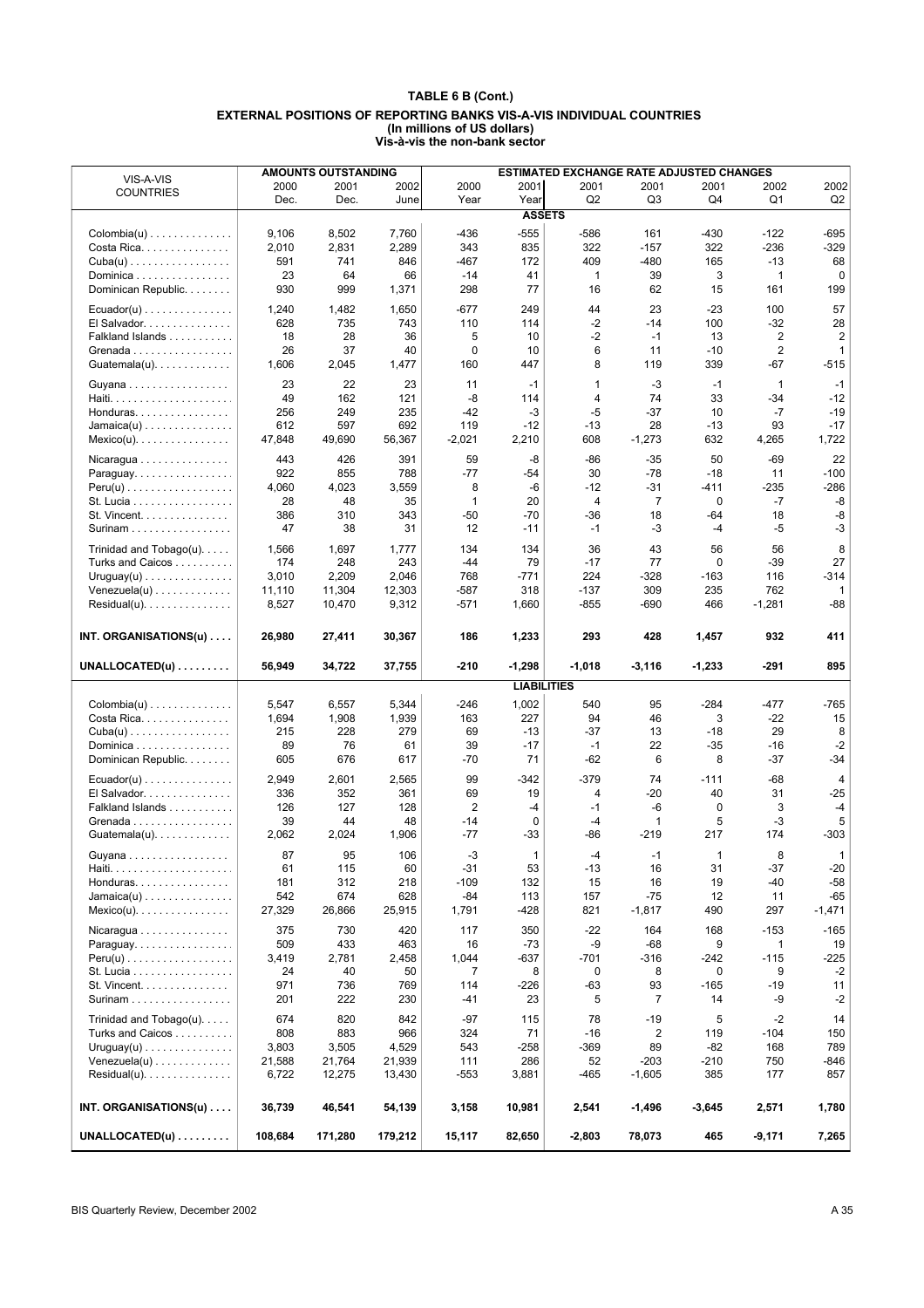# TABLE 6 B (Cont.)

## EXTERNAL POSITIONS OF REPORTING BANKS VIS-A-VIS INDIVIDUAL COUNTRIES

### (In millions of US dollars)

### Vis-à-vis the non-bank sector

| VIS-A-VIS COUNTRIES | AMOUNTS OUTSTANDING | | | ESTIMATED EXCHANGE RATE ADJUSTED CHANGES | | | | | | |
|---|---|---|---|---|---|---|---|---|---|---|
| | 2000 Dec. | 2001 Dec. | 2002 June | 2000 Year | 2001 Year | 2001 Q2 | 2001 Q3 | 2001 Q4 | 2002 Q1 | 2002 Q2 |
| **ASSETS** | | | | | | | | | | |
| Colombia(u) | 9,106 | 8,502 | 7,760 | -436 | -555 | -586 | 161 | -430 | -122 | -695 |
| Costa Rica | 2,010 | 2,831 | 2,289 | 343 | 835 | 322 | -157 | 322 | -236 | -329 |
| Cuba(u) | 591 | 741 | 846 | -467 | 172 | 409 | -480 | 165 | -13 | 68 |
| Dominica | 23 | 64 | 66 | -14 | 41 | 1 | 39 | 3 | 1 | 0 |
| Dominican Republic | 930 | 999 | 1,371 | 298 | 77 | 16 | 62 | 15 | 161 | 199 |
| Ecuador(u) | 1,240 | 1,482 | 1,650 | -677 | 249 | 44 | 23 | -23 | 100 | 57 |
| El Salvador | 628 | 735 | 743 | 110 | 114 | -2 | -14 | 100 | -32 | 28 |
| Falkland Islands | 18 | 28 | 36 | 5 | 10 | -2 | -1 | 13 | 2 | 2 |
| Grenada | 26 | 37 | 40 | 0 | 10 | 6 | 11 | -10 | 2 | 1 |
| Guatemala(u) | 1,606 | 2,045 | 1,477 | 160 | 447 | 8 | 119 | 339 | -67 | -515 |
| Guyana | 23 | 22 | 23 | 11 | -1 | 1 | -3 | -1 | 1 | -1 |
| Haiti | 49 | 162 | 121 | -8 | 114 | 4 | 74 | 33 | -34 | -12 |
| Honduras | 256 | 249 | 235 | -42 | -3 | -5 | -37 | 10 | -7 | -19 |
| Jamaica(u) | 612 | 597 | 692 | 119 | -12 | -13 | 28 | -13 | 93 | -17 |
| Mexico(u) | 47,848 | 49,690 | 56,367 | -2,021 | 2,210 | 608 | -1,273 | 632 | 4,265 | 1,722 |
| Nicaragua | 443 | 426 | 391 | 59 | -8 | -86 | -35 | 50 | -69 | 22 |
| Paraguay | 922 | 855 | 788 | -77 | -54 | 30 | -78 | -18 | 11 | -100 |
| Peru(u) | 4,060 | 4,023 | 3,559 | 8 | -6 | -12 | -31 | -411 | -235 | -286 |
| St. Lucia | 28 | 48 | 35 | 1 | 20 | 4 | 7 | 0 | -7 | -8 |
| St. Vincent | 386 | 310 | 343 | -50 | -70 | -36 | 18 | -64 | 18 | -8 |
| Surinam | 47 | 38 | 31 | 12 | -11 | -1 | -3 | -4 | -5 | -3 |
| Trinidad and Tobago(u) | 1,566 | 1,697 | 1,777 | 134 | 134 | 36 | 43 | 56 | 56 | 8 |
| Turks and Caicos | 174 | 248 | 243 | -44 | 79 | -17 | 77 | 0 | -39 | 27 |
| Uruguay(u) | 3,010 | 2,209 | 2,046 | 768 | -771 | 224 | -328 | -163 | 116 | -314 |
| Venezuela(u) | 11,110 | 11,304 | 12,303 | -587 | 318 | -137 | 309 | 235 | 762 | 1 |
| Residual(u) | 8,527 | 10,470 | 9,312 | -571 | 1,660 | -855 | -690 | 466 | -1,281 | -88 |
| **INT. ORGANISATIONS(u)** | **26,980** | **27,411** | **30,367** | **186** | **1,233** | **293** | **428** | **1,457** | **932** | **411** |
| **UNALLOCATED(u)** | **56,949** | **34,722** | **37,755** | **-210** | **-1,298** | **-1,018** | **-3,116** | **-1,233** | **-291** | **895** |
| **LIABILITIES** | | | | | | | | | | |
| Colombia(u) | 5,547 | 6,557 | 5,344 | -246 | 1,002 | 540 | 95 | -284 | -477 | -765 |
| Costa Rica | 1,694 | 1,908 | 1,939 | 163 | 227 | 94 | 46 | 3 | -22 | 15 |
| Cuba(u) | 215 | 228 | 279 | 69 | -13 | -37 | 13 | -18 | 29 | 8 |
| Dominica | 89 | 76 | 61 | 39 | -17 | -1 | 22 | -35 | -16 | -2 |
| Dominican Republic | 605 | 676 | 617 | -70 | 71 | -62 | 6 | 8 | -37 | -34 |
| Ecuador(u) | 2,949 | 2,601 | 2,565 | 99 | -342 | -379 | 74 | -111 | -68 | 4 |
| El Salvador | 336 | 352 | 361 | 69 | 19 | 4 | -20 | 40 | 31 | -25 |
| Falkland Islands | 126 | 127 | 128 | 2 | -4 | -1 | -6 | 0 | 3 | -4 |
| Grenada | 39 | 44 | 48 | -14 | 0 | -4 | 1 | 5 | -3 | 5 |
| Guatemala(u) | 2,062 | 2,024 | 1,906 | -77 | -33 | -86 | -219 | 217 | 174 | -303 |
| Guyana | 87 | 95 | 106 | -3 | 1 | -4 | -1 | 1 | 8 | 1 |
| Haiti | 61 | 115 | 60 | -31 | 53 | -13 | 16 | 31 | -37 | -20 |
| Honduras | 181 | 312 | 218 | -109 | 132 | 15 | 16 | 19 | -40 | -58 |
| Jamaica(u) | 542 | 674 | 628 | -84 | 113 | 157 | -75 | 12 | 11 | -65 |
| Mexico(u) | 27,329 | 26,866 | 25,915 | 1,791 | -428 | 821 | -1,817 | 490 | 297 | -1,471 |
| Nicaragua | 375 | 730 | 420 | 117 | 350 | -22 | 164 | 168 | -153 | -165 |
| Paraguay | 509 | 433 | 463 | 16 | -73 | -9 | -68 | 9 | 1 | 19 |
| Peru(u) | 3,419 | 2,781 | 2,458 | 1,044 | -637 | -701 | -316 | -242 | -115 | -225 |
| St. Lucia | 24 | 40 | 50 | 7 | 8 | 0 | 8 | 0 | 9 | -2 |
| St. Vincent | 971 | 736 | 769 | 114 | -226 | -63 | 93 | -165 | -19 | 11 |
| Surinam | 201 | 222 | 230 | -41 | 23 | 5 | 7 | 14 | -9 | -2 |
| Trinidad and Tobago(u) | 674 | 820 | 842 | -97 | 115 | 78 | -19 | 5 | -2 | 14 |
| Turks and Caicos | 808 | 883 | 966 | 324 | 71 | -16 | 2 | 119 | -104 | 150 |
| Uruguay(u) | 3,803 | 3,505 | 4,529 | 543 | -258 | -369 | 89 | -82 | 168 | 789 |
| Venezuela(u) | 21,588 | 21,764 | 21,939 | 111 | 286 | 52 | -203 | -210 | 750 | -846 |
| Residual(u) | 6,722 | 12,275 | 13,430 | -553 | 3,881 | -465 | -1,605 | 385 | 177 | 857 |
| **INT. ORGANISATIONS(u)** | **36,739** | **46,541** | **54,139** | **3,158** | **10,981** | **2,541** | **-1,496** | **-3,645** | **2,571** | **1,780** |
| **UNALLOCATED(u)** | **108,684** | **171,280** | **179,212** | **15,117** | **82,650** | **-2,803** | **78,073** | **465** | **-9,171** | **7,265** |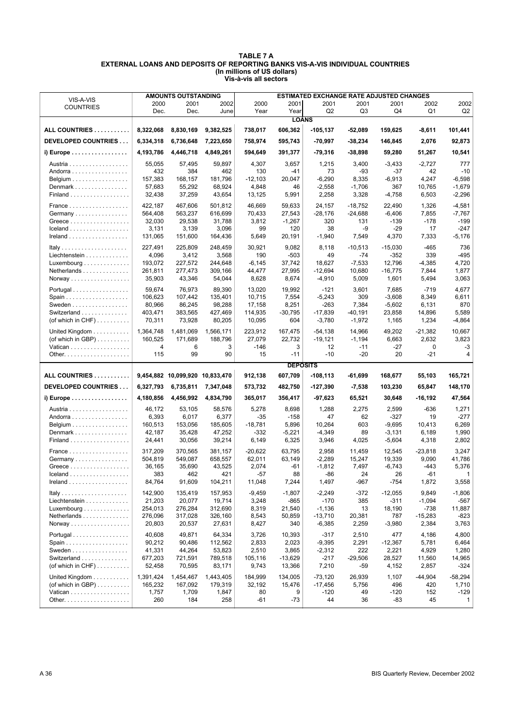# TABLE 7 A
## EXTERNAL LOANS AND DEPOSITS OF REPORTING BANKS VIS-A-VIS INDIVIDUAL COUNTRIES
### (In millions of US dollars)
### Vis-à-vis all sectors

| VIS-A-VIS COUNTRIES | AMOUNTS OUTSTANDING | | | ESTIMATED EXCHANGE RATE ADJUSTED CHANGES | | | | | | |
|---|---|---|---|---|---|---|---|---|---|---|
| | 2000 Dec. | 2001 Dec. | 2002 June | 2000 Year | 2001 Year | 2001 Q2 | 2001 Q3 | 2001 Q4 | 2002 Q1 | 2002 Q2 |
| **LOANS** | | | | | | | | | | |
| **ALL COUNTRIES** | **8,322,068** | **8,830,169** | **9,382,525** | **738,017** | **606,362** | **-105,137** | **-52,089** | **159,625** | **-8,611** | **101,441** |
| **DEVELOPED COUNTRIES** | **6,334,318** | **6,736,648** | **7,223,650** | **758,974** | **595,743** | **-70,997** | **-38,234** | **146,845** | **2,076** | **92,873** |
| **i) Europe** | **4,193,786** | **4,446,718** | **4,849,261** | **594,649** | **391,377** | **-79,316** | **-38,898** | **59,280** | **51,267** | **10,541** |
| Austria | 55,055 | 57,495 | 59,897 | 4,307 | 3,657 | 1,215 | 3,400 | -3,433 | -2,727 | 777 |
| Andorra | 432 | 384 | 462 | 130 | -41 | 73 | -93 | -37 | 42 | -10 |
| Belgium | 157,383 | 168,157 | 181,796 | -12,103 | 20,047 | -6,290 | 8,335 | -6,913 | 4,247 | -6,598 |
| Denmark | 57,683 | 55,292 | 68,924 | 4,848 | 46 | -2,558 | -1,706 | 367 | 10,765 | -1,679 |
| Finland | 32,438 | 37,259 | 43,654 | 13,125 | 5,991 | 2,258 | 3,328 | -4,758 | 6,503 | -2,296 |
| France | 422,187 | 467,606 | 501,812 | 46,669 | 59,633 | 24,157 | -18,752 | 22,490 | 1,326 | -4,581 |
| Germany | 564,408 | 563,237 | 616,699 | 70,433 | 27,543 | -28,176 | -24,688 | -6,406 | 7,855 | -7,767 |
| Greece | 32,030 | 29,538 | 31,788 | 3,812 | -1,267 | 320 | 131 | -139 | -178 | -199 |
| Iceland | 3,131 | 3,139 | 3,096 | 99 | 120 | 38 | -9 | -29 | 17 | -247 |
| Ireland | 131,065 | 151,600 | 164,436 | 5,649 | 20,191 | -1,940 | 7,549 | 4,370 | 7,333 | -5,176 |
| Italy | 227,491 | 225,809 | 248,459 | 30,921 | 9,082 | 8,118 | -10,513 | -15,030 | -465 | 736 |
| Liechtenstein | 4,096 | 3,412 | 3,568 | 190 | -503 | 49 | -74 | -352 | 339 | -495 |
| Luxembourg | 193,072 | 227,572 | 244,648 | -6,145 | 37,742 | 18,627 | -7,533 | 12,796 | -4,385 | 4,720 |
| Netherlands | 261,811 | 277,473 | 309,166 | 44,477 | 27,995 | -12,694 | 10,680 | -16,775 | 7,844 | 1,877 |
| Norway | 35,903 | 43,346 | 54,044 | 8,628 | 8,674 | -4,910 | 5,009 | 1,601 | 5,494 | 3,063 |
| Portugal | 59,674 | 76,973 | 89,390 | 13,020 | 19,992 | -121 | 3,601 | 7,685 | -719 | 4,677 |
| Spain | 106,623 | 107,442 | 135,401 | 10,715 | 7,554 | -5,243 | 309 | -3,608 | 8,349 | 6,611 |
| Sweden | 80,966 | 86,245 | 98,288 | 17,158 | 8,251 | -263 | 7,384 | -5,602 | 6,131 | 870 |
| Switzerland | 403,471 | 383,565 | 427,469 | 114,935 | -30,795 | -17,839 | -40,191 | 23,858 | 14,896 | 5,589 |
| (of which in CHF) | 70,311 | 73,928 | 80,205 | 10,095 | 604 | -3,780 | -1,972 | 1,165 | 1,234 | -4,864 |
| United Kingdom | 1,364,748 | 1,481,069 | 1,566,171 | 223,912 | 167,475 | -54,138 | 14,966 | 49,202 | -21,382 | 10,667 |
| (of which in GBP) | 160,525 | 171,689 | 188,796 | 27,079 | 22,732 | -19,121 | -1,194 | 6,663 | 2,632 | 3,823 |
| Vatican | 4 | 6 | 3 | -146 | 3 | 12 | -11 | -27 | 0 | -3 |
| Other | 115 | 99 | 90 | 15 | -11 | -10 | -20 | 20 | -21 | 4 |
| **DEPOSITS** | | | | | | | | | | |
| **ALL COUNTRIES** | **9,454,882** | **10,099,920** | **10,833,470** | **912,138** | **607,709** | **-108,113** | **-61,699** | **168,677** | **55,103** | **165,721** |
| **DEVELOPED COUNTRIES** | **6,327,793** | **6,735,811** | **7,347,048** | **573,732** | **482,750** | **-127,390** | **-7,538** | **103,230** | **65,847** | **148,170** |
| **i) Europe** | **4,180,856** | **4,456,992** | **4,834,790** | **365,017** | **356,417** | **-97,623** | **65,521** | **30,648** | **-16,192** | **47,564** |
| Austria | 46,172 | 53,105 | 58,576 | 5,278 | 8,698 | 1,288 | 2,275 | 2,599 | -636 | 1,271 |
| Andorra | 6,393 | 6,017 | 6,377 | -35 | -158 | 47 | 62 | -327 | 19 | -277 |
| Belgium | 160,513 | 153,056 | 185,605 | -18,781 | 5,896 | 10,264 | 603 | -9,695 | 10,413 | 6,269 |
| Denmark | 42,187 | 35,428 | 47,252 | -332 | -5,221 | -4,349 | 89 | -3,131 | 6,189 | 1,990 |
| Finland | 24,441 | 30,056 | 39,214 | 6,149 | 6,325 | 3,946 | 4,025 | -5,604 | 4,318 | 2,802 |
| France | 317,209 | 370,565 | 381,157 | -20,622 | 63,795 | 2,958 | 11,459 | 12,545 | -23,818 | 3,247 |
| Germany | 504,819 | 549,087 | 658,557 | 62,011 | 63,149 | -2,289 | 15,247 | 19,339 | 9,090 | 41,786 |
| Greece | 36,165 | 35,690 | 43,525 | 2,074 | -61 | -1,812 | 7,497 | -6,743 | -443 | 5,376 |
| Iceland | 383 | 462 | 421 | -57 | 88 | -86 | 24 | 26 | -61 | 1 |
| Ireland | 84,764 | 91,609 | 104,211 | 11,048 | 7,244 | 1,497 | -967 | -754 | 1,872 | 3,558 |
| Italy | 142,900 | 135,419 | 157,953 | -9,459 | -1,807 | -2,249 | -372 | -12,055 | 9,849 | -1,806 |
| Liechtenstein | 21,203 | 20,077 | 19,714 | 3,248 | -865 | -170 | 385 | -311 | -1,094 | -567 |
| Luxembourg | 254,013 | 276,284 | 312,690 | 8,319 | 21,540 | -1,136 | 13 | 18,190 | -738 | 11,887 |
| Netherlands | 276,096 | 317,028 | 326,160 | 8,543 | 50,859 | -13,710 | 20,381 | 787 | -15,283 | -823 |
| Norway | 20,803 | 20,537 | 27,631 | 8,427 | 340 | -6,385 | 2,259 | -3,980 | 2,384 | 3,763 |
| Portugal | 40,608 | 49,871 | 64,334 | 3,726 | 10,393 | -317 | 2,510 | 477 | 4,186 | 4,800 |
| Spain | 90,212 | 90,486 | 112,562 | 2,833 | 2,023 | -9,395 | 2,291 | -12,367 | 5,781 | 6,464 |
| Sweden | 41,331 | 44,264 | 53,823 | 2,510 | 3,865 | -2,312 | 222 | 2,221 | 4,929 | 1,280 |
| Switzerland | 677,203 | 721,591 | 789,518 | 105,116 | -13,629 | -217 | -29,506 | 28,527 | 11,560 | 14,965 |
| (of which in CHF) | 52,458 | 70,595 | 83,171 | 9,743 | 13,366 | 7,210 | -59 | 4,152 | 2,857 | -324 |
| United Kingdom | 1,391,424 | 1,454,467 | 1,443,405 | 184,999 | 134,005 | -73,120 | 26,939 | 1,107 | -44,904 | -58,294 |
| (of which in GBP) | 165,232 | 167,092 | 179,319 | 32,192 | 15,476 | -17,456 | 5,756 | 496 | 420 | 1,710 |
| Vatican | 1,757 | 1,709 | 1,847 | 80 | 9 | -120 | 49 | -120 | 152 | -129 |
| Other | 260 | 184 | 258 | -61 | -73 | 44 | 36 | -83 | 45 | 1 |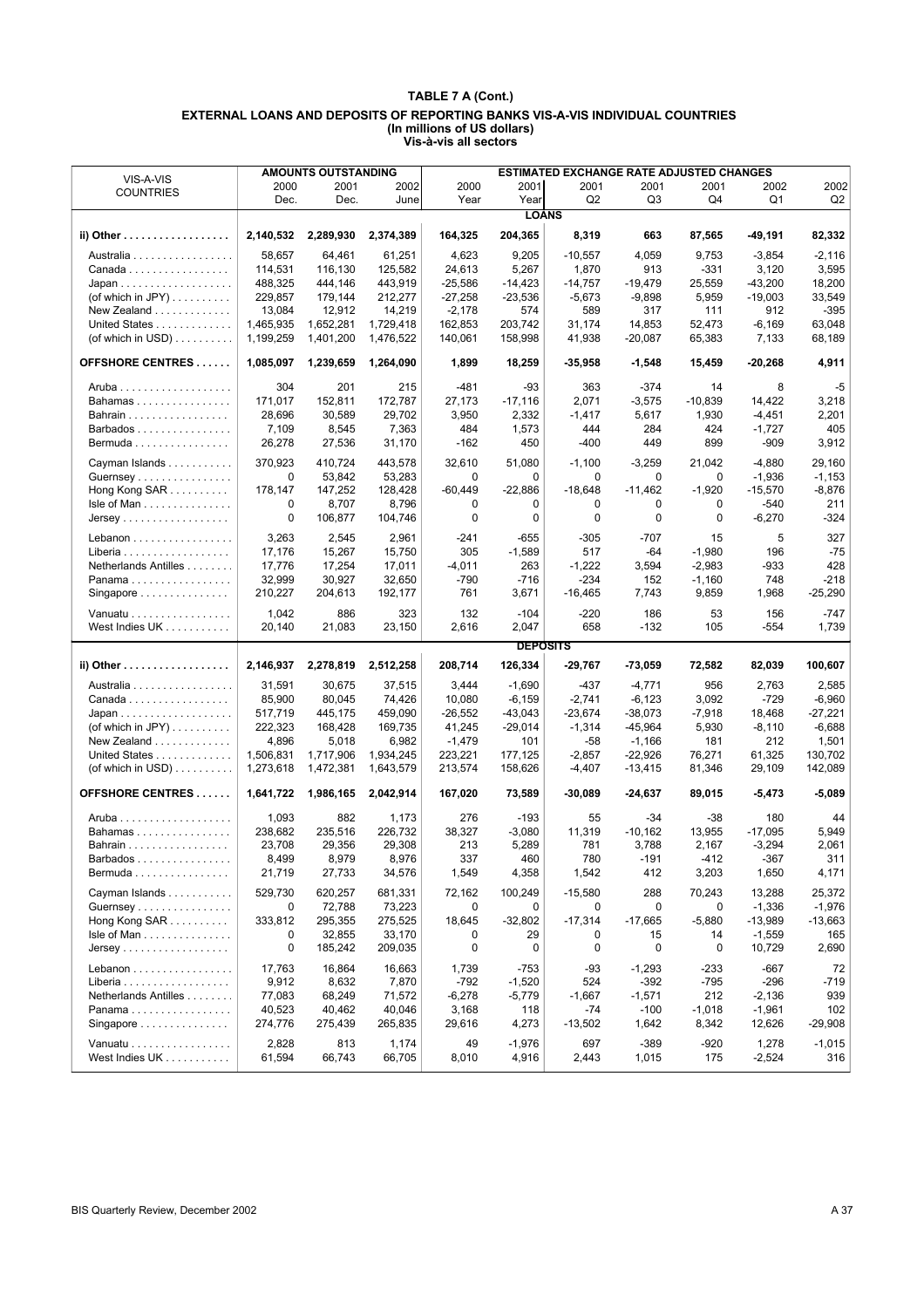## TABLE 7 A (Cont.)

### EXTERNAL LOANS AND DEPOSITS OF REPORTING BANKS VIS-A-VIS INDIVIDUAL COUNTRIES
**(In millions of US dollars)**
**Vis-à-vis all sectors**

| VIS-A-VIS COUNTRIES | AMOUNTS OUTSTANDING | | | ESTIMATED EXCHANGE RATE ADJUSTED CHANGES | | | | | | |
|---|---|---|---|---|---|---|---|---|---|---|
| | 2000 Dec. | 2001 Dec. | 2002 June | 2000 Year | 2001 Year | 2001 Q2 | 2001 Q3 | 2001 Q4 | 2002 Q1 | 2002 Q2 |
| **LOANS** | | | | | | | | | | |
| **ii) Other** | **2,140,532** | **2,289,930** | **2,374,389** | **164,325** | **204,365** | **8,319** | **663** | **87,565** | **-49,191** | **82,332** |
| Australia | 58,657 | 64,461 | 61,251 | 4,623 | 9,205 | -10,557 | 4,059 | 9,753 | -3,854 | -2,116 |
| Canada | 114,531 | 116,130 | 125,582 | 24,613 | 5,267 | 1,870 | 913 | -331 | 3,120 | 3,595 |
| Japan | 488,325 | 444,146 | 443,919 | -25,586 | -14,423 | -14,757 | -19,479 | 25,559 | -43,200 | 18,200 |
| (of which in JPY) | 229,857 | 179,144 | 212,277 | -27,258 | -23,536 | -5,673 | -9,898 | 5,959 | -19,003 | 33,549 |
| New Zealand | 13,084 | 12,912 | 14,219 | -2,178 | 574 | 589 | 317 | 111 | 912 | -395 |
| United States | 1,465,935 | 1,652,281 | 1,729,418 | 162,853 | 203,742 | 31,174 | 14,853 | 52,473 | -6,169 | 63,048 |
| (of which in USD) | 1,199,259 | 1,401,200 | 1,476,522 | 140,061 | 158,998 | 41,938 | -20,087 | 65,383 | 7,133 | 68,189 |
| **OFFSHORE CENTRES** | **1,085,097** | **1,239,659** | **1,264,090** | **1,899** | **18,259** | **-35,958** | **-1,548** | **15,459** | **-20,268** | **4,911** |
| Aruba | 304 | 201 | 215 | -481 | -93 | 363 | -374 | 14 | 8 | -5 |
| Bahamas | 171,017 | 152,811 | 172,787 | 27,173 | -17,116 | 2,071 | -3,575 | -10,839 | 14,422 | 3,218 |
| Bahrain | 28,696 | 30,589 | 29,702 | 3,950 | 2,332 | -1,417 | 5,617 | 1,930 | -4,451 | 2,201 |
| Barbados | 7,109 | 8,545 | 7,363 | 484 | 1,573 | 444 | 284 | 424 | -1,727 | 405 |
| Bermuda | 26,278 | 27,536 | 31,170 | -162 | 450 | -400 | 449 | 899 | -909 | 3,912 |
| Cayman Islands | 370,923 | 410,724 | 443,578 | 32,610 | 51,080 | -1,100 | -3,259 | 21,042 | -4,880 | 29,160 |
| Guernsey | 0 | 53,842 | 53,283 | 0 | 0 | 0 | 0 | 0 | -1,936 | -1,153 |
| Hong Kong SAR | 178,147 | 147,252 | 128,428 | -60,449 | -22,886 | -18,648 | -11,462 | -1,920 | -15,570 | -8,876 |
| Isle of Man | 0 | 8,707 | 8,796 | 0 | 0 | 0 | 0 | 0 | -540 | 211 |
| Jersey | 0 | 106,877 | 104,746 | 0 | 0 | 0 | 0 | 0 | -6,270 | -324 |
| Lebanon | 3,263 | 2,545 | 2,961 | -241 | -655 | -305 | -707 | 15 | 5 | 327 |
| Liberia | 17,176 | 15,267 | 15,750 | 305 | -1,589 | 517 | -64 | -1,980 | 196 | -75 |
| Netherlands Antilles | 17,776 | 17,254 | 17,011 | -4,011 | 263 | -1,222 | 3,594 | -2,983 | -933 | 428 |
| Panama | 32,999 | 30,927 | 32,650 | -790 | -716 | -234 | 152 | -1,160 | 748 | -218 |
| Singapore | 210,227 | 204,613 | 192,177 | 761 | 3,671 | -16,465 | 7,743 | 9,859 | 1,968 | -25,290 |
| Vanuatu | 1,042 | 886 | 323 | 132 | -104 | -220 | 186 | 53 | 156 | -747 |
| West Indies UK | 20,140 | 21,083 | 23,150 | 2,616 | 2,047 | 658 | -132 | 105 | -554 | 1,739 |
| **DEPOSITS** | | | | | | | | | | |
| **ii) Other** | **2,146,937** | **2,278,819** | **2,512,258** | **208,714** | **126,334** | **-29,767** | **-73,059** | **72,582** | **82,039** | **100,607** |
| Australia | 31,591 | 30,675 | 37,515 | 3,444 | -1,690 | -437 | -4,771 | 956 | 2,763 | 2,585 |
| Canada | 85,900 | 80,045 | 74,426 | 10,080 | -6,159 | -2,741 | -6,123 | 3,092 | -729 | -6,960 |
| Japan | 517,719 | 445,175 | 459,090 | -26,552 | -43,043 | -23,674 | -38,073 | -7,918 | 18,468 | -27,221 |
| (of which in JPY) | 222,323 | 168,428 | 169,735 | 41,245 | -29,014 | -1,314 | -45,964 | 5,930 | -8,110 | -6,688 |
| New Zealand | 4,896 | 5,018 | 6,982 | -1,479 | 101 | -58 | -1,166 | 181 | 212 | 1,501 |
| United States | 1,506,831 | 1,717,906 | 1,934,245 | 223,221 | 177,125 | -2,857 | -22,926 | 76,271 | 61,325 | 130,702 |
| (of which in USD) | 1,273,618 | 1,472,381 | 1,643,579 | 213,574 | 158,626 | -4,407 | -13,415 | 81,346 | 29,109 | 142,089 |
| **OFFSHORE CENTRES** | **1,641,722** | **1,986,165** | **2,042,914** | **167,020** | **73,589** | **-30,089** | **-24,637** | **89,015** | **-5,473** | **-5,089** |
| Aruba | 1,093 | 882 | 1,173 | 276 | -193 | 55 | -34 | -38 | 180 | 44 |
| Bahamas | 238,682 | 235,516 | 226,732 | 38,327 | -3,080 | 11,319 | -10,162 | 13,955 | -17,095 | 5,949 |
| Bahrain | 23,708 | 29,356 | 29,308 | 213 | 5,289 | 781 | 3,788 | 2,167 | -3,294 | 2,061 |
| Barbados | 8,499 | 8,979 | 8,976 | 337 | 460 | 780 | -191 | -412 | -367 | 311 |
| Bermuda | 21,719 | 27,733 | 34,576 | 1,549 | 4,358 | 1,542 | 412 | 3,203 | 1,650 | 4,171 |
| Cayman Islands | 529,730 | 620,257 | 681,331 | 72,162 | 100,249 | -15,580 | 288 | 70,243 | 13,288 | 25,372 |
| Guernsey | 0 | 72,788 | 73,223 | 0 | 0 | 0 | 0 | 0 | -1,336 | -1,976 |
| Hong Kong SAR | 333,812 | 295,355 | 275,525 | 18,645 | -32,802 | -17,314 | -17,665 | -5,880 | -13,989 | -13,663 |
| Isle of Man | 0 | 32,855 | 33,170 | 0 | 29 | 0 | 15 | 14 | -1,559 | 165 |
| Jersey | 0 | 185,242 | 209,035 | 0 | 0 | 0 | 0 | 0 | 10,729 | 2,690 |
| Lebanon | 17,763 | 16,864 | 16,663 | 1,739 | -753 | -93 | -1,293 | -233 | -667 | 72 |
| Liberia | 9,912 | 8,632 | 7,870 | -792 | -1,520 | 524 | -392 | -795 | -296 | -719 |
| Netherlands Antilles | 77,083 | 68,249 | 71,572 | -6,278 | -5,779 | -1,667 | -1,571 | 212 | -2,136 | 939 |
| Panama | 40,523 | 40,462 | 40,046 | 3,168 | 118 | -74 | -100 | -1,018 | -1,961 | 102 |
| Singapore | 274,776 | 275,439 | 265,835 | 29,616 | 4,273 | -13,502 | 1,642 | 8,342 | 12,626 | -29,908 |
| Vanuatu | 2,828 | 813 | 1,174 | 49 | -1,976 | 697 | -389 | -920 | 1,278 | -1,015 |
| West Indies UK | 61,594 | 66,743 | 66,705 | 8,010 | 4,916 | 2,443 | 1,015 | 175 | -2,524 | 316 |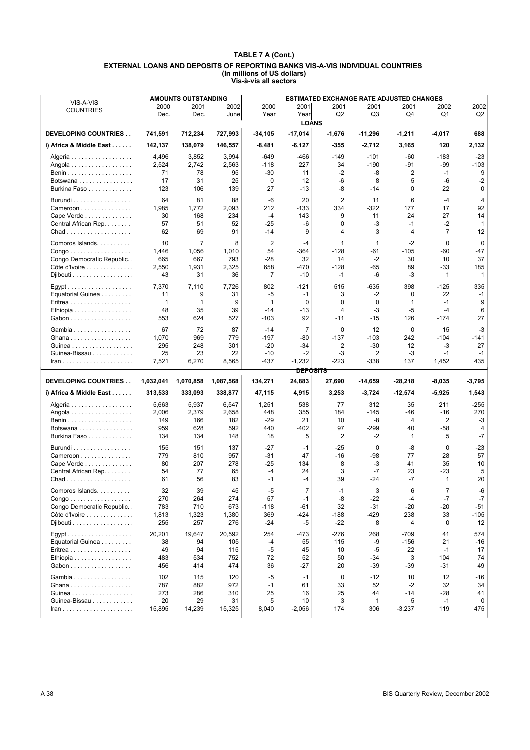**TABLE 7 A (Cont.)**

**EXTERNAL LOANS AND DEPOSITS OF REPORTING BANKS VIS-A-VIS INDIVIDUAL COUNTRIES**
**(In millions of US dollars)**
**Vis-à-vis all sectors**

| VIS-A-VIS COUNTRIES | AMOUNTS OUTSTANDING | | | ESTIMATED EXCHANGE RATE ADJUSTED CHANGES | | | | | | |
|---|---|---|---|---|---|---|---|---|---|---|
| | 2000 Dec. | 2001 Dec. | 2002 June | 2000 Year | 2001 Year | 2001 Q2 | 2001 Q3 | 2001 Q4 | 2002 Q1 | 2002 Q2 |
| **LOANS** | | | | | | | | | | |
| **DEVELOPING COUNTRIES . .** | **741,591** | **712,234** | **727,993** | **-34,105** | **-17,014** | **-1,676** | **-11,296** | **-1,211** | **-4,017** | **688** |
| **i) Africa & Middle East . . . . . .** | **142,137** | **138,079** | **146,557** | **-8,481** | **-6,127** | **-355** | **-2,712** | **3,165** | **120** | **2,132** |
| Algeria | 4,496 | 3,852 | 3,994 | -649 | -466 | -149 | -101 | -60 | -183 | -23 |
| Angola | 2,524 | 2,742 | 2,563 | -118 | 227 | 34 | -190 | -91 | -99 | -103 |
| Benin | 71 | 78 | 95 | -30 | 11 | -2 | -8 | 2 | -1 | 9 |
| Botswana | 17 | 31 | 25 | 0 | 12 | -6 | 8 | 5 | -6 | -2 |
| Burkina Faso | 123 | 106 | 139 | 27 | -13 | -8 | -14 | 0 | 22 | 0 |
| Burundi | 64 | 81 | 88 | -6 | 20 | 2 | 11 | 6 | -4 | 4 |
| Cameroon | 1,985 | 1,772 | 2,093 | 212 | -133 | 334 | -322 | 177 | 17 | 92 |
| Cape Verde | 30 | 168 | 234 | -4 | 143 | 9 | 11 | 24 | 27 | 14 |
| Central African Rep. | 57 | 51 | 52 | -25 | -6 | 0 | -3 | -1 | -2 | 1 |
| Chad | 62 | 69 | 91 | -14 | 9 | 4 | 3 | 4 | 7 | 12 |
| Comoros Islands. | 10 | 7 | 8 | 2 | -4 | 1 | 1 | -2 | 0 | 0 |
| Congo | 1,446 | 1,056 | 1,010 | 54 | -364 | -128 | -61 | -105 | -60 | -47 |
| Congo Democratic Republic. . | 665 | 667 | 793 | -28 | 32 | 14 | -2 | 30 | 10 | 37 |
| Côte d'Ivoire | 2,550 | 1,931 | 2,325 | 658 | -470 | -128 | -65 | 89 | -33 | 185 |
| Djibouti | 43 | 31 | 36 | 7 | -10 | -1 | -6 | -3 | 1 | 1 |
| Egypt | 7,370 | 7,110 | 7,726 | 802 | -121 | 515 | -635 | 398 | -125 | 335 |
| Equatorial Guinea | 11 | 9 | 31 | -5 | -1 | 3 | -2 | 0 | 22 | -1 |
| Eritrea | 1 | 1 | 9 | 1 | 0 | 0 | 0 | 1 | -1 | 9 |
| Ethiopia | 48 | 35 | 39 | -14 | -13 | 4 | -3 | -5 | -4 | 6 |
| Gabon | 553 | 624 | 527 | -103 | 92 | -11 | -15 | 126 | -174 | 27 |
| Gambia | 67 | 72 | 87 | -14 | 7 | 0 | 12 | 0 | 15 | -3 |
| Ghana | 1,070 | 969 | 779 | -197 | -80 | -137 | -103 | 242 | -104 | -141 |
| Guinea | 295 | 248 | 301 | -20 | -34 | 2 | -30 | 12 | -3 | 27 |
| Guinea-Bissau | 25 | 23 | 22 | -10 | -2 | -3 | 2 | -3 | -1 | -1 |
| Iran | 7,521 | 6,270 | 8,565 | -437 | -1,232 | -223 | -338 | 137 | 1,452 | 435 |
| **DEPOSITS** | | | | | | | | | | |
| **DEVELOPING COUNTRIES . .** | **1,032,041** | **1,070,858** | **1,087,568** | **134,271** | **24,883** | **27,690** | **-14,659** | **-28,218** | **-8,035** | **-3,795** |
| **i) Africa & Middle East . . . . . .** | **313,533** | **333,093** | **338,877** | **47,115** | **4,915** | **3,253** | **-3,724** | **-12,574** | **-5,925** | **1,543** |
| Algeria | 5,663 | 5,937 | 6,547 | 1,251 | 538 | 77 | 312 | 35 | 211 | -255 |
| Angola | 2,006 | 2,379 | 2,658 | 448 | 355 | 184 | -145 | -46 | -16 | 270 |
| Benin | 149 | 166 | 182 | -29 | 21 | 10 | -8 | 4 | 2 | -3 |
| Botswana | 959 | 628 | 592 | 440 | -402 | 97 | -299 | 40 | -58 | 4 |
| Burkina Faso | 134 | 134 | 148 | 18 | 5 | 2 | -2 | 1 | 5 | -7 |
| Burundi | 155 | 151 | 137 | -27 | -1 | -25 | 0 | -8 | 0 | -23 |
| Cameroon | 779 | 810 | 957 | -31 | 47 | -16 | -98 | 77 | 28 | 57 |
| Cape Verde | 80 | 207 | 278 | -25 | 134 | 8 | -3 | 41 | 35 | 10 |
| Central African Rep. | 54 | 77 | 65 | -4 | 24 | 3 | -7 | 23 | -23 | 5 |
| Chad | 61 | 56 | 83 | -1 | -4 | 39 | -24 | -7 | 1 | 20 |
| Comoros Islands. | 32 | 39 | 45 | -5 | 7 | -1 | 3 | 6 | 7 | -6 |
| Congo | 270 | 264 | 274 | 57 | -1 | -8 | -22 | -4 | -7 | -7 |
| Congo Democratic Republic. . | 783 | 710 | 673 | -118 | -61 | 32 | -31 | -20 | -20 | -51 |
| Côte d'Ivoire | 1,813 | 1,323 | 1,380 | 369 | -424 | -188 | -429 | 238 | 33 | -105 |
| Djibouti | 255 | 257 | 276 | -24 | -5 | -22 | 8 | 4 | 0 | 12 |
| Egypt | 20,201 | 19,647 | 20,592 | 254 | -473 | -276 | 268 | -709 | 41 | 574 |
| Equatorial Guinea | 38 | 94 | 105 | -4 | 55 | 115 | -9 | -156 | 21 | -16 |
| Eritrea | 49 | 94 | 115 | -5 | 45 | 10 | -5 | 22 | -1 | 17 |
| Ethiopia | 483 | 534 | 752 | 72 | 52 | 50 | -34 | 3 | 104 | 74 |
| Gabon | 456 | 414 | 474 | 36 | -27 | 20 | -39 | -39 | -31 | 49 |
| Gambia | 102 | 115 | 120 | -5 | -1 | 0 | -12 | 10 | 12 | -16 |
| Ghana | 787 | 882 | 972 | -1 | 61 | 33 | 52 | -2 | 32 | 34 |
| Guinea | 273 | 286 | 310 | 25 | 16 | 25 | 44 | -14 | -28 | 41 |
| Guinea-Bissau | 20 | 29 | 31 | 5 | 10 | 3 | 1 | 5 | -1 | 0 |
| Iran | 15,895 | 14,239 | 15,325 | 8,040 | -2,056 | 174 | 306 | -3,237 | 119 | 475 |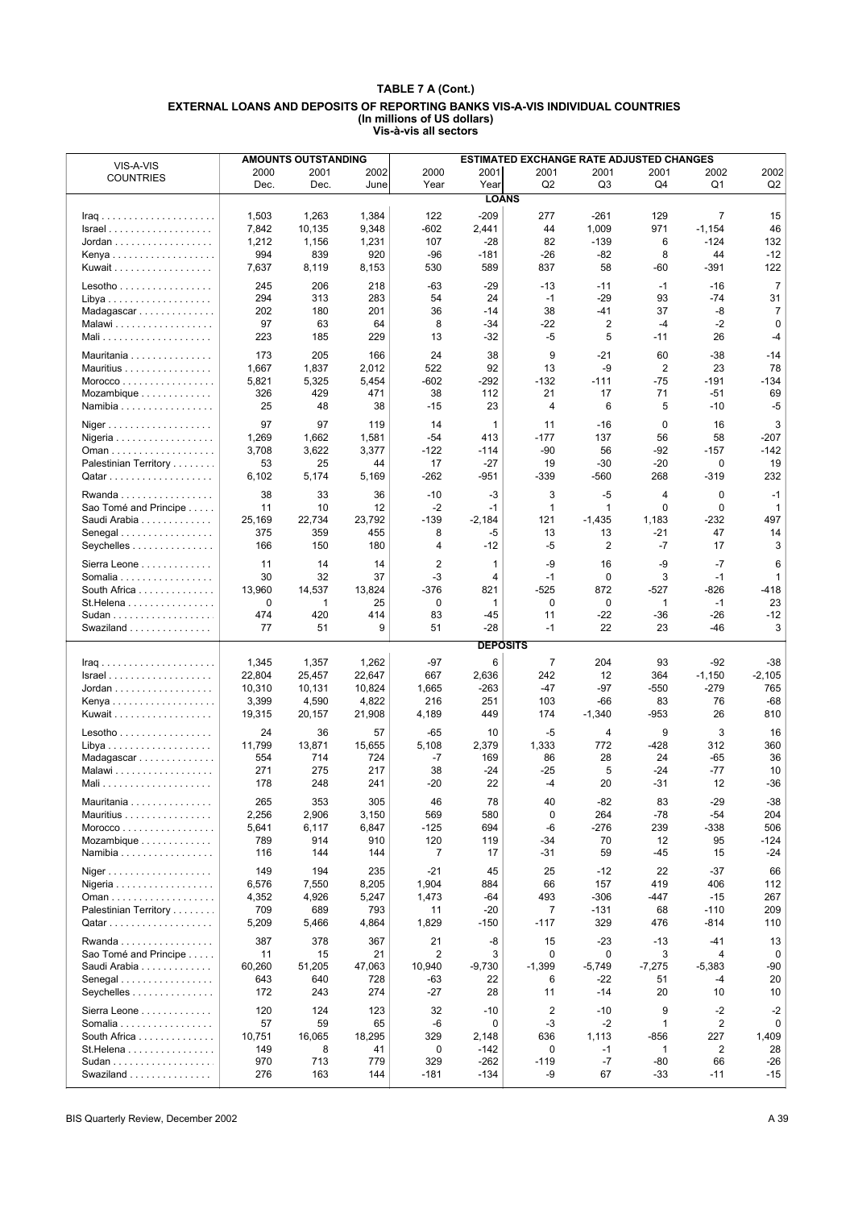# TABLE 7 A (Cont.)

## EXTERNAL LOANS AND DEPOSITS OF REPORTING BANKS VIS-A-VIS INDIVIDUAL COUNTRIES

**(In millions of US dollars)**

**Vis-à-vis all sectors**

| VIS-A-VIS COUNTRIES | AMOUNTS OUTSTANDING | | | ESTIMATED EXCHANGE RATE ADJUSTED CHANGES | | | | | | |
|---|---|---|---|---|---|---|---|---|---|---|
| | 2000 Dec. | 2001 Dec. | 2002 June | 2000 Year | 2001 Year | 2001 Q2 | 2001 Q3 | 2001 Q4 | 2002 Q1 | 2002 Q2 |
| **LOANS** | | | | | | | | | | |
| Iraq | 1,503 | 1,263 | 1,384 | 122 | -209 | 277 | -261 | 129 | 7 | 15 |
| Israel | 7,842 | 10,135 | 9,348 | -602 | 2,441 | 44 | 1,009 | 971 | -1,154 | 46 |
| Jordan | 1,212 | 1,156 | 1,231 | 107 | -28 | 82 | -139 | 6 | -124 | 132 |
| Kenya | 994 | 839 | 920 | -96 | -181 | -26 | -82 | 8 | 44 | -12 |
| Kuwait | 7,637 | 8,119 | 8,153 | 530 | 589 | 837 | 58 | -60 | -391 | 122 |
| Lesotho | 245 | 206 | 218 | -63 | -29 | -13 | -11 | -1 | -16 | 7 |
| Libya | 294 | 313 | 283 | 54 | 24 | -1 | -29 | 93 | -74 | 31 |
| Madagascar | 202 | 180 | 201 | 36 | -14 | 38 | -41 | 37 | -8 | 7 |
| Malawi | 97 | 63 | 64 | 8 | -34 | -22 | 2 | -4 | -2 | 0 |
| Mali | 223 | 185 | 229 | 13 | -32 | -5 | 5 | -11 | 26 | -4 |
| Mauritania | 173 | 205 | 166 | 24 | 38 | 9 | -21 | 60 | -38 | -14 |
| Mauritius | 1,667 | 1,837 | 2,012 | 522 | 92 | 13 | -9 | 2 | 23 | 78 |
| Morocco | 5,821 | 5,325 | 5,454 | -602 | -292 | -132 | -111 | -75 | -191 | -134 |
| Mozambique | 326 | 429 | 471 | 38 | 112 | 21 | 17 | 71 | -51 | 69 |
| Namibia | 25 | 48 | 38 | -15 | 23 | 4 | 6 | 5 | -10 | -5 |
| Niger | 97 | 97 | 119 | 14 | 1 | 11 | -16 | 0 | 16 | 3 |
| Nigeria | 1,269 | 1,662 | 1,581 | -54 | 413 | -177 | 137 | 56 | 58 | -207 |
| Oman | 3,708 | 3,622 | 3,377 | -122 | -114 | -90 | 56 | -92 | -157 | -142 |
| Palestinian Territory | 53 | 25 | 44 | 17 | -27 | 19 | -30 | -20 | 0 | 19 |
| Qatar | 6,102 | 5,174 | 5,169 | -262 | -951 | -339 | -560 | 268 | -319 | 232 |
| Rwanda | 38 | 33 | 36 | -10 | -3 | 3 | -5 | 4 | 0 | -1 |
| Sao Tomé and Principe | 11 | 10 | 12 | -2 | -1 | 1 | 1 | 0 | 0 | 1 |
| Saudi Arabia | 25,169 | 22,734 | 23,792 | -139 | -2,184 | 121 | -1,435 | 1,183 | -232 | 497 |
| Senegal | 375 | 359 | 455 | 8 | -5 | 13 | 13 | -21 | 47 | 14 |
| Seychelles | 166 | 150 | 180 | 4 | -12 | -5 | 2 | -7 | 17 | 3 |
| Sierra Leone | 11 | 14 | 14 | 2 | 1 | -9 | 16 | -9 | -7 | 6 |
| Somalia | 30 | 32 | 37 | -3 | 4 | -1 | 0 | 3 | -1 | 1 |
| South Africa | 13,960 | 14,537 | 13,824 | -376 | 821 | -525 | 872 | -527 | -826 | -418 |
| St.Helena | 0 | 1 | 25 | 0 | 1 | 0 | 0 | 1 | -1 | 23 |
| Sudan | 474 | 420 | 414 | 83 | -45 | 11 | -22 | -36 | -26 | -12 |
| Swaziland | 77 | 51 | 9 | 51 | -28 | -1 | 22 | 23 | -46 | 3 |
| **DEPOSITS** | | | | | | | | | | |
| Iraq | 1,345 | 1,357 | 1,262 | -97 | 6 | 7 | 204 | 93 | -92 | -38 |
| Israel | 22,804 | 25,457 | 22,647 | 667 | 2,636 | 242 | 12 | 364 | -1,150 | -2,105 |
| Jordan | 10,310 | 10,131 | 10,824 | 1,665 | -263 | -47 | -97 | -550 | -279 | 765 |
| Kenya | 3,399 | 4,590 | 4,822 | 216 | 251 | 103 | -66 | 83 | 76 | -68 |
| Kuwait | 19,315 | 20,157 | 21,908 | 4,189 | 449 | 174 | -1,340 | -953 | 26 | 810 |
| Lesotho | 24 | 36 | 57 | -65 | 10 | -5 | 4 | 9 | 3 | 16 |
| Libya | 11,799 | 13,871 | 15,655 | 5,108 | 2,379 | 1,333 | 772 | -428 | 312 | 360 |
| Madagascar | 554 | 714 | 724 | -7 | 169 | 86 | 28 | 24 | -65 | 36 |
| Malawi | 271 | 275 | 217 | 38 | -24 | -25 | 5 | -24 | -77 | 10 |
| Mali | 178 | 248 | 241 | -20 | 22 | -4 | 20 | -31 | 12 | -36 |
| Mauritania | 265 | 353 | 305 | 46 | 78 | 40 | -82 | 83 | -29 | -38 |
| Mauritius | 2,256 | 2,906 | 3,150 | 569 | 580 | 0 | 264 | -78 | -54 | 204 |
| Morocco | 5,641 | 6,117 | 6,847 | -125 | 694 | -6 | -276 | 239 | -338 | 506 |
| Mozambique | 789 | 914 | 910 | 120 | 119 | -34 | 70 | 12 | 95 | -124 |
| Namibia | 116 | 144 | 144 | 7 | 17 | -31 | 59 | -45 | 15 | -24 |
| Niger | 149 | 194 | 235 | -21 | 45 | 25 | -12 | 22 | -37 | 66 |
| Nigeria | 6,576 | 7,550 | 8,205 | 1,904 | 884 | 66 | 157 | 419 | 406 | 112 |
| Oman | 4,352 | 4,926 | 5,247 | 1,473 | -64 | 493 | -306 | -447 | -15 | 267 |
| Palestinian Territory | 709 | 689 | 793 | 11 | -20 | 7 | -131 | 68 | -110 | 209 |
| Qatar | 5,209 | 5,466 | 4,864 | 1,829 | -150 | -117 | 329 | 476 | -814 | 110 |
| Rwanda | 387 | 378 | 367 | 21 | -8 | 15 | -23 | -13 | -41 | 13 |
| Sao Tomé and Principe | 11 | 15 | 21 | 2 | 3 | 0 | 0 | 3 | 4 | 0 |
| Saudi Arabia | 60,260 | 51,205 | 47,063 | 10,940 | -9,730 | -1,399 | -5,749 | -7,275 | -5,383 | -90 |
| Senegal | 643 | 640 | 728 | -63 | 22 | 6 | -22 | 51 | -4 | 20 |
| Seychelles | 172 | 243 | 274 | -27 | 28 | 11 | -14 | 20 | 10 | 10 |
| Sierra Leone | 120 | 124 | 123 | 32 | -10 | 2 | -10 | 9 | -2 | -2 |
| Somalia | 57 | 59 | 65 | -6 | 0 | -3 | -2 | 1 | 2 | 0 |
| South Africa | 10,751 | 16,065 | 18,295 | 329 | 2,148 | 636 | 1,113 | -856 | 227 | 1,409 |
| St.Helena | 149 | 8 | 41 | 0 | -142 | 0 | -1 | 1 | 2 | 28 |
| Sudan | 970 | 713 | 779 | 329 | -262 | -119 | -7 | -80 | 66 | -26 |
| Swaziland | 276 | 163 | 144 | -181 | -134 | -9 | 67 | -33 | -11 | -15 |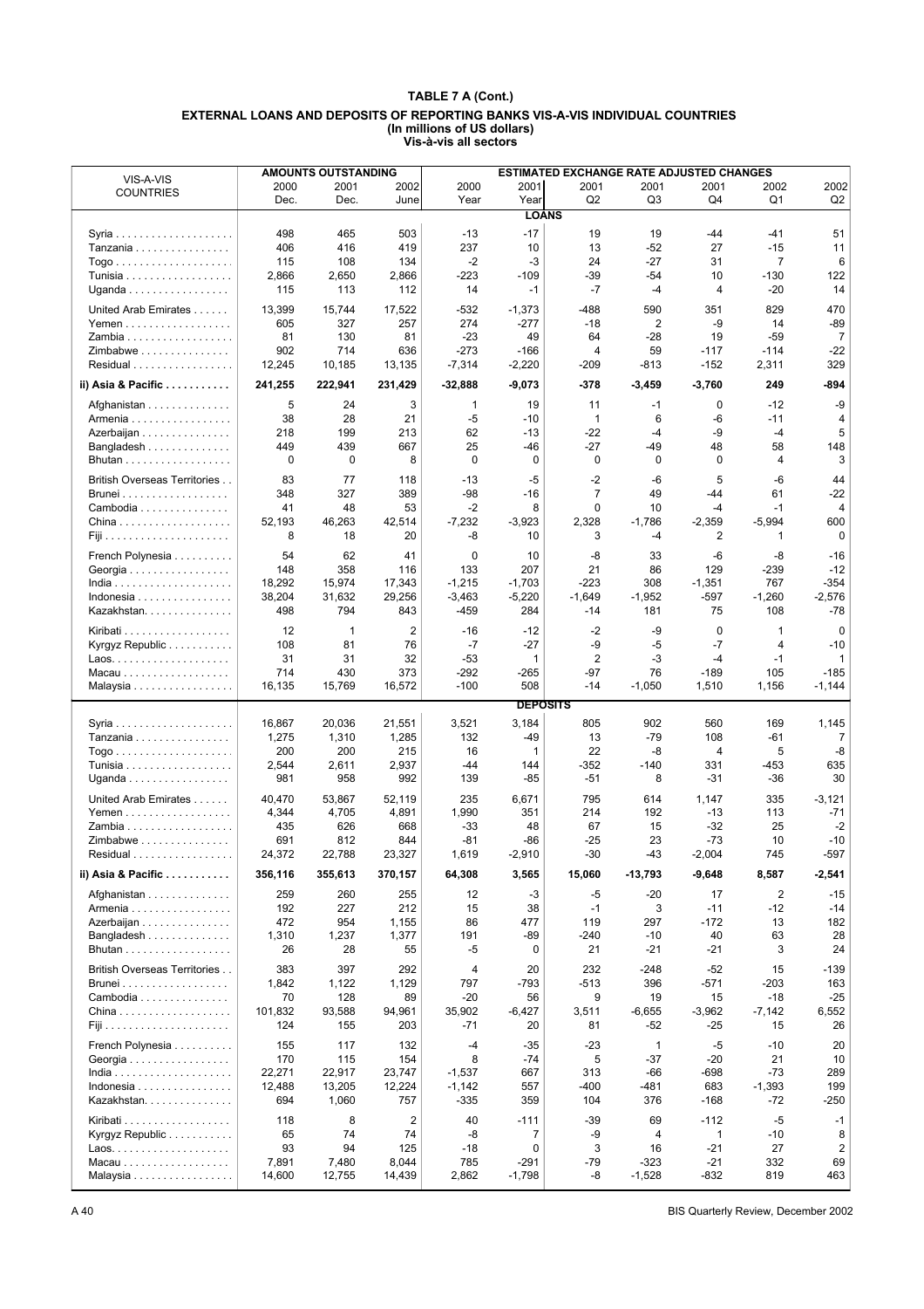# TABLE 7 A (Cont.)

## EXTERNAL LOANS AND DEPOSITS OF REPORTING BANKS VIS-A-VIS INDIVIDUAL COUNTRIES

### (In millions of US dollars)

### Vis-à-vis all sectors

| VIS-A-VIS COUNTRIES | AMOUNTS OUTSTANDING | | | ESTIMATED EXCHANGE RATE ADJUSTED CHANGES | | | | | | |
|---|---|---|---|---|---|---|---|---|---|---|
| | 2000 Dec. | 2001 Dec. | 2002 June | 2000 Year | 2001 Year | 2001 Q2 | 2001 Q3 | 2001 Q4 | 2002 Q1 | 2002 Q2 |
| **LOANS** | | | | | | | | | | |
| Syria | 498 | 465 | 503 | -13 | -17 | 19 | 19 | -44 | -41 | 51 |
| Tanzania | 406 | 416 | 419 | 237 | 10 | 13 | -52 | 27 | -15 | 11 |
| Togo | 115 | 108 | 134 | -2 | -3 | 24 | -27 | 31 | 7 | 6 |
| Tunisia | 2,866 | 2,650 | 2,866 | -223 | -109 | -39 | -54 | 10 | -130 | 122 |
| Uganda | 115 | 113 | 112 | 14 | -1 | -7 | -4 | 4 | -20 | 14 |
| United Arab Emirates | 13,399 | 15,744 | 17,522 | -532 | -1,373 | -488 | 590 | 351 | 829 | 470 |
| Yemen | 605 | 327 | 257 | 274 | -277 | -18 | 2 | -9 | 14 | -89 |
| Zambia | 81 | 130 | 81 | -23 | 49 | 64 | -28 | 19 | -59 | 7 |
| Zimbabwe | 902 | 714 | 636 | -273 | -166 | 4 | 59 | -117 | -114 | -22 |
| Residual | 12,245 | 10,185 | 13,135 | -7,314 | -2,220 | -209 | -813 | -152 | 2,311 | 329 |
| **ii) Asia & Pacific** | **241,255** | **222,941** | **231,429** | **-32,888** | **-9,073** | **-378** | **-3,459** | **-3,760** | **249** | **-894** |
| Afghanistan | 5 | 24 | 3 | 1 | 19 | 11 | -1 | 0 | -12 | -9 |
| Armenia | 38 | 28 | 21 | -5 | -10 | 1 | 6 | -6 | -11 | 4 |
| Azerbaijan | 218 | 199 | 213 | 62 | -13 | -22 | -4 | -9 | -4 | 5 |
| Bangladesh | 449 | 439 | 667 | 25 | -46 | -27 | -49 | 48 | 58 | 148 |
| Bhutan | 0 | 0 | 8 | 0 | 0 | 0 | 0 | 0 | 4 | 3 |
| British Overseas Territories | 83 | 77 | 118 | -13 | -5 | -2 | -6 | 5 | -6 | 44 |
| Brunei | 348 | 327 | 389 | -98 | -16 | 7 | 49 | -44 | 61 | -22 |
| Cambodia | 41 | 48 | 53 | -2 | 8 | 0 | 10 | -4 | -1 | 4 |
| China | 52,193 | 46,263 | 42,514 | -7,232 | -3,923 | 2,328 | -1,786 | -2,359 | -5,994 | 600 |
| Fiji | 8 | 18 | 20 | -8 | 10 | 3 | -4 | 2 | 1 | 0 |
| French Polynesia | 54 | 62 | 41 | 0 | 10 | -8 | 33 | -6 | -8 | -16 |
| Georgia | 148 | 358 | 116 | 133 | 207 | 21 | 86 | 129 | -239 | -12 |
| India | 18,292 | 15,974 | 17,343 | -1,215 | -1,703 | -223 | 308 | -1,351 | 767 | -354 |
| Indonesia | 38,204 | 31,632 | 29,256 | -3,463 | -5,220 | -1,649 | -1,952 | -597 | -1,260 | -2,576 |
| Kazakhstan | 498 | 794 | 843 | -459 | 284 | -14 | 181 | 75 | 108 | -78 |
| Kiribati | 12 | 1 | 2 | -16 | -12 | -2 | -9 | 0 | 1 | 0 |
| Kyrgyz Republic | 108 | 81 | 76 | -7 | -27 | -9 | -5 | -7 | 4 | -10 |
| Laos | 31 | 31 | 32 | -53 | 1 | 2 | -3 | -4 | -1 | 1 |
| Macau | 714 | 430 | 373 | -292 | -265 | -97 | 76 | -189 | 105 | -185 |
| Malaysia | 16,135 | 15,769 | 16,572 | -100 | 508 | -14 | -1,050 | 1,510 | 1,156 | -1,144 |
| **DEPOSITS** | | | | | | | | | | |
| Syria | 16,867 | 20,036 | 21,551 | 3,521 | 3,184 | 805 | 902 | 560 | 169 | 1,145 |
| Tanzania | 1,275 | 1,310 | 1,285 | 132 | -49 | 13 | -79 | 108 | -61 | 7 |
| Togo | 200 | 200 | 215 | 16 | 1 | 22 | -8 | 4 | 5 | -8 |
| Tunisia | 2,544 | 2,611 | 2,937 | -44 | 144 | -352 | -140 | 331 | -453 | 635 |
| Uganda | 981 | 958 | 992 | 139 | -85 | -51 | 8 | -31 | -36 | 30 |
| United Arab Emirates | 40,470 | 53,867 | 52,119 | 235 | 6,671 | 795 | 614 | 1,147 | 335 | -3,121 |
| Yemen | 4,344 | 4,705 | 4,891 | 1,990 | 351 | 214 | 192 | -13 | 113 | -71 |
| Zambia | 435 | 626 | 668 | -33 | 48 | 67 | 15 | -32 | 25 | -2 |
| Zimbabwe | 691 | 812 | 844 | -81 | -86 | -25 | 23 | -73 | 10 | -10 |
| Residual | 24,372 | 22,788 | 23,327 | 1,619 | -2,910 | -30 | -43 | -2,004 | 745 | -597 |
| **ii) Asia & Pacific** | **356,116** | **355,613** | **370,157** | **64,308** | **3,565** | **15,060** | **-13,793** | **-9,648** | **8,587** | **-2,541** |
| Afghanistan | 259 | 260 | 255 | 12 | -3 | -5 | -20 | 17 | 2 | -15 |
| Armenia | 192 | 227 | 212 | 15 | 38 | -1 | 3 | -11 | -12 | -14 |
| Azerbaijan | 472 | 954 | 1,155 | 86 | 477 | 119 | 297 | -172 | 13 | 182 |
| Bangladesh | 1,310 | 1,237 | 1,377 | 191 | -89 | -240 | -10 | 40 | 63 | 28 |
| Bhutan | 26 | 28 | 55 | -5 | 0 | 21 | -21 | -21 | 3 | 24 |
| British Overseas Territories | 383 | 397 | 292 | 4 | 20 | 232 | -248 | -52 | 15 | -139 |
| Brunei | 1,842 | 1,122 | 1,129 | 797 | -793 | -513 | 396 | -571 | -203 | 163 |
| Cambodia | 70 | 128 | 89 | -20 | 56 | 9 | 19 | 15 | -18 | -25 |
| China | 101,832 | 93,588 | 94,961 | 35,902 | -6,427 | 3,511 | -6,655 | -3,962 | -7,142 | 6,552 |
| Fiji | 124 | 155 | 203 | -71 | 20 | 81 | -52 | -25 | 15 | 26 |
| French Polynesia | 155 | 117 | 132 | -4 | -35 | -23 | 1 | -5 | -10 | 20 |
| Georgia | 170 | 115 | 154 | 8 | -74 | 5 | -37 | -20 | 21 | 10 |
| India | 22,271 | 22,917 | 23,747 | -1,537 | 667 | 313 | -66 | -698 | -73 | 289 |
| Indonesia | 12,488 | 13,205 | 12,224 | -1,142 | 557 | -400 | -481 | 683 | -1,393 | 199 |
| Kazakhstan | 694 | 1,060 | 757 | -335 | 359 | 104 | 376 | -168 | -72 | -250 |
| Kiribati | 118 | 8 | 2 | 40 | -111 | -39 | 69 | -112 | -5 | -1 |
| Kyrgyz Republic | 65 | 74 | 74 | -8 | 7 | -9 | 4 | 1 | -10 | 8 |
| Laos | 93 | 94 | 125 | -18 | 0 | 3 | 16 | -21 | 27 | 2 |
| Macau | 7,891 | 7,480 | 8,044 | 785 | -291 | -79 | -323 | -21 | 332 | 69 |
| Malaysia | 14,600 | 12,755 | 14,439 | 2,862 | -1,798 | -8 | -1,528 | -832 | 819 | 463 |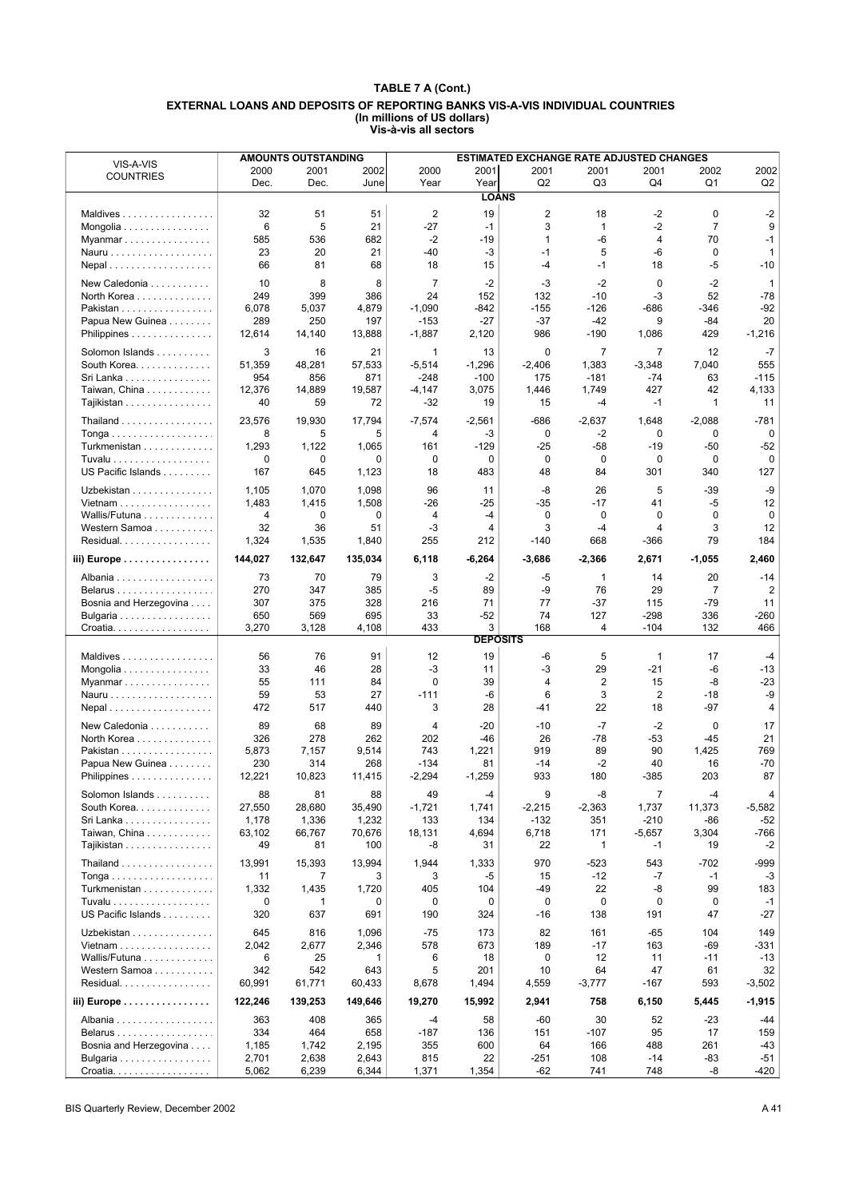# TABLE 7 A (Cont.)

## EXTERNAL LOANS AND DEPOSITS OF REPORTING BANKS VIS-A-VIS INDIVIDUAL COUNTRIES

### (In millions of US dollars)

### Vis-à-vis all sectors

| VIS-A-VIS COUNTRIES | AMOUNTS OUTSTANDING | | | ESTIMATED EXCHANGE RATE ADJUSTED CHANGES | | | | | | |
|---|---|---|---|---|---|---|---|---|---|---|
| | 2000 Dec. | 2001 Dec. | 2002 June | 2000 Year | 2001 Year | 2001 Q2 | 2001 Q3 | 2001 Q4 | 2002 Q1 | 2002 Q2 |
| **LOANS** | | | | | | | | | | |
| Maldives | 32 | 51 | 51 | 2 | 19 | 2 | 18 | -2 | 0 | -2 |
| Mongolia | 6 | 5 | 21 | -27 | -1 | 3 | 1 | -2 | 7 | 9 |
| Myanmar | 585 | 536 | 682 | -2 | -19 | 1 | -6 | 4 | 70 | -1 |
| Nauru | 23 | 20 | 21 | -40 | -3 | -1 | 5 | -6 | 0 | 1 |
| Nepal | 66 | 81 | 68 | 18 | 15 | -4 | -1 | 18 | -5 | -10 |
| New Caledonia | 10 | 8 | 8 | 7 | -2 | -3 | -2 | 0 | -2 | 1 |
| North Korea | 249 | 399 | 386 | 24 | 152 | 132 | -10 | -3 | 52 | -78 |
| Pakistan | 6,078 | 5,037 | 4,879 | -1,090 | -842 | -155 | -126 | -686 | -346 | -92 |
| Papua New Guinea | 289 | 250 | 197 | -153 | -27 | -37 | -42 | 9 | -84 | 20 |
| Philippines | 12,614 | 14,140 | 13,888 | -1,887 | 2,120 | 986 | -190 | 1,086 | 429 | -1,216 |
| Solomon Islands | 3 | 16 | 21 | 1 | 13 | 0 | 7 | 7 | 12 | -7 |
| South Korea | 51,359 | 48,281 | 57,533 | -5,514 | -1,296 | -2,406 | 1,383 | -3,348 | 7,040 | 555 |
| Sri Lanka | 954 | 856 | 871 | -248 | -100 | 175 | -181 | -74 | 63 | -115 |
| Taiwan, China | 12,376 | 14,889 | 19,587 | -4,147 | 3,075 | 1,446 | 1,749 | 427 | 42 | 4,133 |
| Tajikistan | 40 | 59 | 72 | -32 | 19 | 15 | -4 | -1 | 1 | 11 |
| Thailand | 23,576 | 19,930 | 17,794 | -7,574 | -2,561 | -686 | -2,637 | 1,648 | -2,088 | -781 |
| Tonga | 8 | 5 | 5 | 4 | -3 | 0 | -2 | 0 | 0 | 0 |
| Turkmenistan | 1,293 | 1,122 | 1,065 | 161 | -129 | -25 | -58 | -19 | -50 | -52 |
| Tuvalu | 0 | 0 | 0 | 0 | 0 | 0 | 0 | 0 | 0 | 0 |
| US Pacific Islands | 167 | 645 | 1,123 | 18 | 483 | 48 | 84 | 301 | 340 | 127 |
| Uzbekistan | 1,105 | 1,070 | 1,098 | 96 | 11 | -8 | 26 | 5 | -39 | -9 |
| Vietnam | 1,483 | 1,415 | 1,508 | -26 | -25 | -35 | -17 | 41 | -5 | 12 |
| Wallis/Futuna | 4 | 0 | 0 | 4 | -4 | 0 | 0 | 0 | 0 | 0 |
| Western Samoa | 32 | 36 | 51 | -3 | 4 | 3 | -4 | 4 | 3 | 12 |
| Residual | 1,324 | 1,535 | 1,840 | 255 | 212 | -140 | 668 | -366 | 79 | 184 |
| **iii) Europe** | **144,027** | **132,647** | **135,034** | **6,118** | **-6,264** | **-3,686** | **-2,366** | **2,671** | **-1,055** | **2,460** |
| Albania | 73 | 70 | 79 | 3 | -2 | -5 | 1 | 14 | 20 | -14 |
| Belarus | 270 | 347 | 385 | -5 | 89 | -9 | 76 | 29 | 7 | 2 |
| Bosnia and Herzegovina | 307 | 375 | 328 | 216 | 71 | 77 | -37 | 115 | -79 | 11 |
| Bulgaria | 650 | 569 | 695 | 33 | -52 | 74 | 127 | -298 | 336 | -260 |
| Croatia | 3,270 | 3,128 | 4,108 | 433 | 3 | 168 | 4 | -104 | 132 | 466 |
| **DEPOSITS** | | | | | | | | | | |
| Maldives | 56 | 76 | 91 | 12 | 19 | -6 | 5 | 1 | 17 | -4 |
| Mongolia | 33 | 46 | 28 | -3 | 11 | -3 | 29 | -21 | -6 | -13 |
| Myanmar | 55 | 111 | 84 | 0 | 39 | 4 | 2 | 15 | -8 | -23 |
| Nauru | 59 | 53 | 27 | -111 | -6 | 6 | 3 | 2 | -18 | -9 |
| Nepal | 472 | 517 | 440 | 3 | 28 | -41 | 22 | 18 | -97 | 4 |
| New Caledonia | 89 | 68 | 89 | 4 | -20 | -10 | -7 | -2 | 0 | 17 |
| North Korea | 326 | 278 | 262 | 202 | -46 | 26 | -78 | -53 | -45 | 21 |
| Pakistan | 5,873 | 7,157 | 9,514 | 743 | 1,221 | 919 | 89 | 90 | 1,425 | 769 |
| Papua New Guinea | 230 | 314 | 268 | -134 | 81 | -14 | -2 | 40 | 16 | -70 |
| Philippines | 12,221 | 10,823 | 11,415 | -2,294 | -1,259 | 933 | 180 | -385 | 203 | 87 |
| Solomon Islands | 88 | 81 | 88 | 49 | -4 | 9 | -8 | 7 | -4 | 4 |
| South Korea | 27,550 | 28,680 | 35,490 | -1,721 | 1,741 | -2,215 | -2,363 | 1,737 | 11,373 | -5,582 |
| Sri Lanka | 1,178 | 1,336 | 1,232 | 133 | 134 | -132 | 351 | -210 | -86 | -52 |
| Taiwan, China | 63,102 | 66,767 | 70,676 | 18,131 | 4,694 | 6,718 | 171 | -5,657 | 3,304 | -766 |
| Tajikistan | 49 | 81 | 100 | -8 | 31 | 22 | 1 | -1 | 19 | -2 |
| Thailand | 13,991 | 15,393 | 13,994 | 1,944 | 1,333 | 970 | -523 | 543 | -702 | -999 |
| Tonga | 11 | 7 | 3 | 3 | -5 | 15 | -12 | -7 | -1 | -3 |
| Turkmenistan | 1,332 | 1,435 | 1,720 | 405 | 104 | -49 | 22 | -8 | 99 | 183 |
| Tuvalu | 0 | 1 | 0 | 0 | 0 | 0 | 0 | 0 | 0 | -1 |
| US Pacific Islands | 320 | 637 | 691 | 190 | 324 | -16 | 138 | 191 | 47 | -27 |
| Uzbekistan | 645 | 816 | 1,096 | -75 | 173 | 82 | 161 | -65 | 104 | 149 |
| Vietnam | 2,042 | 2,677 | 2,346 | 578 | 673 | 189 | -17 | 163 | -69 | -331 |
| Wallis/Futuna | 6 | 25 | 1 | 6 | 18 | 0 | 12 | 11 | -11 | -13 |
| Western Samoa | 342 | 542 | 643 | 5 | 201 | 10 | 64 | 47 | 61 | 32 |
| Residual | 60,991 | 61,771 | 60,433 | 8,678 | 1,494 | 4,559 | -3,777 | -167 | 593 | -3,502 |
| **iii) Europe** | **122,246** | **139,253** | **149,646** | **19,270** | **15,992** | **2,941** | **758** | **6,150** | **5,445** | **-1,915** |
| Albania | 363 | 408 | 365 | -4 | 58 | -60 | 30 | 52 | -23 | -44 |
| Belarus | 334 | 464 | 658 | -187 | 136 | 151 | -107 | 95 | 17 | 159 |
| Bosnia and Herzegovina | 1,185 | 1,742 | 2,195 | 355 | 600 | 64 | 166 | 488 | 261 | -43 |
| Bulgaria | 2,701 | 2,638 | 2,643 | 815 | 22 | -251 | 108 | -14 | -83 | -51 |
| Croatia | 5,062 | 6,239 | 6,344 | 1,371 | 1,354 | -62 | 741 | 748 | -8 | -420 |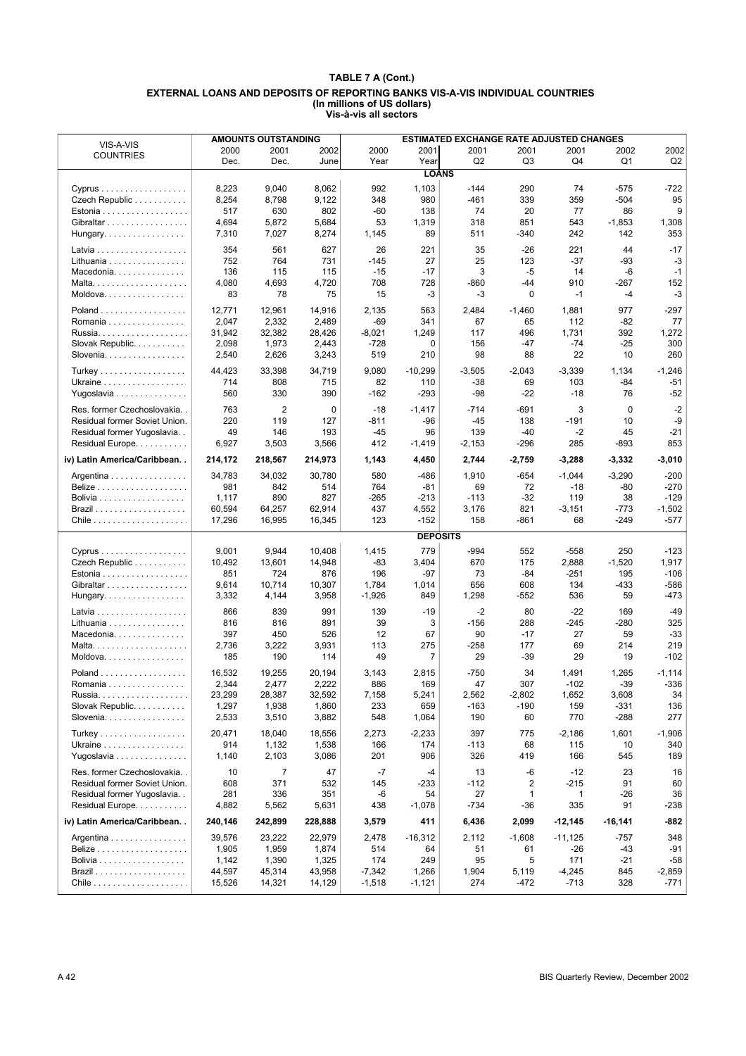**TABLE 7 A (Cont.)**

**EXTERNAL LOANS AND DEPOSITS OF REPORTING BANKS VIS-A-VIS INDIVIDUAL COUNTRIES**
**(In millions of US dollars)**
**Vis-à-vis all sectors**

| VIS-A-VIS COUNTRIES | AMOUNTS OUTSTANDING | | | ESTIMATED EXCHANGE RATE ADJUSTED CHANGES | | | | | | |
|---|---|---|---|---|---|---|---|---|---|---|
| | 2000 Dec. | 2001 Dec. | 2002 June | 2000 Year | 2001 Year | 2001 Q2 | 2001 Q3 | 2001 Q4 | 2002 Q1 | 2002 Q2 |
| | | | | | **LOANS** | | | | | |
| Cyprus | 8,223 | 9,040 | 8,062 | 992 | 1,103 | -144 | 290 | 74 | -575 | -722 |
| Czech Republic | 8,254 | 8,798 | 9,122 | 348 | 980 | -461 | 339 | 359 | -504 | 95 |
| Estonia | 517 | 630 | 802 | -60 | 138 | 74 | 20 | 77 | 86 | 9 |
| Gibraltar | 4,694 | 5,872 | 5,684 | 53 | 1,319 | 318 | 851 | 543 | -1,853 | 1,308 |
| Hungary | 7,310 | 7,027 | 8,274 | 1,145 | 89 | 511 | -340 | 242 | 142 | 353 |
| Latvia | 354 | 561 | 627 | 26 | 221 | 35 | -26 | 221 | 44 | -17 |
| Lithuania | 752 | 764 | 731 | -145 | 27 | 25 | 123 | -37 | -93 | -3 |
| Macedonia | 136 | 115 | 115 | -15 | -17 | 3 | -5 | 14 | -6 | -1 |
| Malta | 4,080 | 4,693 | 4,720 | 708 | 728 | -860 | -44 | 910 | -267 | 152 |
| Moldova | 83 | 78 | 75 | 15 | -3 | -3 | 0 | -1 | -4 | -3 |
| Poland | 12,771 | 12,961 | 14,916 | 2,135 | 563 | 2,484 | -1,460 | 1,881 | 977 | -297 |
| Romania | 2,047 | 2,332 | 2,489 | -69 | 341 | 67 | 65 | 112 | -82 | 77 |
| Russia | 31,942 | 32,382 | 28,426 | -8,021 | 1,249 | 117 | 496 | 1,731 | 392 | 1,272 |
| Slovak Republic | 2,098 | 1,973 | 2,443 | -728 | 0 | 156 | -47 | -74 | -25 | 300 |
| Slovenia | 2,540 | 2,626 | 3,243 | 519 | 210 | 98 | 88 | 22 | 10 | 260 |
| Turkey | 44,423 | 33,398 | 34,719 | 9,080 | -10,299 | -3,505 | -2,043 | -3,339 | 1,134 | -1,246 |
| Ukraine | 714 | 808 | 715 | 82 | 110 | -38 | 69 | 103 | -84 | -51 |
| Yugoslavia | 560 | 330 | 390 | -162 | -293 | -98 | -22 | -18 | 76 | -52 |
| Res. former Czechoslovakia | 763 | 2 | 0 | -18 | -1,417 | -714 | -691 | 3 | 0 | -2 |
| Residual former Soviet Union | 220 | 119 | 127 | -811 | -96 | -45 | 138 | -191 | 10 | -9 |
| Residual former Yugoslavia | 49 | 146 | 193 | -45 | 96 | 139 | -40 | -2 | 45 | -21 |
| Residual Europe | 6,927 | 3,503 | 3,566 | 412 | -1,419 | -2,153 | -296 | 285 | -893 | 853 |
| **iv) Latin America/Caribbean** | **214,172** | **218,567** | **214,973** | **1,143** | **4,450** | **2,744** | **-2,759** | **-3,288** | **-3,332** | **-3,010** |
| Argentina | 34,783 | 34,032 | 30,780 | 580 | -486 | 1,910 | -654 | -1,044 | -3,290 | -200 |
| Belize | 981 | 842 | 514 | 764 | -81 | 69 | 72 | -18 | -80 | -270 |
| Bolivia | 1,117 | 890 | 827 | -265 | -213 | -113 | -32 | 119 | 38 | -129 |
| Brazil | 60,594 | 64,257 | 62,914 | 437 | 4,552 | 3,176 | 821 | -3,151 | -773 | -1,502 |
| Chile | 17,296 | 16,995 | 16,345 | 123 | -152 | 158 | -861 | 68 | -249 | -577 |
| | | | | | **DEPOSITS** | | | | | |
| Cyprus | 9,001 | 9,944 | 10,408 | 1,415 | 779 | -994 | 552 | -558 | 250 | -123 |
| Czech Republic | 10,492 | 13,601 | 14,948 | -83 | 3,404 | 670 | 175 | 2,888 | -1,520 | 1,917 |
| Estonia | 851 | 724 | 876 | 196 | -97 | 73 | -84 | -251 | 195 | -106 |
| Gibraltar | 9,614 | 10,714 | 10,307 | 1,784 | 1,014 | 656 | 608 | 134 | -433 | -586 |
| Hungary | 3,332 | 4,144 | 3,958 | -1,926 | 849 | 1,298 | -552 | 536 | 59 | -473 |
| Latvia | 866 | 839 | 991 | 139 | -19 | -2 | 80 | -22 | 169 | -49 |
| Lithuania | 816 | 816 | 891 | 39 | 3 | -156 | 288 | -245 | -280 | 325 |
| Macedonia | 397 | 450 | 526 | 12 | 67 | 90 | -17 | 27 | 59 | -33 |
| Malta | 2,736 | 3,222 | 3,931 | 113 | 275 | -258 | 177 | 69 | 214 | 219 |
| Moldova | 185 | 190 | 114 | 49 | 7 | 29 | -39 | 29 | 19 | -102 |
| Poland | 16,532 | 19,255 | 20,194 | 3,143 | 2,815 | -750 | 34 | 1,491 | 1,265 | -1,114 |
| Romania | 2,344 | 2,477 | 2,222 | 886 | 169 | 47 | 307 | -102 | -39 | -336 |
| Russia | 23,299 | 28,387 | 32,592 | 7,158 | 5,241 | 2,562 | -2,802 | 1,652 | 3,608 | 34 |
| Slovak Republic | 1,297 | 1,938 | 1,860 | 233 | 659 | -163 | -190 | 159 | -331 | 136 |
| Slovenia | 2,533 | 3,510 | 3,882 | 548 | 1,064 | 190 | 60 | 770 | -288 | 277 |
| Turkey | 20,471 | 18,040 | 18,556 | 2,273 | -2,233 | 397 | 775 | -2,186 | 1,601 | -1,906 |
| Ukraine | 914 | 1,132 | 1,538 | 166 | 174 | -113 | 68 | 115 | 10 | 340 |
| Yugoslavia | 1,140 | 2,103 | 3,086 | 201 | 906 | 326 | 419 | 166 | 545 | 189 |
| Res. former Czechoslovakia | 10 | 7 | 47 | -7 | -4 | 13 | -6 | -12 | 23 | 16 |
| Residual former Soviet Union | 608 | 371 | 532 | 145 | -233 | -112 | 2 | -215 | 91 | 60 |
| Residual former Yugoslavia | 281 | 336 | 351 | -6 | 54 | 27 | 1 | 1 | -26 | 36 |
| Residual Europe | 4,882 | 5,562 | 5,631 | 438 | -1,078 | -734 | -36 | 335 | 91 | -238 |
| **iv) Latin America/Caribbean** | **240,146** | **242,899** | **228,888** | **3,579** | **411** | **6,436** | **2,099** | **-12,145** | **-16,141** | **-882** |
| Argentina | 39,576 | 23,222 | 22,979 | 2,478 | -16,312 | 2,112 | -1,608 | -11,125 | -757 | 348 |
| Belize | 1,905 | 1,959 | 1,874 | 514 | 64 | 51 | 61 | -26 | -43 | -91 |
| Bolivia | 1,142 | 1,390 | 1,325 | 174 | 249 | 95 | 5 | 171 | -21 | -58 |
| Brazil | 44,597 | 45,314 | 43,958 | -7,342 | 1,266 | 1,904 | 5,119 | -4,245 | 845 | -2,859 |
| Chile | 15,526 | 14,321 | 14,129 | -1,518 | -1,121 | 274 | -472 | -713 | 328 | -771 |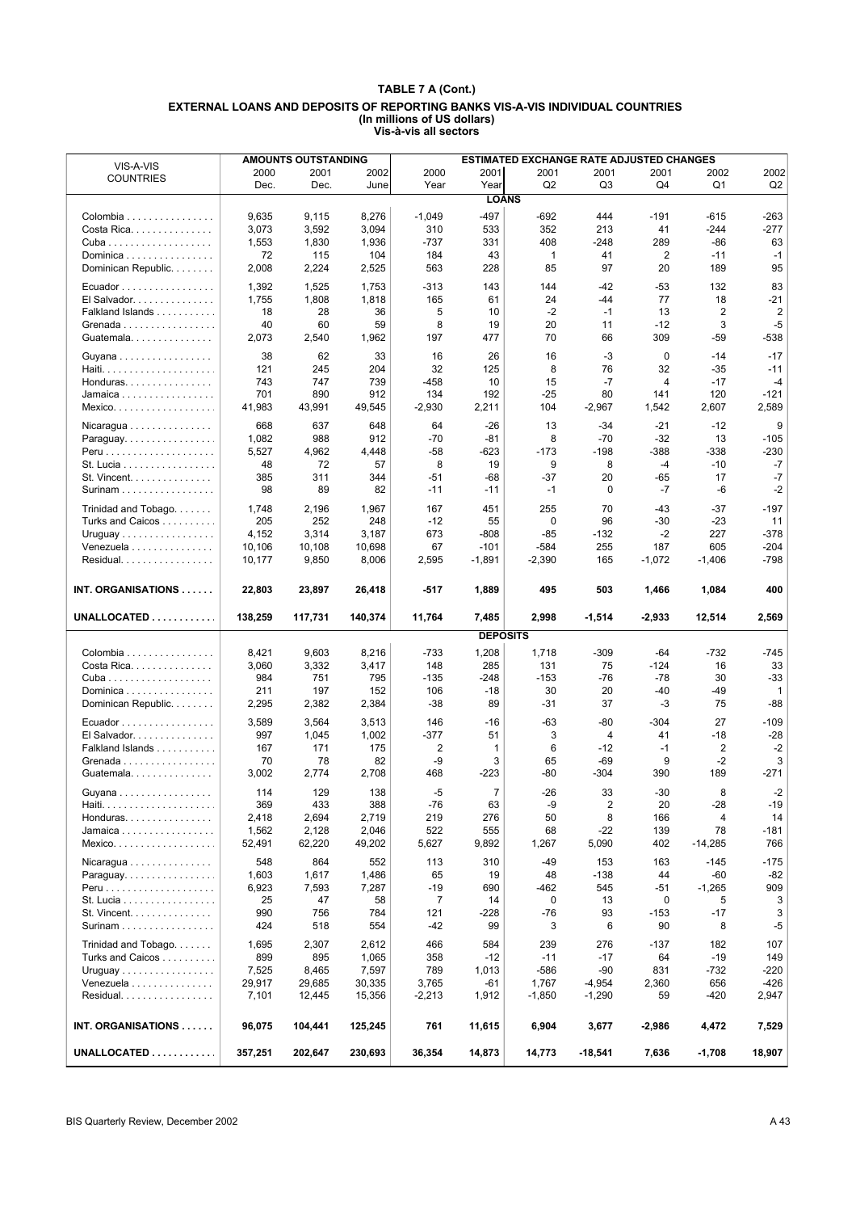# TABLE 7 A (Cont.)

## EXTERNAL LOANS AND DEPOSITS OF REPORTING BANKS VIS-A-VIS INDIVIDUAL COUNTRIES

**(In millions of US dollars)**

**Vis-à-vis all sectors**

| VIS-A-VIS COUNTRIES | AMOUNTS OUTSTANDING | | | ESTIMATED EXCHANGE RATE ADJUSTED CHANGES | | | | | | |
|---|---|---|---|---|---|---|---|---|---|---|
| | 2000 Dec. | 2001 Dec. | 2002 June | 2000 Year | 2001 Year | 2001 Q2 | 2001 Q3 | 2001 Q4 | 2002 Q1 | 2002 Q2 |
| **LOANS** | | | | | | | | | | |
| Colombia | 9,635 | 9,115 | 8,276 | -1,049 | -497 | -692 | 444 | -191 | -615 | -263 |
| Costa Rica | 3,073 | 3,592 | 3,094 | 310 | 533 | 352 | 213 | 41 | -244 | -277 |
| Cuba | 1,553 | 1,830 | 1,936 | -737 | 331 | 408 | -248 | 289 | -86 | 63 |
| Dominica | 72 | 115 | 104 | 184 | 43 | 1 | 41 | 2 | -11 | -1 |
| Dominican Republic | 2,008 | 2,224 | 2,525 | 563 | 228 | 85 | 97 | 20 | 189 | 95 |
| Ecuador | 1,392 | 1,525 | 1,753 | -313 | 143 | 144 | -42 | -53 | 132 | 83 |
| El Salvador | 1,755 | 1,808 | 1,818 | 165 | 61 | 24 | -44 | 77 | 18 | -21 |
| Falkland Islands | 18 | 28 | 36 | 5 | 10 | -2 | -1 | 13 | 2 | 2 |
| Grenada | 40 | 60 | 59 | 8 | 19 | 20 | 11 | -12 | 3 | -5 |
| Guatemala | 2,073 | 2,540 | 1,962 | 197 | 477 | 70 | 66 | 309 | -59 | -538 |
| Guyana | 38 | 62 | 33 | 16 | 26 | 16 | -3 | 0 | -14 | -17 |
| Haiti | 121 | 245 | 204 | 32 | 125 | 8 | 76 | 32 | -35 | -11 |
| Honduras | 743 | 747 | 739 | -458 | 10 | 15 | -7 | 4 | -17 | -4 |
| Jamaica | 701 | 890 | 912 | 134 | 192 | -25 | 80 | 141 | 120 | -121 |
| Mexico | 41,983 | 43,991 | 49,545 | -2,930 | 2,211 | 104 | -2,967 | 1,542 | 2,607 | 2,589 |
| Nicaragua | 668 | 637 | 648 | 64 | -26 | 13 | -34 | -21 | -12 | 9 |
| Paraguay | 1,082 | 988 | 912 | -70 | -81 | 8 | -70 | -32 | 13 | -105 |
| Peru | 5,527 | 4,962 | 4,448 | -58 | -623 | -173 | -198 | -388 | -338 | -230 |
| St. Lucia | 48 | 72 | 57 | 8 | 19 | 9 | 8 | -4 | -10 | -7 |
| St. Vincent | 385 | 311 | 344 | -51 | -68 | -37 | 20 | -65 | 17 | -7 |
| Surinam | 98 | 89 | 82 | -11 | -11 | -1 | 0 | -7 | -6 | -2 |
| Trinidad and Tobago | 1,748 | 2,196 | 1,967 | 167 | 451 | 255 | 70 | -43 | -37 | -197 |
| Turks and Caicos | 205 | 252 | 248 | -12 | 55 | 0 | 96 | -30 | -23 | 11 |
| Uruguay | 4,152 | 3,314 | 3,187 | 673 | -808 | -85 | -132 | -2 | 227 | -378 |
| Venezuela | 10,106 | 10,108 | 10,698 | 67 | -101 | -584 | 255 | 187 | 605 | -204 |
| Residual | 10,177 | 9,850 | 8,006 | 2,595 | -1,891 | -2,390 | 165 | -1,072 | -1,406 | -798 |
| **INT. ORGANISATIONS** | **22,803** | **23,897** | **26,418** | **-517** | **1,889** | **495** | **503** | **1,466** | **1,084** | **400** |
| **UNALLOCATED** | **138,259** | **117,731** | **140,374** | **11,764** | **7,485** | **2,998** | **-1,514** | **-2,933** | **12,514** | **2,569** |
| **DEPOSITS** | | | | | | | | | | |
| Colombia | 8,421 | 9,603 | 8,216 | -733 | 1,208 | 1,718 | -309 | -64 | -732 | -745 |
| Costa Rica | 3,060 | 3,332 | 3,417 | 148 | 285 | 131 | 75 | -124 | 16 | 33 |
| Cuba | 984 | 751 | 795 | -135 | -248 | -153 | -76 | -78 | 30 | -33 |
| Dominica | 211 | 197 | 152 | 106 | -18 | 30 | 20 | -40 | -49 | 1 |
| Dominican Republic | 2,295 | 2,382 | 2,384 | -38 | 89 | -31 | 37 | -3 | 75 | -88 |
| Ecuador | 3,589 | 3,564 | 3,513 | 146 | -16 | -63 | -80 | -304 | 27 | -109 |
| El Salvador | 997 | 1,045 | 1,002 | -377 | 51 | 3 | 4 | 41 | -18 | -28 |
| Falkland Islands | 167 | 171 | 175 | 2 | 1 | 6 | -12 | -1 | 2 | -2 |
| Grenada | 70 | 78 | 82 | -9 | 3 | 65 | -69 | 9 | -2 | 3 |
| Guatemala | 3,002 | 2,774 | 2,708 | 468 | -223 | -80 | -304 | 390 | 189 | -271 |
| Guyana | 114 | 129 | 138 | -5 | 7 | -26 | 33 | -30 | 8 | -2 |
| Haiti | 369 | 433 | 388 | -76 | 63 | -9 | 2 | 20 | -28 | -19 |
| Honduras | 2,418 | 2,694 | 2,719 | 219 | 276 | 50 | 8 | 166 | 4 | 14 |
| Jamaica | 1,562 | 2,128 | 2,046 | 522 | 555 | 68 | -22 | 139 | 78 | -181 |
| Mexico | 52,491 | 62,220 | 49,202 | 5,627 | 9,892 | 1,267 | 5,090 | 402 | -14,285 | 766 |
| Nicaragua | 548 | 864 | 552 | 113 | 310 | -49 | 153 | 163 | -145 | -175 |
| Paraguay | 1,603 | 1,617 | 1,486 | 65 | 19 | 48 | -138 | 44 | -60 | -82 |
| Peru | 6,923 | 7,593 | 7,287 | -19 | 690 | -462 | 545 | -51 | -1,265 | 909 |
| St. Lucia | 25 | 47 | 58 | 7 | 14 | 0 | 13 | 0 | 5 | 3 |
| St. Vincent | 990 | 756 | 784 | 121 | -228 | -76 | 93 | -153 | -17 | 3 |
| Surinam | 424 | 518 | 554 | -42 | 99 | 3 | 6 | 90 | 8 | -5 |
| Trinidad and Tobago | 1,695 | 2,307 | 2,612 | 466 | 584 | 239 | 276 | -137 | 182 | 107 |
| Turks and Caicos | 899 | 895 | 1,065 | 358 | -12 | -11 | -17 | 64 | -19 | 149 |
| Uruguay | 7,525 | 8,465 | 7,597 | 789 | 1,013 | -586 | -90 | 831 | -732 | -220 |
| Venezuela | 29,917 | 29,685 | 30,335 | 3,765 | -61 | 1,767 | -4,954 | 2,360 | 656 | -426 |
| Residual | 7,101 | 12,445 | 15,356 | -2,213 | 1,912 | -1,850 | -1,290 | 59 | -420 | 2,947 |
| **INT. ORGANISATIONS** | **96,075** | **104,441** | **125,245** | **761** | **11,615** | **6,904** | **3,677** | **-2,986** | **4,472** | **7,529** |
| **UNALLOCATED** | **357,251** | **202,647** | **230,693** | **36,354** | **14,873** | **14,773** | **-18,541** | **7,636** | **-1,708** | **18,907** |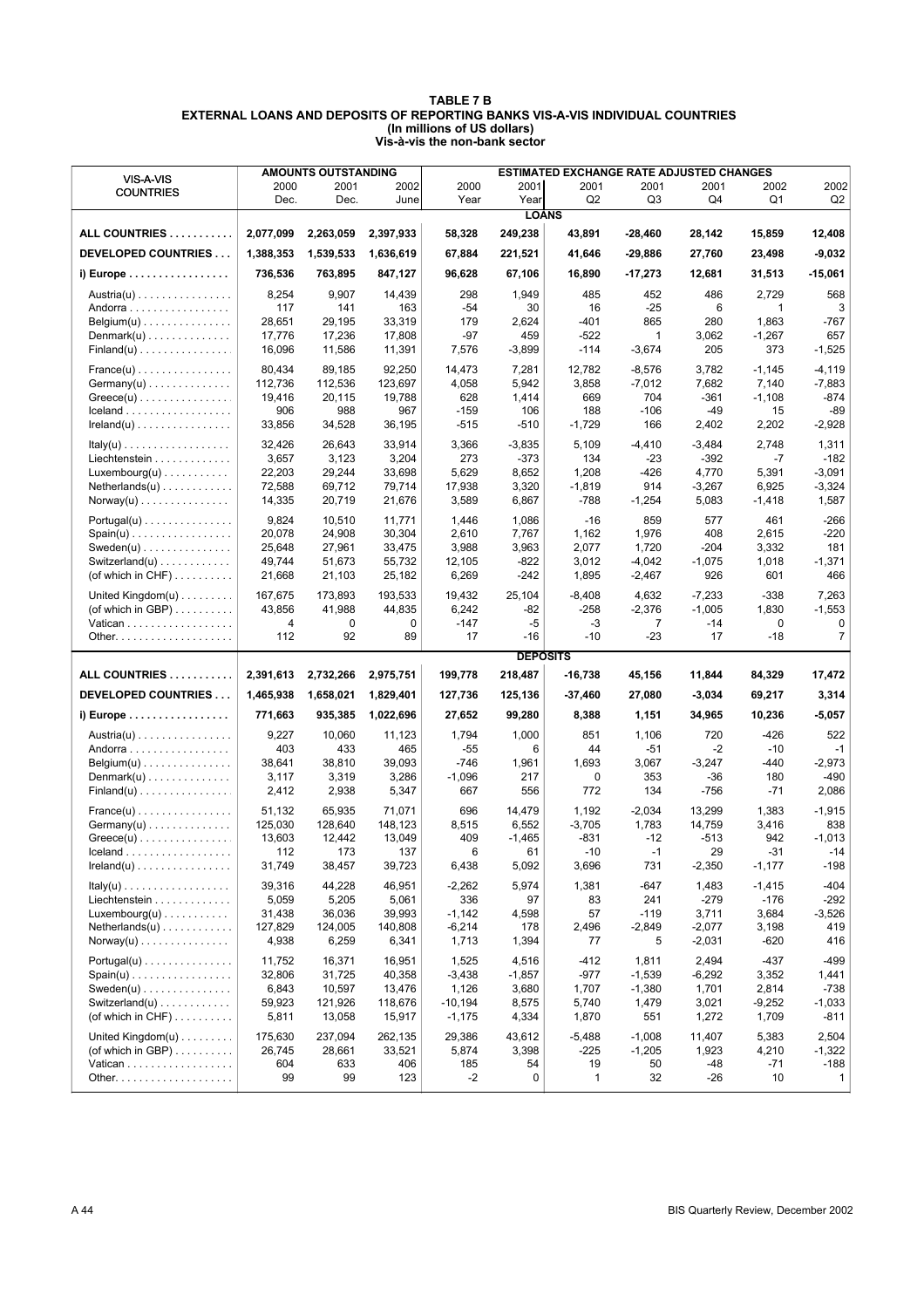# TABLE 7 B
## EXTERNAL LOANS AND DEPOSITS OF REPORTING BANKS VIS-A-VIS INDIVIDUAL COUNTRIES
### (In millions of US dollars)
### Vis-à-vis the non-bank sector

| VIS-A-VIS COUNTRIES | AMOUNTS OUTSTANDING | | | ESTIMATED EXCHANGE RATE ADJUSTED CHANGES | | | | | | |
|---|---|---|---|---|---|---|---|---|---|---|
| | 2000 Dec. | 2001 Dec. | 2002 June | 2000 Year | 2001 Year | 2001 Q2 | 2001 Q3 | 2001 Q4 | 2002 Q1 | 2002 Q2 |
| **LOANS** | | | | | | | | | | |
| **ALL COUNTRIES** | **2,077,099** | **2,263,059** | **2,397,933** | **58,328** | **249,238** | **43,891** | **-28,460** | **28,142** | **15,859** | **12,408** |
| **DEVELOPED COUNTRIES** | **1,388,353** | **1,539,533** | **1,636,619** | **67,884** | **221,521** | **41,646** | **-29,886** | **27,760** | **23,498** | **-9,032** |
| **i) Europe** | **736,536** | **763,895** | **847,127** | **96,628** | **67,106** | **16,890** | **-17,273** | **12,681** | **31,513** | **-15,061** |
| Austria(u) | 8,254 | 9,907 | 14,439 | 298 | 1,949 | 485 | 452 | 486 | 2,729 | 568 |
| Andorra | 117 | 141 | 163 | -54 | 30 | 16 | -25 | 6 | 1 | 3 |
| Belgium(u) | 28,651 | 29,195 | 33,319 | 179 | 2,624 | -401 | 865 | 280 | 1,863 | -767 |
| Denmark(u) | 17,776 | 17,236 | 17,808 | -97 | 459 | -522 | 1 | 3,062 | -1,267 | 657 |
| Finland(u) | 16,096 | 11,586 | 11,391 | 7,576 | -3,899 | -114 | -3,674 | 205 | 373 | -1,525 |
| France(u) | 80,434 | 89,185 | 92,250 | 14,473 | 7,281 | 12,782 | -8,576 | 3,782 | -1,145 | -4,119 |
| Germany(u) | 112,736 | 112,536 | 123,697 | 4,058 | 5,942 | 3,858 | -7,012 | 7,682 | 7,140 | -7,883 |
| Greece(u) | 19,416 | 20,115 | 19,788 | 628 | 1,414 | 669 | 704 | -361 | -1,108 | -874 |
| Iceland | 906 | 988 | 967 | -159 | 106 | 188 | -106 | -49 | 15 | -89 |
| Ireland(u) | 33,856 | 34,528 | 36,195 | -515 | -510 | -1,729 | 166 | 2,402 | 2,202 | -2,928 |
| Italy(u) | 32,426 | 26,643 | 33,914 | 3,366 | -3,835 | 5,109 | -4,410 | -3,484 | 2,748 | 1,311 |
| Liechtenstein | 3,657 | 3,123 | 3,204 | 273 | -373 | 134 | -23 | -392 | -7 | -182 |
| Luxembourg(u) | 22,203 | 29,244 | 33,698 | 5,629 | 8,652 | 1,208 | -426 | 4,770 | 5,391 | -3,091 |
| Netherlands(u) | 72,588 | 69,712 | 79,714 | 17,938 | 3,320 | -1,819 | 914 | -3,267 | 6,925 | -3,324 |
| Norway(u) | 14,335 | 20,719 | 21,676 | 3,589 | 6,867 | -788 | -1,254 | 5,083 | -1,418 | 1,587 |
| Portugal(u) | 9,824 | 10,510 | 11,771 | 1,446 | 1,086 | -16 | 859 | 577 | 461 | -266 |
| Spain(u) | 20,078 | 24,908 | 30,304 | 2,610 | 7,767 | 1,162 | 1,976 | 408 | 2,615 | -220 |
| Sweden(u) | 25,648 | 27,961 | 33,475 | 3,988 | 3,963 | 2,077 | 1,720 | -204 | 3,332 | 181 |
| Switzerland(u) | 49,744 | 51,673 | 55,732 | 12,105 | -822 | 3,012 | -4,042 | -1,075 | 1,018 | -1,371 |
| (of which in CHF) | 21,668 | 21,103 | 25,182 | 6,269 | -242 | 1,895 | -2,467 | 926 | 601 | 466 |
| United Kingdom(u) | 167,675 | 173,893 | 193,533 | 19,432 | 25,104 | -8,408 | 4,632 | -7,233 | -338 | 7,263 |
| (of which in GBP) | 43,856 | 41,988 | 44,835 | 6,242 | -82 | -258 | -2,376 | -1,005 | 1,830 | -1,553 |
| Vatican | 4 | 0 | 0 | -147 | -5 | -3 | 7 | -14 | 0 | 0 |
| Other | 112 | 92 | 89 | 17 | -16 | -10 | -23 | 17 | -18 | 7 |
| **DEPOSITS** | | | | | | | | | | |
| **ALL COUNTRIES** | **2,391,613** | **2,732,266** | **2,975,751** | **199,778** | **218,487** | **-16,738** | **45,156** | **11,844** | **84,329** | **17,472** |
| **DEVELOPED COUNTRIES** | **1,465,938** | **1,658,021** | **1,829,401** | **127,736** | **125,136** | **-37,460** | **27,080** | **-3,034** | **69,217** | **3,314** |
| **i) Europe** | **771,663** | **935,385** | **1,022,696** | **27,652** | **99,280** | **8,388** | **1,151** | **34,965** | **10,236** | **-5,057** |
| Austria(u) | 9,227 | 10,060 | 11,123 | 1,794 | 1,000 | 851 | 1,106 | 720 | -426 | 522 |
| Andorra | 403 | 433 | 465 | -55 | 6 | 44 | -51 | -2 | -10 | -1 |
| Belgium(u) | 38,641 | 38,810 | 39,093 | -746 | 1,961 | 1,693 | 3,067 | -3,247 | -440 | -2,973 |
| Denmark(u) | 3,117 | 3,319 | 3,286 | -1,096 | 217 | 0 | 353 | -36 | 180 | -490 |
| Finland(u) | 2,412 | 2,938 | 5,347 | 667 | 556 | 772 | 134 | -756 | -71 | 2,086 |
| France(u) | 51,132 | 65,935 | 71,071 | 696 | 14,479 | 1,192 | -2,034 | 13,299 | 1,383 | -1,915 |
| Germany(u) | 125,030 | 128,640 | 148,123 | 8,515 | 6,552 | -3,705 | 1,783 | 14,759 | 3,416 | 838 |
| Greece(u) | 13,603 | 12,442 | 13,049 | 409 | -1,465 | -831 | -12 | -513 | 942 | -1,013 |
| Iceland | 112 | 173 | 137 | 6 | 61 | -10 | -1 | 29 | -31 | -14 |
| Ireland(u) | 31,749 | 38,457 | 39,723 | 6,438 | 5,092 | 3,696 | 731 | -2,350 | -1,177 | -198 |
| Italy(u) | 39,316 | 44,228 | 46,951 | -2,262 | 5,974 | 1,381 | -647 | 1,483 | -1,415 | -404 |
| Liechtenstein | 5,059 | 5,205 | 5,061 | 336 | 97 | 83 | 241 | -279 | -176 | -292 |
| Luxembourg(u) | 31,438 | 36,036 | 39,993 | -1,142 | 4,598 | 57 | -119 | 3,711 | 3,684 | -3,526 |
| Netherlands(u) | 127,829 | 124,005 | 140,808 | -6,214 | 178 | 2,496 | -2,849 | -2,077 | 3,198 | 419 |
| Norway(u) | 4,938 | 6,259 | 6,341 | 1,713 | 1,394 | 77 | 5 | -2,031 | -620 | 416 |
| Portugal(u) | 11,752 | 16,371 | 16,951 | 1,525 | 4,516 | -412 | 1,811 | 2,494 | -437 | -499 |
| Spain(u) | 32,806 | 31,725 | 40,358 | -3,438 | -1,857 | -977 | -1,539 | -6,292 | 3,352 | 1,441 |
| Sweden(u) | 6,843 | 10,597 | 13,476 | 1,126 | 3,680 | 1,707 | -1,380 | 1,701 | 2,814 | -738 |
| Switzerland(u) | 59,923 | 121,926 | 118,676 | -10,194 | 8,575 | 5,740 | 1,479 | 3,021 | -9,252 | -1,033 |
| (of which in CHF) | 5,811 | 13,058 | 15,917 | -1,175 | 4,334 | 1,870 | 551 | 1,272 | 1,709 | -811 |
| United Kingdom(u) | 175,630 | 237,094 | 262,135 | 29,386 | 43,612 | -5,488 | -1,008 | 11,407 | 5,383 | 2,504 |
| (of which in GBP) | 26,745 | 28,661 | 33,521 | 5,874 | 3,398 | -225 | -1,205 | 1,923 | 4,210 | -1,322 |
| Vatican | 604 | 633 | 406 | 185 | 54 | 19 | 50 | -48 | -71 | -188 |
| Other | 99 | 99 | 123 | -2 | 0 | 1 | 32 | -26 | 10 | 1 |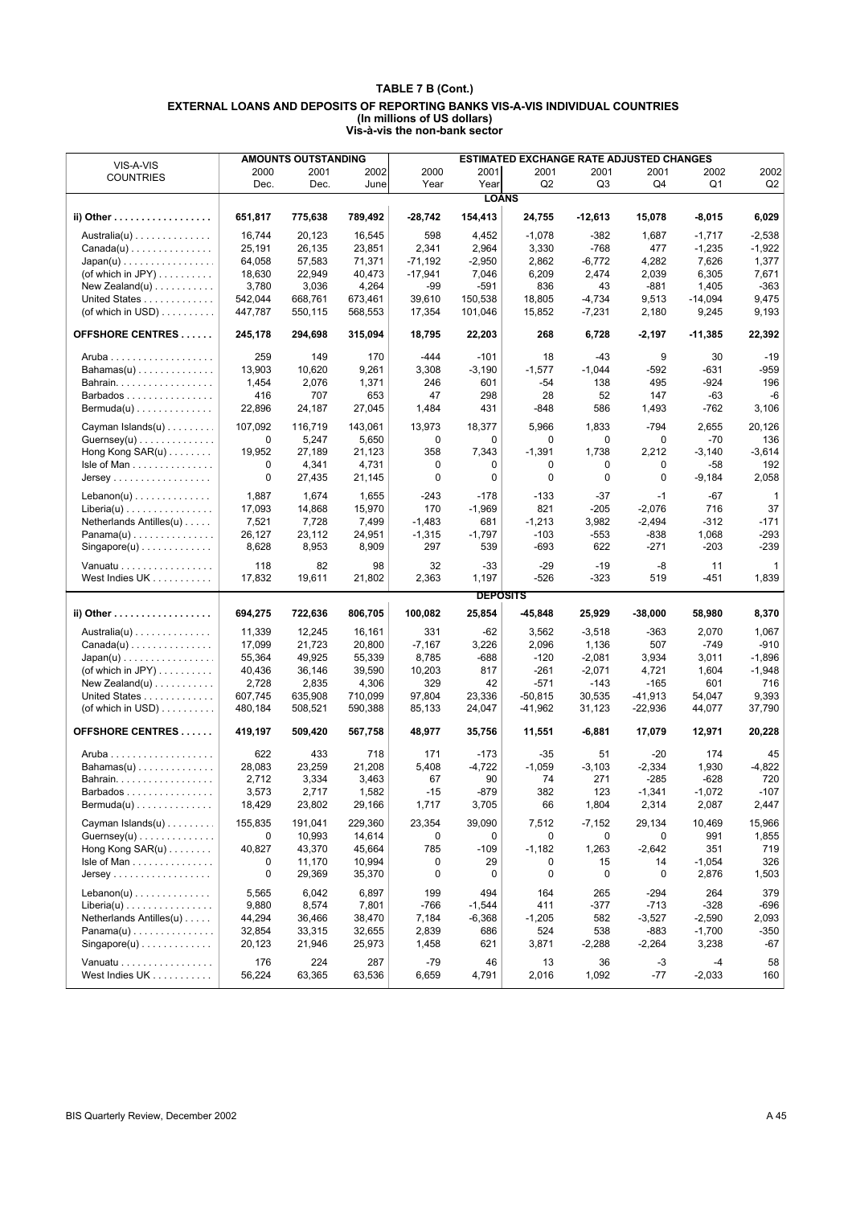# TABLE 7 B (Cont.)

## EXTERNAL LOANS AND DEPOSITS OF REPORTING BANKS VIS-A-VIS INDIVIDUAL COUNTRIES

**(In millions of US dollars)**

**Vis-à-vis the non-bank sector**

| VIS-A-VIS COUNTRIES | AMOUNTS OUTSTANDING | | | ESTIMATED EXCHANGE RATE ADJUSTED CHANGES | | | | | | |
|---|---|---|---|---|---|---|---|---|---|---|
| | 2000 Dec. | 2001 Dec. | 2002 June | 2000 Year | 2001 Year | 2001 Q2 | 2001 Q3 | 2001 Q4 | 2002 Q1 | 2002 Q2 |
| **LOANS** | | | | | | | | | | |
| **ii) Other** | **651,817** | **775,638** | **789,492** | **-28,742** | **154,413** | **24,755** | **-12,613** | **15,078** | **-8,015** | **6,029** |
| Australia(u) | 16,744 | 20,123 | 16,545 | 598 | 4,452 | -1,078 | -382 | 1,687 | -1,717 | -2,538 |
| Canada(u) | 25,191 | 26,135 | 23,851 | 2,341 | 2,964 | 3,330 | -768 | 477 | -1,235 | -1,922 |
| Japan(u) | 64,058 | 57,583 | 71,371 | -71,192 | -2,950 | 2,862 | -6,772 | 4,282 | 7,626 | 1,377 |
| (of which in JPY) | 18,630 | 22,949 | 40,473 | -17,941 | 7,046 | 6,209 | 2,474 | 2,039 | 6,305 | 7,671 |
| New Zealand(u) | 3,780 | 3,036 | 4,264 | -99 | -591 | 836 | 43 | -881 | 1,405 | -363 |
| United States | 542,044 | 668,761 | 673,461 | 39,610 | 150,538 | 18,805 | -4,734 | 9,513 | -14,094 | 9,475 |
| (of which in USD) | 447,787 | 550,115 | 568,553 | 17,354 | 101,046 | 15,852 | -7,231 | 2,180 | 9,245 | 9,193 |
| **OFFSHORE CENTRES** | **245,178** | **294,698** | **315,094** | **18,795** | **22,203** | **268** | **6,728** | **-2,197** | **-11,385** | **22,392** |
| Aruba | 259 | 149 | 170 | -444 | -101 | 18 | -43 | 9 | 30 | -19 |
| Bahamas(u) | 13,903 | 10,620 | 9,261 | 3,308 | -3,190 | -1,577 | -1,044 | -592 | -631 | -959 |
| Bahrain | 1,454 | 2,076 | 1,371 | 246 | 601 | -54 | 138 | 495 | -924 | 196 |
| Barbados | 416 | 707 | 653 | 47 | 298 | 28 | 52 | 147 | -63 | -6 |
| Bermuda(u) | 22,896 | 24,187 | 27,045 | 1,484 | 431 | -848 | 586 | 1,493 | -762 | 3,106 |
| Cayman Islands(u) | 107,092 | 116,719 | 143,061 | 13,973 | 18,377 | 5,966 | 1,833 | -794 | 2,655 | 20,126 |
| Guernsey(u) | 0 | 5,247 | 5,650 | 0 | 0 | 0 | 0 | 0 | -70 | 136 |
| Hong Kong SAR(u) | 19,952 | 27,189 | 21,123 | 358 | 7,343 | -1,391 | 1,738 | 2,212 | -3,140 | -3,614 |
| Isle of Man | 0 | 4,341 | 4,731 | 0 | 0 | 0 | 0 | 0 | -58 | 192 |
| Jersey | 0 | 27,435 | 21,145 | 0 | 0 | 0 | 0 | 0 | -9,184 | 2,058 |
| Lebanon(u) | 1,887 | 1,674 | 1,655 | -243 | -178 | -133 | -37 | -1 | -67 | 1 |
| Liberia(u) | 17,093 | 14,868 | 15,970 | 170 | -1,969 | 821 | -205 | -2,076 | 716 | 37 |
| Netherlands Antilles(u) | 7,521 | 7,728 | 7,499 | -1,483 | 681 | -1,213 | 3,982 | -2,494 | -312 | -171 |
| Panama(u) | 26,127 | 23,112 | 24,951 | -1,315 | -1,797 | -103 | -553 | -838 | 1,068 | -293 |
| Singapore(u) | 8,628 | 8,953 | 8,909 | 297 | 539 | -693 | 622 | -271 | -203 | -239 |
| Vanuatu | 118 | 82 | 98 | 32 | -33 | -29 | -19 | -8 | 11 | 1 |
| West Indies UK | 17,832 | 19,611 | 21,802 | 2,363 | 1,197 | -526 | -323 | 519 | -451 | 1,839 |
| **DEPOSITS** | | | | | | | | | | |
| **ii) Other** | **694,275** | **722,636** | **806,705** | **100,082** | **25,854** | **-45,848** | **25,929** | **-38,000** | **58,980** | **8,370** |
| Australia(u) | 11,339 | 12,245 | 16,161 | 331 | -62 | 3,562 | -3,518 | -363 | 2,070 | 1,067 |
| Canada(u) | 17,099 | 21,723 | 20,800 | -7,167 | 3,226 | 2,096 | 1,136 | 507 | -749 | -910 |
| Japan(u) | 55,364 | 49,925 | 55,339 | 8,785 | -688 | -120 | -2,081 | 3,934 | 3,011 | -1,896 |
| (of which in JPY) | 40,436 | 36,146 | 39,590 | 10,203 | 817 | -261 | -2,071 | 4,721 | 1,604 | -1,948 |
| New Zealand(u) | 2,728 | 2,835 | 4,306 | 329 | 42 | -571 | -143 | -165 | 601 | 716 |
| United States | 607,745 | 635,908 | 710,099 | 97,804 | 23,336 | -50,815 | 30,535 | -41,913 | 54,047 | 9,393 |
| (of which in USD) | 480,184 | 508,521 | 590,388 | 85,133 | 24,047 | -41,962 | 31,123 | -22,936 | 44,077 | 37,790 |
| **OFFSHORE CENTRES** | **419,197** | **509,420** | **567,758** | **48,977** | **35,756** | **11,551** | **-6,881** | **17,079** | **12,971** | **20,228** |
| Aruba | 622 | 433 | 718 | 171 | -173 | -35 | 51 | -20 | 174 | 45 |
| Bahamas(u) | 28,083 | 23,259 | 21,208 | 5,408 | -4,722 | -1,059 | -3,103 | -2,334 | 1,930 | -4,822 |
| Bahrain | 2,712 | 3,334 | 3,463 | 67 | 90 | 74 | 271 | -285 | -628 | 720 |
| Barbados | 3,573 | 2,717 | 1,582 | -15 | -879 | 382 | 123 | -1,341 | -1,072 | -107 |
| Bermuda(u) | 18,429 | 23,802 | 29,166 | 1,717 | 3,705 | 66 | 1,804 | 2,314 | 2,087 | 2,447 |
| Cayman Islands(u) | 155,835 | 191,041 | 229,360 | 23,354 | 39,090 | 7,512 | -7,152 | 29,134 | 10,469 | 15,966 |
| Guernsey(u) | 0 | 10,993 | 14,614 | 0 | 0 | 0 | 0 | 0 | 991 | 1,855 |
| Hong Kong SAR(u) | 40,827 | 43,370 | 45,664 | 785 | -109 | -1,182 | 1,263 | -2,642 | 351 | 719 |
| Isle of Man | 0 | 11,170 | 10,994 | 0 | 29 | 0 | 15 | 14 | -1,054 | 326 |
| Jersey | 0 | 29,369 | 35,370 | 0 | 0 | 0 | 0 | 0 | 2,876 | 1,503 |
| Lebanon(u) | 5,565 | 6,042 | 6,897 | 199 | 494 | 164 | 265 | -294 | 264 | 379 |
| Liberia(u) | 9,880 | 8,574 | 7,801 | -766 | -1,544 | 411 | -377 | -713 | -328 | -696 |
| Netherlands Antilles(u) | 44,294 | 36,466 | 38,470 | 7,184 | -6,368 | -1,205 | 582 | -3,527 | -2,590 | 2,093 |
| Panama(u) | 32,854 | 33,315 | 32,655 | 2,839 | 686 | 524 | 538 | -883 | -1,700 | -350 |
| Singapore(u) | 20,123 | 21,946 | 25,973 | 1,458 | 621 | 3,871 | -2,288 | -2,264 | 3,238 | -67 |
| Vanuatu | 176 | 224 | 287 | -79 | 46 | 13 | 36 | -3 | -4 | 58 |
| West Indies UK | 56,224 | 63,365 | 63,536 | 6,659 | 4,791 | 2,016 | 1,092 | -77 | -2,033 | 160 |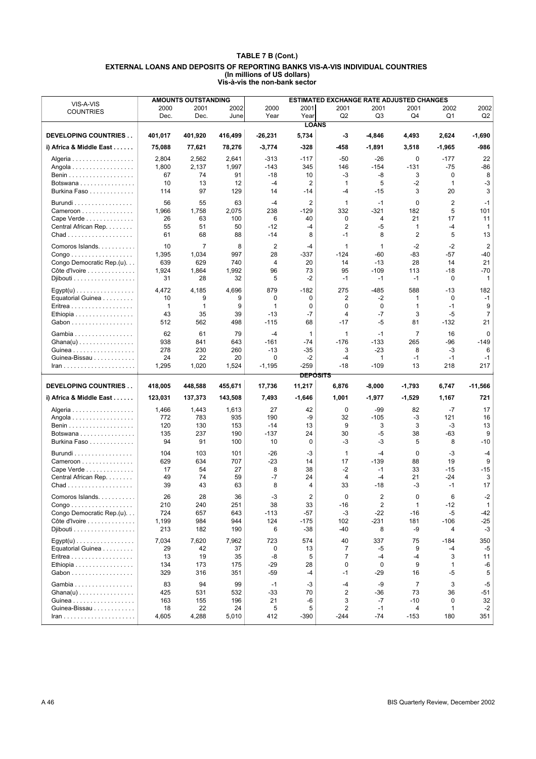# TABLE 7 B (Cont.)

## EXTERNAL LOANS AND DEPOSITS OF REPORTING BANKS VIS-A-VIS INDIVIDUAL COUNTRIES
### (In millions of US dollars)
### Vis-à-vis the non-bank sector

| VIS-A-VIS COUNTRIES | AMOUNTS OUTSTANDING | | | ESTIMATED EXCHANGE RATE ADJUSTED CHANGES | | | | | | |
|---|---|---|---|---|---|---|---|---|---|---|
| | 2000 Dec. | 2001 Dec. | 2002 June | 2000 Year | 2001 Year | 2001 Q2 | 2001 Q3 | 2001 Q4 | 2002 Q1 | 2002 Q2 |
| **LOANS** | | | | | | | | | | |
| **DEVELOPING COUNTRIES . .** | **401,017** | **401,920** | **416,499** | **-26,231** | **5,734** | **-3** | **-4,846** | **4,493** | **2,624** | **-1,690** |
| **i) Africa & Middle East . . . . . .** | **75,088** | **77,621** | **78,276** | **-3,774** | **-328** | **-458** | **-1,891** | **3,518** | **-1,965** | **-986** |
| Algeria | 2,804 | 2,562 | 2,641 | -313 | -117 | -50 | -26 | 0 | -177 | 22 |
| Angola | 1,800 | 2,137 | 1,997 | -143 | 345 | 146 | -154 | -131 | -75 | -86 |
| Benin | 67 | 74 | 91 | -18 | 10 | -3 | -8 | 3 | 0 | 8 |
| Botswana | 10 | 13 | 12 | -4 | 2 | 1 | 5 | -2 | 1 | -3 |
| Burkina Faso | 114 | 97 | 129 | 14 | -14 | -4 | -15 | 3 | 20 | 3 |
| Burundi | 56 | 55 | 63 | -4 | 2 | 1 | -1 | 0 | 2 | -1 |
| Cameroon | 1,966 | 1,758 | 2,075 | 238 | -129 | 332 | -321 | 182 | 5 | 101 |
| Cape Verde | 26 | 63 | 100 | 6 | 40 | 0 | 4 | 21 | 17 | 11 |
| Central African Rep. | 55 | 51 | 50 | -12 | -4 | 2 | -5 | 1 | -4 | 1 |
| Chad | 61 | 68 | 88 | -14 | 8 | -1 | 8 | 2 | 5 | 13 |
| Comoros Islands. | 10 | 7 | 8 | 2 | -4 | 1 | 1 | -2 | -2 | 2 |
| Congo | 1,395 | 1,034 | 997 | 28 | -337 | -124 | -60 | -83 | -57 | -40 |
| Congo Democratic Rep.(u). | 639 | 629 | 740 | 4 | 20 | 14 | -13 | 28 | 14 | 21 |
| Côte d'Ivoire | 1,924 | 1,864 | 1,992 | 96 | 73 | 95 | -109 | 113 | -18 | -70 |
| Djibouti | 31 | 28 | 32 | 5 | -2 | -1 | -1 | -1 | 0 | 1 |
| Egypt(u) | 4,472 | 4,185 | 4,696 | 879 | -182 | 275 | -485 | 588 | -13 | 182 |
| Equatorial Guinea | 10 | 9 | 9 | 0 | 0 | 2 | -2 | 1 | 0 | -1 |
| Eritrea | 1 | 1 | 9 | 1 | 0 | 0 | 0 | 1 | -1 | 9 |
| Ethiopia | 43 | 35 | 39 | -13 | -7 | 4 | -7 | 3 | -5 | 7 |
| Gabon | 512 | 562 | 498 | -115 | 68 | -17 | -5 | 81 | -132 | 21 |
| Gambia | 62 | 61 | 79 | -4 | 1 | 1 | -1 | 7 | 16 | 0 |
| Ghana(u) | 938 | 841 | 643 | -161 | -74 | -176 | -133 | 265 | -96 | -149 |
| Guinea | 278 | 230 | 260 | -13 | -35 | 3 | -23 | 8 | -3 | 6 |
| Guinea-Bissau | 24 | 22 | 20 | 0 | -2 | -4 | 1 | -1 | -1 | -1 |
| Iran | 1,295 | 1,020 | 1,524 | -1,195 | -259 | -18 | -109 | 13 | 218 | 217 |
| **DEPOSITS** | | | | | | | | | | |
| **DEVELOPING COUNTRIES . .** | **418,005** | **448,588** | **455,671** | **17,736** | **11,217** | **6,876** | **-8,000** | **-1,793** | **6,747** | **-11,566** |
| **i) Africa & Middle East . . . . . .** | **123,031** | **137,373** | **143,508** | **7,493** | **-1,646** | **1,001** | **-1,977** | **-1,529** | **1,167** | **721** |
| Algeria | 1,466 | 1,443 | 1,613 | 27 | 42 | 0 | -99 | 82 | -7 | 17 |
| Angola | 772 | 783 | 935 | 190 | -9 | 32 | -105 | -3 | 121 | 16 |
| Benin | 120 | 130 | 153 | -14 | 13 | 9 | 3 | 3 | -3 | 13 |
| Botswana | 135 | 237 | 190 | -137 | 24 | 30 | -5 | 38 | -63 | 9 |
| Burkina Faso | 94 | 91 | 100 | 10 | 0 | -3 | -3 | 5 | 8 | -10 |
| Burundi | 104 | 103 | 101 | -26 | -3 | 1 | -4 | 0 | -3 | -4 |
| Cameroon | 629 | 634 | 707 | -23 | 14 | 17 | -139 | 88 | 19 | 9 |
| Cape Verde | 17 | 54 | 27 | 8 | 38 | -2 | -1 | 33 | -15 | -15 |
| Central African Rep. | 49 | 74 | 59 | -7 | 24 | 4 | -4 | 21 | -24 | 3 |
| Chad | 39 | 43 | 63 | 8 | 4 | 33 | -18 | -3 | -1 | 17 |
| Comoros Islands. | 26 | 28 | 36 | -3 | 2 | 0 | 2 | 0 | 6 | -2 |
| Congo | 210 | 240 | 251 | 38 | 33 | -16 | 2 | 1 | -12 | 1 |
| Congo Democratic Rep.(u). | 724 | 657 | 643 | -113 | -57 | -3 | -22 | -16 | -5 | -42 |
| Côte d'Ivoire | 1,199 | 984 | 944 | 124 | -175 | 102 | -231 | 181 | -106 | -25 |
| Djibouti | 213 | 182 | 190 | 6 | -38 | -40 | 8 | -9 | 4 | -3 |
| Egypt(u) | 7,034 | 7,620 | 7,962 | 723 | 574 | 40 | 337 | 75 | -184 | 350 |
| Equatorial Guinea | 29 | 42 | 37 | 0 | 13 | 7 | -5 | 9 | -4 | -5 |
| Eritrea | 13 | 19 | 35 | -8 | 5 | 7 | -4 | -4 | 3 | 11 |
| Ethiopia | 134 | 173 | 175 | -29 | 28 | 0 | 0 | 9 | 1 | -6 |
| Gabon | 329 | 316 | 351 | -59 | -4 | -1 | -29 | 16 | -5 | 5 |
| Gambia | 83 | 94 | 99 | -1 | -3 | -4 | -9 | 7 | 3 | -5 |
| Ghana(u) | 425 | 531 | 532 | -33 | 70 | 2 | -36 | 73 | 36 | -51 |
| Guinea | 163 | 155 | 196 | 21 | -6 | 3 | -7 | -10 | 0 | 32 |
| Guinea-Bissau | 18 | 22 | 24 | 5 | 5 | 2 | -1 | 4 | 1 | -2 |
| Iran | 4,605 | 4,288 | 5,010 | 412 | -390 | -244 | -74 | -153 | 180 | 351 |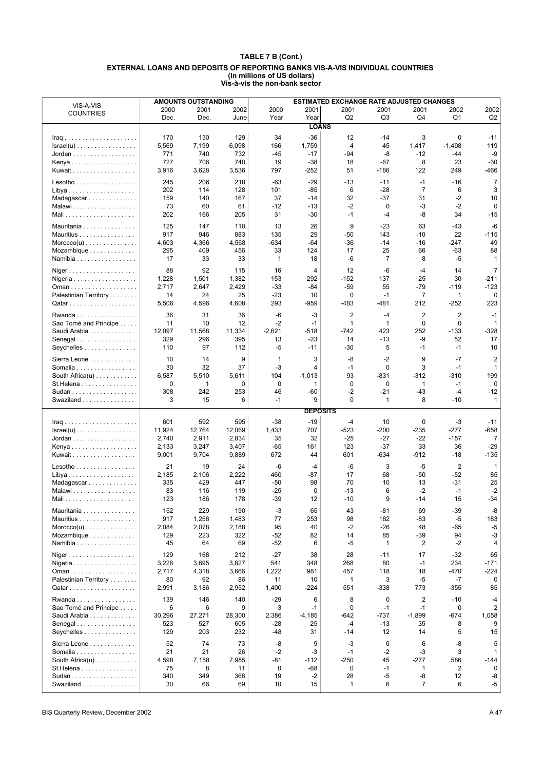# TABLE 7 B (Cont.)

## EXTERNAL LOANS AND DEPOSITS OF REPORTING BANKS VIS-A-VIS INDIVIDUAL COUNTRIES
### (In millions of US dollars)
### Vis-à-vis the non-bank sector

| VIS-A-VIS COUNTRIES | AMOUNTS OUTSTANDING | | | ESTIMATED EXCHANGE RATE ADJUSTED CHANGES | | | | | | |
|---|---|---|---|---|---|---|---|---|---|---|
| | 2000 Dec. | 2001 Dec. | 2002 June | 2000 Year | 2001 Year | 2001 Q2 | 2001 Q3 | 2001 Q4 | 2002 Q1 | 2002 Q2 |
| **LOANS** | | | | | | | | | | |
| Iraq | 170 | 130 | 129 | 34 | -36 | 12 | -14 | 3 | 0 | -11 |
| Israel(u) | 5,569 | 7,199 | 6,098 | 166 | 1,759 | 4 | 45 | 1,417 | -1,498 | 119 |
| Jordan | 771 | 740 | 732 | -45 | -17 | -94 | -8 | -12 | -44 | -9 |
| Kenya | 727 | 706 | 740 | 19 | -38 | 18 | -67 | 8 | 23 | -30 |
| Kuwait | 3,916 | 3,628 | 3,536 | 797 | -252 | 51 | -186 | 122 | 249 | -466 |
| Lesotho | 245 | 206 | 218 | -63 | -29 | -13 | -11 | -1 | -16 | 7 |
| Libya | 202 | 114 | 128 | 101 | -85 | 6 | -28 | 7 | 6 | 3 |
| Madagascar | 159 | 140 | 167 | 37 | -14 | 32 | -37 | 31 | -2 | 10 |
| Malawi | 73 | 60 | 61 | -12 | -13 | -2 | 0 | -3 | -2 | 0 |
| Mali | 202 | 166 | 205 | 31 | -30 | -1 | -4 | -8 | 34 | -15 |
| Mauritania | 125 | 147 | 110 | 13 | 26 | 9 | -23 | 63 | -43 | -6 |
| Mauritius | 917 | 946 | 883 | 135 | 29 | -50 | 143 | -10 | 22 | -115 |
| Morocco(u) | 4,603 | 4,366 | 4,568 | -634 | -64 | -36 | -14 | -16 | -247 | 49 |
| Mozambique | 295 | 409 | 456 | 33 | 124 | 17 | 25 | 66 | -63 | 88 |
| Namibia | 17 | 33 | 33 | 1 | 18 | -6 | 7 | 8 | -5 | 1 |
| Niger | 88 | 92 | 115 | 16 | 4 | 12 | -6 | -4 | 14 | 7 |
| Nigeria | 1,228 | 1,501 | 1,382 | 153 | 292 | -152 | 137 | 25 | 30 | -211 |
| Oman | 2,717 | 2,647 | 2,429 | -33 | -84 | -59 | 55 | -79 | -119 | -123 |
| Palestinian Territory | 14 | 24 | 25 | -23 | 10 | 0 | -1 | 7 | 1 | 0 |
| Qatar | 5,506 | 4,596 | 4,608 | 293 | -959 | -483 | -481 | 212 | -252 | 223 |
| Rwanda | 36 | 31 | 36 | -6 | -3 | 2 | -4 | 2 | 2 | -1 |
| Sao Tomé and Principe | 11 | 10 | 12 | -2 | -1 | 1 | 1 | 0 | 0 | 1 |
| Saudi Arabia | 12,097 | 11,568 | 11,334 | -2,621 | -518 | -742 | 423 | 252 | -133 | -328 |
| Senegal | 329 | 296 | 395 | 13 | -23 | 14 | -13 | -9 | 52 | 17 |
| Seychelles | 110 | 97 | 112 | -5 | -11 | -30 | 5 | -1 | -1 | 10 |
| Sierra Leone | 10 | 14 | 9 | 1 | 3 | -8 | -2 | 9 | -7 | 2 |
| Somalia | 30 | 32 | 37 | -3 | 4 | -1 | 0 | 3 | -1 | 1 |
| South Africa(u) | 6,587 | 5,510 | 5,611 | 104 | -1,013 | 93 | -831 | -312 | -310 | 199 |
| St.Helena | 0 | 1 | 0 | 0 | 1 | 0 | 0 | 1 | -1 | 0 |
| Sudan | 308 | 242 | 253 | 46 | -60 | -2 | -21 | -43 | -4 | -12 |
| Swaziland | 3 | 15 | 6 | -1 | 9 | 0 | 1 | 8 | -10 | 1 |
| **DEPOSITS** | | | | | | | | | | |
| Iraq | 601 | 592 | 595 | -38 | -19 | -4 | 10 | 0 | -3 | -11 |
| Israel(u) | 11,924 | 12,764 | 12,069 | 1,433 | 707 | -523 | -200 | -235 | -277 | -658 |
| Jordan | 2,740 | 2,911 | 2,834 | 35 | 32 | -25 | -27 | -22 | -157 | 7 |
| Kenya | 2,133 | 3,247 | 3,407 | -65 | 161 | 123 | -37 | 33 | 36 | -29 |
| Kuwait | 9,001 | 9,704 | 9,889 | 672 | 44 | 601 | -634 | -912 | -18 | -135 |
| Lesotho | 21 | 19 | 24 | -6 | -4 | -6 | 3 | -5 | 2 | 1 |
| Libya | 2,185 | 2,106 | 2,222 | 460 | -87 | 17 | 68 | -50 | -52 | 85 |
| Madagascar | 335 | 429 | 447 | -50 | 98 | 70 | 10 | 13 | -31 | 25 |
| Malawi | 83 | 116 | 119 | -25 | 0 | -13 | 6 | -2 | -1 | -2 |
| Mali | 123 | 186 | 178 | -39 | 12 | -10 | 9 | -14 | 15 | -34 |
| Mauritania | 152 | 229 | 190 | -3 | 65 | 43 | -81 | 69 | -39 | -8 |
| Mauritius | 917 | 1,258 | 1,483 | 77 | 253 | 98 | 182 | -83 | -5 | 183 |
| Morocco(u) | 2,084 | 2,078 | 2,188 | 95 | 40 | -2 | -26 | 48 | -65 | -5 |
| Mozambique | 129 | 223 | 322 | -52 | 82 | 14 | 85 | -39 | 94 | -3 |
| Namibia | 45 | 64 | 69 | -52 | 6 | -5 | 1 | 2 | -2 | 4 |
| Niger | 129 | 168 | 212 | -27 | 38 | 28 | -11 | 17 | -32 | 65 |
| Nigeria | 3,226 | 3,695 | 3,827 | 541 | 348 | 268 | 80 | -1 | 234 | -171 |
| Oman | 2,717 | 4,318 | 3,666 | 1,222 | 981 | 457 | 118 | 18 | -470 | -224 |
| Palestinian Territory | 80 | 92 | 86 | 11 | 10 | 1 | 3 | -5 | -7 | 0 |
| Qatar | 2,991 | 3,186 | 2,952 | 1,400 | -224 | 551 | -338 | 773 | -355 | 85 |
| Rwanda | 139 | 146 | 140 | -29 | 6 | 8 | 0 | 2 | -10 | -4 |
| Sao Tomé and Principe | 6 | 6 | 9 | 3 | -1 | 0 | -1 | -1 | 0 | 2 |
| Saudi Arabia | 30,296 | 27,271 | 28,300 | 2,386 | -4,185 | -642 | -737 | -1,899 | -674 | 1,058 |
| Senegal | 523 | 527 | 605 | -28 | 25 | -4 | -13 | 35 | 8 | 9 |
| Seychelles | 129 | 203 | 232 | -48 | 31 | -14 | 12 | 14 | 5 | 15 |
| Sierra Leone | 52 | 74 | 73 | -8 | 9 | -3 | 0 | 6 | -8 | 5 |
| Somalia | 21 | 21 | 26 | -2 | -3 | -1 | -2 | -3 | 3 | 1 |
| South Africa(u) | 4,598 | 7,158 | 7,985 | -81 | -112 | -250 | 45 | -277 | 586 | -144 |
| St.Helena | 75 | 8 | 11 | 0 | -68 | 0 | -1 | 1 | 2 | 0 |
| Sudan | 340 | 349 | 368 | 19 | -2 | 28 | -5 | -8 | 12 | -8 |
| Swaziland | 30 | 66 | 69 | 10 | 15 | 1 | 6 | 7 | 6 | -5 |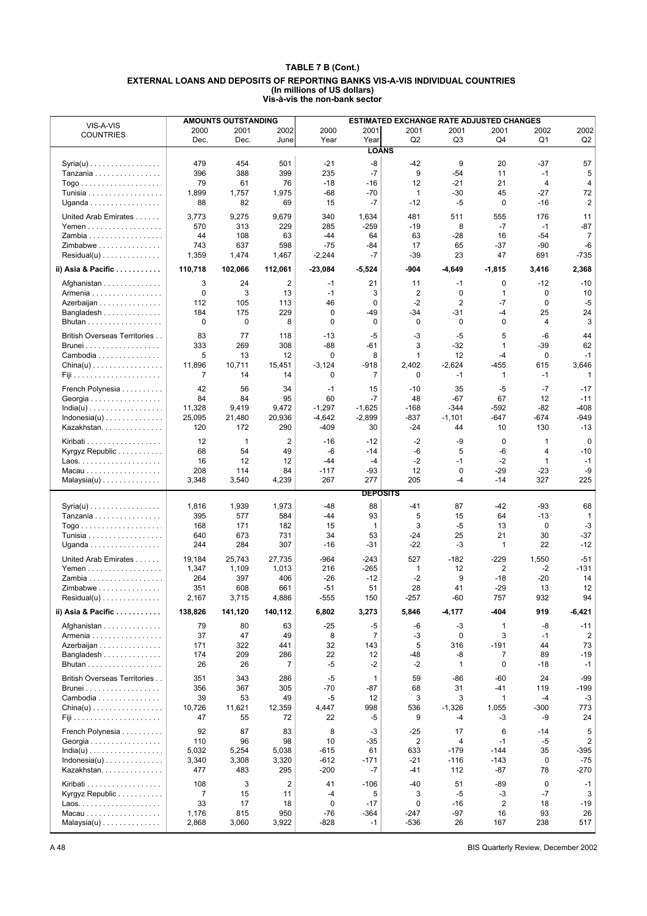## TABLE 7 B (Cont.)

### EXTERNAL LOANS AND DEPOSITS OF REPORTING BANKS VIS-A-VIS INDIVIDUAL COUNTRIES
**(In millions of US dollars)**
**Vis-à-vis the non-bank sector**

| VIS-A-VIS COUNTRIES | AMOUNTS OUTSTANDING | | | ESTIMATED EXCHANGE RATE ADJUSTED CHANGES | | | | | | |
|---|---|---|---|---|---|---|---|---|---|---|
| | 2000 Dec. | 2001 Dec. | 2002 June | 2000 Year | 2001 Year | 2001 Q2 | 2001 Q3 | 2001 Q4 | 2002 Q1 | 2002 Q2 |
| **LOANS** | | | | | | | | | | |
| Syria(u) | 479 | 454 | 501 | -21 | -8 | -42 | 9 | 20 | -37 | 57 |
| Tanzania | 396 | 388 | 399 | 235 | -7 | 9 | -54 | 11 | -1 | 5 |
| Togo | 79 | 61 | 76 | -18 | -16 | 12 | -21 | 21 | 4 | 4 |
| Tunisia | 1,899 | 1,757 | 1,975 | -68 | -70 | 1 | -30 | 45 | -27 | 72 |
| Uganda | 88 | 82 | 69 | 15 | -7 | -12 | -5 | 0 | -16 | 2 |
| United Arab Emirates | 3,773 | 9,275 | 9,679 | 340 | 1,634 | 481 | 511 | 555 | 176 | 11 |
| Yemen | 570 | 313 | 229 | 285 | -259 | -19 | 8 | -7 | -1 | -87 |
| Zambia | 44 | 108 | 63 | -44 | 64 | 63 | -28 | 16 | -54 | 7 |
| Zimbabwe | 743 | 637 | 598 | -75 | -84 | 17 | 65 | -37 | -90 | -6 |
| Residual(u) | 1,359 | 1,474 | 1,467 | -2,244 | -7 | -39 | 23 | 47 | 691 | -735 |
| **ii) Asia & Pacific** | **110,718** | **102,066** | **112,061** | **-23,084** | **-5,524** | **-904** | **-4,649** | **-1,815** | **3,416** | **2,368** |
| Afghanistan | 3 | 24 | 2 | -1 | 21 | 11 | -1 | 0 | -12 | -10 |
| Armenia | 0 | 3 | 13 | -1 | 3 | 2 | 0 | 1 | 0 | 10 |
| Azerbaijan | 112 | 105 | 113 | 46 | 0 | -2 | 2 | -7 | 0 | -5 |
| Bangladesh | 184 | 175 | 229 | 0 | -49 | -34 | -31 | -4 | 25 | 24 |
| Bhutan | 0 | 0 | 8 | 0 | 0 | 0 | 0 | 0 | 4 | 3 |
| British Overseas Territories | 83 | 77 | 118 | -13 | -5 | -3 | -5 | 5 | -6 | 44 |
| Brunei | 333 | 269 | 308 | -88 | -61 | 3 | -32 | 1 | -39 | 62 |
| Cambodia | 5 | 13 | 12 | 0 | 8 | 1 | 12 | -4 | 0 | -1 |
| China(u) | 11,896 | 10,711 | 15,451 | -3,124 | -918 | 2,402 | -2,624 | -455 | 615 | 3,646 |
| Fiji | 7 | 14 | 14 | 0 | 7 | 0 | -1 | 1 | -1 | 1 |
| French Polynesia | 42 | 56 | 34 | -1 | 15 | -10 | 35 | -5 | -7 | -17 |
| Georgia | 84 | 84 | 95 | 60 | -7 | 48 | -67 | 67 | 12 | -11 |
| India(u) | 11,328 | 9,419 | 9,472 | -1,297 | -1,625 | -168 | -344 | -592 | -82 | -408 |
| Indonesia(u) | 25,095 | 21,480 | 20,936 | -4,642 | -2,899 | -837 | -1,101 | -647 | -674 | -949 |
| Kazakhstan | 120 | 172 | 290 | -409 | 30 | -24 | 44 | 10 | 130 | -13 |
| Kiribati | 12 | 1 | 2 | -16 | -12 | -2 | -9 | 0 | 1 | 0 |
| Kyrgyz Republic | 68 | 54 | 49 | -6 | -14 | -6 | 5 | -6 | 4 | -10 |
| Laos | 16 | 12 | 12 | -44 | -4 | -2 | -1 | -2 | 1 | -1 |
| Macau | 208 | 114 | 84 | -117 | -93 | 12 | 0 | -29 | -23 | -9 |
| Malaysia(u) | 3,348 | 3,540 | 4,239 | 267 | 277 | 205 | -4 | -14 | 327 | 225 |
| **DEPOSITS** | | | | | | | | | | |
| Syria(u) | 1,816 | 1,939 | 1,973 | -48 | 88 | -41 | 87 | -42 | -93 | 68 |
| Tanzania | 395 | 577 | 584 | -44 | 93 | 5 | 15 | 64 | -13 | 1 |
| Togo | 168 | 171 | 182 | 15 | 1 | 3 | -5 | 13 | 0 | -3 |
| Tunisia | 640 | 673 | 731 | 34 | 53 | -24 | 25 | 21 | 30 | -37 |
| Uganda | 244 | 284 | 307 | -16 | -31 | -22 | -3 | 1 | 22 | -12 |
| United Arab Emirates | 19,184 | 25,743 | 27,735 | -964 | -243 | 527 | -182 | -229 | 1,550 | -51 |
| Yemen | 1,347 | 1,109 | 1,013 | 216 | -265 | 1 | 12 | 2 | -2 | -131 |
| Zambia | 264 | 397 | 406 | -26 | -12 | -2 | 9 | -18 | -20 | 14 |
| Zimbabwe | 351 | 608 | 661 | -51 | 51 | 28 | 41 | -29 | 13 | 12 |
| Residual(u) | 2,167 | 3,715 | 4,886 | -555 | 150 | -257 | -60 | 757 | 932 | 94 |
| **ii) Asia & Pacific** | **138,826** | **141,120** | **140,112** | **6,802** | **3,273** | **5,846** | **-4,177** | **-404** | **919** | **-6,421** |
| Afghanistan | 79 | 80 | 63 | -25 | -5 | -6 | -3 | 1 | -8 | -11 |
| Armenia | 37 | 47 | 49 | 8 | 7 | -3 | 0 | 3 | -1 | 2 |
| Azerbaijan | 171 | 322 | 441 | 32 | 143 | 5 | 316 | -191 | 44 | 73 |
| Bangladesh | 174 | 209 | 286 | 22 | 12 | -48 | -8 | 7 | 89 | -19 |
| Bhutan | 26 | 26 | 7 | -5 | -2 | -2 | 1 | 0 | -18 | -1 |
| British Overseas Territories | 351 | 343 | 286 | -5 | 1 | 59 | -86 | -60 | 24 | -99 |
| Brunei | 356 | 367 | 305 | -70 | -87 | 68 | 31 | -41 | 119 | -199 |
| Cambodia | 39 | 53 | 49 | -5 | 12 | 3 | 3 | 1 | -4 | -3 |
| China(u) | 10,726 | 11,621 | 12,359 | 4,447 | 998 | 536 | -1,326 | 1,055 | -300 | 773 |
| Fiji | 47 | 55 | 72 | 22 | -5 | 9 | -4 | -3 | -9 | 24 |
| French Polynesia | 92 | 87 | 83 | 8 | -3 | -25 | 17 | 6 | -14 | 5 |
| Georgia | 110 | 96 | 98 | 10 | -35 | 2 | 4 | -1 | -5 | 2 |
| India(u) | 5,032 | 5,254 | 5,038 | -615 | 61 | 633 | -179 | -144 | 35 | -395 |
| Indonesia(u) | 3,340 | 3,308 | 3,320 | -612 | -171 | -21 | -116 | -143 | 0 | -75 |
| Kazakhstan | 477 | 483 | 295 | -200 | -7 | -41 | 112 | -87 | 78 | -270 |
| Kiribati | 108 | 3 | 2 | 41 | -106 | -40 | 51 | -89 | 0 | -1 |
| Kyrgyz Republic | 7 | 15 | 11 | -4 | 5 | 3 | -5 | -3 | -7 | 3 |
| Laos | 33 | 17 | 18 | 0 | -17 | 0 | -16 | 2 | 18 | -19 |
| Macau | 1,176 | 815 | 950 | -76 | -364 | -247 | -97 | 16 | 93 | 26 |
| Malaysia(u) | 2,868 | 3,060 | 3,922 | -828 | -1 | -536 | 26 | 167 | 238 | 517 |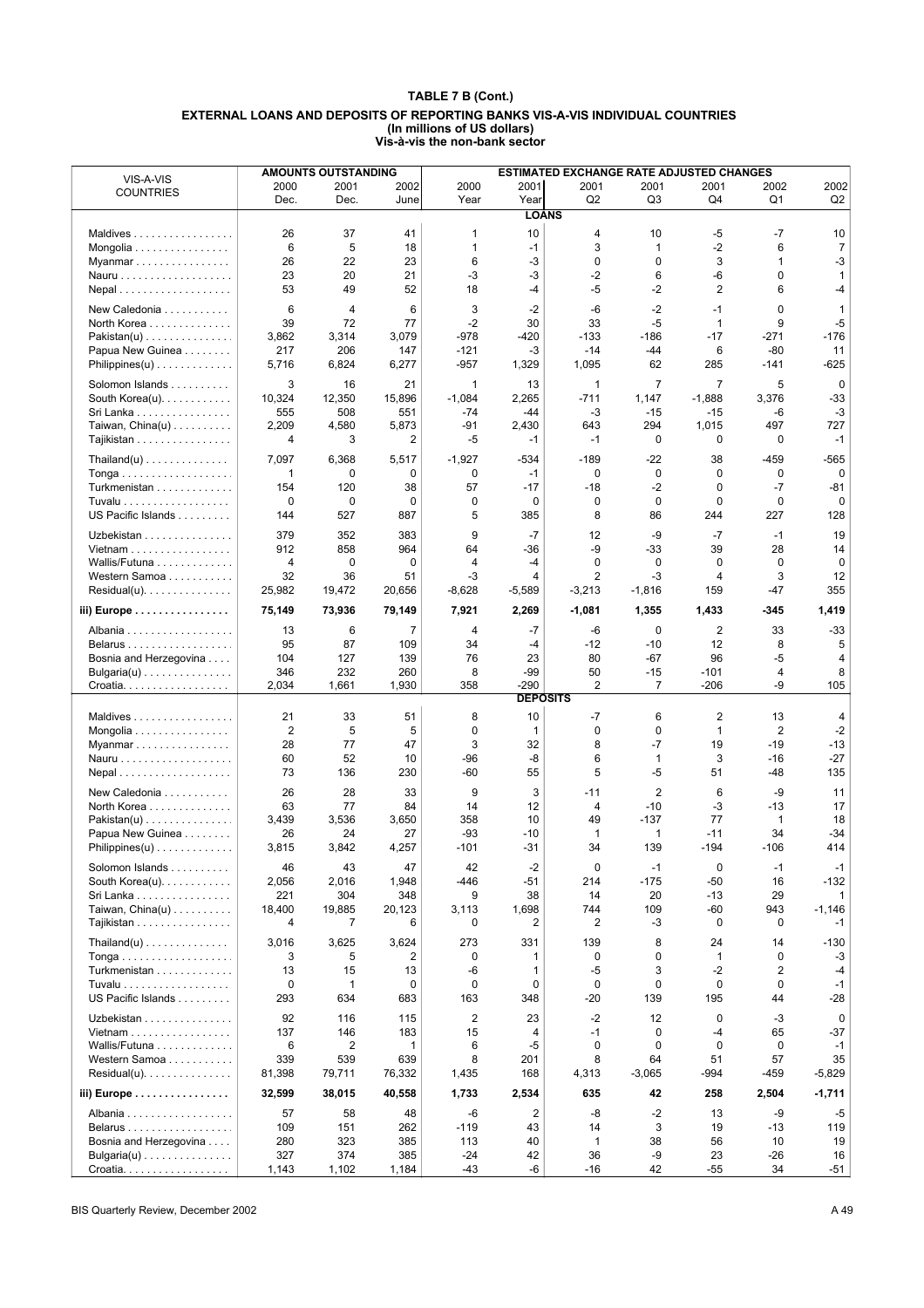# TABLE 7 B (Cont.)

## EXTERNAL LOANS AND DEPOSITS OF REPORTING BANKS VIS-A-VIS INDIVIDUAL COUNTRIES
### (In millions of US dollars)
### Vis-à-vis the non-bank sector

| VIS-A-VIS COUNTRIES | AMOUNTS OUTSTANDING | | | ESTIMATED EXCHANGE RATE ADJUSTED CHANGES | | | | | | |
|---|---|---|---|---|---|---|---|---|---|---|
| | 2000 Dec. | 2001 Dec. | 2002 June | 2000 Year | 2001 Year | 2001 Q2 | 2001 Q3 | 2001 Q4 | 2002 Q1 | 2002 Q2 |
| **LOANS** | | | | | | | | | | |
| Maldives | 26 | 37 | 41 | 1 | 10 | 4 | 10 | -5 | -7 | 10 |
| Mongolia | 6 | 5 | 18 | 1 | -1 | 3 | 1 | -2 | 6 | 7 |
| Myanmar | 26 | 22 | 23 | 6 | -3 | 0 | 0 | 3 | 1 | -3 |
| Nauru | 23 | 20 | 21 | -3 | -3 | -2 | 6 | -6 | 0 | 1 |
| Nepal | 53 | 49 | 52 | 18 | -4 | -5 | -2 | 2 | 6 | -4 |
| New Caledonia | 6 | 4 | 6 | 3 | -2 | -6 | -2 | -1 | 0 | 1 |
| North Korea | 39 | 72 | 77 | -2 | 30 | 33 | -5 | 1 | 9 | -5 |
| Pakistan(u) | 3,862 | 3,314 | 3,079 | -978 | -420 | -133 | -186 | -17 | -271 | -176 |
| Papua New Guinea | 217 | 206 | 147 | -121 | -3 | -14 | -44 | 6 | -80 | 11 |
| Philippines(u) | 5,716 | 6,824 | 6,277 | -957 | 1,329 | 1,095 | 62 | 285 | -141 | -625 |
| Solomon Islands | 3 | 16 | 21 | 1 | 13 | 1 | 7 | 7 | 5 | 0 |
| South Korea(u). | 10,324 | 12,350 | 15,896 | -1,084 | 2,265 | -711 | 1,147 | -1,888 | 3,376 | -33 |
| Sri Lanka | 555 | 508 | 551 | -74 | -44 | -3 | -15 | -15 | -6 | -3 |
| Taiwan, China(u) | 2,209 | 4,580 | 5,873 | -91 | 2,430 | 643 | 294 | 1,015 | 497 | 727 |
| Tajikistan | 4 | 3 | 2 | -5 | -1 | -1 | 0 | 0 | 0 | -1 |
| Thailand(u) | 7,097 | 6,368 | 5,517 | -1,927 | -534 | -189 | -22 | 38 | -459 | -565 |
| Tonga | 1 | 0 | 0 | 0 | -1 | 0 | 0 | 0 | 0 | 0 |
| Turkmenistan | 154 | 120 | 38 | 57 | -17 | -18 | -2 | 0 | -7 | -81 |
| Tuvalu | 0 | 0 | 0 | 0 | 0 | 0 | 0 | 0 | 0 | 0 |
| US Pacific Islands | 144 | 527 | 887 | 5 | 385 | 8 | 86 | 244 | 227 | 128 |
| Uzbekistan | 379 | 352 | 383 | 9 | -7 | 12 | -9 | -7 | -1 | 19 |
| Vietnam | 912 | 858 | 964 | 64 | -36 | -9 | -33 | 39 | 28 | 14 |
| Wallis/Futuna | 4 | 0 | 0 | 4 | -4 | 0 | 0 | 0 | 0 | 0 |
| Western Samoa | 32 | 36 | 51 | -3 | 4 | 2 | -3 | 4 | 3 | 12 |
| Residual(u). | 25,982 | 19,472 | 20,656 | -8,628 | -5,589 | -3,213 | -1,816 | 159 | -47 | 355 |
| **iii) Europe** | **75,149** | **73,936** | **79,149** | **7,921** | **2,269** | **-1,081** | **1,355** | **1,433** | **-345** | **1,419** |
| Albania | 13 | 6 | 7 | 4 | -7 | -6 | 0 | 2 | 33 | -33 |
| Belarus | 95 | 87 | 109 | 34 | -4 | -12 | -10 | 12 | 8 | 5 |
| Bosnia and Herzegovina | 104 | 127 | 139 | 76 | 23 | 80 | -67 | 96 | -5 | 4 |
| Bulgaria(u) | 346 | 232 | 260 | 8 | -99 | 50 | -15 | -101 | 4 | 8 |
| Croatia | 2,034 | 1,661 | 1,930 | 358 | -290 | 2 | 7 | -206 | -9 | 105 |
| **DEPOSITS** | | | | | | | | | | |
| Maldives | 21 | 33 | 51 | 8 | 10 | -7 | 6 | 2 | 13 | 4 |
| Mongolia | 2 | 5 | 5 | 0 | 1 | 0 | 0 | 1 | 2 | -2 |
| Myanmar | 28 | 77 | 47 | 3 | 32 | 8 | -7 | 19 | -19 | -13 |
| Nauru | 60 | 52 | 10 | -96 | -8 | 6 | 1 | 3 | -16 | -27 |
| Nepal | 73 | 136 | 230 | -60 | 55 | 5 | -5 | 51 | -48 | 135 |
| New Caledonia | 26 | 28 | 33 | 9 | 3 | -11 | 2 | 6 | -9 | 11 |
| North Korea | 63 | 77 | 84 | 14 | 12 | 4 | -10 | -3 | -13 | 17 |
| Pakistan(u) | 3,439 | 3,536 | 3,650 | 358 | 10 | 49 | -137 | 77 | 1 | 18 |
| Papua New Guinea | 26 | 24 | 27 | -93 | -10 | 1 | 1 | -11 | 34 | -34 |
| Philippines(u) | 3,815 | 3,842 | 4,257 | -101 | -31 | 34 | 139 | -194 | -106 | 414 |
| Solomon Islands | 46 | 43 | 47 | 42 | -2 | 0 | -1 | 0 | -1 | -1 |
| South Korea(u). | 2,056 | 2,016 | 1,948 | -446 | -51 | 214 | -175 | -50 | 16 | -132 |
| Sri Lanka | 221 | 304 | 348 | 9 | 38 | 14 | 20 | -13 | 29 | 1 |
| Taiwan, China(u) | 18,400 | 19,885 | 20,123 | 3,113 | 1,698 | 744 | 109 | -60 | 943 | -1,146 |
| Tajikistan | 4 | 7 | 6 | 0 | 2 | 2 | -3 | 0 | 0 | -1 |
| Thailand(u) | 3,016 | 3,625 | 3,624 | 273 | 331 | 139 | 8 | 24 | 14 | -130 |
| Tonga | 3 | 5 | 2 | 0 | 1 | 0 | 0 | 1 | 0 | -3 |
| Turkmenistan | 13 | 15 | 13 | -6 | 1 | -5 | 3 | -2 | 2 | -4 |
| Tuvalu | 0 | 1 | 0 | 0 | 0 | 0 | 0 | 0 | 0 | -1 |
| US Pacific Islands | 293 | 634 | 683 | 163 | 348 | -20 | 139 | 195 | 44 | -28 |
| Uzbekistan | 92 | 116 | 115 | 2 | 23 | -2 | 12 | 0 | -3 | 0 |
| Vietnam | 137 | 146 | 183 | 15 | 4 | -1 | 0 | -4 | 65 | -37 |
| Wallis/Futuna | 6 | 2 | 1 | 6 | -5 | 0 | 0 | 0 | 0 | -1 |
| Western Samoa | 339 | 539 | 639 | 8 | 201 | 8 | 64 | 51 | 57 | 35 |
| Residual(u). | 81,398 | 79,711 | 76,332 | 1,435 | 168 | 4,313 | -3,065 | -994 | -459 | -5,829 |
| **iii) Europe** | **32,599** | **38,015** | **40,558** | **1,733** | **2,534** | **635** | **42** | **258** | **2,504** | **-1,711** |
| Albania | 57 | 58 | 48 | -6 | 2 | -8 | -2 | 13 | -9 | -5 |
| Belarus | 109 | 151 | 262 | -119 | 43 | 14 | 3 | 19 | -13 | 119 |
| Bosnia and Herzegovina | 280 | 323 | 385 | 113 | 40 | 1 | 38 | 56 | 10 | 19 |
| Bulgaria(u) | 327 | 374 | 385 | -24 | 42 | 36 | -9 | 23 | -26 | 16 |
| Croatia | 1,143 | 1,102 | 1,184 | -43 | -6 | -16 | 42 | -55 | 34 | -51 |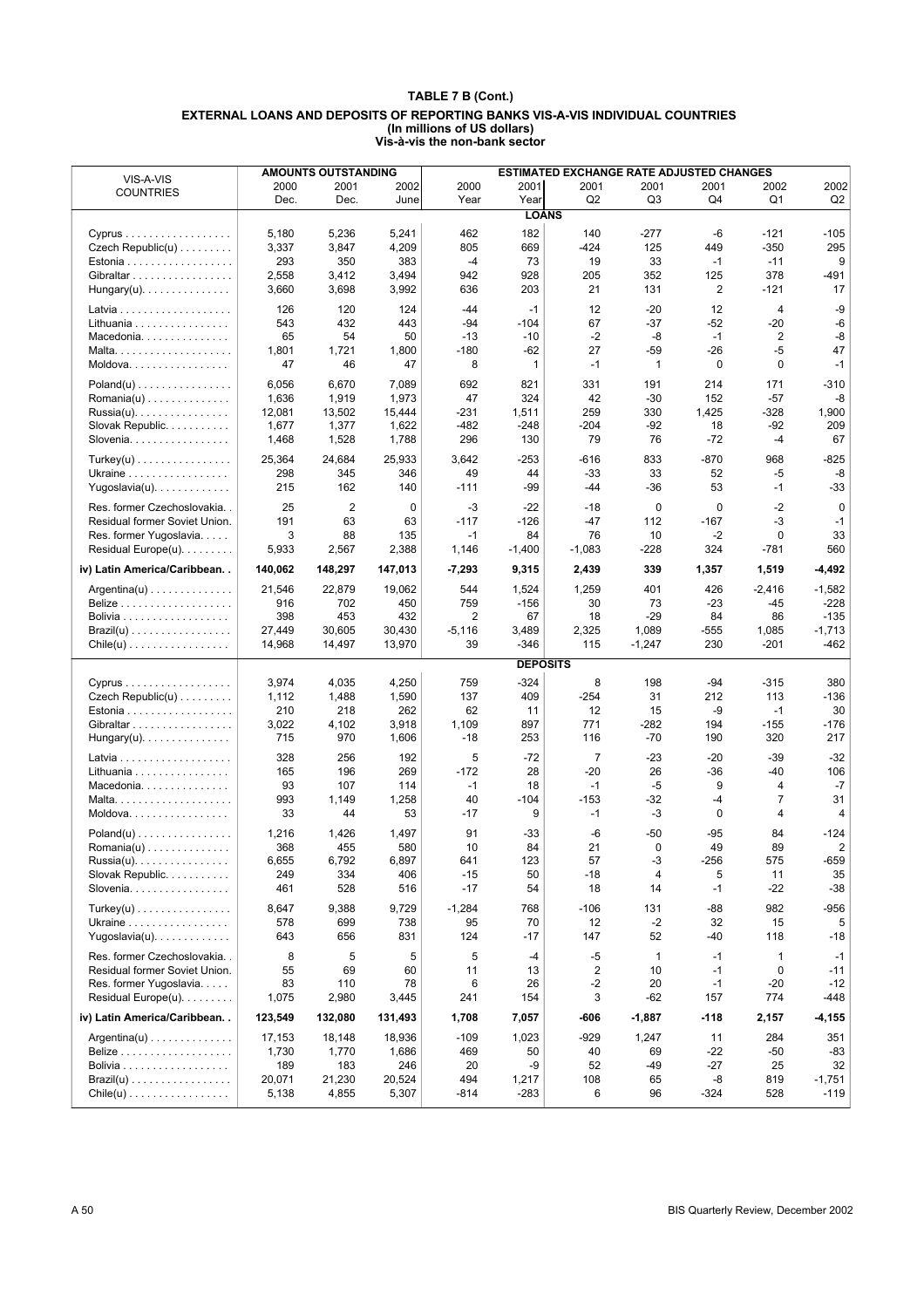# TABLE 7 B (Cont.)

## EXTERNAL LOANS AND DEPOSITS OF REPORTING BANKS VIS-A-VIS INDIVIDUAL COUNTRIES
### (In millions of US dollars)
### Vis-à-vis the non-bank sector

| VIS-A-VIS COUNTRIES | AMOUNTS OUTSTANDING | | | ESTIMATED EXCHANGE RATE ADJUSTED CHANGES | | | | | | |
|---|---|---|---|---|---|---|---|---|---|---|
| | 2000 Dec. | 2001 Dec. | 2002 June | 2000 Year | 2001 Year | 2001 Q2 | 2001 Q3 | 2001 Q4 | 2002 Q1 | 2002 Q2 |
| **LOANS** | | | | | | | | | | |
| Cyprus | 5,180 | 5,236 | 5,241 | 462 | 182 | 140 | -277 | -6 | -121 | -105 |
| Czech Republic(u) | 3,337 | 3,847 | 4,209 | 805 | 669 | -424 | 125 | 449 | -350 | 295 |
| Estonia | 293 | 350 | 383 | -4 | 73 | 19 | 33 | -1 | -11 | 9 |
| Gibraltar | 2,558 | 3,412 | 3,494 | 942 | 928 | 205 | 352 | 125 | 378 | -491 |
| Hungary(u) | 3,660 | 3,698 | 3,992 | 636 | 203 | 21 | 131 | 2 | -121 | 17 |
| Latvia | 126 | 120 | 124 | -44 | -1 | 12 | -20 | 12 | 4 | -9 |
| Lithuania | 543 | 432 | 443 | -94 | -104 | 67 | -37 | -52 | -20 | -6 |
| Macedonia | 65 | 54 | 50 | -13 | -10 | -2 | -8 | -1 | 2 | -8 |
| Malta | 1,801 | 1,721 | 1,800 | -180 | -62 | 27 | -59 | -26 | -5 | 47 |
| Moldova | 47 | 46 | 47 | 8 | 1 | -1 | 1 | 0 | 0 | -1 |
| Poland(u) | 6,056 | 6,670 | 7,089 | 692 | 821 | 331 | 191 | 214 | 171 | -310 |
| Romania(u) | 1,636 | 1,919 | 1,973 | 47 | 324 | 42 | -30 | 152 | -57 | -8 |
| Russia(u) | 12,081 | 13,502 | 15,444 | -231 | 1,511 | 259 | 330 | 1,425 | -328 | 1,900 |
| Slovak Republic | 1,677 | 1,377 | 1,622 | -482 | -248 | -204 | -92 | 18 | -92 | 209 |
| Slovenia | 1,468 | 1,528 | 1,788 | 296 | 130 | 79 | 76 | -72 | -4 | 67 |
| Turkey(u) | 25,364 | 24,684 | 25,933 | 3,642 | -253 | -616 | 833 | -870 | 968 | -825 |
| Ukraine | 298 | 345 | 346 | 49 | 44 | -33 | 33 | 52 | -5 | -8 |
| Yugoslavia(u) | 215 | 162 | 140 | -111 | -99 | -44 | -36 | 53 | -1 | -33 |
| Res. former Czechoslovakia | 25 | 2 | 0 | -3 | -22 | -18 | 0 | 0 | -2 | 0 |
| Residual former Soviet Union | 191 | 63 | 63 | -117 | -126 | -47 | 112 | -167 | -3 | -1 |
| Res. former Yugoslavia | 3 | 88 | 135 | -1 | 84 | 76 | 10 | -2 | 0 | 33 |
| Residual Europe(u) | 5,933 | 2,567 | 2,388 | 1,146 | -1,400 | -1,083 | -228 | 324 | -781 | 560 |
| **iv) Latin America/Caribbean** | **140,062** | **148,297** | **147,013** | **-7,293** | **9,315** | **2,439** | **339** | **1,357** | **1,519** | **-4,492** |
| Argentina(u) | 21,546 | 22,879 | 19,062 | 544 | 1,524 | 1,259 | 401 | 426 | -2,416 | -1,582 |
| Belize | 916 | 702 | 450 | 759 | -156 | 30 | 73 | -23 | -45 | -228 |
| Bolivia | 398 | 453 | 432 | 2 | 67 | 18 | -29 | 84 | 86 | -135 |
| Brazil(u) | 27,449 | 30,605 | 30,430 | -5,116 | 3,489 | 2,325 | 1,089 | -555 | 1,085 | -1,713 |
| Chile(u) | 14,968 | 14,497 | 13,970 | 39 | -346 | 115 | -1,247 | 230 | -201 | -462 |
| **DEPOSITS** | | | | | | | | | | |
| Cyprus | 3,974 | 4,035 | 4,250 | 759 | -324 | 8 | 198 | -94 | -315 | 380 |
| Czech Republic(u) | 1,112 | 1,488 | 1,590 | 137 | 409 | -254 | 31 | 212 | 113 | -136 |
| Estonia | 210 | 218 | 262 | 62 | 11 | 12 | 15 | -9 | -1 | 30 |
| Gibraltar | 3,022 | 4,102 | 3,918 | 1,109 | 897 | 771 | -282 | 194 | -155 | -176 |
| Hungary(u) | 715 | 970 | 1,606 | -18 | 253 | 116 | -70 | 190 | 320 | 217 |
| Latvia | 328 | 256 | 192 | 5 | -72 | 7 | -23 | -20 | -39 | -32 |
| Lithuania | 165 | 196 | 269 | -172 | 28 | -20 | 26 | -36 | -40 | 106 |
| Macedonia | 93 | 107 | 114 | -1 | 18 | -1 | -5 | 9 | 4 | -7 |
| Malta | 993 | 1,149 | 1,258 | 40 | -104 | -153 | -32 | -4 | 7 | 31 |
| Moldova | 33 | 44 | 53 | -17 | 9 | -1 | -3 | 0 | 4 | 4 |
| Poland(u) | 1,216 | 1,426 | 1,497 | 91 | -33 | -6 | -50 | -95 | 84 | -124 |
| Romania(u) | 368 | 455 | 580 | 10 | 84 | 21 | 0 | 49 | 89 | 2 |
| Russia(u) | 6,655 | 6,792 | 6,897 | 641 | 123 | 57 | -3 | -256 | 575 | -659 |
| Slovak Republic | 249 | 334 | 406 | -15 | 50 | -18 | 4 | 5 | 11 | 35 |
| Slovenia | 461 | 528 | 516 | -17 | 54 | 18 | 14 | -1 | -22 | -38 |
| Turkey(u) | 8,647 | 9,388 | 9,729 | -1,284 | 768 | -106 | 131 | -88 | 982 | -956 |
| Ukraine | 578 | 699 | 738 | 95 | 70 | 12 | -2 | 32 | 15 | 5 |
| Yugoslavia(u) | 643 | 656 | 831 | 124 | -17 | 147 | 52 | -40 | 118 | -18 |
| Res. former Czechoslovakia | 8 | 5 | 5 | 5 | -4 | -5 | 1 | -1 | 1 | -1 |
| Residual former Soviet Union | 55 | 69 | 60 | 11 | 13 | 2 | 10 | -1 | 0 | -11 |
| Res. former Yugoslavia | 83 | 110 | 78 | 6 | 26 | -2 | 20 | -1 | -20 | -12 |
| Residual Europe(u) | 1,075 | 2,980 | 3,445 | 241 | 154 | 3 | -62 | 157 | 774 | -448 |
| **iv) Latin America/Caribbean** | **123,549** | **132,080** | **131,493** | **1,708** | **7,057** | **-606** | **-1,887** | **-118** | **2,157** | **-4,155** |
| Argentina(u) | 17,153 | 18,148 | 18,936 | -109 | 1,023 | -929 | 1,247 | 11 | 284 | 351 |
| Belize | 1,730 | 1,770 | 1,686 | 469 | 50 | 40 | 69 | -22 | -50 | -83 |
| Bolivia | 189 | 183 | 246 | 20 | -9 | 52 | -49 | -27 | 25 | 32 |
| Brazil(u) | 20,071 | 21,230 | 20,524 | 494 | 1,217 | 108 | 65 | -8 | 819 | -1,751 |
| Chile(u) | 5,138 | 4,855 | 5,307 | -814 | -283 | 6 | 96 | -324 | 528 | -119 |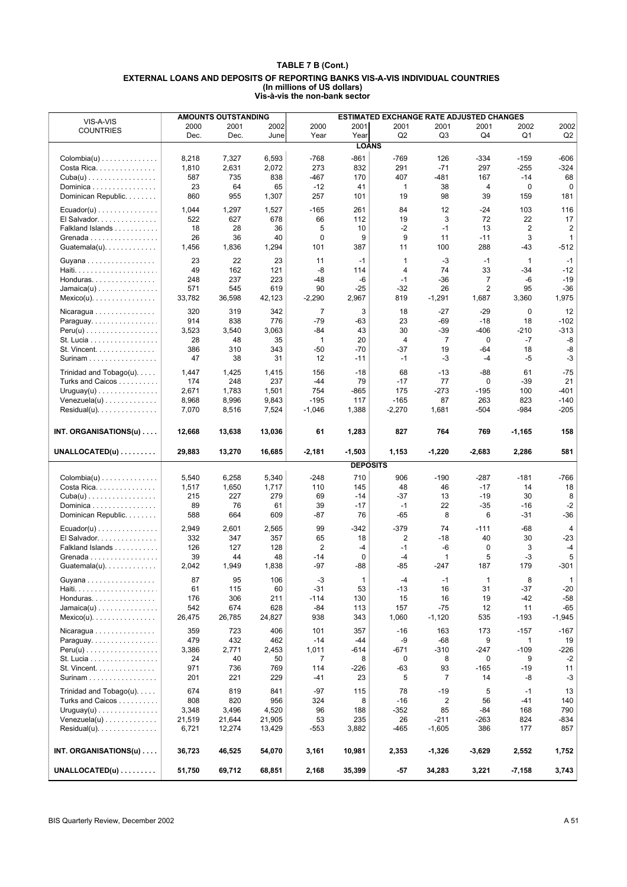## TABLE 7 B (Cont.)

### EXTERNAL LOANS AND DEPOSITS OF REPORTING BANKS VIS-A-VIS INDIVIDUAL COUNTRIES
(In millions of US dollars)
Vis-à-vis the non-bank sector

| VIS-A-VIS COUNTRIES | AMOUNTS OUTSTANDING | | | ESTIMATED EXCHANGE RATE ADJUSTED CHANGES | | | | | | |
|---|---|---|---|---|---|---|---|---|---|---|
| | 2000 Dec. | 2001 Dec. | 2002 June | 2000 Year | 2001 Year | 2001 Q2 | 2001 Q3 | 2001 Q4 | 2002 Q1 | 2002 Q2 |
| **LOANS** | | | | | | | | | | |
| Colombia(u) | 8,218 | 7,327 | 6,593 | -768 | -861 | -769 | 126 | -334 | -159 | -606 |
| Costa Rica | 1,810 | 2,631 | 2,072 | 273 | 832 | 291 | -71 | 297 | -255 | -324 |
| Cuba(u) | 587 | 735 | 838 | -467 | 170 | 407 | -481 | 167 | -14 | 68 |
| Dominica | 23 | 64 | 65 | -12 | 41 | 1 | 38 | 4 | 0 | 0 |
| Dominican Republic | 860 | 955 | 1,307 | 257 | 101 | 19 | 98 | 39 | 159 | 181 |
| Ecuador(u) | 1,044 | 1,297 | 1,527 | -165 | 261 | 84 | 12 | -24 | 103 | 116 |
| El Salvador | 522 | 627 | 678 | 66 | 112 | 19 | 3 | 72 | 22 | 17 |
| Falkland Islands | 18 | 28 | 36 | 5 | 10 | -2 | -1 | 13 | 2 | 2 |
| Grenada | 26 | 36 | 40 | 0 | 9 | 9 | 11 | -11 | 3 | 1 |
| Guatemala(u) | 1,456 | 1,836 | 1,294 | 101 | 387 | 11 | 100 | 288 | -43 | -512 |
| Guyana | 23 | 22 | 23 | 11 | -1 | 1 | -3 | -1 | 1 | -1 |
| Haiti | 49 | 162 | 121 | -8 | 114 | 4 | 74 | 33 | -34 | -12 |
| Honduras | 248 | 237 | 223 | -48 | -6 | -1 | -36 | 7 | -6 | -19 |
| Jamaica(u) | 571 | 545 | 619 | 90 | -25 | -32 | 26 | 2 | 95 | -36 |
| Mexico(u) | 33,782 | 36,598 | 42,123 | -2,290 | 2,967 | 819 | -1,291 | 1,687 | 3,360 | 1,975 |
| Nicaragua | 320 | 319 | 342 | 7 | 3 | 18 | -27 | -29 | 0 | 12 |
| Paraguay | 914 | 838 | 776 | -79 | -63 | 23 | -69 | -18 | 18 | -102 |
| Peru(u) | 3,523 | 3,540 | 3,063 | -84 | 43 | 30 | -39 | -406 | -210 | -313 |
| St. Lucia | 28 | 48 | 35 | 1 | 20 | 4 | 7 | 0 | -7 | -8 |
| St. Vincent | 386 | 310 | 343 | -50 | -70 | -37 | 19 | -64 | 18 | -8 |
| Surinam | 47 | 38 | 31 | 12 | -11 | -1 | -3 | -4 | -5 | -3 |
| Trinidad and Tobago(u) | 1,447 | 1,425 | 1,415 | 156 | -18 | 68 | -13 | -88 | 61 | -75 |
| Turks and Caicos | 174 | 248 | 237 | -44 | 79 | -17 | 77 | 0 | -39 | 21 |
| Uruguay(u) | 2,671 | 1,783 | 1,501 | 754 | -865 | 175 | -273 | -195 | 100 | -401 |
| Venezuela(u) | 8,968 | 8,996 | 9,843 | -195 | 117 | -165 | 87 | 263 | 823 | -140 |
| Residual(u) | 7,070 | 8,516 | 7,524 | -1,046 | 1,388 | -2,270 | 1,681 | -504 | -984 | -205 |
| **INT. ORGANISATIONS(u)** | **12,668** | **13,638** | **13,036** | **61** | **1,283** | **827** | **764** | **769** | **-1,165** | **158** |
| **UNALLOCATED(u)** | **29,883** | **13,270** | **16,685** | **-2,181** | **-1,503** | **1,153** | **-1,220** | **-2,683** | **2,286** | **581** |
| **DEPOSITS** | | | | | | | | | | |
| Colombia(u) | 5,540 | 6,258 | 5,340 | -248 | 710 | 906 | -190 | -287 | -181 | -766 |
| Costa Rica | 1,517 | 1,650 | 1,717 | 110 | 145 | 48 | 46 | -17 | 14 | 18 |
| Cuba(u) | 215 | 227 | 279 | 69 | -14 | -37 | 13 | -19 | 30 | 8 |
| Dominica | 89 | 76 | 61 | 39 | -17 | -1 | 22 | -35 | -16 | -2 |
| Dominican Republic | 588 | 664 | 609 | -87 | 76 | -65 | 8 | 6 | -31 | -36 |
| Ecuador(u) | 2,949 | 2,601 | 2,565 | 99 | -342 | -379 | 74 | -111 | -68 | 4 |
| El Salvador | 332 | 347 | 357 | 65 | 18 | 2 | -18 | 40 | 30 | -23 |
| Falkland Islands | 126 | 127 | 128 | 2 | -4 | -1 | -6 | 0 | 3 | -4 |
| Grenada | 39 | 44 | 48 | -14 | 0 | -4 | 1 | 5 | -3 | 5 |
| Guatemala(u) | 2,042 | 1,949 | 1,838 | -97 | -88 | -85 | -247 | 187 | 179 | -301 |
| Guyana | 87 | 95 | 106 | -3 | 1 | -4 | -1 | 1 | 8 | 1 |
| Haiti | 61 | 115 | 60 | -31 | 53 | -13 | 16 | 31 | -37 | -20 |
| Honduras | 176 | 306 | 211 | -114 | 130 | 15 | 16 | 19 | -42 | -58 |
| Jamaica(u) | 542 | 674 | 628 | -84 | 113 | 157 | -75 | 12 | 11 | -65 |
| Mexico(u) | 26,475 | 26,785 | 24,827 | 938 | 343 | 1,060 | -1,120 | 535 | -193 | -1,945 |
| Nicaragua | 359 | 723 | 406 | 101 | 357 | -16 | 163 | 173 | -157 | -167 |
| Paraguay | 479 | 432 | 462 | -14 | -44 | -9 | -68 | 9 | 1 | 19 |
| Peru(u) | 3,386 | 2,771 | 2,453 | 1,011 | -614 | -671 | -310 | -247 | -109 | -226 |
| St. Lucia | 24 | 40 | 50 | 7 | 8 | 0 | 8 | 0 | 9 | -2 |
| St. Vincent | 971 | 736 | 769 | 114 | -226 | -63 | 93 | -165 | -19 | 11 |
| Surinam | 201 | 221 | 229 | -41 | 23 | 5 | 7 | 14 | -8 | -3 |
| Trinidad and Tobago(u) | 674 | 819 | 841 | -97 | 115 | 78 | -19 | 5 | -1 | 13 |
| Turks and Caicos | 808 | 820 | 956 | 324 | 8 | -16 | 2 | 56 | -41 | 140 |
| Uruguay(u) | 3,348 | 3,496 | 4,520 | 96 | 188 | -352 | 85 | -84 | 168 | 790 |
| Venezuela(u) | 21,519 | 21,644 | 21,905 | 53 | 235 | 26 | -211 | -263 | 824 | -834 |
| Residual(u) | 6,721 | 12,274 | 13,429 | -553 | 3,882 | -465 | -1,605 | 386 | 177 | 857 |
| **INT. ORGANISATIONS(u)** | **36,723** | **46,525** | **54,070** | **3,161** | **10,981** | **2,353** | **-1,326** | **-3,629** | **2,552** | **1,752** |
| **UNALLOCATED(u)** | **51,750** | **69,712** | **68,851** | **2,168** | **35,399** | **-57** | **34,283** | **3,221** | **-7,158** | **3,743** |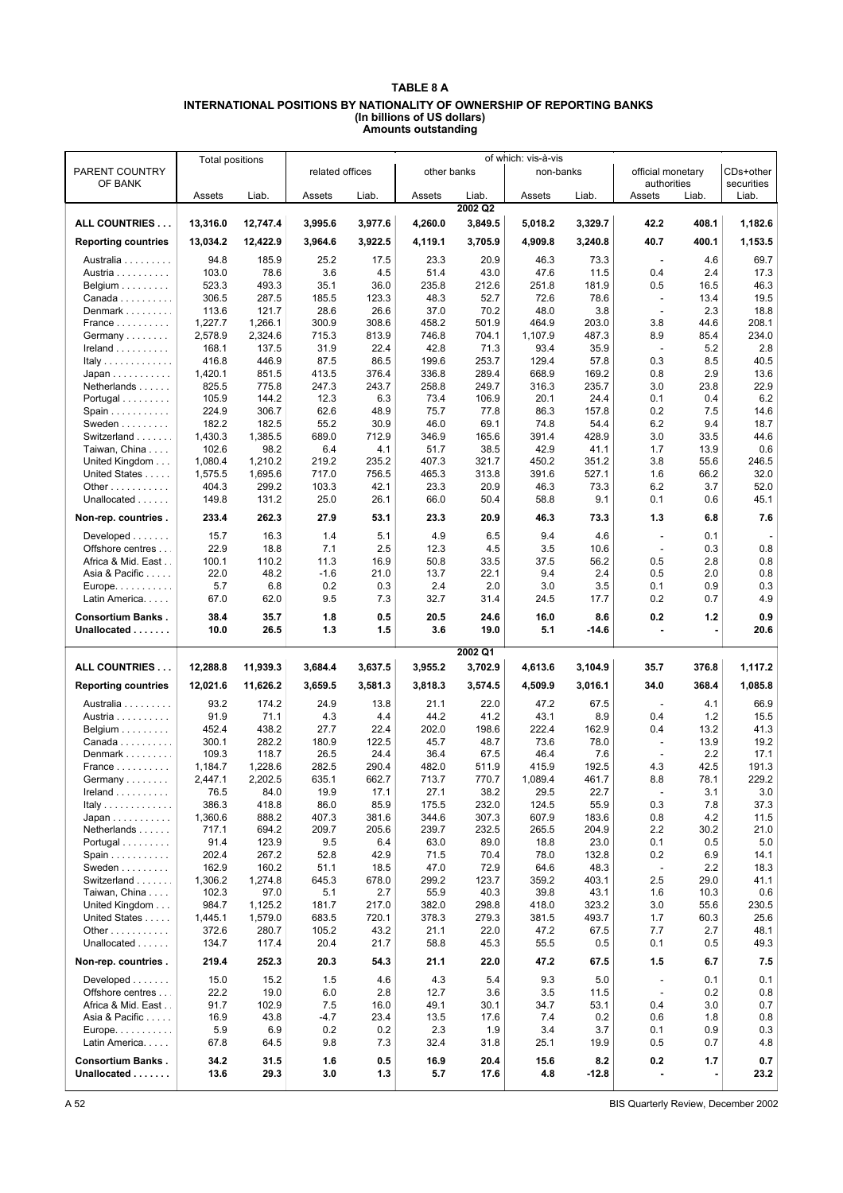# TABLE 8 A

## INTERNATIONAL POSITIONS BY NATIONALITY OF OWNERSHIP OF REPORTING BANKS

### (In billions of US dollars)

### Amounts outstanding

| PARENT COUNTRY OF BANK | Total positions | | of which: vis-à-vis | | | | | | | | |
|---|---|---|---|---|---|---|---|---|---|---|---|
| | | | related offices | | other banks | | non-banks | | official monetary authorities | | CDs+other securities |
| | Assets | Liab. | Assets | Liab. | Assets | Liab. | Assets | Liab. | Assets | Liab. | Liab. |
| | | | | | | **2002 Q2** | | | | | |
| **ALL COUNTRIES . . .** | **13,316.0** | **12,747.4** | **3,995.6** | **3,977.6** | **4,260.0** | **3,849.5** | **5,018.2** | **3,329.7** | **42.2** | **408.1** | **1,182.6** |
| **Reporting countries** | **13,034.2** | **12,422.9** | **3,964.6** | **3,922.5** | **4,119.1** | **3,705.9** | **4,909.8** | **3,240.8** | **40.7** | **400.1** | **1,153.5** |
| Australia . . . . . . . . . | 94.8 | 185.9 | 25.2 | 17.5 | 23.3 | 20.9 | 46.3 | 73.3 | - | 4.6 | 69.7 |
| Austria . . . . . . . . . . | 103.0 | 78.6 | 3.6 | 4.5 | 51.4 | 43.0 | 47.6 | 11.5 | 0.4 | 2.4 | 17.3 |
| Belgium . . . . . . . . . | 523.3 | 493.3 | 35.1 | 36.0 | 235.8 | 212.6 | 251.8 | 181.9 | 0.5 | 16.5 | 46.3 |
| Canada . . . . . . . . . . | 306.5 | 287.5 | 185.5 | 123.3 | 48.3 | 52.7 | 72.6 | 78.6 | - | 13.4 | 19.5 |
| Denmark . . . . . . . . . | 113.6 | 121.7 | 28.6 | 26.6 | 37.0 | 70.2 | 48.0 | 3.8 | - | 2.3 | 18.8 |
| France . . . . . . . . . . | 1,227.7 | 1,266.1 | 300.9 | 308.6 | 458.2 | 501.9 | 464.9 | 203.0 | 3.8 | 44.6 | 208.1 |
| Germany . . . . . . . . | 2,578.9 | 2,324.6 | 715.3 | 813.9 | 746.8 | 704.1 | 1,107.9 | 487.3 | 8.9 | 85.4 | 234.0 |
| Ireland . . . . . . . . . . | 168.1 | 137.5 | 31.9 | 22.4 | 42.8 | 71.3 | 93.4 | 35.9 | - | 5.2 | 2.8 |
| Italy . . . . . . . . . . . . . | 416.8 | 446.9 | 87.5 | 86.5 | 199.6 | 253.7 | 129.4 | 57.8 | 0.3 | 8.5 | 40.5 |
| Japan . . . . . . . . . . . | 1,420.1 | 851.5 | 413.5 | 376.4 | 336.8 | 289.4 | 668.9 | 169.2 | 0.8 | 2.9 | 13.6 |
| Netherlands . . . . . . | 825.5 | 775.8 | 247.3 | 243.7 | 258.8 | 249.7 | 316.3 | 235.7 | 3.0 | 23.8 | 22.9 |
| Portugal . . . . . . . . . | 105.9 | 144.2 | 12.3 | 6.3 | 73.4 | 106.9 | 20.1 | 24.4 | 0.1 | 0.4 | 6.2 |
| Spain . . . . . . . . . . . | 224.9 | 306.7 | 62.6 | 48.9 | 75.7 | 77.8 | 86.3 | 157.8 | 0.2 | 7.5 | 14.6 |
| Sweden . . . . . . . . . | 182.2 | 182.5 | 55.2 | 30.9 | 46.0 | 69.1 | 74.8 | 54.4 | 6.2 | 9.4 | 18.7 |
| Switzerland . . . . . . . | 1,430.3 | 1,385.5 | 689.0 | 712.9 | 346.9 | 165.6 | 391.4 | 428.9 | 3.0 | 33.5 | 44.6 |
| Taiwan, China . . . . | 102.6 | 98.2 | 6.4 | 4.1 | 51.7 | 38.5 | 42.9 | 41.1 | 1.7 | 13.9 | 0.6 |
| United Kingdom . . . | 1,080.4 | 1,210.2 | 219.2 | 235.2 | 407.3 | 321.7 | 450.2 | 351.2 | 3.8 | 55.6 | 246.5 |
| United States . . . . . | 1,575.5 | 1,695.6 | 717.0 | 756.5 | 465.3 | 313.8 | 391.6 | 527.1 | 1.6 | 66.2 | 32.0 |
| Other . . . . . . . . . . . | 404.3 | 299.2 | 103.3 | 42.1 | 23.3 | 20.9 | 46.3 | 73.3 | 6.2 | 3.7 | 52.0 |
| Unallocated . . . . . . | 149.8 | 131.2 | 25.0 | 26.1 | 66.0 | 50.4 | 58.8 | 9.1 | 0.1 | 0.6 | 45.1 |
| **Non-rep. countries .** | **233.4** | **262.3** | **27.9** | **53.1** | **23.3** | **20.9** | **46.3** | **73.3** | **1.3** | **6.8** | **7.6** |
| Developed . . . . . . . | 15.7 | 16.3 | 1.4 | 5.1 | 4.9 | 6.5 | 9.4 | 4.6 | - | 0.1 | - |
| Offshore centres . . . | 22.9 | 18.8 | 7.1 | 2.5 | 12.3 | 4.5 | 3.5 | 10.6 | - | 0.3 | 0.8 |
| Africa & Mid. East . . | 100.1 | 110.2 | 11.3 | 16.9 | 50.8 | 33.5 | 37.5 | 56.2 | 0.5 | 2.8 | 0.8 |
| Asia & Pacific . . . . . | 22.0 | 48.2 | -1.6 | 21.0 | 13.7 | 22.1 | 9.4 | 2.4 | 0.5 | 2.0 | 0.8 |
| Europe. . . . . . . . . . . | 5.7 | 6.8 | 0.2 | 0.3 | 2.4 | 2.0 | 3.0 | 3.5 | 0.1 | 0.9 | 0.3 |
| Latin America. . . . . | 67.0 | 62.0 | 9.5 | 7.3 | 32.7 | 31.4 | 24.5 | 17.7 | 0.2 | 0.7 | 4.9 |
| **Consortium Banks .** | **38.4** | **35.7** | **1.8** | **0.5** | **20.5** | **24.6** | **16.0** | **8.6** | **0.2** | **1.2** | **0.9** |
| **Unallocated . . . . . . .** | **10.0** | **26.5** | **1.3** | **1.5** | **3.6** | **19.0** | **5.1** | **-14.6** | **-** | **-** | **20.6** |
| | | | | | | **2002 Q1** | | | | | |
| **ALL COUNTRIES . . .** | **12,288.8** | **11,939.3** | **3,684.4** | **3,637.5** | **3,955.2** | **3,702.9** | **4,613.6** | **3,104.9** | **35.7** | **376.8** | **1,117.2** |
| **Reporting countries** | **12,021.6** | **11,626.2** | **3,659.5** | **3,581.3** | **3,818.3** | **3,574.5** | **4,509.9** | **3,016.1** | **34.0** | **368.4** | **1,085.8** |
| Australia . . . . . . . . . | 93.2 | 174.2 | 24.9 | 13.8 | 21.1 | 22.0 | 47.2 | 67.5 | - | 4.1 | 66.9 |
| Austria . . . . . . . . . . | 91.9 | 71.1 | 4.3 | 4.4 | 44.2 | 41.2 | 43.1 | 8.9 | 0.4 | 1.2 | 15.5 |
| Belgium . . . . . . . . . | 452.4 | 438.2 | 27.7 | 22.4 | 202.0 | 198.6 | 222.4 | 162.9 | 0.4 | 13.2 | 41.3 |
| Canada . . . . . . . . . . | 300.1 | 282.2 | 180.9 | 122.5 | 45.7 | 48.7 | 73.6 | 78.0 | - | 13.9 | 19.2 |
| Denmark . . . . . . . . . | 109.3 | 118.7 | 26.5 | 24.4 | 36.4 | 67.5 | 46.4 | 7.6 | - | 2.2 | 17.1 |
| France . . . . . . . . . . | 1,184.7 | 1,228.6 | 282.5 | 290.4 | 482.0 | 511.9 | 415.9 | 192.5 | 4.3 | 42.5 | 191.3 |
| Germany . . . . . . . . | 2,447.1 | 2,202.5 | 635.1 | 662.7 | 713.7 | 770.7 | 1,089.4 | 461.7 | 8.8 | 78.1 | 229.2 |
| Ireland . . . . . . . . . . | 76.5 | 84.0 | 19.9 | 17.1 | 27.1 | 38.2 | 29.5 | 22.7 | - | 3.1 | 3.0 |
| Italy . . . . . . . . . . . . . | 386.3 | 418.8 | 86.0 | 85.9 | 175.5 | 232.0 | 124.5 | 55.9 | 0.3 | 7.8 | 37.3 |
| Japan . . . . . . . . . . . | 1,360.6 | 888.2 | 407.3 | 381.6 | 344.6 | 307.3 | 607.9 | 183.6 | 0.8 | 4.2 | 11.5 |
| Netherlands . . . . . . | 717.1 | 694.2 | 209.7 | 205.6 | 239.7 | 232.5 | 265.5 | 204.9 | 2.2 | 30.2 | 21.0 |
| Portugal . . . . . . . . . | 91.4 | 123.9 | 9.5 | 6.4 | 63.0 | 89.0 | 18.8 | 23.0 | 0.1 | 0.5 | 5.0 |
| Spain . . . . . . . . . . . | 202.4 | 267.2 | 52.8 | 42.9 | 71.5 | 70.4 | 78.0 | 132.8 | 0.2 | 6.9 | 14.1 |
| Sweden . . . . . . . . . | 162.9 | 160.2 | 51.1 | 18.5 | 47.0 | 72.9 | 64.6 | 48.3 | - | 2.2 | 18.3 |
| Switzerland . . . . . . . | 1,306.2 | 1,274.8 | 645.3 | 678.0 | 299.2 | 123.7 | 359.2 | 403.1 | 2.5 | 29.0 | 41.1 |
| Taiwan, China . . . . | 102.3 | 97.0 | 5.1 | 2.7 | 55.9 | 40.3 | 39.8 | 43.1 | 1.6 | 10.3 | 0.6 |
| United Kingdom . . . | 984.7 | 1,125.2 | 181.7 | 217.0 | 382.0 | 298.8 | 418.0 | 323.2 | 3.0 | 55.6 | 230.5 |
| United States . . . . . | 1,445.1 | 1,579.0 | 683.5 | 720.1 | 378.3 | 279.3 | 381.5 | 493.7 | 1.7 | 60.3 | 25.6 |
| Other . . . . . . . . . . . | 372.6 | 280.7 | 105.2 | 43.2 | 21.1 | 22.0 | 47.2 | 67.5 | 7.7 | 2.7 | 48.1 |
| Unallocated . . . . . . | 134.7 | 117.4 | 20.4 | 21.7 | 58.8 | 45.3 | 55.5 | 0.5 | 0.1 | 0.5 | 49.3 |
| **Non-rep. countries .** | **219.4** | **252.3** | **20.3** | **54.3** | **21.1** | **22.0** | **47.2** | **67.5** | **1.5** | **6.7** | **7.5** |
| Developed . . . . . . . | 15.0 | 15.2 | 1.5 | 4.6 | 4.3 | 5.4 | 9.3 | 5.0 | - | 0.1 | 0.1 |
| Offshore centres . . . | 22.2 | 19.0 | 6.0 | 2.8 | 12.7 | 3.6 | 3.5 | 11.5 | - | 0.2 | 0.8 |
| Africa & Mid. East . . | 91.7 | 102.9 | 7.5 | 16.0 | 49.1 | 30.1 | 34.7 | 53.1 | 0.4 | 3.0 | 0.7 |
| Asia & Pacific . . . . . | 16.9 | 43.8 | -4.7 | 23.4 | 13.5 | 17.6 | 7.4 | 0.2 | 0.6 | 1.8 | 0.8 |
| Europe. . . . . . . . . . . | 5.9 | 6.9 | 0.2 | 0.2 | 2.3 | 1.9 | 3.4 | 3.7 | 0.1 | 0.9 | 0.3 |
| Latin America. . . . . | 67.8 | 64.5 | 9.8 | 7.3 | 32.4 | 31.8 | 25.1 | 19.9 | 0.5 | 0.7 | 4.8 |
| **Consortium Banks .** | **34.2** | **31.5** | **1.6** | **0.5** | **16.9** | **20.4** | **15.6** | **8.2** | **0.2** | **1.7** | **0.7** |
| **Unallocated . . . . . . .** | **13.6** | **29.3** | **3.0** | **1.3** | **5.7** | **17.6** | **4.8** | **-12.8** | **-** | **-** | **23.2** |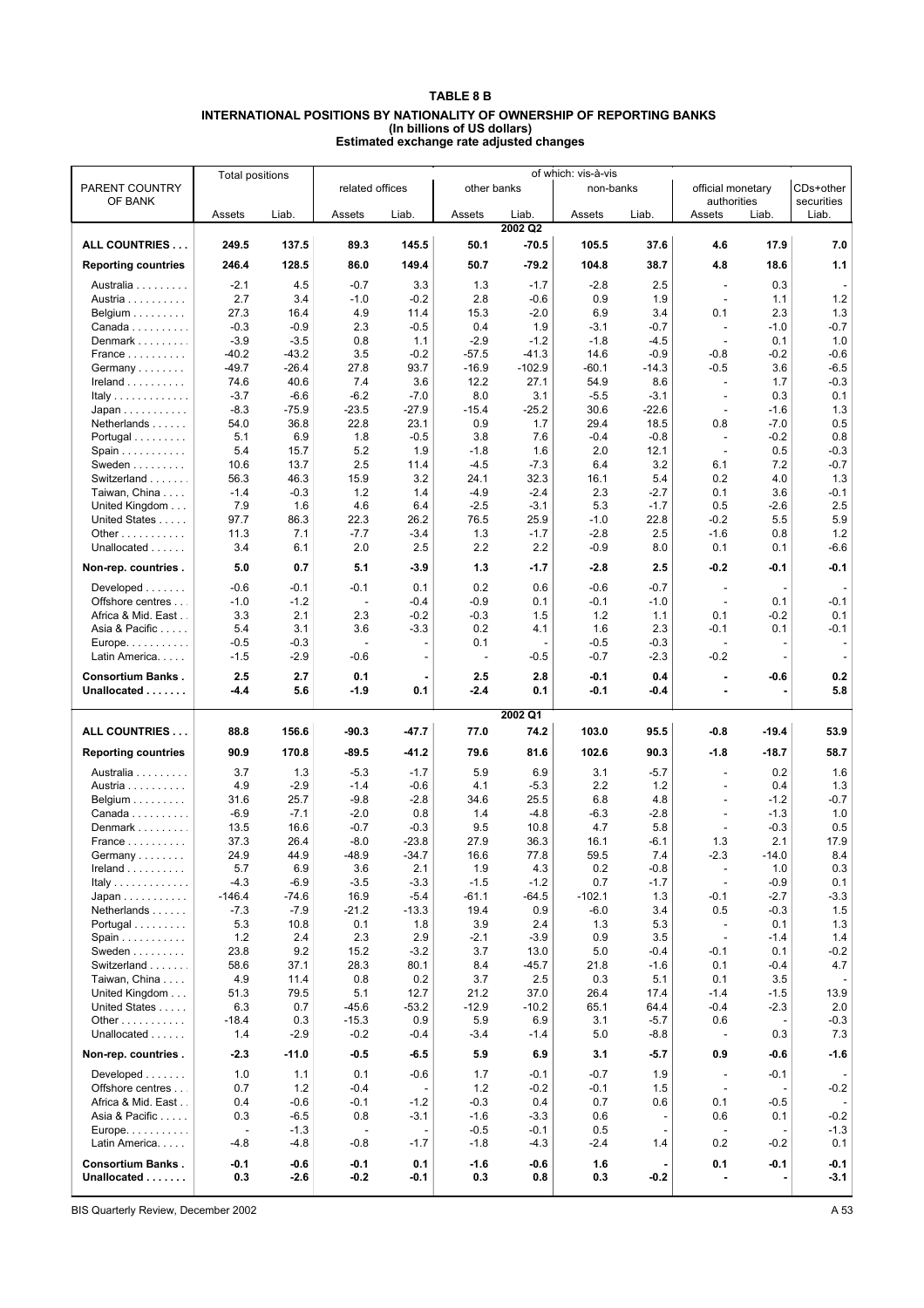# TABLE 8 B

## INTERNATIONAL POSITIONS BY NATIONALITY OF OWNERSHIP OF REPORTING BANKS
### (In billions of US dollars)
### Estimated exchange rate adjusted changes

| PARENT COUNTRY OF BANK | Total positions | | of which: vis-à-vis | | | | | | | | |
|---|---|---|---|---|---|---|---|---|---|---|---|
| | | | related offices | | other banks | | non-banks | | official monetary authorities | | CDs+other securities |
| | Assets | Liab. | Assets | Liab. | Assets | Liab. | Assets | Liab. | Assets | Liab. | Liab. |
| | | | | | | **2002 Q2** | | | | | |
| **ALL COUNTRIES . . .** | **249.5** | **137.5** | **89.3** | **145.5** | **50.1** | **-70.5** | **105.5** | **37.6** | **4.6** | **17.9** | **7.0** |
| **Reporting countries** | **246.4** | **128.5** | **86.0** | **149.4** | **50.7** | **-79.2** | **104.8** | **38.7** | **4.8** | **18.6** | **1.1** |
| Australia . . . . . . . . . | -2.1 | 4.5 | -0.7 | 3.3 | 1.3 | -1.7 | -2.8 | 2.5 | - | 0.3 | - |
| Austria . . . . . . . . . . | 2.7 | 3.4 | -1.0 | -0.2 | 2.8 | -0.6 | 0.9 | 1.9 | - | 1.1 | 1.2 |
| Belgium . . . . . . . . . | 27.3 | 16.4 | 4.9 | 11.4 | 15.3 | -2.0 | 6.9 | 3.4 | 0.1 | 2.3 | 1.3 |
| Canada . . . . . . . . . . | -0.3 | -0.9 | 2.3 | -0.5 | 0.4 | 1.9 | -3.1 | -0.7 | - | -1.0 | -0.7 |
| Denmark . . . . . . . . . | -3.9 | -3.5 | 0.8 | 1.1 | -2.9 | -1.2 | -1.8 | -4.5 | - | 0.1 | 1.0 |
| France . . . . . . . . . . | -40.2 | -43.2 | 3.5 | -0.2 | -57.5 | -41.3 | 14.6 | -0.9 | -0.8 | -0.2 | -0.6 |
| Germany . . . . . . . . | -49.7 | -26.4 | 27.8 | 93.7 | -16.9 | -102.9 | -60.1 | -14.3 | -0.5 | 3.6 | -6.5 |
| Ireland . . . . . . . . . . | 74.6 | 40.6 | 7.4 | 3.6 | 12.2 | 27.1 | 54.9 | 8.6 | - | 1.7 | -0.3 |
| Italy . . . . . . . . . . . . . | -3.7 | -6.6 | -6.2 | -7.0 | 8.0 | 3.1 | -5.5 | -3.1 | - | 0.3 | 0.1 |
| Japan . . . . . . . . . . . | -8.3 | -75.9 | -23.5 | -27.9 | -15.4 | -25.2 | 30.6 | -22.6 | - | -1.6 | 1.3 |
| Netherlands . . . . . . | 54.0 | 36.8 | 22.8 | 23.1 | 0.9 | 1.7 | 29.4 | 18.5 | 0.8 | -7.0 | 0.5 |
| Portugal . . . . . . . . . | 5.1 | 6.9 | 1.8 | -0.5 | 3.8 | 7.6 | -0.4 | -0.8 | - | -0.2 | 0.8 |
| Spain . . . . . . . . . . . | 5.4 | 15.7 | 5.2 | 1.9 | -1.8 | 1.6 | 2.0 | 12.1 | - | 0.5 | -0.3 |
| Sweden . . . . . . . . . | 10.6 | 13.7 | 2.5 | 11.4 | -4.5 | -7.3 | 6.4 | 3.2 | 6.1 | 7.2 | -0.7 |
| Switzerland . . . . . . . | 56.3 | 46.3 | 15.9 | 3.2 | 24.1 | 32.3 | 16.1 | 5.4 | 0.2 | 4.0 | 1.3 |
| Taiwan, China . . . . | -1.4 | -0.3 | 1.2 | 1.4 | -4.9 | -2.4 | 2.3 | -2.7 | 0.1 | 3.6 | -0.1 |
| United Kingdom . . . | 7.9 | 1.6 | 4.6 | 6.4 | -2.5 | -3.1 | 5.3 | -1.7 | 0.5 | -2.6 | 2.5 |
| United States . . . . . | 97.7 | 86.3 | 22.3 | 26.2 | 76.5 | 25.9 | -1.0 | 22.8 | -0.2 | 5.5 | 5.9 |
| Other . . . . . . . . . . . | 11.3 | 7.1 | -7.7 | -3.4 | 1.3 | -1.7 | -2.8 | 2.5 | -1.6 | 0.8 | 1.2 |
| Unallocated . . . . . . | 3.4 | 6.1 | 2.0 | 2.5 | 2.2 | 2.2 | -0.9 | 8.0 | 0.1 | 0.1 | -6.6 |
| **Non-rep. countries .** | **5.0** | **0.7** | **5.1** | **-3.9** | **1.3** | **-1.7** | **-2.8** | **2.5** | **-0.2** | **-0.1** | **-0.1** |
| Developed . . . . . . . | -0.6 | -0.1 | -0.1 | 0.1 | 0.2 | 0.6 | -0.6 | -0.7 | - | - | - |
| Offshore centres . . . | -1.0 | -1.2 | - | -0.4 | -0.9 | 0.1 | -0.1 | -1.0 | - | 0.1 | -0.1 |
| Africa & Mid. East . . | 3.3 | 2.1 | 2.3 | -0.2 | -0.3 | 1.5 | 1.2 | 1.1 | 0.1 | -0.2 | 0.1 |
| Asia & Pacific . . . . . | 5.4 | 3.1 | 3.6 | -3.3 | 0.2 | 4.1 | 1.6 | 2.3 | -0.1 | 0.1 | -0.1 |
| Europe. . . . . . . . . . . | -0.5 | -0.3 | - | - | 0.1 | - | -0.5 | -0.3 | - | - | - |
| Latin America. . . . . | -1.5 | -2.9 | -0.6 | - | - | -0.5 | -0.7 | -2.3 | -0.2 | - | - |
| **Consortium Banks .** | **2.5** | **2.7** | **0.1** | **-** | **2.5** | **2.8** | **-0.1** | **0.4** | **-** | **-0.6** | **0.2** |
| **Unallocated . . . . . . .** | **-4.4** | **5.6** | **-1.9** | **0.1** | **-2.4** | **0.1** | **-0.1** | **-0.4** | **-** | **-** | **5.8** |
| | | | | | | **2002 Q1** | | | | | |
| **ALL COUNTRIES . . .** | **88.8** | **156.6** | **-90.3** | **-47.7** | **77.0** | **74.2** | **103.0** | **95.5** | **-0.8** | **-19.4** | **53.9** |
| **Reporting countries** | **90.9** | **170.8** | **-89.5** | **-41.2** | **79.6** | **81.6** | **102.6** | **90.3** | **-1.8** | **-18.7** | **58.7** |
| Australia . . . . . . . . . | 3.7 | 1.3 | -5.3 | -1.7 | 5.9 | 6.9 | 3.1 | -5.7 | - | 0.2 | 1.6 |
| Austria . . . . . . . . . . | 4.9 | -2.9 | -1.4 | -0.6 | 4.1 | -5.3 | 2.2 | 1.2 | - | 0.4 | 1.3 |
| Belgium . . . . . . . . . | 31.6 | 25.7 | -9.8 | -2.8 | 34.6 | 25.5 | 6.8 | 4.8 | - | -1.2 | -0.7 |
| Canada . . . . . . . . . . | -6.9 | -7.1 | -2.0 | 0.8 | 1.4 | -4.8 | -6.3 | -2.8 | - | -1.3 | 1.0 |
| Denmark . . . . . . . . . | 13.5 | 16.6 | -0.7 | -0.3 | 9.5 | 10.8 | 4.7 | 5.8 | - | -0.3 | 0.5 |
| France . . . . . . . . . . | 37.3 | 26.4 | -8.0 | -23.8 | 27.9 | 36.3 | 16.1 | -6.1 | 1.3 | 2.1 | 17.9 |
| Germany . . . . . . . . | 24.9 | 44.9 | -48.9 | -34.7 | 16.6 | 77.8 | 59.5 | 7.4 | -2.3 | -14.0 | 8.4 |
| Ireland . . . . . . . . . . | 5.7 | 6.9 | 3.6 | 2.1 | 1.9 | 4.3 | 0.2 | -0.8 | - | 1.0 | 0.3 |
| Italy . . . . . . . . . . . . . | -4.3 | -6.9 | -3.5 | -3.3 | -1.5 | -1.2 | 0.7 | -1.7 | - | -0.9 | 0.1 |
| Japan . . . . . . . . . . . | -146.4 | -74.6 | 16.9 | -5.4 | -61.1 | -64.5 | -102.1 | 1.3 | -0.1 | -2.7 | -3.3 |
| Netherlands . . . . . . | -7.3 | -7.9 | -21.2 | -13.3 | 19.4 | 0.9 | -6.0 | 3.4 | 0.5 | -0.3 | 1.5 |
| Portugal . . . . . . . . . | 5.3 | 10.8 | 0.1 | 1.8 | 3.9 | 2.4 | 1.3 | 5.3 | - | 0.1 | 1.3 |
| Spain . . . . . . . . . . . | 1.2 | 2.4 | 2.3 | 2.9 | -2.1 | -3.9 | 0.9 | 3.5 | - | -1.4 | 1.4 |
| Sweden . . . . . . . . . | 23.8 | 9.2 | 15.2 | -3.2 | 3.7 | 13.0 | 5.0 | -0.4 | -0.1 | 0.1 | -0.2 |
| Switzerland . . . . . . . | 58.6 | 37.1 | 28.3 | 80.1 | 8.4 | -45.7 | 21.8 | -1.6 | 0.1 | -0.4 | 4.7 |
| Taiwan, China . . . . | 4.9 | 11.4 | 0.8 | 0.2 | 3.7 | 2.5 | 0.3 | 5.1 | 0.1 | 3.5 | - |
| United Kingdom . . . | 51.3 | 79.5 | 5.1 | 12.7 | 21.2 | 37.0 | 26.4 | 17.4 | -1.4 | -1.5 | 13.9 |
| United States . . . . . | 6.3 | 0.7 | -45.6 | -53.2 | -12.9 | -10.2 | 65.1 | 64.4 | -0.4 | -2.3 | 2.0 |
| Other . . . . . . . . . . . | -18.4 | 0.3 | -15.3 | 0.9 | 5.9 | 6.9 | 3.1 | -5.7 | 0.6 | - | -0.3 |
| Unallocated . . . . . . | 1.4 | -2.9 | -0.2 | -0.4 | -3.4 | -1.4 | 5.0 | -8.8 | - | 0.3 | 7.3 |
| **Non-rep. countries .** | **-2.3** | **-11.0** | **-0.5** | **-6.5** | **5.9** | **6.9** | **3.1** | **-5.7** | **0.9** | **-0.6** | **-1.6** |
| Developed . . . . . . . | 1.0 | 1.1 | 0.1 | -0.6 | 1.7 | -0.1 | -0.7 | 1.9 | - | -0.1 | - |
| Offshore centres . . . | 0.7 | 1.2 | -0.4 | - | 1.2 | -0.2 | -0.1 | 1.5 | - | - | -0.2 |
| Africa & Mid. East . . | 0.4 | -0.6 | -0.1 | -1.2 | -0.3 | 0.4 | 0.7 | 0.6 | 0.1 | -0.5 | - |
| Asia & Pacific . . . . . | 0.3 | -6.5 | 0.8 | -3.1 | -1.6 | -3.3 | 0.6 | - | 0.6 | 0.1 | -0.2 |
| Europe. . . . . . . . . . . | - | -1.3 | - | - | -0.5 | -0.1 | 0.5 | - | - | - | -1.3 |
| Latin America. . . . . | -4.8 | -4.8 | -0.8 | -1.7 | -1.8 | -4.3 | -2.4 | 1.4 | 0.2 | -0.2 | 0.1 |
| **Consortium Banks .** | **-0.1** | **-0.6** | **-0.1** | **0.1** | **-1.6** | **-0.6** | **1.6** | **-** | **0.1** | **-0.1** | **-0.1** |
| **Unallocated . . . . . . .** | **0.3** | **-2.6** | **-0.2** | **-0.1** | **0.3** | **0.8** | **0.3** | **-0.2** | **-** | **-** | **-3.1** |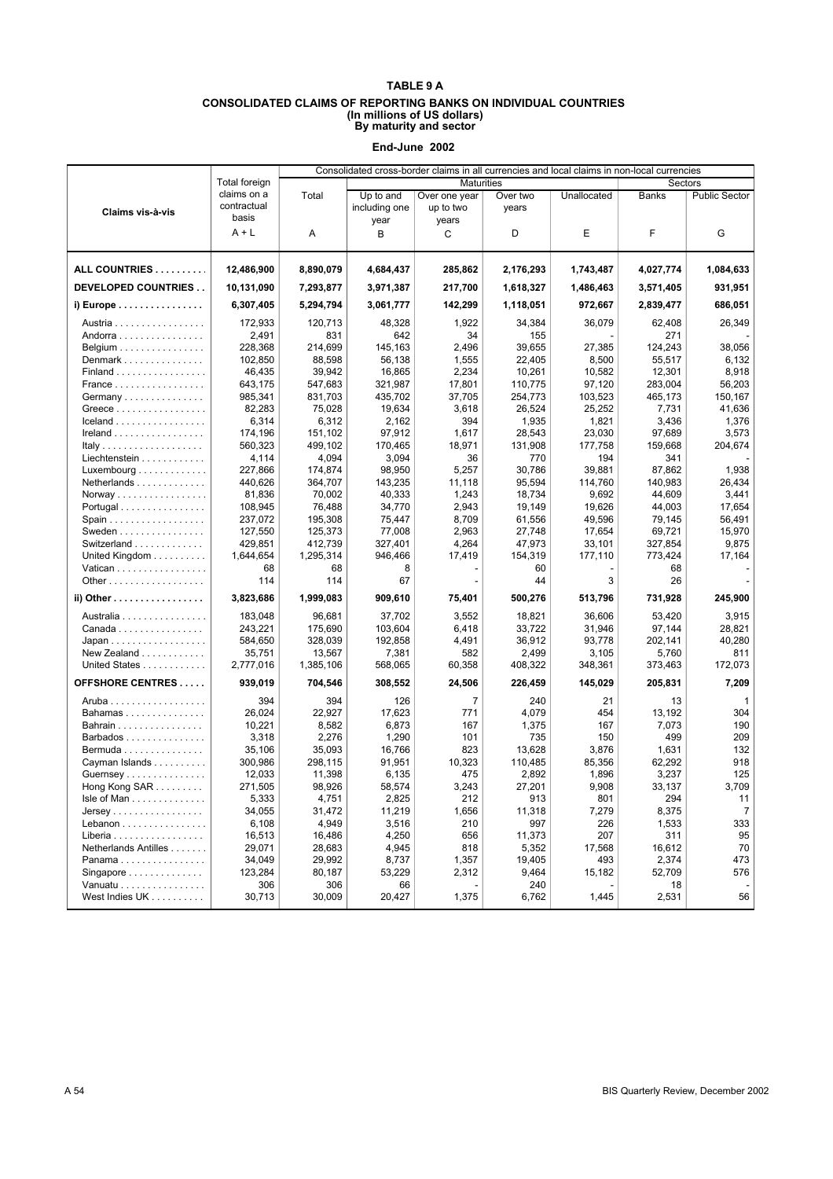# TABLE 9 A

## CONSOLIDATED CLAIMS OF REPORTING BANKS ON INDIVIDUAL COUNTRIES

### (In millions of US dollars)

### By maturity and sector

### End-June 2002

| Claims vis-à-vis | Total foreign claims on a contractual basis | Consolidated cross-border claims in all currencies and local claims in non-local currencies | | | | | | |
|---|---|---|---|---|---|---|---|---|
| | | Total | Maturities | | | | Sectors | |
| | | | Up to and including one year | Over one year up to two years | Over two years | Unallocated | Banks | Public Sector |
| | A + L | A | B | C | D | E | F | G |
| **ALL COUNTRIES** | **12,486,900** | **8,890,079** | **4,684,437** | **285,862** | **2,176,293** | **1,743,487** | **4,027,774** | **1,084,633** |
| **DEVELOPED COUNTRIES** | **10,131,090** | **7,293,877** | **3,971,387** | **217,700** | **1,618,327** | **1,486,463** | **3,571,405** | **931,951** |
| **i) Europe** | **6,307,405** | **5,294,794** | **3,061,777** | **142,299** | **1,118,051** | **972,667** | **2,839,477** | **686,051** |
| Austria | 172,933 | 120,713 | 48,328 | 1,922 | 34,384 | 36,079 | 62,408 | 26,349 |
| Andorra | 2,491 | 831 | 642 | 34 | 155 | - | 271 | - |
| Belgium | 228,368 | 214,699 | 145,163 | 2,496 | 39,655 | 27,385 | 124,243 | 38,056 |
| Denmark | 102,850 | 88,598 | 56,138 | 1,555 | 22,405 | 8,500 | 55,517 | 6,132 |
| Finland | 46,435 | 39,942 | 16,865 | 2,234 | 10,261 | 10,582 | 12,301 | 8,918 |
| France | 643,175 | 547,683 | 321,987 | 17,801 | 110,775 | 97,120 | 283,004 | 56,203 |
| Germany | 985,341 | 831,703 | 435,702 | 37,705 | 254,773 | 103,523 | 465,173 | 150,167 |
| Greece | 82,283 | 75,028 | 19,634 | 3,618 | 26,524 | 25,252 | 7,731 | 41,636 |
| Iceland | 6,314 | 6,312 | 2,162 | 394 | 1,935 | 1,821 | 3,436 | 1,376 |
| Ireland | 174,196 | 151,102 | 97,912 | 1,617 | 28,543 | 23,030 | 97,689 | 3,573 |
| Italy | 560,323 | 499,102 | 170,465 | 18,971 | 131,908 | 177,758 | 159,668 | 204,674 |
| Liechtenstein | 4,114 | 4,094 | 3,094 | 36 | 770 | 194 | 341 | - |
| Luxembourg | 227,866 | 174,874 | 98,950 | 5,257 | 30,786 | 39,881 | 87,862 | 1,938 |
| Netherlands | 440,626 | 364,707 | 143,235 | 11,118 | 95,594 | 114,760 | 140,983 | 26,434 |
| Norway | 81,836 | 70,002 | 40,333 | 1,243 | 18,734 | 9,692 | 44,609 | 3,441 |
| Portugal | 108,945 | 76,488 | 34,770 | 2,943 | 19,149 | 19,626 | 44,003 | 17,654 |
| Spain | 237,072 | 195,308 | 75,447 | 8,709 | 61,556 | 49,596 | 79,145 | 56,491 |
| Sweden | 127,550 | 125,373 | 77,008 | 2,963 | 27,748 | 17,654 | 69,721 | 15,970 |
| Switzerland | 429,851 | 412,739 | 327,401 | 4,264 | 47,973 | 33,101 | 327,854 | 9,875 |
| United Kingdom | 1,644,654 | 1,295,314 | 946,466 | 17,419 | 154,319 | 177,110 | 773,424 | 17,164 |
| Vatican | 68 | 68 | 8 | - | 60 | - | 68 | - |
| Other | 114 | 114 | 67 | - | 44 | 3 | 26 | - |
| **ii) Other** | **3,823,686** | **1,999,083** | **909,610** | **75,401** | **500,276** | **513,796** | **731,928** | **245,900** |
| Australia | 183,048 | 96,681 | 37,702 | 3,552 | 18,821 | 36,606 | 53,420 | 3,915 |
| Canada | 243,221 | 175,690 | 103,604 | 6,418 | 33,722 | 31,946 | 97,144 | 28,821 |
| Japan | 584,650 | 328,039 | 192,858 | 4,491 | 36,912 | 93,778 | 202,141 | 40,280 |
| New Zealand | 35,751 | 13,567 | 7,381 | 582 | 2,499 | 3,105 | 5,760 | 811 |
| United States | 2,777,016 | 1,385,106 | 568,065 | 60,358 | 408,322 | 348,361 | 373,463 | 172,073 |
| **OFFSHORE CENTRES** | **939,019** | **704,546** | **308,552** | **24,506** | **226,459** | **145,029** | **205,831** | **7,209** |
| Aruba | 394 | 394 | 126 | 7 | 240 | 21 | 13 | 1 |
| Bahamas | 26,024 | 22,927 | 17,623 | 771 | 4,079 | 454 | 13,192 | 304 |
| Bahrain | 10,221 | 8,582 | 6,873 | 167 | 1,375 | 167 | 7,073 | 190 |
| Barbados | 3,318 | 2,276 | 1,290 | 101 | 735 | 150 | 499 | 209 |
| Bermuda | 35,106 | 35,093 | 16,766 | 823 | 13,628 | 3,876 | 1,631 | 132 |
| Cayman Islands | 300,986 | 298,115 | 91,951 | 10,323 | 110,485 | 85,356 | 62,292 | 918 |
| Guernsey | 12,033 | 11,398 | 6,135 | 475 | 2,892 | 1,896 | 3,237 | 125 |
| Hong Kong SAR | 271,505 | 98,926 | 58,574 | 3,243 | 27,201 | 9,908 | 33,137 | 3,709 |
| Isle of Man | 5,333 | 4,751 | 2,825 | 212 | 913 | 801 | 294 | 11 |
| Jersey | 34,055 | 31,472 | 11,219 | 1,656 | 11,318 | 7,279 | 8,375 | 7 |
| Lebanon | 6,108 | 4,949 | 3,516 | 210 | 997 | 226 | 1,533 | 333 |
| Liberia | 16,513 | 16,486 | 4,250 | 656 | 11,373 | 207 | 311 | 95 |
| Netherlands Antilles | 29,071 | 28,683 | 4,945 | 818 | 5,352 | 17,568 | 16,612 | 70 |
| Panama | 34,049 | 29,992 | 8,737 | 1,357 | 19,405 | 493 | 2,374 | 473 |
| Singapore | 123,284 | 80,187 | 53,229 | 2,312 | 9,464 | 15,182 | 52,709 | 576 |
| Vanuatu | 306 | 306 | 66 | - | 240 | - | 18 | - |
| West Indies UK | 30,713 | 30,009 | 20,427 | 1,375 | 6,762 | 1,445 | 2,531 | 56 |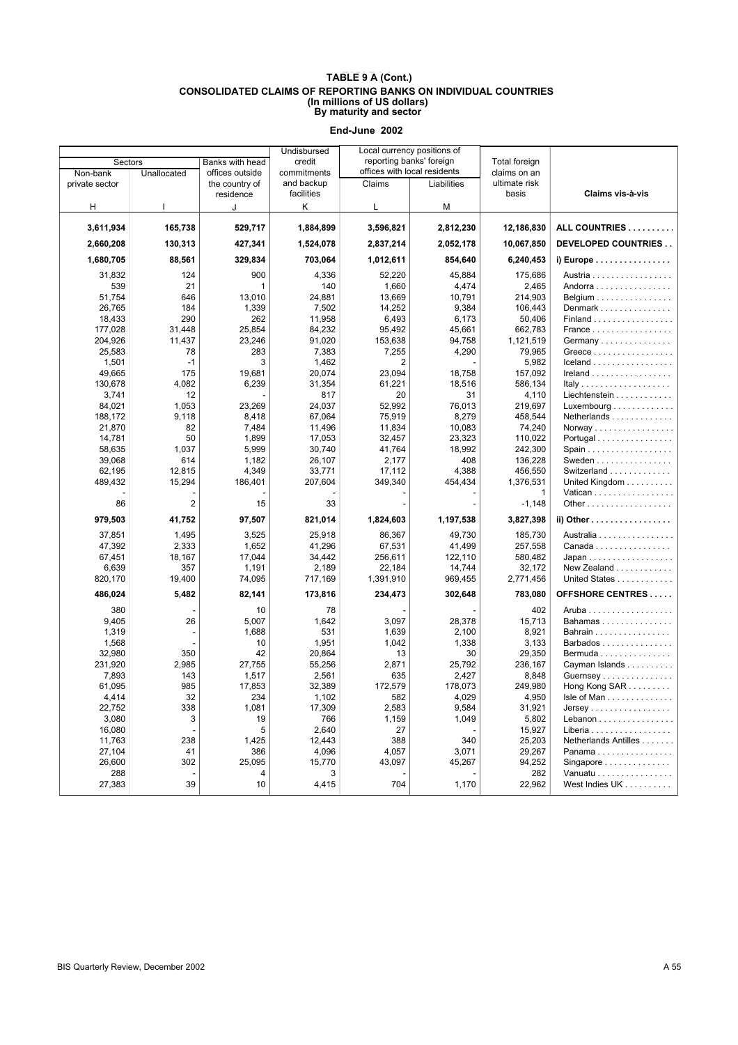# TABLE 9 A (Cont.)
## CONSOLIDATED CLAIMS OF REPORTING BANKS ON INDIVIDUAL COUNTRIES
### (In millions of US dollars)
### By maturity and sector

**End-June 2002**

| Sectors | | Banks with head offices outside the country of residence | Undisbursed credit commitments and backup facilities | Local currency positions of reporting banks' foreign offices with local residents | | Total foreign claims on an ultimate risk basis | |
|---|---|---|---|---|---|---|---|
| Non-bank private sector | Unallocated | | | Claims | Liabilities | | Claims vis-à-vis |
| H | I | J | K | L | M | | |
| **3,611,934** | **165,738** | **529,717** | **1,884,899** | **3,596,821** | **2,812,230** | **12,186,830** | **ALL COUNTRIES** |
| **2,660,208** | **130,313** | **427,341** | **1,524,078** | **2,837,214** | **2,052,178** | **10,067,850** | **DEVELOPED COUNTRIES** |
| **1,680,705** | **88,561** | **329,834** | **703,064** | **1,012,611** | **854,640** | **6,240,453** | **i) Europe** |
| 31,832 | 124 | 900 | 4,336 | 52,220 | 45,884 | 175,686 | Austria |
| 539 | 21 | 1 | 140 | 1,660 | 4,474 | 2,465 | Andorra |
| 51,754 | 646 | 13,010 | 24,881 | 13,669 | 10,791 | 214,903 | Belgium |
| 26,765 | 184 | 1,339 | 7,502 | 14,252 | 9,384 | 106,443 | Denmark |
| 18,433 | 290 | 262 | 11,958 | 6,493 | 6,173 | 50,406 | Finland |
| 177,028 | 31,448 | 25,854 | 84,232 | 95,492 | 45,661 | 662,783 | France |
| 204,926 | 11,437 | 23,246 | 91,020 | 153,638 | 94,758 | 1,121,519 | Germany |
| 25,583 | 78 | 283 | 7,383 | 7,255 | 4,290 | 79,965 | Greece |
| 1,501 | -1 | 3 | 1,462 | 2 | - | 5,982 | Iceland |
| 49,665 | 175 | 19,681 | 20,074 | 23,094 | 18,758 | 157,092 | Ireland |
| 130,678 | 4,082 | 6,239 | 31,354 | 61,221 | 18,516 | 586,134 | Italy |
| 3,741 | 12 | - | 817 | 20 | 31 | 4,110 | Liechtenstein |
| 84,021 | 1,053 | 23,269 | 24,037 | 52,992 | 76,013 | 219,697 | Luxembourg |
| 188,172 | 9,118 | 8,418 | 67,064 | 75,919 | 8,279 | 458,544 | Netherlands |
| 21,870 | 82 | 7,484 | 11,496 | 11,834 | 10,083 | 74,240 | Norway |
| 14,781 | 50 | 1,899 | 17,053 | 32,457 | 23,323 | 110,022 | Portugal |
| 58,635 | 1,037 | 5,999 | 30,740 | 41,764 | 18,992 | 242,300 | Spain |
| 39,068 | 614 | 1,182 | 26,107 | 2,177 | 408 | 136,228 | Sweden |
| 62,195 | 12,815 | 4,349 | 33,771 | 17,112 | 4,388 | 456,550 | Switzerland |
| 489,432 | 15,294 | 186,401 | 207,604 | 349,340 | 454,434 | 1,376,531 | United Kingdom |
| - | - | - | - | - | - | 1 | Vatican |
| 86 | 2 | 15 | 33 | - | - | -1,148 | Other |
| **979,503** | **41,752** | **97,507** | **821,014** | **1,824,603** | **1,197,538** | **3,827,398** | **ii) Other** |
| 37,851 | 1,495 | 3,525 | 25,918 | 86,367 | 49,730 | 185,730 | Australia |
| 47,392 | 2,333 | 1,652 | 41,296 | 67,531 | 41,499 | 257,558 | Canada |
| 67,451 | 18,167 | 17,044 | 34,442 | 256,611 | 122,110 | 580,482 | Japan |
| 6,639 | 357 | 1,191 | 2,189 | 22,184 | 14,744 | 32,172 | New Zealand |
| 820,170 | 19,400 | 74,095 | 717,169 | 1,391,910 | 969,455 | 2,771,456 | United States |
| **486,024** | **5,482** | **82,141** | **173,816** | **234,473** | **302,648** | **783,080** | **OFFSHORE CENTRES** |
| 380 | - | 10 | 78 | - | - | 402 | Aruba |
| 9,405 | 26 | 5,007 | 1,642 | 3,097 | 28,378 | 15,713 | Bahamas |
| 1,319 | - | 1,688 | 531 | 1,639 | 2,100 | 8,921 | Bahrain |
| 1,568 | - | 10 | 1,951 | 1,042 | 1,338 | 3,133 | Barbados |
| 32,980 | 350 | 42 | 20,864 | 13 | 30 | 29,350 | Bermuda |
| 231,920 | 2,985 | 27,755 | 55,256 | 2,871 | 25,792 | 236,167 | Cayman Islands |
| 7,893 | 143 | 1,517 | 2,561 | 635 | 2,427 | 8,848 | Guernsey |
| 61,095 | 985 | 17,853 | 32,389 | 172,579 | 178,073 | 249,980 | Hong Kong SAR |
| 4,414 | 32 | 234 | 1,102 | 582 | 4,029 | 4,950 | Isle of Man |
| 22,752 | 338 | 1,081 | 17,309 | 2,583 | 9,584 | 31,921 | Jersey |
| 3,080 | 3 | 19 | 766 | 1,159 | 1,049 | 5,802 | Lebanon |
| 16,080 | - | 5 | 2,640 | 27 | - | 15,927 | Liberia |
| 11,763 | 238 | 1,425 | 12,443 | 388 | 340 | 25,203 | Netherlands Antilles |
| 27,104 | 41 | 386 | 4,096 | 4,057 | 3,071 | 29,267 | Panama |
| 26,600 | 302 | 25,095 | 15,770 | 43,097 | 45,267 | 94,252 | Singapore |
| 288 | - | 4 | 3 | - | - | 282 | Vanuatu |
| 27,383 | 39 | 10 | 4,415 | 704 | 1,170 | 22,962 | West Indies UK |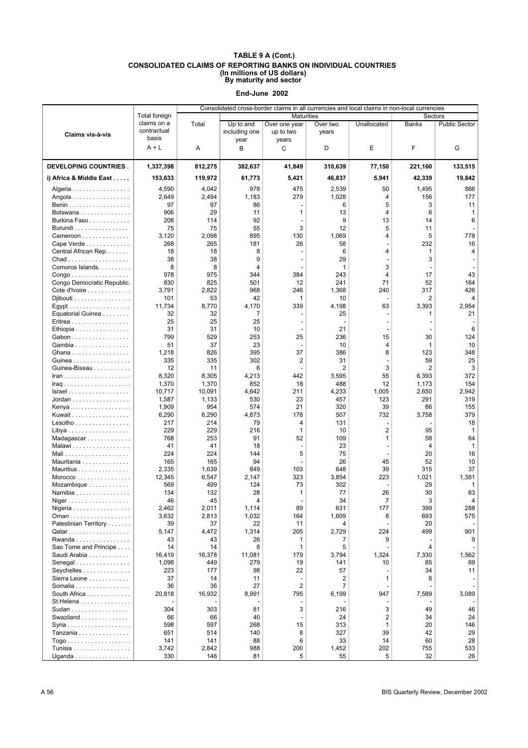# TABLE 9 A (Cont.)
## CONSOLIDATED CLAIMS OF REPORTING BANKS ON INDIVIDUAL COUNTRIES
### (In millions of US dollars)
### By maturity and sector

**End-June 2002**

| Claims vis-à-vis | Total foreign claims on a contractual basis | Consolidated cross-border claims in all currencies and local claims in non-local currencies | | | | | | |
|---|---|---|---|---|---|---|---|---|
| | | Total | Maturities | | | | Sectors | |
| | | | Up to and including one year | Over one year up to two years | Over two years | Unallocated | Banks | Public Sector |
| | A + L | A | B | C | D | E | F | G |
| **DEVELOPING COUNTRIES .** | **1,337,398** | **812,275** | **382,637** | **41,849** | **310,639** | **77,150** | **221,160** | **133,515** |
| **i) Africa & Middle East . . . . .** | **153,633** | **119,972** | **61,773** | **5,421** | **46,837** | **5,941** | **42,339** | **19,842** |
| Algeria | 4,590 | 4,042 | 978 | 475 | 2,539 | 50 | 1,495 | 866 |
| Angola | 2,649 | 2,494 | 1,183 | 279 | 1,028 | 4 | 156 | 177 |
| Benin | 97 | 97 | 86 | - | 6 | 5 | 3 | 11 |
| Botswana | 906 | 29 | 11 | 1 | 13 | 4 | 6 | 1 |
| Burkina Faso | 208 | 114 | 92 | - | 9 | 13 | 14 | 6 |
| Burundi | 75 | 75 | 55 | 3 | 12 | 5 | 11 | - |
| Cameroon | 3,120 | 2,098 | 895 | 130 | 1,069 | 4 | 5 | 778 |
| Cape Verde | 268 | 265 | 181 | 26 | 58 | - | 232 | 16 |
| Central African Rep. | 18 | 18 | 8 | - | 6 | 4 | 1 | 4 |
| Chad | 38 | 38 | 9 | - | 29 | - | 3 | - |
| Comoros Islands. | 8 | 8 | 4 | - | 1 | 3 | - | - |
| Congo | 978 | 975 | 344 | 384 | 243 | 4 | 17 | 43 |
| Congo Democratic Republic. | 830 | 825 | 501 | 12 | 241 | 71 | 52 | 164 |
| Cote d'Ivoire | 3,791 | 2,822 | 968 | 246 | 1,368 | 240 | 317 | 426 |
| Djibouti | 101 | 53 | 42 | 1 | 10 | - | 2 | 4 |
| Egypt | 11,734 | 8,770 | 4,170 | 339 | 4,198 | 63 | 3,393 | 2,954 |
| Equatorial Guinea | 32 | 32 | 7 | - | 25 | - | 1 | 21 |
| Eritrea | 25 | 25 | 25 | - | - | - | - | - |
| Ethiopia | 31 | 31 | 10 | - | 21 | - | - | 6 |
| Gabon | 799 | 529 | 253 | 25 | 236 | 15 | 30 | 124 |
| Gambia | 51 | 37 | 23 | - | 10 | 4 | 1 | 10 |
| Ghana | 1,218 | 826 | 395 | 37 | 386 | 8 | 123 | 348 |
| Guinea | 335 | 335 | 302 | 2 | 31 | - | 59 | 25 |
| Guinea-Bissau | 12 | 11 | 6 | - | 2 | 3 | 2 | 3 |
| Iran | 8,320 | 8,305 | 4,213 | 442 | 3,595 | 55 | 6,393 | 372 |
| Iraq | 1,370 | 1,370 | 852 | 18 | 488 | 12 | 1,173 | 154 |
| Israel | 10,717 | 10,091 | 4,642 | 211 | 4,233 | 1,005 | 2,650 | 2,942 |
| Jordan | 1,587 | 1,133 | 530 | 23 | 457 | 123 | 291 | 319 |
| Kenya | 1,909 | 954 | 574 | 21 | 320 | 39 | 86 | 155 |
| Kuwait | 6,290 | 6,290 | 4,873 | 178 | 507 | 732 | 3,758 | 379 |
| Lesotho | 217 | 214 | 79 | 4 | 131 | - | - | 18 |
| Libya | 229 | 229 | 216 | 1 | 10 | 2 | 95 | 1 |
| Madagascar | 768 | 253 | 91 | 52 | 109 | 1 | 58 | 64 |
| Malawi | 41 | 41 | 18 | - | 23 | - | 4 | 1 |
| Mali | 224 | 224 | 144 | 5 | 75 | - | 20 | 16 |
| Mauritania | 165 | 165 | 94 | - | 26 | 45 | 52 | 10 |
| Mauritius | 2,335 | 1,639 | 849 | 103 | 648 | 39 | 315 | 37 |
| Morocco | 12,345 | 6,547 | 2,147 | 323 | 3,854 | 223 | 1,021 | 1,381 |
| Mozambique | 569 | 499 | 124 | 73 | 302 | - | 29 | 1 |
| Namibia | 134 | 132 | 28 | 1 | 77 | 26 | 30 | 63 |
| Niger | 46 | 45 | 4 | - | 34 | 7 | 3 | 4 |
| Nigeria | 2,462 | 2,011 | 1,114 | 89 | 631 | 177 | 399 | 288 |
| Oman | 3,632 | 2,813 | 1,032 | 164 | 1,609 | 8 | 693 | 575 |
| Palestinian Territory | 39 | 37 | 22 | 11 | 4 | - | 20 | - |
| Qatar | 5,147 | 4,472 | 1,314 | 205 | 2,729 | 224 | 499 | 901 |
| Rwanda | 43 | 43 | 26 | 1 | 7 | 9 | - | 9 |
| Sao Tome and Principe | 14 | 14 | 8 | 1 | 5 | - | 4 | - |
| Saudi Arabia | 16,419 | 16,378 | 11,081 | 179 | 3,794 | 1,324 | 7,330 | 1,562 |
| Senegal | 1,098 | 449 | 279 | 19 | 141 | 10 | 85 | 69 |
| Seychelles | 223 | 177 | 98 | 22 | 57 | - | 34 | 11 |
| Sierra Leone | 37 | 14 | 11 | - | 2 | 1 | 6 | - |
| Somalia | 36 | 36 | 27 | 2 | 7 | - | - | - |
| South Africa | 20,818 | 16,932 | 8,991 | 795 | 6,199 | 947 | 7,589 | 3,089 |
| St.Helena | - | - | - | - | - | - | - | - |
| Sudan | 304 | 303 | 81 | 3 | 216 | 3 | 49 | 46 |
| Swaziland | 66 | 66 | 40 | - | 24 | 2 | 34 | 24 |
| Syria | 598 | 597 | 268 | 15 | 313 | 1 | 20 | 146 |
| Tanzania | 651 | 514 | 140 | 8 | 327 | 39 | 42 | 29 |
| Togo | 141 | 141 | 88 | 6 | 33 | 14 | 60 | 28 |
| Tunisia | 3,742 | 2,842 | 988 | 200 | 1,452 | 202 | 755 | 533 |
| Uganda | 330 | 146 | 81 | 5 | 55 | 5 | 32 | 26 |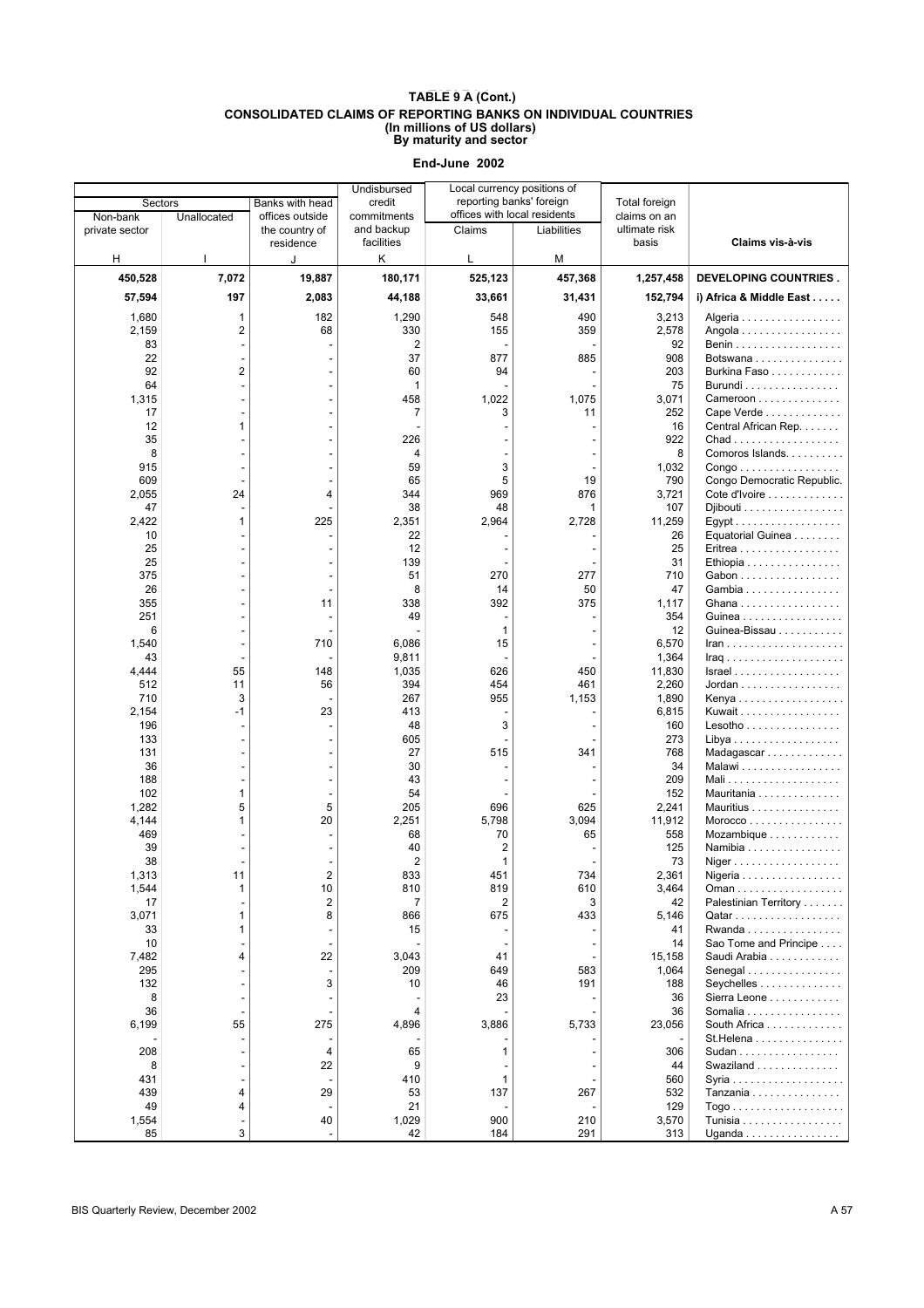# TABLE 9 A (Cont.)

## CONSOLIDATED CLAIMS OF REPORTING BANKS ON INDIVIDUAL COUNTRIES

### (In millions of US dollars)

### By maturity and sector

**End-June 2002**

| Sectors | | Banks with head offices outside the country of residence | Undisbursed credit commitments and backup facilities | Local currency positions of reporting banks' foreign offices with local residents | | Total foreign claims on an ultimate risk basis | Claims vis-à-vis |
|---|---|---|---|---|---|---|---|
| Non-bank private sector | Unallocated | | | Claims | Liabilities | | |
| H | I | J | K | L | M | | |
| **450,528** | **7,072** | **19,887** | **180,171** | **525,123** | **457,368** | **1,257,458** | **DEVELOPING COUNTRIES .** |
| **57,594** | **197** | **2,083** | **44,188** | **33,661** | **31,431** | **152,794** | **i) Africa & Middle East . . . . .** |
| 1,680 | 1 | 182 | 1,290 | 548 | 490 | 3,213 | Algeria . . . . . . . . . . . . . . . . . |
| 2,159 | 2 | 68 | 330 | 155 | 359 | 2,578 | Angola . . . . . . . . . . . . . . . . . |
| 83 | - | - | 2 | - | - | 92 | Benin . . . . . . . . . . . . . . . . . . |
| 22 | - | - | 37 | 877 | 885 | 908 | Botswana . . . . . . . . . . . . . . . |
| 92 | 2 | - | 60 | 94 | - | 203 | Burkina Faso . . . . . . . . . . . . |
| 64 | - | - | 1 | - | - | 75 | Burundi . . . . . . . . . . . . . . . . |
| 1,315 | - | - | 458 | 1,022 | 1,075 | 3,071 | Cameroon . . . . . . . . . . . . . . |
| 17 | - | - | 7 | 3 | 11 | 252 | Cape Verde . . . . . . . . . . . . . |
| 12 | 1 | - | - | - | - | 16 | Central African Rep. . . . . . . |
| 35 | - | - | 226 | - | - | 922 | Chad . . . . . . . . . . . . . . . . . . |
| 8 | - | - | 4 | - | - | 8 | Comoros Islands. . . . . . . . . . |
| 915 | - | - | 59 | 3 | - | 1,032 | Congo . . . . . . . . . . . . . . . . . |
| 609 | - | - | 65 | 5 | 19 | 790 | Congo Democratic Republic. |
| 2,055 | 24 | 4 | 344 | 969 | 876 | 3,721 | Cote d'Ivoire . . . . . . . . . . . . . |
| 47 | - | - | 38 | 48 | 1 | 107 | Djibouti . . . . . . . . . . . . . . . . . |
| 2,422 | 1 | 225 | 2,351 | 2,964 | 2,728 | 11,259 | Egypt . . . . . . . . . . . . . . . . . . |
| 10 | - | - | 22 | - | - | 26 | Equatorial Guinea . . . . . . . . |
| 25 | - | - | 12 | - | - | 25 | Eritrea . . . . . . . . . . . . . . . . . |
| 25 | - | - | 139 | - | - | 31 | Ethiopia . . . . . . . . . . . . . . . . |
| 375 | - | - | 51 | 270 | 277 | 710 | Gabon . . . . . . . . . . . . . . . . . |
| 26 | - | - | 8 | 14 | 50 | 47 | Gambia . . . . . . . . . . . . . . . . |
| 355 | - | 11 | 338 | 392 | 375 | 1,117 | Ghana . . . . . . . . . . . . . . . . . |
| 251 | - | - | 49 | - | - | 354 | Guinea . . . . . . . . . . . . . . . . . |
| 6 | - | - | - | 1 | - | 12 | Guinea-Bissau . . . . . . . . . . . |
| 1,540 | - | 710 | 6,086 | 15 | - | 6,570 | Iran . . . . . . . . . . . . . . . . . . . . |
| 43 | - | - | 9,811 | - | - | 1,364 | Iraq . . . . . . . . . . . . . . . . . . . . |
| 4,444 | 55 | 148 | 1,035 | 626 | 450 | 11,830 | Israel . . . . . . . . . . . . . . . . . . |
| 512 | 11 | 56 | 394 | 454 | 461 | 2,260 | Jordan . . . . . . . . . . . . . . . . . |
| 710 | 3 | - | 267 | 955 | 1,153 | 1,890 | Kenya . . . . . . . . . . . . . . . . . . |
| 2,154 | -1 | 23 | 413 | - | - | 6,815 | Kuwait . . . . . . . . . . . . . . . . . |
| 196 | - | - | 48 | 3 | - | 160 | Lesotho . . . . . . . . . . . . . . . . |
| 133 | - | - | 605 | - | - | 273 | Libya . . . . . . . . . . . . . . . . . . |
| 131 | - | - | 27 | 515 | 341 | 768 | Madagascar . . . . . . . . . . . . . |
| 36 | - | - | 30 | - | - | 34 | Malawi . . . . . . . . . . . . . . . . . |
| 188 | - | - | 43 | - | - | 209 | Mali . . . . . . . . . . . . . . . . . . . |
| 102 | 1 | - | 54 | - | - | 152 | Mauritania . . . . . . . . . . . . . . |
| 1,282 | 5 | 5 | 205 | 696 | 625 | 2,241 | Mauritius . . . . . . . . . . . . . . . |
| 4,144 | 1 | 20 | 2,251 | 5,798 | 3,094 | 11,912 | Morocco . . . . . . . . . . . . . . . . |
| 469 | - | - | 68 | 70 | 65 | 558 | Mozambique . . . . . . . . . . . . |
| 39 | - | - | 40 | 2 | - | 125 | Namibia . . . . . . . . . . . . . . . . |
| 38 | - | - | 2 | 1 | - | 73 | Niger . . . . . . . . . . . . . . . . . . |
| 1,313 | 11 | 2 | 833 | 451 | 734 | 2,361 | Nigeria . . . . . . . . . . . . . . . . . |
| 1,544 | 1 | 10 | 810 | 819 | 610 | 3,464 | Oman . . . . . . . . . . . . . . . . . . |
| 17 | - | 2 | 7 | 2 | 3 | 42 | Palestinian Territory . . . . . . . |
| 3,071 | 1 | 8 | 866 | 675 | 433 | 5,146 | Qatar . . . . . . . . . . . . . . . . . . |
| 33 | 1 | - | 15 | - | - | 41 | Rwanda . . . . . . . . . . . . . . . . |
| 10 | - | - | - | - | - | 14 | Sao Tome and Principe . . . . |
| 7,482 | 4 | 22 | 3,043 | 41 | - | 15,158 | Saudi Arabia . . . . . . . . . . . . |
| 295 | - | - | 209 | 649 | 583 | 1,064 | Senegal . . . . . . . . . . . . . . . . |
| 132 | - | 3 | 10 | 46 | 191 | 188 | Seychelles . . . . . . . . . . . . . . |
| 8 | - | - | - | 23 | - | 36 | Sierra Leone . . . . . . . . . . . . |
| 36 | - | - | 4 | - | - | 36 | Somalia . . . . . . . . . . . . . . . . |
| 6,199 | 55 | 275 | 4,896 | 3,886 | 5,733 | 23,056 | South Africa . . . . . . . . . . . . . |
| - | - | - | - | - | - | - | St.Helena . . . . . . . . . . . . . . . |
| 208 | - | 4 | 65 | 1 | - | 306 | Sudan . . . . . . . . . . . . . . . . . |
| 8 | - | 22 | 9 | - | - | 44 | Swaziland . . . . . . . . . . . . . . |
| 431 | - | - | 410 | 1 | - | 560 | Syria . . . . . . . . . . . . . . . . . . . |
| 439 | 4 | 29 | 53 | 137 | 267 | 532 | Tanzania . . . . . . . . . . . . . . . |
| 49 | 4 | - | 21 | - | - | 129 | Togo . . . . . . . . . . . . . . . . . . . |
| 1,554 | - | 40 | 1,029 | 900 | 210 | 3,570 | Tunisia . . . . . . . . . . . . . . . . . |
| 85 | 3 | - | 42 | 184 | 291 | 313 | Uganda . . . . . . . . . . . . . . . . |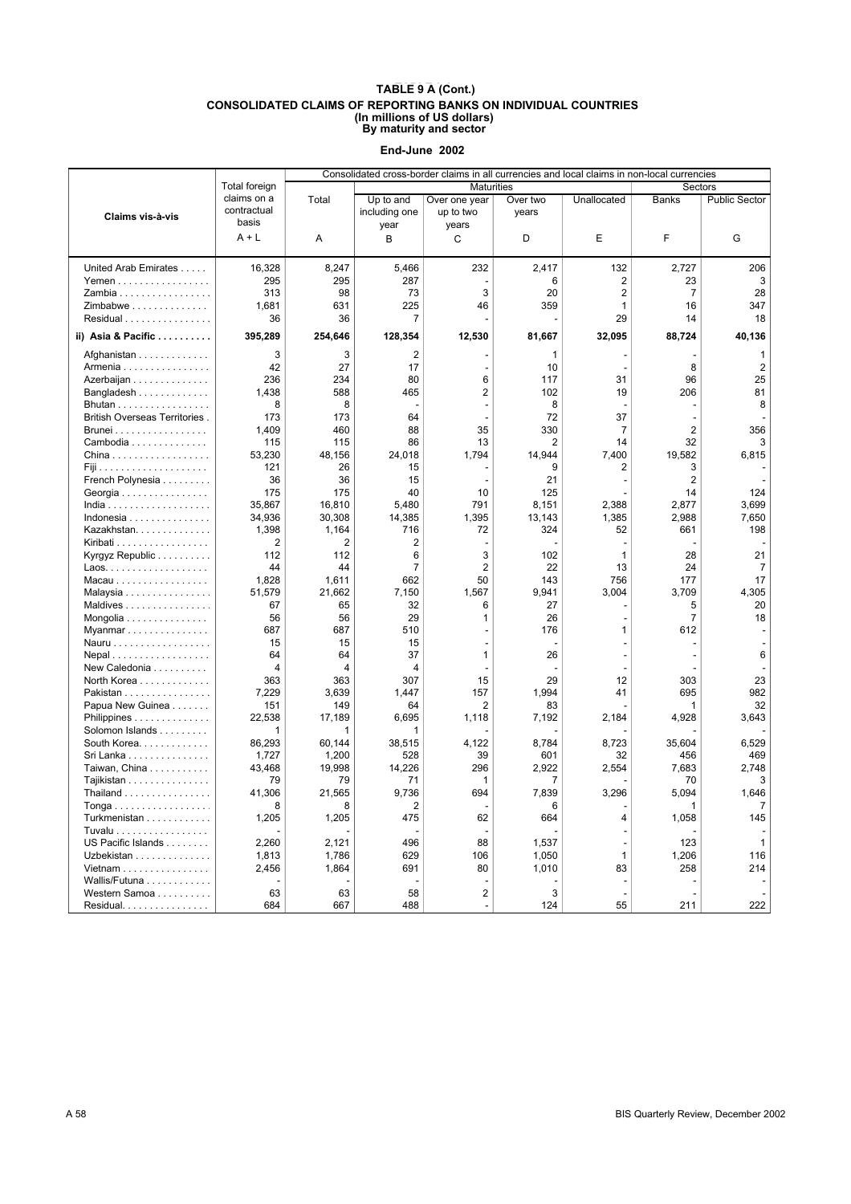# TABLE 9 A (Cont.)
## CONSOLIDATED CLAIMS OF REPORTING BANKS ON INDIVIDUAL COUNTRIES
### (In millions of US dollars)
### By maturity and sector

**End-June 2002**

| Claims vis-à-vis | Total foreign claims on a contractual basis | Consolidated cross-border claims in all currencies and local claims in non-local currencies | | | | | | |
|---|---|---|---|---|---|---|---|---|
| | | Total | Maturities | | | | Sectors | |
| | | | Up to and including one year | Over one year up to two years | Over two years | Unallocated | Banks | Public Sector |
| | A + L | A | B | C | D | E | F | G |
| United Arab Emirates | 16,328 | 8,247 | 5,466 | 232 | 2,417 | 132 | 2,727 | 206 |
| Yemen | 295 | 295 | 287 | - | 6 | 2 | 23 | 3 |
| Zambia | 313 | 98 | 73 | 3 | 20 | 2 | 7 | 28 |
| Zimbabwe | 1,681 | 631 | 225 | 46 | 359 | 1 | 16 | 347 |
| Residual | 36 | 36 | 7 | - | - | 29 | 14 | 18 |
| **ii) Asia & Pacific** | **395,289** | **254,646** | **128,354** | **12,530** | **81,667** | **32,095** | **88,724** | **40,136** |
| Afghanistan | 3 | 3 | 2 | - | 1 | - | - | 1 |
| Armenia | 42 | 27 | 17 | - | 10 | - | 8 | 2 |
| Azerbaijan | 236 | 234 | 80 | 6 | 117 | 31 | 96 | 25 |
| Bangladesh | 1,438 | 588 | 465 | 2 | 102 | 19 | 206 | 81 |
| Bhutan | 8 | 8 | - | - | 8 | - | - | 8 |
| British Overseas Territories | 173 | 173 | 64 | - | 72 | 37 | - | - |
| Brunei | 1,409 | 460 | 88 | 35 | 330 | 7 | 2 | 356 |
| Cambodia | 115 | 115 | 86 | 13 | 2 | 14 | 32 | 3 |
| China | 53,230 | 48,156 | 24,018 | 1,794 | 14,944 | 7,400 | 19,582 | 6,815 |
| Fiji | 121 | 26 | 15 | - | 9 | 2 | 3 | - |
| French Polynesia | 36 | 36 | 15 | - | 21 | - | 2 | - |
| Georgia | 175 | 175 | 40 | 10 | 125 | - | 14 | 124 |
| India | 35,867 | 16,810 | 5,480 | 791 | 8,151 | 2,388 | 2,877 | 3,699 |
| Indonesia | 34,936 | 30,308 | 14,385 | 1,395 | 13,143 | 1,385 | 2,988 | 7,650 |
| Kazakhstan | 1,398 | 1,164 | 716 | 72 | 324 | 52 | 661 | 198 |
| Kiribati | 2 | 2 | 2 | - | - | - | - | - |
| Kyrgyz Republic | 112 | 112 | 6 | 3 | 102 | 1 | 28 | 21 |
| Laos | 44 | 44 | 7 | 2 | 22 | 13 | 24 | 7 |
| Macau | 1,828 | 1,611 | 662 | 50 | 143 | 756 | 177 | 17 |
| Malaysia | 51,579 | 21,662 | 7,150 | 1,567 | 9,941 | 3,004 | 3,709 | 4,305 |
| Maldives | 67 | 65 | 32 | 6 | 27 | - | 5 | 20 |
| Mongolia | 56 | 56 | 29 | 1 | 26 | - | 7 | 18 |
| Myanmar | 687 | 687 | 510 | - | 176 | 1 | 612 | - |
| Nauru | 15 | 15 | 15 | - | - | - | - | - |
| Nepal | 64 | 64 | 37 | 1 | 26 | - | - | 6 |
| New Caledonia | 4 | 4 | 4 | - | - | - | - | - |
| North Korea | 363 | 363 | 307 | 15 | 29 | 12 | 303 | 23 |
| Pakistan | 7,229 | 3,639 | 1,447 | 157 | 1,994 | 41 | 695 | 982 |
| Papua New Guinea | 151 | 149 | 64 | 2 | 83 | - | 1 | 32 |
| Philippines | 22,538 | 17,189 | 6,695 | 1,118 | 7,192 | 2,184 | 4,928 | 3,643 |
| Solomon Islands | 1 | 1 | 1 | - | - | - | - | - |
| South Korea | 86,293 | 60,144 | 38,515 | 4,122 | 8,784 | 8,723 | 35,604 | 6,529 |
| Sri Lanka | 1,727 | 1,200 | 528 | 39 | 601 | 32 | 456 | 469 |
| Taiwan, China | 43,468 | 19,998 | 14,226 | 296 | 2,922 | 2,554 | 7,683 | 2,748 |
| Tajikistan | 79 | 79 | 71 | 1 | 7 | - | 70 | 3 |
| Thailand | 41,306 | 21,565 | 9,736 | 694 | 7,839 | 3,296 | 5,094 | 1,646 |
| Tonga | 8 | 8 | 2 | - | 6 | - | 1 | 7 |
| Turkmenistan | 1,205 | 1,205 | 475 | 62 | 664 | 4 | 1,058 | 145 |
| Tuvalu | - | - | - | - | - | - | - | - |
| US Pacific Islands | 2,260 | 2,121 | 496 | 88 | 1,537 | - | 123 | 1 |
| Uzbekistan | 1,813 | 1,786 | 629 | 106 | 1,050 | 1 | 1,206 | 116 |
| Vietnam | 2,456 | 1,864 | 691 | 80 | 1,010 | 83 | 258 | 214 |
| Wallis/Futuna | - | - | - | - | - | - | - | - |
| Western Samoa | 63 | 63 | 58 | 2 | 3 | - | - | - |
| Residual | 684 | 667 | 488 | - | 124 | 55 | 211 | 222 |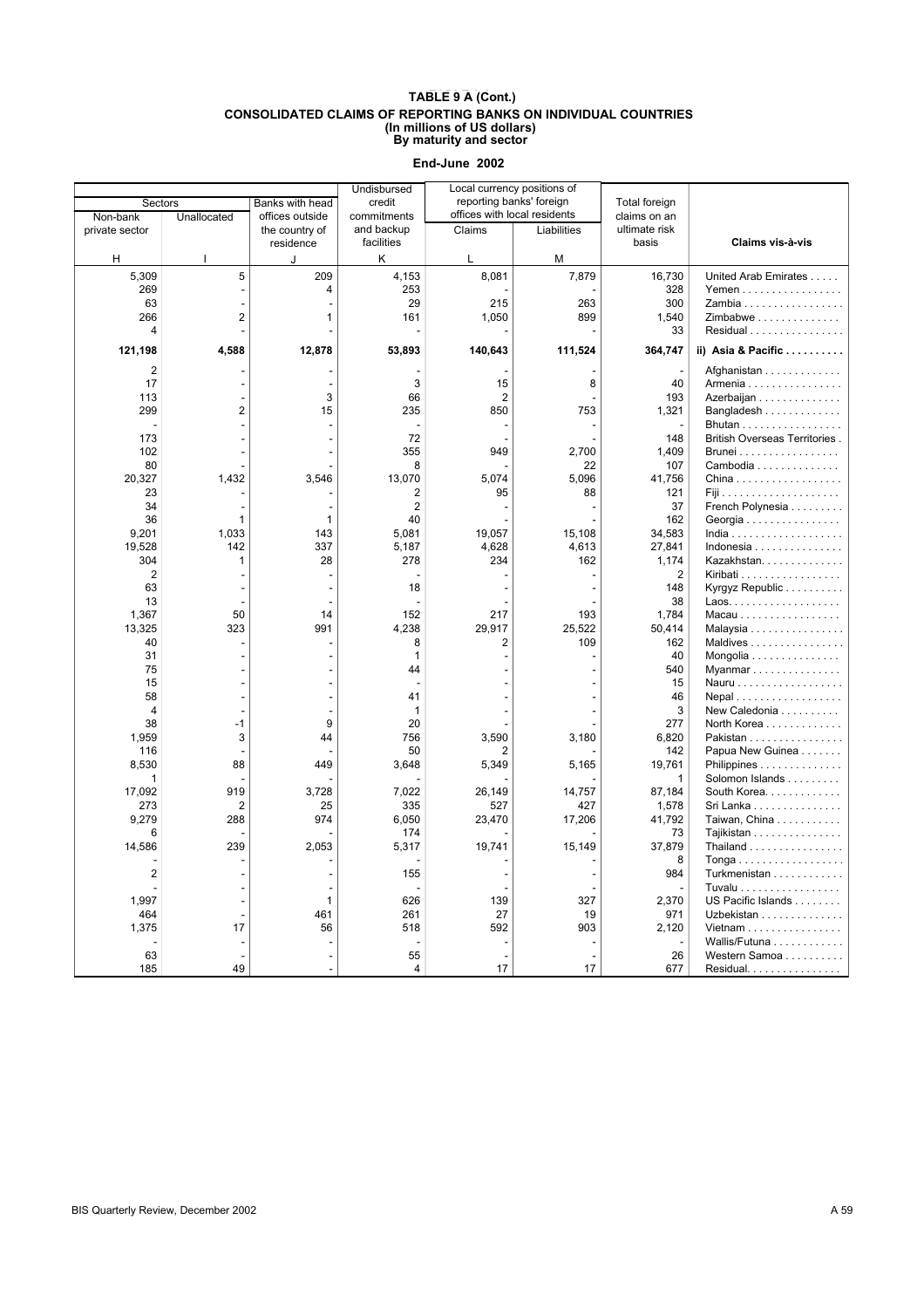# TABLE 9 A (Cont.)
## CONSOLIDATED CLAIMS OF REPORTING BANKS ON INDIVIDUAL COUNTRIES
### (In millions of US dollars)
### By maturity and sector

**End-June 2002**

| Sectors | | Banks with head offices outside the country of residence | Undisbursed credit commitments and backup facilities | Local currency positions of reporting banks' foreign offices with local residents | | Total foreign claims on an ultimate risk basis | Claims vis-à-vis |
|---|---|---|---|---|---|---|---|
| Non-bank private sector | Unallocated | | | Claims | Liabilities | | |
| H | I | J | K | L | M | | |
| 5,309 | 5 | 209 | 4,153 | 8,081 | 7,879 | 16,730 | United Arab Emirates |
| 269 | - | 4 | 253 | - | - | 328 | Yemen |
| 63 | - | - | 29 | 215 | 263 | 300 | Zambia |
| 266 | 2 | 1 | 161 | 1,050 | 899 | 1,540 | Zimbabwe |
| 4 | - | - | - | - | - | 33 | Residual |
| **121,198** | **4,588** | **12,878** | **53,893** | **140,643** | **111,524** | **364,747** | **ii) Asia & Pacific** |
| 2 | - | - | - | - | - | - | Afghanistan |
| 17 | - | - | 3 | 15 | 8 | 40 | Armenia |
| 113 | - | 3 | 66 | 2 | - | 193 | Azerbaijan |
| 299 | 2 | 15 | 235 | 850 | 753 | 1,321 | Bangladesh |
| - | - | - | - | - | - | - | Bhutan |
| 173 | - | - | 72 | - | - | 148 | British Overseas Territories |
| 102 | - | - | 355 | 949 | 2,700 | 1,409 | Brunei |
| 80 | - | - | 8 | - | 22 | 107 | Cambodia |
| 20,327 | 1,432 | 3,546 | 13,070 | 5,074 | 5,096 | 41,756 | China |
| 23 | - | - | 2 | 95 | 88 | 121 | Fiji |
| 34 | - | - | 2 | - | - | 37 | French Polynesia |
| 36 | 1 | 1 | 40 | - | - | 162 | Georgia |
| 9,201 | 1,033 | 143 | 5,081 | 19,057 | 15,108 | 34,583 | India |
| 19,528 | 142 | 337 | 5,187 | 4,628 | 4,613 | 27,841 | Indonesia |
| 304 | 1 | 28 | 278 | 234 | 162 | 1,174 | Kazakhstan |
| 2 | - | - | - | - | - | 2 | Kiribati |
| 63 | - | - | 18 | - | - | 148 | Kyrgyz Republic |
| 13 | - | - | - | - | - | 38 | Laos |
| 1,367 | 50 | 14 | 152 | 217 | 193 | 1,784 | Macau |
| 13,325 | 323 | 991 | 4,238 | 29,917 | 25,522 | 50,414 | Malaysia |
| 40 | - | - | 8 | 2 | 109 | 162 | Maldives |
| 31 | - | - | 1 | - | - | 40 | Mongolia |
| 75 | - | - | 44 | - | - | 540 | Myanmar |
| 15 | - | - | - | - | - | 15 | Nauru |
| 58 | - | - | 41 | - | - | 46 | Nepal |
| 4 | - | - | 1 | - | - | 3 | New Caledonia |
| 38 | -1 | 9 | 20 | - | - | 277 | North Korea |
| 1,959 | 3 | 44 | 756 | 3,590 | 3,180 | 6,820 | Pakistan |
| 116 | - | - | 50 | 2 | - | 142 | Papua New Guinea |
| 8,530 | 88 | 449 | 3,648 | 5,349 | 5,165 | 19,761 | Philippines |
| 1 | - | - | - | - | - | 1 | Solomon Islands |
| 17,092 | 919 | 3,728 | 7,022 | 26,149 | 14,757 | 87,184 | South Korea |
| 273 | 2 | 25 | 335 | 527 | 427 | 1,578 | Sri Lanka |
| 9,279 | 288 | 974 | 6,050 | 23,470 | 17,206 | 41,792 | Taiwan, China |
| 6 | - | - | 174 | - | - | 73 | Tajikistan |
| 14,586 | 239 | 2,053 | 5,317 | 19,741 | 15,149 | 37,879 | Thailand |
| - | - | - | - | - | - | 8 | Tonga |
| 2 | - | - | 155 | - | - | 984 | Turkmenistan |
| - | - | - | - | - | - | - | Tuvalu |
| 1,997 | - | 1 | 626 | 139 | 327 | 2,370 | US Pacific Islands |
| 464 | - | 461 | 261 | 27 | 19 | 971 | Uzbekistan |
| 1,375 | 17 | 56 | 518 | 592 | 903 | 2,120 | Vietnam |
| - | - | - | - | - | - | - | Wallis/Futuna |
| 63 | - | - | 55 | - | - | 26 | Western Samoa |
| 185 | 49 | - | 4 | 17 | 17 | 677 | Residual |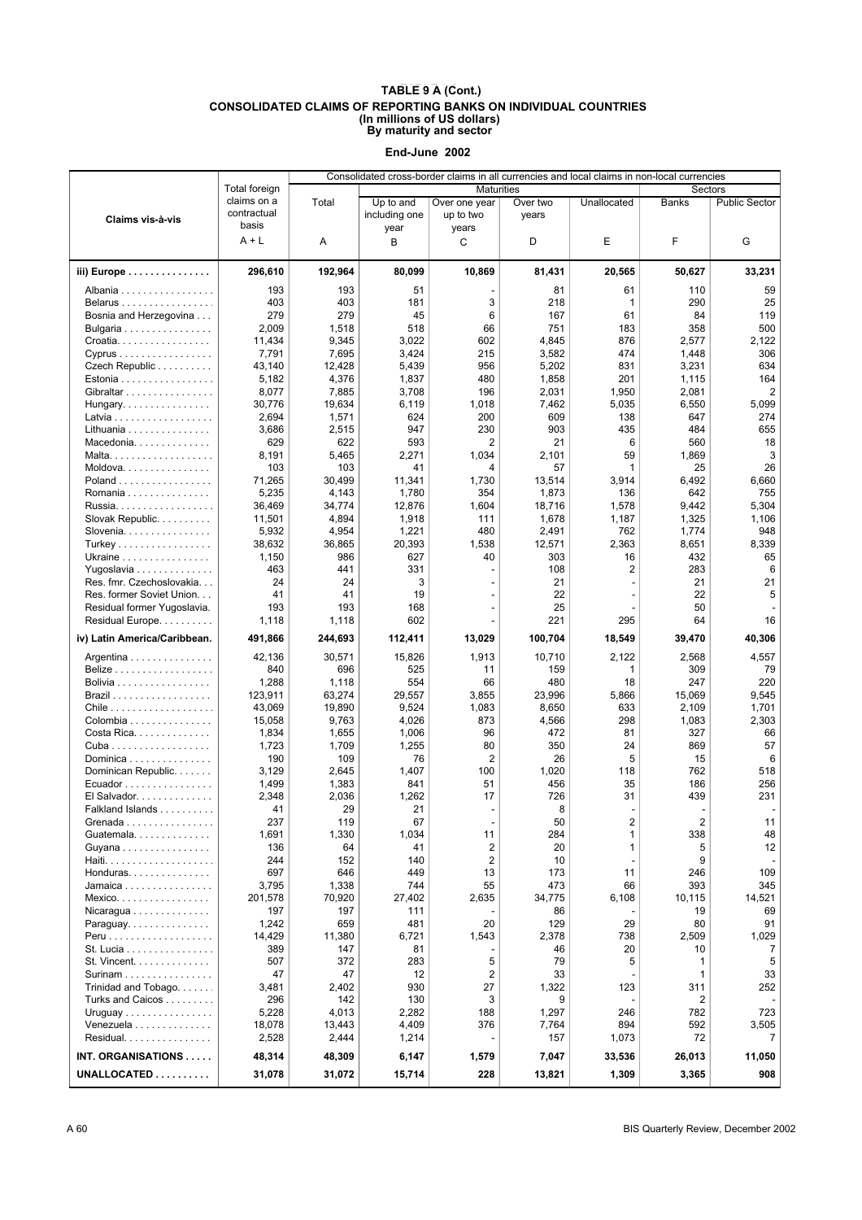# TABLE 9 A (Cont.)

## CONSOLIDATED CLAIMS OF REPORTING BANKS ON INDIVIDUAL COUNTRIES
### (In millions of US dollars)
### By maturity and sector

**End-June 2002**

| Claims vis-à-vis | Total foreign claims on a contractual basis | Consolidated cross-border claims in all currencies and local claims in non-local currencies | | | | | | |
|---|---|---|---|---|---|---|---|---|
| | | Total | Maturities | | | | Sectors | |
| | | | Up to and including one year | Over one year up to two years | Over two years | Unallocated | Banks | Public Sector |
| | A + L | A | B | C | D | E | F | G |
| **iii) Europe** | **296,610** | **192,964** | **80,099** | **10,869** | **81,431** | **20,565** | **50,627** | **33,231** |
| Albania | 193 | 193 | 51 | - | 81 | 61 | 110 | 59 |
| Belarus | 403 | 403 | 181 | 3 | 218 | 1 | 290 | 25 |
| Bosnia and Herzegovina | 279 | 279 | 45 | 6 | 167 | 61 | 84 | 119 |
| Bulgaria | 2,009 | 1,518 | 518 | 66 | 751 | 183 | 358 | 500 |
| Croatia | 11,434 | 9,345 | 3,022 | 602 | 4,845 | 876 | 2,577 | 2,122 |
| Cyprus | 7,791 | 7,695 | 3,424 | 215 | 3,582 | 474 | 1,448 | 306 |
| Czech Republic | 43,140 | 12,428 | 5,439 | 956 | 5,202 | 831 | 3,231 | 634 |
| Estonia | 5,182 | 4,376 | 1,837 | 480 | 1,858 | 201 | 1,115 | 164 |
| Gibraltar | 8,077 | 7,885 | 3,708 | 196 | 2,031 | 1,950 | 2,081 | 2 |
| Hungary | 30,776 | 19,634 | 6,119 | 1,018 | 7,462 | 5,035 | 6,550 | 5,099 |
| Latvia | 2,694 | 1,571 | 624 | 200 | 609 | 138 | 647 | 274 |
| Lithuania | 3,686 | 2,515 | 947 | 230 | 903 | 435 | 484 | 655 |
| Macedonia | 629 | 622 | 593 | 2 | 21 | 6 | 560 | 18 |
| Malta | 8,191 | 5,465 | 2,271 | 1,034 | 2,101 | 59 | 1,869 | 3 |
| Moldova | 103 | 103 | 41 | 4 | 57 | 1 | 25 | 26 |
| Poland | 71,265 | 30,499 | 11,341 | 1,730 | 13,514 | 3,914 | 6,492 | 6,660 |
| Romania | 5,235 | 4,143 | 1,780 | 354 | 1,873 | 136 | 642 | 755 |
| Russia | 36,469 | 34,774 | 12,876 | 1,604 | 18,716 | 1,578 | 9,442 | 5,304 |
| Slovak Republic | 11,501 | 4,894 | 1,918 | 111 | 1,678 | 1,187 | 1,325 | 1,106 |
| Slovenia | 5,932 | 4,954 | 1,221 | 480 | 2,491 | 762 | 1,774 | 948 |
| Turkey | 38,632 | 36,865 | 20,393 | 1,538 | 12,571 | 2,363 | 8,651 | 8,339 |
| Ukraine | 1,150 | 986 | 627 | 40 | 303 | 16 | 432 | 65 |
| Yugoslavia | 463 | 441 | 331 | - | 108 | 2 | 283 | 6 |
| Res. fmr. Czechoslovakia | 24 | 24 | 3 | - | 21 | - | 21 | 21 |
| Res. former Soviet Union | 41 | 41 | 19 | - | 22 | - | 22 | 5 |
| Residual former Yugoslavia | 193 | 193 | 168 | - | 25 | - | 50 | - |
| Residual Europe | 1,118 | 1,118 | 602 | - | 221 | 295 | 64 | 16 |
| **iv) Latin America/Caribbean** | **491,866** | **244,693** | **112,411** | **13,029** | **100,704** | **18,549** | **39,470** | **40,306** |
| Argentina | 42,136 | 30,571 | 15,826 | 1,913 | 10,710 | 2,122 | 2,568 | 4,557 |
| Belize | 840 | 696 | 525 | 11 | 159 | 1 | 309 | 79 |
| Bolivia | 1,288 | 1,118 | 554 | 66 | 480 | 18 | 247 | 220 |
| Brazil | 123,911 | 63,274 | 29,557 | 3,855 | 23,996 | 5,866 | 15,069 | 9,545 |
| Chile | 43,069 | 19,890 | 9,524 | 1,083 | 8,650 | 633 | 2,109 | 1,701 |
| Colombia | 15,058 | 9,763 | 4,026 | 873 | 4,566 | 298 | 1,083 | 2,303 |
| Costa Rica | 1,834 | 1,655 | 1,006 | 96 | 472 | 81 | 327 | 66 |
| Cuba | 1,723 | 1,709 | 1,255 | 80 | 350 | 24 | 869 | 57 |
| Dominica | 190 | 109 | 76 | 2 | 26 | 5 | 15 | 6 |
| Dominican Republic | 3,129 | 2,645 | 1,407 | 100 | 1,020 | 118 | 762 | 518 |
| Ecuador | 1,499 | 1,383 | 841 | 51 | 456 | 35 | 186 | 256 |
| El Salvador | 2,348 | 2,036 | 1,262 | 17 | 726 | 31 | 439 | 231 |
| Falkland Islands | 41 | 29 | 21 | - | 8 | - | - | - |
| Grenada | 237 | 119 | 67 | - | 50 | 2 | 2 | 11 |
| Guatemala | 1,691 | 1,330 | 1,034 | 11 | 284 | 1 | 338 | 48 |
| Guyana | 136 | 64 | 41 | 2 | 20 | 1 | 5 | 12 |
| Haiti | 244 | 152 | 140 | 2 | 10 | - | 9 | - |
| Honduras | 697 | 646 | 449 | 13 | 173 | 11 | 246 | 109 |
| Jamaica | 3,795 | 1,338 | 744 | 55 | 473 | 66 | 393 | 345 |
| Mexico | 201,578 | 70,920 | 27,402 | 2,635 | 34,775 | 6,108 | 10,115 | 14,521 |
| Nicaragua | 197 | 197 | 111 | - | 86 | - | 19 | 69 |
| Paraguay | 1,242 | 659 | 481 | 20 | 129 | 29 | 80 | 91 |
| Peru | 14,429 | 11,380 | 6,721 | 1,543 | 2,378 | 738 | 2,509 | 1,029 |
| St. Lucia | 389 | 147 | 81 | - | 46 | 20 | 10 | 7 |
| St. Vincent | 507 | 372 | 283 | 5 | 79 | 5 | 1 | 5 |
| Surinam | 47 | 47 | 12 | 2 | 33 | - | 1 | 33 |
| Trinidad and Tobago | 3,481 | 2,402 | 930 | 27 | 1,322 | 123 | 311 | 252 |
| Turks and Caicos | 296 | 142 | 130 | 3 | 9 | - | 2 | - |
| Uruguay | 5,228 | 4,013 | 2,282 | 188 | 1,297 | 246 | 782 | 723 |
| Venezuela | 18,078 | 13,443 | 4,409 | 376 | 7,764 | 894 | 592 | 3,505 |
| Residual | 2,528 | 2,444 | 1,214 | - | 157 | 1,073 | 72 | 7 |
| **INT. ORGANISATIONS** | **48,314** | **48,309** | **6,147** | **1,579** | **7,047** | **33,536** | **26,013** | **11,050** |
| **UNALLOCATED** | **31,078** | **31,072** | **15,714** | **228** | **13,821** | **1,309** | **3,365** | **908** |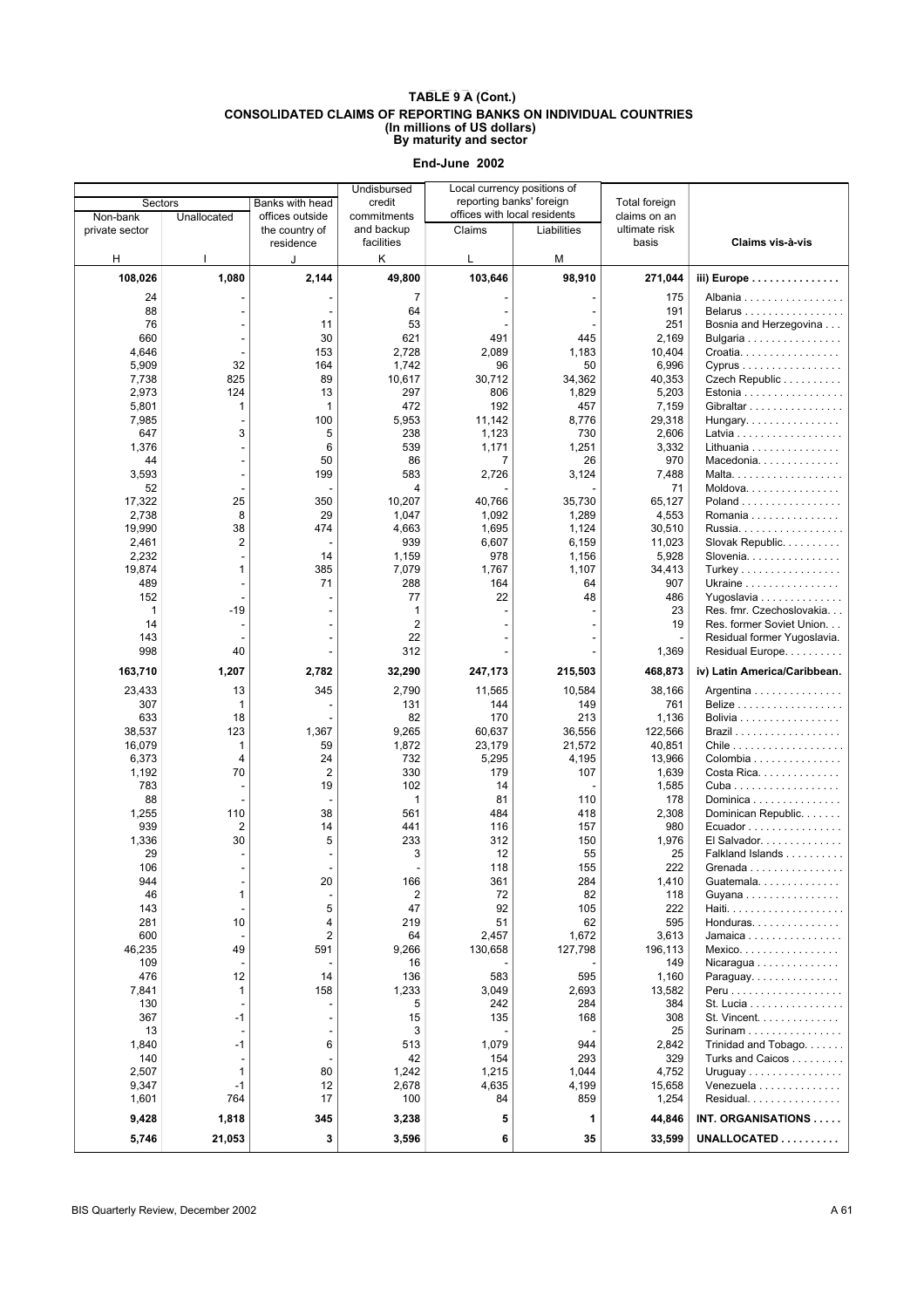# TABLE 9 A (Cont.)

## CONSOLIDATED CLAIMS OF REPORTING BANKS ON INDIVIDUAL COUNTRIES

### (In millions of US dollars)

### By maturity and sector

**End-June 2002**

| Sectors | | Banks with head offices outside the country of residence | Undisbursed credit commitments and backup facilities | Local currency positions of reporting banks' foreign offices with local residents | | Total foreign claims on an ultimate risk basis | Claims vis-à-vis |
|---|---|---|---|---|---|---|---|
| Non-bank private sector | Unallocated | | | Claims | Liabilities | | |
| H | I | J | K | L | M | | |
| **108,026** | **1,080** | **2,144** | **49,800** | **103,646** | **98,910** | **271,044** | **iii) Europe** |
| 24 | - | - | 7 | - | - | 175 | Albania |
| 88 | - | - | 64 | - | - | 191 | Belarus |
| 76 | - | 11 | 53 | - | - | 251 | Bosnia and Herzegovina |
| 660 | - | 30 | 621 | 491 | 445 | 2,169 | Bulgaria |
| 4,646 | - | 153 | 2,728 | 2,089 | 1,183 | 10,404 | Croatia |
| 5,909 | 32 | 164 | 1,742 | 96 | 50 | 6,996 | Cyprus |
| 7,738 | 825 | 89 | 10,617 | 30,712 | 34,362 | 40,353 | Czech Republic |
| 2,973 | 124 | 13 | 297 | 806 | 1,829 | 5,203 | Estonia |
| 5,801 | 1 | 1 | 472 | 192 | 457 | 7,159 | Gibraltar |
| 7,985 | - | 100 | 5,953 | 11,142 | 8,776 | 29,318 | Hungary |
| 647 | 3 | 5 | 238 | 1,123 | 730 | 2,606 | Latvia |
| 1,376 | - | 6 | 539 | 1,171 | 1,251 | 3,332 | Lithuania |
| 44 | - | 50 | 86 | 7 | 26 | 970 | Macedonia |
| 3,593 | - | 199 | 583 | 2,726 | 3,124 | 7,488 | Malta |
| 52 | - | - | 4 | - | - | 71 | Moldova |
| 17,322 | 25 | 350 | 10,207 | 40,766 | 35,730 | 65,127 | Poland |
| 2,738 | 8 | 29 | 1,047 | 1,092 | 1,289 | 4,553 | Romania |
| 19,990 | 38 | 474 | 4,663 | 1,695 | 1,124 | 30,510 | Russia |
| 2,461 | 2 | - | 939 | 6,607 | 6,159 | 11,023 | Slovak Republic |
| 2,232 | - | 14 | 1,159 | 978 | 1,156 | 5,928 | Slovenia |
| 19,874 | 1 | 385 | 7,079 | 1,767 | 1,107 | 34,413 | Turkey |
| 489 | - | 71 | 288 | 164 | 64 | 907 | Ukraine |
| 152 | - | - | 77 | 22 | 48 | 486 | Yugoslavia |
| 1 | -19 | - | 1 | - | - | 23 | Res. fmr. Czechoslovakia |
| 14 | - | - | 2 | - | - | 19 | Res. former Soviet Union |
| 143 | - | - | 22 | - | - | - | Residual former Yugoslavia. |
| 998 | 40 | - | 312 | - | - | 1,369 | Residual Europe |
| **163,710** | **1,207** | **2,782** | **32,290** | **247,173** | **215,503** | **468,873** | **iv) Latin America/Caribbean.** |
| 23,433 | 13 | 345 | 2,790 | 11,565 | 10,584 | 38,166 | Argentina |
| 307 | 1 | - | 131 | 144 | 149 | 761 | Belize |
| 633 | 18 | - | 82 | 170 | 213 | 1,136 | Bolivia |
| 38,537 | 123 | 1,367 | 9,265 | 60,637 | 36,556 | 122,566 | Brazil |
| 16,079 | 1 | 59 | 1,872 | 23,179 | 21,572 | 40,851 | Chile |
| 6,373 | 4 | 24 | 732 | 5,295 | 4,195 | 13,966 | Colombia |
| 1,192 | 70 | 2 | 330 | 179 | 107 | 1,639 | Costa Rica |
| 783 | - | 19 | 102 | 14 | - | 1,585 | Cuba |
| 88 | - | - | 1 | 81 | 110 | 178 | Dominica |
| 1,255 | 110 | 38 | 561 | 484 | 418 | 2,308 | Dominican Republic |
| 939 | 2 | 14 | 441 | 116 | 157 | 980 | Ecuador |
| 1,336 | 30 | 5 | 233 | 312 | 150 | 1,976 | El Salvador |
| 29 | - | - | 3 | 12 | 55 | 25 | Falkland Islands |
| 106 | - | - | - | 118 | 155 | 222 | Grenada |
| 944 | - | 20 | 166 | 361 | 284 | 1,410 | Guatemala |
| 46 | 1 | - | 2 | 72 | 82 | 118 | Guyana |
| 143 | - | 5 | 47 | 92 | 105 | 222 | Haiti |
| 281 | 10 | 4 | 219 | 51 | 62 | 595 | Honduras |
| 600 | - | 2 | 64 | 2,457 | 1,672 | 3,613 | Jamaica |
| 46,235 | 49 | 591 | 9,266 | 130,658 | 127,798 | 196,113 | Mexico |
| 109 | - | - | 16 | - | - | 149 | Nicaragua |
| 476 | 12 | 14 | 136 | 583 | 595 | 1,160 | Paraguay |
| 7,841 | 1 | 158 | 1,233 | 3,049 | 2,693 | 13,582 | Peru |
| 130 | - | - | 5 | 242 | 284 | 384 | St. Lucia |
| 367 | -1 | - | 15 | 135 | 168 | 308 | St. Vincent |
| 13 | - | - | 3 | - | - | 25 | Surinam |
| 1,840 | -1 | 6 | 513 | 1,079 | 944 | 2,842 | Trinidad and Tobago |
| 140 | - | - | 42 | 154 | 293 | 329 | Turks and Caicos |
| 2,507 | 1 | 80 | 1,242 | 1,215 | 1,044 | 4,752 | Uruguay |
| 9,347 | -1 | 12 | 2,678 | 4,635 | 4,199 | 15,658 | Venezuela |
| 1,601 | 764 | 17 | 100 | 84 | 859 | 1,254 | Residual |
| **9,428** | **1,818** | **345** | **3,238** | **5** | **1** | **44,846** | **INT. ORGANISATIONS** |
| **5,746** | **21,053** | **3** | **3,596** | **6** | **35** | **33,599** | **UNALLOCATED** |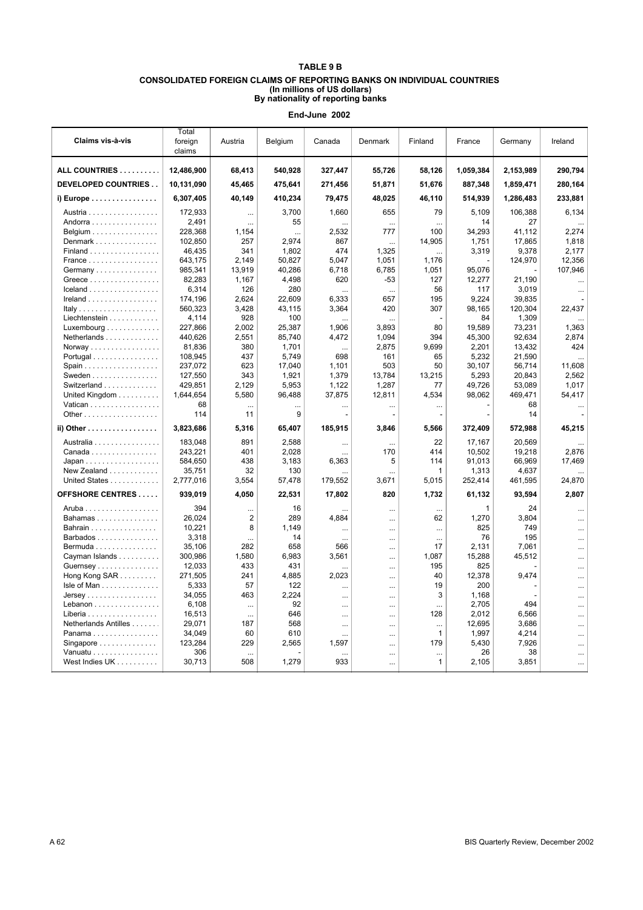# TABLE 9 B

## CONSOLIDATED FOREIGN CLAIMS OF REPORTING BANKS ON INDIVIDUAL COUNTRIES
### (In millions of US dollars)
### By nationality of reporting banks

**End-June 2002**

| Claims vis-à-vis | Total foreign claims | Austria | Belgium | Canada | Denmark | Finland | France | Germany | Ireland |
|---|---|---|---|---|---|---|---|---|---|
| **ALL COUNTRIES** | **12,486,900** | **68,413** | **540,928** | **327,447** | **55,726** | **58,126** | **1,059,384** | **2,153,989** | **290,794** |
| **DEVELOPED COUNTRIES** | **10,131,090** | **45,465** | **475,641** | **271,456** | **51,871** | **51,676** | **887,348** | **1,859,471** | **280,164** |
| **i) Europe** | **6,307,405** | **40,149** | **410,234** | **79,475** | **48,025** | **46,110** | **514,939** | **1,286,483** | **233,881** |
| Austria | 172,933 | ... | 3,700 | 1,660 | 655 | 79 | 5,109 | 106,388 | 6,134 |
| Andorra | 2,491 | ... | 55 | ... | ... | ... | 14 | 27 | ... |
| Belgium | 228,368 | 1,154 | ... | 2,532 | 777 | 100 | 34,293 | 41,112 | 2,274 |
| Denmark | 102,850 | 257 | 2,974 | 867 | ... | 14,905 | 1,751 | 17,865 | 1,818 |
| Finland | 46,435 | 341 | 1,802 | 474 | 1,325 | ... | 3,319 | 9,378 | 2,177 |
| France | 643,175 | 2,149 | 50,827 | 5,047 | 1,051 | 1,176 | - | 124,970 | 12,356 |
| Germany | 985,341 | 13,919 | 40,286 | 6,718 | 6,785 | 1,051 | 95,076 | - | 107,946 |
| Greece | 82,283 | 1,167 | 4,498 | 620 | -53 | 127 | 12,277 | 21,190 | ... |
| Iceland | 6,314 | 126 | 280 | ... | ... | 56 | 117 | 3,019 | ... |
| Ireland | 174,196 | 2,624 | 22,609 | 6,333 | 657 | 195 | 9,224 | 39,835 | - |
| Italy | 560,323 | 3,428 | 43,115 | 3,364 | 420 | 307 | 98,165 | 120,304 | 22,437 |
| Liechtenstein | 4,114 | 928 | 100 | ... | ... | - | 84 | 1,309 | ... |
| Luxembourg | 227,866 | 2,002 | 25,387 | 1,906 | 3,893 | 80 | 19,589 | 73,231 | 1,363 |
| Netherlands | 440,626 | 2,551 | 85,740 | 4,472 | 1,094 | 394 | 45,300 | 92,634 | 2,874 |
| Norway | 81,836 | 380 | 1,701 | ... | 2,875 | 9,699 | 2,201 | 13,432 | 424 |
| Portugal | 108,945 | 437 | 5,749 | 698 | 161 | 65 | 5,232 | 21,590 | ... |
| Spain | 237,072 | 623 | 17,040 | 1,101 | 503 | 50 | 30,107 | 56,714 | 11,608 |
| Sweden | 127,550 | 343 | 1,921 | 1,379 | 13,784 | 13,215 | 5,293 | 20,843 | 2,562 |
| Switzerland | 429,851 | 2,129 | 5,953 | 1,122 | 1,287 | 77 | 49,726 | 53,089 | 1,017 |
| United Kingdom | 1,644,654 | 5,580 | 96,488 | 37,875 | 12,811 | 4,534 | 98,062 | 469,471 | 54,417 |
| Vatican | 68 | ... | ... | ... | ... | ... | - | 68 | ... |
| Other | 114 | 11 | 9 | - | - | - | - | 14 | - |
| **ii) Other** | **3,823,686** | **5,316** | **65,407** | **185,915** | **3,846** | **5,566** | **372,409** | **572,988** | **45,215** |
| Australia | 183,048 | 891 | 2,588 | ... | ... | 22 | 17,167 | 20,569 | ... |
| Canada | 243,221 | 401 | 2,028 | ... | 170 | 414 | 10,502 | 19,218 | 2,876 |
| Japan | 584,650 | 438 | 3,183 | 6,363 | 5 | 114 | 91,013 | 66,969 | 17,469 |
| New Zealand | 35,751 | 32 | 130 | ... | ... | 1 | 1,313 | 4,637 | ... |
| United States | 2,777,016 | 3,554 | 57,478 | 179,552 | 3,671 | 5,015 | 252,414 | 461,595 | 24,870 |
| **OFFSHORE CENTRES** | **939,019** | **4,050** | **22,531** | **17,802** | **820** | **1,732** | **61,132** | **93,594** | **2,807** |
| Aruba | 394 | ... | 16 | ... | ... | ... | 1 | 24 | ... |
| Bahamas | 26,024 | 2 | 289 | 4,884 | ... | 62 | 1,270 | 3,804 | ... |
| Bahrain | 10,221 | 8 | 1,149 | ... | ... | ... | 825 | 749 | ... |
| Barbados | 3,318 | ... | 14 | ... | ... | ... | 76 | 195 | ... |
| Bermuda | 35,106 | 282 | 658 | 566 | ... | 17 | 2,131 | 7,061 | ... |
| Cayman Islands | 300,986 | 1,580 | 6,983 | 3,561 | ... | 1,087 | 15,288 | 45,512 | ... |
| Guernsey | 12,033 | 433 | 431 | ... | ... | 195 | 825 | - | ... |
| Hong Kong SAR | 271,505 | 241 | 4,885 | 2,023 | ... | 40 | 12,378 | 9,474 | ... |
| Isle of Man | 5,333 | 57 | 122 | ... | ... | 19 | 200 | - | ... |
| Jersey | 34,055 | 463 | 2,224 | ... | ... | 3 | 1,168 | - | ... |
| Lebanon | 6,108 | ... | 92 | ... | ... | ... | 2,705 | 494 | ... |
| Liberia | 16,513 | ... | 646 | ... | ... | 128 | 2,012 | 6,566 | ... |
| Netherlands Antilles | 29,071 | 187 | 568 | ... | ... | ... | 12,695 | 3,686 | ... |
| Panama | 34,049 | 60 | 610 | ... | ... | 1 | 1,997 | 4,214 | ... |
| Singapore | 123,284 | 229 | 2,565 | 1,597 | ... | 179 | 5,430 | 7,926 | ... |
| Vanuatu | 306 | ... | - | ... | ... | ... | 26 | 38 | ... |
| West Indies UK | 30,713 | 508 | 1,279 | 933 | ... | 1 | 2,105 | 3,851 | ... |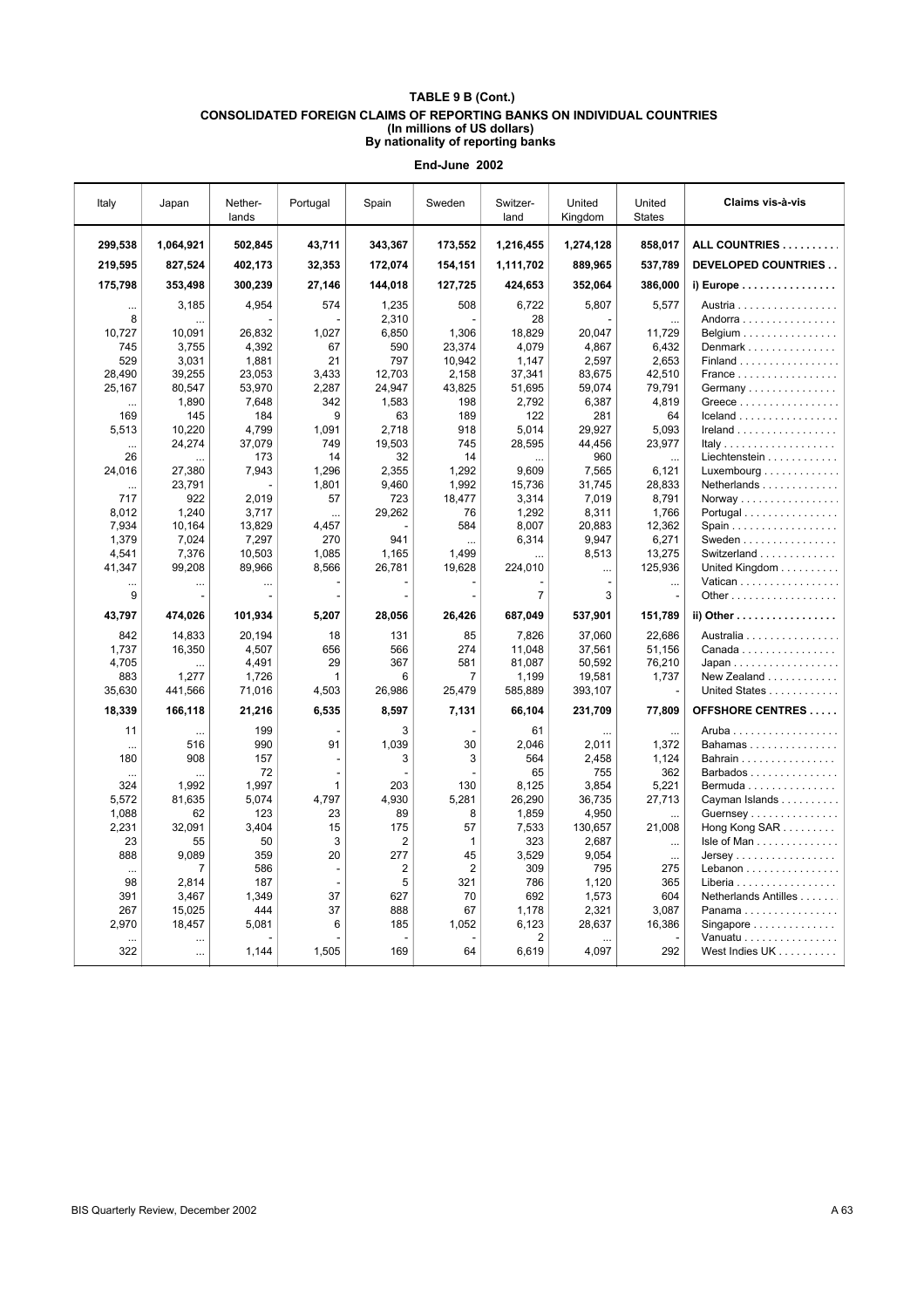# TABLE 9 B (Cont.)

## CONSOLIDATED FOREIGN CLAIMS OF REPORTING BANKS ON INDIVIDUAL COUNTRIES
### (In millions of US dollars)
### By nationality of reporting banks

**End-June 2002**

| Italy | Japan | Nether-lands | Portugal | Spain | Sweden | Switzer-land | United Kingdom | United States | Claims vis-à-vis |
|---|---|---|---|---|---|---|---|---|---|
| **299,538** | **1,064,921** | **502,845** | **43,711** | **343,367** | **173,552** | **1,216,455** | **1,274,128** | **858,017** | **ALL COUNTRIES** |
| **219,595** | **827,524** | **402,173** | **32,353** | **172,074** | **154,151** | **1,111,702** | **889,965** | **537,789** | **DEVELOPED COUNTRIES** |
| **175,798** | **353,498** | **300,239** | **27,146** | **144,018** | **127,725** | **424,653** | **352,064** | **386,000** | **i) Europe** |
| ... | 3,185 | 4,954 | 574 | 1,235 | 508 | 6,722 | 5,807 | 5,577 | Austria |
| 8 | ... | - | - | 2,310 | - | 28 | - | ... | Andorra |
| 10,727 | 10,091 | 26,832 | 1,027 | 6,850 | 1,306 | 18,829 | 20,047 | 11,729 | Belgium |
| 745 | 3,755 | 4,392 | 67 | 590 | 23,374 | 4,079 | 4,867 | 6,432 | Denmark |
| 529 | 3,031 | 1,881 | 21 | 797 | 10,942 | 1,147 | 2,597 | 2,653 | Finland |
| 28,490 | 39,255 | 23,053 | 3,433 | 12,703 | 2,158 | 37,341 | 83,675 | 42,510 | France |
| 25,167 | 80,547 | 53,970 | 2,287 | 24,947 | 43,825 | 51,695 | 59,074 | 79,791 | Germany |
| ... | 1,890 | 7,648 | 342 | 1,583 | 198 | 2,792 | 6,387 | 4,819 | Greece |
| 169 | 145 | 184 | 9 | 63 | 189 | 122 | 281 | 64 | Iceland |
| 5,513 | 10,220 | 4,799 | 1,091 | 2,718 | 918 | 5,014 | 29,927 | 5,093 | Ireland |
| ... | 24,274 | 37,079 | 749 | 19,503 | 745 | 28,595 | 44,456 | 23,977 | Italy |
| 26 | ... | 173 | 14 | 32 | 14 | ... | 960 | ... | Liechtenstein |
| 24,016 | 27,380 | 7,943 | 1,296 | 2,355 | 1,292 | 9,609 | 7,565 | 6,121 | Luxembourg |
| ... | 23,791 | - | 1,801 | 9,460 | 1,992 | 15,736 | 31,745 | 28,833 | Netherlands |
| 717 | 922 | 2,019 | 57 | 723 | 18,477 | 3,314 | 7,019 | 8,791 | Norway |
| 8,012 | 1,240 | 3,717 | ... | 29,262 | 76 | 1,292 | 8,311 | 1,766 | Portugal |
| 7,934 | 10,164 | 13,829 | 4,457 | - | 584 | 8,007 | 20,883 | 12,362 | Spain |
| 1,379 | 7,024 | 7,297 | 270 | 941 | ... | 6,314 | 9,947 | 6,271 | Sweden |
| 4,541 | 7,376 | 10,503 | 1,085 | 1,165 | 1,499 | ... | 8,513 | 13,275 | Switzerland |
| 41,347 | 99,208 | 89,966 | 8,566 | 26,781 | 19,628 | 224,010 | ... | 125,936 | United Kingdom |
| ... | ... | ... | - | - | - | - | - | ... | Vatican |
| 9 | - | - | - | - | - | 7 | 3 | - | Other |
| **43,797** | **474,026** | **101,934** | **5,207** | **28,056** | **26,426** | **687,049** | **537,901** | **151,789** | **ii) Other** |
| 842 | 14,833 | 20,194 | 18 | 131 | 85 | 7,826 | 37,060 | 22,686 | Australia |
| 1,737 | 16,350 | 4,507 | 656 | 566 | 274 | 11,048 | 37,561 | 51,156 | Canada |
| 4,705 | ... | 4,491 | 29 | 367 | 581 | 81,087 | 50,592 | 76,210 | Japan |
| 883 | 1,277 | 1,726 | 1 | 6 | 7 | 1,199 | 19,581 | 1,737 | New Zealand |
| 35,630 | 441,566 | 71,016 | 4,503 | 26,986 | 25,479 | 585,889 | 393,107 | - | United States |
| **18,339** | **166,118** | **21,216** | **6,535** | **8,597** | **7,131** | **66,104** | **231,709** | **77,809** | **OFFSHORE CENTRES** |
| 11 | ... | 199 | - | 3 | - | 61 | ... | ... | Aruba |
| ... | 516 | 990 | 91 | 1,039 | 30 | 2,046 | 2,011 | 1,372 | Bahamas |
| 180 | 908 | 157 | - | 3 | 3 | 564 | 2,458 | 1,124 | Bahrain |
| ... | ... | 72 | - | - | - | 65 | 755 | 362 | Barbados |
| 324 | 1,992 | 1,997 | 1 | 203 | 130 | 8,125 | 3,854 | 5,221 | Bermuda |
| 5,572 | 81,635 | 5,074 | 4,797 | 4,930 | 5,281 | 26,290 | 36,735 | 27,713 | Cayman Islands |
| 1,088 | 62 | 123 | 23 | 89 | 8 | 1,859 | 4,950 | ... | Guernsey |
| 2,231 | 32,091 | 3,404 | 15 | 175 | 57 | 7,533 | 130,657 | 21,008 | Hong Kong SAR |
| 23 | 55 | 50 | 3 | 2 | 1 | 323 | 2,687 | ... | Isle of Man |
| 888 | 9,089 | 359 | 20 | 277 | 45 | 3,529 | 9,054 | ... | Jersey |
| ... | 7 | 586 | - | 2 | 2 | 309 | 795 | 275 | Lebanon |
| 98 | 2,814 | 187 | - | 5 | 321 | 786 | 1,120 | 365 | Liberia |
| 391 | 3,467 | 1,349 | 37 | 627 | 70 | 692 | 1,573 | 604 | Netherlands Antilles |
| 267 | 15,025 | 444 | 37 | 888 | 67 | 1,178 | 2,321 | 3,087 | Panama |
| 2,970 | 18,457 | 5,081 | 6 | 185 | 1,052 | 6,123 | 28,637 | 16,386 | Singapore |
| ... | ... | - | - | - | - | 2 | ... | - | Vanuatu |
| 322 | ... | 1,144 | 1,505 | 169 | 64 | 6,619 | 4,097 | 292 | West Indies UK |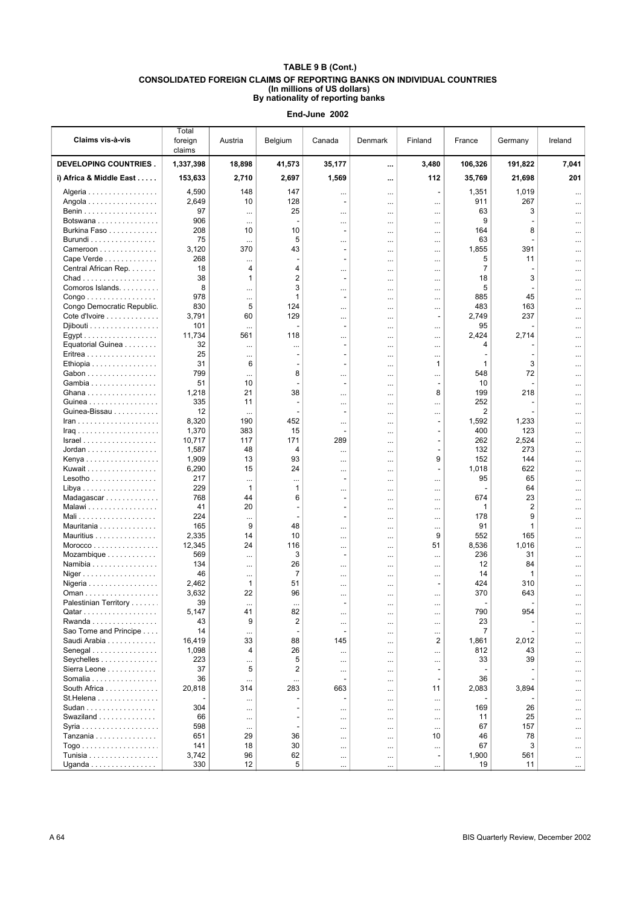**TABLE 9 B (Cont.)**
**CONSOLIDATED FOREIGN CLAIMS OF REPORTING BANKS ON INDIVIDUAL COUNTRIES**
**(In millions of US dollars)**
**By nationality of reporting banks**

**End-June 2002**

| Claims vis-à-vis | Total foreign claims | Austria | Belgium | Canada | Denmark | Finland | France | Germany | Ireland |
|---|---|---|---|---|---|---|---|---|---|
| **DEVELOPING COUNTRIES .** | **1,337,398** | **18,898** | **41,573** | **35,177** | **...** | **3,480** | **106,326** | **191,822** | **7,041** |
| **i) Africa & Middle East . . . . .** | **153,633** | **2,710** | **2,697** | **1,569** | **...** | **112** | **35,769** | **21,698** | **201** |
| Algeria . . . . . . . . . . . . . . . . | 4,590 | 148 | 147 | ... | ... | - | 1,351 | 1,019 | ... |
| Angola . . . . . . . . . . . . . . . . | 2,649 | 10 | 128 | - | ... | ... | 911 | 267 | ... |
| Benin . . . . . . . . . . . . . . . . . | 97 | ... | 25 | ... | ... | ... | 63 | 3 | ... |
| Botswana . . . . . . . . . . . . . . | 906 | ... | - | ... | ... | ... | 9 | - | ... |
| Burkina Faso . . . . . . . . . . . . | 208 | 10 | 10 | - | ... | ... | 164 | 8 | ... |
| Burundi . . . . . . . . . . . . . . . | 75 | ... | 5 | ... | ... | ... | 63 | - | ... |
| Cameroon . . . . . . . . . . . . . . | 3,120 | 370 | 43 | - | ... | ... | 1,855 | 391 | ... |
| Cape Verde . . . . . . . . . . . . . | 268 | ... | - | - | ... | ... | 5 | 11 | ... |
| Central African Rep. . . . . . . | 18 | 4 | 4 | ... | ... | ... | 7 | - | ... |
| Chad . . . . . . . . . . . . . . . . . . | 38 | 1 | 2 | - | ... | ... | 18 | 3 | ... |
| Comoros Islands. . . . . . . . . . | 8 | ... | 3 | ... | ... | ... | 5 | - | ... |
| Congo . . . . . . . . . . . . . . . . . | 978 | ... | 1 | - | ... | ... | 885 | 45 | ... |
| Congo Democratic Republic. | 830 | 5 | 124 | ... | ... | ... | 483 | 163 | ... |
| Cote d'Ivoire . . . . . . . . . . . . | 3,791 | 60 | 129 | ... | ... | - | 2,749 | 237 | ... |
| Djibouti . . . . . . . . . . . . . . . . | 101 | ... | - | - | ... | ... | 95 | - | ... |
| Egypt . . . . . . . . . . . . . . . . . . | 11,734 | 561 | 118 | ... | ... | ... | 2,424 | 2,714 | ... |
| Equatorial Guinea . . . . . . . . | 32 | ... | ... | - | ... | ... | 4 | - | ... |
| Eritrea . . . . . . . . . . . . . . . . . | 25 | ... | - | - | ... | ... | - | - | ... |
| Ethiopia . . . . . . . . . . . . . . . . | 31 | 6 | - | - | ... | 1 | 1 | 3 | ... |
| Gabon . . . . . . . . . . . . . . . . . | 799 | ... | 8 | ... | ... | ... | 548 | 72 | ... |
| Gambia . . . . . . . . . . . . . . . . | 51 | 10 | - | - | ... | - | 10 | - | ... |
| Ghana . . . . . . . . . . . . . . . . . | 1,218 | 21 | 38 | ... | ... | 8 | 199 | 218 | ... |
| Guinea . . . . . . . . . . . . . . . . . | 335 | 11 | - | ... | ... | ... | 252 | - | ... |
| Guinea-Bissau . . . . . . . . . . . | 12 | ... | - | - | ... | ... | 2 | - | ... |
| Iran . . . . . . . . . . . . . . . . . . . | 8,320 | 190 | 452 | ... | ... | - | 1,592 | 1,233 | ... |
| Iraq . . . . . . . . . . . . . . . . . . . | 1,370 | 383 | 15 | - | ... | - | 400 | 123 | ... |
| Israel . . . . . . . . . . . . . . . . . . | 10,717 | 117 | 171 | 289 | ... | - | 262 | 2,524 | ... |
| Jordan . . . . . . . . . . . . . . . . . | 1,587 | 48 | 4 | ... | ... | - | 132 | 273 | ... |
| Kenya . . . . . . . . . . . . . . . . . | 1,909 | 13 | 93 | ... | ... | 9 | 152 | 144 | ... |
| Kuwait . . . . . . . . . . . . . . . . . | 6,290 | 15 | 24 | ... | ... | - | 1,018 | 622 | ... |
| Lesotho . . . . . . . . . . . . . . . . | 217 | ... | ... | - | ... | ... | 95 | 65 | ... |
| Libya . . . . . . . . . . . . . . . . . . | 229 | 1 | 1 | ... | ... | ... | - | 64 | ... |
| Madagascar . . . . . . . . . . . . . | 768 | 44 | 6 | - | ... | ... | 674 | 23 | ... |
| Malawi . . . . . . . . . . . . . . . . . | 41 | 20 | - | - | ... | ... | 1 | 2 | ... |
| Mali . . . . . . . . . . . . . . . . . . . | 224 | ... | - | - | ... | ... | 178 | 9 | ... |
| Mauritania . . . . . . . . . . . . . . | 165 | 9 | 48 | ... | ... | ... | 91 | 1 | ... |
| Mauritius . . . . . . . . . . . . . . . | 2,335 | 14 | 10 | ... | ... | 9 | 552 | 165 | ... |
| Morocco . . . . . . . . . . . . . . . . | 12,345 | 24 | 116 | ... | ... | 51 | 8,536 | 1,016 | ... |
| Mozambique . . . . . . . . . . . . | 569 | ... | 3 | - | ... | ... | 236 | 31 | ... |
| Namibia . . . . . . . . . . . . . . . . | 134 | ... | 26 | ... | ... | ... | 12 | 84 | ... |
| Niger . . . . . . . . . . . . . . . . . . | 46 | ... | 7 | ... | ... | ... | 14 | 1 | ... |
| Nigeria . . . . . . . . . . . . . . . . . | 2,462 | 1 | 51 | ... | ... | - | 424 | 310 | ... |
| Oman . . . . . . . . . . . . . . . . . . | 3,632 | 22 | 96 | ... | ... | ... | 370 | 643 | ... |
| Palestinian Territory . . . . . . . | 39 | ... | ... | - | ... | ... | - | - | ... |
| Qatar . . . . . . . . . . . . . . . . . . | 5,147 | 41 | 82 | ... | ... | ... | 790 | 954 | ... |
| Rwanda . . . . . . . . . . . . . . . . | 43 | 9 | 2 | ... | ... | ... | 23 | - | ... |
| Sao Tome and Principe . . . . | 14 | ... | - | - | ... | ... | 7 | - | ... |
| Saudi Arabia . . . . . . . . . . . . | 16,419 | 33 | 88 | 145 | ... | 2 | 1,861 | 2,012 | ... |
| Senegal . . . . . . . . . . . . . . . . | 1,098 | 4 | 26 | ... | ... | ... | 812 | 43 | ... |
| Seychelles . . . . . . . . . . . . . . | 223 | ... | 5 | ... | ... | ... | 33 | 39 | ... |
| Sierra Leone . . . . . . . . . . . . | 37 | 5 | 2 | ... | ... | - | - | - | ... |
| Somalia . . . . . . . . . . . . . . . . | 36 | ... | ... | - | ... | - | 36 | - | ... |
| South Africa . . . . . . . . . . . . . | 20,818 | 314 | 283 | 663 | ... | 11 | 2,083 | 3,894 | ... |
| St.Helena . . . . . . . . . . . . . . . | - | ... | - | - | ... | ... | - | - | ... |
| Sudan . . . . . . . . . . . . . . . . . | 304 | ... | - | ... | ... | ... | 169 | 26 | ... |
| Swaziland . . . . . . . . . . . . . . | 66 | ... | - | ... | ... | ... | 11 | 25 | ... |
| Syria . . . . . . . . . . . . . . . . . . | 598 | ... | - | ... | ... | ... | 67 | 157 | ... |
| Tanzania . . . . . . . . . . . . . . . | 651 | 29 | 36 | ... | ... | 10 | 46 | 78 | ... |
| Togo . . . . . . . . . . . . . . . . . . | 141 | 18 | 30 | ... | ... | ... | 67 | 3 | ... |
| Tunisia . . . . . . . . . . . . . . . . . | 3,742 | 96 | 62 | ... | ... | - | 1,900 | 561 | ... |
| Uganda . . . . . . . . . . . . . . . . | 330 | 12 | 5 | ... | ... | ... | 19 | 11 | ... |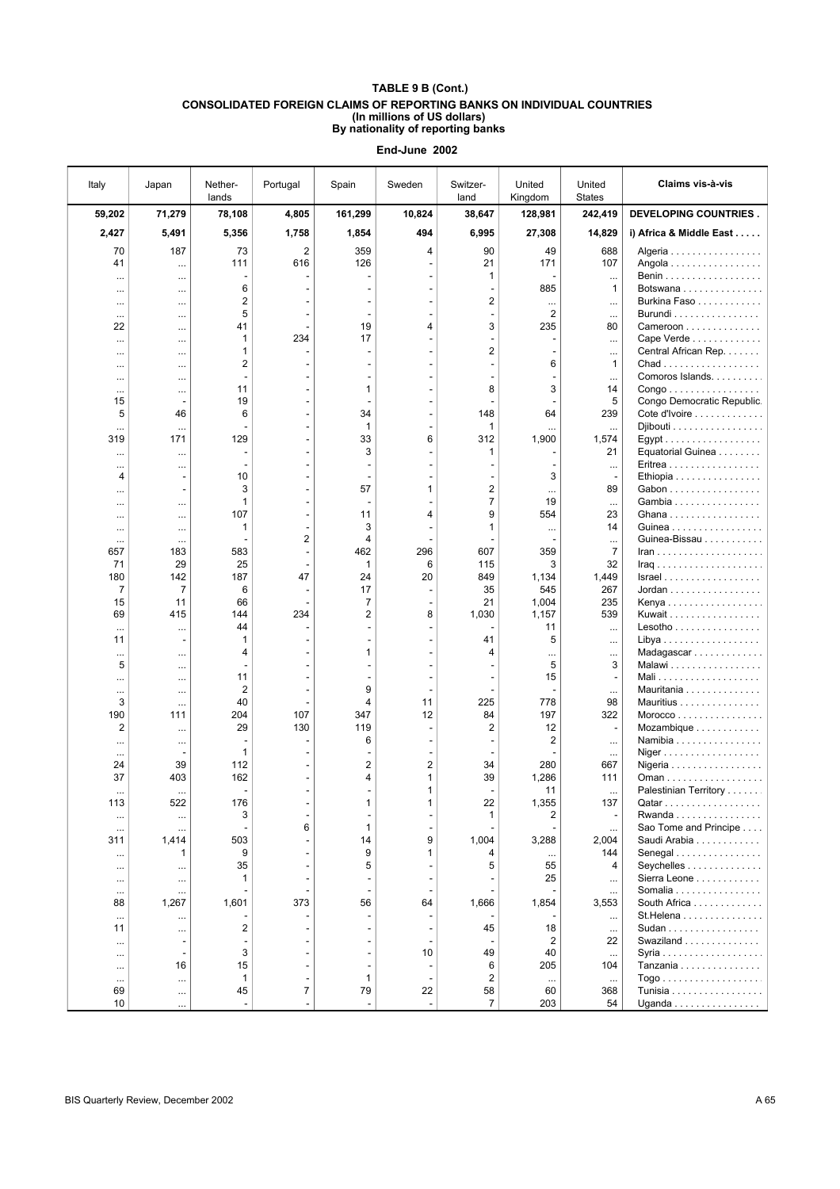# TABLE 9 B (Cont.)

## CONSOLIDATED FOREIGN CLAIMS OF REPORTING BANKS ON INDIVIDUAL COUNTRIES
### (In millions of US dollars)
### By nationality of reporting banks

**End-June 2002**

| Italy | Japan | Nether-lands | Portugal | Spain | Sweden | Switzer-land | United Kingdom | United States | Claims vis-à-vis |
|---|---|---|---|---|---|---|---|---|---|
| **59,202** | **71,279** | **78,108** | **4,805** | **161,299** | **10,824** | **38,647** | **128,981** | **242,419** | **DEVELOPING COUNTRIES .** |
| **2,427** | **5,491** | **5,356** | **1,758** | **1,854** | **494** | **6,995** | **27,308** | **14,829** | **i) Africa & Middle East . . . . .** |
| 70 | 187 | 73 | 2 | 359 | 4 | 90 | 49 | 688 | Algeria |
| 41 | ... | 111 | 616 | 126 | - | 21 | 171 | 107 | Angola |
| ... | ... | - | - | - | - | 1 | - | ... | Benin |
| ... | ... | 6 | - | - | - | - | 885 | 1 | Botswana |
| ... | ... | 2 | - | - | - | 2 | ... | ... | Burkina Faso |
| ... | ... | 5 | - | - | - | - | 2 | ... | Burundi |
| 22 | ... | 41 | - | 19 | 4 | 3 | 235 | 80 | Cameroon |
| ... | ... | 1 | 234 | 17 | - | - | - | ... | Cape Verde |
| ... | ... | 1 | - | - | - | 2 | - | ... | Central African Rep. |
| ... | ... | 2 | - | - | - | - | 6 | 1 | Chad |
| ... | ... | - | - | - | - | - | - | ... | Comoros Islands. |
| ... | ... | 11 | - | 1 | - | 8 | 3 | 14 | Congo |
| 15 | - | 19 | - | - | - | - | - | 5 | Congo Democratic Republic. |
| 5 | 46 | 6 | - | 34 | - | 148 | 64 | 239 | Cote d'Ivoire |
| ... | ... | - | - | 1 | - | 1 | ... | ... | Djibouti |
| 319 | 171 | 129 | - | 33 | 6 | 312 | 1,900 | 1,574 | Egypt |
| ... | ... | - | - | 3 | - | 1 | - | 21 | Equatorial Guinea |
| ... | ... | - | - | - | - | - | - | ... | Eritrea |
| 4 | - | 10 | - | - | - | - | 3 | - | Ethiopia |
| ... | - | 3 | - | 57 | 1 | 2 | ... | 89 | Gabon |
| ... | ... | 1 | - | - | - | 7 | 19 | ... | Gambia |
| ... | ... | 107 | - | 11 | 4 | 9 | 554 | 23 | Ghana |
| ... | ... | 1 | - | 3 | - | 1 | ... | 14 | Guinea |
| ... | ... | - | 2 | 4 | - | - | - | ... | Guinea-Bissau |
| 657 | 183 | 583 | - | 462 | 296 | 607 | 359 | 7 | Iran |
| 71 | 29 | 25 | - | 1 | 6 | 115 | 3 | 32 | Iraq |
| 180 | 142 | 187 | 47 | 24 | 20 | 849 | 1,134 | 1,449 | Israel |
| 7 | 7 | 6 | - | 17 | - | 35 | 545 | 267 | Jordan |
| 15 | 11 | 66 | - | 7 | - | 21 | 1,004 | 235 | Kenya |
| 69 | 415 | 144 | 234 | 2 | 8 | 1,030 | 1,157 | 539 | Kuwait |
| ... | ... | 44 | - | - | - | - | 11 | ... | Lesotho |
| 11 | - | 1 | - | - | - | 41 | 5 | ... | Libya |
| ... | ... | 4 | - | 1 | - | 4 | ... | ... | Madagascar |
| 5 | ... | - | - | - | - | - | 5 | 3 | Malawi |
| ... | ... | 11 | - | - | - | - | 15 | - | Mali |
| ... | ... | 2 | - | 9 | - | - | - | ... | Mauritania |
| 3 | ... | 40 | - | 4 | 11 | 225 | 778 | 98 | Mauritius |
| 190 | 111 | 204 | 107 | 347 | 12 | 84 | 197 | 322 | Morocco |
| 2 | ... | 29 | 130 | 119 | - | 2 | 12 | - | Mozambique |
| ... | ... | - | - | 6 | - | - | 2 | ... | Namibia |
| ... | - | 1 | - | - | - | - | - | ... | Niger |
| 24 | 39 | 112 | - | 2 | 2 | 34 | 280 | 667 | Nigeria |
| 37 | 403 | 162 | - | 4 | 1 | 39 | 1,286 | 111 | Oman |
| ... | ... | - | - | - | 1 | - | 11 | ... | Palestinian Territory |
| 113 | 522 | 176 | - | 1 | 1 | 22 | 1,355 | 137 | Qatar |
| ... | ... | 3 | - | - | - | 1 | 2 | - | Rwanda |
| ... | ... | - | 6 | 1 | - | - | - | ... | Sao Tome and Principe |
| 311 | 1,414 | 503 | - | 14 | 9 | 1,004 | 3,288 | 2,004 | Saudi Arabia |
| ... | 1 | 9 | - | 9 | 1 | 4 | ... | 144 | Senegal |
| ... | ... | 35 | - | 5 | - | 5 | 55 | 4 | Seychelles |
| ... | ... | 1 | - | - | - | - | 25 | ... | Sierra Leone |
| ... | ... | - | - | - | - | - | - | ... | Somalia |
| 88 | 1,267 | 1,601 | 373 | 56 | 64 | 1,666 | 1,854 | 3,553 | South Africa |
| ... | ... | - | - | - | - | - | - | ... | St.Helena |
| 11 | ... | 2 | - | - | - | 45 | 18 | ... | Sudan |
| ... | - | - | - | - | - | - | 2 | 22 | Swaziland |
| ... | - | 3 | - | - | 10 | 49 | 40 | ... | Syria |
| ... | 16 | 15 | - | - | - | 6 | 205 | 104 | Tanzania |
| ... | ... | 1 | - | 1 | - | 2 | ... | ... | Togo |
| 69 | ... | 45 | 7 | 79 | 22 | 58 | 60 | 368 | Tunisia |
| 10 | ... | - | - | - | - | 7 | 203 | 54 | Uganda |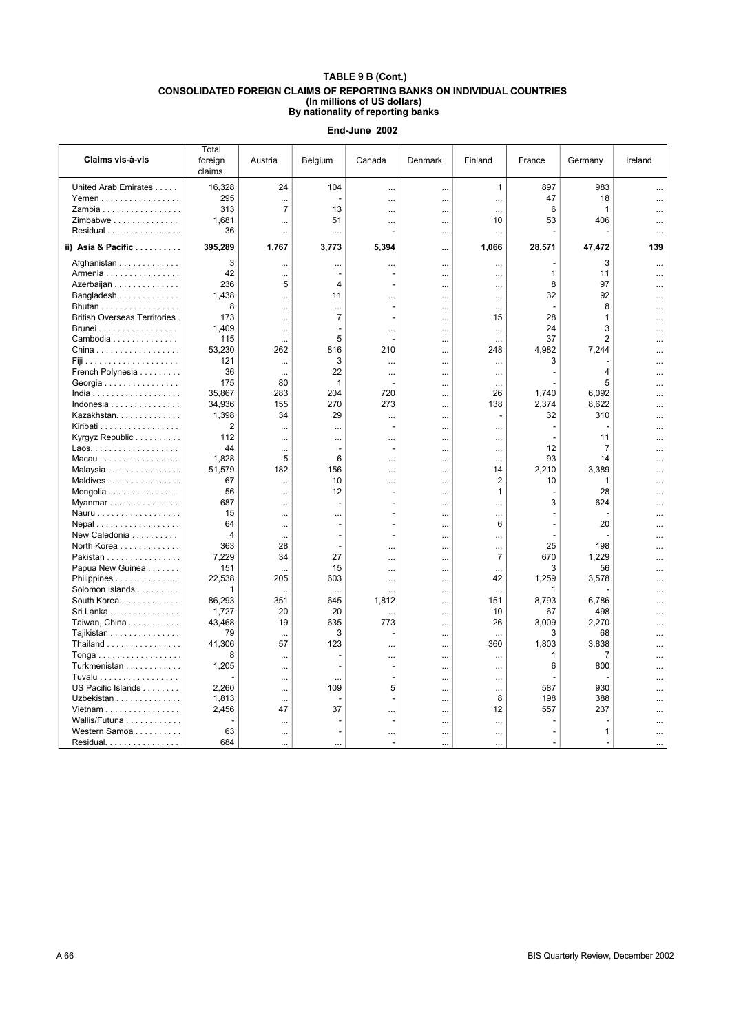# TABLE 9 B (Cont.)

## CONSOLIDATED FOREIGN CLAIMS OF REPORTING BANKS ON INDIVIDUAL COUNTRIES
### (In millions of US dollars)
### By nationality of reporting banks

**End-June 2002**

| Claims vis-à-vis | Total foreign claims | Austria | Belgium | Canada | Denmark | Finland | France | Germany | Ireland |
|---|---|---|---|---|---|---|---|---|---|
| United Arab Emirates | 16,328 | 24 | 104 | ... | ... | 1 | 897 | 983 | ... |
| Yemen | 295 | ... | - | ... | ... | ... | 47 | 18 | ... |
| Zambia | 313 | 7 | 13 | ... | ... | ... | 6 | 1 | ... |
| Zimbabwe | 1,681 | ... | 51 | ... | ... | 10 | 53 | 406 | ... |
| Residual | 36 | ... | ... | - | ... | ... | - | - | ... |
| **ii) Asia & Pacific** | **395,289** | **1,767** | **3,773** | **5,394** | **...** | **1,066** | **28,571** | **47,472** | **139** |
| Afghanistan | 3 | ... | ... | ... | ... | ... | - | 3 | ... |
| Armenia | 42 | ... | - | - | ... | ... | 1 | 11 | ... |
| Azerbaijan | 236 | 5 | 4 | - | ... | ... | 8 | 97 | ... |
| Bangladesh | 1,438 | ... | 11 | ... | ... | ... | 32 | 92 | ... |
| Bhutan | 8 | ... | ... | - | ... | ... | - | 8 | ... |
| British Overseas Territories | 173 | ... | 7 | - | ... | 15 | 28 | 1 | ... |
| Brunei | 1,409 | ... | - | ... | ... | ... | 24 | 3 | ... |
| Cambodia | 115 | ... | 5 | - | ... | ... | 37 | 2 | ... |
| China | 53,230 | 262 | 816 | 210 | ... | 248 | 4,982 | 7,244 | ... |
| Fiji | 121 | ... | 3 | ... | ... | ... | 3 | - | ... |
| French Polynesia | 36 | ... | 22 | ... | ... | ... | - | 4 | ... |
| Georgia | 175 | 80 | 1 | - | ... | ... | - | 5 | ... |
| India | 35,867 | 283 | 204 | 720 | ... | 26 | 1,740 | 6,092 | ... |
| Indonesia | 34,936 | 155 | 270 | 273 | ... | 138 | 2,374 | 8,622 | ... |
| Kazakhstan | 1,398 | 34 | 29 | ... | ... | - | 32 | 310 | ... |
| Kiribati | 2 | ... | ... | - | ... | ... | - | - | ... |
| Kyrgyz Republic | 112 | ... | ... | ... | ... | ... | - | 11 | ... |
| Laos | 44 | ... | - | - | ... | ... | 12 | 7 | ... |
| Macau | 1,828 | 5 | 6 | ... | ... | ... | 93 | 14 | ... |
| Malaysia | 51,579 | 182 | 156 | ... | ... | 14 | 2,210 | 3,389 | ... |
| Maldives | 67 | ... | 10 | ... | ... | 2 | 10 | 1 | ... |
| Mongolia | 56 | ... | 12 | - | ... | 1 | - | 28 | ... |
| Myanmar | 687 | ... | - | - | ... | ... | 3 | 624 | ... |
| Nauru | 15 | ... | ... | - | ... | ... | - | - | ... |
| Nepal | 64 | ... | - | - | ... | 6 | - | 20 | ... |
| New Caledonia | 4 | ... | - | - | ... | ... | - | - | ... |
| North Korea | 363 | 28 | - | ... | ... | ... | 25 | 198 | ... |
| Pakistan | 7,229 | 34 | 27 | ... | ... | 7 | 670 | 1,229 | ... |
| Papua New Guinea | 151 | ... | 15 | ... | ... | ... | 3 | 56 | ... |
| Philippines | 22,538 | 205 | 603 | ... | ... | 42 | 1,259 | 3,578 | ... |
| Solomon Islands | 1 | ... | ... | ... | ... | ... | 1 | - | ... |
| South Korea | 86,293 | 351 | 645 | 1,812 | ... | 151 | 8,793 | 6,786 | ... |
| Sri Lanka | 1,727 | 20 | 20 | ... | ... | 10 | 67 | 498 | ... |
| Taiwan, China | 43,468 | 19 | 635 | 773 | ... | 26 | 3,009 | 2,270 | ... |
| Tajikistan | 79 | ... | 3 | - | ... | ... | 3 | 68 | ... |
| Thailand | 41,306 | 57 | 123 | ... | ... | 360 | 1,803 | 3,838 | ... |
| Tonga | 8 | ... | - | ... | ... | ... | 1 | 7 | ... |
| Turkmenistan | 1,205 | ... | - | - | ... | ... | 6 | 800 | ... |
| Tuvalu | - | ... | ... | - | ... | ... | - | - | ... |
| US Pacific Islands | 2,260 | ... | 109 | 5 | ... | ... | 587 | 930 | ... |
| Uzbekistan | 1,813 | ... | - | - | ... | 8 | 198 | 388 | ... |
| Vietnam | 2,456 | 47 | 37 | ... | ... | 12 | 557 | 237 | ... |
| Wallis/Futuna | - | ... | - | - | ... | ... | - | - | ... |
| Western Samoa | 63 | ... | - | ... | ... | ... | - | 1 | ... |
| Residual | 684 | ... | ... | - | ... | ... | - | - | ... |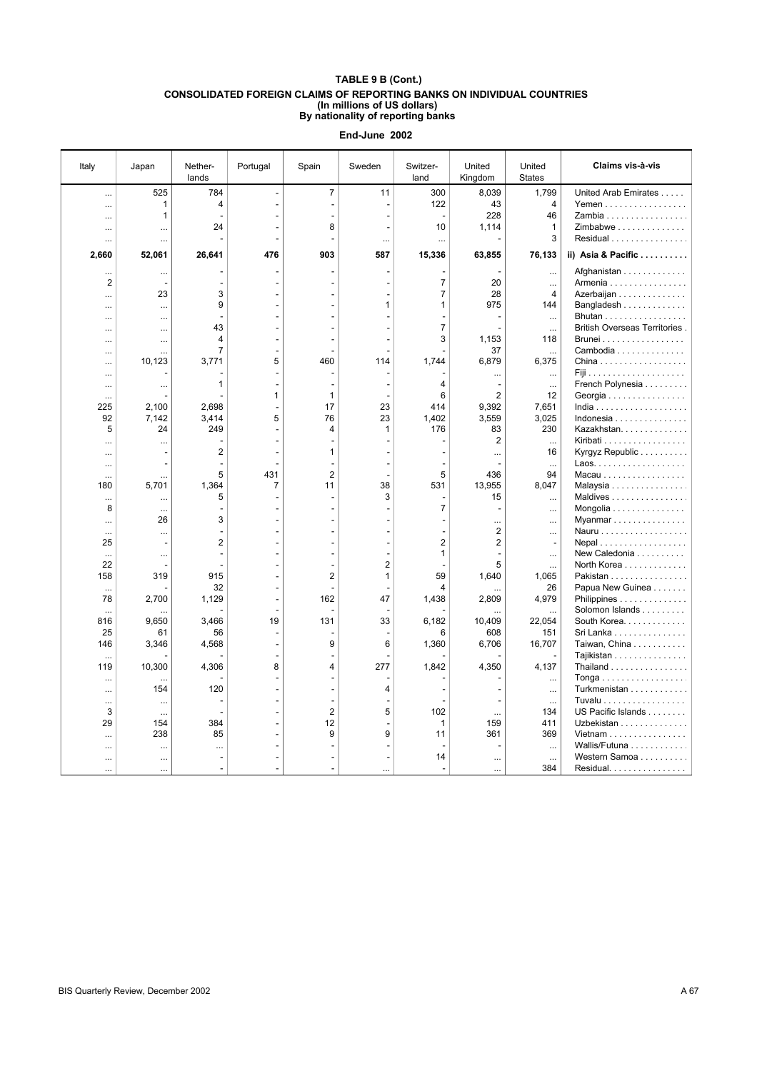**TABLE 9 B (Cont.)**
**CONSOLIDATED FOREIGN CLAIMS OF REPORTING BANKS ON INDIVIDUAL COUNTRIES**
**(In millions of US dollars)**
**By nationality of reporting banks**

**End-June 2002**

| Italy | Japan | Nether-lands | Portugal | Spain | Sweden | Switzer-land | United Kingdom | United States | Claims vis-à-vis |
|---|---|---|---|---|---|---|---|---|---|
| ... | 525 | 784 | - | 7 | 11 | 300 | 8,039 | 1,799 | United Arab Emirates |
| ... | 1 | 4 | - | - | - | 122 | 43 | 4 | Yemen |
| ... | 1 | - | - | - | - | - | 228 | 46 | Zambia |
| ... | ... | 24 | - | 8 | - | 10 | 1,114 | 1 | Zimbabwe |
| ... | ... | - | - | - | ... | ... | - | 3 | Residual |
| **2,660** | **52,061** | **26,641** | **476** | **903** | **587** | **15,336** | **63,855** | **76,133** | **ii) Asia & Pacific** |
| ... | ... | - | - | - | - | - | - | ... | Afghanistan |
| 2 | - | - | - | - | - | 7 | 20 | ... | Armenia |
| ... | 23 | 3 | - | - | - | 7 | 28 | 4 | Azerbaijan |
| ... | ... | 9 | - | - | 1 | 1 | 975 | 144 | Bangladesh |
| ... | ... | - | - | - | - | - | - | ... | Bhutan |
| ... | ... | 43 | - | - | - | 7 | - | ... | British Overseas Territories |
| ... | ... | 4 | - | - | - | 3 | 1,153 | 118 | Brunei |
| ... | ... | 7 | - | - | - | - | 37 | ... | Cambodia |
| ... | 10,123 | 3,771 | 5 | 460 | 114 | 1,744 | 6,879 | 6,375 | China |
| ... | - | - | - | - | - | - | ... | ... | Fiji |
| ... | ... | 1 | - | - | - | 4 | - | ... | French Polynesia |
| ... | - | - | 1 | 1 | - | 6 | 2 | 12 | Georgia |
| 225 | 2,100 | 2,698 | - | 17 | 23 | 414 | 9,392 | 7,651 | India |
| 92 | 7,142 | 3,414 | 5 | 76 | 23 | 1,402 | 3,559 | 3,025 | Indonesia |
| 5 | 24 | 249 | - | 4 | 1 | 176 | 83 | 230 | Kazakhstan |
| ... | ... | - | - | - | - | - | 2 | ... | Kiribati |
| ... | - | 2 | - | 1 | - | - | ... | 16 | Kyrgyz Republic |
| ... | - | - | - | - | - | - | - | ... | Laos |
| ... | ... | 5 | 431 | 2 | - | 5 | 436 | 94 | Macau |
| 180 | 5,701 | 1,364 | 7 | 11 | 38 | 531 | 13,955 | 8,047 | Malaysia |
| ... | ... | 5 | - | - | 3 | - | 15 | ... | Maldives |
| 8 | ... | - | - | - | - | 7 | - | ... | Mongolia |
| ... | 26 | 3 | - | - | - | - | ... | ... | Myanmar |
| ... | ... | - | - | - | - | - | 2 | ... | Nauru |
| 25 | - | 2 | - | - | - | 2 | 2 | - | Nepal |
| ... | ... | - | - | - | - | 1 | - | ... | New Caledonia |
| 22 | - | - | - | - | 2 | - | 5 | ... | North Korea |
| 158 | 319 | 915 | - | 2 | 1 | 59 | 1,640 | 1,065 | Pakistan |
| ... | - | 32 | - | - | - | 4 | ... | 26 | Papua New Guinea |
| 78 | 2,700 | 1,129 | - | 162 | 47 | 1,438 | 2,809 | 4,979 | Philippines |
| ... | ... | - | - | - | - | - | ... | ... | Solomon Islands |
| 816 | 9,650 | 3,466 | 19 | 131 | 33 | 6,182 | 10,409 | 22,054 | South Korea |
| 25 | 61 | 56 | - | - | - | 6 | 608 | 151 | Sri Lanka |
| 146 | 3,346 | 4,568 | - | 9 | 6 | 1,360 | 6,706 | 16,707 | Taiwan, China |
| ... | - | - | - | - | - | - | - | - | Tajikistan |
| 119 | 10,300 | 4,306 | 8 | 4 | 277 | 1,842 | 4,350 | 4,137 | Thailand |
| ... | ... | - | - | - | - | - | - | ... | Tonga |
| ... | 154 | 120 | - | - | 4 | - | - | ... | Turkmenistan |
| ... | ... | - | - | - | - | - | - | ... | Tuvalu |
| 3 | ... | - | - | 2 | 5 | 102 | ... | 134 | US Pacific Islands |
| 29 | 154 | 384 | - | 12 | - | 1 | 159 | 411 | Uzbekistan |
| ... | 238 | 85 | - | 9 | 9 | 11 | 361 | 369 | Vietnam |
| ... | ... | ... | - | - | - | - | - | ... | Wallis/Futuna |
| ... | ... | - | - | - | - | 14 | ... | ... | Western Samoa |
| ... | ... | - | - | - | ... | - | ... | 384 | Residual |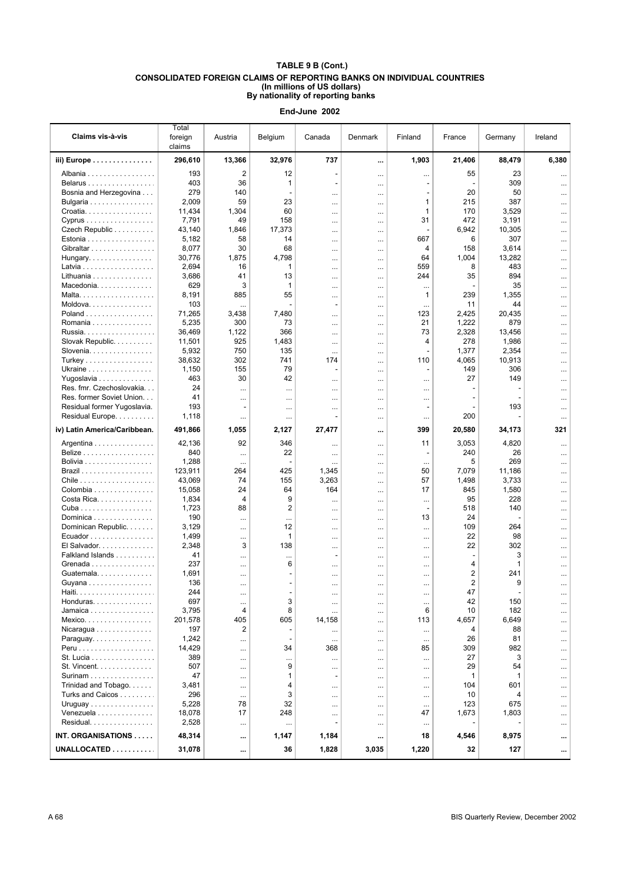# TABLE 9 B (Cont.)
## CONSOLIDATED FOREIGN CLAIMS OF REPORTING BANKS ON INDIVIDUAL COUNTRIES
### (In millions of US dollars)
### By nationality of reporting banks

**End-June 2002**

| Claims vis-à-vis | Total foreign claims | Austria | Belgium | Canada | Denmark | Finland | France | Germany | Ireland |
|---|---|---|---|---|---|---|---|---|---|
| **iii) Europe** | **296,610** | **13,366** | **32,976** | **737** | **...** | **1,903** | **21,406** | **88,479** | **6,380** |
| Albania | 193 | 2 | 12 | - | ... | ... | 55 | 23 | ... |
| Belarus | 403 | 36 | 1 | - | ... | - | - | 309 | ... |
| Bosnia and Herzegovina | 279 | 140 | - | ... | ... | - | 20 | 50 | ... |
| Bulgaria | 2,009 | 59 | 23 | ... | ... | 1 | 215 | 387 | ... |
| Croatia | 11,434 | 1,304 | 60 | ... | ... | 1 | 170 | 3,529 | ... |
| Cyprus | 7,791 | 49 | 158 | ... | ... | 31 | 472 | 3,191 | ... |
| Czech Republic | 43,140 | 1,846 | 17,373 | ... | ... | - | 6,942 | 10,305 | ... |
| Estonia | 5,182 | 58 | 14 | ... | ... | 667 | 6 | 307 | ... |
| Gibraltar | 8,077 | 30 | 68 | ... | ... | 4 | 158 | 3,614 | ... |
| Hungary | 30,776 | 1,875 | 4,798 | ... | ... | 64 | 1,004 | 13,282 | ... |
| Latvia | 2,694 | 16 | 1 | ... | ... | 559 | 8 | 483 | ... |
| Lithuania | 3,686 | 41 | 13 | ... | ... | 244 | 35 | 894 | ... |
| Macedonia | 629 | 3 | 1 | ... | ... | ... | - | 35 | ... |
| Malta | 8,191 | 885 | 55 | ... | ... | 1 | 239 | 1,355 | ... |
| Moldova | 103 | ... | - | - | ... | ... | 11 | 44 | ... |
| Poland | 71,265 | 3,438 | 7,480 | ... | ... | 123 | 2,425 | 20,435 | ... |
| Romania | 5,235 | 300 | 73 | ... | ... | 21 | 1,222 | 879 | ... |
| Russia | 36,469 | 1,122 | 366 | ... | ... | 73 | 2,328 | 13,456 | ... |
| Slovak Republic | 11,501 | 925 | 1,483 | ... | ... | 4 | 278 | 1,986 | ... |
| Slovenia | 5,932 | 750 | 135 | ... | ... | - | 1,377 | 2,354 | ... |
| Turkey | 38,632 | 302 | 741 | 174 | ... | 110 | 4,065 | 10,913 | ... |
| Ukraine | 1,150 | 155 | 79 | - | ... | - | 149 | 306 | ... |
| Yugoslavia | 463 | 30 | 42 | ... | ... | ... | 27 | 149 | ... |
| Res. fmr. Czechoslovakia | 24 | ... | ... | ... | ... | ... | - | - | ... |
| Res. former Soviet Union | 41 | ... | ... | ... | ... | ... | - | - | ... |
| Residual former Yugoslavia | 193 | - | ... | ... | ... | - | - | 193 | ... |
| Residual Europe | 1,118 | ... | ... | - | ... | ... | 200 | - | ... |
| **iv) Latin America/Caribbean** | **491,866** | **1,055** | **2,127** | **27,477** | **...** | **399** | **20,580** | **34,173** | **321** |
| Argentina | 42,136 | 92 | 346 | ... | ... | 11 | 3,053 | 4,820 | ... |
| Belize | 840 | ... | 22 | ... | ... | - | 240 | 26 | ... |
| Bolivia | 1,288 | ... | - | ... | ... | ... | 5 | 269 | ... |
| Brazil | 123,911 | 264 | 425 | 1,345 | ... | 50 | 7,079 | 11,186 | ... |
| Chile | 43,069 | 74 | 155 | 3,263 | ... | 57 | 1,498 | 3,733 | ... |
| Colombia | 15,058 | 24 | 64 | 164 | ... | 17 | 845 | 1,580 | ... |
| Costa Rica | 1,834 | 4 | 9 | ... | ... | ... | 95 | 228 | ... |
| Cuba | 1,723 | 88 | 2 | ... | ... | - | 518 | 140 | ... |
| Dominica | 190 | ... | ... | ... | ... | 13 | 24 | - | ... |
| Dominican Republic | 3,129 | ... | 12 | ... | ... | ... | 109 | 264 | ... |
| Ecuador | 1,499 | ... | 1 | ... | ... | ... | 22 | 98 | ... |
| El Salvador | 2,348 | 3 | 138 | ... | ... | ... | 22 | 302 | ... |
| Falkland Islands | 41 | ... | ... | - | ... | ... | - | 3 | ... |
| Grenada | 237 | ... | 6 | ... | ... | ... | 4 | 1 | ... |
| Guatemala | 1,691 | ... | - | ... | ... | ... | 2 | 241 | ... |
| Guyana | 136 | ... | - | ... | ... | ... | 2 | 9 | ... |
| Haiti | 244 | ... | - | ... | ... | ... | 47 | - | ... |
| Honduras | 697 | ... | 3 | ... | ... | ... | 42 | 150 | ... |
| Jamaica | 3,795 | 4 | 8 | ... | ... | 6 | 10 | 182 | ... |
| Mexico | 201,578 | 405 | 605 | 14,158 | ... | 113 | 4,657 | 6,649 | ... |
| Nicaragua | 197 | 2 | - | ... | ... | ... | 4 | 88 | ... |
| Paraguay | 1,242 | ... | - | ... | ... | ... | 26 | 81 | ... |
| Peru | 14,429 | ... | 34 | 368 | ... | 85 | 309 | 982 | ... |
| St. Lucia | 389 | ... | ... | ... | ... | ... | 27 | 3 | ... |
| St. Vincent | 507 | ... | 9 | ... | ... | ... | 29 | 54 | ... |
| Surinam | 47 | ... | 1 | - | ... | ... | 1 | 1 | ... |
| Trinidad and Tobago | 3,481 | ... | 4 | ... | ... | ... | 104 | 601 | ... |
| Turks and Caicos | 296 | ... | 3 | ... | ... | ... | 10 | 4 | ... |
| Uruguay | 5,228 | 78 | 32 | ... | ... | ... | 123 | 675 | ... |
| Venezuela | 18,078 | 17 | 248 | ... | ... | 47 | 1,673 | 1,803 | ... |
| Residual | 2,528 | ... | ... | - | ... | ... | - | - | ... |
| **INT. ORGANISATIONS** | **48,314** | **...** | **1,147** | **1,184** | **...** | **18** | **4,546** | **8,975** | **...** |
| **UNALLOCATED** | **31,078** | **...** | **36** | **1,828** | **3,035** | **1,220** | **32** | **127** | **...** |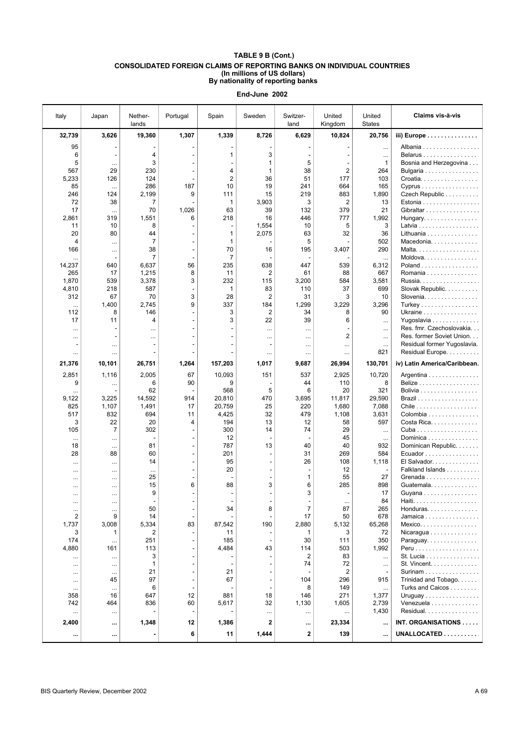# TABLE 9 B (Cont.)

## CONSOLIDATED FOREIGN CLAIMS OF REPORTING BANKS ON INDIVIDUAL COUNTRIES
### (In millions of US dollars)
### By nationality of reporting banks

**End-June 2002**

| Italy | Japan | Nether-lands | Portugal | Spain | Sweden | Switzer-land | United Kingdom | United States | Claims vis-à-vis |
|---|---|---|---|---|---|---|---|---|---|
| **32,739** | **3,626** | **19,360** | **1,307** | **1,339** | **8,726** | **6,629** | **10,824** | **20,756** | **iii) Europe** |
| 95 | - | - | - | - | - | - | - | ... | Albania |
| 6 | - | 4 | - | 1 | 3 | - | - | ... | Belarus |
| 5 | ... | 3 | - | - | 1 | 5 | - | 1 | Bosnia and Herzegovina |
| 567 | 29 | 230 | - | 4 | 1 | 38 | 2 | 264 | Bulgaria |
| 5,233 | 126 | 124 | - | 2 | 36 | 51 | 177 | 103 | Croatia |
| 85 | ... | 286 | 187 | 10 | 19 | 241 | 664 | 165 | Cyprus |
| 246 | 124 | 2,199 | 9 | 111 | 15 | 219 | 883 | 1,890 | Czech Republic |
| 72 | 38 | 7 | - | 1 | 3,903 | 3 | 2 | 13 | Estonia |
| 17 | ... | 70 | 1,026 | 63 | 39 | 132 | 379 | 21 | Gibraltar |
| 2,861 | 319 | 1,551 | 6 | 218 | 16 | 446 | 777 | 1,992 | Hungary |
| 11 | 10 | 8 | - | - | 1,554 | 10 | 5 | 3 | Latvia |
| 20 | 80 | 44 | - | 1 | 2,075 | 63 | 32 | 36 | Lithuania |
| 4 | ... | 7 | - | 1 | - | 5 | - | 502 | Macedonia |
| 166 | ... | 38 | - | 70 | 16 | 195 | 3,407 | 290 | Malta |
| ... | - | 7 | - | 7 | - | - | - | ... | Moldova |
| 14,237 | 640 | 6,637 | 56 | 235 | 638 | 447 | 539 | 6,312 | Poland |
| 265 | 17 | 1,215 | 8 | 11 | 2 | 61 | 88 | 667 | Romania |
| 1,870 | 539 | 3,378 | 3 | 232 | 115 | 3,200 | 584 | 3,581 | Russia |
| 4,810 | 218 | 587 | - | 1 | 83 | 110 | 37 | 699 | Slovak Republic |
| 312 | 67 | 70 | 3 | 28 | 2 | 31 | 3 | 10 | Slovenia |
| ... | 1,400 | 2,745 | 9 | 337 | 184 | 1,299 | 3,229 | 3,296 | Turkey |
| 112 | 8 | 146 | - | 3 | 2 | 34 | 8 | 90 | Ukraine |
| 17 | 11 | 4 | - | 3 | 22 | 39 | 6 | ... | Yugoslavia |
| ... | - | ... | - | - | ... | ... | - | ... | Res. fmr. Czechoslovakia |
| ... | - | ... | - | - | ... | ... | 2 | ... | Res. former Soviet Union |
| - | ... | - | - | - | - | ... | ... | ... | Residual former Yugoslavia. |
| ... | ... | - | - | - | ... | ... | ... | 821 | Residual Europe |
| **21,376** | **10,101** | **26,751** | **1,264** | **157,203** | **1,017** | **9,687** | **26,994** | **130,701** | **iv) Latin America/Caribbean.** |
| 2,851 | 1,116 | 2,005 | 67 | 10,093 | 151 | 537 | 2,925 | 10,720 | Argentina |
| 9 | ... | 6 | 90 | 9 | - | 44 | 110 | 8 | Belize |
| ... | - | 62 | - | 568 | 5 | 6 | 20 | 321 | Bolivia |
| 9,122 | 3,225 | 14,592 | 914 | 20,810 | 470 | 3,695 | 11,817 | 29,590 | Brazil |
| 825 | 1,107 | 1,491 | 17 | 20,759 | 25 | 220 | 1,680 | 7,088 | Chile |
| 517 | 832 | 694 | 11 | 4,425 | 32 | 479 | 1,108 | 3,631 | Colombia |
| 3 | 22 | 20 | 4 | 194 | 13 | 12 | 58 | 597 | Costa Rica |
| 105 | 7 | 302 | - | 300 | 14 | 74 | 29 | ... | Cuba |
| ... | ... | - | - | 12 | - | - | 45 | ... | Dominica |
| 18 | ... | 81 | - | 787 | 13 | 40 | 40 | 932 | Dominican Republic |
| 28 | 88 | 60 | - | 201 | - | 31 | 269 | 584 | Ecuador |
| ... | ... | 14 | - | 95 | - | 26 | 108 | 1,118 | El Salvador |
| ... | ... | ... | - | 20 | - | - | 12 | - | Falkland Islands |
| ... | ... | 25 | - | - | - | 1 | 55 | 27 | Grenada |
| ... | ... | 15 | 6 | 88 | 3 | 6 | 285 | 898 | Guatemala |
| ... | ... | 9 | - | - | - | 3 | - | 17 | Guyana |
| ... | ... | - | - | - | - | - | ... | 84 | Haiti |
| ... | ... | 50 | - | 34 | 8 | 7 | 87 | 265 | Honduras |
| 2 | 9 | 14 | - | - | - | 17 | 50 | 678 | Jamaica |
| 1,737 | 3,008 | 5,334 | 83 | 87,542 | 190 | 2,880 | 5,132 | 65,268 | Mexico |
| 3 | 1 | 2 | - | 11 | - | 1 | 3 | 72 | Nicaragua |
| 174 | ... | 251 | - | 185 | - | 30 | 111 | 350 | Paraguay |
| 4,880 | 161 | 113 | - | 4,484 | 43 | 114 | 503 | 1,992 | Peru |
| ... | ... | 3 | - | - | - | 2 | 83 | ... | St. Lucia |
| ... | ... | 1 | - | - | - | 74 | 72 | ... | St. Vincent |
| ... | ... | 21 | - | 21 | - | - | 2 | - | Surinam |
| ... | 45 | 97 | - | 67 | - | 104 | 296 | 915 | Trinidad and Tobago |
| ... | ... | 6 | - | - | - | 8 | 149 | ... | Turks and Caicos |
| 358 | 16 | 647 | 12 | 881 | 18 | 146 | 271 | 1,377 | Uruguay |
| 742 | 464 | 836 | 60 | 5,617 | 32 | 1,130 | 1,605 | 2,739 | Venezuela |
| ... | ... | - | - | - | ... | ... | ... | 1,430 | Residual |
| **2,400** | **...** | **1,348** | **12** | **1,386** | **2** | **...** | **23,334** | **...** | **INT. ORGANISATIONS** |
| **...** | **...** | **-** | **6** | **11** | **1,444** | **2** | **139** | **...** | **UNALLOCATED** |

BIS Quarterly Review, December 2002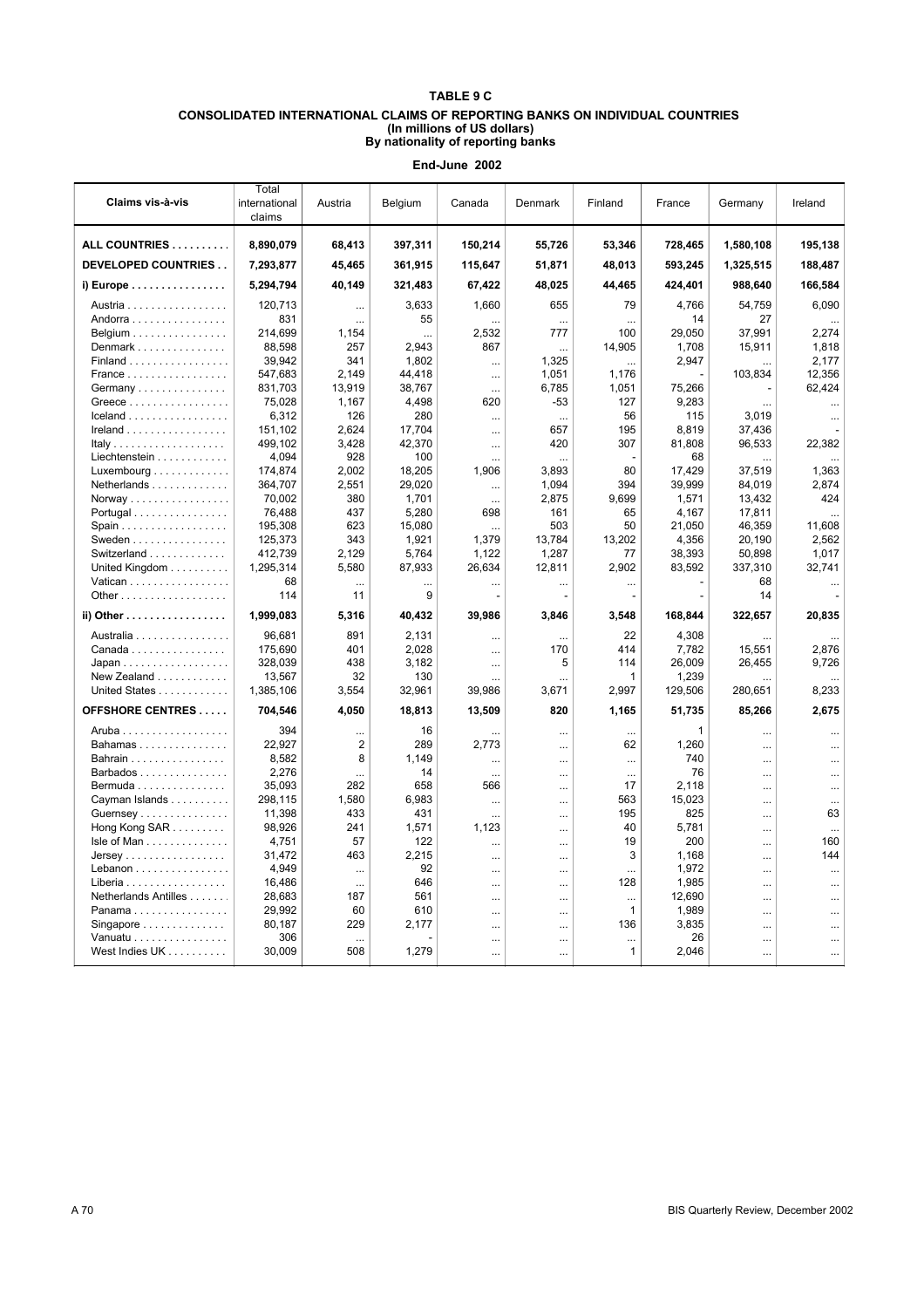**TABLE 9 C**

**CONSOLIDATED INTERNATIONAL CLAIMS OF REPORTING BANKS ON INDIVIDUAL COUNTRIES**
**(In millions of US dollars)**
**By nationality of reporting banks**

**End-June 2002**

| Claims vis-à-vis | Total international claims | Austria | Belgium | Canada | Denmark | Finland | France | Germany | Ireland |
|---|---|---|---|---|---|---|---|---|---|
| **ALL COUNTRIES** | **8,890,079** | **68,413** | **397,311** | **150,214** | **55,726** | **53,346** | **728,465** | **1,580,108** | **195,138** |
| **DEVELOPED COUNTRIES** | **7,293,877** | **45,465** | **361,915** | **115,647** | **51,871** | **48,013** | **593,245** | **1,325,515** | **188,487** |
| **i) Europe** | **5,294,794** | **40,149** | **321,483** | **67,422** | **48,025** | **44,465** | **424,401** | **988,640** | **166,584** |
| Austria | 120,713 | ... | 3,633 | 1,660 | 655 | 79 | 4,766 | 54,759 | 6,090 |
| Andorra | 831 | ... | 55 | ... | ... | ... | 14 | 27 | ... |
| Belgium | 214,699 | 1,154 | ... | 2,532 | 777 | 100 | 29,050 | 37,991 | 2,274 |
| Denmark | 88,598 | 257 | 2,943 | 867 | ... | 14,905 | 1,708 | 15,911 | 1,818 |
| Finland | 39,942 | 341 | 1,802 | ... | 1,325 | ... | 2,947 | ... | 2,177 |
| France | 547,683 | 2,149 | 44,418 | ... | 1,051 | 1,176 | - | 103,834 | 12,356 |
| Germany | 831,703 | 13,919 | 38,767 | ... | 6,785 | 1,051 | 75,266 | - | 62,424 |
| Greece | 75,028 | 1,167 | 4,498 | 620 | -53 | 127 | 9,283 | ... | ... |
| Iceland | 6,312 | 126 | 280 | ... | ... | 56 | 115 | 3,019 | ... |
| Ireland | 151,102 | 2,624 | 17,704 | ... | 657 | 195 | 8,819 | 37,436 | - |
| Italy | 499,102 | 3,428 | 42,370 | ... | 420 | 307 | 81,808 | 96,533 | 22,382 |
| Liechtenstein | 4,094 | 928 | 100 | ... | ... | - | 68 | ... | ... |
| Luxembourg | 174,874 | 2,002 | 18,205 | 1,906 | 3,893 | 80 | 17,429 | 37,519 | 1,363 |
| Netherlands | 364,707 | 2,551 | 29,020 | ... | 1,094 | 394 | 39,999 | 84,019 | 2,874 |
| Norway | 70,002 | 380 | 1,701 | ... | 2,875 | 9,699 | 1,571 | 13,432 | 424 |
| Portugal | 76,488 | 437 | 5,280 | 698 | 161 | 65 | 4,167 | 17,811 | ... |
| Spain | 195,308 | 623 | 15,080 | ... | 503 | 50 | 21,050 | 46,359 | 11,608 |
| Sweden | 125,373 | 343 | 1,921 | 1,379 | 13,784 | 13,202 | 4,356 | 20,190 | 2,562 |
| Switzerland | 412,739 | 2,129 | 5,764 | 1,122 | 1,287 | 77 | 38,393 | 50,898 | 1,017 |
| United Kingdom | 1,295,314 | 5,580 | 87,933 | 26,634 | 12,811 | 2,902 | 83,592 | 337,310 | 32,741 |
| Vatican | 68 | ... | ... | ... | ... | ... | - | 68 | ... |
| Other | 114 | 11 | 9 | - | - | - | - | 14 | - |
| **ii) Other** | **1,999,083** | **5,316** | **40,432** | **39,986** | **3,846** | **3,548** | **168,844** | **322,657** | **20,835** |
| Australia | 96,681 | 891 | 2,131 | ... | ... | 22 | 4,308 | ... | ... |
| Canada | 175,690 | 401 | 2,028 | ... | 170 | 414 | 7,782 | 15,551 | 2,876 |
| Japan | 328,039 | 438 | 3,182 | ... | 5 | 114 | 26,009 | 26,455 | 9,726 |
| New Zealand | 13,567 | 32 | 130 | ... | ... | 1 | 1,239 | ... | ... |
| United States | 1,385,106 | 3,554 | 32,961 | 39,986 | 3,671 | 2,997 | 129,506 | 280,651 | 8,233 |
| **OFFSHORE CENTRES** | **704,546** | **4,050** | **18,813** | **13,509** | **820** | **1,165** | **51,735** | **85,266** | **2,675** |
| Aruba | 394 | ... | 16 | ... | ... | ... | 1 | ... | ... |
| Bahamas | 22,927 | 2 | 289 | 2,773 | ... | 62 | 1,260 | ... | ... |
| Bahrain | 8,582 | 8 | 1,149 | ... | ... | ... | 740 | ... | ... |
| Barbados | 2,276 | ... | 14 | ... | ... | ... | 76 | ... | ... |
| Bermuda | 35,093 | 282 | 658 | 566 | ... | 17 | 2,118 | ... | ... |
| Cayman Islands | 298,115 | 1,580 | 6,983 | ... | ... | 563 | 15,023 | ... | ... |
| Guernsey | 11,398 | 433 | 431 | ... | ... | 195 | 825 | ... | 63 |
| Hong Kong SAR | 98,926 | 241 | 1,571 | 1,123 | ... | 40 | 5,781 | ... | ... |
| Isle of Man | 4,751 | 57 | 122 | ... | ... | 19 | 200 | ... | 160 |
| Jersey | 31,472 | 463 | 2,215 | ... | ... | 3 | 1,168 | ... | 144 |
| Lebanon | 4,949 | ... | 92 | ... | ... | ... | 1,972 | ... | ... |
| Liberia | 16,486 | ... | 646 | ... | ... | 128 | 1,985 | ... | ... |
| Netherlands Antilles | 28,683 | 187 | 561 | ... | ... | ... | 12,690 | ... | ... |
| Panama | 29,992 | 60 | 610 | ... | ... | 1 | 1,989 | ... | ... |
| Singapore | 80,187 | 229 | 2,177 | ... | ... | 136 | 3,835 | ... | ... |
| Vanuatu | 306 | ... | - | ... | ... | ... | 26 | ... | ... |
| West Indies UK | 30,009 | 508 | 1,279 | ... | ... | 1 | 2,046 | ... | ... |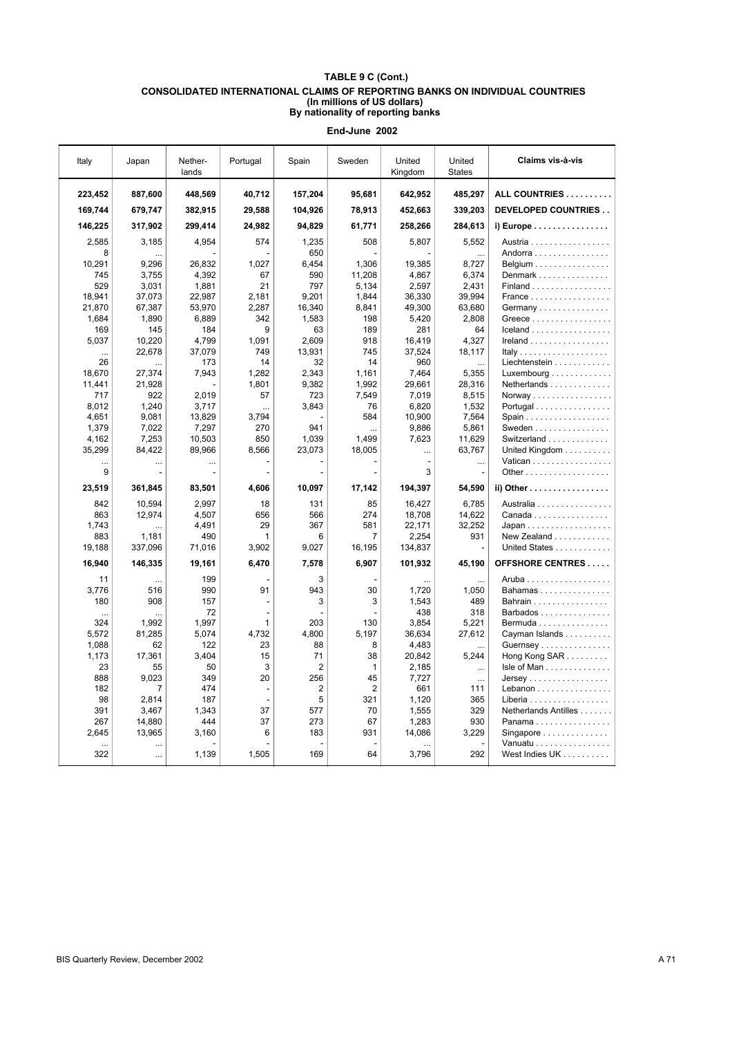**TABLE 9 C (Cont.)**
**CONSOLIDATED INTERNATIONAL CLAIMS OF REPORTING BANKS ON INDIVIDUAL COUNTRIES**
**(In millions of US dollars)**
**By nationality of reporting banks**

**End-June 2002**

| Italy | Japan | Nether-lands | Portugal | Spain | Sweden | United Kingdom | United States | Claims vis-à-vis |
|---|---|---|---|---|---|---|---|---|
| **223,452** | **887,600** | **448,569** | **40,712** | **157,204** | **95,681** | **642,952** | **485,297** | **ALL COUNTRIES** |
| **169,744** | **679,747** | **382,915** | **29,588** | **104,926** | **78,913** | **452,663** | **339,203** | **DEVELOPED COUNTRIES** |
| **146,225** | **317,902** | **299,414** | **24,982** | **94,829** | **61,771** | **258,266** | **284,613** | **i) Europe** |
| 2,585 | 3,185 | 4,954 | 574 | 1,235 | 508 | 5,807 | 5,552 | Austria |
| 8 | ... | - | - | 650 | - | - | ... | Andorra |
| 10,291 | 9,296 | 26,832 | 1,027 | 6,454 | 1,306 | 19,385 | 8,727 | Belgium |
| 745 | 3,755 | 4,392 | 67 | 590 | 11,208 | 4,867 | 6,374 | Denmark |
| 529 | 3,031 | 1,881 | 21 | 797 | 5,134 | 2,597 | 2,431 | Finland |
| 18,941 | 37,073 | 22,987 | 2,181 | 9,201 | 1,844 | 36,330 | 39,994 | France |
| 21,870 | 67,387 | 53,970 | 2,287 | 16,340 | 8,841 | 49,300 | 63,680 | Germany |
| 1,684 | 1,890 | 6,889 | 342 | 1,583 | 198 | 5,420 | 2,808 | Greece |
| 169 | 145 | 184 | 9 | 63 | 189 | 281 | 64 | Iceland |
| 5,037 | 10,220 | 4,799 | 1,091 | 2,609 | 918 | 16,419 | 4,327 | Ireland |
| ... | 22,678 | 37,079 | 749 | 13,931 | 745 | 37,524 | 18,117 | Italy |
| 26 | ... | 173 | 14 | 32 | 14 | 960 | ... | Liechtenstein |
| 18,670 | 27,374 | 7,943 | 1,282 | 2,343 | 1,161 | 7,464 | 5,355 | Luxembourg |
| 11,441 | 21,928 | - | 1,801 | 9,382 | 1,992 | 29,661 | 28,316 | Netherlands |
| 717 | 922 | 2,019 | 57 | 723 | 7,549 | 7,019 | 8,515 | Norway |
| 8,012 | 1,240 | 3,717 | ... | 3,843 | 76 | 6,820 | 1,532 | Portugal |
| 4,651 | 9,081 | 13,829 | 3,794 | - | 584 | 10,900 | 7,564 | Spain |
| 1,379 | 7,022 | 7,297 | 270 | 941 | ... | 9,886 | 5,861 | Sweden |
| 4,162 | 7,253 | 10,503 | 850 | 1,039 | 1,499 | 7,623 | 11,629 | Switzerland |
| 35,299 | 84,422 | 89,966 | 8,566 | 23,073 | 18,005 | ... | 63,767 | United Kingdom |
| ... | ... | ... | - | - | - | - | ... | Vatican |
| 9 | - | - | - | - | - | 3 | - | Other |
| **23,519** | **361,845** | **83,501** | **4,606** | **10,097** | **17,142** | **194,397** | **54,590** | **ii) Other** |
| 842 | 10,594 | 2,997 | 18 | 131 | 85 | 16,427 | 6,785 | Australia |
| 863 | 12,974 | 4,507 | 656 | 566 | 274 | 18,708 | 14,622 | Canada |
| 1,743 | ... | 4,491 | 29 | 367 | 581 | 22,171 | 32,252 | Japan |
| 883 | 1,181 | 490 | 1 | 6 | 7 | 2,254 | 931 | New Zealand |
| 19,188 | 337,096 | 71,016 | 3,902 | 9,027 | 16,195 | 134,837 | - | United States |
| **16,940** | **146,335** | **19,161** | **6,470** | **7,578** | **6,907** | **101,932** | **45,190** | **OFFSHORE CENTRES** |
| 11 | ... | 199 | - | 3 | - | ... | ... | Aruba |
| 3,776 | 516 | 990 | 91 | 943 | 30 | 1,720 | 1,050 | Bahamas |
| 180 | 908 | 157 | - | 3 | 3 | 1,543 | 489 | Bahrain |
| ... | ... | 72 | - | - | - | 438 | 318 | Barbados |
| 324 | 1,992 | 1,997 | 1 | 203 | 130 | 3,854 | 5,221 | Bermuda |
| 5,572 | 81,285 | 5,074 | 4,732 | 4,800 | 5,197 | 36,634 | 27,612 | Cayman Islands |
| 1,088 | 62 | 122 | 23 | 88 | 8 | 4,483 | ... | Guernsey |
| 1,173 | 17,361 | 3,404 | 15 | 71 | 38 | 20,842 | 5,244 | Hong Kong SAR |
| 23 | 55 | 50 | 3 | 2 | 1 | 2,185 | ... | Isle of Man |
| 888 | 9,023 | 349 | 20 | 256 | 45 | 7,727 | ... | Jersey |
| 182 | 7 | 474 | - | 2 | 2 | 661 | 111 | Lebanon |
| 98 | 2,814 | 187 | - | 5 | 321 | 1,120 | 365 | Liberia |
| 391 | 3,467 | 1,343 | 37 | 577 | 70 | 1,555 | 329 | Netherlands Antilles |
| 267 | 14,880 | 444 | 37 | 273 | 67 | 1,283 | 930 | Panama |
| 2,645 | 13,965 | 3,160 | 6 | 183 | 931 | 14,086 | 3,229 | Singapore |
| ... | ... | - | - | - | - | ... | - | Vanuatu |
| 322 | ... | 1,139 | 1,505 | 169 | 64 | 3,796 | 292 | West Indies UK |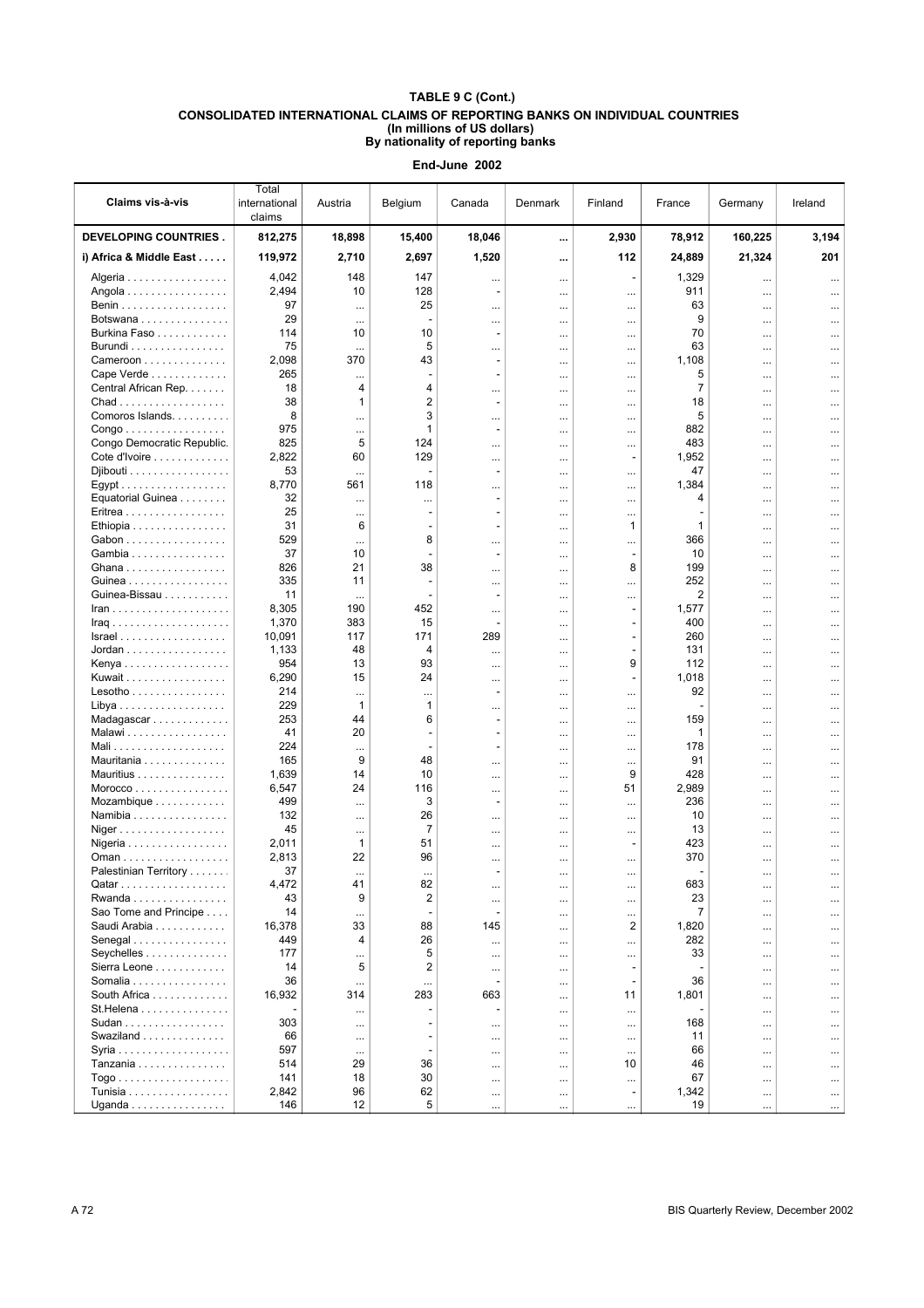**TABLE 9 C (Cont.)**
**CONSOLIDATED INTERNATIONAL CLAIMS OF REPORTING BANKS ON INDIVIDUAL COUNTRIES**
**(In millions of US dollars)**
**By nationality of reporting banks**

**End-June 2002**

| Claims vis-à-vis | Total international claims | Austria | Belgium | Canada | Denmark | Finland | France | Germany | Ireland |
|---|---|---|---|---|---|---|---|---|---|
| **DEVELOPING COUNTRIES .** | **812,275** | **18,898** | **15,400** | **18,046** | **...** | **2,930** | **78,912** | **160,225** | **3,194** |
| **i) Africa & Middle East . . . . .** | **119,972** | **2,710** | **2,697** | **1,520** | **...** | **112** | **24,889** | **21,324** | **201** |
| Algeria . . . . . . . . . . . . . . . . . | 4,042 | 148 | 147 | ... | ... | - | 1,329 | ... | ... |
| Angola . . . . . . . . . . . . . . . . . | 2,494 | 10 | 128 | - | ... | ... | 911 | ... | ... |
| Benin . . . . . . . . . . . . . . . . . . | 97 | ... | 25 | ... | ... | ... | 63 | ... | ... |
| Botswana . . . . . . . . . . . . . . . | 29 | ... | - | ... | ... | ... | 9 | ... | ... |
| Burkina Faso . . . . . . . . . . . . | 114 | 10 | 10 | - | ... | ... | 70 | ... | ... |
| Burundi . . . . . . . . . . . . . . . . | 75 | ... | 5 | ... | ... | ... | 63 | ... | ... |
| Cameroon . . . . . . . . . . . . . . | 2,098 | 370 | 43 | - | ... | ... | 1,108 | ... | ... |
| Cape Verde . . . . . . . . . . . . . | 265 | ... | - | - | ... | ... | 5 | ... | ... |
| Central African Rep. . . . . . . | 18 | 4 | 4 | ... | ... | ... | 7 | ... | ... |
| Chad . . . . . . . . . . . . . . . . . . | 38 | 1 | 2 | - | ... | ... | 18 | ... | ... |
| Comoros Islands. . . . . . . . . . | 8 | ... | 3 | ... | ... | ... | 5 | ... | ... |
| Congo . . . . . . . . . . . . . . . . . | 975 | ... | 1 | - | ... | ... | 882 | ... | ... |
| Congo Democratic Republic. | 825 | 5 | 124 | ... | ... | ... | 483 | ... | ... |
| Cote d'Ivoire . . . . . . . . . . . . | 2,822 | 60 | 129 | ... | ... | - | 1,952 | ... | ... |
| Djibouti . . . . . . . . . . . . . . . . | 53 | ... | - | - | ... | ... | 47 | ... | ... |
| Egypt . . . . . . . . . . . . . . . . . . | 8,770 | 561 | 118 | ... | ... | ... | 1,384 | ... | ... |
| Equatorial Guinea . . . . . . . . | 32 | ... | ... | - | ... | ... | 4 | ... | ... |
| Eritrea . . . . . . . . . . . . . . . . . | 25 | ... | - | - | ... | ... | - | ... | ... |
| Ethiopia . . . . . . . . . . . . . . . . | 31 | 6 | - | - | ... | 1 | 1 | ... | ... |
| Gabon . . . . . . . . . . . . . . . . . | 529 | ... | 8 | ... | ... | ... | 366 | ... | ... |
| Gambia . . . . . . . . . . . . . . . . | 37 | 10 | - | - | ... | - | 10 | ... | ... |
| Ghana . . . . . . . . . . . . . . . . . | 826 | 21 | 38 | ... | ... | 8 | 199 | ... | ... |
| Guinea . . . . . . . . . . . . . . . . . | 335 | 11 | - | ... | ... | ... | 252 | ... | ... |
| Guinea-Bissau . . . . . . . . . . . | 11 | ... | - | - | ... | ... | 2 | ... | ... |
| Iran . . . . . . . . . . . . . . . . . . . | 8,305 | 190 | 452 | ... | ... | - | 1,577 | ... | ... |
| Iraq . . . . . . . . . . . . . . . . . . . | 1,370 | 383 | 15 | - | ... | - | 400 | ... | ... |
| Israel . . . . . . . . . . . . . . . . . . | 10,091 | 117 | 171 | 289 | ... | - | 260 | ... | ... |
| Jordan . . . . . . . . . . . . . . . . . | 1,133 | 48 | 4 | ... | ... | - | 131 | ... | ... |
| Kenya . . . . . . . . . . . . . . . . . . | 954 | 13 | 93 | ... | ... | 9 | 112 | ... | ... |
| Kuwait . . . . . . . . . . . . . . . . . | 6,290 | 15 | 24 | ... | ... | - | 1,018 | ... | ... |
| Lesotho . . . . . . . . . . . . . . . . | 214 | ... | ... | - | ... | ... | 92 | ... | ... |
| Libya . . . . . . . . . . . . . . . . . . | 229 | 1 | 1 | ... | ... | ... | - | ... | ... |
| Madagascar . . . . . . . . . . . . . | 253 | 44 | 6 | - | ... | ... | 159 | ... | ... |
| Malawi . . . . . . . . . . . . . . . . . | 41 | 20 | - | - | ... | ... | 1 | ... | ... |
| Mali . . . . . . . . . . . . . . . . . . . | 224 | ... | - | - | ... | ... | 178 | ... | ... |
| Mauritania . . . . . . . . . . . . . . | 165 | 9 | 48 | ... | ... | ... | 91 | ... | ... |
| Mauritius . . . . . . . . . . . . . . . | 1,639 | 14 | 10 | ... | ... | 9 | 428 | ... | ... |
| Morocco . . . . . . . . . . . . . . . . | 6,547 | 24 | 116 | ... | ... | 51 | 2,989 | ... | ... |
| Mozambique . . . . . . . . . . . . | 499 | ... | 3 | - | ... | ... | 236 | ... | ... |
| Namibia . . . . . . . . . . . . . . . . | 132 | ... | 26 | ... | ... | ... | 10 | ... | ... |
| Niger . . . . . . . . . . . . . . . . . . | 45 | ... | 7 | ... | ... | ... | 13 | ... | ... |
| Nigeria . . . . . . . . . . . . . . . . . | 2,011 | 1 | 51 | ... | ... | - | 423 | ... | ... |
| Oman . . . . . . . . . . . . . . . . . . | 2,813 | 22 | 96 | ... | ... | ... | 370 | ... | ... |
| Palestinian Territory . . . . . . . | 37 | ... | ... | - | ... | ... | - | ... | ... |
| Qatar . . . . . . . . . . . . . . . . . . | 4,472 | 41 | 82 | ... | ... | ... | 683 | ... | ... |
| Rwanda . . . . . . . . . . . . . . . . | 43 | 9 | 2 | ... | ... | ... | 23 | ... | ... |
| Sao Tome and Principe . . . . | 14 | ... | - | - | ... | ... | 7 | ... | ... |
| Saudi Arabia . . . . . . . . . . . . | 16,378 | 33 | 88 | 145 | ... | 2 | 1,820 | ... | ... |
| Senegal . . . . . . . . . . . . . . . . | 449 | 4 | 26 | ... | ... | ... | 282 | ... | ... |
| Seychelles . . . . . . . . . . . . . . | 177 | ... | 5 | ... | ... | ... | 33 | ... | ... |
| Sierra Leone . . . . . . . . . . . . | 14 | 5 | 2 | ... | ... | - | - | ... | ... |
| Somalia . . . . . . . . . . . . . . . . | 36 | ... | ... | - | ... | - | 36 | ... | ... |
| South Africa . . . . . . . . . . . . . | 16,932 | 314 | 283 | 663 | ... | 11 | 1,801 | ... | ... |
| St.Helena . . . . . . . . . . . . . . . | - | ... | - | - | ... | ... | - | ... | ... |
| Sudan . . . . . . . . . . . . . . . . . | 303 | ... | - | ... | ... | ... | 168 | ... | ... |
| Swaziland . . . . . . . . . . . . . . | 66 | ... | - | ... | ... | ... | 11 | ... | ... |
| Syria . . . . . . . . . . . . . . . . . . | 597 | ... | - | ... | ... | ... | 66 | ... | ... |
| Tanzania . . . . . . . . . . . . . . . | 514 | 29 | 36 | ... | ... | 10 | 46 | ... | ... |
| Togo . . . . . . . . . . . . . . . . . . | 141 | 18 | 30 | ... | ... | ... | 67 | ... | ... |
| Tunisia . . . . . . . . . . . . . . . . . | 2,842 | 96 | 62 | ... | ... | - | 1,342 | ... | ... |
| Uganda . . . . . . . . . . . . . . . . | 146 | 12 | 5 | ... | ... | ... | 19 | ... | ... |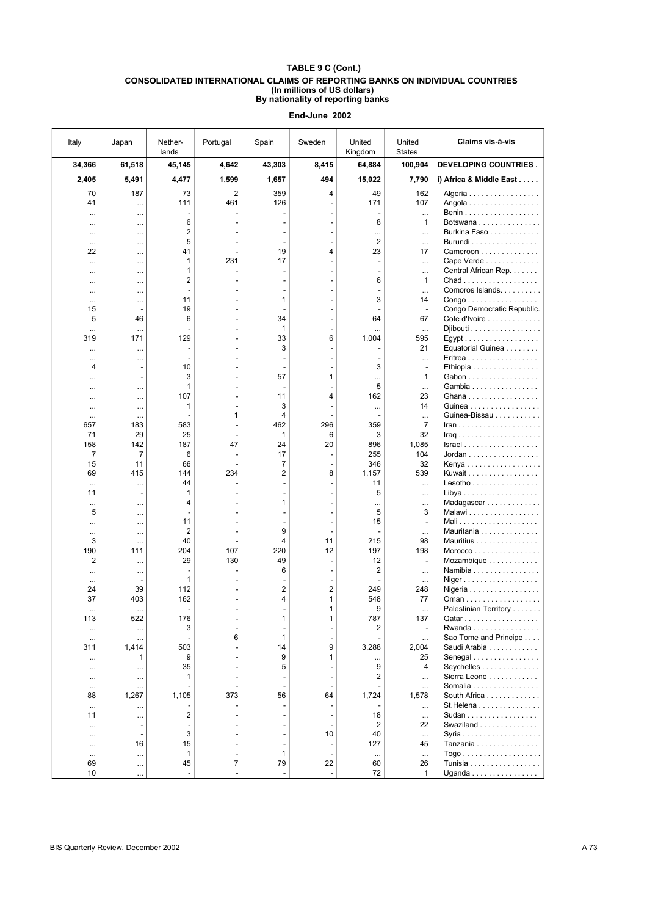# TABLE 9 C (Cont.)

## CONSOLIDATED INTERNATIONAL CLAIMS OF REPORTING BANKS ON INDIVIDUAL COUNTRIES

**(In millions of US dollars)**

**By nationality of reporting banks**

**End-June 2002**

| Italy | Japan | Nether-lands | Portugal | Spain | Sweden | United Kingdom | United States | Claims vis-à-vis |
|---|---|---|---|---|---|---|---|---|
| **34,366** | **61,518** | **45,145** | **4,642** | **43,303** | **8,415** | **64,884** | **100,904** | **DEVELOPING COUNTRIES .** |
| **2,405** | **5,491** | **4,477** | **1,599** | **1,657** | **494** | **15,022** | **7,790** | **i) Africa & Middle East . . . . .** |
| 70 | 187 | 73 | 2 | 359 | 4 | 49 | 162 | Algeria . . . . . . . . . . . . . . . . . |
| 41 | ... | 111 | 461 | 126 | - | 171 | 107 | Angola . . . . . . . . . . . . . . . . . |
| ... | ... | - | - | - | - | - | ... | Benin . . . . . . . . . . . . . . . . . . |
| ... | ... | 6 | - | - | - | 8 | 1 | Botswana . . . . . . . . . . . . . . . |
| ... | ... | 2 | - | - | - | ... | ... | Burkina Faso . . . . . . . . . . . . |
| ... | ... | 5 | - | - | - | 2 | ... | Burundi . . . . . . . . . . . . . . . . |
| 22 | ... | 41 | - | 19 | 4 | 23 | 17 | Cameroon . . . . . . . . . . . . . . |
| ... | ... | 1 | 231 | 17 | - | - | ... | Cape Verde . . . . . . . . . . . . . |
| ... | ... | 1 | - | - | - | - | ... | Central African Rep. . . . . . . . |
| ... | ... | 2 | - | - | - | 6 | 1 | Chad . . . . . . . . . . . . . . . . . . |
| ... | ... | - | - | - | - | - | ... | Comoros Islands. . . . . . . . . . |
| ... | ... | 11 | - | 1 | - | 3 | 14 | Congo . . . . . . . . . . . . . . . . . |
| 15 | - | 19 | - | - | - | - | - | Congo Democratic Republic. |
| 5 | 46 | 6 | - | 34 | - | 64 | 67 | Cote d'Ivoire . . . . . . . . . . . . . |
| ... | ... | - | - | 1 | - | ... | ... | Djibouti . . . . . . . . . . . . . . . . . |
| 319 | 171 | 129 | - | 33 | 6 | 1,004 | 595 | Egypt . . . . . . . . . . . . . . . . . . |
| ... | ... | - | - | 3 | - | - | 21 | Equatorial Guinea . . . . . . . . |
| ... | ... | - | - | - | - | - | ... | Eritrea . . . . . . . . . . . . . . . . . |
| 4 | - | 10 | - | - | - | 3 | - | Ethiopia . . . . . . . . . . . . . . . . |
| ... | - | 3 | - | 57 | 1 | ... | 1 | Gabon . . . . . . . . . . . . . . . . . |
| ... | ... | 1 | - | - | - | 5 | ... | Gambia . . . . . . . . . . . . . . . . |
| ... | ... | 107 | - | 11 | 4 | 162 | 23 | Ghana . . . . . . . . . . . . . . . . . |
| ... | ... | 1 | - | 3 | - | ... | 14 | Guinea . . . . . . . . . . . . . . . . . |
| ... | ... | - | 1 | 4 | - | - | ... | Guinea-Bissau . . . . . . . . . . . |
| 657 | 183 | 583 | - | 462 | 296 | 359 | 7 | Iran . . . . . . . . . . . . . . . . . . . . |
| 71 | 29 | 25 | - | 1 | 6 | 3 | 32 | Iraq . . . . . . . . . . . . . . . . . . . . |
| 158 | 142 | 187 | 47 | 24 | 20 | 896 | 1,085 | Israel . . . . . . . . . . . . . . . . . . |
| 7 | 7 | 6 | - | 17 | - | 255 | 104 | Jordan . . . . . . . . . . . . . . . . . |
| 15 | 11 | 66 | - | 7 | - | 346 | 32 | Kenya . . . . . . . . . . . . . . . . . . |
| 69 | 415 | 144 | 234 | 2 | 8 | 1,157 | 539 | Kuwait . . . . . . . . . . . . . . . . . |
| ... | ... | 44 | - | - | - | 11 | ... | Lesotho . . . . . . . . . . . . . . . . |
| 11 | - | 1 | - | - | - | 5 | ... | Libya . . . . . . . . . . . . . . . . . . |
| ... | ... | 4 | - | 1 | - | ... | ... | Madagascar . . . . . . . . . . . . . |
| 5 | ... | - | - | - | - | 5 | 3 | Malawi . . . . . . . . . . . . . . . . . |
| ... | ... | 11 | - | - | - | 15 | - | Mali . . . . . . . . . . . . . . . . . . . |
| ... | ... | 2 | - | 9 | - | - | ... | Mauritania . . . . . . . . . . . . . . |
| 3 | ... | 40 | - | 4 | 11 | 215 | 98 | Mauritius . . . . . . . . . . . . . . . |
| 190 | 111 | 204 | 107 | 220 | 12 | 197 | 198 | Morocco . . . . . . . . . . . . . . . . |
| 2 | ... | 29 | 130 | 49 | - | 12 | - | Mozambique . . . . . . . . . . . . |
| ... | ... | - | - | 6 | - | 2 | ... | Namibia . . . . . . . . . . . . . . . . |
| ... | - | 1 | - | - | - | - | ... | Niger . . . . . . . . . . . . . . . . . . |
| 24 | 39 | 112 | - | 2 | 2 | 249 | 248 | Nigeria . . . . . . . . . . . . . . . . . |
| 37 | 403 | 162 | - | 4 | 1 | 548 | 77 | Oman . . . . . . . . . . . . . . . . . . |
| ... | ... | - | - | - | 1 | 9 | ... | Palestinian Territory . . . . . . . |
| 113 | 522 | 176 | - | 1 | 1 | 787 | 137 | Qatar . . . . . . . . . . . . . . . . . . |
| ... | ... | 3 | - | - | - | 2 | - | Rwanda . . . . . . . . . . . . . . . . |
| ... | ... | - | 6 | 1 | - | - | ... | Sao Tome and Principe . . . . |
| 311 | 1,414 | 503 | - | 14 | 9 | 3,288 | 2,004 | Saudi Arabia . . . . . . . . . . . . |
| ... | 1 | 9 | - | 9 | 1 | ... | 25 | Senegal . . . . . . . . . . . . . . . . |
| ... | ... | 35 | - | 5 | - | 9 | 4 | Seychelles . . . . . . . . . . . . . . |
| ... | ... | 1 | - | - | - | 2 | ... | Sierra Leone . . . . . . . . . . . . |
| ... | ... | - | - | - | - | - | ... | Somalia . . . . . . . . . . . . . . . . |
| 88 | 1,267 | 1,105 | 373 | 56 | 64 | 1,724 | 1,578 | South Africa . . . . . . . . . . . . . |
| ... | ... | - | - | - | - | - | ... | St.Helena . . . . . . . . . . . . . . . |
| 11 | ... | 2 | - | - | - | 18 | ... | Sudan . . . . . . . . . . . . . . . . . |
| ... | - | - | - | - | - | 2 | 22 | Swaziland . . . . . . . . . . . . . . |
| ... | - | 3 | - | - | 10 | 40 | ... | Syria . . . . . . . . . . . . . . . . . . . |
| ... | 16 | 15 | - | - | - | 127 | 45 | Tanzania . . . . . . . . . . . . . . . |
| ... | ... | 1 | - | 1 | - | ... | ... | Togo . . . . . . . . . . . . . . . . . . . |
| 69 | ... | 45 | 7 | 79 | 22 | 60 | 26 | Tunisia . . . . . . . . . . . . . . . . . |
| 10 | ... | - | - | - | - | 72 | 1 | Uganda . . . . . . . . . . . . . . . . |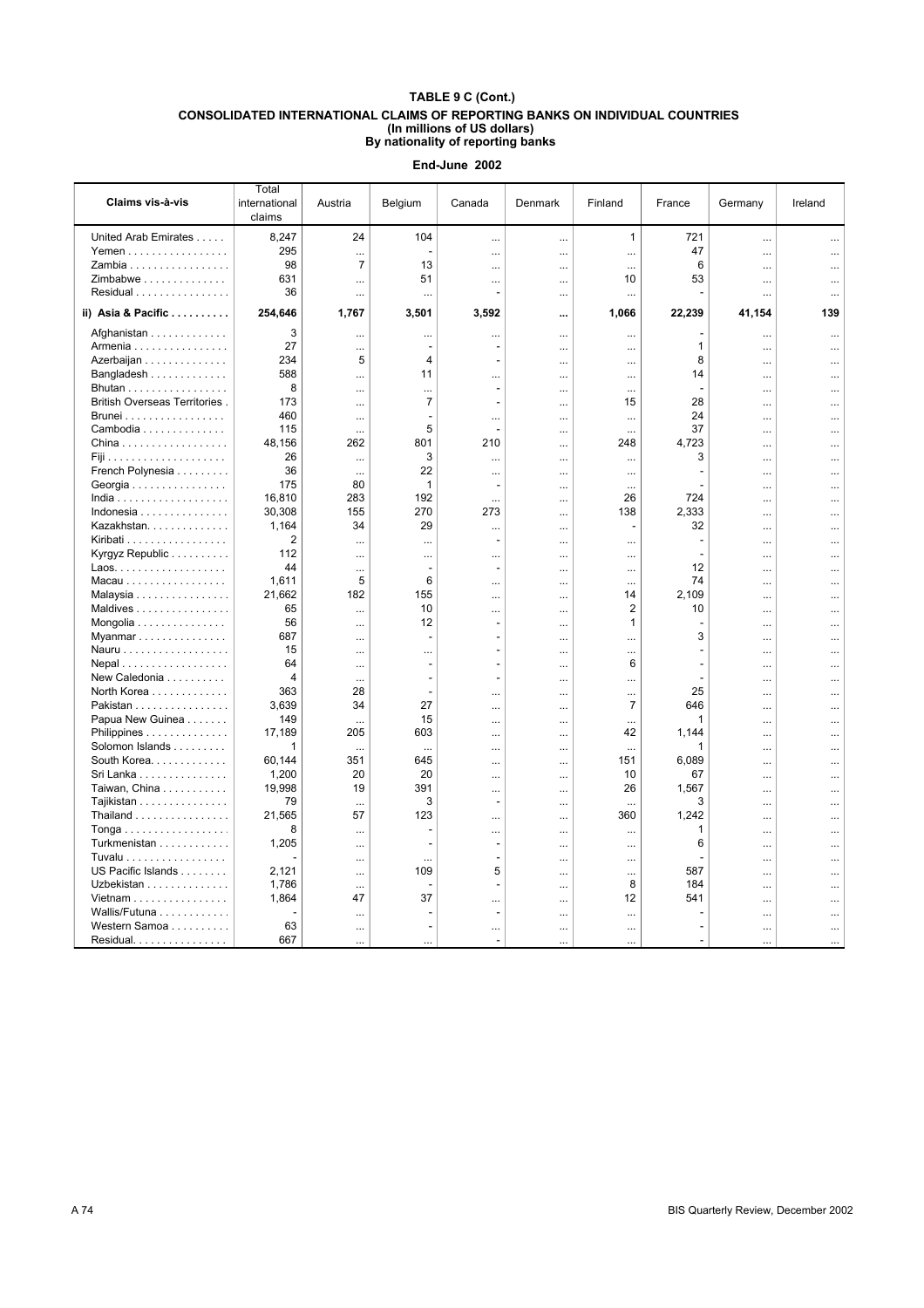**TABLE 9 C (Cont.)**
**CONSOLIDATED INTERNATIONAL CLAIMS OF REPORTING BANKS ON INDIVIDUAL COUNTRIES**
**(In millions of US dollars)**
**By nationality of reporting banks**

**End-June 2002**

| Claims vis-à-vis | Total international claims | Austria | Belgium | Canada | Denmark | Finland | France | Germany | Ireland |
|---|---|---|---|---|---|---|---|---|---|
| United Arab Emirates | 8,247 | 24 | 104 | ... | ... | 1 | 721 | ... | ... |
| Yemen | 295 | ... | - | ... | ... | ... | 47 | ... | ... |
| Zambia | 98 | 7 | 13 | ... | ... | ... | 6 | ... | ... |
| Zimbabwe | 631 | ... | 51 | ... | ... | 10 | 53 | ... | ... |
| Residual | 36 | ... | ... | - | ... | ... | - | ... | ... |
| **ii) Asia & Pacific** | **254,646** | **1,767** | **3,501** | **3,592** | **...** | **1,066** | **22,239** | **41,154** | **139** |
| Afghanistan | 3 | ... | ... | ... | ... | ... | - | ... | ... |
| Armenia | 27 | ... | - | - | ... | ... | 1 | ... | ... |
| Azerbaijan | 234 | 5 | 4 | - | ... | ... | 8 | ... | ... |
| Bangladesh | 588 | ... | 11 | ... | ... | ... | 14 | ... | ... |
| Bhutan | 8 | ... | ... | - | ... | ... | - | ... | ... |
| British Overseas Territories | 173 | ... | 7 | - | ... | 15 | 28 | ... | ... |
| Brunei | 460 | ... | - | ... | ... | ... | 24 | ... | ... |
| Cambodia | 115 | ... | 5 | - | ... | ... | 37 | ... | ... |
| China | 48,156 | 262 | 801 | 210 | ... | 248 | 4,723 | ... | ... |
| Fiji | 26 | ... | 3 | ... | ... | ... | 3 | ... | ... |
| French Polynesia | 36 | ... | 22 | ... | ... | ... | - | ... | ... |
| Georgia | 175 | 80 | 1 | - | ... | ... | - | ... | ... |
| India | 16,810 | 283 | 192 | ... | ... | 26 | 724 | ... | ... |
| Indonesia | 30,308 | 155 | 270 | 273 | ... | 138 | 2,333 | ... | ... |
| Kazakhstan | 1,164 | 34 | 29 | ... | ... | - | 32 | ... | ... |
| Kiribati | 2 | ... | ... | - | ... | ... | - | ... | ... |
| Kyrgyz Republic | 112 | ... | ... | ... | ... | ... | - | ... | ... |
| Laos | 44 | ... | - | - | ... | ... | 12 | ... | ... |
| Macau | 1,611 | 5 | 6 | ... | ... | ... | 74 | ... | ... |
| Malaysia | 21,662 | 182 | 155 | ... | ... | 14 | 2,109 | ... | ... |
| Maldives | 65 | ... | 10 | ... | ... | 2 | 10 | ... | ... |
| Mongolia | 56 | ... | 12 | - | ... | 1 | - | ... | ... |
| Myanmar | 687 | ... | - | - | ... | ... | 3 | ... | ... |
| Nauru | 15 | ... | ... | - | ... | ... | - | ... | ... |
| Nepal | 64 | ... | - | - | ... | 6 | - | ... | ... |
| New Caledonia | 4 | ... | - | - | ... | ... | - | ... | ... |
| North Korea | 363 | 28 | - | ... | ... | ... | 25 | ... | ... |
| Pakistan | 3,639 | 34 | 27 | ... | ... | 7 | 646 | ... | ... |
| Papua New Guinea | 149 | ... | 15 | ... | ... | ... | 1 | ... | ... |
| Philippines | 17,189 | 205 | 603 | ... | ... | 42 | 1,144 | ... | ... |
| Solomon Islands | 1 | ... | ... | ... | ... | ... | 1 | ... | ... |
| South Korea | 60,144 | 351 | 645 | ... | ... | 151 | 6,089 | ... | ... |
| Sri Lanka | 1,200 | 20 | 20 | ... | ... | 10 | 67 | ... | ... |
| Taiwan, China | 19,998 | 19 | 391 | ... | ... | 26 | 1,567 | ... | ... |
| Tajikistan | 79 | ... | 3 | - | ... | ... | 3 | ... | ... |
| Thailand | 21,565 | 57 | 123 | ... | ... | 360 | 1,242 | ... | ... |
| Tonga | 8 | ... | - | ... | ... | ... | 1 | ... | ... |
| Turkmenistan | 1,205 | ... | - | - | ... | ... | 6 | ... | ... |
| Tuvalu | - | ... | ... | - | ... | ... | - | ... | ... |
| US Pacific Islands | 2,121 | ... | 109 | 5 | ... | ... | 587 | ... | ... |
| Uzbekistan | 1,786 | ... | - | - | ... | 8 | 184 | ... | ... |
| Vietnam | 1,864 | 47 | 37 | ... | ... | 12 | 541 | ... | ... |
| Wallis/Futuna | - | ... | - | - | ... | ... | - | ... | ... |
| Western Samoa | 63 | ... | - | ... | ... | ... | - | ... | ... |
| Residual | 667 | ... | ... | - | ... | ... | - | ... | ... |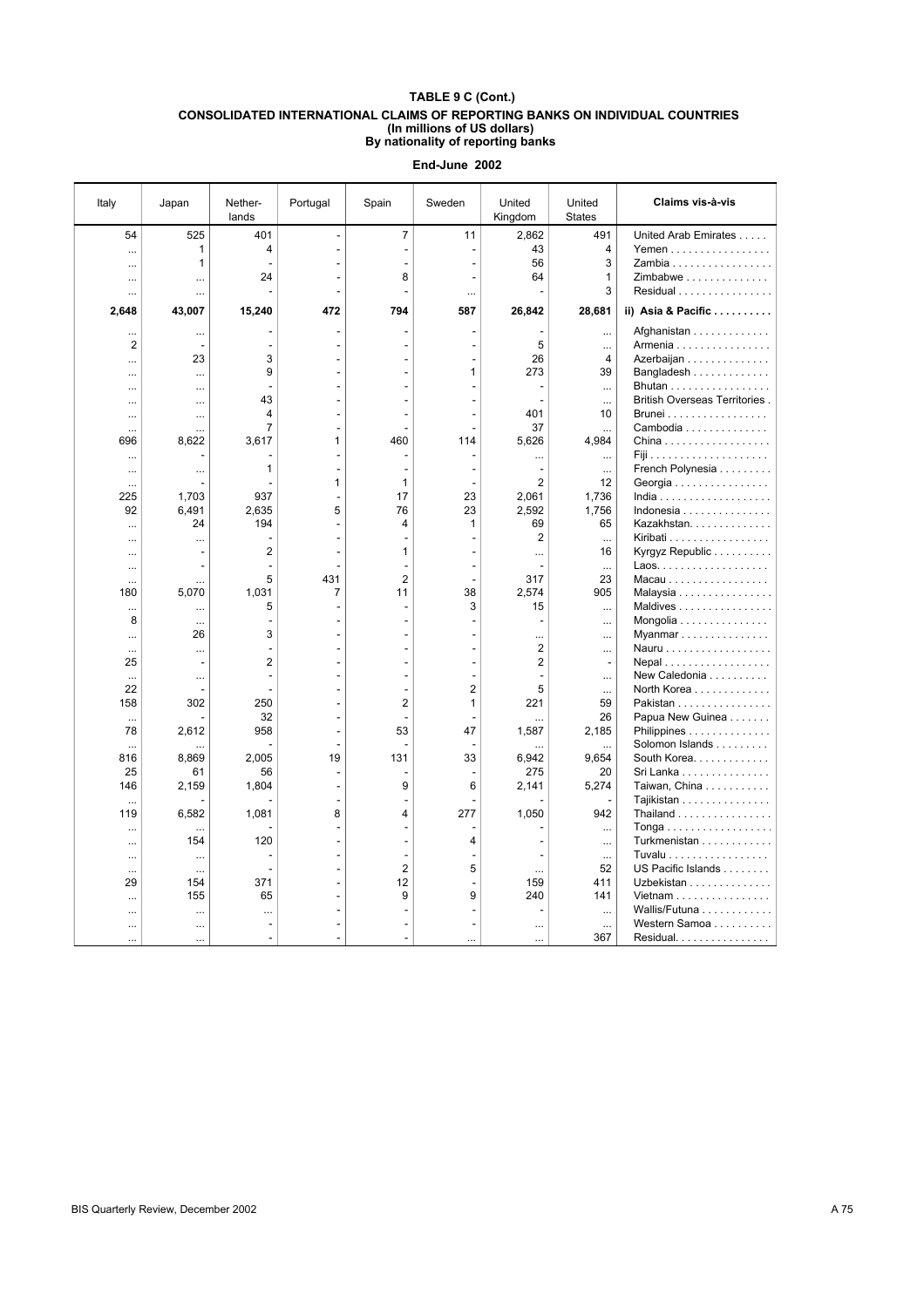**TABLE 9 C (Cont.)**
**CONSOLIDATED INTERNATIONAL CLAIMS OF REPORTING BANKS ON INDIVIDUAL COUNTRIES**
**(In millions of US dollars)**
**By nationality of reporting banks**

**End-June 2002**

| Italy | Japan | Nether-lands | Portugal | Spain | Sweden | United Kingdom | United States | Claims vis-à-vis |
|---|---|---|---|---|---|---|---|---|
| 54 | 525 | 401 | - | 7 | 11 | 2,862 | 491 | United Arab Emirates |
| ... | 1 | 4 | - | - | - | 43 | 4 | Yemen |
| ... | 1 | - | - | - | - | 56 | 3 | Zambia |
| ... | ... | 24 | - | 8 | - | 64 | 1 | Zimbabwe |
| ... | ... | - | - | - | ... | - | 3 | Residual |
| **2,648** | **43,007** | **15,240** | **472** | **794** | **587** | **26,842** | **28,681** | **ii) Asia & Pacific** |
| ... | ... | - | - | - | - | - | ... | Afghanistan |
| 2 | - | - | - | - | - | 5 | ... | Armenia |
| ... | 23 | 3 | - | - | - | 26 | 4 | Azerbaijan |
| ... | ... | 9 | - | - | 1 | 273 | 39 | Bangladesh |
| ... | ... | - | - | - | - | - | ... | Bhutan |
| ... | ... | 43 | - | - | - | - | ... | British Overseas Territories |
| ... | ... | 4 | - | - | - | 401 | 10 | Brunei |
| ... | ... | 7 | - | - | - | 37 | ... | Cambodia |
| 696 | 8,622 | 3,617 | 1 | 460 | 114 | 5,626 | 4,984 | China |
| ... | - | - | - | - | - | ... | ... | Fiji |
| ... | ... | 1 | - | - | - | - | ... | French Polynesia |
| ... | - | - | 1 | 1 | - | 2 | 12 | Georgia |
| 225 | 1,703 | 937 | - | 17 | 23 | 2,061 | 1,736 | India |
| 92 | 6,491 | 2,635 | 5 | 76 | 23 | 2,592 | 1,756 | Indonesia |
| ... | 24 | 194 | - | 4 | 1 | 69 | 65 | Kazakhstan. |
| ... | ... | - | - | - | - | 2 | ... | Kiribati |
| ... | - | 2 | - | 1 | - | ... | 16 | Kyrgyz Republic |
| ... | - | - | - | - | - | - | ... | Laos. |
| ... | ... | 5 | 431 | 2 | - | 317 | 23 | Macau |
| 180 | 5,070 | 1,031 | 7 | 11 | 38 | 2,574 | 905 | Malaysia |
| ... | ... | 5 | - | - | 3 | 15 | ... | Maldives |
| 8 | ... | - | - | - | - | - | ... | Mongolia |
| ... | 26 | 3 | - | - | - | ... | ... | Myanmar |
| ... | ... | - | - | - | - | 2 | ... | Nauru |
| 25 | - | 2 | - | - | - | 2 | - | Nepal |
| ... | ... | - | - | - | - | - | ... | New Caledonia |
| 22 | - | - | - | - | 2 | 5 | ... | North Korea |
| 158 | 302 | 250 | - | 2 | 1 | 221 | 59 | Pakistan |
| ... | - | 32 | - | - | - | ... | 26 | Papua New Guinea |
| 78 | 2,612 | 958 | - | 53 | 47 | 1,587 | 2,185 | Philippines |
| ... | ... | - | - | - | - | ... | ... | Solomon Islands |
| 816 | 8,869 | 2,005 | 19 | 131 | 33 | 6,942 | 9,654 | South Korea. |
| 25 | 61 | 56 | - | - | - | 275 | 20 | Sri Lanka |
| 146 | 2,159 | 1,804 | - | 9 | 6 | 2,141 | 5,274 | Taiwan, China |
| ... | - | - | - | - | - | - | - | Tajikistan |
| 119 | 6,582 | 1,081 | 8 | 4 | 277 | 1,050 | 942 | Thailand |
| ... | ... | - | - | - | - | - | ... | Tonga |
| ... | 154 | 120 | - | - | 4 | - | ... | Turkmenistan |
| ... | ... | - | - | - | - | - | ... | Tuvalu |
| ... | ... | - | - | 2 | 5 | ... | 52 | US Pacific Islands |
| 29 | 154 | 371 | - | 12 | - | 159 | 411 | Uzbekistan |
| ... | 155 | 65 | - | 9 | 9 | 240 | 141 | Vietnam |
| ... | ... | ... | - | - | - | - | ... | Wallis/Futuna |
| ... | ... | - | - | - | - | ... | ... | Western Samoa |
| ... | ... | - | - | - | ... | ... | 367 | Residual. |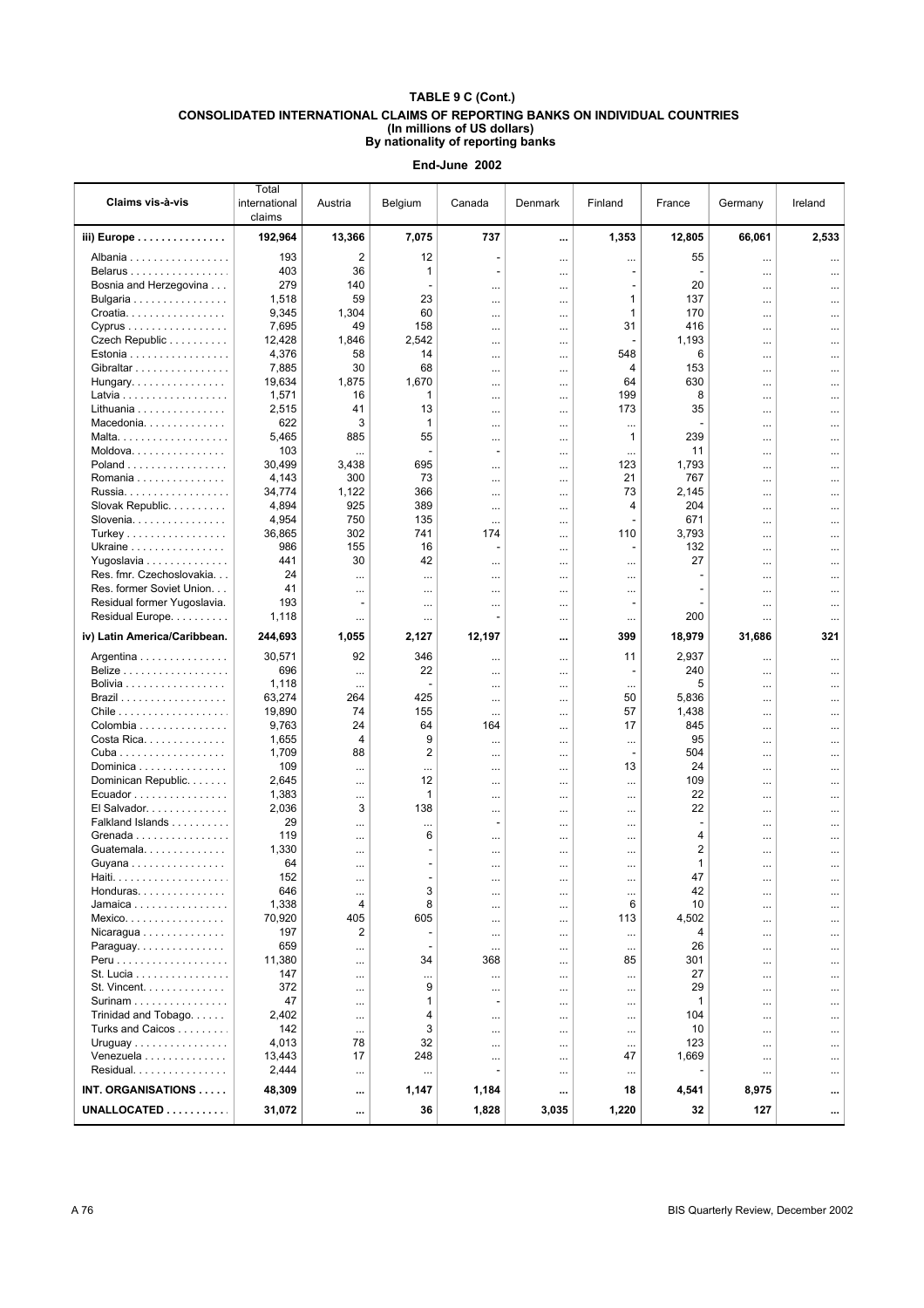# TABLE 9 C (Cont.)

## CONSOLIDATED INTERNATIONAL CLAIMS OF REPORTING BANKS ON INDIVIDUAL COUNTRIES

### (In millions of US dollars)

### By nationality of reporting banks

**End-June 2002**

| Claims vis-à-vis | Total international claims | Austria | Belgium | Canada | Denmark | Finland | France | Germany | Ireland |
|---|---|---|---|---|---|---|---|---|---|
| **iii) Europe** | **192,964** | **13,366** | **7,075** | **737** | **...** | **1,353** | **12,805** | **66,061** | **2,533** |
| Albania | 193 | 2 | 12 | - | ... | ... | 55 | ... | ... |
| Belarus | 403 | 36 | 1 | - | ... | - | - | ... | ... |
| Bosnia and Herzegovina | 279 | 140 | - | ... | ... | - | 20 | ... | ... |
| Bulgaria | 1,518 | 59 | 23 | ... | ... | 1 | 137 | ... | ... |
| Croatia | 9,345 | 1,304 | 60 | ... | ... | 1 | 170 | ... | ... |
| Cyprus | 7,695 | 49 | 158 | ... | ... | 31 | 416 | ... | ... |
| Czech Republic | 12,428 | 1,846 | 2,542 | ... | ... | - | 1,193 | ... | ... |
| Estonia | 4,376 | 58 | 14 | ... | ... | 548 | 6 | ... | ... |
| Gibraltar | 7,885 | 30 | 68 | ... | ... | 4 | 153 | ... | ... |
| Hungary | 19,634 | 1,875 | 1,670 | ... | ... | 64 | 630 | ... | ... |
| Latvia | 1,571 | 16 | 1 | ... | ... | 199 | 8 | ... | ... |
| Lithuania | 2,515 | 41 | 13 | ... | ... | 173 | 35 | ... | ... |
| Macedonia | 622 | 3 | 1 | ... | ... | ... | - | ... | ... |
| Malta | 5,465 | 885 | 55 | ... | ... | 1 | 239 | ... | ... |
| Moldova | 103 | ... | - | - | ... | ... | 11 | ... | ... |
| Poland | 30,499 | 3,438 | 695 | ... | ... | 123 | 1,793 | ... | ... |
| Romania | 4,143 | 300 | 73 | ... | ... | 21 | 767 | ... | ... |
| Russia | 34,774 | 1,122 | 366 | ... | ... | 73 | 2,145 | ... | ... |
| Slovak Republic | 4,894 | 925 | 389 | ... | ... | 4 | 204 | ... | ... |
| Slovenia | 4,954 | 750 | 135 | ... | ... | - | 671 | ... | ... |
| Turkey | 36,865 | 302 | 741 | 174 | ... | 110 | 3,793 | ... | ... |
| Ukraine | 986 | 155 | 16 | - | ... | - | 132 | ... | ... |
| Yugoslavia | 441 | 30 | 42 | ... | ... | ... | 27 | ... | ... |
| Res. fmr. Czechoslovakia. | 24 | ... | ... | ... | ... | ... | - | ... | ... |
| Res. former Soviet Union. | 41 | ... | ... | ... | ... | ... | - | ... | ... |
| Residual former Yugoslavia. | 193 | - | ... | ... | ... | - | - | ... | ... |
| Residual Europe | 1,118 | ... | ... | - | ... | ... | 200 | ... | ... |
| **iv) Latin America/Caribbean.** | **244,693** | **1,055** | **2,127** | **12,197** | **...** | **399** | **18,979** | **31,686** | **321** |
| Argentina | 30,571 | 92 | 346 | ... | ... | 11 | 2,937 | ... | ... |
| Belize | 696 | ... | 22 | ... | ... | - | 240 | ... | ... |
| Bolivia | 1,118 | ... | - | ... | ... | ... | 5 | ... | ... |
| Brazil | 63,274 | 264 | 425 | ... | ... | 50 | 5,836 | ... | ... |
| Chile | 19,890 | 74 | 155 | ... | ... | 57 | 1,438 | ... | ... |
| Colombia | 9,763 | 24 | 64 | 164 | ... | 17 | 845 | ... | ... |
| Costa Rica | 1,655 | 4 | 9 | ... | ... | ... | 95 | ... | ... |
| Cuba | 1,709 | 88 | 2 | ... | ... | - | 504 | ... | ... |
| Dominica | 109 | ... | ... | ... | ... | 13 | 24 | ... | ... |
| Dominican Republic | 2,645 | ... | 12 | ... | ... | ... | 109 | ... | ... |
| Ecuador | 1,383 | ... | 1 | ... | ... | ... | 22 | ... | ... |
| El Salvador | 2,036 | 3 | 138 | ... | ... | ... | 22 | ... | ... |
| Falkland Islands | 29 | ... | ... | - | ... | ... | - | ... | ... |
| Grenada | 119 | ... | 6 | ... | ... | ... | 4 | ... | ... |
| Guatemala | 1,330 | ... | - | ... | ... | ... | 2 | ... | ... |
| Guyana | 64 | ... | - | ... | ... | ... | 1 | ... | ... |
| Haiti | 152 | ... | - | ... | ... | ... | 47 | ... | ... |
| Honduras | 646 | ... | 3 | ... | ... | ... | 42 | ... | ... |
| Jamaica | 1,338 | 4 | 8 | ... | ... | 6 | 10 | ... | ... |
| Mexico | 70,920 | 405 | 605 | ... | ... | 113 | 4,502 | ... | ... |
| Nicaragua | 197 | 2 | - | ... | ... | ... | 4 | ... | ... |
| Paraguay | 659 | ... | - | ... | ... | ... | 26 | ... | ... |
| Peru | 11,380 | ... | 34 | 368 | ... | 85 | 301 | ... | ... |
| St. Lucia | 147 | ... | ... | ... | ... | ... | 27 | ... | ... |
| St. Vincent | 372 | ... | 9 | ... | ... | ... | 29 | ... | ... |
| Surinam | 47 | ... | 1 | - | ... | ... | 1 | ... | ... |
| Trinidad and Tobago | 2,402 | ... | 4 | ... | ... | ... | 104 | ... | ... |
| Turks and Caicos | 142 | ... | 3 | ... | ... | ... | 10 | ... | ... |
| Uruguay | 4,013 | 78 | 32 | ... | ... | ... | 123 | ... | ... |
| Venezuela | 13,443 | 17 | 248 | ... | ... | 47 | 1,669 | ... | ... |
| Residual | 2,444 | ... | ... | - | ... | ... | - | ... | ... |
| **INT. ORGANISATIONS** | **48,309** | **...** | **1,147** | **1,184** | **...** | **18** | **4,541** | **8,975** | **...** |
| **UNALLOCATED** | **31,072** | **...** | **36** | **1,828** | **3,035** | **1,220** | **32** | **127** | **...** |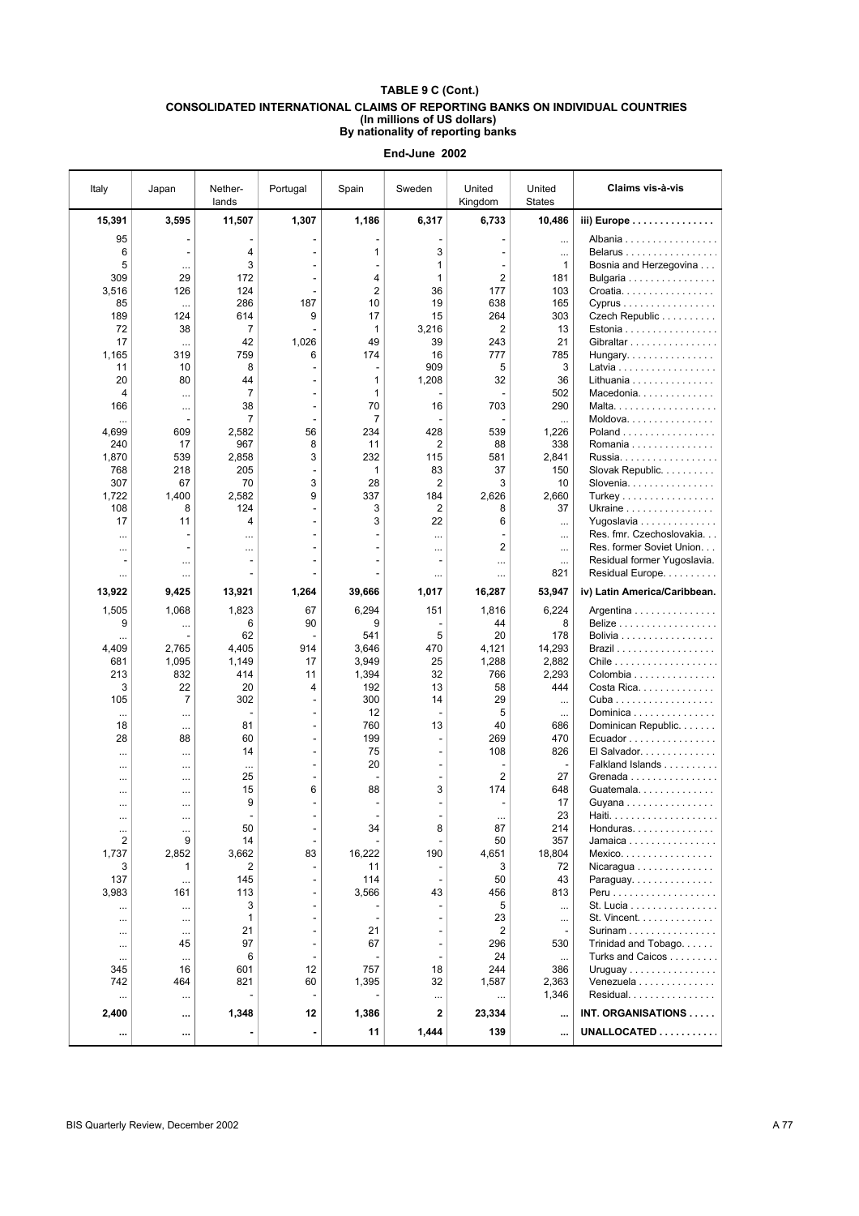**TABLE 9 C (Cont.)**

**CONSOLIDATED INTERNATIONAL CLAIMS OF REPORTING BANKS ON INDIVIDUAL COUNTRIES**
**(In millions of US dollars)**
**By nationality of reporting banks**

**End-June 2002**

| Italy | Japan | Nether-lands | Portugal | Spain | Sweden | United Kingdom | United States | Claims vis-à-vis |
|---|---|---|---|---|---|---|---|---|
| **15,391** | **3,595** | **11,507** | **1,307** | **1,186** | **6,317** | **6,733** | **10,486** | **iii) Europe** |
| 95 | - | - | - | - | - | - | ... | Albania |
| 6 | - | 4 | - | 1 | 3 | - | ... | Belarus |
| 5 | ... | 3 | - | - | 1 | - | 1 | Bosnia and Herzegovina |
| 309 | 29 | 172 | - | 4 | 1 | 2 | 181 | Bulgaria |
| 3,516 | 126 | 124 | - | 2 | 36 | 177 | 103 | Croatia |
| 85 | ... | 286 | 187 | 10 | 19 | 638 | 165 | Cyprus |
| 189 | 124 | 614 | 9 | 17 | 15 | 264 | 303 | Czech Republic |
| 72 | 38 | 7 | - | 1 | 3,216 | 2 | 13 | Estonia |
| 17 | ... | 42 | 1,026 | 49 | 39 | 243 | 21 | Gibraltar |
| 1,165 | 319 | 759 | 6 | 174 | 16 | 777 | 785 | Hungary |
| 11 | 10 | 8 | - | - | 909 | 5 | 3 | Latvia |
| 20 | 80 | 44 | - | 1 | 1,208 | 32 | 36 | Lithuania |
| 4 | ... | 7 | - | 1 | - | - | 502 | Macedonia |
| 166 | ... | 38 | - | 70 | 16 | 703 | 290 | Malta |
| ... | - | 7 | - | 7 | - | - | ... | Moldova |
| 4,699 | 609 | 2,582 | 56 | 234 | 428 | 539 | 1,226 | Poland |
| 240 | 17 | 967 | 8 | 11 | 2 | 88 | 338 | Romania |
| 1,870 | 539 | 2,858 | 3 | 232 | 115 | 581 | 2,841 | Russia |
| 768 | 218 | 205 | - | 1 | 83 | 37 | 150 | Slovak Republic |
| 307 | 67 | 70 | 3 | 28 | 2 | 3 | 10 | Slovenia |
| 1,722 | 1,400 | 2,582 | 9 | 337 | 184 | 2,626 | 2,660 | Turkey |
| 108 | 8 | 124 | - | 3 | 2 | 8 | 37 | Ukraine |
| 17 | 11 | 4 | - | 3 | 22 | 6 | ... | Yugoslavia |
| ... | - | ... | - | - | ... | - | ... | Res. fmr. Czechoslovakia |
| ... | - | ... | - | - | ... | 2 | ... | Res. former Soviet Union |
| - | ... | - | - | - | - | ... | ... | Residual former Yugoslavia |
| ... | ... | - | - | - | ... | ... | 821 | Residual Europe |
| **13,922** | **9,425** | **13,921** | **1,264** | **39,666** | **1,017** | **16,287** | **53,947** | **iv) Latin America/Caribbean** |
| 1,505 | 1,068 | 1,823 | 67 | 6,294 | 151 | 1,816 | 6,224 | Argentina |
| 9 | ... | 6 | 90 | 9 | - | 44 | 8 | Belize |
| ... | - | 62 | - | 541 | 5 | 20 | 178 | Bolivia |
| 4,409 | 2,765 | 4,405 | 914 | 3,646 | 470 | 4,121 | 14,293 | Brazil |
| 681 | 1,095 | 1,149 | 17 | 3,949 | 25 | 1,288 | 2,882 | Chile |
| 213 | 832 | 414 | 11 | 1,394 | 32 | 766 | 2,293 | Colombia |
| 3 | 22 | 20 | 4 | 192 | 13 | 58 | 444 | Costa Rica |
| 105 | 7 | 302 | - | 300 | 14 | 29 | ... | Cuba |
| ... | ... | - | - | 12 | - | 5 | ... | Dominica |
| 18 | ... | 81 | - | 760 | 13 | 40 | 686 | Dominican Republic |
| 28 | 88 | 60 | - | 199 | - | 269 | 470 | Ecuador |
| ... | ... | 14 | - | 75 | - | 108 | 826 | El Salvador |
| ... | ... | ... | - | 20 | - | - | - | Falkland Islands |
| ... | ... | 25 | - | - | - | 2 | 27 | Grenada |
| ... | ... | 15 | 6 | 88 | 3 | 174 | 648 | Guatemala |
| ... | ... | 9 | - | - | - | - | 17 | Guyana |
| ... | ... | - | - | - | - | ... | 23 | Haiti |
| ... | ... | 50 | - | 34 | 8 | 87 | 214 | Honduras |
| 2 | 9 | 14 | - | - | - | 50 | 357 | Jamaica |
| 1,737 | 2,852 | 3,662 | 83 | 16,222 | 190 | 4,651 | 18,804 | Mexico |
| 3 | 1 | 2 | - | 11 | - | 3 | 72 | Nicaragua |
| 137 | ... | 145 | - | 114 | - | 50 | 43 | Paraguay |
| 3,983 | 161 | 113 | - | 3,566 | 43 | 456 | 813 | Peru |
| ... | ... | 3 | - | - | - | 5 | ... | St. Lucia |
| ... | ... | 1 | - | - | - | 23 | ... | St. Vincent |
| ... | ... | 21 | - | 21 | - | 2 | - | Surinam |
| ... | 45 | 97 | - | 67 | - | 296 | 530 | Trinidad and Tobago |
| ... | ... | 6 | - | - | - | 24 | ... | Turks and Caicos |
| 345 | 16 | 601 | 12 | 757 | 18 | 244 | 386 | Uruguay |
| 742 | 464 | 821 | 60 | 1,395 | 32 | 1,587 | 2,363 | Venezuela |
| ... | ... | - | - | - | ... | ... | 1,346 | Residual |
| **2,400** | **...** | **1,348** | **12** | **1,386** | **2** | **23,334** | **...** | **INT. ORGANISATIONS** |
| **...** | **...** | **-** | **-** | **11** | **1,444** | **139** | **...** | **UNALLOCATED** |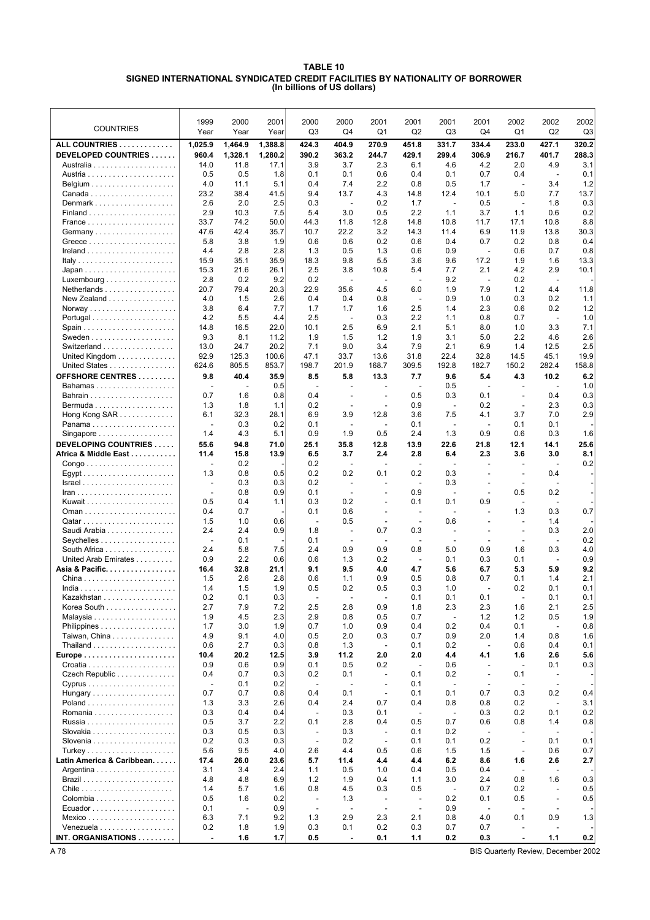**TABLE 10**
**SIGNED INTERNATIONAL SYNDICATED CREDIT FACILITIES BY NATIONALITY OF BORROWER**
**(In billions of US dollars)**

| COUNTRIES | 1999 Year | 2000 Year | 2001 Year | 2000 Q3 | 2000 Q4 | 2001 Q1 | 2001 Q2 | 2001 Q3 | 2001 Q4 | 2002 Q1 | 2002 Q2 | 2002 Q3 |
|---|---|---|---|---|---|---|---|---|---|---|---|---|
| **ALL COUNTRIES** | **1,025.9** | **1,464.9** | **1,388.8** | **424.3** | **404.9** | **270.9** | **451.8** | **331.7** | **334.4** | **233.0** | **427.1** | **320.2** |
| **DEVELOPED COUNTRIES** | **960.4** | **1,328.1** | **1,280.2** | **390.2** | **363.2** | **244.7** | **429.1** | **299.4** | **306.9** | **216.7** | **401.7** | **288.3** |
| Australia | 14.0 | 11.8 | 17.1 | 3.9 | 3.7 | 2.3 | 6.1 | 4.6 | 4.2 | 2.0 | 4.9 | 3.1 |
| Austria | 0.5 | 0.5 | 1.8 | 0.1 | 0.1 | 0.6 | 0.4 | 0.1 | 0.7 | 0.4 | - | 0.1 |
| Belgium | 4.0 | 11.1 | 5.1 | 0.4 | 7.4 | 2.2 | 0.8 | 0.5 | 1.7 | - | 3.4 | 1.2 |
| Canada | 23.2 | 38.4 | 41.5 | 9.4 | 13.7 | 4.3 | 14.8 | 12.4 | 10.1 | 5.0 | 7.7 | 13.7 |
| Denmark | 2.6 | 2.0 | 2.5 | 0.3 | - | 0.2 | 1.7 | - | 0.5 | - | 1.8 | 0.3 |
| Finland | 2.9 | 10.3 | 7.5 | 5.4 | 3.0 | 0.5 | 2.2 | 1.1 | 3.7 | 1.1 | 0.6 | 0.2 |
| France | 33.7 | 74.2 | 50.0 | 44.3 | 11.8 | 12.8 | 14.8 | 10.8 | 11.7 | 17.1 | 10.8 | 8.8 |
| Germany | 47.6 | 42.4 | 35.7 | 10.7 | 22.2 | 3.2 | 14.3 | 11.4 | 6.9 | 11.9 | 13.8 | 30.3 |
| Greece | 5.8 | 3.8 | 1.9 | 0.6 | 0.6 | 0.2 | 0.6 | 0.4 | 0.7 | 0.2 | 0.8 | 0.4 |
| Ireland | 4.4 | 2.8 | 2.8 | 1.3 | 0.5 | 1.3 | 0.6 | 0.9 | - | 0.6 | 0.7 | 0.8 |
| Italy | 15.9 | 35.1 | 35.9 | 18.3 | 9.8 | 5.5 | 3.6 | 9.6 | 17.2 | 1.9 | 1.6 | 13.3 |
| Japan | 15.3 | 21.6 | 26.1 | 2.5 | 3.8 | 10.8 | 5.4 | 7.7 | 2.1 | 4.2 | 2.9 | 10.1 |
| Luxembourg | 2.8 | 0.2 | 9.2 | 0.2 | - | - | - | 9.2 | - | 0.2 | - | - |
| Netherlands | 20.7 | 79.4 | 20.3 | 22.9 | 35.6 | 4.5 | 6.0 | 1.9 | 7.9 | 1.2 | 4.4 | 11.8 |
| New Zealand | 4.0 | 1.5 | 2.6 | 0.4 | 0.4 | 0.8 | - | 0.9 | 1.0 | 0.3 | 0.2 | 1.1 |
| Norway | 3.8 | 6.4 | 7.7 | 1.7 | 1.7 | 1.6 | 2.5 | 1.4 | 2.3 | 0.6 | 0.2 | 1.2 |
| Portugal | 4.2 | 5.5 | 4.4 | 2.5 | - | 0.3 | 2.2 | 1.1 | 0.8 | 0.7 | - | 1.0 |
| Spain | 14.8 | 16.5 | 22.0 | 10.1 | 2.5 | 6.9 | 2.1 | 5.1 | 8.0 | 1.0 | 3.3 | 7.1 |
| Sweden | 9.3 | 8.1 | 11.2 | 1.9 | 1.5 | 1.2 | 1.9 | 3.1 | 5.0 | 2.2 | 4.6 | 2.6 |
| Switzerland | 13.0 | 24.7 | 20.2 | 7.1 | 9.0 | 3.4 | 7.9 | 2.1 | 6.9 | 1.4 | 12.5 | 2.5 |
| United Kingdom | 92.9 | 125.3 | 100.6 | 47.1 | 33.7 | 13.6 | 31.8 | 22.4 | 32.8 | 14.5 | 45.1 | 19.9 |
| United States | 624.6 | 805.5 | 853.7 | 198.7 | 201.9 | 168.7 | 309.5 | 192.8 | 182.7 | 150.2 | 282.4 | 158.8 |
| **OFFSHORE CENTRES** | **9.8** | **40.4** | **35.9** | **8.5** | **5.8** | **13.3** | **7.7** | **9.6** | **5.4** | **4.3** | **10.2** | **6.2** |
| Bahamas | - | - | 0.5 | - | - | - | - | 0.5 | - | - | - | 1.0 |
| Bahrain | 0.7 | 1.6 | 0.8 | 0.4 | - | - | 0.5 | 0.3 | 0.1 | - | 0.4 | 0.3 |
| Bermuda | 1.3 | 1.8 | 1.1 | 0.2 | - | - | 0.9 | - | 0.2 | - | 2.3 | 0.3 |
| Hong Kong SAR | 6.1 | 32.3 | 28.1 | 6.9 | 3.9 | 12.8 | 3.6 | 7.5 | 4.1 | 3.7 | 7.0 | 2.9 |
| Panama | - | 0.3 | 0.2 | 0.1 | - | - | 0.1 | - | - | 0.1 | 0.1 | - |
| Singapore | 1.4 | 4.3 | 5.1 | 0.9 | 1.9 | 0.5 | 2.4 | 1.3 | 0.9 | 0.6 | 0.3 | 1.6 |
| **DEVELOPING COUNTRIES** | **55.6** | **94.8** | **71.0** | **25.1** | **35.8** | **12.8** | **13.9** | **22.6** | **21.8** | **12.1** | **14.1** | **25.6** |
| **Africa & Middle East** | **11.4** | **15.8** | **13.9** | **6.5** | **3.7** | **2.4** | **2.8** | **6.4** | **2.3** | **3.6** | **3.0** | **8.1** |
| Congo | - | 0.2 | - | 0.2 | - | - | - | - | - | - | - | 0.2 |
| Egypt | 1.3 | 0.8 | 0.5 | 0.2 | 0.2 | 0.1 | 0.2 | 0.3 | - | - | 0.4 | - |
| Israel | - | 0.3 | 0.3 | 0.2 | - | - | - | 0.3 | - | - | - | - |
| Iran | - | 0.8 | 0.9 | 0.1 | - | - | 0.9 | - | - | 0.5 | 0.2 | - |
| Kuwait | 0.5 | 0.4 | 1.1 | 0.3 | 0.2 | - | 0.1 | 0.1 | 0.9 | - | - | - |
| Oman | 0.4 | 0.7 | - | 0.1 | 0.6 | - | - | - | - | 1.3 | 0.3 | 0.7 |
| Qatar | 1.5 | 1.0 | 0.6 | - | 0.5 | - | - | 0.6 | - | - | 1.4 | - |
| Saudi Arabia | 2.4 | 2.4 | 0.9 | 1.8 | - | 0.7 | 0.3 | - | - | - | 0.3 | 2.0 |
| Seychelles | - | 0.1 | - | 0.1 | - | - | - | - | - | - | - | 0.2 |
| South Africa | 2.4 | 5.8 | 7.5 | 2.4 | 0.9 | 0.9 | 0.8 | 5.0 | 0.9 | 1.6 | 0.3 | 4.0 |
| United Arab Emirates | 0.9 | 2.2 | 0.6 | 0.6 | 1.3 | 0.2 | - | 0.1 | 0.3 | 0.1 | - | 0.9 |
| **Asia & Pacific** | **16.4** | **32.8** | **21.1** | **9.1** | **9.5** | **4.0** | **4.7** | **5.6** | **6.7** | **5.3** | **5.9** | **9.2** |
| China | 1.5 | 2.6 | 2.8 | 0.6 | 1.1 | 0.9 | 0.5 | 0.8 | 0.7 | 0.1 | 1.4 | 2.1 |
| India | 1.4 | 1.5 | 1.9 | 0.5 | 0.2 | 0.5 | 0.3 | 1.0 | - | 0.2 | 0.1 | 0.1 |
| Kazakhstan | 0.2 | 0.1 | 0.3 | - | - | - | 0.1 | 0.1 | 0.1 | - | 0.1 | 0.1 |
| Korea South | 2.7 | 7.9 | 7.2 | 2.5 | 2.8 | 0.9 | 1.8 | 2.3 | 2.3 | 1.6 | 2.1 | 2.5 |
| Malaysia | 1.9 | 4.5 | 2.3 | 2.9 | 0.8 | 0.5 | 0.7 | - | 1.2 | 1.2 | 0.5 | 1.9 |
| Philippines | 1.7 | 3.0 | 1.9 | 0.7 | 1.0 | 0.9 | 0.4 | 0.2 | 0.4 | 0.1 | - | 0.8 |
| Taiwan, China | 4.9 | 9.1 | 4.0 | 0.5 | 2.0 | 0.3 | 0.7 | 0.9 | 2.0 | 1.4 | 0.8 | 1.6 |
| Thailand | 0.6 | 2.7 | 0.3 | 0.8 | 1.3 | - | 0.1 | 0.2 | - | 0.6 | 0.4 | 0.1 |
| **Europe** | **10.4** | **20.2** | **12.5** | **3.9** | **11.2** | **2.0** | **2.0** | **4.4** | **4.1** | **1.6** | **2.6** | **5.6** |
| Croatia | 0.9 | 0.6 | 0.9 | 0.1 | 0.5 | 0.2 | - | 0.6 | - | - | 0.1 | 0.3 |
| Czech Republic | 0.4 | 0.7 | 0.3 | 0.2 | 0.1 | - | 0.1 | 0.2 | - | 0.1 | - | - |
| Cyprus | - | 0.1 | 0.2 | - | - | - | 0.1 | - | - | - | - | - |
| Hungary | 0.7 | 0.7 | 0.8 | 0.4 | 0.1 | - | 0.1 | 0.1 | 0.7 | 0.3 | 0.2 | 0.4 |
| Poland | 1.3 | 3.3 | 2.6 | 0.4 | 2.4 | 0.7 | 0.4 | 0.8 | 0.8 | 0.2 | - | 3.1 |
| Romania | 0.3 | 0.4 | 0.4 | - | 0.3 | 0.1 | - | - | 0.3 | 0.2 | 0.1 | 0.2 |
| Russia | 0.5 | 3.7 | 2.2 | 0.1 | 2.8 | 0.4 | 0.5 | 0.7 | 0.6 | 0.8 | 1.4 | 0.8 |
| Slovakia | 0.3 | 0.5 | 0.3 | - | 0.3 | - | 0.1 | 0.2 | - | - | - | - |
| Slovenia | 0.2 | 0.3 | 0.3 | - | 0.2 | - | 0.1 | 0.1 | 0.2 | - | 0.1 | 0.1 |
| Turkey | 5.6 | 9.5 | 4.0 | 2.6 | 4.4 | 0.5 | 0.6 | 1.5 | 1.5 | - | 0.6 | 0.7 |
| **Latin America & Caribbean** | **17.4** | **26.0** | **23.6** | **5.7** | **11.4** | **4.4** | **4.4** | **6.2** | **8.6** | **1.6** | **2.6** | **2.7** |
| Argentina | 3.1 | 3.4 | 2.4 | 1.1 | 0.5 | 1.0 | 0.4 | 0.5 | 0.4 | - | - | - |
| Brazil | 4.8 | 4.8 | 6.9 | 1.2 | 1.9 | 0.4 | 1.1 | 3.0 | 2.4 | 0.8 | 1.6 | 0.3 |
| Chile | 1.4 | 5.7 | 1.6 | 0.8 | 4.5 | 0.3 | 0.5 | - | 0.7 | 0.2 | - | 0.5 |
| Colombia | 0.5 | 1.6 | 0.2 | - | 1.3 | - | - | 0.2 | 0.1 | 0.5 | - | 0.5 |
| Ecuador | 0.1 | - | 0.9 | - | - | - | - | 0.9 | - | - | - | - |
| Mexico | 6.3 | 7.1 | 9.2 | 1.3 | 2.9 | 2.3 | 2.1 | 0.8 | 4.0 | 0.1 | 0.9 | 1.3 |
| Venezuela | 0.2 | 1.8 | 1.9 | 0.3 | 0.1 | 0.2 | 0.3 | 0.7 | 0.7 | - | - | - |
| **INT. ORGANISATIONS** | **-** | **1.6** | **1.7** | **0.5** | **-** | **0.1** | **1.1** | **0.2** | **0.3** | **-** | **1.1** | **0.2** |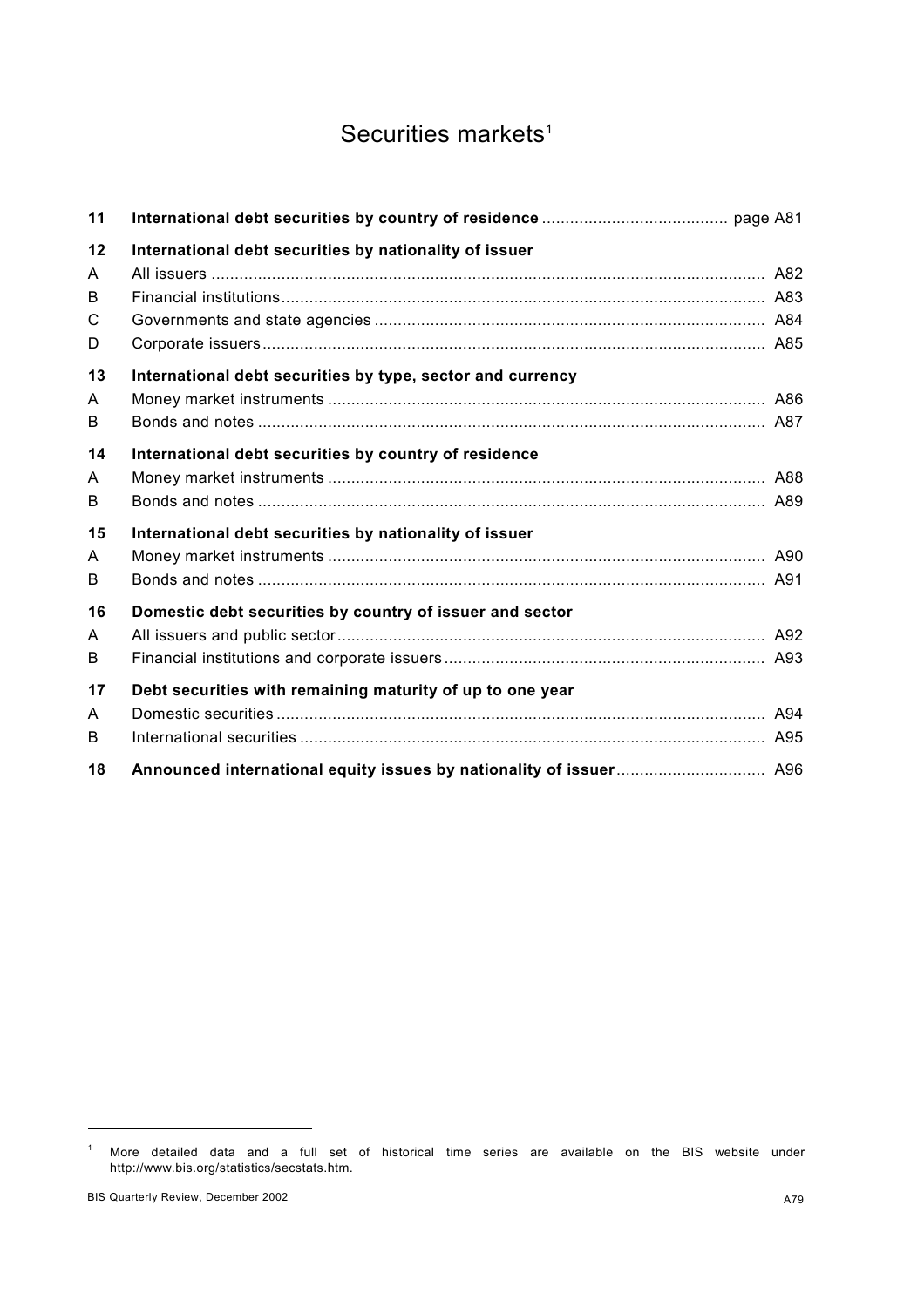# Securities markets[1]

| | | |
|---|---|---|
| **11** | **International debt securities by country of residence** | page A81 |
| **12** | **International debt securities by nationality of issuer** | |
| A | All issuers | A82 |
| B | Financial institutions | A83 |
| C | Governments and state agencies | A84 |
| D | Corporate issuers | A85 |
| **13** | **International debt securities by type, sector and currency** | |
| A | Money market instruments | A86 |
| B | Bonds and notes | A87 |
| **14** | **International debt securities by country of residence** | |
| A | Money market instruments | A88 |
| B | Bonds and notes | A89 |
| **15** | **International debt securities by nationality of issuer** | |
| A | Money market instruments | A90 |
| B | Bonds and notes | A91 |
| **16** | **Domestic debt securities by country of issuer and sector** | |
| A | All issuers and public sector | A92 |
| B | Financial institutions and corporate issuers | A93 |
| **17** | **Debt securities with remaining maturity of up to one year** | |
| A | Domestic securities | A94 |
| B | International securities | A95 |
| **18** | **Announced international equity issues by nationality of issuer** | A96 |

[1] More detailed data and a full set of historical time series are available on the BIS website under http://www.bis.org/statistics/secstats.htm.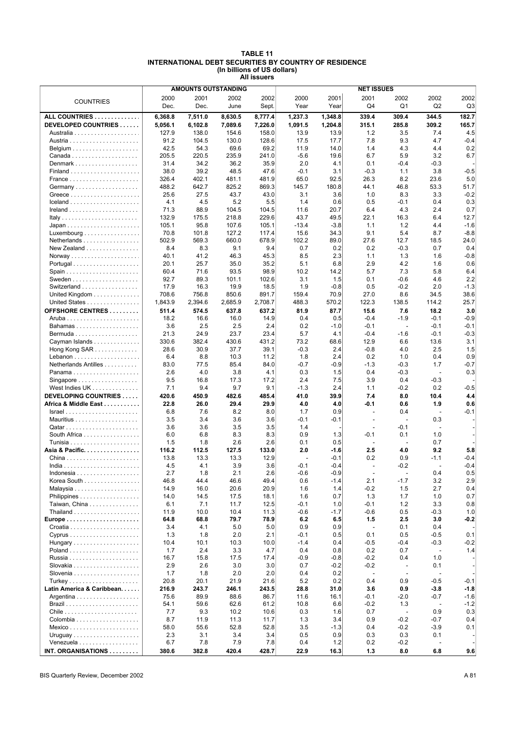# TABLE 11
## INTERNATIONAL DEBT SECURITIES BY COUNTRY OF RESIDENCE
### (In billions of US dollars)
### All issuers

| COUNTRIES | AMOUNTS OUTSTANDING | | | | NET ISSUES | | | | | |
|---|---|---|---|---|---|---|---|---|---|---|
| | 2000 Dec. | 2001 Dec. | 2002 June | 2002 Sept. | 2000 Year | 2001 Year | 2001 Q4 | 2002 Q1 | 2002 Q2 | 2002 Q3 |
| **ALL COUNTRIES** | **6,368.8** | **7,511.0** | **8,630.5** | **8,777.4** | **1,237.3** | **1,348.8** | **339.4** | **309.4** | **344.5** | **182.7** |
| **DEVELOPED COUNTRIES** | **5,056.1** | **6,102.8** | **7,089.6** | **7,226.0** | **1,091.5** | **1,204.8** | **315.1** | **285.8** | **309.2** | **165.7** |
| Australia | 127.9 | 138.0 | 154.6 | 158.0 | 13.9 | 13.9 | 1.2 | 3.5 | 7.4 | 4.5 |
| Austria | 91.2 | 104.5 | 130.0 | 128.6 | 17.5 | 17.7 | 7.8 | 9.3 | 4.7 | -0.4 |
| Belgium | 42.5 | 54.3 | 69.6 | 69.2 | 11.9 | 14.0 | 1.4 | 4.3 | 4.4 | 0.2 |
| Canada | 205.5 | 220.5 | 235.9 | 241.0 | -5.6 | 19.6 | 6.7 | 5.9 | 3.2 | 6.7 |
| Denmark | 31.4 | 34.2 | 36.2 | 35.9 | 2.0 | 4.1 | 0.1 | -0.4 | -0.3 | - |
| Finland | 38.0 | 39.2 | 48.5 | 47.6 | -0.1 | 3.1 | -0.3 | 1.1 | 3.8 | -0.5 |
| France | 326.4 | 402.1 | 481.1 | 481.9 | 65.0 | 92.5 | 26.3 | 8.2 | 23.6 | 5.0 |
| Germany | 488.2 | 642.7 | 825.2 | 869.3 | 145.7 | 180.8 | 44.1 | 46.8 | 53.3 | 51.7 |
| Greece | 25.6 | 27.5 | 43.7 | 43.0 | 3.1 | 3.6 | 1.0 | 8.3 | 3.3 | -0.2 |
| Iceland | 4.1 | 4.5 | 5.2 | 5.5 | 1.4 | 0.6 | 0.5 | -0.1 | 0.4 | 0.3 |
| Ireland | 71.3 | 88.9 | 104.5 | 104.5 | 11.6 | 20.7 | 6.4 | 4.3 | 2.4 | 0.7 |
| Italy | 132.9 | 175.5 | 218.8 | 229.6 | 43.7 | 49.5 | 22.1 | 16.3 | 6.4 | 12.7 |
| Japan | 105.1 | 95.8 | 107.6 | 105.1 | -13.4 | -3.8 | 1.1 | 1.2 | 4.4 | -1.6 |
| Luxembourg | 70.8 | 101.8 | 127.2 | 117.4 | 15.6 | 34.3 | 9.1 | 5.4 | 8.7 | -8.8 |
| Netherlands | 502.9 | 569.3 | 660.0 | 678.9 | 102.2 | 89.0 | 27.6 | 12.7 | 18.5 | 24.0 |
| New Zealand | 8.4 | 8.3 | 9.1 | 9.4 | 0.7 | 0.2 | 0.2 | -0.3 | 0.7 | 0.4 |
| Norway | 40.1 | 41.2 | 46.3 | 45.3 | 8.5 | 2.3 | 1.1 | 1.3 | 1.6 | -0.8 |
| Portugal | 20.1 | 25.7 | 35.0 | 35.2 | 5.1 | 6.8 | 2.9 | 4.2 | 1.6 | 0.6 |
| Spain | 60.4 | 71.6 | 93.5 | 98.9 | 10.2 | 14.2 | 5.7 | 7.3 | 5.8 | 6.4 |
| Sweden | 92.7 | 89.3 | 101.1 | 102.6 | 3.1 | 1.5 | 0.1 | -0.6 | 4.6 | 2.2 |
| Switzerland | 17.9 | 16.3 | 19.9 | 18.5 | 1.9 | -0.8 | 0.5 | -0.2 | 2.0 | -1.3 |
| United Kingdom | 708.6 | 756.8 | 850.6 | 891.7 | 159.4 | 70.9 | 27.0 | 8.6 | 34.5 | 38.6 |
| United States | 1,843.9 | 2,394.6 | 2,685.9 | 2,708.7 | 488.3 | 570.2 | 122.3 | 138.5 | 114.2 | 25.7 |
| **OFFSHORE CENTRES** | **511.4** | **574.5** | **637.8** | **637.2** | **81.9** | **87.7** | **15.6** | **7.6** | **18.2** | **3.0** |
| Aruba | 18.2 | 16.6 | 16.0 | 14.9 | 0.4 | 0.5 | -0.4 | -1.9 | -0.1 | -0.9 |
| Bahamas | 3.6 | 2.5 | 2.5 | 2.4 | 0.2 | -1.0 | -0.1 | - | -0.1 | -0.1 |
| Bermuda | 21.3 | 24.9 | 23.7 | 23.4 | 5.7 | 4.1 | -0.4 | -1.6 | -0.1 | -0.3 |
| Cayman Islands | 330.6 | 382.4 | 430.6 | 431.2 | 73.2 | 68.6 | 12.9 | 6.6 | 13.6 | 3.1 |
| Hong Kong SAR | 28.6 | 30.9 | 37.7 | 39.1 | -0.3 | 2.4 | -0.8 | 4.0 | 2.5 | 1.5 |
| Lebanon | 6.4 | 8.8 | 10.3 | 11.2 | 1.8 | 2.4 | 0.2 | 1.0 | 0.4 | 0.9 |
| Netherlands Antilles | 83.0 | 77.5 | 85.4 | 84.0 | -0.7 | -0.9 | -1.3 | -0.3 | 1.7 | -0.7 |
| Panama | 2.6 | 4.0 | 3.8 | 4.1 | 0.3 | 1.5 | 0.4 | -0.3 | - | 0.3 |
| Singapore | 9.5 | 16.8 | 17.3 | 17.2 | 2.4 | 7.5 | 3.9 | 0.4 | -0.3 | - |
| West Indies UK | 7.1 | 9.4 | 9.7 | 9.1 | -1.3 | 2.4 | 1.1 | -0.2 | 0.2 | -0.5 |
| **DEVELOPING COUNTRIES** | **420.6** | **450.9** | **482.6** | **485.4** | **41.0** | **39.9** | **7.4** | **8.0** | **10.4** | **4.4** |
| **Africa & Middle East** | **22.8** | **26.0** | **29.4** | **29.9** | **4.0** | **4.0** | **-0.1** | **0.6** | **1.9** | **0.6** |
| Israel | 6.8 | 7.6 | 8.2 | 8.0 | 1.7 | 0.9 | - | 0.4 | - | -0.1 |
| Mauritius | 3.5 | 3.4 | 3.6 | 3.6 | -0.1 | -0.1 | - | - | 0.3 | - |
| Qatar | 3.6 | 3.6 | 3.5 | 3.5 | 1.4 | - | - | -0.1 | - | - |
| South Africa | 6.0 | 6.8 | 8.3 | 8.3 | 0.9 | 1.3 | -0.1 | 0.1 | 1.0 | - |
| Tunisia | 1.5 | 1.8 | 2.6 | 2.6 | 0.1 | 0.5 | - | - | 0.7 | - |
| **Asia & Pacific** | **116.2** | **112.5** | **127.5** | **133.0** | **2.0** | **-1.6** | **2.5** | **4.0** | **9.2** | **5.8** |
| China | 13.8 | 13.3 | 13.3 | 12.9 | - | -0.1 | 0.2 | 0.9 | -1.1 | -0.4 |
| India | 4.5 | 4.1 | 3.9 | 3.6 | -0.1 | -0.4 | - | -0.2 | - | -0.4 |
| Indonesia | 2.7 | 1.8 | 2.1 | 2.6 | -0.6 | -0.9 | - | - | 0.4 | 0.5 |
| Korea South | 46.8 | 44.4 | 46.6 | 49.4 | 0.6 | -1.4 | 2.1 | -1.7 | 3.2 | 2.9 |
| Malaysia | 14.9 | 16.0 | 20.6 | 20.9 | 1.6 | 1.4 | -0.2 | 1.5 | 2.7 | 0.4 |
| Philippines | 14.0 | 14.5 | 17.5 | 18.1 | 1.6 | 0.7 | 1.3 | 1.7 | 1.0 | 0.7 |
| Taiwan, China | 6.1 | 7.1 | 11.7 | 12.5 | -0.1 | 1.0 | -0.1 | 1.2 | 3.3 | 0.8 |
| Thailand | 11.9 | 10.0 | 10.4 | 11.3 | -0.6 | -1.7 | -0.6 | 0.5 | -0.3 | 1.0 |
| **Europe** | **64.8** | **68.8** | **79.7** | **78.9** | **6.2** | **6.5** | **1.5** | **2.5** | **3.0** | **-0.2** |
| Croatia | 3.4 | 4.1 | 5.0 | 5.0 | 0.9 | 0.9 | - | 0.1 | 0.4 | - |
| Cyprus | 1.3 | 1.8 | 2.0 | 2.1 | -0.1 | 0.5 | 0.1 | 0.5 | -0.5 | 0.1 |
| Hungary | 10.4 | 10.1 | 10.3 | 10.0 | -1.4 | 0.4 | -0.5 | -0.4 | -0.3 | -0.2 |
| Poland | 1.7 | 2.4 | 3.3 | 4.7 | 0.4 | 0.8 | 0.2 | 0.7 | - | 1.4 |
| Russia | 16.7 | 15.8 | 17.5 | 17.4 | -0.9 | -0.8 | -0.2 | 0.4 | 1.0 | - |
| Slovakia | 2.9 | 2.6 | 3.0 | 3.0 | 0.7 | -0.2 | -0.2 | - | 0.1 | - |
| Slovenia | 1.7 | 1.8 | 2.0 | 2.0 | 0.4 | 0.2 | - | - | - | - |
| Turkey | 20.8 | 20.1 | 21.9 | 21.6 | 5.2 | 0.2 | 0.4 | 0.9 | -0.5 | -0.1 |
| **Latin America & Caribbean** | **216.9** | **243.7** | **246.1** | **243.5** | **28.8** | **31.0** | **3.6** | **0.9** | **-3.8** | **-1.8** |
| Argentina | 75.6 | 89.9 | 88.6 | 86.7 | 11.6 | 16.1 | -0.1 | -2.0 | -0.7 | -1.6 |
| Brazil | 54.1 | 59.6 | 62.6 | 61.2 | 10.8 | 6.6 | -0.2 | 1.3 | - | -1.2 |
| Chile | 7.7 | 9.3 | 10.2 | 10.6 | 0.3 | 1.6 | 0.7 | - | 0.9 | 0.3 |
| Colombia | 8.7 | 11.9 | 11.3 | 11.7 | 1.3 | 3.4 | 0.9 | -0.2 | -0.7 | 0.4 |
| Mexico | 58.0 | 55.6 | 52.8 | 52.8 | 3.5 | -1.3 | 0.4 | -0.2 | -3.9 | 0.1 |
| Uruguay | 2.3 | 3.1 | 3.4 | 3.4 | 0.5 | 0.9 | 0.3 | 0.3 | 0.1 | - |
| Venezuela | 6.7 | 7.8 | 7.9 | 7.8 | 0.4 | 1.2 | 0.2 | -0.2 | - | - |
| **INT. ORGANISATIONS** | **380.6** | **382.8** | **420.4** | **428.7** | **22.9** | **16.3** | **1.3** | **8.0** | **6.8** | **9.6** |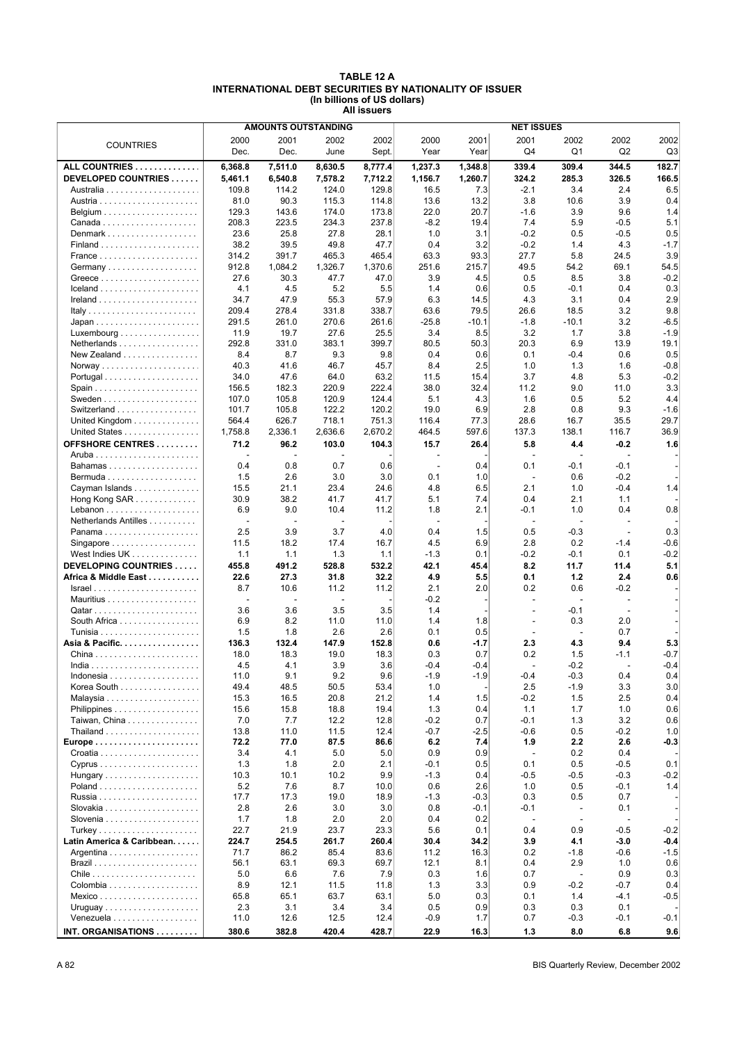# TABLE 12 A
## INTERNATIONAL DEBT SECURITIES BY NATIONALITY OF ISSUER
### (In billions of US dollars)
### All issuers

| COUNTRIES | AMOUNTS OUTSTANDING | | | | NET ISSUES | | | | | |
|---|---|---|---|---|---|---|---|---|---|---|
| | 2000 Dec. | 2001 Dec. | 2002 June | 2002 Sept. | 2000 Year | 2001 Year | 2001 Q4 | 2002 Q1 | 2002 Q2 | 2002 Q3 |
| **ALL COUNTRIES** | **6,368.8** | **7,511.0** | **8,630.5** | **8,777.4** | **1,237.3** | **1,348.8** | **339.4** | **309.4** | **344.5** | **182.7** |
| **DEVELOPED COUNTRIES** | **5,461.1** | **6,540.8** | **7,578.2** | **7,712.2** | **1,156.7** | **1,260.7** | **324.2** | **285.3** | **326.5** | **166.5** |
| Australia | 109.8 | 114.2 | 124.0 | 129.8 | 16.5 | 7.3 | -2.1 | 3.4 | 2.4 | 6.5 |
| Austria | 81.0 | 90.3 | 115.3 | 114.8 | 13.6 | 13.2 | 3.8 | 10.6 | 3.9 | 0.4 |
| Belgium | 129.3 | 143.6 | 174.0 | 173.8 | 22.0 | 20.7 | -1.6 | 3.9 | 9.6 | 1.4 |
| Canada | 208.3 | 223.5 | 234.3 | 237.8 | -8.2 | 19.4 | 7.4 | 5.9 | -0.5 | 5.1 |
| Denmark | 23.6 | 25.8 | 27.8 | 28.1 | 1.0 | 3.1 | -0.2 | 0.5 | -0.5 | 0.5 |
| Finland | 38.2 | 39.5 | 49.8 | 47.7 | 0.4 | 3.2 | -0.2 | 1.4 | 4.3 | -1.7 |
| France | 314.2 | 391.7 | 465.3 | 465.4 | 63.3 | 93.3 | 27.7 | 5.8 | 24.5 | 3.9 |
| Germany | 912.8 | 1,084.2 | 1,326.7 | 1,370.6 | 251.6 | 215.7 | 49.5 | 54.2 | 69.1 | 54.5 |
| Greece | 27.6 | 30.3 | 47.7 | 47.0 | 3.9 | 4.5 | 0.5 | 8.5 | 3.8 | -0.2 |
| Iceland | 4.1 | 4.5 | 5.2 | 5.5 | 1.4 | 0.6 | 0.5 | -0.1 | 0.4 | 0.3 |
| Ireland | 34.7 | 47.9 | 55.3 | 57.9 | 6.3 | 14.5 | 4.3 | 3.1 | 0.4 | 2.9 |
| Italy | 209.4 | 278.4 | 331.8 | 338.7 | 63.6 | 79.5 | 26.6 | 18.5 | 3.2 | 9.8 |
| Japan | 291.5 | 261.0 | 270.6 | 261.6 | -25.8 | -10.1 | -1.8 | -10.1 | 3.2 | -6.5 |
| Luxembourg | 11.9 | 19.7 | 27.6 | 25.5 | 3.4 | 8.5 | 3.2 | 1.7 | 3.8 | -1.9 |
| Netherlands | 292.8 | 331.0 | 383.1 | 399.7 | 80.5 | 50.3 | 20.3 | 6.9 | 13.9 | 19.1 |
| New Zealand | 8.4 | 8.7 | 9.3 | 9.8 | 0.4 | 0.6 | 0.1 | -0.4 | 0.6 | 0.5 |
| Norway | 40.3 | 41.6 | 46.7 | 45.7 | 8.4 | 2.5 | 1.0 | 1.3 | 1.6 | -0.8 |
| Portugal | 34.0 | 47.6 | 64.0 | 63.2 | 11.5 | 15.4 | 3.7 | 4.8 | 5.3 | -0.2 |
| Spain | 156.5 | 182.3 | 220.9 | 222.4 | 38.0 | 32.4 | 11.2 | 9.0 | 11.0 | 3.3 |
| Sweden | 107.0 | 105.8 | 120.9 | 124.4 | 5.1 | 4.3 | 1.6 | 0.5 | 5.2 | 4.4 |
| Switzerland | 101.7 | 105.8 | 122.2 | 120.2 | 19.0 | 6.9 | 2.8 | 0.8 | 9.3 | -1.6 |
| United Kingdom | 564.4 | 626.7 | 718.1 | 751.3 | 116.4 | 77.3 | 28.6 | 16.7 | 35.5 | 29.7 |
| United States | 1,758.8 | 2,336.1 | 2,636.6 | 2,670.2 | 464.5 | 597.6 | 137.3 | 138.1 | 116.7 | 36.9 |
| **OFFSHORE CENTRES** | **71.2** | **96.2** | **103.0** | **104.3** | **15.7** | **26.4** | **5.8** | **4.4** | **-0.2** | **1.6** |
| Aruba | - | - | - | - | - | - | - | - | - | - |
| Bahamas | 0.4 | 0.8 | 0.7 | 0.6 | - | 0.4 | 0.1 | -0.1 | -0.1 | - |
| Bermuda | 1.5 | 2.6 | 3.0 | 3.0 | 0.1 | 1.0 | - | 0.6 | -0.2 | - |
| Cayman Islands | 15.5 | 21.1 | 23.4 | 24.6 | 4.8 | 6.5 | 2.1 | 1.0 | -0.4 | 1.4 |
| Hong Kong SAR | 30.9 | 38.2 | 41.7 | 41.7 | 5.1 | 7.4 | 0.4 | 2.1 | 1.1 | - |
| Lebanon | 6.9 | 9.0 | 10.4 | 11.2 | 1.8 | 2.1 | -0.1 | 1.0 | 0.4 | 0.8 |
| Netherlands Antilles | - | - | - | - | - | - | - | - | - | - |
| Panama | 2.5 | 3.9 | 3.7 | 4.0 | 0.4 | 1.5 | 0.5 | -0.3 | - | 0.3 |
| Singapore | 11.5 | 18.2 | 17.4 | 16.7 | 4.5 | 6.9 | 2.8 | 0.2 | -1.4 | -0.6 |
| West Indies UK | 1.1 | 1.1 | 1.3 | 1.1 | -1.3 | 0.1 | -0.2 | -0.1 | 0.1 | -0.2 |
| **DEVELOPING COUNTRIES** | **455.8** | **491.2** | **528.8** | **532.2** | **42.1** | **45.4** | **8.2** | **11.7** | **11.4** | **5.1** |
| **Africa & Middle East** | **22.6** | **27.3** | **31.8** | **32.2** | **4.9** | **5.5** | **0.1** | **1.2** | **2.4** | **0.6** |
| Israel | 8.7 | 10.6 | 11.2 | 11.2 | 2.1 | 2.0 | 0.2 | 0.6 | -0.2 | - |
| Mauritius | - | - | - | - | -0.2 | - | - | - | - | - |
| Qatar | 3.6 | 3.6 | 3.5 | 3.5 | 1.4 | - | - | -0.1 | - | - |
| South Africa | 6.9 | 8.2 | 11.0 | 11.0 | 1.4 | 1.8 | - | 0.3 | 2.0 | - |
| Tunisia | 1.5 | 1.8 | 2.6 | 2.6 | 0.1 | 0.5 | - | - | 0.7 | - |
| **Asia & Pacific** | **136.3** | **132.4** | **147.9** | **152.8** | **0.6** | **-1.7** | **2.3** | **4.3** | **9.4** | **5.3** |
| China | 18.0 | 18.3 | 19.0 | 18.3 | 0.3 | 0.7 | 0.2 | 1.5 | -1.1 | -0.7 |
| India | 4.5 | 4.1 | 3.9 | 3.6 | -0.4 | -0.4 | - | -0.2 | - | -0.4 |
| Indonesia | 11.0 | 9.1 | 9.2 | 9.6 | -1.9 | -1.9 | -0.4 | -0.3 | 0.4 | 0.4 |
| Korea South | 49.4 | 48.5 | 50.5 | 53.4 | 1.0 | - | 2.5 | -1.9 | 3.3 | 3.0 |
| Malaysia | 15.3 | 16.5 | 20.8 | 21.2 | 1.4 | 1.5 | -0.2 | 1.5 | 2.5 | 0.4 |
| Philippines | 15.6 | 15.8 | 18.8 | 19.4 | 1.3 | 0.4 | 1.1 | 1.7 | 1.0 | 0.6 |
| Taiwan, China | 7.0 | 7.7 | 12.2 | 12.8 | -0.2 | 0.7 | -0.1 | 1.3 | 3.2 | 0.6 |
| Thailand | 13.8 | 11.0 | 11.5 | 12.4 | -0.7 | -2.5 | -0.6 | 0.5 | -0.2 | 1.0 |
| **Europe** | **72.2** | **77.0** | **87.5** | **86.6** | **6.2** | **7.4** | **1.9** | **2.2** | **2.6** | **-0.3** |
| Croatia | 3.4 | 4.1 | 5.0 | 5.0 | 0.9 | 0.9 | - | 0.2 | 0.4 | - |
| Cyprus | 1.3 | 1.8 | 2.0 | 2.1 | -0.1 | 0.5 | 0.1 | 0.5 | -0.5 | 0.1 |
| Hungary | 10.3 | 10.1 | 10.2 | 9.9 | -1.3 | 0.4 | -0.5 | -0.5 | -0.3 | -0.2 |
| Poland | 5.2 | 7.6 | 8.7 | 10.0 | 0.6 | 2.6 | 1.0 | 0.5 | -0.1 | 1.4 |
| Russia | 17.7 | 17.3 | 19.0 | 18.9 | -1.3 | -0.3 | 0.3 | 0.5 | 0.7 | - |
| Slovakia | 2.8 | 2.6 | 3.0 | 3.0 | 0.8 | -0.1 | -0.1 | - | 0.1 | - |
| Slovenia | 1.7 | 1.8 | 2.0 | 2.0 | 0.4 | 0.2 | - | - | - | - |
| Turkey | 22.7 | 21.9 | 23.7 | 23.3 | 5.6 | 0.1 | 0.4 | 0.9 | -0.5 | -0.2 |
| **Latin America & Caribbean** | **224.7** | **254.5** | **261.7** | **260.4** | **30.4** | **34.2** | **3.9** | **4.1** | **-3.0** | **-0.4** |
| Argentina | 71.7 | 86.2 | 85.4 | 83.6 | 11.2 | 16.3 | 0.2 | -1.8 | -0.6 | -1.5 |
| Brazil | 56.1 | 63.1 | 69.3 | 69.7 | 12.1 | 8.1 | 0.4 | 2.9 | 1.0 | 0.6 |
| Chile | 5.0 | 6.6 | 7.6 | 7.9 | 0.3 | 1.6 | 0.7 | - | 0.9 | 0.3 |
| Colombia | 8.9 | 12.1 | 11.5 | 11.8 | 1.3 | 3.3 | 0.9 | -0.2 | -0.7 | 0.4 |
| Mexico | 65.8 | 65.1 | 63.7 | 63.1 | 5.0 | 0.3 | 0.1 | 1.4 | -4.1 | -0.5 |
| Uruguay | 2.3 | 3.1 | 3.4 | 3.4 | 0.5 | 0.9 | 0.3 | 0.3 | 0.1 | - |
| Venezuela | 11.0 | 12.6 | 12.5 | 12.4 | -0.9 | 1.7 | 0.7 | -0.3 | -0.1 | -0.1 |
| **INT. ORGANISATIONS** | **380.6** | **382.8** | **420.4** | **428.7** | **22.9** | **16.3** | **1.3** | **8.0** | **6.8** | **9.6** |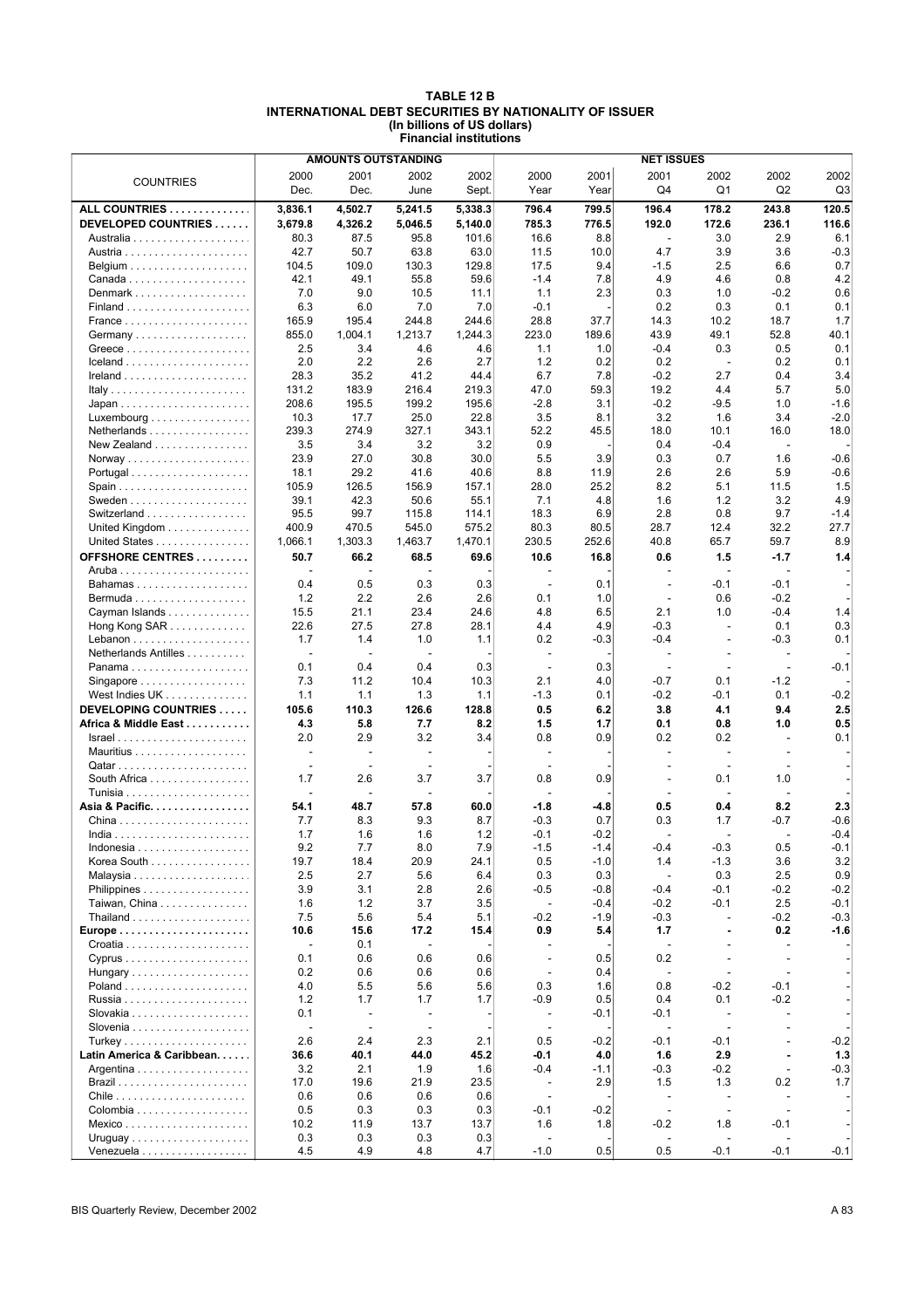**TABLE 12 B**
**INTERNATIONAL DEBT SECURITIES BY NATIONALITY OF ISSUER**
**(In billions of US dollars)**
**Financial institutions**

| COUNTRIES | AMOUNTS OUTSTANDING | | | | NET ISSUES | | | | | |
|---|---|---|---|---|---|---|---|---|---|---|
| | 2000 Dec. | 2001 Dec. | 2002 June | 2002 Sept. | 2000 Year | 2001 Year | 2001 Q4 | 2002 Q1 | 2002 Q2 | 2002 Q3 |
| **ALL COUNTRIES** | **3,836.1** | **4,502.7** | **5,241.5** | **5,338.3** | **796.4** | **799.5** | **196.4** | **178.2** | **243.8** | **120.5** |
| **DEVELOPED COUNTRIES** | **3,679.8** | **4,326.2** | **5,046.5** | **5,140.0** | **785.3** | **776.5** | **192.0** | **172.6** | **236.1** | **116.6** |
| Australia | 80.3 | 87.5 | 95.8 | 101.6 | 16.6 | 8.8 | - | 3.0 | 2.9 | 6.1 |
| Austria | 42.7 | 50.7 | 63.8 | 63.0 | 11.5 | 10.0 | 4.7 | 3.9 | 3.6 | -0.3 |
| Belgium | 104.5 | 109.0 | 130.3 | 129.8 | 17.5 | 9.4 | -1.5 | 2.5 | 6.6 | 0.7 |
| Canada | 42.1 | 49.1 | 55.8 | 59.6 | -1.4 | 7.8 | 4.9 | 4.6 | 0.8 | 4.2 |
| Denmark | 7.0 | 9.0 | 10.5 | 11.1 | 1.1 | 2.3 | 0.3 | 1.0 | -0.2 | 0.6 |
| Finland | 6.3 | 6.0 | 7.0 | 7.0 | -0.1 | - | 0.2 | 0.3 | 0.1 | 0.1 |
| France | 165.9 | 195.4 | 244.8 | 244.6 | 28.8 | 37.7 | 14.3 | 10.2 | 18.7 | 1.7 |
| Germany | 855.0 | 1,004.1 | 1,213.7 | 1,244.3 | 223.0 | 189.6 | 43.9 | 49.1 | 52.8 | 40.1 |
| Greece | 2.5 | 3.4 | 4.6 | 4.6 | 1.1 | 1.0 | -0.4 | 0.3 | 0.5 | 0.1 |
| Iceland | 2.0 | 2.2 | 2.6 | 2.7 | 1.2 | 0.2 | 0.2 | - | 0.2 | 0.1 |
| Ireland | 28.3 | 35.2 | 41.2 | 44.4 | 6.7 | 7.8 | -0.2 | 2.7 | 0.4 | 3.4 |
| Italy | 131.2 | 183.9 | 216.4 | 219.3 | 47.0 | 59.3 | 19.2 | 4.4 | 5.7 | 5.0 |
| Japan | 208.6 | 195.5 | 199.2 | 195.6 | -2.8 | 3.1 | -0.2 | -9.5 | 1.0 | -1.6 |
| Luxembourg | 10.3 | 17.7 | 25.0 | 22.8 | 3.5 | 8.1 | 3.2 | 1.6 | 3.4 | -2.0 |
| Netherlands | 239.3 | 274.9 | 327.1 | 343.1 | 52.2 | 45.5 | 18.0 | 10.1 | 16.0 | 18.0 |
| New Zealand | 3.5 | 3.4 | 3.2 | 3.2 | 0.9 | - | 0.4 | -0.4 | - | - |
| Norway | 23.9 | 27.0 | 30.8 | 30.0 | 5.5 | 3.9 | 0.3 | 0.7 | 1.6 | -0.6 |
| Portugal | 18.1 | 29.2 | 41.6 | 40.6 | 8.8 | 11.9 | 2.6 | 2.6 | 5.9 | -0.6 |
| Spain | 105.9 | 126.5 | 156.9 | 157.1 | 28.0 | 25.2 | 8.2 | 5.1 | 11.5 | 1.5 |
| Sweden | 39.1 | 42.3 | 50.6 | 55.1 | 7.1 | 4.8 | 1.6 | 1.2 | 3.2 | 4.9 |
| Switzerland | 95.5 | 99.7 | 115.8 | 114.1 | 18.3 | 6.9 | 2.8 | 0.8 | 9.7 | -1.4 |
| United Kingdom | 400.9 | 470.5 | 545.0 | 575.2 | 80.3 | 80.5 | 28.7 | 12.4 | 32.2 | 27.7 |
| United States | 1,066.1 | 1,303.3 | 1,463.7 | 1,470.1 | 230.5 | 252.6 | 40.8 | 65.7 | 59.7 | 8.9 |
| **OFFSHORE CENTRES** | **50.7** | **66.2** | **68.5** | **69.6** | **10.6** | **16.8** | **0.6** | **1.5** | **-1.7** | **1.4** |
| Aruba | - | - | - | - | - | - | - | - | - | - |
| Bahamas | 0.4 | 0.5 | 0.3 | 0.3 | - | 0.1 | - | -0.1 | -0.1 | - |
| Bermuda | 1.2 | 2.2 | 2.6 | 2.6 | 0.1 | 1.0 | - | 0.6 | -0.2 | - |
| Cayman Islands | 15.5 | 21.1 | 23.4 | 24.6 | 4.8 | 6.5 | 2.1 | 1.0 | -0.4 | 1.4 |
| Hong Kong SAR | 22.6 | 27.5 | 27.8 | 28.1 | 4.4 | 4.9 | -0.3 | - | 0.1 | 0.3 |
| Lebanon | 1.7 | 1.4 | 1.0 | 1.1 | 0.2 | -0.3 | -0.4 | - | -0.3 | 0.1 |
| Netherlands Antilles | - | - | - | - | - | - | - | - | - | - |
| Panama | 0.1 | 0.4 | 0.4 | 0.3 | - | 0.3 | - | - | - | -0.1 |
| Singapore | 7.3 | 11.2 | 10.4 | 10.3 | 2.1 | 4.0 | -0.7 | 0.1 | -1.2 | - |
| West Indies UK | 1.1 | 1.1 | 1.3 | 1.1 | -1.3 | 0.1 | -0.2 | -0.1 | 0.1 | -0.2 |
| **DEVELOPING COUNTRIES** | **105.6** | **110.3** | **126.6** | **128.8** | **0.5** | **6.2** | **3.8** | **4.1** | **9.4** | **2.5** |
| **Africa & Middle East** | **4.3** | **5.8** | **7.7** | **8.2** | **1.5** | **1.7** | **0.1** | **0.8** | **1.0** | **0.5** |
| Israel | 2.0 | 2.9 | 3.2 | 3.4 | 0.8 | 0.9 | 0.2 | 0.2 | - | 0.1 |
| Mauritius | - | - | - | - | - | - | - | - | - | - |
| Qatar | - | - | - | - | - | - | - | - | - | - |
| South Africa | 1.7 | 2.6 | 3.7 | 3.7 | 0.8 | 0.9 | - | 0.1 | 1.0 | - |
| Tunisia | - | - | - | - | - | - | - | - | - | - |
| **Asia & Pacific** | **54.1** | **48.7** | **57.8** | **60.0** | **-1.8** | **-4.8** | **0.5** | **0.4** | **8.2** | **2.3** |
| China | 7.7 | 8.3 | 9.3 | 8.7 | -0.3 | 0.7 | 0.3 | 1.7 | -0.7 | -0.6 |
| India | 1.7 | 1.6 | 1.6 | 1.2 | -0.1 | -0.2 | - | - | - | -0.4 |
| Indonesia | 9.2 | 7.7 | 8.0 | 7.9 | -1.5 | -1.4 | -0.4 | -0.3 | 0.5 | -0.1 |
| Korea South | 19.7 | 18.4 | 20.9 | 24.1 | 0.5 | -1.0 | 1.4 | -1.3 | 3.6 | 3.2 |
| Malaysia | 2.5 | 2.7 | 5.6 | 6.4 | 0.3 | 0.3 | - | 0.3 | 2.5 | 0.9 |
| Philippines | 3.9 | 3.1 | 2.8 | 2.6 | -0.5 | -0.8 | -0.4 | -0.1 | -0.2 | -0.2 |
| Taiwan, China | 1.6 | 1.2 | 3.7 | 3.5 | - | -0.4 | -0.2 | -0.1 | 2.5 | -0.1 |
| Thailand | 7.5 | 5.6 | 5.4 | 5.1 | -0.2 | -1.9 | -0.3 | - | -0.2 | -0.3 |
| **Europe** | **10.6** | **15.6** | **17.2** | **15.4** | **0.9** | **5.4** | **1.7** | **-** | **0.2** | **-1.6** |
| Croatia | - | 0.1 | - | - | - | - | - | - | - | - |
| Cyprus | 0.1 | 0.6 | 0.6 | 0.6 | - | 0.5 | 0.2 | - | - | - |
| Hungary | 0.2 | 0.6 | 0.6 | 0.6 | - | 0.4 | - | - | - | - |
| Poland | 4.0 | 5.5 | 5.6 | 5.6 | 0.3 | 1.6 | 0.8 | -0.2 | -0.1 | - |
| Russia | 1.2 | 1.7 | 1.7 | 1.7 | -0.9 | 0.5 | 0.4 | 0.1 | -0.2 | - |
| Slovakia | 0.1 | - | - | - | - | -0.1 | -0.1 | - | - | - |
| Slovenia | - | - | - | - | - | - | - | - | - | - |
| Turkey | 2.6 | 2.4 | 2.3 | 2.1 | 0.5 | -0.2 | -0.1 | -0.1 | - | -0.2 |
| **Latin America & Caribbean** | **36.6** | **40.1** | **44.0** | **45.2** | **-0.1** | **4.0** | **1.6** | **2.9** | **-** | **1.3** |
| Argentina | 3.2 | 2.1 | 1.9 | 1.6 | -0.4 | -1.1 | -0.3 | -0.2 | - | -0.3 |
| Brazil | 17.0 | 19.6 | 21.9 | 23.5 | - | 2.9 | 1.5 | 1.3 | 0.2 | 1.7 |
| Chile | 0.6 | 0.6 | 0.6 | 0.6 | - | - | - | - | - | - |
| Colombia | 0.5 | 0.3 | 0.3 | 0.3 | -0.1 | -0.2 | - | - | - | - |
| Mexico | 10.2 | 11.9 | 13.7 | 13.7 | 1.6 | 1.8 | -0.2 | 1.8 | -0.1 | - |
| Uruguay | 0.3 | 0.3 | 0.3 | 0.3 | - | - | - | - | - | - |
| Venezuela | 4.5 | 4.9 | 4.8 | 4.7 | -1.0 | 0.5 | 0.5 | -0.1 | -0.1 | -0.1 |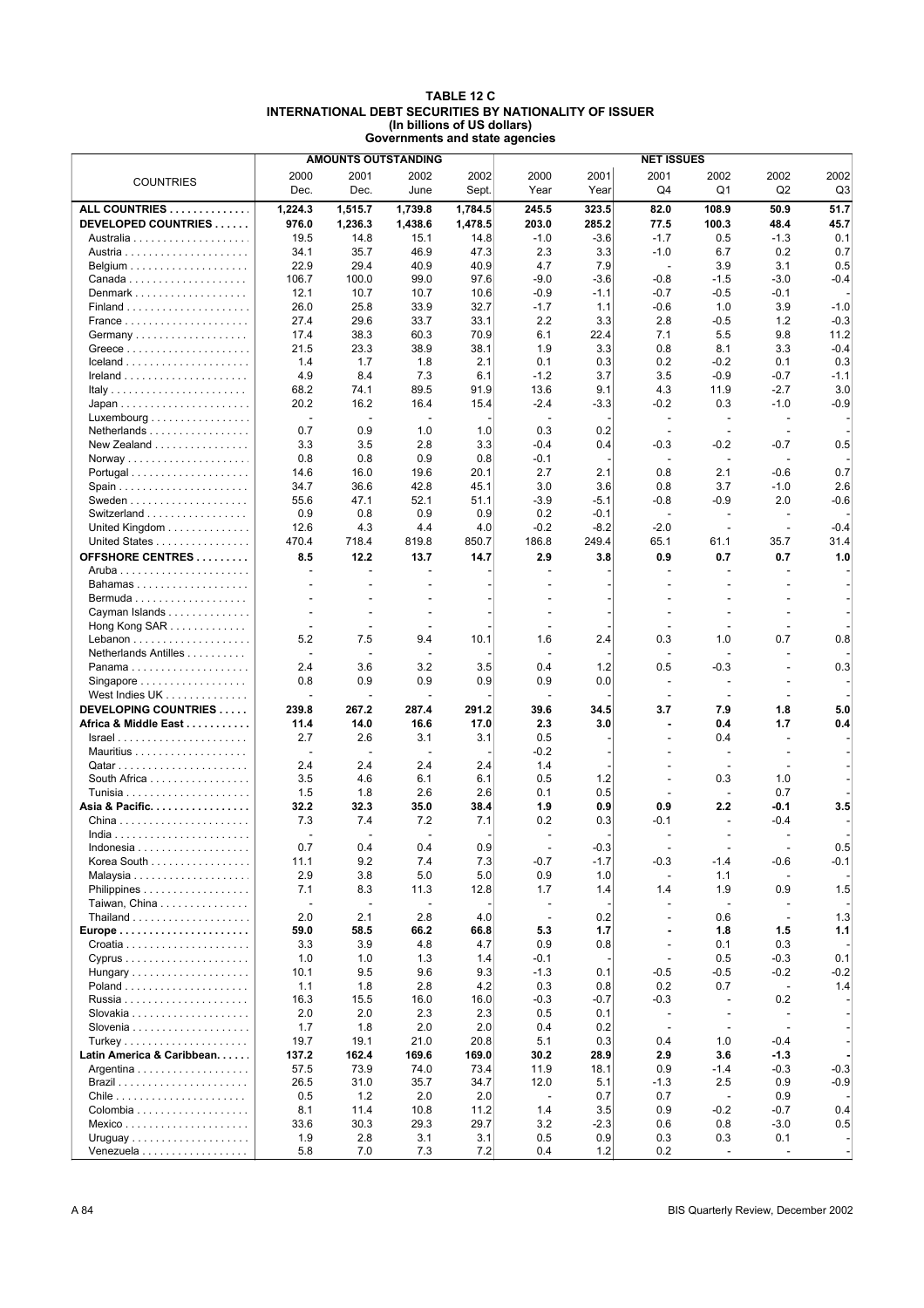**TABLE 12 C**
**INTERNATIONAL DEBT SECURITIES BY NATIONALITY OF ISSUER**
**(In billions of US dollars)**
**Governments and state agencies**

| COUNTRIES | AMOUNTS OUTSTANDING | | | | NET ISSUES | | | | | |
|---|---|---|---|---|---|---|---|---|---|---|
| | 2000 Dec. | 2001 Dec. | 2002 June | 2002 Sept. | 2000 Year | 2001 Year | 2001 Q4 | 2002 Q1 | 2002 Q2 | 2002 Q3 |
| **ALL COUNTRIES** | **1,224.3** | **1,515.7** | **1,739.8** | **1,784.5** | **245.5** | **323.5** | **82.0** | **108.9** | **50.9** | **51.7** |
| **DEVELOPED COUNTRIES** | **976.0** | **1,236.3** | **1,438.6** | **1,478.5** | **203.0** | **285.2** | **77.5** | **100.3** | **48.4** | **45.7** |
| Australia | 19.5 | 14.8 | 15.1 | 14.8 | -1.0 | -3.6 | -1.7 | 0.5 | -1.3 | 0.1 |
| Austria | 34.1 | 35.7 | 46.9 | 47.3 | 2.3 | 3.3 | -1.0 | 6.7 | 0.2 | 0.7 |
| Belgium | 22.9 | 29.4 | 40.9 | 40.9 | 4.7 | 7.9 | - | 3.9 | 3.1 | 0.5 |
| Canada | 106.7 | 100.0 | 99.0 | 97.6 | -9.0 | -3.6 | -0.8 | -1.5 | -3.0 | -0.4 |
| Denmark | 12.1 | 10.7 | 10.7 | 10.6 | -0.9 | -1.1 | -0.7 | -0.5 | -0.1 | - |
| Finland | 26.0 | 25.8 | 33.9 | 32.7 | -1.7 | 1.1 | -0.6 | 1.0 | 3.9 | -1.0 |
| France | 27.4 | 29.6 | 33.7 | 33.1 | 2.2 | 3.3 | 2.8 | -0.5 | 1.2 | -0.3 |
| Germany | 17.4 | 38.3 | 60.3 | 70.9 | 6.1 | 22.4 | 7.1 | 5.5 | 9.8 | 11.2 |
| Greece | 21.5 | 23.3 | 38.9 | 38.1 | 1.9 | 3.3 | 0.8 | 8.1 | 3.3 | -0.4 |
| Iceland | 1.4 | 1.7 | 1.8 | 2.1 | 0.1 | 0.3 | 0.2 | -0.2 | 0.1 | 0.3 |
| Ireland | 4.9 | 8.4 | 7.3 | 6.1 | -1.2 | 3.7 | 3.5 | -0.9 | -0.7 | -1.1 |
| Italy | 68.2 | 74.1 | 89.5 | 91.9 | 13.6 | 9.1 | 4.3 | 11.9 | -2.7 | 3.0 |
| Japan | 20.2 | 16.2 | 16.4 | 15.4 | -2.4 | -3.3 | -0.2 | 0.3 | -1.0 | -0.9 |
| Luxembourg | - | - | - | - | - | - | - | - | - | - |
| Netherlands | 0.7 | 0.9 | 1.0 | 1.0 | 0.3 | 0.2 | - | - | - | - |
| New Zealand | 3.3 | 3.5 | 2.8 | 3.3 | -0.4 | 0.4 | -0.3 | -0.2 | -0.7 | 0.5 |
| Norway | 0.8 | 0.8 | 0.9 | 0.8 | -0.1 | - | - | - | - | - |
| Portugal | 14.6 | 16.0 | 19.6 | 20.1 | 2.7 | 2.1 | 0.8 | 2.1 | -0.6 | 0.7 |
| Spain | 34.7 | 36.6 | 42.8 | 45.1 | 3.0 | 3.6 | 0.8 | 3.7 | -1.0 | 2.6 |
| Sweden | 55.6 | 47.1 | 52.1 | 51.1 | -3.9 | -5.1 | -0.8 | -0.9 | 2.0 | -0.6 |
| Switzerland | 0.9 | 0.8 | 0.9 | 0.9 | 0.2 | -0.1 | - | - | - | - |
| United Kingdom | 12.6 | 4.3 | 4.4 | 4.0 | -0.2 | -8.2 | -2.0 | - | - | -0.4 |
| United States | 470.4 | 718.4 | 819.8 | 850.7 | 186.8 | 249.4 | 65.1 | 61.1 | 35.7 | 31.4 |
| **OFFSHORE CENTRES** | **8.5** | **12.2** | **13.7** | **14.7** | **2.9** | **3.8** | **0.9** | **0.7** | **0.7** | **1.0** |
| Aruba | - | - | - | - | - | - | - | - | - | - |
| Bahamas | - | - | - | - | - | - | - | - | - | - |
| Bermuda | - | - | - | - | - | - | - | - | - | - |
| Cayman Islands | - | - | - | - | - | - | - | - | - | - |
| Hong Kong SAR | - | - | - | - | - | - | - | - | - | - |
| Lebanon | 5.2 | 7.5 | 9.4 | 10.1 | 1.6 | 2.4 | 0.3 | 1.0 | 0.7 | 0.8 |
| Netherlands Antilles | - | - | - | - | - | - | - | - | - | - |
| Panama | 2.4 | 3.6 | 3.2 | 3.5 | 0.4 | 1.2 | 0.5 | -0.3 | - | 0.3 |
| Singapore | 0.8 | 0.9 | 0.9 | 0.9 | 0.9 | 0.0 | - | - | - | - |
| West Indies UK | - | - | - | - | - | - | - | - | - | - |
| **DEVELOPING COUNTRIES** | **239.8** | **267.2** | **287.4** | **291.2** | **39.6** | **34.5** | **3.7** | **7.9** | **1.8** | **5.0** |
| **Africa & Middle East** | **11.4** | **14.0** | **16.6** | **17.0** | **2.3** | **3.0** | **-** | **0.4** | **1.7** | **0.4** |
| Israel | 2.7 | 2.6 | 3.1 | 3.1 | 0.5 | - | - | 0.4 | - | - |
| Mauritius | - | - | - | - | -0.2 | - | - | - | - | - |
| Qatar | 2.4 | 2.4 | 2.4 | 2.4 | 1.4 | - | - | - | - | - |
| South Africa | 3.5 | 4.6 | 6.1 | 6.1 | 0.5 | 1.2 | - | 0.3 | 1.0 | - |
| Tunisia | 1.5 | 1.8 | 2.6 | 2.6 | 0.1 | 0.5 | - | - | 0.7 | - |
| **Asia & Pacific** | **32.2** | **32.3** | **35.0** | **38.4** | **1.9** | **0.9** | **0.9** | **2.2** | **-0.1** | **3.5** |
| China | 7.3 | 7.4 | 7.2 | 7.1 | 0.2 | 0.3 | -0.1 | - | -0.4 | - |
| India | - | - | - | - | - | - | - | - | - | - |
| Indonesia | 0.7 | 0.4 | 0.4 | 0.9 | - | -0.3 | - | - | - | 0.5 |
| Korea South | 11.1 | 9.2 | 7.4 | 7.3 | -0.7 | -1.7 | -0.3 | -1.4 | -0.6 | -0.1 |
| Malaysia | 2.9 | 3.8 | 5.0 | 5.0 | 0.9 | 1.0 | - | 1.1 | - | - |
| Philippines | 7.1 | 8.3 | 11.3 | 12.8 | 1.7 | 1.4 | 1.4 | 1.9 | 0.9 | 1.5 |
| Taiwan, China | - | - | - | - | - | - | - | - | - | - |
| Thailand | 2.0 | 2.1 | 2.8 | 4.0 | - | 0.2 | - | 0.6 | - | 1.3 |
| **Europe** | **59.0** | **58.5** | **66.2** | **66.8** | **5.3** | **1.7** | **-** | **1.8** | **1.5** | **1.1** |
| Croatia | 3.3 | 3.9 | 4.8 | 4.7 | 0.9 | 0.8 | - | 0.1 | 0.3 | - |
| Cyprus | 1.0 | 1.0 | 1.3 | 1.4 | -0.1 | - | - | 0.5 | -0.3 | 0.1 |
| Hungary | 10.1 | 9.5 | 9.6 | 9.3 | -1.3 | 0.1 | -0.5 | -0.5 | -0.2 | -0.2 |
| Poland | 1.1 | 1.8 | 2.8 | 4.2 | 0.3 | 0.8 | 0.2 | 0.7 | - | 1.4 |
| Russia | 16.3 | 15.5 | 16.0 | 16.0 | -0.3 | -0.7 | -0.3 | - | 0.2 | - |
| Slovakia | 2.0 | 2.0 | 2.3 | 2.3 | 0.5 | 0.1 | - | - | - | - |
| Slovenia | 1.7 | 1.8 | 2.0 | 2.0 | 0.4 | 0.2 | - | - | - | - |
| Turkey | 19.7 | 19.1 | 21.0 | 20.8 | 5.1 | 0.3 | 0.4 | 1.0 | -0.4 | - |
| **Latin America & Caribbean** | **137.2** | **162.4** | **169.6** | **169.0** | **30.2** | **28.9** | **2.9** | **3.6** | **-1.3** | **-** |
| Argentina | 57.5 | 73.9 | 74.0 | 73.4 | 11.9 | 18.1 | 0.9 | -1.4 | -0.3 | -0.3 |
| Brazil | 26.5 | 31.0 | 35.7 | 34.7 | 12.0 | 5.1 | -1.3 | 2.5 | 0.9 | -0.9 |
| Chile | 0.5 | 1.2 | 2.0 | 2.0 | - | 0.7 | 0.7 | - | 0.9 | - |
| Colombia | 8.1 | 11.4 | 10.8 | 11.2 | 1.4 | 3.5 | 0.9 | -0.2 | -0.7 | 0.4 |
| Mexico | 33.6 | 30.3 | 29.3 | 29.7 | 3.2 | -2.3 | 0.6 | 0.8 | -3.0 | 0.5 |
| Uruguay | 1.9 | 2.8 | 3.1 | 3.1 | 0.5 | 0.9 | 0.3 | 0.3 | 0.1 | - |
| Venezuela | 5.8 | 7.0 | 7.3 | 7.2 | 0.4 | 1.2 | 0.2 | - | - | - |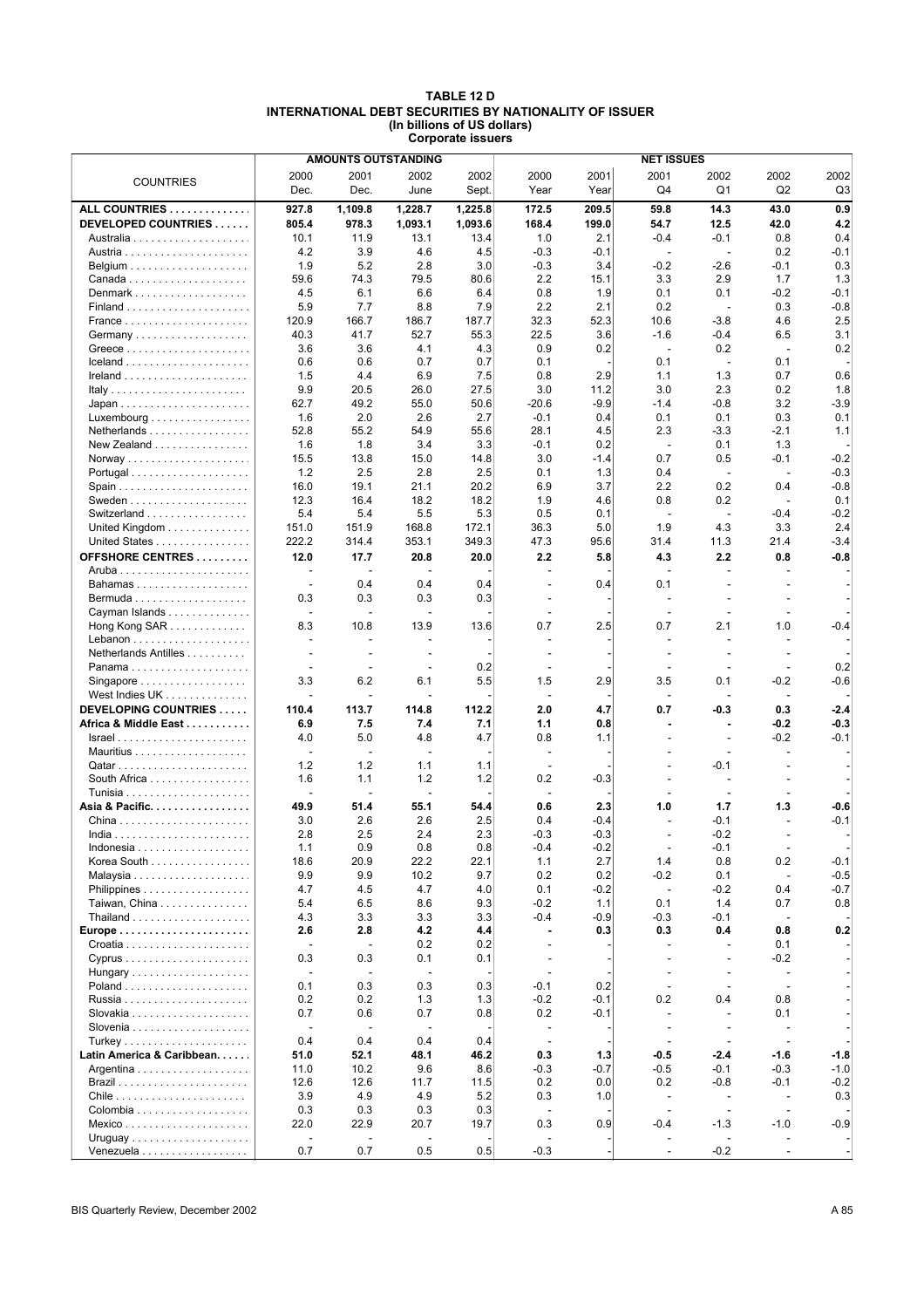# TABLE 12 D
## INTERNATIONAL DEBT SECURITIES BY NATIONALITY OF ISSUER
### (In billions of US dollars)
### Corporate issuers

| COUNTRIES | AMOUNTS OUTSTANDING | | | | NET ISSUES | | | | | |
|---|---|---|---|---|---|---|---|---|---|---|
| | 2000 Dec. | 2001 Dec. | 2002 June | 2002 Sept. | 2000 Year | 2001 Year | 2001 Q4 | 2002 Q1 | 2002 Q2 | 2002 Q3 |
| **ALL COUNTRIES** | **927.8** | **1,109.8** | **1,228.7** | **1,225.8** | **172.5** | **209.5** | **59.8** | **14.3** | **43.0** | **0.9** |
| **DEVELOPED COUNTRIES** | **805.4** | **978.3** | **1,093.1** | **1,093.6** | **168.4** | **199.0** | **54.7** | **12.5** | **42.0** | **4.2** |
| Australia | 10.1 | 11.9 | 13.1 | 13.4 | 1.0 | 2.1 | -0.4 | -0.1 | 0.8 | 0.4 |
| Austria | 4.2 | 3.9 | 4.6 | 4.5 | -0.3 | -0.1 | - | - | 0.2 | -0.1 |
| Belgium | 1.9 | 5.2 | 2.8 | 3.0 | -0.3 | 3.4 | -0.2 | -2.6 | -0.1 | 0.3 |
| Canada | 59.6 | 74.3 | 79.5 | 80.6 | 2.2 | 15.1 | 3.3 | 2.9 | 1.7 | 1.3 |
| Denmark | 4.5 | 6.1 | 6.6 | 6.4 | 0.8 | 1.9 | 0.1 | 0.1 | -0.2 | -0.1 |
| Finland | 5.9 | 7.7 | 8.8 | 7.9 | 2.2 | 2.1 | 0.2 | - | 0.3 | -0.8 |
| France | 120.9 | 166.7 | 186.7 | 187.7 | 32.3 | 52.3 | 10.6 | -3.8 | 4.6 | 2.5 |
| Germany | 40.3 | 41.7 | 52.7 | 55.3 | 22.5 | 3.6 | -1.6 | -0.4 | 6.5 | 3.1 |
| Greece | 3.6 | 3.6 | 4.1 | 4.3 | 0.9 | 0.2 | - | 0.2 | - | 0.2 |
| Iceland | 0.6 | 0.6 | 0.7 | 0.7 | 0.1 | - | 0.1 | - | 0.1 | - |
| Ireland | 1.5 | 4.4 | 6.9 | 7.5 | 0.8 | 2.9 | 1.1 | 1.3 | 0.7 | 0.6 |
| Italy | 9.9 | 20.5 | 26.0 | 27.5 | 3.0 | 11.2 | 3.0 | 2.3 | 0.2 | 1.8 |
| Japan | 62.7 | 49.2 | 55.0 | 50.6 | -20.6 | -9.9 | -1.4 | -0.8 | 3.2 | -3.9 |
| Luxembourg | 1.6 | 2.0 | 2.6 | 2.7 | -0.1 | 0.4 | 0.1 | 0.1 | 0.3 | 0.1 |
| Netherlands | 52.8 | 55.2 | 54.9 | 55.6 | 28.1 | 4.5 | 2.3 | -3.3 | -2.1 | 1.1 |
| New Zealand | 1.6 | 1.8 | 3.4 | 3.3 | -0.1 | 0.2 | - | 0.1 | 1.3 | - |
| Norway | 15.5 | 13.8 | 15.0 | 14.8 | 3.0 | -1.4 | 0.7 | 0.5 | -0.1 | -0.2 |
| Portugal | 1.2 | 2.5 | 2.8 | 2.5 | 0.1 | 1.3 | 0.4 | - | - | -0.3 |
| Spain | 16.0 | 19.1 | 21.1 | 20.2 | 6.9 | 3.7 | 2.2 | 0.2 | 0.4 | -0.8 |
| Sweden | 12.3 | 16.4 | 18.2 | 18.2 | 1.9 | 4.6 | 0.8 | 0.2 | - | 0.1 |
| Switzerland | 5.4 | 5.4 | 5.5 | 5.3 | 0.5 | 0.1 | - | - | -0.4 | -0.2 |
| United Kingdom | 151.0 | 151.9 | 168.8 | 172.1 | 36.3 | 5.0 | 1.9 | 4.3 | 3.3 | 2.4 |
| United States | 222.2 | 314.4 | 353.1 | 349.3 | 47.3 | 95.6 | 31.4 | 11.3 | 21.4 | -3.4 |
| **OFFSHORE CENTRES** | **12.0** | **17.7** | **20.8** | **20.0** | **2.2** | **5.8** | **4.3** | **2.2** | **0.8** | **-0.8** |
| Aruba | - | - | - | - | - | - | - | - | - | - |
| Bahamas | - | 0.4 | 0.4 | 0.4 | - | 0.4 | 0.1 | - | - | - |
| Bermuda | 0.3 | 0.3 | 0.3 | 0.3 | - | - | - | - | - | - |
| Cayman Islands | - | - | - | - | - | - | - | - | - | - |
| Hong Kong SAR | 8.3 | 10.8 | 13.9 | 13.6 | 0.7 | 2.5 | 0.7 | 2.1 | 1.0 | -0.4 |
| Lebanon | - | - | - | - | - | - | - | - | - | - |
| Netherlands Antilles | - | - | - | - | - | - | - | - | - | - |
| Panama | - | - | - | 0.2 | - | - | - | - | - | 0.2 |
| Singapore | 3.3 | 6.2 | 6.1 | 5.5 | 1.5 | 2.9 | 3.5 | 0.1 | -0.2 | -0.6 |
| West Indies UK | - | - | - | - | - | - | - | - | - | - |
| **DEVELOPING COUNTRIES** | **110.4** | **113.7** | **114.8** | **112.2** | **2.0** | **4.7** | **0.7** | **-0.3** | **0.3** | **-2.4** |
| **Africa & Middle East** | **6.9** | **7.5** | **7.4** | **7.1** | **1.1** | **0.8** | **-** | **-** | **-0.2** | **-0.3** |
| Israel | 4.0 | 5.0 | 4.8 | 4.7 | 0.8 | 1.1 | - | - | -0.2 | -0.1 |
| Mauritius | - | - | - | - | - | - | - | - | - | - |
| Qatar | 1.2 | 1.2 | 1.1 | 1.1 | - | - | - | -0.1 | - | - |
| South Africa | 1.6 | 1.1 | 1.2 | 1.2 | 0.2 | -0.3 | - | - | - | - |
| Tunisia | - | - | - | - | - | - | - | - | - | - |
| **Asia & Pacific** | **49.9** | **51.4** | **55.1** | **54.4** | **0.6** | **2.3** | **1.0** | **1.7** | **1.3** | **-0.6** |
| China | 3.0 | 2.6 | 2.6 | 2.5 | 0.4 | -0.4 | - | -0.1 | - | -0.1 |
| India | 2.8 | 2.5 | 2.4 | 2.3 | -0.3 | -0.3 | - | -0.2 | - | - |
| Indonesia | 1.1 | 0.9 | 0.8 | 0.8 | -0.4 | -0.2 | - | -0.1 | - | - |
| Korea South | 18.6 | 20.9 | 22.2 | 22.1 | 1.1 | 2.7 | 1.4 | 0.8 | 0.2 | -0.1 |
| Malaysia | 9.9 | 9.9 | 10.2 | 9.7 | 0.2 | 0.2 | -0.2 | 0.1 | - | -0.5 |
| Philippines | 4.7 | 4.5 | 4.7 | 4.0 | 0.1 | -0.2 | - | -0.2 | 0.4 | -0.7 |
| Taiwan, China | 5.4 | 6.5 | 8.6 | 9.3 | -0.2 | 1.1 | 0.1 | 1.4 | 0.7 | 0.8 |
| Thailand | 4.3 | 3.3 | 3.3 | 3.3 | -0.4 | -0.9 | -0.3 | -0.1 | - | - |
| **Europe** | **2.6** | **2.8** | **4.2** | **4.4** | **-** | **0.3** | **0.3** | **0.4** | **0.8** | **0.2** |
| Croatia | - | - | 0.2 | 0.2 | - | - | - | - | 0.1 | - |
| Cyprus | 0.3 | 0.3 | 0.1 | 0.1 | - | - | - | - | -0.2 | - |
| Hungary | - | - | - | - | - | - | - | - | - | - |
| Poland | 0.1 | 0.3 | 0.3 | 0.3 | -0.1 | 0.2 | - | - | - | - |
| Russia | 0.2 | 0.2 | 1.3 | 1.3 | -0.2 | -0.1 | 0.2 | 0.4 | 0.8 | - |
| Slovakia | 0.7 | 0.6 | 0.7 | 0.8 | 0.2 | -0.1 | - | - | 0.1 | - |
| Slovenia | - | - | - | - | - | - | - | - | - | - |
| Turkey | 0.4 | 0.4 | 0.4 | 0.4 | - | - | - | - | - | - |
| **Latin America & Caribbean** | **51.0** | **52.1** | **48.1** | **46.2** | **0.3** | **1.3** | **-0.5** | **-2.4** | **-1.6** | **-1.8** |
| Argentina | 11.0 | 10.2 | 9.6 | 8.6 | -0.3 | -0.7 | -0.5 | -0.1 | -0.3 | -1.0 |
| Brazil | 12.6 | 12.6 | 11.7 | 11.5 | 0.2 | 0.0 | 0.2 | -0.8 | -0.1 | -0.2 |
| Chile | 3.9 | 4.9 | 4.9 | 5.2 | 0.3 | 1.0 | - | - | - | 0.3 |
| Colombia | 0.3 | 0.3 | 0.3 | 0.3 | - | - | - | - | - | - |
| Mexico | 22.0 | 22.9 | 20.7 | 19.7 | 0.3 | 0.9 | -0.4 | -1.3 | -1.0 | -0.9 |
| Uruguay | - | - | - | - | - | - | - | - | - | - |
| Venezuela | 0.7 | 0.7 | 0.5 | 0.5 | -0.3 | - | - | -0.2 | - | - |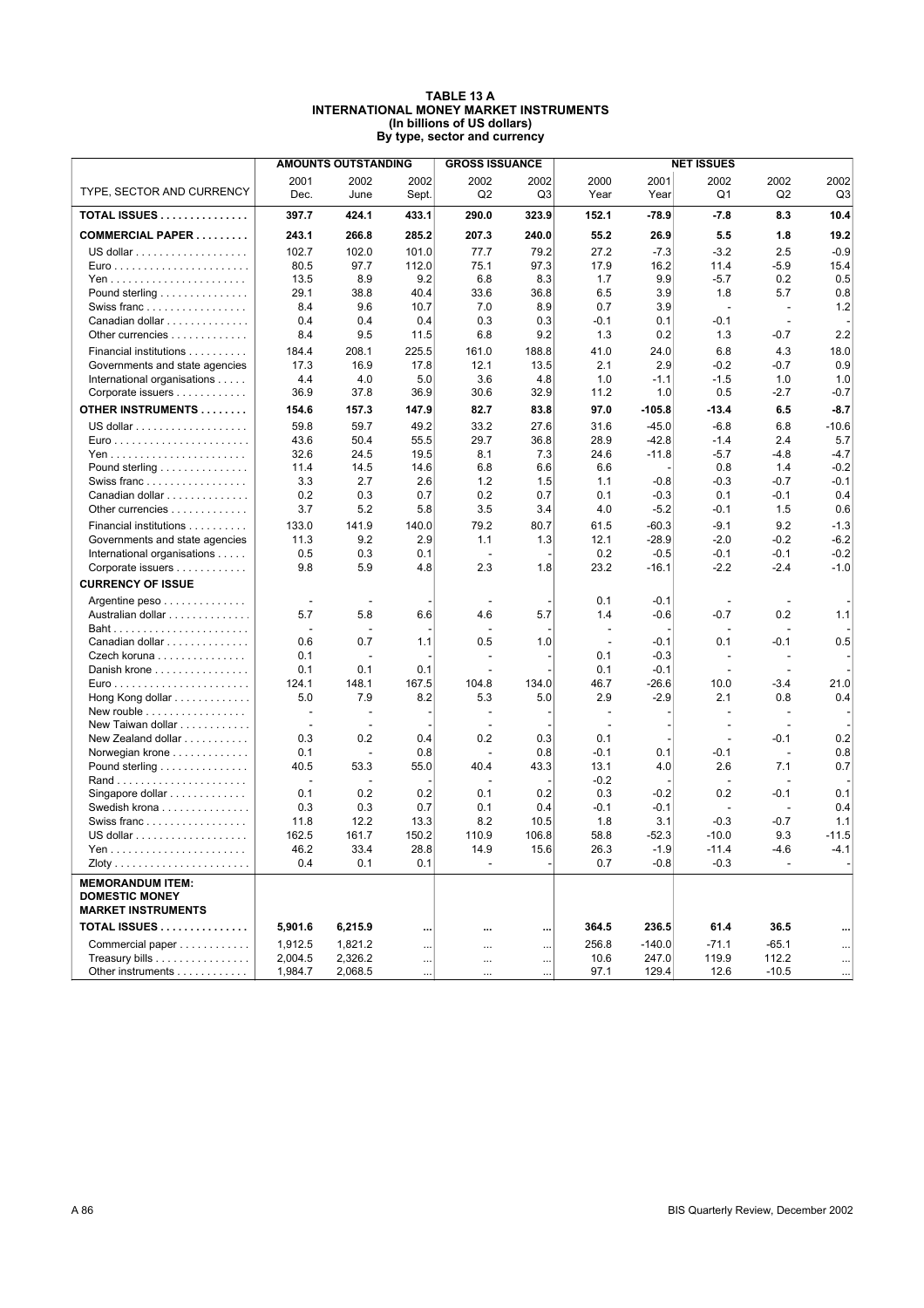# TABLE 13 A
## INTERNATIONAL MONEY MARKET INSTRUMENTS
### (In billions of US dollars)
### By type, sector and currency

| TYPE, SECTOR AND CURRENCY | AMOUNTS OUTSTANDING | | | GROSS ISSUANCE | | NET ISSUES | | | | |
|---|---|---|---|---|---|---|---|---|---|---|
| | 2001 Dec. | 2002 June | 2002 Sept. | 2002 Q2 | 2002 Q3 | 2000 Year | 2001 Year | 2002 Q1 | 2002 Q2 | 2002 Q3 |
| **TOTAL ISSUES** | **397.7** | **424.1** | **433.1** | **290.0** | **323.9** | **152.1** | **-78.9** | **-7.8** | **8.3** | **10.4** |
| **COMMERCIAL PAPER** | **243.1** | **266.8** | **285.2** | **207.3** | **240.0** | **55.2** | **26.9** | **5.5** | **1.8** | **19.2** |
| US dollar | 102.7 | 102.0 | 101.0 | 77.7 | 79.2 | 27.2 | -7.3 | -3.2 | 2.5 | -0.9 |
| Euro | 80.5 | 97.7 | 112.0 | 75.1 | 97.3 | 17.9 | 16.2 | 11.4 | -5.9 | 15.4 |
| Yen | 13.5 | 8.9 | 9.2 | 6.8 | 8.3 | 1.7 | 9.9 | -5.7 | 0.2 | 0.5 |
| Pound sterling | 29.1 | 38.8 | 40.4 | 33.6 | 36.8 | 6.5 | 3.9 | 1.8 | 5.7 | 0.8 |
| Swiss franc | 8.4 | 9.6 | 10.7 | 7.0 | 8.9 | 0.7 | 3.9 | - | - | 1.2 |
| Canadian dollar | 0.4 | 0.4 | 0.4 | 0.3 | 0.3 | -0.1 | 0.1 | -0.1 | - | - |
| Other currencies | 8.4 | 9.5 | 11.5 | 6.8 | 9.2 | 1.3 | 0.2 | 1.3 | -0.7 | 2.2 |
| Financial institutions | 184.4 | 208.1 | 225.5 | 161.0 | 188.8 | 41.0 | 24.0 | 6.8 | 4.3 | 18.0 |
| Governments and state agencies | 17.3 | 16.9 | 17.8 | 12.1 | 13.5 | 2.1 | 2.9 | -0.2 | -0.7 | 0.9 |
| International organisations | 4.4 | 4.0 | 5.0 | 3.6 | 4.8 | 1.0 | -1.1 | -1.5 | 1.0 | 1.0 |
| Corporate issuers | 36.9 | 37.8 | 36.9 | 30.6 | 32.9 | 11.2 | 1.0 | 0.5 | -2.7 | -0.7 |
| **OTHER INSTRUMENTS** | **154.6** | **157.3** | **147.9** | **82.7** | **83.8** | **97.0** | **-105.8** | **-13.4** | **6.5** | **-8.7** |
| US dollar | 59.8 | 59.7 | 49.2 | 33.2 | 27.6 | 31.6 | -45.0 | -6.8 | 6.8 | -10.6 |
| Euro | 43.6 | 50.4 | 55.5 | 29.7 | 36.8 | 28.9 | -42.8 | -1.4 | 2.4 | 5.7 |
| Yen | 32.6 | 24.5 | 19.5 | 8.1 | 7.3 | 24.6 | -11.8 | -5.7 | -4.8 | -4.7 |
| Pound sterling | 11.4 | 14.5 | 14.6 | 6.8 | 6.6 | 6.6 | - | 0.8 | 1.4 | -0.2 |
| Swiss franc | 3.3 | 2.7 | 2.6 | 1.2 | 1.5 | 1.1 | -0.8 | -0.3 | -0.7 | -0.1 |
| Canadian dollar | 0.2 | 0.3 | 0.7 | 0.2 | 0.7 | 0.1 | -0.3 | 0.1 | -0.1 | 0.4 |
| Other currencies | 3.7 | 5.2 | 5.8 | 3.5 | 3.4 | 4.0 | -5.2 | -0.1 | 1.5 | 0.6 |
| Financial institutions | 133.0 | 141.9 | 140.0 | 79.2 | 80.7 | 61.5 | -60.3 | -9.1 | 9.2 | -1.3 |
| Governments and state agencies | 11.3 | 9.2 | 2.9 | 1.1 | 1.3 | 12.1 | -28.9 | -2.0 | -0.2 | -6.2 |
| International organisations | 0.5 | 0.3 | 0.1 | - | - | 0.2 | -0.5 | -0.1 | -0.1 | -0.2 |
| Corporate issuers | 9.8 | 5.9 | 4.8 | 2.3 | 1.8 | 23.2 | -16.1 | -2.2 | -2.4 | -1.0 |
| **CURRENCY OF ISSUE** | | | | | | | | | | |
| Argentine peso | - | - | - | - | - | 0.1 | -0.1 | - | - | - |
| Australian dollar | 5.7 | 5.8 | 6.6 | 4.6 | 5.7 | 1.4 | -0.6 | -0.7 | 0.2 | 1.1 |
| Baht | - | - | - | - | - | - | - | - | - | - |
| Canadian dollar | 0.6 | 0.7 | 1.1 | 0.5 | 1.0 | - | -0.1 | 0.1 | -0.1 | 0.5 |
| Czech koruna | 0.1 | - | - | - | - | 0.1 | -0.3 | - | - | - |
| Danish krone | 0.1 | 0.1 | 0.1 | - | - | 0.1 | -0.1 | - | - | - |
| Euro | 124.1 | 148.1 | 167.5 | 104.8 | 134.0 | 46.7 | -26.6 | 10.0 | -3.4 | 21.0 |
| Hong Kong dollar | 5.0 | 7.9 | 8.2 | 5.3 | 5.0 | 2.9 | -2.9 | 2.1 | 0.8 | 0.4 |
| New rouble | - | - | - | - | - | - | - | - | - | - |
| New Taiwan dollar | - | - | - | - | - | - | - | - | - | - |
| New Zealand dollar | 0.3 | 0.2 | 0.4 | 0.2 | 0.3 | 0.1 | - | - | -0.1 | 0.2 |
| Norwegian krone | 0.1 | - | 0.8 | - | 0.8 | -0.1 | 0.1 | -0.1 | - | 0.8 |
| Pound sterling | 40.5 | 53.3 | 55.0 | 40.4 | 43.3 | 13.1 | 4.0 | 2.6 | 7.1 | 0.7 |
| Rand | - | - | - | - | - | -0.2 | - | - | - | - |
| Singapore dollar | 0.1 | 0.2 | 0.2 | 0.1 | 0.2 | 0.3 | -0.2 | 0.2 | -0.1 | 0.1 |
| Swedish krona | 0.3 | 0.3 | 0.7 | 0.1 | 0.4 | -0.1 | -0.1 | - | - | 0.4 |
| Swiss franc | 11.8 | 12.2 | 13.3 | 8.2 | 10.5 | 1.8 | 3.1 | -0.3 | -0.7 | 1.1 |
| US dollar | 162.5 | 161.7 | 150.2 | 110.9 | 106.8 | 58.8 | -52.3 | -10.0 | 9.3 | -11.5 |
| Yen | 46.2 | 33.4 | 28.8 | 14.9 | 15.6 | 26.3 | -1.9 | -11.4 | -4.6 | -4.1 |
| Zloty | 0.4 | 0.1 | 0.1 | - | - | 0.7 | -0.8 | -0.3 | - | - |
| **MEMORANDUM ITEM: DOMESTIC MONEY MARKET INSTRUMENTS** | | | | | | | | | | |
| **TOTAL ISSUES** | **5,901.6** | **6,215.9** | **...** | **...** | **...** | **364.5** | **236.5** | **61.4** | **36.5** | **...** |
| Commercial paper | 1,912.5 | 1,821.2 | ... | ... | ... | 256.8 | -140.0 | -71.1 | -65.1 | ... |
| Treasury bills | 2,004.5 | 2,326.2 | ... | ... | ... | 10.6 | 247.0 | 119.9 | 112.2 | ... |
| Other instruments | 1,984.7 | 2,068.5 | ... | ... | ... | 97.1 | 129.4 | 12.6 | -10.5 | ... |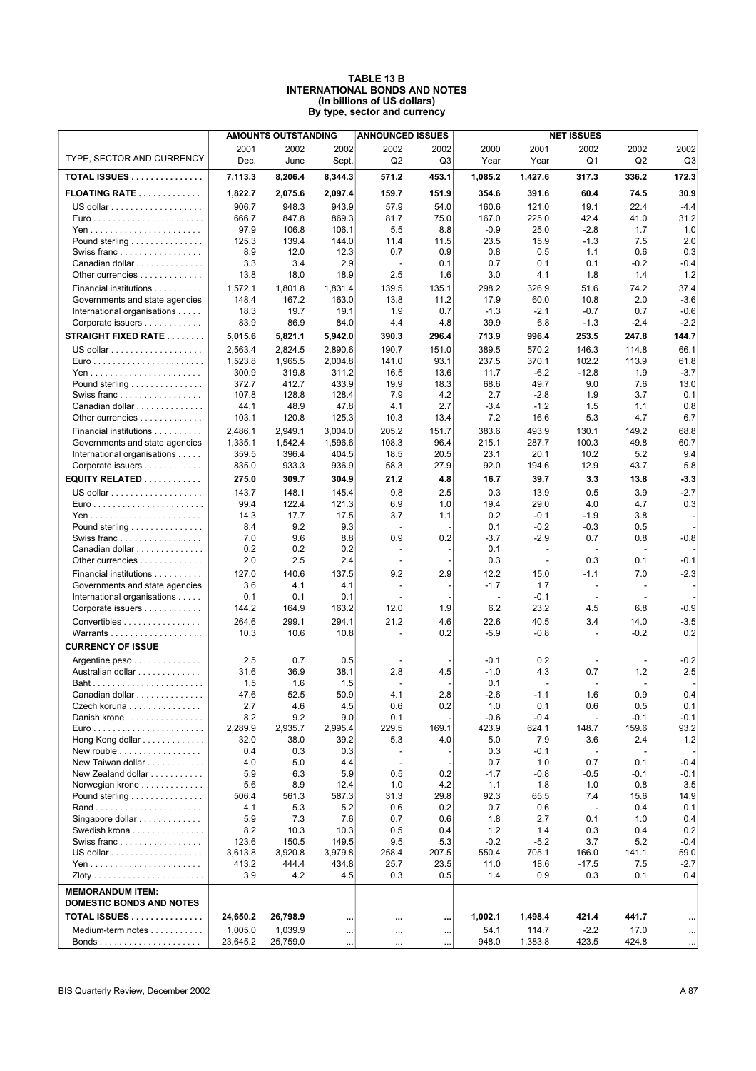# TABLE 13 B
## INTERNATIONAL BONDS AND NOTES
### (In billions of US dollars)
### By type, sector and currency

| TYPE, SECTOR AND CURRENCY | AMOUNTS OUTSTANDING 2001 Dec. | 2002 June | 2002 Sept. | ANNOUNCED ISSUES 2002 Q2 | 2002 Q3 | NET ISSUES 2000 Year | 2001 Year | 2002 Q1 | 2002 Q2 | 2002 Q3 |
|---|---|---|---|---|---|---|---|---|---|---|
| **TOTAL ISSUES** | **7,113.3** | **8,206.4** | **8,344.3** | **571.2** | **453.1** | **1,085.2** | **1,427.6** | **317.3** | **336.2** | **172.3** |
| **FLOATING RATE** | **1,822.7** | **2,075.6** | **2,097.4** | **159.7** | **151.9** | **354.6** | **391.6** | **60.4** | **74.5** | **30.9** |
| US dollar | 906.7 | 948.3 | 943.9 | 57.9 | 54.0 | 160.6 | 121.0 | 19.1 | 22.4 | -4.4 |
| Euro | 666.7 | 847.8 | 869.3 | 81.7 | 75.0 | 167.0 | 225.0 | 42.4 | 41.0 | 31.2 |
| Yen | 97.9 | 106.8 | 106.1 | 5.5 | 8.8 | -0.9 | 25.0 | -2.8 | 1.7 | 1.0 |
| Pound sterling | 125.3 | 139.4 | 144.0 | 11.4 | 11.5 | 23.5 | 15.9 | -1.3 | 7.5 | 2.0 |
| Swiss franc | 8.9 | 12.0 | 12.3 | 0.7 | 0.9 | 0.8 | 0.5 | 1.1 | 0.6 | 0.3 |
| Canadian dollar | 3.3 | 3.4 | 2.9 | - | 0.1 | 0.7 | 0.1 | 0.1 | -0.2 | -0.4 |
| Other currencies | 13.8 | 18.0 | 18.9 | 2.5 | 1.6 | 3.0 | 4.1 | 1.8 | 1.4 | 1.2 |
| Financial institutions | 1,572.1 | 1,801.8 | 1,831.4 | 139.5 | 135.1 | 298.2 | 326.9 | 51.6 | 74.2 | 37.4 |
| Governments and state agencies | 148.4 | 167.2 | 163.0 | 13.8 | 11.2 | 17.9 | 60.0 | 10.8 | 2.0 | -3.6 |
| International organisations | 18.3 | 19.7 | 19.1 | 1.9 | 0.7 | -1.3 | -2.1 | -0.7 | 0.7 | -0.6 |
| Corporate issuers | 83.9 | 86.9 | 84.0 | 4.4 | 4.8 | 39.9 | 6.8 | -1.3 | -2.4 | -2.2 |
| **STRAIGHT FIXED RATE** | **5,015.6** | **5,821.1** | **5,942.0** | **390.3** | **296.4** | **713.9** | **996.4** | **253.5** | **247.8** | **144.7** |
| US dollar | 2,563.4 | 2,824.5 | 2,890.6 | 190.7 | 151.0 | 389.5 | 570.2 | 146.3 | 114.8 | 66.1 |
| Euro | 1,523.8 | 1,965.5 | 2,004.8 | 141.0 | 93.1 | 237.5 | 370.1 | 102.2 | 113.9 | 61.8 |
| Yen | 300.9 | 319.8 | 311.2 | 16.5 | 13.6 | 11.7 | -6.2 | -12.8 | 1.9 | -3.7 |
| Pound sterling | 372.7 | 412.7 | 433.9 | 19.9 | 18.3 | 68.6 | 49.7 | 9.0 | 7.6 | 13.0 |
| Swiss franc | 107.8 | 128.8 | 128.4 | 7.9 | 4.2 | 2.7 | -2.8 | 1.9 | 3.7 | 0.1 |
| Canadian dollar | 44.1 | 48.9 | 47.8 | 4.1 | 2.7 | -3.4 | -1.2 | 1.5 | 1.1 | 0.8 |
| Other currencies | 103.1 | 120.8 | 125.3 | 10.3 | 13.4 | 7.2 | 16.6 | 5.3 | 4.7 | 6.7 |
| Financial institutions | 2,486.1 | 2,949.1 | 3,004.0 | 205.2 | 151.7 | 383.6 | 493.9 | 130.1 | 149.2 | 68.8 |
| Governments and state agencies | 1,335.1 | 1,542.4 | 1,596.6 | 108.3 | 96.4 | 215.1 | 287.7 | 100.3 | 49.8 | 60.7 |
| International organisations | 359.5 | 396.4 | 404.5 | 18.5 | 20.5 | 23.1 | 20.1 | 10.2 | 5.2 | 9.4 |
| Corporate issuers | 835.0 | 933.3 | 936.9 | 58.3 | 27.9 | 92.0 | 194.6 | 12.9 | 43.7 | 5.8 |
| **EQUITY RELATED** | **275.0** | **309.7** | **304.9** | **21.2** | **4.8** | **16.7** | **39.7** | **3.3** | **13.8** | **-3.3** |
| US dollar | 143.7 | 148.1 | 145.4 | 9.8 | 2.5 | 0.3 | 13.9 | 0.5 | 3.9 | -2.7 |
| Euro | 99.4 | 122.4 | 121.3 | 6.9 | 1.0 | 19.4 | 29.0 | 4.0 | 4.7 | 0.3 |
| Yen | 14.3 | 17.7 | 17.5 | 3.7 | 1.1 | 0.2 | -0.1 | -1.9 | 3.8 | - |
| Pound sterling | 8.4 | 9.2 | 9.3 | - | - | 0.1 | -0.2 | -0.3 | 0.5 | - |
| Swiss franc | 7.0 | 9.6 | 8.8 | 0.9 | 0.2 | -3.7 | -2.9 | 0.7 | 0.8 | -0.8 |
| Canadian dollar | 0.2 | 0.2 | 0.2 | - | - | 0.1 | - | - | - | - |
| Other currencies | 2.0 | 2.5 | 2.4 | - | - | 0.3 | - | 0.3 | 0.1 | -0.1 |
| Financial institutions | 127.0 | 140.6 | 137.5 | 9.2 | 2.9 | 12.2 | 15.0 | -1.1 | 7.0 | -2.3 |
| Governments and state agencies | 3.6 | 4.1 | 4.1 | - | - | -1.7 | 1.7 | - | - | - |
| International organisations | 0.1 | 0.1 | 0.1 | - | - | - | -0.1 | - | - | - |
| Corporate issuers | 144.2 | 164.9 | 163.2 | 12.0 | 1.9 | 6.2 | 23.2 | 4.5 | 6.8 | -0.9 |
| Convertibles | 264.6 | 299.1 | 294.1 | 21.2 | 4.6 | 22.6 | 40.5 | 3.4 | 14.0 | -3.5 |
| Warrants | 10.3 | 10.6 | 10.8 | - | 0.2 | -5.9 | -0.8 | - | -0.2 | 0.2 |
| **CURRENCY OF ISSUE** | | | | | | | | | | |
| Argentine peso | 2.5 | 0.7 | 0.5 | - | - | -0.1 | 0.2 | - | - | -0.2 |
| Australian dollar | 31.6 | 36.9 | 38.1 | 2.8 | 4.5 | -1.0 | 4.3 | 0.7 | 1.2 | 2.5 |
| Baht | 1.5 | 1.6 | 1.5 | - | - | 0.1 | - | - | - | - |
| Canadian dollar | 47.6 | 52.5 | 50.9 | 4.1 | 2.8 | -2.6 | -1.1 | 1.6 | 0.9 | 0.4 |
| Czech koruna | 2.7 | 4.6 | 4.5 | 0.6 | 0.2 | 1.0 | 0.1 | 0.6 | 0.5 | 0.1 |
| Danish krone | 8.2 | 9.2 | 9.0 | 0.1 | - | -0.6 | -0.4 | - | -0.1 | -0.1 |
| Euro | 2,289.9 | 2,935.7 | 2,995.4 | 229.5 | 169.1 | 423.9 | 624.1 | 148.7 | 159.6 | 93.2 |
| Hong Kong dollar | 32.0 | 38.0 | 39.2 | 5.3 | 4.0 | 5.0 | 7.9 | 3.6 | 2.4 | 1.2 |
| New rouble | 0.4 | 0.3 | 0.3 | - | - | 0.3 | -0.1 | - | - | - |
| New Taiwan dollar | 4.0 | 5.0 | 4.4 | - | - | 0.7 | 1.0 | 0.7 | 0.1 | -0.4 |
| New Zealand dollar | 5.9 | 6.3 | 5.9 | 0.5 | 0.2 | -1.7 | -0.8 | -0.5 | -0.1 | -0.1 |
| Norwegian krone | 5.6 | 8.9 | 12.4 | 1.0 | 4.2 | 1.1 | 1.8 | 1.0 | 0.8 | 3.5 |
| Pound sterling | 506.4 | 561.3 | 587.3 | 31.3 | 29.8 | 92.3 | 65.5 | 7.4 | 15.6 | 14.9 |
| Rand | 4.1 | 5.3 | 5.2 | 0.6 | 0.2 | 0.7 | 0.6 | - | 0.4 | 0.1 |
| Singapore dollar | 5.9 | 7.3 | 7.6 | 0.7 | 0.6 | 1.8 | 2.7 | 0.1 | 1.0 | 0.4 |
| Swedish krona | 8.2 | 10.3 | 10.3 | 0.5 | 0.4 | 1.2 | 1.4 | 0.3 | 0.4 | 0.2 |
| Swiss franc | 123.6 | 150.5 | 149.5 | 9.5 | 5.3 | -0.2 | -5.2 | 3.7 | 5.2 | -0.4 |
| US dollar | 3,613.8 | 3,920.8 | 3,979.8 | 258.4 | 207.5 | 550.4 | 705.1 | 166.0 | 141.1 | 59.0 |
| Yen | 413.2 | 444.4 | 434.8 | 25.7 | 23.5 | 11.0 | 18.6 | -17.5 | 7.5 | -2.7 |
| Zloty | 3.9 | 4.2 | 4.5 | 0.3 | 0.5 | 1.4 | 0.9 | 0.3 | 0.1 | 0.4 |
| **MEMORANDUM ITEM: DOMESTIC BONDS AND NOTES** | | | | | | | | | | |
| **TOTAL ISSUES** | **24,650.2** | **26,798.9** | **...** | **...** | **...** | **1,002.1** | **1,498.4** | **421.4** | **441.7** | **...** |
| Medium-term notes | 1,005.0 | 1,039.9 | ... | ... | ... | 54.1 | 114.7 | -2.2 | 17.0 | ... |
| Bonds | 23,645.2 | 25,759.0 | ... | ... | ... | 948.0 | 1,383.8 | 423.5 | 424.8 | ... |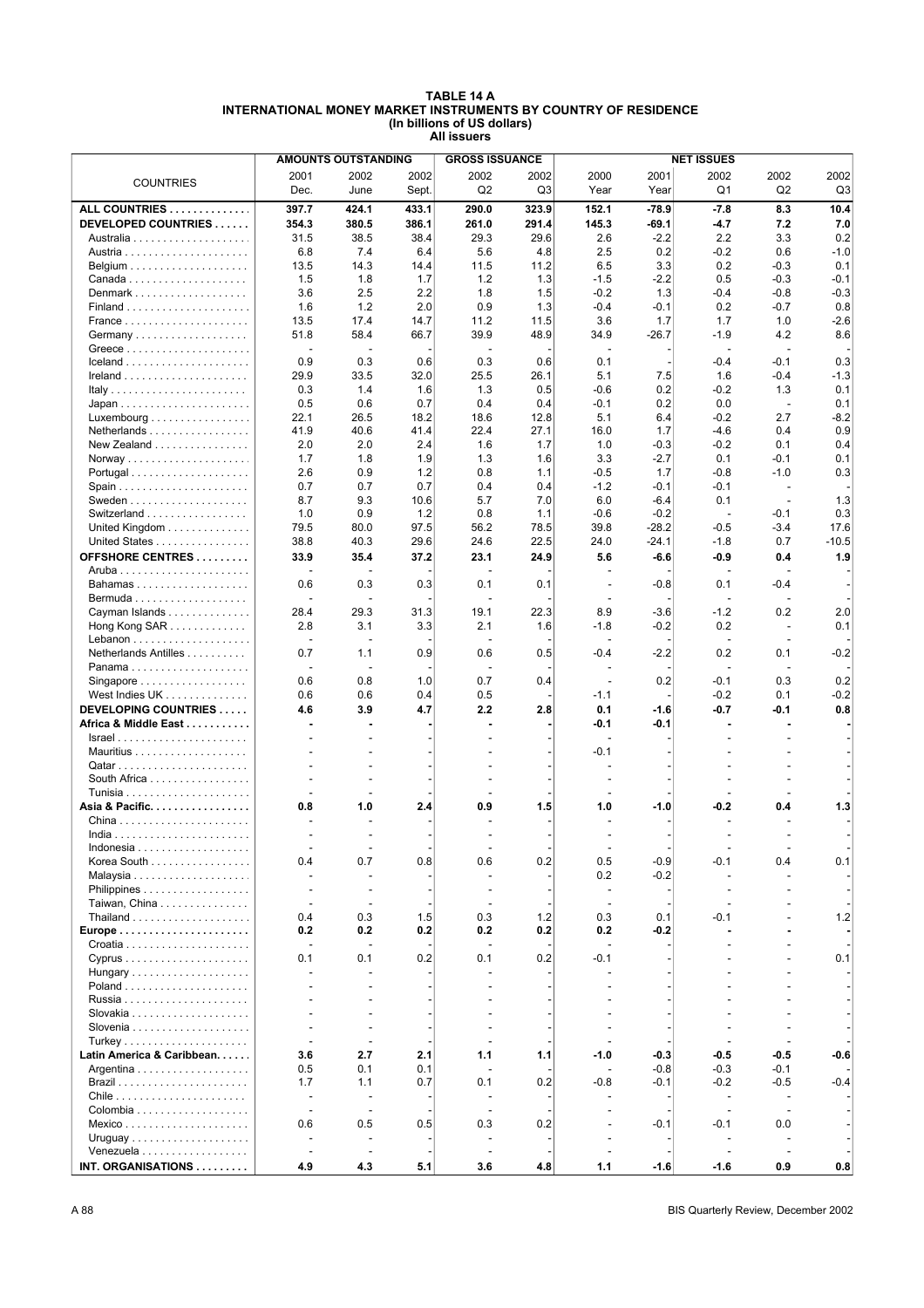# TABLE 14 A
## INTERNATIONAL MONEY MARKET INSTRUMENTS BY COUNTRY OF RESIDENCE
### (In billions of US dollars)
### All issuers

| COUNTRIES | AMOUNTS OUTSTANDING | | | GROSS ISSUANCE | | NET ISSUES | | | | |
|---|---|---|---|---|---|---|---|---|---|---|
| | 2001 Dec. | 2002 June | 2002 Sept. | 2002 Q2 | 2002 Q3 | 2000 Year | 2001 Year | 2002 Q1 | 2002 Q2 | 2002 Q3 |
| **ALL COUNTRIES** | **397.7** | **424.1** | **433.1** | **290.0** | **323.9** | **152.1** | **-78.9** | **-7.8** | **8.3** | **10.4** |
| **DEVELOPED COUNTRIES** | **354.3** | **380.5** | **386.1** | **261.0** | **291.4** | **145.3** | **-69.1** | **-4.7** | **7.2** | **7.0** |
| Australia | 31.5 | 38.5 | 38.4 | 29.3 | 29.6 | 2.6 | -2.2 | 2.2 | 3.3 | 0.2 |
| Austria | 6.8 | 7.4 | 6.4 | 5.6 | 4.8 | 2.5 | 0.2 | -0.2 | 0.6 | -1.0 |
| Belgium | 13.5 | 14.3 | 14.4 | 11.5 | 11.2 | 6.5 | 3.3 | 0.2 | -0.3 | 0.1 |
| Canada | 1.5 | 1.8 | 1.7 | 1.2 | 1.3 | -1.5 | -2.2 | 0.5 | -0.3 | -0.1 |
| Denmark | 3.6 | 2.5 | 2.2 | 1.8 | 1.5 | -0.2 | 1.3 | -0.4 | -0.8 | -0.3 |
| Finland | 1.6 | 1.2 | 2.0 | 0.9 | 1.3 | -0.4 | -0.1 | 0.2 | -0.7 | 0.8 |
| France | 13.5 | 17.4 | 14.7 | 11.2 | 11.5 | 3.6 | 1.7 | 1.7 | 1.0 | -2.6 |
| Germany | 51.8 | 58.4 | 66.7 | 39.9 | 48.9 | 34.9 | -26.7 | -1.9 | 4.2 | 8.6 |
| Greece | - | - | - | - | - | - | - | - | - | - |
| Iceland | 0.9 | 0.3 | 0.6 | 0.3 | 0.6 | 0.1 | - | -0.4 | -0.1 | 0.3 |
| Ireland | 29.9 | 33.5 | 32.0 | 25.5 | 26.1 | 5.1 | 7.5 | 1.6 | -0.4 | -1.3 |
| Italy | 0.3 | 1.4 | 1.6 | 1.3 | 0.5 | -0.6 | 0.2 | -0.2 | 1.3 | 0.1 |
| Japan | 0.5 | 0.6 | 0.7 | 0.4 | 0.4 | -0.1 | 0.2 | 0.0 | - | 0.1 |
| Luxembourg | 22.1 | 26.5 | 18.2 | 18.6 | 12.8 | 5.1 | 6.4 | -0.2 | 2.7 | -8.2 |
| Netherlands | 41.9 | 40.6 | 41.4 | 22.4 | 27.1 | 16.0 | 1.7 | -4.6 | 0.4 | 0.9 |
| New Zealand | 2.0 | 2.0 | 2.4 | 1.6 | 1.7 | 1.0 | -0.3 | -0.2 | 0.1 | 0.4 |
| Norway | 1.7 | 1.8 | 1.9 | 1.3 | 1.6 | 3.3 | -2.7 | 0.1 | -0.1 | 0.1 |
| Portugal | 2.6 | 0.9 | 1.2 | 0.8 | 1.1 | -0.5 | 1.7 | -0.8 | -1.0 | 0.3 |
| Spain | 0.7 | 0.7 | 0.7 | 0.4 | 0.4 | -1.2 | -0.1 | -0.1 | - | - |
| Sweden | 8.7 | 9.3 | 10.6 | 5.7 | 7.0 | 6.0 | -6.4 | 0.1 | - | 1.3 |
| Switzerland | 1.0 | 0.9 | 1.2 | 0.8 | 1.1 | -0.6 | -0.2 | - | -0.1 | 0.3 |
| United Kingdom | 79.5 | 80.0 | 97.5 | 56.2 | 78.5 | 39.8 | -28.2 | -0.5 | -3.4 | 17.6 |
| United States | 38.8 | 40.3 | 29.6 | 24.6 | 22.5 | 24.0 | -24.1 | -1.8 | 0.7 | -10.5 |
| **OFFSHORE CENTRES** | **33.9** | **35.4** | **37.2** | **23.1** | **24.9** | **5.6** | **-6.6** | **-0.9** | **0.4** | **1.9** |
| Aruba | - | - | - | - | - | - | - | - | - | - |
| Bahamas | 0.6 | 0.3 | 0.3 | 0.1 | 0.1 | - | -0.8 | 0.1 | -0.4 | - |
| Bermuda | - | - | - | - | - | - | - | - | - | - |
| Cayman Islands | 28.4 | 29.3 | 31.3 | 19.1 | 22.3 | 8.9 | -3.6 | -1.2 | 0.2 | 2.0 |
| Hong Kong SAR | 2.8 | 3.1 | 3.3 | 2.1 | 1.6 | -1.8 | -0.2 | 0.2 | - | 0.1 |
| Lebanon | - | - | - | - | - | - | - | - | - | - |
| Netherlands Antilles | 0.7 | 1.1 | 0.9 | 0.6 | 0.5 | -0.4 | -2.2 | 0.2 | 0.1 | -0.2 |
| Panama | - | - | - | - | - | - | - | - | - | - |
| Singapore | 0.6 | 0.8 | 1.0 | 0.7 | 0.4 | - | 0.2 | -0.1 | 0.3 | 0.2 |
| West Indies UK | 0.6 | 0.6 | 0.4 | 0.5 | - | -1.1 | - | -0.2 | 0.1 | -0.2 |
| **DEVELOPING COUNTRIES** | **4.6** | **3.9** | **4.7** | **2.2** | **2.8** | **0.1** | **-1.6** | **-0.7** | **-0.1** | **0.8** |
| **Africa & Middle East** | **-** | **-** | **-** | **-** | **-** | **-0.1** | **-0.1** | **-** | **-** | **-** |
| Israel | - | - | - | - | - | - | - | - | - | - |
| Mauritius | - | - | - | - | - | -0.1 | - | - | - | - |
| Qatar | - | - | - | - | - | - | - | - | - | - |
| South Africa | - | - | - | - | - | - | - | - | - | - |
| Tunisia | - | - | - | - | - | - | - | - | - | - |
| **Asia & Pacific** | **0.8** | **1.0** | **2.4** | **0.9** | **1.5** | **1.0** | **-1.0** | **-0.2** | **0.4** | **1.3** |
| China | - | - | - | - | - | - | - | - | - | - |
| India | - | - | - | - | - | - | - | - | - | - |
| Indonesia | - | - | - | - | - | - | - | - | - | - |
| Korea South | 0.4 | 0.7 | 0.8 | 0.6 | 0.2 | 0.5 | -0.9 | -0.1 | 0.4 | 0.1 |
| Malaysia | - | - | - | - | - | 0.2 | -0.2 | - | - | - |
| Philippines | - | - | - | - | - | - | - | - | - | - |
| Taiwan, China | - | - | - | - | - | - | - | - | - | - |
| Thailand | 0.4 | 0.3 | 1.5 | 0.3 | 1.2 | 0.3 | 0.1 | -0.1 | - | 1.2 |
| **Europe** | **0.2** | **0.2** | **0.2** | **0.2** | **0.2** | **0.2** | **-0.2** | **-** | **-** | **-** |
| Croatia | - | - | - | - | - | - | - | - | - | - |
| Cyprus | 0.1 | 0.1 | 0.2 | 0.1 | 0.2 | -0.1 | - | - | - | 0.1 |
| Hungary | - | - | - | - | - | - | - | - | - | - |
| Poland | - | - | - | - | - | - | - | - | - | - |
| Russia | - | - | - | - | - | - | - | - | - | - |
| Slovakia | - | - | - | - | - | - | - | - | - | - |
| Slovenia | - | - | - | - | - | - | - | - | - | - |
| Turkey | - | - | - | - | - | - | - | - | - | - |
| **Latin America & Caribbean** | **3.6** | **2.7** | **2.1** | **1.1** | **1.1** | **-1.0** | **-0.3** | **-0.5** | **-0.5** | **-0.6** |
| Argentina | 0.5 | 0.1 | 0.1 | - | - | - | -0.8 | -0.3 | -0.1 | - |
| Brazil | 1.7 | 1.1 | 0.7 | 0.1 | 0.2 | -0.8 | -0.1 | -0.2 | -0.5 | -0.4 |
| Chile | - | - | - | - | - | - | - | - | - | - |
| Colombia | - | - | - | - | - | - | - | - | - | - |
| Mexico | 0.6 | 0.5 | 0.5 | 0.3 | 0.2 | - | -0.1 | -0.1 | 0.0 | - |
| Uruguay | - | - | - | - | - | - | - | - | - | - |
| Venezuela | - | - | - | - | - | - | - | - | - | - |
| **INT. ORGANISATIONS** | **4.9** | **4.3** | **5.1** | **3.6** | **4.8** | **1.1** | **-1.6** | **-1.6** | **0.9** | **0.8** |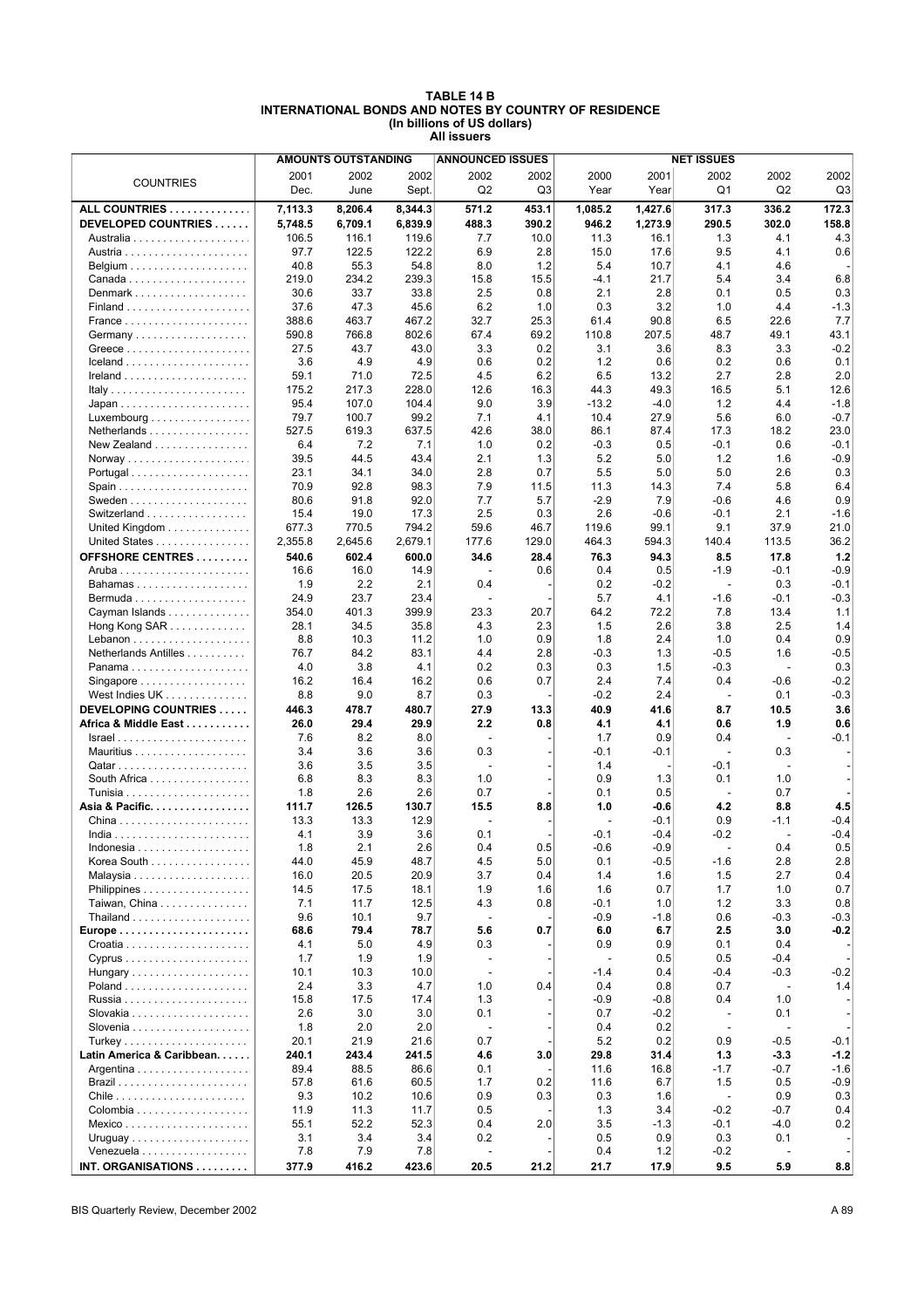# TABLE 14 B
## INTERNATIONAL BONDS AND NOTES BY COUNTRY OF RESIDENCE
### (In billions of US dollars)
### All issuers

| COUNTRIES | AMOUNTS OUTSTANDING | | | ANNOUNCED ISSUES | | NET ISSUES | | | | |
|---|---|---|---|---|---|---|---|---|---|---|
| | 2001 Dec. | 2002 June | 2002 Sept. | 2002 Q2 | 2002 Q3 | 2000 Year | 2001 Year | 2002 Q1 | 2002 Q2 | 2002 Q3 |
| **ALL COUNTRIES** | **7,113.3** | **8,206.4** | **8,344.3** | **571.2** | **453.1** | **1,085.2** | **1,427.6** | **317.3** | **336.2** | **172.3** |
| **DEVELOPED COUNTRIES** | **5,748.5** | **6,709.1** | **6,839.9** | **488.3** | **390.2** | **946.2** | **1,273.9** | **290.5** | **302.0** | **158.8** |
| Australia | 106.5 | 116.1 | 119.6 | 7.7 | 10.0 | 11.3 | 16.1 | 1.3 | 4.1 | 4.3 |
| Austria | 97.7 | 122.5 | 122.2 | 6.9 | 2.8 | 15.0 | 17.6 | 9.5 | 4.1 | 0.6 |
| Belgium | 40.8 | 55.3 | 54.8 | 8.0 | 1.2 | 5.4 | 10.7 | 4.1 | 4.6 | - |
| Canada | 219.0 | 234.2 | 239.3 | 15.8 | 15.5 | -4.1 | 21.7 | 5.4 | 3.4 | 6.8 |
| Denmark | 30.6 | 33.7 | 33.8 | 2.5 | 0.8 | 2.1 | 2.8 | 0.1 | 0.5 | 0.3 |
| Finland | 37.6 | 47.3 | 45.6 | 6.2 | 1.0 | 0.3 | 3.2 | 1.0 | 4.4 | -1.3 |
| France | 388.6 | 463.7 | 467.2 | 32.7 | 25.3 | 61.4 | 90.8 | 6.5 | 22.6 | 7.7 |
| Germany | 590.8 | 766.8 | 802.6 | 67.4 | 69.2 | 110.8 | 207.5 | 48.7 | 49.1 | 43.1 |
| Greece | 27.5 | 43.7 | 43.0 | 3.3 | 0.2 | 3.1 | 3.6 | 8.3 | 3.3 | -0.2 |
| Iceland | 3.6 | 4.9 | 4.9 | 0.6 | 0.2 | 1.2 | 0.6 | 0.2 | 0.6 | 0.1 |
| Ireland | 59.1 | 71.0 | 72.5 | 4.5 | 6.2 | 6.5 | 13.2 | 2.7 | 2.8 | 2.0 |
| Italy | 175.2 | 217.3 | 228.0 | 12.6 | 16.3 | 44.3 | 49.3 | 16.5 | 5.1 | 12.6 |
| Japan | 95.4 | 107.0 | 104.4 | 9.0 | 3.9 | -13.2 | -4.0 | 1.2 | 4.4 | -1.8 |
| Luxembourg | 79.7 | 100.7 | 99.2 | 7.1 | 4.1 | 10.4 | 27.9 | 5.6 | 6.0 | -0.7 |
| Netherlands | 527.5 | 619.3 | 637.5 | 42.6 | 38.0 | 86.1 | 87.4 | 17.3 | 18.2 | 23.0 |
| New Zealand | 6.4 | 7.2 | 7.1 | 1.0 | 0.2 | -0.3 | 0.5 | -0.1 | 0.6 | -0.1 |
| Norway | 39.5 | 44.5 | 43.4 | 2.1 | 1.3 | 5.2 | 5.0 | 1.2 | 1.6 | -0.9 |
| Portugal | 23.1 | 34.1 | 34.0 | 2.8 | 0.7 | 5.5 | 5.0 | 5.0 | 2.6 | 0.3 |
| Spain | 70.9 | 92.8 | 98.3 | 7.9 | 11.5 | 11.3 | 14.3 | 7.4 | 5.8 | 6.4 |
| Sweden | 80.6 | 91.8 | 92.0 | 7.7 | 5.7 | -2.9 | 7.9 | -0.6 | 4.6 | 0.9 |
| Switzerland | 15.4 | 19.0 | 17.3 | 2.5 | 0.3 | 2.6 | -0.6 | -0.1 | 2.1 | -1.6 |
| United Kingdom | 677.3 | 770.5 | 794.2 | 59.6 | 46.7 | 119.6 | 99.1 | 9.1 | 37.9 | 21.0 |
| United States | 2,355.8 | 2,645.6 | 2,679.1 | 177.6 | 129.0 | 464.3 | 594.3 | 140.4 | 113.5 | 36.2 |
| **OFFSHORE CENTRES** | **540.6** | **602.4** | **600.0** | **34.6** | **28.4** | **76.3** | **94.3** | **8.5** | **17.8** | **1.2** |
| Aruba | 16.6 | 16.0 | 14.9 | - | 0.6 | 0.4 | 0.5 | -1.9 | -0.1 | -0.9 |
| Bahamas | 1.9 | 2.2 | 2.1 | 0.4 | - | 0.2 | -0.2 | - | 0.3 | -0.1 |
| Bermuda | 24.9 | 23.7 | 23.4 | - | - | 5.7 | 4.1 | -1.6 | -0.1 | -0.3 |
| Cayman Islands | 354.0 | 401.3 | 399.9 | 23.3 | 20.7 | 64.2 | 72.2 | 7.8 | 13.4 | 1.1 |
| Hong Kong SAR | 28.1 | 34.5 | 35.8 | 4.3 | 2.3 | 1.5 | 2.6 | 3.8 | 2.5 | 1.4 |
| Lebanon | 8.8 | 10.3 | 11.2 | 1.0 | 0.9 | 1.8 | 2.4 | 1.0 | 0.4 | 0.9 |
| Netherlands Antilles | 76.7 | 84.2 | 83.1 | 4.4 | 2.8 | -0.3 | 1.3 | -0.5 | 1.6 | -0.5 |
| Panama | 4.0 | 3.8 | 4.1 | 0.2 | 0.3 | 0.3 | 1.5 | -0.3 | - | 0.3 |
| Singapore | 16.2 | 16.4 | 16.2 | 0.6 | 0.7 | 2.4 | 7.4 | 0.4 | -0.6 | -0.2 |
| West Indies UK | 8.8 | 9.0 | 8.7 | 0.3 | - | -0.2 | 2.4 | - | 0.1 | -0.3 |
| **DEVELOPING COUNTRIES** | **446.3** | **478.7** | **480.7** | **27.9** | **13.3** | **40.9** | **41.6** | **8.7** | **10.5** | **3.6** |
| **Africa & Middle East** | **26.0** | **29.4** | **29.9** | **2.2** | **0.8** | **4.1** | **4.1** | **0.6** | **1.9** | **0.6** |
| Israel | 7.6 | 8.2 | 8.0 | - | - | 1.7 | 0.9 | 0.4 | - | -0.1 |
| Mauritius | 3.4 | 3.6 | 3.6 | 0.3 | - | -0.1 | -0.1 | - | 0.3 | - |
| Qatar | 3.6 | 3.5 | 3.5 | - | - | 1.4 | - | -0.1 | - | - |
| South Africa | 6.8 | 8.3 | 8.3 | 1.0 | - | 0.9 | 1.3 | 0.1 | 1.0 | - |
| Tunisia | 1.8 | 2.6 | 2.6 | 0.7 | - | 0.1 | 0.5 | - | 0.7 | - |
| **Asia & Pacific** | **111.7** | **126.5** | **130.7** | **15.5** | **8.8** | **1.0** | **-0.6** | **4.2** | **8.8** | **4.5** |
| China | 13.3 | 13.3 | 12.9 | - | - | - | -0.1 | 0.9 | -1.1 | -0.4 |
| India | 4.1 | 3.9 | 3.6 | 0.1 | - | -0.1 | -0.4 | -0.2 | - | -0.4 |
| Indonesia | 1.8 | 2.1 | 2.6 | 0.4 | 0.5 | -0.6 | -0.9 | - | 0.4 | 0.5 |
| Korea South | 44.0 | 45.9 | 48.7 | 4.5 | 5.0 | 0.1 | -0.5 | -1.6 | 2.8 | 2.8 |
| Malaysia | 16.0 | 20.5 | 20.9 | 3.7 | 0.4 | 1.4 | 1.6 | 1.5 | 2.7 | 0.4 |
| Philippines | 14.5 | 17.5 | 18.1 | 1.9 | 1.6 | 1.6 | 0.7 | 1.7 | 1.0 | 0.7 |
| Taiwan, China | 7.1 | 11.7 | 12.5 | 4.3 | 0.8 | -0.1 | 1.0 | 1.2 | 3.3 | 0.8 |
| Thailand | 9.6 | 10.1 | 9.7 | - | - | -0.9 | -1.8 | 0.6 | -0.3 | -0.3 |
| **Europe** | **68.6** | **79.4** | **78.7** | **5.6** | **0.7** | **6.0** | **6.7** | **2.5** | **3.0** | **-0.2** |
| Croatia | 4.1 | 5.0 | 4.9 | 0.3 | - | 0.9 | 0.9 | 0.1 | 0.4 | - |
| Cyprus | 1.7 | 1.9 | 1.9 | - | - | - | 0.5 | 0.5 | -0.4 | - |
| Hungary | 10.1 | 10.3 | 10.0 | - | - | -1.4 | 0.4 | -0.4 | -0.3 | -0.2 |
| Poland | 2.4 | 3.3 | 4.7 | 1.0 | 0.4 | 0.4 | 0.8 | 0.7 | - | 1.4 |
| Russia | 15.8 | 17.5 | 17.4 | 1.3 | - | -0.9 | -0.8 | 0.4 | 1.0 | - |
| Slovakia | 2.6 | 3.0 | 3.0 | 0.1 | - | 0.7 | -0.2 | - | 0.1 | - |
| Slovenia | 1.8 | 2.0 | 2.0 | - | - | 0.4 | 0.2 | - | - | - |
| Turkey | 20.1 | 21.9 | 21.6 | 0.7 | - | 5.2 | 0.2 | 0.9 | -0.5 | -0.1 |
| **Latin America & Caribbean** | **240.1** | **243.4** | **241.5** | **4.6** | **3.0** | **29.8** | **31.4** | **1.3** | **-3.3** | **-1.2** |
| Argentina | 89.4 | 88.5 | 86.6 | 0.1 | - | 11.6 | 16.8 | -1.7 | -0.7 | -1.6 |
| Brazil | 57.8 | 61.6 | 60.5 | 1.7 | 0.2 | 11.6 | 6.7 | 1.5 | 0.5 | -0.9 |
| Chile | 9.3 | 10.2 | 10.6 | 0.9 | 0.3 | 0.3 | 1.6 | - | 0.9 | 0.3 |
| Colombia | 11.9 | 11.3 | 11.7 | 0.5 | - | 1.3 | 3.4 | -0.2 | -0.7 | 0.4 |
| Mexico | 55.1 | 52.2 | 52.3 | 0.4 | 2.0 | 3.5 | -1.3 | -0.1 | -4.0 | 0.2 |
| Uruguay | 3.1 | 3.4 | 3.4 | 0.2 | - | 0.5 | 0.9 | 0.3 | 0.1 | - |
| Venezuela | 7.8 | 7.9 | 7.8 | - | - | 0.4 | 1.2 | -0.2 | - | - |
| **INT. ORGANISATIONS** | **377.9** | **416.2** | **423.6** | **20.5** | **21.2** | **21.7** | **17.9** | **9.5** | **5.9** | **8.8** |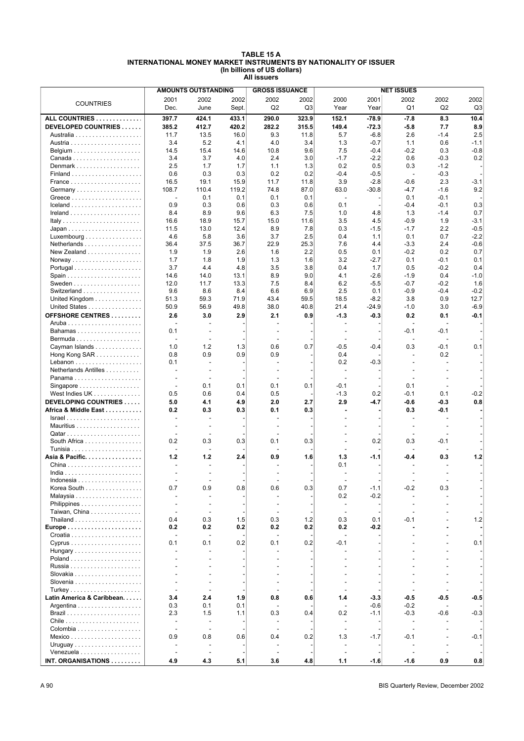**TABLE 15 A**
**INTERNATIONAL MONEY MARKET INSTRUMENTS BY NATIONALITY OF ISSUER**
**(In billions of US dollars)**
**All issuers**

| COUNTRIES | AMOUNTS OUTSTANDING | | | GROSS ISSUANCE | | NET ISSUES | | | | |
|---|---|---|---|---|---|---|---|---|---|---|
| | 2001 Dec. | 2002 June | 2002 Sept. | 2002 Q2 | 2002 Q3 | 2000 Year | 2001 Year | 2002 Q1 | 2002 Q2 | 2002 Q3 |
| **ALL COUNTRIES** | **397.7** | **424.1** | **433.1** | **290.0** | **323.9** | **152.1** | **-78.9** | **-7.8** | **8.3** | **10.4** |
| **DEVELOPED COUNTRIES** | **385.2** | **412.7** | **420.2** | **282.2** | **315.5** | **149.4** | **-72.3** | **-5.8** | **7.7** | **8.9** |
| Australia | 11.7 | 13.5 | 16.0 | 9.3 | 11.8 | 5.7 | -6.8 | 2.6 | -1.4 | 2.5 |
| Austria | 3.4 | 5.2 | 4.1 | 4.0 | 3.4 | 1.3 | -0.7 | 1.1 | 0.6 | -1.1 |
| Belgium | 14.5 | 15.4 | 14.6 | 10.8 | 9.6 | 7.5 | -0.4 | -0.2 | 0.3 | -0.8 |
| Canada | 3.4 | 3.7 | 4.0 | 2.4 | 3.0 | -1.7 | -2.2 | 0.6 | -0.3 | 0.2 |
| Denmark | 2.5 | 1.7 | 1.7 | 1.1 | 1.3 | 0.2 | 0.5 | 0.3 | -1.2 | - |
| Finland | 0.6 | 0.3 | 0.3 | 0.2 | 0.2 | -0.4 | -0.5 | - | -0.3 | - |
| France | 16.5 | 19.1 | 15.9 | 11.7 | 11.8 | 3.9 | -2.8 | -0.6 | 2.3 | -3.1 |
| Germany | 108.7 | 110.4 | 119.2 | 74.8 | 87.0 | 63.0 | -30.8 | -4.7 | -1.6 | 9.2 |
| Greece | - | 0.1 | 0.1 | 0.1 | 0.1 | - | - | 0.1 | -0.1 | - |
| Iceland | 0.9 | 0.3 | 0.6 | 0.3 | 0.6 | 0.1 | - | -0.4 | -0.1 | 0.3 |
| Ireland | 8.4 | 8.9 | 9.6 | 6.3 | 7.5 | 1.0 | 4.8 | 1.3 | -1.4 | 0.7 |
| Italy | 16.6 | 18.9 | 15.7 | 15.0 | 11.6 | 3.5 | 4.5 | -0.9 | 1.9 | -3.1 |
| Japan | 11.5 | 13.0 | 12.4 | 8.9 | 7.8 | 0.3 | -1.5 | -1.7 | 2.2 | -0.5 |
| Luxembourg | 4.6 | 5.8 | 3.6 | 3.7 | 2.5 | 0.4 | 1.1 | 0.1 | 0.7 | -2.2 |
| Netherlands | 36.4 | 37.5 | 36.7 | 22.9 | 25.3 | 7.6 | 4.4 | -3.3 | 2.4 | -0.6 |
| New Zealand | 1.9 | 1.9 | 2.6 | 1.6 | 2.2 | 0.5 | 0.1 | -0.2 | 0.2 | 0.7 |
| Norway | 1.7 | 1.8 | 1.9 | 1.3 | 1.6 | 3.2 | -2.7 | 0.1 | -0.1 | 0.1 |
| Portugal | 3.7 | 4.4 | 4.8 | 3.5 | 3.8 | 0.4 | 1.7 | 0.5 | -0.2 | 0.4 |
| Spain | 14.6 | 14.0 | 13.1 | 8.9 | 9.0 | 4.1 | -2.6 | -1.9 | 0.4 | -1.0 |
| Sweden | 12.0 | 11.7 | 13.3 | 7.5 | 8.4 | 6.2 | -5.5 | -0.7 | -0.2 | 1.6 |
| Switzerland | 9.6 | 8.6 | 8.4 | 6.6 | 6.9 | 2.5 | 0.1 | -0.9 | -0.4 | -0.2 |
| United Kingdom | 51.3 | 59.3 | 71.9 | 43.4 | 59.5 | 18.5 | -8.2 | 3.8 | 0.9 | 12.7 |
| United States | 50.9 | 56.9 | 49.8 | 38.0 | 40.8 | 21.4 | -24.9 | -1.0 | 3.0 | -6.9 |
| **OFFSHORE CENTRES** | **2.6** | **3.0** | **2.9** | **2.1** | **0.9** | **-1.3** | **-0.3** | **0.2** | **0.1** | **-0.1** |
| Aruba | - | - | - | - | - | - | - | - | - | - |
| Bahamas | 0.1 | - | - | - | - | - | - | -0.1 | -0.1 | - |
| Bermuda | - | - | - | - | - | - | - | - | - | - |
| Cayman Islands | 1.0 | 1.2 | 1.3 | 0.6 | 0.7 | -0.5 | -0.4 | 0.3 | -0.1 | 0.1 |
| Hong Kong SAR | 0.8 | 0.9 | 0.9 | 0.9 | - | 0.4 | - | - | 0.2 | - |
| Lebanon | 0.1 | - | - | - | - | 0.2 | -0.3 | - | - | - |
| Netherlands Antilles | - | - | - | - | - | - | - | - | - | - |
| Panama | - | - | - | - | - | - | - | - | - | - |
| Singapore | - | 0.1 | 0.1 | 0.1 | 0.1 | -0.1 | - | 0.1 | - | - |
| West Indies UK | 0.5 | 0.6 | 0.4 | 0.5 | - | -1.3 | 0.2 | -0.1 | 0.1 | -0.2 |
| **DEVELOPING COUNTRIES** | **5.0** | **4.1** | **4.9** | **2.0** | **2.7** | **2.9** | **-4.7** | **-0.6** | **-0.3** | **0.8** |
| **Africa & Middle East** | **0.2** | **0.3** | **0.3** | **0.1** | **0.3** | **-** | **-** | **0.3** | **-0.1** | **-** |
| Israel | - | - | - | - | - | - | - | - | - | - |
| Mauritius | - | - | - | - | - | - | - | - | - | - |
| Qatar | - | - | - | - | - | - | - | - | - | - |
| South Africa | 0.2 | 0.3 | 0.3 | 0.1 | 0.3 | - | 0.2 | 0.3 | -0.1 | - |
| Tunisia | - | - | - | - | - | - | - | - | - | - |
| **Asia & Pacific** | **1.2** | **1.2** | **2.4** | **0.9** | **1.6** | **1.3** | **-1.1** | **-0.4** | **0.3** | **1.2** |
| China | - | - | - | - | - | 0.1 | - | - | - | - |
| India | - | - | - | - | - | - | - | - | - | - |
| Indonesia | - | - | - | - | - | - | - | - | - | - |
| Korea South | 0.7 | 0.9 | 0.8 | 0.6 | 0.3 | 0.7 | -1.1 | -0.2 | 0.3 | - |
| Malaysia | - | - | - | - | - | 0.2 | -0.2 | - | - | - |
| Philippines | - | - | - | - | - | - | - | - | - | - |
| Taiwan, China | - | - | - | - | - | - | - | - | - | - |
| Thailand | 0.4 | 0.3 | 1.5 | 0.3 | 1.2 | 0.3 | 0.1 | -0.1 | - | 1.2 |
| **Europe** | **0.2** | **0.2** | **0.2** | **0.2** | **0.2** | **0.2** | **-0.2** | **-** | **-** | **-** |
| Croatia | - | - | - | - | - | - | - | - | - | - |
| Cyprus | 0.1 | 0.1 | 0.2 | 0.1 | 0.2 | -0.1 | - | - | - | 0.1 |
| Hungary | - | - | - | - | - | - | - | - | - | - |
| Poland | - | - | - | - | - | - | - | - | - | - |
| Russia | - | - | - | - | - | - | - | - | - | - |
| Slovakia | - | - | - | - | - | - | - | - | - | - |
| Slovenia | - | - | - | - | - | - | - | - | - | - |
| Turkey | - | - | - | - | - | - | - | - | - | - |
| **Latin America & Caribbean** | **3.4** | **2.4** | **1.9** | **0.8** | **0.6** | **1.4** | **-3.3** | **-0.5** | **-0.5** | **-0.5** |
| Argentina | 0.3 | 0.1 | 0.1 | - | - | - | -0.6 | -0.2 | - | - |
| Brazil | 2.3 | 1.5 | 1.1 | 0.3 | 0.4 | 0.2 | -1.1 | -0.3 | -0.6 | -0.3 |
| Chile | - | - | - | - | - | - | - | - | - | - |
| Colombia | - | - | - | - | - | - | - | - | - | - |
| Mexico | 0.9 | 0.8 | 0.6 | 0.4 | 0.2 | 1.3 | -1.7 | -0.1 | - | -0.1 |
| Uruguay | - | - | - | - | - | - | - | - | - | - |
| Venezuela | - | - | - | - | - | - | - | - | - | - |
| **INT. ORGANISATIONS** | **4.9** | **4.3** | **5.1** | **3.6** | **4.8** | **1.1** | **-1.6** | **-1.6** | **0.9** | **0.8** |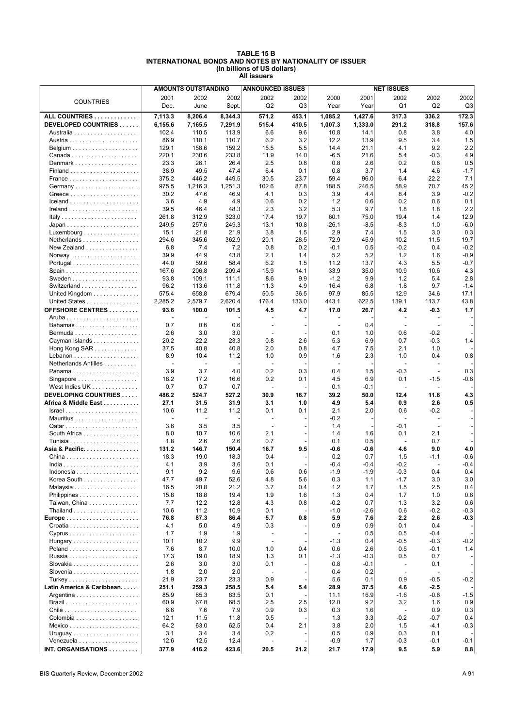# TABLE 15 B
## INTERNATIONAL BONDS AND NOTES BY NATIONALITY OF ISSUER
### (In billions of US dollars)
### All issuers

| COUNTRIES | AMOUNTS OUTSTANDING | | | ANNOUNCED ISSUES | | NET ISSUES | | | | |
|---|---|---|---|---|---|---|---|---|---|---|
| | 2001 Dec. | 2002 June | 2002 Sept. | 2002 Q2 | 2002 Q3 | 2000 Year | 2001 Year | 2002 Q1 | 2002 Q2 | 2002 Q3 |
| **ALL COUNTRIES** | **7,113.3** | **8,206.4** | **8,344.3** | **571.2** | **453.1** | **1,085.2** | **1,427.6** | **317.3** | **336.2** | **172.3** |
| **DEVELOPED COUNTRIES** | **6,155.6** | **7,165.5** | **7,291.9** | **515.4** | **410.5** | **1,007.3** | **1,333.0** | **291.2** | **318.8** | **157.6** |
| Australia | 102.4 | 110.5 | 113.9 | 6.6 | 9.6 | 10.8 | 14.1 | 0.8 | 3.8 | 4.0 |
| Austria | 86.9 | 110.1 | 110.7 | 6.2 | 3.2 | 12.2 | 13.9 | 9.5 | 3.4 | 1.5 |
| Belgium | 129.1 | 158.6 | 159.2 | 15.5 | 5.5 | 14.4 | 21.1 | 4.1 | 9.2 | 2.2 |
| Canada | 220.1 | 230.6 | 233.8 | 11.9 | 14.0 | -6.5 | 21.6 | 5.4 | -0.3 | 4.9 |
| Denmark | 23.3 | 26.1 | 26.4 | 2.5 | 0.8 | 0.8 | 2.6 | 0.2 | 0.6 | 0.5 |
| Finland | 38.9 | 49.5 | 47.4 | 6.4 | 0.1 | 0.8 | 3.7 | 1.4 | 4.6 | -1.7 |
| France | 375.2 | 446.2 | 449.5 | 30.5 | 23.7 | 59.4 | 96.0 | 6.4 | 22.2 | 7.1 |
| Germany | 975.5 | 1,216.3 | 1,251.3 | 102.6 | 87.8 | 188.5 | 246.5 | 58.9 | 70.7 | 45.2 |
| Greece | 30.2 | 47.6 | 46.9 | 4.1 | 0.3 | 3.9 | 4.4 | 8.4 | 3.9 | -0.2 |
| Iceland | 3.6 | 4.9 | 4.9 | 0.6 | 0.2 | 1.2 | 0.6 | 0.2 | 0.6 | 0.1 |
| Ireland | 39.5 | 46.4 | 48.3 | 2.3 | 3.2 | 5.3 | 9.7 | 1.8 | 1.8 | 2.2 |
| Italy | 261.8 | 312.9 | 323.0 | 17.4 | 19.7 | 60.1 | 75.0 | 19.4 | 1.4 | 12.9 |
| Japan | 249.5 | 257.6 | 249.3 | 13.1 | 10.8 | -26.1 | -8.5 | -8.3 | 1.0 | -6.0 |
| Luxembourg | 15.1 | 21.8 | 21.9 | 3.8 | 1.5 | 2.9 | 7.4 | 1.5 | 3.0 | 0.3 |
| Netherlands | 294.6 | 345.6 | 362.9 | 20.1 | 28.5 | 72.9 | 45.9 | 10.2 | 11.5 | 19.7 |
| New Zealand | 6.8 | 7.4 | 7.2 | 0.8 | 0.2 | -0.1 | 0.5 | -0.2 | 0.4 | -0.2 |
| Norway | 39.9 | 44.9 | 43.8 | 2.1 | 1.4 | 5.2 | 5.2 | 1.2 | 1.6 | -0.9 |
| Portugal | 44.0 | 59.6 | 58.4 | 6.2 | 1.5 | 11.2 | 13.7 | 4.3 | 5.5 | -0.7 |
| Spain | 167.6 | 206.8 | 209.4 | 15.9 | 14.1 | 33.9 | 35.0 | 10.9 | 10.6 | 4.3 |
| Sweden | 93.8 | 109.1 | 111.1 | 8.6 | 9.9 | -1.2 | 9.9 | 1.2 | 5.4 | 2.8 |
| Switzerland | 96.2 | 113.6 | 111.8 | 11.3 | 4.9 | 16.4 | 6.8 | 1.8 | 9.7 | -1.4 |
| United Kingdom | 575.4 | 658.8 | 679.4 | 50.5 | 36.5 | 97.9 | 85.5 | 12.9 | 34.6 | 17.1 |
| United States | 2,285.2 | 2,579.7 | 2,620.4 | 176.4 | 133.0 | 443.1 | 622.5 | 139.1 | 113.7 | 43.8 |
| **OFFSHORE CENTRES** | **93.6** | **100.0** | **101.5** | **4.5** | **4.7** | **17.0** | **26.7** | **4.2** | **-0.3** | **1.7** |
| Aruba | - | - | - | - | - | - | - | - | - | - |
| Bahamas | 0.7 | 0.6 | 0.6 | - | - | - | 0.4 | - | - | - |
| Bermuda | 2.6 | 3.0 | 3.0 | - | - | 0.1 | 1.0 | 0.6 | -0.2 | - |
| Cayman Islands | 20.2 | 22.2 | 23.3 | 0.8 | 2.6 | 5.3 | 6.9 | 0.7 | -0.3 | 1.4 |
| Hong Kong SAR | 37.5 | 40.8 | 40.8 | 2.0 | 0.8 | 4.7 | 7.5 | 2.1 | 1.0 | - |
| Lebanon | 8.9 | 10.4 | 11.2 | 1.0 | 0.9 | 1.6 | 2.3 | 1.0 | 0.4 | 0.8 |
| Netherlands Antilles | - | - | - | - | - | - | - | - | - | - |
| Panama | 3.9 | 3.7 | 4.0 | 0.2 | 0.3 | 0.4 | 1.5 | -0.3 | - | 0.3 |
| Singapore | 18.2 | 17.2 | 16.6 | 0.2 | 0.1 | 4.5 | 6.9 | 0.1 | -1.5 | -0.6 |
| West Indies UK | 0.7 | 0.7 | 0.7 | - | - | 0.1 | -0.1 | - | - | - |
| **DEVELOPING COUNTRIES** | **486.2** | **524.7** | **527.2** | **30.9** | **16.7** | **39.2** | **50.0** | **12.4** | **11.8** | **4.3** |
| **Africa & Middle East** | **27.1** | **31.5** | **31.9** | **3.1** | **1.0** | **4.9** | **5.4** | **0.9** | **2.6** | **0.5** |
| Israel | 10.6 | 11.2 | 11.2 | 0.1 | 0.1 | 2.1 | 2.0 | 0.6 | -0.2 | - |
| Mauritius | - | - | - | - | - | -0.2 | - | - | - | - |
| Qatar | 3.6 | 3.5 | 3.5 | - | - | 1.4 | - | -0.1 | - | - |
| South Africa | 8.0 | 10.7 | 10.6 | 2.1 | - | 1.4 | 1.6 | 0.1 | 2.1 | - |
| Tunisia | 1.8 | 2.6 | 2.6 | 0.7 | - | 0.1 | 0.5 | - | 0.7 | - |
| **Asia & Pacific** | **131.2** | **146.7** | **150.4** | **16.7** | **9.5** | **-0.6** | **-0.6** | **4.6** | **9.0** | **4.0** |
| China | 18.3 | 19.0 | 18.3 | 0.4 | - | 0.2 | 0.7 | 1.5 | -1.1 | -0.6 |
| India | 4.1 | 3.9 | 3.6 | 0.1 | - | -0.4 | -0.4 | -0.2 | - | -0.4 |
| Indonesia | 9.1 | 9.2 | 9.6 | 0.6 | 0.6 | -1.9 | -1.9 | -0.3 | 0.4 | 0.4 |
| Korea South | 47.7 | 49.7 | 52.6 | 4.8 | 5.6 | 0.3 | 1.1 | -1.7 | 3.0 | 3.0 |
| Malaysia | 16.5 | 20.8 | 21.2 | 3.7 | 0.4 | 1.2 | 1.7 | 1.5 | 2.5 | 0.4 |
| Philippines | 15.8 | 18.8 | 19.4 | 1.9 | 1.6 | 1.3 | 0.4 | 1.7 | 1.0 | 0.6 |
| Taiwan, China | 7.7 | 12.2 | 12.8 | 4.3 | 0.8 | -0.2 | 0.7 | 1.3 | 3.2 | 0.6 |
| Thailand | 10.6 | 11.2 | 10.9 | 0.1 | - | -1.0 | -2.6 | 0.6 | -0.2 | -0.3 |
| **Europe** | **76.8** | **87.3** | **86.4** | **5.7** | **0.8** | **5.9** | **7.6** | **2.2** | **2.6** | **-0.3** |
| Croatia | 4.1 | 5.0 | 4.9 | 0.3 | - | 0.9 | 0.9 | 0.1 | 0.4 | - |
| Cyprus | 1.7 | 1.9 | 1.9 | - | - | - | 0.5 | 0.5 | -0.4 | - |
| Hungary | 10.1 | 10.2 | 9.9 | - | - | -1.3 | 0.4 | -0.5 | -0.3 | -0.2 |
| Poland | 7.6 | 8.7 | 10.0 | 1.0 | 0.4 | 0.6 | 2.6 | 0.5 | -0.1 | 1.4 |
| Russia | 17.3 | 19.0 | 18.9 | 1.3 | 0.1 | -1.3 | -0.3 | 0.5 | 0.7 | - |
| Slovakia | 2.6 | 3.0 | 3.0 | 0.1 | - | 0.8 | -0.1 | - | 0.1 | - |
| Slovenia | 1.8 | 2.0 | 2.0 | - | - | 0.4 | 0.2 | - | - | - |
| Turkey | 21.9 | 23.7 | 23.3 | 0.9 | - | 5.6 | 0.1 | 0.9 | -0.5 | -0.2 |
| **Latin America & Caribbean** | **251.1** | **259.3** | **258.5** | **5.4** | **5.4** | **28.9** | **37.5** | **4.6** | **-2.5** | **-** |
| Argentina | 85.9 | 85.3 | 83.5 | 0.1 | - | 11.1 | 16.9 | -1.6 | -0.6 | -1.5 |
| Brazil | 60.9 | 67.8 | 68.5 | 2.5 | 2.5 | 12.0 | 9.2 | 3.2 | 1.6 | 0.9 |
| Chile | 6.6 | 7.6 | 7.9 | 0.9 | 0.3 | 0.3 | 1.6 | - | 0.9 | 0.3 |
| Colombia | 12.1 | 11.5 | 11.8 | 0.5 | - | 1.3 | 3.3 | -0.2 | -0.7 | 0.4 |
| Mexico | 64.2 | 63.0 | 62.5 | 0.4 | 2.1 | 3.8 | 2.0 | 1.5 | -4.1 | -0.3 |
| Uruguay | 3.1 | 3.4 | 3.4 | 0.2 | - | 0.5 | 0.9 | 0.3 | 0.1 | - |
| Venezuela | 12.6 | 12.5 | 12.4 | - | - | -0.9 | 1.7 | -0.3 | -0.1 | -0.1 |
| **INT. ORGANISATIONS** | **377.9** | **416.2** | **423.6** | **20.5** | **21.2** | **21.7** | **17.9** | **9.5** | **5.9** | **8.8** |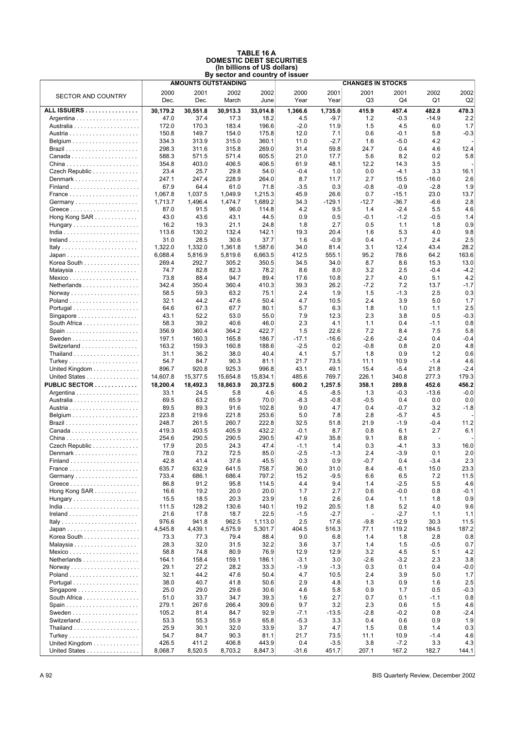# TABLE 16 A
## DOMESTIC DEBT SECURITIES
### (In billions of US dollars)
### By sector and country of issuer

| SECTOR AND COUNTRY | AMOUNTS OUTSTANDING | | | | CHANGES IN STOCKS | | | | | |
|---|---|---|---|---|---|---|---|---|---|---|
| | 2000 Dec. | 2001 Dec. | 2002 March | 2002 June | 2000 Year | 2001 Year | 2001 Q3 | 2001 Q4 | 2002 Q1 | 2002 Q2 |
| **ALL ISSUERS** | 30,179.2 | 30,551.8 | 30,913.3 | 33,014.8 | 1,366.6 | 1,735.0 | 415.9 | 457.4 | 482.8 | 478.3 |
| Argentina | 47.0 | 37.4 | 17.3 | 18.2 | 4.5 | -9.7 | 1.2 | -0.3 | -14.9 | 2.2 |
| Australia | 172.0 | 170.3 | 183.4 | 196.6 | -2.0 | 11.9 | 1.5 | 4.5 | 6.0 | 1.7 |
| Austria | 150.8 | 149.7 | 154.0 | 175.8 | 12.0 | 7.1 | 0.6 | -0.1 | 5.8 | -0.3 |
| Belgium | 334.3 | 313.9 | 315.0 | 360.1 | 11.0 | -2.7 | 1.6 | -5.0 | 4.2 | - |
| Brazil | 298.3 | 311.6 | 315.8 | 269.0 | 31.4 | 59.8 | 24.7 | 0.4 | 4.6 | 12.4 |
| Canada | 588.3 | 571.5 | 571.4 | 605.5 | 21.0 | 17.7 | 5.6 | 8.2 | 0.2 | 5.8 |
| China | 354.8 | 403.0 | 406.5 | 406.5 | 61.9 | 48.1 | 12.2 | 14.3 | 3.5 | - |
| Czech Republic | 23.4 | 25.7 | 29.8 | 54.0 | -0.4 | 1.0 | 0.0 | -4.1 | 3.3 | 16.1 |
| Denmark | 247.1 | 247.4 | 228.9 | 264.0 | 8.7 | 11.7 | 2.7 | 15.5 | -16.0 | 2.6 |
| Finland | 67.9 | 64.4 | 61.0 | 71.8 | -3.5 | 0.3 | -0.8 | -0.9 | -2.8 | 1.9 |
| France | 1,067.8 | 1,037.5 | 1,049.9 | 1,215.3 | 45.9 | 26.6 | 0.7 | -15.1 | 23.0 | 13.7 |
| Germany | 1,713.7 | 1,496.4 | 1,474.7 | 1,689.2 | 34.3 | -129.1 | -12.7 | -36.7 | -6.6 | 2.8 |
| Greece | 87.0 | 91.5 | 96.0 | 114.8 | 4.2 | 9.5 | 1.4 | -2.4 | 5.5 | 4.6 |
| Hong Kong SAR | 43.0 | 43.6 | 43.1 | 44.5 | 0.9 | 0.5 | -0.1 | -1.2 | -0.5 | 1.4 |
| Hungary | 16.2 | 19.3 | 21.1 | 24.8 | 1.8 | 2.7 | 0.5 | 1.1 | 1.8 | 0.9 |
| India | 113.6 | 130.2 | 132.4 | 142.1 | 19.3 | 20.4 | 1.6 | 5.3 | 4.0 | 9.8 |
| Ireland | 31.0 | 28.5 | 30.6 | 37.7 | 1.6 | -0.9 | 0.4 | -1.7 | 2.4 | 2.5 |
| Italy | 1,322.0 | 1,332.0 | 1,361.8 | 1,587.6 | 34.0 | 81.4 | 3.1 | 12.4 | 43.4 | 28.2 |
| Japan | 6,088.4 | 5,816.9 | 5,819.6 | 6,663.5 | 412.5 | 555.1 | 95.2 | 78.6 | 64.2 | 163.6 |
| Korea South | 269.4 | 292.7 | 305.2 | 350.5 | 34.5 | 34.0 | 8.7 | 8.6 | 15.3 | 13.0 |
| Malaysia | 74.7 | 82.8 | 82.3 | 78.2 | 8.6 | 8.0 | 3.2 | 2.5 | -0.4 | -4.2 |
| Mexico | 73.8 | 88.4 | 94.7 | 89.4 | 17.6 | 10.8 | 2.7 | 4.0 | 5.1 | 4.2 |
| Netherlands | 342.4 | 350.4 | 360.4 | 410.3 | 39.3 | 26.2 | -7.2 | 7.2 | 13.7 | -1.7 |
| Norway | 58.5 | 59.3 | 63.2 | 75.1 | 2.4 | 1.9 | 1.5 | -1.3 | 2.5 | 0.3 |
| Poland | 32.1 | 44.2 | 47.6 | 50.4 | 4.7 | 10.5 | 2.4 | 3.9 | 5.0 | 1.7 |
| Portugal | 64.6 | 67.3 | 67.7 | 80.1 | 5.7 | 6.3 | 1.8 | 1.0 | 1.1 | 2.5 |
| Singapore | 43.1 | 52.2 | 53.0 | 55.0 | 7.9 | 12.3 | 2.3 | 3.8 | 0.5 | -0.3 |
| South Africa | 58.3 | 39.2 | 40.6 | 46.0 | 2.3 | 4.1 | 1.1 | 0.4 | -1.1 | 0.8 |
| Spain | 356.9 | 360.4 | 364.2 | 422.7 | 1.5 | 22.6 | 7.2 | 8.4 | 7.5 | 5.8 |
| Sweden | 197.1 | 160.3 | 165.8 | 186.7 | -17.1 | -16.6 | -2.6 | -2.4 | 0.4 | -0.4 |
| Switzerland | 163.2 | 159.3 | 160.8 | 188.6 | -2.5 | 0.2 | -0.8 | 0.8 | 2.0 | 4.8 |
| Thailand | 31.1 | 36.2 | 38.0 | 40.4 | 4.1 | 5.7 | 1.8 | 0.9 | 1.2 | 0.6 |
| Turkey | 54.7 | 84.7 | 90.3 | 81.1 | 21.7 | 73.5 | 11.1 | 10.9 | -1.4 | 4.6 |
| United Kingdom | 896.7 | 920.8 | 925.3 | 996.8 | 43.1 | 49.1 | 15.4 | -5.4 | 21.8 | -2.4 |
| United States | 14,607.8 | 15,377.5 | 15,654.8 | 15,834.1 | 485.6 | 769.7 | 226.1 | 340.8 | 277.3 | 179.3 |
| **PUBLIC SECTOR** | 18,200.4 | 18,492.3 | 18,863.9 | 20,372.5 | 600.2 | 1,257.5 | 358.1 | 289.8 | 452.6 | 456.2 |
| Argentina | 33.1 | 24.5 | 5.8 | 4.6 | 4.5 | -8.5 | 1.3 | -0.3 | -13.6 | -0.0 |
| Australia | 69.5 | 63.2 | 65.9 | 70.0 | -8.3 | -0.8 | -0.5 | 0.4 | 0.0 | 0.0 |
| Austria | 89.5 | 89.3 | 91.6 | 102.8 | 9.0 | 4.7 | 0.4 | -0.7 | 3.2 | -1.8 |
| Belgium | 223.8 | 219.6 | 221.8 | 253.6 | 5.0 | 7.8 | 2.8 | -5.7 | 4.5 | - |
| Brazil | 248.7 | 261.5 | 260.7 | 222.8 | 32.5 | 51.8 | 21.9 | -1.9 | -0.4 | 11.2 |
| Canada | 419.3 | 403.5 | 405.9 | 432.2 | -0.1 | 8.7 | 0.8 | 6.1 | 2.7 | 6.1 |
| China | 254.6 | 290.5 | 290.5 | 290.5 | 47.9 | 35.8 | 9.1 | 8.8 | - | - |
| Czech Republic | 17.9 | 20.5 | 24.3 | 47.4 | -1.1 | 1.4 | 0.3 | -4.1 | 3.3 | 16.0 |
| Denmark | 78.0 | 73.2 | 72.5 | 85.0 | -2.5 | -1.3 | 2.4 | -3.9 | 0.1 | 2.0 |
| Finland | 42.8 | 41.4 | 37.6 | 45.5 | 0.3 | 0.9 | -0.7 | 0.4 | -3.4 | 2.3 |
| France | 635.7 | 632.9 | 641.5 | 758.7 | 36.0 | 31.0 | 8.4 | -6.1 | 15.0 | 23.3 |
| Germany | 733.4 | 686.1 | 686.4 | 797.2 | 15.2 | -9.5 | 6.6 | 6.5 | 7.2 | 11.5 |
| Greece | 86.8 | 91.2 | 95.8 | 114.5 | 4.4 | 9.4 | 1.4 | -2.5 | 5.5 | 4.6 |
| Hong Kong SAR | 16.6 | 19.2 | 20.0 | 20.0 | 1.7 | 2.7 | 0.6 | -0.0 | 0.8 | -0.1 |
| Hungary | 15.5 | 18.5 | 20.3 | 23.9 | 1.6 | 2.6 | 0.4 | 1.1 | 1.8 | 0.9 |
| India | 111.5 | 128.2 | 130.6 | 140.1 | 19.2 | 20.5 | 1.8 | 5.2 | 4.0 | 9.6 |
| Ireland | 21.6 | 17.8 | 18.7 | 22.5 | -1.5 | -2.7 | - | -2.7 | 1.1 | 1.1 |
| Italy | 976.6 | 941.8 | 962.5 | 1,113.0 | 2.5 | 17.6 | -9.8 | -12.9 | 30.3 | 11.5 |
| Japan | 4,545.8 | 4,439.1 | 4,575.9 | 5,301.7 | 404.5 | 516.3 | 77.1 | 119.2 | 184.5 | 187.2 |
| Korea South | 73.3 | 77.3 | 79.4 | 88.4 | 9.0 | 6.8 | 1.4 | 1.8 | 2.8 | 0.8 |
| Malaysia | 28.3 | 32.0 | 31.5 | 32.2 | 3.6 | 3.7 | 1.4 | 1.5 | -0.5 | 0.7 |
| Mexico | 58.8 | 74.8 | 80.9 | 76.9 | 12.9 | 12.9 | 3.2 | 4.5 | 5.1 | 4.2 |
| Netherlands | 164.1 | 158.4 | 159.1 | 186.1 | -3.1 | 3.0 | -2.6 | -3.2 | 2.3 | 3.8 |
| Norway | 29.1 | 27.2 | 28.2 | 33.3 | -1.9 | -1.3 | 0.3 | 0.1 | 0.4 | -0.0 |
| Poland | 32.1 | 44.2 | 47.6 | 50.4 | 4.7 | 10.5 | 2.4 | 3.9 | 5.0 | 1.7 |
| Portugal | 38.0 | 40.7 | 41.8 | 50.6 | 2.9 | 4.8 | 1.3 | 0.9 | 1.6 | 2.5 |
| Singapore | 25.0 | 29.0 | 29.6 | 30.6 | 4.6 | 5.8 | 0.9 | 1.7 | 0.5 | -0.3 |
| South Africa | 51.0 | 33.7 | 34.7 | 39.3 | 1.6 | 2.7 | 0.7 | 0.1 | -1.1 | 0.8 |
| Spain | 279.1 | 267.6 | 266.4 | 309.6 | 9.7 | 3.2 | 2.3 | 0.6 | 1.5 | 4.6 |
| Sweden | 105.2 | 81.4 | 84.7 | 92.9 | -7.1 | -13.5 | -2.8 | -0.2 | 0.8 | -2.4 |
| Switzerland | 53.3 | 55.3 | 55.9 | 65.8 | -5.3 | 3.3 | 0.4 | 0.6 | 0.9 | 1.9 |
| Thailand | 25.9 | 30.1 | 32.0 | 33.9 | 3.7 | 4.7 | 1.5 | 0.8 | 1.4 | 0.3 |
| Turkey | 54.7 | 84.7 | 90.3 | 81.1 | 21.7 | 73.5 | 11.1 | 10.9 | -1.4 | 4.6 |
| United Kingdom | 426.5 | 411.2 | 406.8 | 443.9 | 0.4 | -3.5 | 3.8 | -7.2 | 3.3 | 4.3 |
| United States | 8,068.7 | 8,520.5 | 8,703.2 | 8,847.3 | -31.6 | 451.7 | 207.1 | 167.2 | 182.7 | 144.1 |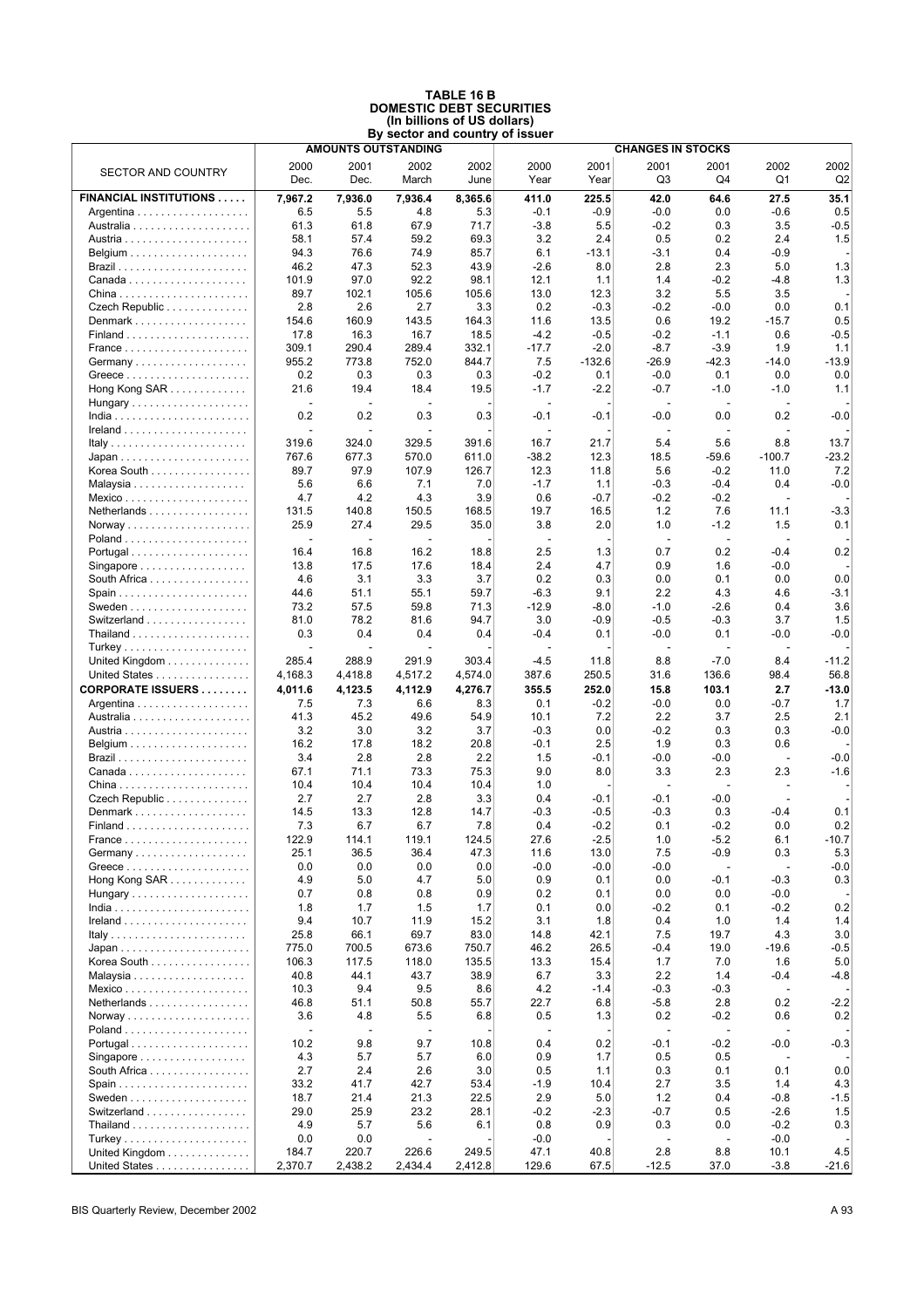# TABLE 16 B
## DOMESTIC DEBT SECURITIES
### (In billions of US dollars)
### By sector and country of issuer

| SECTOR AND COUNTRY | AMOUNTS OUTSTANDING | | | | CHANGES IN STOCKS | | | | | |
|---|---|---|---|---|---|---|---|---|---|---|
| | 2000 Dec. | 2001 Dec. | 2002 March | 2002 June | 2000 Year | 2001 Year | 2001 Q3 | 2001 Q4 | 2002 Q1 | 2002 Q2 |
| **FINANCIAL INSTITUTIONS** | **7,967.2** | **7,936.0** | **7,936.4** | **8,365.6** | **411.0** | **225.5** | **42.0** | **64.6** | **27.5** | **35.1** |
| Argentina | 6.5 | 5.5 | 4.8 | 5.3 | -0.1 | -0.9 | -0.0 | 0.0 | -0.6 | 0.5 |
| Australia | 61.3 | 61.8 | 67.9 | 71.7 | -3.8 | 5.5 | -0.2 | 0.3 | 3.5 | -0.5 |
| Austria | 58.1 | 57.4 | 59.2 | 69.3 | 3.2 | 2.4 | 0.5 | 0.2 | 2.4 | 1.5 |
| Belgium | 94.3 | 76.6 | 74.9 | 85.7 | 6.1 | -13.1 | -3.1 | 0.4 | -0.9 | - |
| Brazil | 46.2 | 47.3 | 52.3 | 43.9 | -2.6 | 8.0 | 2.8 | 2.3 | 5.0 | 1.3 |
| Canada | 101.9 | 97.0 | 92.2 | 98.1 | 12.1 | 1.1 | 1.4 | -0.2 | -4.8 | 1.3 |
| China | 89.7 | 102.1 | 105.6 | 105.6 | 13.0 | 12.3 | 3.2 | 5.5 | 3.5 | - |
| Czech Republic | 2.8 | 2.6 | 2.7 | 3.3 | 0.2 | -0.3 | -0.2 | -0.0 | 0.0 | 0.1 |
| Denmark | 154.6 | 160.9 | 143.5 | 164.3 | 11.6 | 13.5 | 0.6 | 19.2 | -15.7 | 0.5 |
| Finland | 17.8 | 16.3 | 16.7 | 18.5 | -4.2 | -0.5 | -0.2 | -1.1 | 0.6 | -0.5 |
| France | 309.1 | 290.4 | 289.4 | 332.1 | -17.7 | -2.0 | -8.7 | -3.9 | 1.9 | 1.1 |
| Germany | 955.2 | 773.8 | 752.0 | 844.7 | 7.5 | -132.6 | -26.9 | -42.3 | -14.0 | -13.9 |
| Greece | 0.2 | 0.3 | 0.3 | 0.3 | -0.2 | 0.1 | -0.0 | 0.1 | 0.0 | 0.0 |
| Hong Kong SAR | 21.6 | 19.4 | 18.4 | 19.5 | -1.7 | -2.2 | -0.7 | -1.0 | -1.0 | 1.1 |
| Hungary | - | - | - | - | - | - | - | - | - | - |
| India | 0.2 | 0.2 | 0.3 | 0.3 | -0.1 | -0.1 | -0.0 | 0.0 | 0.0 | -0.0 |
| Ireland | - | - | - | - | - | - | - | - | - | - |
| Italy | 319.6 | 324.0 | 329.5 | 391.6 | 16.7 | 21.7 | 5.4 | 5.6 | 8.8 | 13.7 |
| Japan | 767.6 | 677.3 | 570.0 | 611.0 | -38.2 | 12.3 | 18.5 | -59.6 | -100.7 | -23.2 |
| Korea South | 89.7 | 97.9 | 107.9 | 126.7 | 12.3 | 11.8 | 5.6 | -0.2 | 11.0 | 7.2 |
| Malaysia | 5.6 | 6.6 | 7.1 | 7.0 | -1.7 | 1.1 | -0.3 | -0.4 | 0.4 | -0.0 |
| Mexico | 4.7 | 4.2 | 4.3 | 3.9 | 0.6 | -0.7 | -0.2 | -0.2 | - | - |
| Netherlands | 131.5 | 140.8 | 150.5 | 168.5 | 19.7 | 16.5 | 1.2 | 7.6 | 11.1 | -3.3 |
| Norway | 25.9 | 27.4 | 29.5 | 35.0 | 3.8 | 2.0 | 1.0 | -1.2 | 1.5 | 0.1 |
| Poland | - | - | - | - | - | - | - | - | - | - |
| Portugal | 16.4 | 16.8 | 16.2 | 18.8 | 2.5 | 1.3 | 0.7 | 0.2 | -0.4 | 0.2 |
| Singapore | 13.8 | 17.5 | 17.6 | 18.4 | 2.4 | 4.7 | 0.9 | 1.6 | -0.0 | - |
| South Africa | 4.6 | 3.1 | 3.3 | 3.7 | 0.2 | 0.3 | 0.0 | 0.1 | 0.0 | 0.0 |
| Spain | 44.6 | 51.1 | 55.1 | 59.7 | -6.3 | 9.1 | 2.2 | 4.3 | 4.6 | -3.1 |
| Sweden | 73.2 | 57.5 | 59.8 | 71.3 | -12.9 | -8.0 | -1.0 | -2.6 | 0.4 | 3.6 |
| Switzerland | 81.0 | 78.2 | 81.6 | 94.7 | 3.0 | -0.9 | -0.5 | -0.3 | 3.7 | 1.5 |
| Thailand | 0.3 | 0.4 | 0.4 | 0.4 | -0.4 | 0.1 | -0.0 | 0.1 | -0.0 | -0.0 |
| Turkey | - | - | - | - | - | - | - | - | - | - |
| United Kingdom | 285.4 | 288.9 | 291.9 | 303.4 | -4.5 | 11.8 | 8.8 | -7.0 | 8.4 | -11.2 |
| United States | 4,168.3 | 4,418.8 | 4,517.2 | 4,574.0 | 387.6 | 250.5 | 31.6 | 136.6 | 98.4 | 56.8 |
| **CORPORATE ISSUERS** | **4,011.6** | **4,123.5** | **4,112.9** | **4,276.7** | **355.5** | **252.0** | **15.8** | **103.1** | **2.7** | **-13.0** |
| Argentina | 7.5 | 7.3 | 6.6 | 8.3 | 0.1 | -0.2 | -0.0 | 0.0 | -0.7 | 1.7 |
| Australia | 41.3 | 45.2 | 49.6 | 54.9 | 10.1 | 7.2 | 2.2 | 3.7 | 2.5 | 2.1 |
| Austria | 3.2 | 3.0 | 3.2 | 3.7 | -0.3 | 0.0 | -0.2 | 0.3 | 0.3 | -0.0 |
| Belgium | 16.2 | 17.8 | 18.2 | 20.8 | -0.1 | 2.5 | 1.9 | 0.3 | 0.6 | - |
| Brazil | 3.4 | 2.8 | 2.8 | 2.2 | 1.5 | -0.1 | -0.0 | -0.0 | - | -0.0 |
| Canada | 67.1 | 71.1 | 73.3 | 75.3 | 9.0 | 8.0 | 3.3 | 2.3 | 2.3 | -1.6 |
| China | 10.4 | 10.4 | 10.4 | 10.4 | 1.0 | - | - | - | - | - |
| Czech Republic | 2.7 | 2.7 | 2.8 | 3.3 | 0.4 | -0.1 | -0.1 | -0.0 | - | - |
| Denmark | 14.5 | 13.3 | 12.8 | 14.7 | -0.3 | -0.5 | -0.3 | 0.3 | -0.4 | 0.1 |
| Finland | 7.3 | 6.7 | 6.7 | 7.8 | 0.4 | -0.2 | 0.1 | -0.2 | 0.0 | 0.2 |
| France | 122.9 | 114.1 | 119.1 | 124.5 | 27.6 | -2.5 | 1.0 | -5.2 | 6.1 | -10.7 |
| Germany | 25.1 | 36.5 | 36.4 | 47.3 | 11.6 | 13.0 | 7.5 | -0.9 | 0.3 | 5.3 |
| Greece | 0.0 | 0.0 | 0.0 | 0.0 | -0.0 | -0.0 | -0.0 | - | - | -0.0 |
| Hong Kong SAR | 4.9 | 5.0 | 4.7 | 5.0 | 0.9 | 0.1 | 0.0 | -0.1 | -0.3 | 0.3 |
| Hungary | 0.7 | 0.8 | 0.8 | 0.9 | 0.2 | 0.1 | 0.0 | 0.0 | -0.0 | - |
| India | 1.8 | 1.7 | 1.5 | 1.7 | 0.1 | 0.0 | -0.2 | 0.1 | -0.2 | 0.2 |
| Ireland | 9.4 | 10.7 | 11.9 | 15.2 | 3.1 | 1.8 | 0.4 | 1.0 | 1.4 | 1.4 |
| Italy | 25.8 | 66.1 | 69.7 | 83.0 | 14.8 | 42.1 | 7.5 | 19.7 | 4.3 | 3.0 |
| Japan | 775.0 | 700.5 | 673.6 | 750.7 | 46.2 | 26.5 | -0.4 | 19.0 | -19.6 | -0.5 |
| Korea South | 106.3 | 117.5 | 118.0 | 135.5 | 13.3 | 15.4 | 1.7 | 7.0 | 1.6 | 5.0 |
| Malaysia | 40.8 | 44.1 | 43.7 | 38.9 | 6.7 | 3.3 | 2.2 | 1.4 | -0.4 | -4.8 |
| Mexico | 10.3 | 9.4 | 9.5 | 8.6 | 4.2 | -1.4 | -0.3 | -0.3 | - | - |
| Netherlands | 46.8 | 51.1 | 50.8 | 55.7 | 22.7 | 6.8 | -5.8 | 2.8 | 0.2 | -2.2 |
| Norway | 3.6 | 4.8 | 5.5 | 6.8 | 0.5 | 1.3 | 0.2 | -0.2 | 0.6 | 0.2 |
| Poland | - | - | - | - | - | - | - | - | - | - |
| Portugal | 10.2 | 9.8 | 9.7 | 10.8 | 0.4 | 0.2 | -0.1 | -0.2 | -0.0 | -0.3 |
| Singapore | 4.3 | 5.7 | 5.7 | 6.0 | 0.9 | 1.7 | 0.5 | 0.5 | - | - |
| South Africa | 2.7 | 2.4 | 2.6 | 3.0 | 0.5 | 1.1 | 0.3 | 0.1 | 0.1 | 0.0 |
| Spain | 33.2 | 41.7 | 42.7 | 53.4 | -1.9 | 10.4 | 2.7 | 3.5 | 1.4 | 4.3 |
| Sweden | 18.7 | 21.4 | 21.3 | 22.5 | 2.9 | 5.0 | 1.2 | 0.4 | -0.8 | -1.5 |
| Switzerland | 29.0 | 25.9 | 23.2 | 28.1 | -0.2 | -2.3 | -0.7 | 0.5 | -2.6 | 1.5 |
| Thailand | 4.9 | 5.7 | 5.6 | 6.1 | 0.8 | 0.9 | 0.3 | 0.0 | -0.2 | 0.3 |
| Turkey | 0.0 | 0.0 | - | - | -0.0 | - | - | - | -0.0 | - |
| United Kingdom | 184.7 | 220.7 | 226.6 | 249.5 | 47.1 | 40.8 | 2.8 | 8.8 | 10.1 | 4.5 |
| United States | 2,370.7 | 2,438.2 | 2,434.4 | 2,412.8 | 129.6 | 67.5 | -12.5 | 37.0 | -3.8 | -21.6 |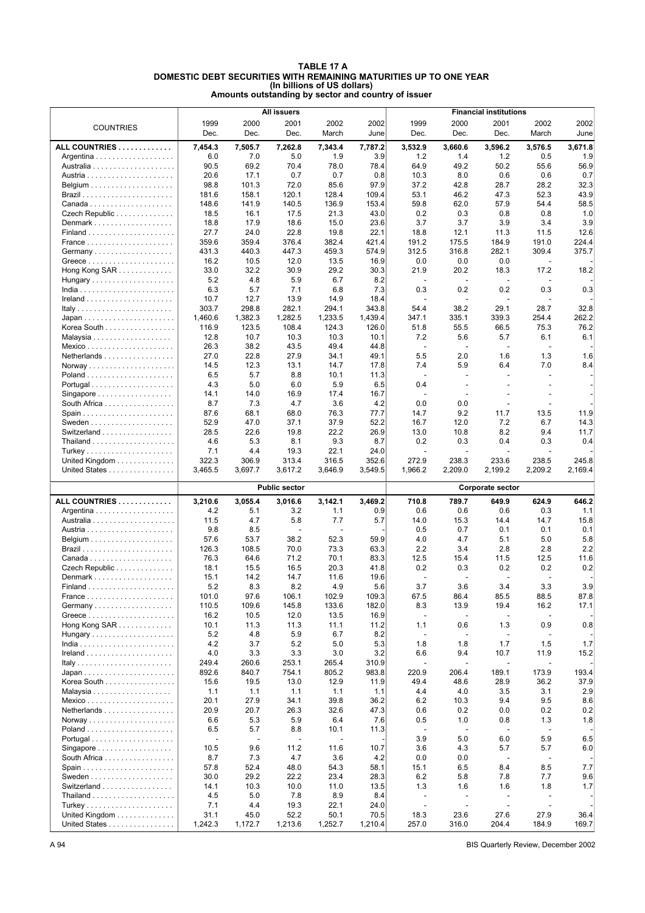# TABLE 17 A
## DOMESTIC DEBT SECURITIES WITH REMAINING MATURITIES UP TO ONE YEAR
### (In billions of US dollars)
### Amounts outstanding by sector and country of issuer

| COUNTRIES | All issuers | | | | | Financial institutions | | | | |
|---|---|---|---|---|---|---|---|---|---|---|
| | 1999 Dec. | 2000 Dec. | 2001 Dec. | 2002 March | 2002 June | 1999 Dec. | 2000 Dec. | 2001 Dec. | 2002 March | 2002 June |
| **ALL COUNTRIES** | **7,454.3** | **7,505.7** | **7,262.8** | **7,343.4** | **7,787.2** | **3,532.9** | **3,660.6** | **3,596.2** | **3,576.5** | **3,671.8** |
| Argentina | 6.0 | 7.0 | 5.0 | 1.9 | 3.9 | 1.2 | 1.4 | 1.2 | 0.5 | 1.9 |
| Australia | 90.5 | 69.2 | 70.4 | 78.0 | 78.4 | 64.9 | 49.2 | 50.2 | 55.6 | 56.9 |
| Austria | 20.6 | 17.1 | 0.7 | 0.7 | 0.8 | 10.3 | 8.0 | 0.6 | 0.6 | 0.7 |
| Belgium | 98.8 | 101.3 | 72.0 | 85.6 | 97.9 | 37.2 | 42.8 | 28.7 | 28.2 | 32.3 |
| Brazil | 181.6 | 158.1 | 120.1 | 128.4 | 109.4 | 53.1 | 46.2 | 47.3 | 52.3 | 43.9 |
| Canada | 148.6 | 141.9 | 140.5 | 136.9 | 153.4 | 59.8 | 62.0 | 57.9 | 54.4 | 58.5 |
| Czech Republic | 18.5 | 16.1 | 17.5 | 21.3 | 43.0 | 0.2 | 0.3 | 0.8 | 0.8 | 1.0 |
| Denmark | 18.8 | 17.9 | 18.6 | 15.0 | 23.6 | 3.7 | 3.7 | 3.9 | 3.4 | 3.9 |
| Finland | 27.7 | 24.0 | 22.8 | 19.8 | 22.1 | 18.8 | 12.1 | 11.3 | 11.5 | 12.6 |
| France | 359.6 | 359.4 | 376.4 | 382.4 | 421.4 | 191.2 | 175.5 | 184.9 | 191.0 | 224.4 |
| Germany | 431.3 | 440.3 | 447.3 | 459.3 | 574.9 | 312.5 | 316.8 | 282.1 | 309.4 | 375.7 |
| Greece | 16.2 | 10.5 | 12.0 | 13.5 | 16.9 | 0.0 | 0.0 | 0.0 | - | - |
| Hong Kong SAR | 33.0 | 32.2 | 30.9 | 29.2 | 30.3 | 21.9 | 20.2 | 18.3 | 17.2 | 18.2 |
| Hungary | 5.2 | 4.8 | 5.9 | 6.7 | 8.2 | - | - | - | - | - |
| India | 6.3 | 5.7 | 7.1 | 6.8 | 7.3 | 0.3 | 0.2 | 0.2 | 0.3 | 0.3 |
| Ireland | 10.7 | 12.7 | 13.9 | 14.9 | 18.4 | - | - | - | - | - |
| Italy | 303.7 | 298.8 | 282.1 | 294.1 | 343.8 | 54.4 | 38.2 | 29.1 | 28.7 | 32.8 |
| Japan | 1,460.6 | 1,382.3 | 1,282.5 | 1,233.5 | 1,439.4 | 347.1 | 335.1 | 339.3 | 254.4 | 262.2 |
| Korea South | 116.9 | 123.5 | 108.4 | 124.3 | 126.0 | 51.8 | 55.5 | 66.5 | 75.3 | 76.2 |
| Malaysia | 12.8 | 10.7 | 10.3 | 10.3 | 10.1 | 7.2 | 5.6 | 5.7 | 6.1 | 6.1 |
| Mexico | 26.3 | 38.2 | 43.5 | 49.4 | 44.8 | - | - | - | - | - |
| Netherlands | 27.0 | 22.8 | 27.9 | 34.1 | 49.1 | 5.5 | 2.0 | 1.6 | 1.3 | 1.6 |
| Norway | 14.5 | 12.3 | 13.1 | 14.7 | 17.8 | 7.4 | 5.9 | 6.4 | 7.0 | 8.4 |
| Poland | 6.5 | 5.7 | 8.8 | 10.1 | 11.3 | - | - | - | - | - |
| Portugal | 4.3 | 5.0 | 6.0 | 5.9 | 6.5 | 0.4 | - | - | - | - |
| Singapore | 14.1 | 14.0 | 16.9 | 17.4 | 16.7 | - | - | - | - | - |
| South Africa | 8.7 | 7.3 | 4.7 | 3.6 | 4.2 | 0.0 | 0.0 | - | - | - |
| Spain | 87.6 | 68.1 | 68.0 | 76.3 | 77.7 | 14.7 | 9.2 | 11.7 | 13.5 | 11.9 |
| Sweden | 52.9 | 47.0 | 37.1 | 37.9 | 52.2 | 16.7 | 12.0 | 7.2 | 6.7 | 14.3 |
| Switzerland | 28.5 | 22.6 | 19.8 | 22.2 | 26.9 | 13.0 | 10.8 | 8.2 | 9.4 | 11.7 |
| Thailand | 4.6 | 5.3 | 8.1 | 9.3 | 8.7 | 0.2 | 0.3 | 0.4 | 0.3 | 0.4 |
| Turkey | 7.1 | 4.4 | 19.3 | 22.1 | 24.0 | - | - | - | - | - |
| United Kingdom | 322.3 | 306.9 | 313.4 | 316.5 | 352.6 | 272.9 | 238.3 | 233.6 | 238.5 | 245.8 |
| United States | 3,465.5 | 3,697.7 | 3,617.2 | 3,646.9 | 3,549.5 | 1,966.2 | 2,209.0 | 2,199.2 | 2,209.2 | 2,169.4 |

| COUNTRIES | Public sector | | | | | Corporate sector | | | | |
|---|---|---|---|---|---|---|---|---|---|---|
| | 1999 Dec. | 2000 Dec. | 2001 Dec. | 2002 March | 2002 June | 1999 Dec. | 2000 Dec. | 2001 Dec. | 2002 March | 2002 June |
| **ALL COUNTRIES** | **3,210.6** | **3,055.4** | **3,016.6** | **3,142.1** | **3,469.2** | **710.8** | **789.7** | **649.9** | **624.9** | **646.2** |
| Argentina | 4.2 | 5.1 | 3.2 | 1.1 | 0.9 | 0.6 | 0.6 | 0.6 | 0.3 | 1.1 |
| Australia | 11.5 | 4.7 | 5.8 | 7.7 | 5.7 | 14.0 | 15.3 | 14.4 | 14.7 | 15.8 |
| Austria | 9.8 | 8.5 | - | - | - | 0.5 | 0.7 | 0.1 | 0.1 | 0.1 |
| Belgium | 57.6 | 53.7 | 38.2 | 52.3 | 59.9 | 4.0 | 4.7 | 5.1 | 5.0 | 5.8 |
| Brazil | 126.3 | 108.5 | 70.0 | 73.3 | 63.3 | 2.2 | 3.4 | 2.8 | 2.8 | 2.2 |
| Canada | 76.3 | 64.6 | 71.2 | 70.1 | 83.3 | 12.5 | 15.4 | 11.5 | 12.5 | 11.6 |
| Czech Republic | 18.1 | 15.5 | 16.5 | 20.3 | 41.8 | 0.2 | 0.3 | 0.2 | 0.2 | 0.2 |
| Denmark | 15.1 | 14.2 | 14.7 | 11.6 | 19.6 | - | - | - | - | - |
| Finland | 5.2 | 8.3 | 8.2 | 4.9 | 5.6 | 3.7 | 3.6 | 3.4 | 3.3 | 3.9 |
| France | 101.0 | 97.6 | 106.1 | 102.9 | 109.3 | 67.5 | 86.4 | 85.5 | 88.5 | 87.8 |
| Germany | 110.5 | 109.6 | 145.8 | 133.6 | 182.0 | 8.3 | 13.9 | 19.4 | 16.2 | 17.1 |
| Greece | 16.2 | 10.5 | 12.0 | 13.5 | 16.9 | - | - | - | - | - |
| Hong Kong SAR | 10.1 | 11.3 | 11.3 | 11.1 | 11.2 | 1.1 | 0.6 | 1.3 | 0.9 | 0.8 |
| Hungary | 5.2 | 4.8 | 5.9 | 6.7 | 8.2 | - | - | - | - | - |
| India | 4.2 | 3.7 | 5.2 | 5.0 | 5.3 | 1.8 | 1.8 | 1.7 | 1.5 | 1.7 |
| Ireland | 4.0 | 3.3 | 3.3 | 3.0 | 3.2 | 6.6 | 9.4 | 10.7 | 11.9 | 15.2 |
| Italy | 249.4 | 260.6 | 253.1 | 265.4 | 310.9 | - | - | - | - | - |
| Japan | 892.6 | 840.7 | 754.1 | 805.2 | 983.8 | 220.9 | 206.4 | 189.1 | 173.9 | 193.4 |
| Korea South | 15.6 | 19.5 | 13.0 | 12.9 | 11.9 | 49.4 | 48.6 | 28.9 | 36.2 | 37.9 |
| Malaysia | 1.1 | 1.1 | 1.1 | 1.1 | 1.1 | 4.4 | 4.0 | 3.5 | 3.1 | 2.9 |
| Mexico | 20.1 | 27.9 | 34.1 | 39.8 | 36.2 | 6.2 | 10.3 | 9.4 | 9.5 | 8.6 |
| Netherlands | 20.9 | 20.7 | 26.3 | 32.6 | 47.3 | 0.6 | 0.2 | 0.0 | 0.2 | 0.2 |
| Norway | 6.6 | 5.3 | 5.9 | 6.4 | 7.6 | 0.5 | 1.0 | 0.8 | 1.3 | 1.8 |
| Poland | 6.5 | 5.7 | 8.8 | 10.1 | 11.3 | - | - | - | - | - |
| Portugal | - | - | - | - | - | 3.9 | 5.0 | 6.0 | 5.9 | 6.5 |
| Singapore | 10.5 | 9.6 | 11.2 | 11.6 | 10.7 | 3.6 | 4.3 | 5.7 | 5.7 | 6.0 |
| South Africa | 8.7 | 7.3 | 4.7 | 3.6 | 4.2 | 0.0 | 0.0 | - | - | - |
| Spain | 57.8 | 52.4 | 48.0 | 54.3 | 58.1 | 15.1 | 6.5 | 8.4 | 8.5 | 7.7 |
| Sweden | 30.0 | 29.2 | 22.2 | 23.4 | 28.3 | 6.2 | 5.8 | 7.8 | 7.7 | 9.6 |
| Switzerland | 14.1 | 10.3 | 10.0 | 11.0 | 13.5 | 1.3 | 1.6 | 1.6 | 1.8 | 1.7 |
| Thailand | 4.5 | 5.0 | 7.8 | 8.9 | 8.4 | - | - | - | - | - |
| Turkey | 7.1 | 4.4 | 19.3 | 22.1 | 24.0 | - | - | - | - | - |
| United Kingdom | 31.1 | 45.0 | 52.2 | 50.1 | 70.5 | 18.3 | 23.6 | 27.6 | 27.9 | 36.4 |
| United States | 1,242.3 | 1,172.7 | 1,213.6 | 1,252.7 | 1,210.4 | 257.0 | 316.0 | 204.4 | 184.9 | 169.7 |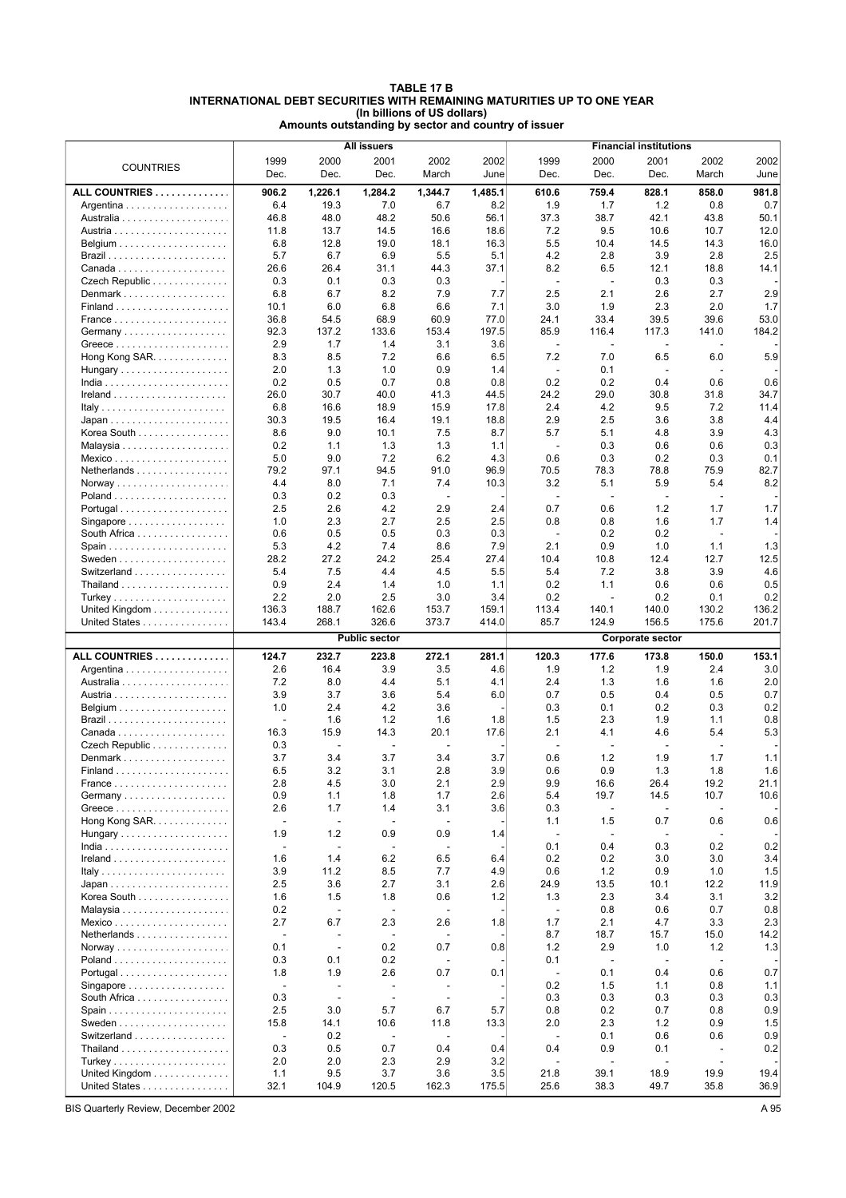**TABLE 17 B**
**INTERNATIONAL DEBT SECURITIES WITH REMAINING MATURITIES UP TO ONE YEAR**
**(In billions of US dollars)**
**Amounts outstanding by sector and country of issuer**

| COUNTRIES | All issuers | | | | | Financial institutions | | | | |
|---|---|---|---|---|---|---|---|---|---|---|
| | 1999 Dec. | 2000 Dec. | 2001 Dec. | 2002 March | 2002 June | 1999 Dec. | 2000 Dec. | 2001 Dec. | 2002 March | 2002 June |
| **ALL COUNTRIES** | **906.2** | **1,226.1** | **1,284.2** | **1,344.7** | **1,485.1** | **610.6** | **759.4** | **828.1** | **858.0** | **981.8** |
| Argentina | 6.4 | 19.3 | 7.0 | 6.7 | 8.2 | 1.9 | 1.7 | 1.2 | 0.8 | 0.7 |
| Australia | 46.8 | 48.0 | 48.2 | 50.6 | 56.1 | 37.3 | 38.7 | 42.1 | 43.8 | 50.1 |
| Austria | 11.8 | 13.7 | 14.5 | 16.6 | 18.6 | 7.2 | 9.5 | 10.6 | 10.7 | 12.0 |
| Belgium | 6.8 | 12.8 | 19.0 | 18.1 | 16.3 | 5.5 | 10.4 | 14.5 | 14.3 | 16.0 |
| Brazil | 5.7 | 6.7 | 6.9 | 5.5 | 5.1 | 4.2 | 2.8 | 3.9 | 2.8 | 2.5 |
| Canada | 26.6 | 26.4 | 31.1 | 44.3 | 37.1 | 8.2 | 6.5 | 12.1 | 18.8 | 14.1 |
| Czech Republic | 0.3 | 0.1 | 0.3 | 0.3 | - | - | - | 0.3 | 0.3 | - |
| Denmark | 6.8 | 6.7 | 8.2 | 7.9 | 7.7 | 2.5 | 2.1 | 2.6 | 2.7 | 2.9 |
| Finland | 10.1 | 6.0 | 6.8 | 6.6 | 7.1 | 3.0 | 1.9 | 2.3 | 2.0 | 1.7 |
| France | 36.8 | 54.5 | 68.9 | 60.9 | 77.0 | 24.1 | 33.4 | 39.5 | 39.6 | 53.0 |
| Germany | 92.3 | 137.2 | 133.6 | 153.4 | 197.5 | 85.9 | 116.4 | 117.3 | 141.0 | 184.2 |
| Greece | 2.9 | 1.7 | 1.4 | 3.1 | 3.6 | - | - | - | - | - |
| Hong Kong SAR | 8.3 | 8.5 | 7.2 | 6.6 | 6.5 | 7.2 | 7.0 | 6.5 | 6.0 | 5.9 |
| Hungary | 2.0 | 1.3 | 1.0 | 0.9 | 1.4 | - | 0.1 | - | - | - |
| India | 0.2 | 0.5 | 0.7 | 0.8 | 0.8 | 0.2 | 0.2 | 0.4 | 0.6 | 0.6 |
| Ireland | 26.0 | 30.7 | 40.0 | 41.3 | 44.5 | 24.2 | 29.0 | 30.8 | 31.8 | 34.7 |
| Italy | 6.8 | 16.6 | 18.9 | 15.9 | 17.8 | 2.4 | 4.2 | 9.5 | 7.2 | 11.4 |
| Japan | 30.3 | 19.5 | 16.4 | 19.1 | 18.8 | 2.9 | 2.5 | 3.6 | 3.8 | 4.4 |
| Korea South | 8.6 | 9.0 | 10.1 | 7.5 | 8.7 | 5.7 | 5.1 | 4.8 | 3.9 | 4.3 |
| Malaysia | 0.2 | 1.1 | 1.3 | 1.3 | 1.1 | - | 0.3 | 0.6 | 0.6 | 0.3 |
| Mexico | 5.0 | 9.0 | 7.2 | 6.2 | 4.3 | 0.6 | 0.3 | 0.2 | 0.3 | 0.1 |
| Netherlands | 79.2 | 97.1 | 94.5 | 91.0 | 96.9 | 70.5 | 78.3 | 78.8 | 75.9 | 82.7 |
| Norway | 4.4 | 8.0 | 7.1 | 7.4 | 10.3 | 3.2 | 5.1 | 5.9 | 5.4 | 8.2 |
| Poland | 0.3 | 0.2 | 0.3 | - | - | - | - | - | - | - |
| Portugal | 2.5 | 2.6 | 4.2 | 2.9 | 2.4 | 0.7 | 0.6 | 1.2 | 1.7 | 1.7 |
| Singapore | 1.0 | 2.3 | 2.7 | 2.5 | 2.5 | 0.8 | 0.8 | 1.6 | 1.7 | 1.4 |
| South Africa | 0.6 | 0.5 | 0.5 | 0.3 | 0.3 | - | 0.2 | 0.2 | - | - |
| Spain | 5.3 | 4.2 | 7.4 | 8.6 | 7.9 | 2.1 | 0.9 | 1.0 | 1.1 | 1.3 |
| Sweden | 28.2 | 27.2 | 24.2 | 25.4 | 27.4 | 10.4 | 10.8 | 12.4 | 12.7 | 12.5 |
| Switzerland | 5.4 | 7.5 | 4.4 | 4.5 | 5.5 | 5.4 | 7.2 | 3.8 | 3.9 | 4.6 |
| Thailand | 0.9 | 2.4 | 1.4 | 1.0 | 1.1 | 0.2 | 1.1 | 0.6 | 0.6 | 0.5 |
| Turkey | 2.2 | 2.0 | 2.5 | 3.0 | 3.4 | 0.2 | - | 0.2 | 0.1 | 0.2 |
| United Kingdom | 136.3 | 188.7 | 162.6 | 153.7 | 159.1 | 113.4 | 140.1 | 140.0 | 130.2 | 136.2 |
| United States | 143.4 | 268.1 | 326.6 | 373.7 | 414.0 | 85.7 | 124.9 | 156.5 | 175.6 | 201.7 |
| | **Public sector** | | | | | **Corporate sector** | | | | |
| **ALL COUNTRIES** | **124.7** | **232.7** | **223.8** | **272.1** | **281.1** | **120.3** | **177.6** | **173.8** | **150.0** | **153.1** |
| Argentina | 2.6 | 16.4 | 3.9 | 3.5 | 4.6 | 1.9 | 1.2 | 1.9 | 2.4 | 3.0 |
| Australia | 7.2 | 8.0 | 4.4 | 5.1 | 4.1 | 2.4 | 1.3 | 1.6 | 1.6 | 2.0 |
| Austria | 3.9 | 3.7 | 3.6 | 5.4 | 6.0 | 0.7 | 0.5 | 0.4 | 0.5 | 0.7 |
| Belgium | 1.0 | 2.4 | 4.2 | 3.6 | - | 0.3 | 0.1 | 0.2 | 0.3 | 0.2 |
| Brazil | - | 1.6 | 1.2 | 1.6 | 1.8 | 1.5 | 2.3 | 1.9 | 1.1 | 0.8 |
| Canada | 16.3 | 15.9 | 14.3 | 20.1 | 17.6 | 2.1 | 4.1 | 4.6 | 5.4 | 5.3 |
| Czech Republic | 0.3 | - | - | - | - | - | - | - | - | - |
| Denmark | 3.7 | 3.4 | 3.7 | 3.4 | 3.7 | 0.6 | 1.2 | 1.9 | 1.7 | 1.1 |
| Finland | 6.5 | 3.2 | 3.1 | 2.8 | 3.9 | 0.6 | 0.9 | 1.3 | 1.8 | 1.6 |
| France | 2.8 | 4.5 | 3.0 | 2.1 | 2.9 | 9.9 | 16.6 | 26.4 | 19.2 | 21.1 |
| Germany | 0.9 | 1.1 | 1.8 | 1.7 | 2.6 | 5.4 | 19.7 | 14.5 | 10.7 | 10.6 |
| Greece | 2.6 | 1.7 | 1.4 | 3.1 | 3.6 | 0.3 | - | - | - | - |
| Hong Kong SAR | - | - | - | - | - | 1.1 | 1.5 | 0.7 | 0.6 | 0.6 |
| Hungary | 1.9 | 1.2 | 0.9 | 0.9 | 1.4 | - | - | - | - | - |
| India | - | - | - | - | - | 0.1 | 0.4 | 0.3 | 0.2 | 0.2 |
| Ireland | 1.6 | 1.4 | 6.2 | 6.5 | 6.4 | 0.2 | 0.2 | 3.0 | 3.0 | 3.4 |
| Italy | 3.9 | 11.2 | 8.5 | 7.7 | 4.9 | 0.6 | 1.2 | 0.9 | 1.0 | 1.5 |
| Japan | 2.5 | 3.6 | 2.7 | 3.1 | 2.6 | 24.9 | 13.5 | 10.1 | 12.2 | 11.9 |
| Korea South | 1.6 | 1.5 | 1.8 | 0.6 | 1.2 | 1.3 | 2.3 | 3.4 | 3.1 | 3.2 |
| Malaysia | 0.2 | - | - | - | - | - | 0.8 | 0.6 | 0.7 | 0.8 |
| Mexico | 2.7 | 6.7 | 2.3 | 2.6 | 1.8 | 1.7 | 2.1 | 4.7 | 3.3 | 2.3 |
| Netherlands | - | - | - | - | - | 8.7 | 18.7 | 15.7 | 15.0 | 14.2 |
| Norway | 0.1 | - | 0.2 | 0.7 | 0.8 | 1.2 | 2.9 | 1.0 | 1.2 | 1.3 |
| Poland | 0.3 | 0.1 | 0.2 | - | - | 0.1 | - | - | - | - |
| Portugal | 1.8 | 1.9 | 2.6 | 0.7 | 0.1 | - | 0.1 | 0.4 | 0.6 | 0.7 |
| Singapore | - | - | - | - | - | 0.2 | 1.5 | 1.1 | 0.8 | 1.1 |
| South Africa | 0.3 | - | - | - | - | 0.3 | 0.3 | 0.3 | 0.3 | 0.3 |
| Spain | 2.5 | 3.0 | 5.7 | 6.7 | 5.7 | 0.8 | 0.2 | 0.7 | 0.8 | 0.9 |
| Sweden | 15.8 | 14.1 | 10.6 | 11.8 | 13.3 | 2.0 | 2.3 | 1.2 | 0.9 | 1.5 |
| Switzerland | - | 0.2 | - | - | - | - | 0.1 | 0.6 | 0.6 | 0.9 |
| Thailand | 0.3 | 0.5 | 0.7 | 0.4 | 0.4 | 0.4 | 0.9 | 0.1 | - | 0.2 |
| Turkey | 2.0 | 2.0 | 2.3 | 2.9 | 3.2 | - | - | - | - | - |
| United Kingdom | 1.1 | 9.5 | 3.7 | 3.6 | 3.5 | 21.8 | 39.1 | 18.9 | 19.9 | 19.4 |
| United States | 32.1 | 104.9 | 120.5 | 162.3 | 175.5 | 25.6 | 38.3 | 49.7 | 35.8 | 36.9 |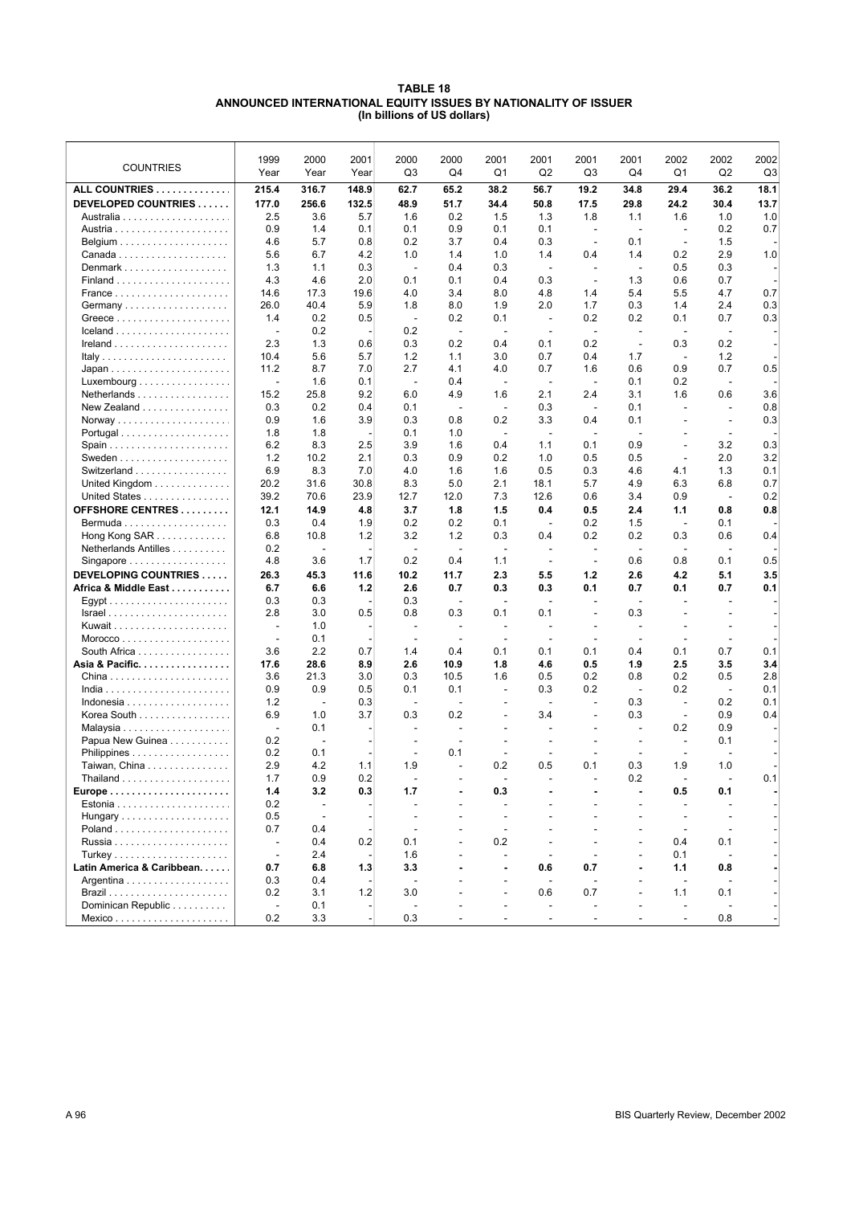**TABLE 18**
**ANNOUNCED INTERNATIONAL EQUITY ISSUES BY NATIONALITY OF ISSUER**
**(In billions of US dollars)**

| COUNTRIES | 1999 Year | 2000 Year | 2001 Year | 2000 Q3 | 2000 Q4 | 2001 Q1 | 2001 Q2 | 2001 Q3 | 2001 Q4 | 2002 Q1 | 2002 Q2 | 2002 Q3 |
|---|---|---|---|---|---|---|---|---|---|---|---|---|
| **ALL COUNTRIES** | **215.4** | **316.7** | **148.9** | **62.7** | **65.2** | **38.2** | **56.7** | **19.2** | **34.8** | **29.4** | **36.2** | **18.1** |
| **DEVELOPED COUNTRIES** | **177.0** | **256.6** | **132.5** | **48.9** | **51.7** | **34.4** | **50.8** | **17.5** | **29.8** | **24.2** | **30.4** | **13.7** |
| Australia | 2.5 | 3.6 | 5.7 | 1.6 | 0.2 | 1.5 | 1.3 | 1.8 | 1.1 | 1.6 | 1.0 | 1.0 |
| Austria | 0.9 | 1.4 | 0.1 | 0.1 | 0.9 | 0.1 | 0.1 | - | - | - | 0.2 | 0.7 |
| Belgium | 4.6 | 5.7 | 0.8 | 0.2 | 3.7 | 0.4 | 0.3 | - | 0.1 | - | 1.5 | - |
| Canada | 5.6 | 6.7 | 4.2 | 1.0 | 1.4 | 1.0 | 1.4 | 0.4 | 1.4 | 0.2 | 2.9 | 1.0 |
| Denmark | 1.3 | 1.1 | 0.3 | - | 0.4 | 0.3 | - | - | - | 0.5 | 0.3 | - |
| Finland | 4.3 | 4.6 | 2.0 | 0.1 | 0.1 | 0.4 | 0.3 | - | 1.3 | 0.6 | 0.7 | - |
| France | 14.6 | 17.3 | 19.6 | 4.0 | 3.4 | 8.0 | 4.8 | 1.4 | 5.4 | 5.5 | 4.7 | 0.7 |
| Germany | 26.0 | 40.4 | 5.9 | 1.8 | 8.0 | 1.9 | 2.0 | 1.7 | 0.3 | 1.4 | 2.4 | 0.3 |
| Greece | 1.4 | 0.2 | 0.5 | - | 0.2 | 0.1 | - | 0.2 | 0.2 | 0.1 | 0.7 | 0.3 |
| Iceland | - | 0.2 | - | 0.2 | - | - | - | - | - | - | - | - |
| Ireland | 2.3 | 1.3 | 0.6 | 0.3 | 0.2 | 0.4 | 0.1 | 0.2 | - | 0.3 | 0.2 | - |
| Italy | 10.4 | 5.6 | 5.7 | 1.2 | 1.1 | 3.0 | 0.7 | 0.4 | 1.7 | - | 1.2 | - |
| Japan | 11.2 | 8.7 | 7.0 | 2.7 | 4.1 | 4.0 | 0.7 | 1.6 | 0.6 | 0.9 | 0.7 | 0.5 |
| Luxembourg | - | 1.6 | 0.1 | - | 0.4 | - | - | - | 0.1 | 0.2 | - | - |
| Netherlands | 15.2 | 25.8 | 9.2 | 6.0 | 4.9 | 1.6 | 2.1 | 2.4 | 3.1 | 1.6 | 0.6 | 3.6 |
| New Zealand | 0.3 | 0.2 | 0.4 | 0.1 | - | - | 0.3 | - | 0.1 | - | - | 0.8 |
| Norway | 0.9 | 1.6 | 3.9 | 0.3 | 0.8 | 0.2 | 3.3 | 0.4 | 0.1 | - | - | 0.3 |
| Portugal | 1.8 | 1.8 | - | 0.1 | 1.0 | - | - | - | - | - | - | - |
| Spain | 6.2 | 8.3 | 2.5 | 3.9 | 1.6 | 0.4 | 1.1 | 0.1 | 0.9 | - | 3.2 | 0.3 |
| Sweden | 1.2 | 10.2 | 2.1 | 0.3 | 0.9 | 0.2 | 1.0 | 0.5 | 0.5 | - | 2.0 | 3.2 |
| Switzerland | 6.9 | 8.3 | 7.0 | 4.0 | 1.6 | 1.6 | 0.5 | 0.3 | 4.6 | 4.1 | 1.3 | 0.1 |
| United Kingdom | 20.2 | 31.6 | 30.8 | 8.3 | 5.0 | 2.1 | 18.1 | 5.7 | 4.9 | 6.3 | 6.8 | 0.7 |
| United States | 39.2 | 70.6 | 23.9 | 12.7 | 12.0 | 7.3 | 12.6 | 0.6 | 3.4 | 0.9 | - | 0.2 |
| **OFFSHORE CENTRES** | **12.1** | **14.9** | **4.8** | **3.7** | **1.8** | **1.5** | **0.4** | **0.5** | **2.4** | **1.1** | **0.8** | **0.8** |
| Bermuda | 0.3 | 0.4 | 1.9 | 0.2 | 0.2 | 0.1 | - | 0.2 | 1.5 | - | 0.1 | - |
| Hong Kong SAR | 6.8 | 10.8 | 1.2 | 3.2 | 1.2 | 0.3 | 0.4 | 0.2 | 0.2 | 0.3 | 0.6 | 0.4 |
| Netherlands Antilles | 0.2 | - | - | - | - | - | - | - | - | - | - | - |
| Singapore | 4.8 | 3.6 | 1.7 | 0.2 | 0.4 | 1.1 | - | - | 0.6 | 0.8 | 0.1 | 0.5 |
| **DEVELOPING COUNTRIES** | **26.3** | **45.3** | **11.6** | **10.2** | **11.7** | **2.3** | **5.5** | **1.2** | **2.6** | **4.2** | **5.1** | **3.5** |
| **Africa & Middle East** | **6.7** | **6.6** | **1.2** | **2.6** | **0.7** | **0.3** | **0.3** | **0.1** | **0.7** | **0.1** | **0.7** | **0.1** |
| Egypt | 0.3 | 0.3 | - | 0.3 | - | - | - | - | - | - | - | - |
| Israel | 2.8 | 3.0 | 0.5 | 0.8 | 0.3 | 0.1 | 0.1 | - | 0.3 | - | - | - |
| Kuwait | - | 1.0 | - | - | - | - | - | - | - | - | - | - |
| Morocco | - | 0.1 | - | - | - | - | - | - | - | - | - | - |
| South Africa | 3.6 | 2.2 | 0.7 | 1.4 | 0.4 | 0.1 | 0.1 | 0.1 | 0.4 | 0.1 | 0.7 | 0.1 |
| **Asia & Pacific** | **17.6** | **28.6** | **8.9** | **2.6** | **10.9** | **1.8** | **4.6** | **0.5** | **1.9** | **2.5** | **3.5** | **3.4** |
| China | 3.6 | 21.3 | 3.0 | 0.3 | 10.5 | 1.6 | 0.5 | 0.2 | 0.8 | 0.2 | 0.5 | 2.8 |
| India | 0.9 | 0.9 | 0.5 | 0.1 | 0.1 | - | 0.3 | 0.2 | - | 0.2 | - | 0.1 |
| Indonesia | 1.2 | - | 0.3 | - | - | - | - | - | 0.3 | - | 0.2 | 0.1 |
| Korea South | 6.9 | 1.0 | 3.7 | 0.3 | 0.2 | - | 3.4 | - | 0.3 | - | 0.9 | 0.4 |
| Malaysia | - | 0.1 | - | - | - | - | - | - | - | 0.2 | 0.9 | - |
| Papua New Guinea | 0.2 | - | - | - | - | - | - | - | - | - | 0.1 | - |
| Philippines | 0.2 | 0.1 | - | - | 0.1 | - | - | - | - | - | - | - |
| Taiwan, China | 2.9 | 4.2 | 1.1 | 1.9 | - | 0.2 | 0.5 | 0.1 | 0.3 | 1.9 | 1.0 | - |
| Thailand | 1.7 | 0.9 | 0.2 | - | - | - | - | - | 0.2 | - | - | 0.1 |
| **Europe** | **1.4** | **3.2** | **0.3** | **1.7** | **-** | **0.3** | **-** | **-** | **-** | **0.5** | **0.1** | **-** |
| Estonia | 0.2 | - | - | - | - | - | - | - | - | - | - | - |
| Hungary | 0.5 | - | - | - | - | - | - | - | - | - | - | - |
| Poland | 0.7 | 0.4 | - | - | - | - | - | - | - | - | - | - |
| Russia | - | 0.4 | 0.2 | 0.1 | - | 0.2 | - | - | - | 0.4 | 0.1 | - |
| Turkey | - | 2.4 | - | 1.6 | - | - | - | - | - | 0.1 | - | - |
| **Latin America & Caribbean** | **0.7** | **6.8** | **1.3** | **3.3** | **-** | **-** | **0.6** | **0.7** | **-** | **1.1** | **0.8** | **-** |
| Argentina | 0.3 | 0.4 | - | - | - | - | - | - | - | - | - | - |
| Brazil | 0.2 | 3.1 | 1.2 | 3.0 | - | - | 0.6 | 0.7 | - | 1.1 | 0.1 | - |
| Dominican Republic | - | 0.1 | - | - | - | - | - | - | - | - | - | - |
| Mexico | 0.2 | 3.3 | - | 0.3 | - | - | - | - | - | - | 0.8 | - |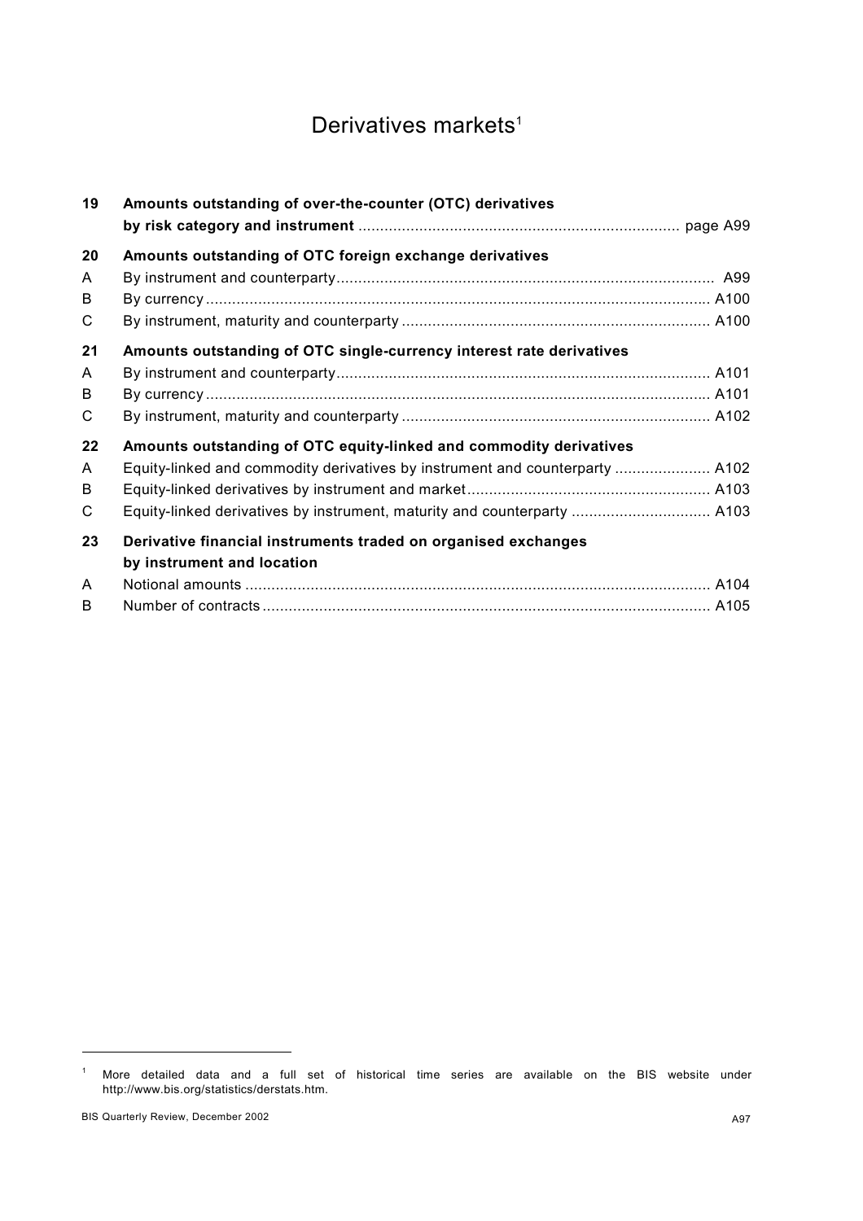# Derivatives markets[1]

| | | |
|---|---|---|
| **19** | **Amounts outstanding of over-the-counter (OTC) derivatives by risk category and instrument** | page A99 |
| **20** | **Amounts outstanding of OTC foreign exchange derivatives** | |
| A | By instrument and counterparty | A99 |
| B | By currency | A100 |
| C | By instrument, maturity and counterparty | A100 |
| **21** | **Amounts outstanding of OTC single-currency interest rate derivatives** | |
| A | By instrument and counterparty | A101 |
| B | By currency | A101 |
| C | By instrument, maturity and counterparty | A102 |
| **22** | **Amounts outstanding of OTC equity-linked and commodity derivatives** | |
| A | Equity-linked and commodity derivatives by instrument and counterparty | A102 |
| B | Equity-linked derivatives by instrument and market | A103 |
| C | Equity-linked derivatives by instrument, maturity and counterparty | A103 |
| **23** | **Derivative financial instruments traded on organised exchanges by instrument and location** | |
| A | Notional amounts | A104 |
| B | Number of contracts | A105 |

[1] More detailed data and a full set of historical time series are available on the BIS website under http://www.bis.org/statistics/derstats.htm.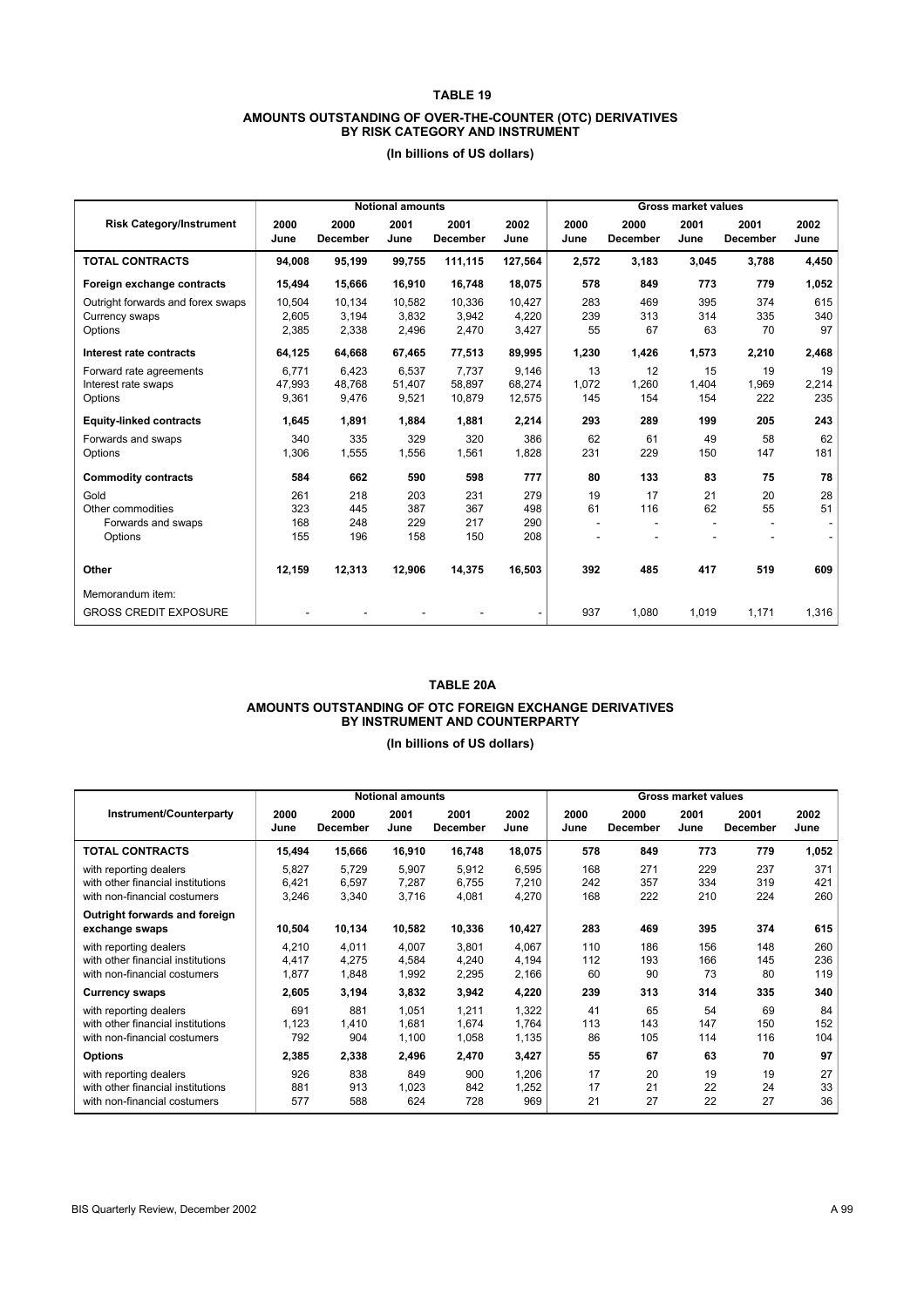## TABLE 19

### AMOUNTS OUTSTANDING OF OVER-THE-COUNTER (OTC) DERIVATIVES BY RISK CATEGORY AND INSTRUMENT

**(In billions of US dollars)**

| Risk Category/Instrument | Notional amounts | | | | | Gross market values | | | | |
|---|---|---|---|---|---|---|---|---|---|---|
| | 2000 June | 2000 December | 2001 June | 2001 December | 2002 June | 2000 June | 2000 December | 2001 June | 2001 December | 2002 June |
| **TOTAL CONTRACTS** | **94,008** | **95,199** | **99,755** | **111,115** | **127,564** | **2,572** | **3,183** | **3,045** | **3,788** | **4,450** |
| **Foreign exchange contracts** | **15,494** | **15,666** | **16,910** | **16,748** | **18,075** | **578** | **849** | **773** | **779** | **1,052** |
| Outright forwards and forex swaps | 10,504 | 10,134 | 10,582 | 10,336 | 10,427 | 283 | 469 | 395 | 374 | 615 |
| Currency swaps | 2,605 | 3,194 | 3,832 | 3,942 | 4,220 | 239 | 313 | 314 | 335 | 340 |
| Options | 2,385 | 2,338 | 2,496 | 2,470 | 3,427 | 55 | 67 | 63 | 70 | 97 |
| **Interest rate contracts** | **64,125** | **64,668** | **67,465** | **77,513** | **89,995** | **1,230** | **1,426** | **1,573** | **2,210** | **2,468** |
| Forward rate agreements | 6,771 | 6,423 | 6,537 | 7,737 | 9,146 | 13 | 12 | 15 | 19 | 19 |
| Interest rate swaps | 47,993 | 48,768 | 51,407 | 58,897 | 68,274 | 1,072 | 1,260 | 1,404 | 1,969 | 2,214 |
| Options | 9,361 | 9,476 | 9,521 | 10,879 | 12,575 | 145 | 154 | 154 | 222 | 235 |
| **Equity-linked contracts** | **1,645** | **1,891** | **1,884** | **1,881** | **2,214** | **293** | **289** | **199** | **205** | **243** |
| Forwards and swaps | 340 | 335 | 329 | 320 | 386 | 62 | 61 | 49 | 58 | 62 |
| Options | 1,306 | 1,555 | 1,556 | 1,561 | 1,828 | 231 | 229 | 150 | 147 | 181 |
| **Commodity contracts** | **584** | **662** | **590** | **598** | **777** | **80** | **133** | **83** | **75** | **78** |
| Gold | 261 | 218 | 203 | 231 | 279 | 19 | 17 | 21 | 20 | 28 |
| Other commodities | 323 | 445 | 387 | 367 | 498 | 61 | 116 | 62 | 55 | 51 |
| Forwards and swaps | 168 | 248 | 229 | 217 | 290 | - | - | - | - | - |
| Options | 155 | 196 | 158 | 150 | 208 | - | - | - | - | - |
| **Other** | **12,159** | **12,313** | **12,906** | **14,375** | **16,503** | **392** | **485** | **417** | **519** | **609** |
| Memorandum item: | | | | | | | | | | |
| GROSS CREDIT EXPOSURE | - | - | - | - | - | 937 | 1,080 | 1,019 | 1,171 | 1,316 |

## TABLE 20A

### AMOUNTS OUTSTANDING OF OTC FOREIGN EXCHANGE DERIVATIVES BY INSTRUMENT AND COUNTERPARTY

**(In billions of US dollars)**

| Instrument/Counterparty | Notional amounts | | | | | Gross market values | | | | |
|---|---|---|---|---|---|---|---|---|---|---|
| | 2000 June | 2000 December | 2001 June | 2001 December | 2002 June | 2000 June | 2000 December | 2001 June | 2001 December | 2002 June |
| **TOTAL CONTRACTS** | **15,494** | **15,666** | **16,910** | **16,748** | **18,075** | **578** | **849** | **773** | **779** | **1,052** |
| with reporting dealers | 5,827 | 5,729 | 5,907 | 5,912 | 6,595 | 168 | 271 | 229 | 237 | 371 |
| with other financial institutions | 6,421 | 6,597 | 7,287 | 6,755 | 7,210 | 242 | 357 | 334 | 319 | 421 |
| with non-financial costumers | 3,246 | 3,340 | 3,716 | 4,081 | 4,270 | 168 | 222 | 210 | 224 | 260 |
| **Outright forwards and foreign exchange swaps** | **10,504** | **10,134** | **10,582** | **10,336** | **10,427** | **283** | **469** | **395** | **374** | **615** |
| with reporting dealers | 4,210 | 4,011 | 4,007 | 3,801 | 4,067 | 110 | 186 | 156 | 148 | 260 |
| with other financial institutions | 4,417 | 4,275 | 4,584 | 4,240 | 4,194 | 112 | 193 | 166 | 145 | 236 |
| with non-financial costumers | 1,877 | 1,848 | 1,992 | 2,295 | 2,166 | 60 | 90 | 73 | 80 | 119 |
| **Currency swaps** | **2,605** | **3,194** | **3,832** | **3,942** | **4,220** | **239** | **313** | **314** | **335** | **340** |
| with reporting dealers | 691 | 881 | 1,051 | 1,211 | 1,322 | 41 | 65 | 54 | 69 | 84 |
| with other financial institutions | 1,123 | 1,410 | 1,681 | 1,674 | 1,764 | 113 | 143 | 147 | 150 | 152 |
| with non-financial costumers | 792 | 904 | 1,100 | 1,058 | 1,135 | 86 | 105 | 114 | 116 | 104 |
| **Options** | **2,385** | **2,338** | **2,496** | **2,470** | **3,427** | **55** | **67** | **63** | **70** | **97** |
| with reporting dealers | 926 | 838 | 849 | 900 | 1,206 | 17 | 20 | 19 | 19 | 27 |
| with other financial institutions | 881 | 913 | 1,023 | 842 | 1,252 | 17 | 21 | 22 | 24 | 33 |
| with non-financial costumers | 577 | 588 | 624 | 728 | 969 | 21 | 27 | 22 | 27 | 36 |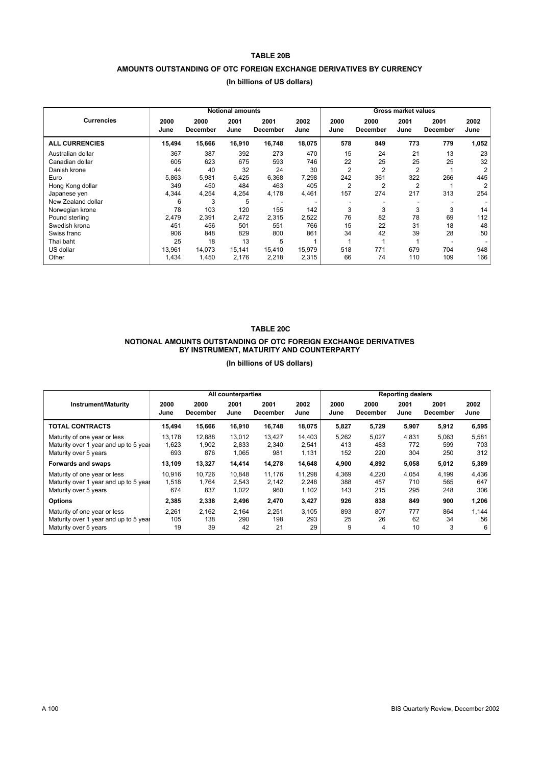# TABLE 20B

## AMOUNTS OUTSTANDING OF OTC FOREIGN EXCHANGE DERIVATIVES BY CURRENCY

### (In billions of US dollars)

| Currencies | Notional amounts | | | | | Gross market values | | | | |
|---|---|---|---|---|---|---|---|---|---|---|
| | 2000 June | 2000 December | 2001 June | 2001 December | 2002 June | 2000 June | 2000 December | 2001 June | 2001 December | 2002 June |
| **ALL CURRENCIES** | **15,494** | **15,666** | **16,910** | **16,748** | **18,075** | **578** | **849** | **773** | **779** | **1,052** |
| Australian dollar | 367 | 387 | 392 | 273 | 470 | 15 | 24 | 21 | 13 | 23 |
| Canadian dollar | 605 | 623 | 675 | 593 | 746 | 22 | 25 | 25 | 25 | 32 |
| Danish krone | 44 | 40 | 32 | 24 | 30 | 2 | 2 | 2 | 1 | 2 |
| Euro | 5,863 | 5,981 | 6,425 | 6,368 | 7,298 | 242 | 361 | 322 | 266 | 445 |
| Hong Kong dollar | 349 | 450 | 484 | 463 | 405 | 2 | 2 | 2 | 1 | 2 |
| Japanese yen | 4,344 | 4,254 | 4,254 | 4,178 | 4,461 | 157 | 274 | 217 | 313 | 254 |
| New Zealand dollar | 6 | 3 | 5 | - | - | - | - | - | - | - |
| Norwegian krone | 78 | 103 | 120 | 155 | 142 | 3 | 3 | 3 | 3 | 14 |
| Pound sterling | 2,479 | 2,391 | 2,472 | 2,315 | 2,522 | 76 | 82 | 78 | 69 | 112 |
| Swedish krona | 451 | 456 | 501 | 551 | 766 | 15 | 22 | 31 | 18 | 48 |
| Swiss franc | 906 | 848 | 829 | 800 | 861 | 34 | 42 | 39 | 28 | 50 |
| Thai baht | 25 | 18 | 13 | 5 | 1 | 1 | 1 | 1 | - | - |
| US dollar | 13,961 | 14,073 | 15,141 | 15,410 | 15,979 | 518 | 771 | 679 | 704 | 948 |
| Other | 1,434 | 1,450 | 2,176 | 2,218 | 2,315 | 66 | 74 | 110 | 109 | 166 |

# TABLE 20C

## NOTIONAL AMOUNTS OUTSTANDING OF OTC FOREIGN EXCHANGE DERIVATIVES BY INSTRUMENT, MATURITY AND COUNTERPARTY

### (In billions of US dollars)

| Instrument/Maturity | All counterparties | | | | | Reporting dealers | | | | |
|---|---|---|---|---|---|---|---|---|---|---|
| | 2000 June | 2000 December | 2001 June | 2001 December | 2002 June | 2000 June | 2000 December | 2001 June | 2001 December | 2002 June |
| **TOTAL CONTRACTS** | **15,494** | **15,666** | **16,910** | **16,748** | **18,075** | **5,827** | **5,729** | **5,907** | **5,912** | **6,595** |
| Maturity of one year or less | 13,178 | 12,888 | 13,012 | 13,427 | 14,403 | 5,262 | 5,027 | 4,831 | 5,063 | 5,581 |
| Maturity over 1 year and up to 5 year | 1,623 | 1,902 | 2,833 | 2,340 | 2,541 | 413 | 483 | 772 | 599 | 703 |
| Maturity over 5 years | 693 | 876 | 1,065 | 981 | 1,131 | 152 | 220 | 304 | 250 | 312 |
| **Forwards and swaps** | **13,109** | **13,327** | **14,414** | **14,278** | **14,648** | **4,900** | **4,892** | **5,058** | **5,012** | **5,389** |
| Maturity of one year or less | 10,916 | 10,726 | 10,848 | 11,176 | 11,298 | 4,369 | 4,220 | 4,054 | 4,199 | 4,436 |
| Maturity over 1 year and up to 5 year | 1,518 | 1,764 | 2,543 | 2,142 | 2,248 | 388 | 457 | 710 | 565 | 647 |
| Maturity over 5 years | 674 | 837 | 1,022 | 960 | 1,102 | 143 | 215 | 295 | 248 | 306 |
| **Options** | **2,385** | **2,338** | **2,496** | **2,470** | **3,427** | **926** | **838** | **849** | **900** | **1,206** |
| Maturity of one year or less | 2,261 | 2,162 | 2,164 | 2,251 | 3,105 | 893 | 807 | 777 | 864 | 1,144 |
| Maturity over 1 year and up to 5 year | 105 | 138 | 290 | 198 | 293 | 25 | 26 | 62 | 34 | 56 |
| Maturity over 5 years | 19 | 39 | 42 | 21 | 29 | 9 | 4 | 10 | 3 | 6 |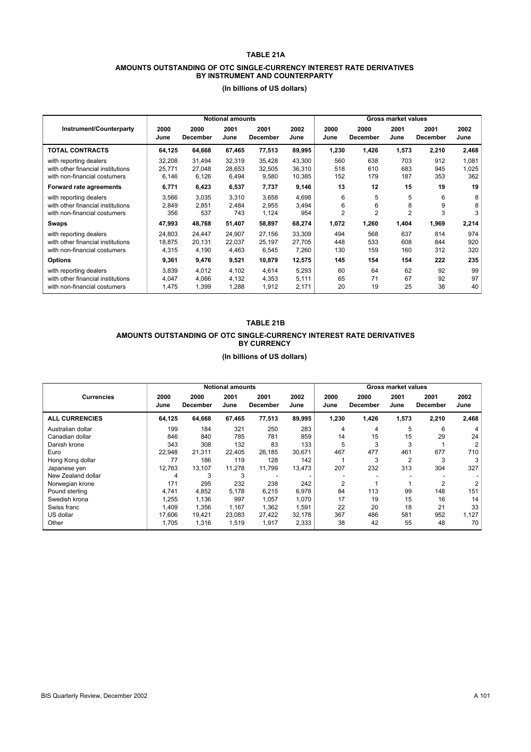# TABLE 21A

## AMOUNTS OUTSTANDING OF OTC SINGLE-CURRENCY INTEREST RATE DERIVATIVES BY INSTRUMENT AND COUNTERPARTY

### (In billions of US dollars)

| Instrument/Counterparty | Notional amounts | | | | | Gross market values | | | | |
|---|---|---|---|---|---|---|---|---|---|---|
| | 2000 June | 2000 December | 2001 June | 2001 December | 2002 June | 2000 June | 2000 December | 2001 June | 2001 December | 2002 June |
| **TOTAL CONTRACTS** | **64,125** | **64,668** | **67,465** | **77,513** | **89,995** | **1,230** | **1,426** | **1,573** | **2,210** | **2,468** |
| with reporting dealers | 32,208 | 31,494 | 32,319 | 35,428 | 43,300 | 560 | 638 | 703 | 912 | 1,081 |
| with other financial institutions | 25,771 | 27,048 | 28,653 | 32,505 | 36,310 | 518 | 610 | 683 | 945 | 1,025 |
| with non-financial costumers | 6,146 | 6,126 | 6,494 | 9,580 | 10,385 | 152 | 179 | 187 | 353 | 362 |
| **Forward rate agreements** | **6,771** | **6,423** | **6,537** | **7,737** | **9,146** | **13** | **12** | **15** | **19** | **19** |
| with reporting dealers | 3,566 | 3,035 | 3,310 | 3,658 | 4,698 | 6 | 5 | 5 | 6 | 8 |
| with other financial institutions | 2,849 | 2,851 | 2,484 | 2,955 | 3,494 | 6 | 6 | 8 | 9 | 8 |
| with non-financial costumers | 356 | 537 | 743 | 1,124 | 954 | 2 | 2 | 2 | 3 | 3 |
| **Swaps** | **47,993** | **48,768** | **51,407** | **58,897** | **68,274** | **1,072** | **1,260** | **1,404** | **1,969** | **2,214** |
| with reporting dealers | 24,803 | 24,447 | 24,907 | 27,156 | 33,309 | 494 | 568 | 637 | 814 | 974 |
| with other financial institutions | 18,875 | 20,131 | 22,037 | 25,197 | 27,705 | 448 | 533 | 608 | 844 | 920 |
| with non-financial costumers | 4,315 | 4,190 | 4,463 | 6,545 | 7,260 | 130 | 159 | 160 | 312 | 320 |
| **Options** | **9,361** | **9,476** | **9,521** | **10,879** | **12,575** | **145** | **154** | **154** | **222** | **235** |
| with reporting dealers | 3,839 | 4,012 | 4,102 | 4,614 | 5,293 | 60 | 64 | 62 | 92 | 99 |
| with other financial institutions | 4,047 | 4,066 | 4,132 | 4,353 | 5,111 | 65 | 71 | 67 | 92 | 97 |
| with non-financial costumers | 1,475 | 1,399 | 1,288 | 1,912 | 2,171 | 20 | 19 | 25 | 38 | 40 |

# TABLE 21B

## AMOUNTS OUTSTANDING OF OTC SINGLE-CURRENCY INTEREST RATE DERIVATIVES BY CURRENCY

### (In billions of US dollars)

| Currencies | Notional amounts | | | | | Gross market values | | | | |
|---|---|---|---|---|---|---|---|---|---|---|
| | 2000 June | 2000 December | 2001 June | 2001 December | 2002 June | 2000 June | 2000 December | 2001 June | 2001 December | 2002 June |
| **ALL CURRENCIES** | **64,125** | **64,668** | **67,465** | **77,513** | **89,995** | **1,230** | **1,426** | **1,573** | **2,210** | **2,468** |
| Australian dollar | 199 | 184 | 321 | 250 | 283 | 4 | 4 | 5 | 6 | 4 |
| Canadian dollar | 846 | 840 | 785 | 781 | 859 | 14 | 15 | 15 | 29 | 24 |
| Danish krone | 343 | 308 | 132 | 83 | 133 | 5 | 3 | 3 | 1 | 2 |
| Euro | 22,948 | 21,311 | 22,405 | 26,185 | 30,671 | 467 | 477 | 461 | 677 | 710 |
| Hong Kong dollar | 77 | 186 | 119 | 128 | 142 | 1 | 3 | 2 | 3 | 3 |
| Japanese yen | 12,763 | 13,107 | 11,278 | 11,799 | 13,473 | 207 | 232 | 313 | 304 | 327 |
| New Zealand dollar | 4 | 3 | 3 | - | - | - | - | - | - | - |
| Norwegian krone | 171 | 295 | 232 | 238 | 242 | 2 | 1 | 1 | 2 | 2 |
| Pound sterling | 4,741 | 4,852 | 5,178 | 6,215 | 6,978 | 84 | 113 | 99 | 148 | 151 |
| Swedish krona | 1,255 | 1,136 | 997 | 1,057 | 1,070 | 17 | 19 | 15 | 16 | 14 |
| Swiss franc | 1,409 | 1,356 | 1,167 | 1,362 | 1,591 | 22 | 20 | 18 | 21 | 33 |
| US dollar | 17,606 | 19,421 | 23,083 | 27,422 | 32,178 | 367 | 486 | 581 | 952 | 1,127 |
| Other | 1,705 | 1,316 | 1,519 | 1,917 | 2,333 | 38 | 42 | 55 | 48 | 70 |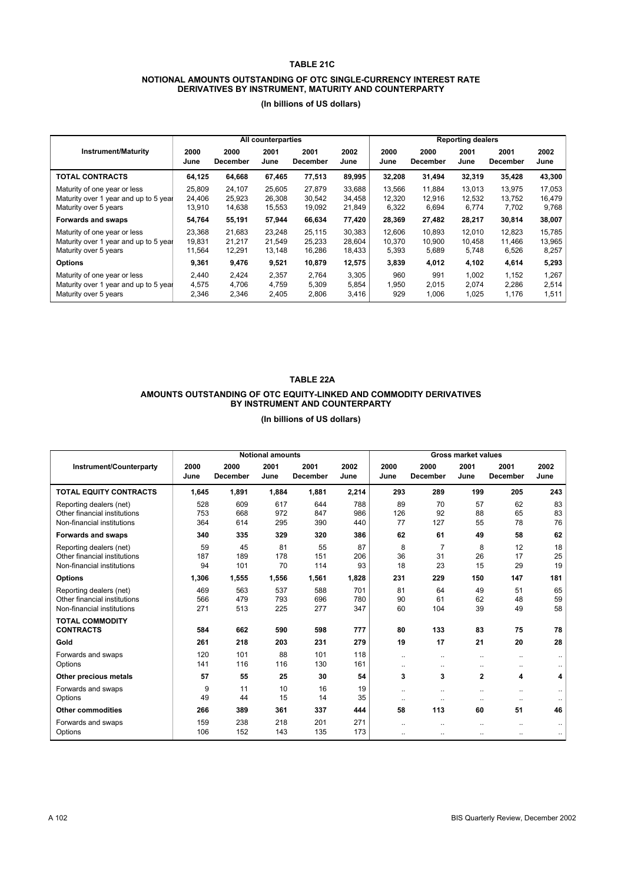## TABLE 21C

### NOTIONAL AMOUNTS OUTSTANDING OF OTC SINGLE-CURRENCY INTEREST RATE DERIVATIVES BY INSTRUMENT, MATURITY AND COUNTERPARTY

**(In billions of US dollars)**

| Instrument/Maturity | All counterparties | | | | | Reporting dealers | | | | |
|---|---|---|---|---|---|---|---|---|---|---|
| | 2000 June | 2000 December | 2001 June | 2001 December | 2002 June | 2000 June | 2000 December | 2001 June | 2001 December | 2002 June |
| **TOTAL CONTRACTS** | **64,125** | **64,668** | **67,465** | **77,513** | **89,995** | **32,208** | **31,494** | **32,319** | **35,428** | **43,300** |
| Maturity of one year or less | 25,809 | 24,107 | 25,605 | 27,879 | 33,688 | 13,566 | 11,884 | 13,013 | 13,975 | 17,053 |
| Maturity over 1 year and up to 5 year | 24,406 | 25,923 | 26,308 | 30,542 | 34,458 | 12,320 | 12,916 | 12,532 | 13,752 | 16,479 |
| Maturity over 5 years | 13,910 | 14,638 | 15,553 | 19,092 | 21,849 | 6,322 | 6,694 | 6,774 | 7,702 | 9,768 |
| **Forwards and swaps** | **54,764** | **55,191** | **57,944** | **66,634** | **77,420** | **28,369** | **27,482** | **28,217** | **30,814** | **38,007** |
| Maturity of one year or less | 23,368 | 21,683 | 23,248 | 25,115 | 30,383 | 12,606 | 10,893 | 12,010 | 12,823 | 15,785 |
| Maturity over 1 year and up to 5 year | 19,831 | 21,217 | 21,549 | 25,233 | 28,604 | 10,370 | 10,900 | 10,458 | 11,466 | 13,965 |
| Maturity over 5 years | 11,564 | 12,291 | 13,148 | 16,286 | 18,433 | 5,393 | 5,689 | 5,748 | 6,526 | 8,257 |
| **Options** | **9,361** | **9,476** | **9,521** | **10,879** | **12,575** | **3,839** | **4,012** | **4,102** | **4,614** | **5,293** |
| Maturity of one year or less | 2,440 | 2,424 | 2,357 | 2,764 | 3,305 | 960 | 991 | 1,002 | 1,152 | 1,267 |
| Maturity over 1 year and up to 5 year | 4,575 | 4,706 | 4,759 | 5,309 | 5,854 | 1,950 | 2,015 | 2,074 | 2,286 | 2,514 |
| Maturity over 5 years | 2,346 | 2,346 | 2,405 | 2,806 | 3,416 | 929 | 1,006 | 1,025 | 1,176 | 1,511 |

## TABLE 22A

### AMOUNTS OUTSTANDING OF OTC EQUITY-LINKED AND COMMODITY DERIVATIVES BY INSTRUMENT AND COUNTERPARTY

**(In billions of US dollars)**

| Instrument/Counterparty | Notional amounts | | | | | Gross market values | | | | |
|---|---|---|---|---|---|---|---|---|---|---|
| | 2000 June | 2000 December | 2001 June | 2001 December | 2002 June | 2000 June | 2000 December | 2001 June | 2001 December | 2002 June |
| **TOTAL EQUITY CONTRACTS** | **1,645** | **1,891** | **1,884** | **1,881** | **2,214** | **293** | **289** | **199** | **205** | **243** |
| Reporting dealers (net) | 528 | 609 | 617 | 644 | 788 | 89 | 70 | 57 | 62 | 83 |
| Other financial institutions | 753 | 668 | 972 | 847 | 986 | 126 | 92 | 88 | 65 | 83 |
| Non-financial institutions | 364 | 614 | 295 | 390 | 440 | 77 | 127 | 55 | 78 | 76 |
| **Forwards and swaps** | **340** | **335** | **329** | **320** | **386** | **62** | **61** | **49** | **58** | **62** |
| Reporting dealers (net) | 59 | 45 | 81 | 55 | 87 | 8 | 7 | 8 | 12 | 18 |
| Other financial institutions | 187 | 189 | 178 | 151 | 206 | 36 | 31 | 26 | 17 | 25 |
| Non-financial institutions | 94 | 101 | 70 | 114 | 93 | 18 | 23 | 15 | 29 | 19 |
| **Options** | **1,306** | **1,555** | **1,556** | **1,561** | **1,828** | **231** | **229** | **150** | **147** | **181** |
| Reporting dealers (net) | 469 | 563 | 537 | 588 | 701 | 81 | 64 | 49 | 51 | 65 |
| Other financial institutions | 566 | 479 | 793 | 696 | 780 | 90 | 61 | 62 | 48 | 59 |
| Non-financial institutions | 271 | 513 | 225 | 277 | 347 | 60 | 104 | 39 | 49 | 58 |
| **TOTAL COMMODITY CONTRACTS** | **584** | **662** | **590** | **598** | **777** | **80** | **133** | **83** | **75** | **78** |
| **Gold** | **261** | **218** | **203** | **231** | **279** | **19** | **17** | **21** | **20** | **28** |
| Forwards and swaps | 120 | 101 | 88 | 101 | 118 | .. | .. | .. | .. | .. |
| Options | 141 | 116 | 116 | 130 | 161 | .. | .. | .. | .. | .. |
| **Other precious metals** | **57** | **55** | **25** | **30** | **54** | **3** | **3** | **2** | **4** | **4** |
| Forwards and swaps | 9 | 11 | 10 | 16 | 19 | .. | .. | .. | .. | .. |
| Options | 49 | 44 | 15 | 14 | 35 | .. | .. | .. | .. | .. |
| **Other commodities** | **266** | **389** | **361** | **337** | **444** | **58** | **113** | **60** | **51** | **46** |
| Forwards and swaps | 159 | 238 | 218 | 201 | 271 | .. | .. | .. | .. | .. |
| Options | 106 | 152 | 143 | 135 | 173 | .. | .. | .. | .. | .. |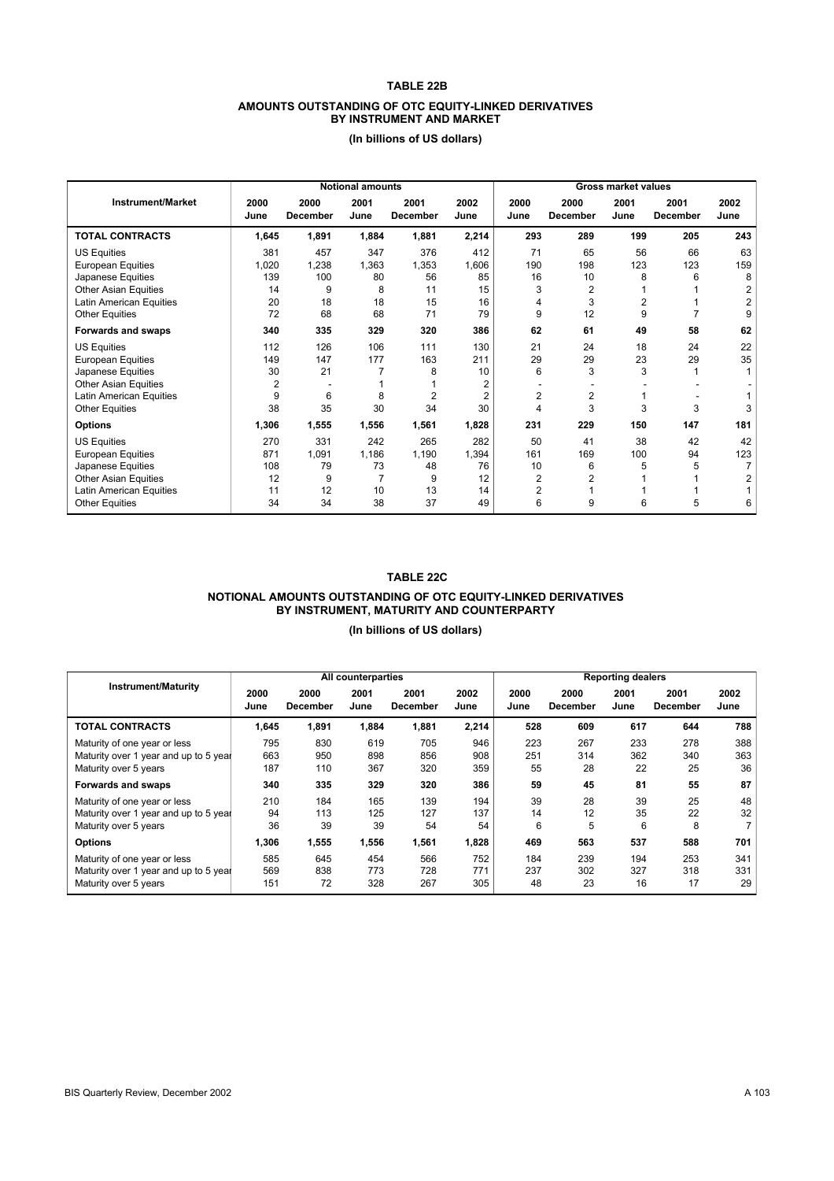**TABLE 22B**

**AMOUNTS OUTSTANDING OF OTC EQUITY-LINKED DERIVATIVES BY INSTRUMENT AND MARKET**

**(In billions of US dollars)**

| Instrument/Market | Notional amounts | | | | | Gross market values | | | | |
|---|---|---|---|---|---|---|---|---|---|---|
| | 2000 June | 2000 December | 2001 June | 2001 December | 2002 June | 2000 June | 2000 December | 2001 June | 2001 December | 2002 June |
| **TOTAL CONTRACTS** | **1,645** | **1,891** | **1,884** | **1,881** | **2,214** | **293** | **289** | **199** | **205** | **243** |
| US Equities | 381 | 457 | 347 | 376 | 412 | 71 | 65 | 56 | 66 | 63 |
| European Equities | 1,020 | 1,238 | 1,363 | 1,353 | 1,606 | 190 | 198 | 123 | 123 | 159 |
| Japanese Equities | 139 | 100 | 80 | 56 | 85 | 16 | 10 | 8 | 6 | 8 |
| Other Asian Equities | 14 | 9 | 8 | 11 | 15 | 3 | 2 | 1 | 1 | 2 |
| Latin American Equities | 20 | 18 | 18 | 15 | 16 | 4 | 3 | 2 | 1 | 2 |
| Other Equities | 72 | 68 | 68 | 71 | 79 | 9 | 12 | 9 | 7 | 9 |
| **Forwards and swaps** | **340** | **335** | **329** | **320** | **386** | **62** | **61** | **49** | **58** | **62** |
| US Equities | 112 | 126 | 106 | 111 | 130 | 21 | 24 | 18 | 24 | 22 |
| European Equities | 149 | 147 | 177 | 163 | 211 | 29 | 29 | 23 | 29 | 35 |
| Japanese Equities | 30 | 21 | 7 | 8 | 10 | 6 | 3 | 3 | 1 | 1 |
| Other Asian Equities | 2 | - | 1 | 1 | 2 | - | - | - | - | - |
| Latin American Equities | 9 | 6 | 8 | 2 | 2 | 2 | 2 | 1 | - | 1 |
| Other Equities | 38 | 35 | 30 | 34 | 30 | 4 | 3 | 3 | 3 | 3 |
| **Options** | **1,306** | **1,555** | **1,556** | **1,561** | **1,828** | **231** | **229** | **150** | **147** | **181** |
| US Equities | 270 | 331 | 242 | 265 | 282 | 50 | 41 | 38 | 42 | 42 |
| European Equities | 871 | 1,091 | 1,186 | 1,190 | 1,394 | 161 | 169 | 100 | 94 | 123 |
| Japanese Equities | 108 | 79 | 73 | 48 | 76 | 10 | 6 | 5 | 5 | 7 |
| Other Asian Equities | 12 | 9 | 7 | 9 | 12 | 2 | 2 | 1 | 1 | 2 |
| Latin American Equities | 11 | 12 | 10 | 13 | 14 | 2 | 1 | 1 | 1 | 1 |
| Other Equities | 34 | 34 | 38 | 37 | 49 | 6 | 9 | 6 | 5 | 6 |

**TABLE 22C**

**NOTIONAL AMOUNTS OUTSTANDING OF OTC EQUITY-LINKED DERIVATIVES BY INSTRUMENT, MATURITY AND COUNTERPARTY**

**(In billions of US dollars)**

| Instrument/Maturity | All counterparties | | | | | Reporting dealers | | | | |
|---|---|---|---|---|---|---|---|---|---|---|
| | 2000 June | 2000 December | 2001 June | 2001 December | 2002 June | 2000 June | 2000 December | 2001 June | 2001 December | 2002 June |
| **TOTAL CONTRACTS** | **1,645** | **1,891** | **1,884** | **1,881** | **2,214** | **528** | **609** | **617** | **644** | **788** |
| Maturity of one year or less | 795 | 830 | 619 | 705 | 946 | 223 | 267 | 233 | 278 | 388 |
| Maturity over 1 year and up to 5 year | 663 | 950 | 898 | 856 | 908 | 251 | 314 | 362 | 340 | 363 |
| Maturity over 5 years | 187 | 110 | 367 | 320 | 359 | 55 | 28 | 22 | 25 | 36 |
| **Forwards and swaps** | **340** | **335** | **329** | **320** | **386** | **59** | **45** | **81** | **55** | **87** |
| Maturity of one year or less | 210 | 184 | 165 | 139 | 194 | 39 | 28 | 39 | 25 | 48 |
| Maturity over 1 year and up to 5 year | 94 | 113 | 125 | 127 | 137 | 14 | 12 | 35 | 22 | 32 |
| Maturity over 5 years | 36 | 39 | 39 | 54 | 54 | 6 | 5 | 6 | 8 | 7 |
| **Options** | **1,306** | **1,555** | **1,556** | **1,561** | **1,828** | **469** | **563** | **537** | **588** | **701** |
| Maturity of one year or less | 585 | 645 | 454 | 566 | 752 | 184 | 239 | 194 | 253 | 341 |
| Maturity over 1 year and up to 5 year | 569 | 838 | 773 | 728 | 771 | 237 | 302 | 327 | 318 | 331 |
| Maturity over 5 years | 151 | 72 | 328 | 267 | 305 | 48 | 23 | 16 | 17 | 29 |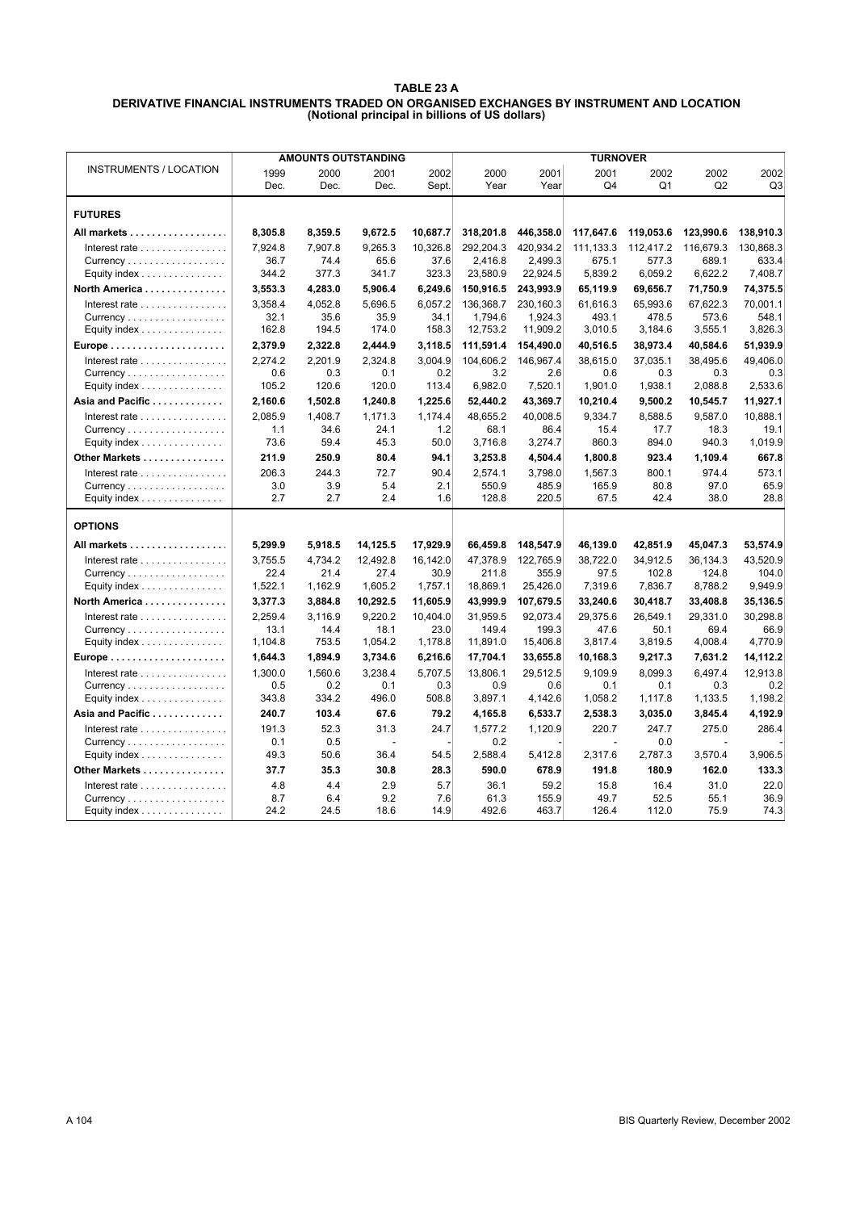# TABLE 23 A

## DERIVATIVE FINANCIAL INSTRUMENTS TRADED ON ORGANISED EXCHANGES BY INSTRUMENT AND LOCATION
### (Notional principal in billions of US dollars)

| INSTRUMENTS / LOCATION | AMOUNTS OUTSTANDING | | | | TURNOVER | | | | | |
|---|---|---|---|---|---|---|---|---|---|---|
| | 1999 Dec. | 2000 Dec. | 2001 Dec. | 2002 Sept. | 2000 Year | 2001 Year | 2001 Q4 | 2002 Q1 | 2002 Q2 | 2002 Q3 |
| **FUTURES** | | | | | | | | | | |
| **All markets** | **8,305.8** | **8,359.5** | **9,672.5** | **10,687.7** | **318,201.8** | **446,358.0** | **117,647.6** | **119,053.6** | **123,990.6** | **138,910.3** |
| Interest rate | 7,924.8 | 7,907.8 | 9,265.3 | 10,326.8 | 292,204.3 | 420,934.2 | 111,133.3 | 112,417.2 | 116,679.3 | 130,868.3 |
| Currency | 36.7 | 74.4 | 65.6 | 37.6 | 2,416.8 | 2,499.3 | 675.1 | 577.3 | 689.1 | 633.4 |
| Equity index | 344.2 | 377.3 | 341.7 | 323.3 | 23,580.9 | 22,924.5 | 5,839.2 | 6,059.2 | 6,622.2 | 7,408.7 |
| **North America** | **3,553.3** | **4,283.0** | **5,906.4** | **6,249.6** | **150,916.5** | **243,993.9** | **65,119.9** | **69,656.7** | **71,750.9** | **74,375.5** |
| Interest rate | 3,358.4 | 4,052.8 | 5,696.5 | 6,057.2 | 136,368.7 | 230,160.3 | 61,616.3 | 65,993.6 | 67,622.3 | 70,001.1 |
| Currency | 32.1 | 35.6 | 35.9 | 34.1 | 1,794.6 | 1,924.3 | 493.1 | 478.5 | 573.6 | 548.1 |
| Equity index | 162.8 | 194.5 | 174.0 | 158.3 | 12,753.2 | 11,909.2 | 3,010.5 | 3,184.6 | 3,555.1 | 3,826.3 |
| **Europe** | **2,379.9** | **2,322.8** | **2,444.9** | **3,118.5** | **111,591.4** | **154,490.0** | **40,516.5** | **38,973.4** | **40,584.6** | **51,939.9** |
| Interest rate | 2,274.2 | 2,201.9 | 2,324.8 | 3,004.9 | 104,606.2 | 146,967.4 | 38,615.0 | 37,035.1 | 38,495.6 | 49,406.0 |
| Currency | 0.6 | 0.3 | 0.1 | 0.2 | 3.2 | 2.6 | 0.6 | 0.3 | 0.3 | 0.3 |
| Equity index | 105.2 | 120.6 | 120.0 | 113.4 | 6,982.0 | 7,520.1 | 1,901.0 | 1,938.1 | 2,088.8 | 2,533.6 |
| **Asia and Pacific** | **2,160.6** | **1,502.8** | **1,240.8** | **1,225.6** | **52,440.2** | **43,369.7** | **10,210.4** | **9,500.2** | **10,545.7** | **11,927.1** |
| Interest rate | 2,085.9 | 1,408.7 | 1,171.3 | 1,174.4 | 48,655.2 | 40,008.5 | 9,334.7 | 8,588.5 | 9,587.0 | 10,888.1 |
| Currency | 1.1 | 34.6 | 24.1 | 1.2 | 68.1 | 86.4 | 15.4 | 17.7 | 18.3 | 19.1 |
| Equity index | 73.6 | 59.4 | 45.3 | 50.0 | 3,716.8 | 3,274.7 | 860.3 | 894.0 | 940.3 | 1,019.9 |
| **Other Markets** | **211.9** | **250.9** | **80.4** | **94.1** | **3,253.8** | **4,504.4** | **1,800.8** | **923.4** | **1,109.4** | **667.8** |
| Interest rate | 206.3 | 244.3 | 72.7 | 90.4 | 2,574.1 | 3,798.0 | 1,567.3 | 800.1 | 974.4 | 573.1 |
| Currency | 3.0 | 3.9 | 5.4 | 2.1 | 550.9 | 485.9 | 165.9 | 80.8 | 97.0 | 65.9 |
| Equity index | 2.7 | 2.7 | 2.4 | 1.6 | 128.8 | 220.5 | 67.5 | 42.4 | 38.0 | 28.8 |
| **OPTIONS** | | | | | | | | | | |
| **All markets** | **5,299.9** | **5,918.5** | **14,125.5** | **17,929.9** | **66,459.8** | **148,547.9** | **46,139.0** | **42,851.9** | **45,047.3** | **53,574.9** |
| Interest rate | 3,755.5 | 4,734.2 | 12,492.8 | 16,142.0 | 47,378.9 | 122,765.9 | 38,722.0 | 34,912.5 | 36,134.3 | 43,520.9 |
| Currency | 22.4 | 21.4 | 27.4 | 30.9 | 211.8 | 355.9 | 97.5 | 102.8 | 124.8 | 104.0 |
| Equity index | 1,522.1 | 1,162.9 | 1,605.2 | 1,757.1 | 18,869.1 | 25,426.0 | 7,319.6 | 7,836.7 | 8,788.2 | 9,949.9 |
| **North America** | **3,377.3** | **3,884.8** | **10,292.5** | **11,605.9** | **43,999.9** | **107,679.5** | **33,240.6** | **30,418.7** | **33,408.8** | **35,136.5** |
| Interest rate | 2,259.4 | 3,116.9 | 9,220.2 | 10,404.0 | 31,959.5 | 92,073.4 | 29,375.6 | 26,549.1 | 29,331.0 | 30,298.8 |
| Currency | 13.1 | 14.4 | 18.1 | 23.0 | 149.4 | 199.3 | 47.6 | 50.1 | 69.4 | 66.9 |
| Equity index | 1,104.8 | 753.5 | 1,054.2 | 1,178.8 | 11,891.0 | 15,406.8 | 3,817.4 | 3,819.5 | 4,008.4 | 4,770.9 |
| **Europe** | **1,644.3** | **1,894.9** | **3,734.6** | **6,216.6** | **17,704.1** | **33,655.8** | **10,168.3** | **9,217.3** | **7,631.2** | **14,112.2** |
| Interest rate | 1,300.0 | 1,560.6 | 3,238.4 | 5,707.5 | 13,806.1 | 29,512.5 | 9,109.9 | 8,099.3 | 6,497.4 | 12,913.8 |
| Currency | 0.5 | 0.2 | 0.1 | 0.3 | 0.9 | 0.6 | 0.1 | 0.1 | 0.3 | 0.2 |
| Equity index | 343.8 | 334.2 | 496.0 | 508.8 | 3,897.1 | 4,142.6 | 1,058.2 | 1,117.8 | 1,133.5 | 1,198.2 |
| **Asia and Pacific** | **240.7** | **103.4** | **67.6** | **79.2** | **4,165.8** | **6,533.7** | **2,538.3** | **3,035.0** | **3,845.4** | **4,192.9** |
| Interest rate | 191.3 | 52.3 | 31.3 | 24.7 | 1,577.2 | 1,120.9 | 220.7 | 247.7 | 275.0 | 286.4 |
| Currency | 0.1 | 0.5 | - | - | 0.2 | - | - | 0.0 | - | - |
| Equity index | 49.3 | 50.6 | 36.4 | 54.5 | 2,588.4 | 5,412.8 | 2,317.6 | 2,787.3 | 3,570.4 | 3,906.5 |
| **Other Markets** | **37.7** | **35.3** | **30.8** | **28.3** | **590.0** | **678.9** | **191.8** | **180.9** | **162.0** | **133.3** |
| Interest rate | 4.8 | 4.4 | 2.9 | 5.7 | 36.1 | 59.2 | 15.8 | 16.4 | 31.0 | 22.0 |
| Currency | 8.7 | 6.4 | 9.2 | 7.6 | 61.3 | 155.9 | 49.7 | 52.5 | 55.1 | 36.9 |
| Equity index | 24.2 | 24.5 | 18.6 | 14.9 | 492.6 | 463.7 | 126.4 | 112.0 | 75.9 | 74.3 |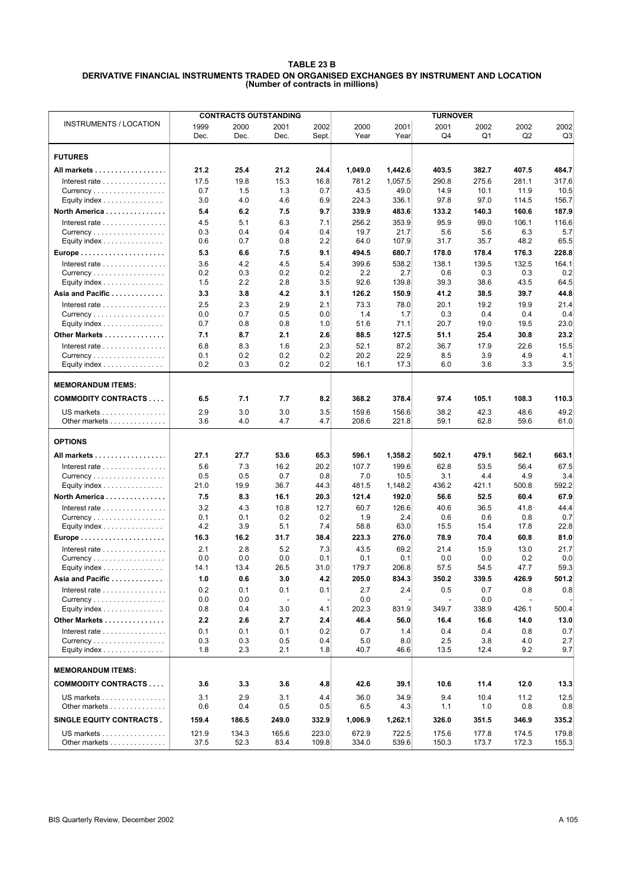**TABLE 23 B**

**DERIVATIVE FINANCIAL INSTRUMENTS TRADED ON ORGANISED EXCHANGES BY INSTRUMENT AND LOCATION**
**(Number of contracts in millions)**

| INSTRUMENTS / LOCATION | CONTRACTS OUTSTANDING | | | | TURNOVER | | | | | |
|---|---|---|---|---|---|---|---|---|---|---|
| | 1999 Dec. | 2000 Dec. | 2001 Dec. | 2002 Sept. | 2000 Year | 2001 Year | 2001 Q4 | 2002 Q1 | 2002 Q2 | 2002 Q3 |
| **FUTURES** | | | | | | | | | | |
| **All markets** | **21.2** | **25.4** | **21.2** | **24.4** | **1,049.0** | **1,442.6** | **403.5** | **382.7** | **407.5** | **484.7** |
| Interest rate | 17.5 | 19.8 | 15.3 | 16.8 | 781.2 | 1,057.5 | 290.8 | 275.6 | 281.1 | 317.6 |
| Currency | 0.7 | 1.5 | 1.3 | 0.7 | 43.5 | 49.0 | 14.9 | 10.1 | 11.9 | 10.5 |
| Equity index | 3.0 | 4.0 | 4.6 | 6.9 | 224.3 | 336.1 | 97.8 | 97.0 | 114.5 | 156.7 |
| **North America** | **5.4** | **6.2** | **7.5** | **9.7** | **339.9** | **483.6** | **133.2** | **140.3** | **160.6** | **187.9** |
| Interest rate | 4.5 | 5.1 | 6.3 | 7.1 | 256.2 | 353.9 | 95.9 | 99.0 | 106.1 | 116.6 |
| Currency | 0.3 | 0.4 | 0.4 | 0.4 | 19.7 | 21.7 | 5.6 | 5.6 | 6.3 | 5.7 |
| Equity index | 0.6 | 0.7 | 0.8 | 2.2 | 64.0 | 107.9 | 31.7 | 35.7 | 48.2 | 65.5 |
| **Europe** | **5.3** | **6.6** | **7.5** | **9.1** | **494.5** | **680.7** | **178.0** | **178.4** | **176.3** | **228.8** |
| Interest rate | 3.6 | 4.2 | 4.5 | 5.4 | 399.6 | 538.2 | 138.1 | 139.5 | 132.5 | 164.1 |
| Currency | 0.2 | 0.3 | 0.2 | 0.2 | 2.2 | 2.7 | 0.6 | 0.3 | 0.3 | 0.2 |
| Equity index | 1.5 | 2.2 | 2.8 | 3.5 | 92.6 | 139.8 | 39.3 | 38.6 | 43.5 | 64.5 |
| **Asia and Pacific** | **3.3** | **3.8** | **4.2** | **3.1** | **126.2** | **150.9** | **41.2** | **38.5** | **39.7** | **44.8** |
| Interest rate | 2.5 | 2.3 | 2.9 | 2.1 | 73.3 | 78.0 | 20.1 | 19.2 | 19.9 | 21.4 |
| Currency | 0.0 | 0.7 | 0.5 | 0.0 | 1.4 | 1.7 | 0.3 | 0.4 | 0.4 | 0.4 |
| Equity index | 0.7 | 0.8 | 0.8 | 1.0 | 51.6 | 71.1 | 20.7 | 19.0 | 19.5 | 23.0 |
| **Other Markets** | **7.1** | **8.7** | **2.1** | **2.6** | **88.5** | **127.5** | **51.1** | **25.4** | **30.8** | **23.2** |
| Interest rate | 6.8 | 8.3 | 1.6 | 2.3 | 52.1 | 87.2 | 36.7 | 17.9 | 22.6 | 15.5 |
| Currency | 0.1 | 0.2 | 0.2 | 0.2 | 20.2 | 22.9 | 8.5 | 3.9 | 4.9 | 4.1 |
| Equity index | 0.2 | 0.3 | 0.2 | 0.2 | 16.1 | 17.3 | 6.0 | 3.6 | 3.3 | 3.5 |
| **MEMORANDUM ITEMS:** | | | | | | | | | | |
| **COMMODITY CONTRACTS** | **6.5** | **7.1** | **7.7** | **8.2** | **368.2** | **378.4** | **97.4** | **105.1** | **108.3** | **110.3** |
| US markets | 2.9 | 3.0 | 3.0 | 3.5 | 159.6 | 156.6 | 38.2 | 42.3 | 48.6 | 49.2 |
| Other markets | 3.6 | 4.0 | 4.7 | 4.7 | 208.6 | 221.8 | 59.1 | 62.8 | 59.6 | 61.0 |
| **OPTIONS** | | | | | | | | | | |
| **All markets** | **27.1** | **27.7** | **53.6** | **65.3** | **596.1** | **1,358.2** | **502.1** | **479.1** | **562.1** | **663.1** |
| Interest rate | 5.6 | 7.3 | 16.2 | 20.2 | 107.7 | 199.6 | 62.8 | 53.5 | 56.4 | 67.5 |
| Currency | 0.5 | 0.5 | 0.7 | 0.8 | 7.0 | 10.5 | 3.1 | 4.4 | 4.9 | 3.4 |
| Equity index | 21.0 | 19.9 | 36.7 | 44.3 | 481.5 | 1,148.2 | 436.2 | 421.1 | 500.8 | 592.2 |
| **North America** | **7.5** | **8.3** | **16.1** | **20.3** | **121.4** | **192.0** | **56.6** | **52.5** | **60.4** | **67.9** |
| Interest rate | 3.2 | 4.3 | 10.8 | 12.7 | 60.7 | 126.6 | 40.6 | 36.5 | 41.8 | 44.4 |
| Currency | 0.1 | 0.1 | 0.2 | 0.2 | 1.9 | 2.4 | 0.6 | 0.6 | 0.8 | 0.7 |
| Equity index | 4.2 | 3.9 | 5.1 | 7.4 | 58.8 | 63.0 | 15.5 | 15.4 | 17.8 | 22.8 |
| **Europe** | **16.3** | **16.2** | **31.7** | **38.4** | **223.3** | **276.0** | **78.9** | **70.4** | **60.8** | **81.0** |
| Interest rate | 2.1 | 2.8 | 5.2 | 7.3 | 43.5 | 69.2 | 21.4 | 15.9 | 13.0 | 21.7 |
| Currency | 0.0 | 0.0 | 0.0 | 0.1 | 0.1 | 0.1 | 0.0 | 0.0 | 0.2 | 0.0 |
| Equity index | 14.1 | 13.4 | 26.5 | 31.0 | 179.7 | 206.8 | 57.5 | 54.5 | 47.7 | 59.3 |
| **Asia and Pacific** | **1.0** | **0.6** | **3.0** | **4.2** | **205.0** | **834.3** | **350.2** | **339.5** | **426.9** | **501.2** |
| Interest rate | 0.2 | 0.1 | 0.1 | 0.1 | 2.7 | 2.4 | 0.5 | 0.7 | 0.8 | 0.8 |
| Currency | 0.0 | 0.0 | - | - | 0.0 | - | - | 0.0 | - | - |
| Equity index | 0.8 | 0.4 | 3.0 | 4.1 | 202.3 | 831.9 | 349.7 | 338.9 | 426.1 | 500.4 |
| **Other Markets** | **2.2** | **2.6** | **2.7** | **2.4** | **46.4** | **56.0** | **16.4** | **16.6** | **14.0** | **13.0** |
| Interest rate | 0.1 | 0.1 | 0.1 | 0.2 | 0.7 | 1.4 | 0.4 | 0.4 | 0.8 | 0.7 |
| Currency | 0.3 | 0.3 | 0.5 | 0.4 | 5.0 | 8.0 | 2.5 | 3.8 | 4.0 | 2.7 |
| Equity index | 1.8 | 2.3 | 2.1 | 1.8 | 40.7 | 46.6 | 13.5 | 12.4 | 9.2 | 9.7 |
| **MEMORANDUM ITEMS:** | | | | | | | | | | |
| **COMMODITY CONTRACTS** | **3.6** | **3.3** | **3.6** | **4.8** | **42.6** | **39.1** | **10.6** | **11.4** | **12.0** | **13.3** |
| US markets | 3.1 | 2.9 | 3.1 | 4.4 | 36.0 | 34.9 | 9.4 | 10.4 | 11.2 | 12.5 |
| Other markets | 0.6 | 0.4 | 0.5 | 0.5 | 6.5 | 4.3 | 1.1 | 1.0 | 0.8 | 0.8 |
| **SINGLE EQUITY CONTRACTS** | **159.4** | **186.5** | **249.0** | **332.9** | **1,006.9** | **1,262.1** | **326.0** | **351.5** | **346.9** | **335.2** |
| US markets | 121.9 | 134.3 | 165.6 | 223.0 | 672.9 | 722.5 | 175.6 | 177.8 | 174.5 | 179.8 |
| Other markets | 37.5 | 52.3 | 83.4 | 109.8 | 334.0 | 539.6 | 150.3 | 173.7 | 172.3 | 155.3 |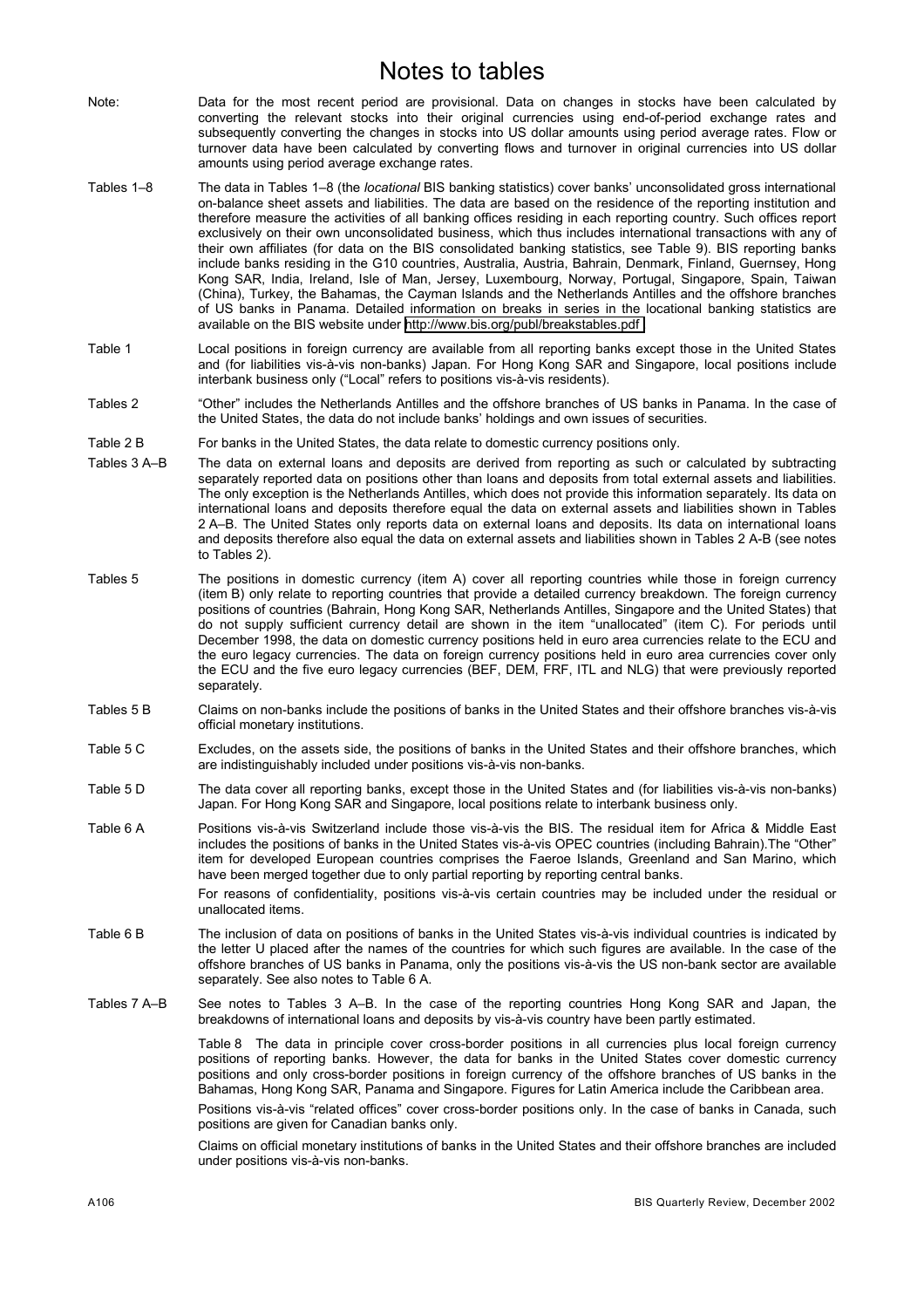# Notes to tables

**Note:** Data for the most recent period are provisional. Data on changes in stocks have been calculated by converting the relevant stocks into their original currencies using end-of-period exchange rates and subsequently converting the changes in stocks into US dollar amounts using period average rates. Flow or turnover data have been calculated by converting flows and turnover in original currencies into US dollar amounts using period average exchange rates.

**Tables 1–8** The data in Tables 1–8 (the *locational* BIS banking statistics) cover banks' unconsolidated gross international on-balance sheet assets and liabilities. The data are based on the residence of the reporting institution and therefore measure the activities of all banking offices residing in each reporting country. Such offices report exclusively on their own unconsolidated business, which thus includes international transactions with any of their own affiliates (for data on the BIS consolidated banking statistics, see Table 9). BIS reporting banks include banks residing in the G10 countries, Australia, Austria, Bahrain, Denmark, Finland, Guernsey, Hong Kong SAR, India, Ireland, Isle of Man, Jersey, Luxembourg, Norway, Portugal, Singapore, Spain, Taiwan (China), Turkey, the Bahamas, the Cayman Islands and the Netherlands Antilles and the offshore branches of US banks in Panama. Detailed information on breaks in series in the locational banking statistics are available on the BIS website under http://www.bis.org/publ/breakstables.pdf.

**Table 1** Local positions in foreign currency are available from all reporting banks except those in the United States and (for liabilities vis-à-vis non-banks) Japan. For Hong Kong SAR and Singapore, local positions include interbank business only ("Local" refers to positions vis-à-vis residents).

**Tables 2** "Other" includes the Netherlands Antilles and the offshore branches of US banks in Panama. In the case of the United States, the data do not include banks' holdings and own issues of securities.

**Table 2 B** For banks in the United States, the data relate to domestic currency positions only.

**Tables 3 A–B** The data on external loans and deposits are derived from reporting as such or calculated by subtracting separately reported data on positions other than loans and deposits from total external assets and liabilities. The only exception is the Netherlands Antilles, which does not provide this information separately. Its data on international loans and deposits therefore equal the data on external assets and liabilities shown in Tables 2 A–B. The United States only reports data on external loans and deposits. Its data on international loans and deposits therefore also equal the data on external assets and liabilities shown in Tables 2 A-B (see notes to Tables 2).

**Tables 5** The positions in domestic currency (item A) cover all reporting countries while those in foreign currency (item B) only relate to reporting countries that provide a detailed currency breakdown. The foreign currency positions of countries (Bahrain, Hong Kong SAR, Netherlands Antilles, Singapore and the United States) that do not supply sufficient currency detail are shown in the item "unallocated" (item C). For periods until December 1998, the data on domestic currency positions held in euro area currencies relate to the ECU and the euro legacy currencies. The data on foreign currency positions held in euro area currencies cover only the ECU and the five euro legacy currencies (BEF, DEM, FRF, ITL and NLG) that were previously reported separately.

**Tables 5 B** Claims on non-banks include the positions of banks in the United States and their offshore branches vis-à-vis official monetary institutions.

**Table 5 C** Excludes, on the assets side, the positions of banks in the United States and their offshore branches, which are indistinguishably included under positions vis-à-vis non-banks.

**Table 5 D** The data cover all reporting banks, except those in the United States and (for liabilities vis-à-vis non-banks) Japan. For Hong Kong SAR and Singapore, local positions relate to interbank business only.

**Table 6 A** Positions vis-à-vis Switzerland include those vis-à-vis the BIS. The residual item for Africa & Middle East includes the positions of banks in the United States vis-à-vis OPEC countries (including Bahrain).The "Other" item for developed European countries comprises the Faeroe Islands, Greenland and San Marino, which have been merged together due to only partial reporting by reporting central banks.

For reasons of confidentiality, positions vis-à-vis certain countries may be included under the residual or unallocated items.

**Table 6 B** The inclusion of data on positions of banks in the United States vis-à-vis individual countries is indicated by the letter U placed after the names of the countries for which such figures are available. In the case of the offshore branches of US banks in Panama, only the positions vis-à-vis the US non-bank sector are available separately. See also notes to Table 6 A.

**Tables 7 A–B** See notes to Tables 3 A–B. In the case of the reporting countries Hong Kong SAR and Japan, the breakdowns of international loans and deposits by vis-à-vis country have been partly estimated.

**Table 8** The data in principle cover cross-border positions in all currencies plus local foreign currency positions of reporting banks. However, the data for banks in the United States cover domestic currency positions and only cross-border positions in foreign currency of the offshore branches of US banks in the Bahamas, Hong Kong SAR, Panama and Singapore. Figures for Latin America include the Caribbean area.

Positions vis-à-vis "related offices" cover cross-border positions only. In the case of banks in Canada, such positions are given for Canadian banks only.

Claims on official monetary institutions of banks in the United States and their offshore branches are included under positions vis-à-vis non-banks.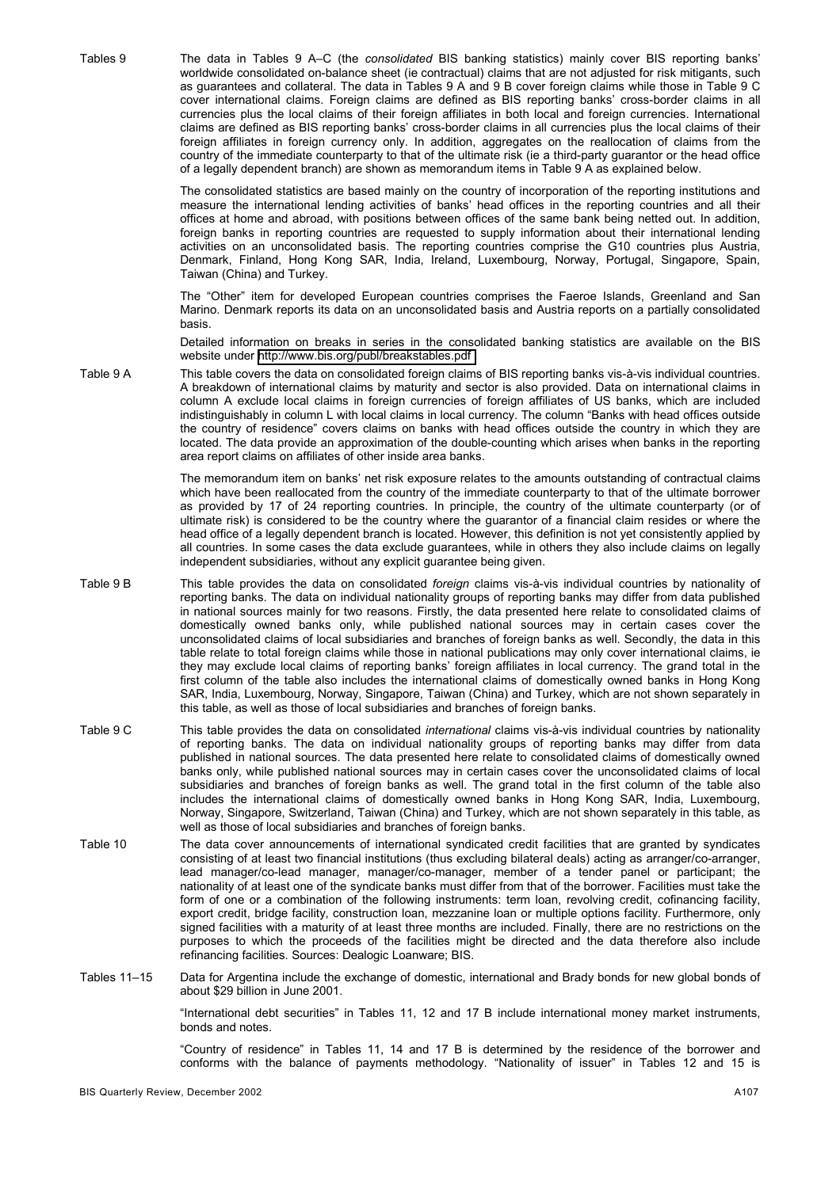**Tables 9** The data in Tables 9 A–C (the *consolidated* BIS banking statistics) mainly cover BIS reporting banks' worldwide consolidated on-balance sheet (ie contractual) claims that are not adjusted for risk mitigants, such as guarantees and collateral. The data in Tables 9 A and 9 B cover foreign claims while those in Table 9 C cover international claims. Foreign claims are defined as BIS reporting banks' cross-border claims in all currencies plus the local claims of their foreign affiliates in both local and foreign currencies. International claims are defined as BIS reporting banks' cross-border claims in all currencies plus the local claims of their foreign affiliates in foreign currency only. In addition, aggregates on the reallocation of claims from the country of the immediate counterparty to that of the ultimate risk (ie a third-party guarantor or the head office of a legally dependent branch) are shown as memorandum items in Table 9 A as explained below.

The consolidated statistics are based mainly on the country of incorporation of the reporting institutions and measure the international lending activities of banks' head offices in the reporting countries and all their offices at home and abroad, with positions between offices of the same bank being netted out. In addition, foreign banks in reporting countries are requested to supply information about their international lending activities on an unconsolidated basis. The reporting countries comprise the G10 countries plus Austria, Denmark, Finland, Hong Kong SAR, India, Ireland, Luxembourg, Norway, Portugal, Singapore, Spain, Taiwan (China) and Turkey.

The "Other" item for developed European countries comprises the Faeroe Islands, Greenland and San Marino. Denmark reports its data on an unconsolidated basis and Austria reports on a partially consolidated basis.

Detailed information on breaks in series in the consolidated banking statistics are available on the BIS website under http://www.bis.org/publ/breakstables.pdf.

**Table 9 A** This table covers the data on consolidated foreign claims of BIS reporting banks vis-à-vis individual countries. A breakdown of international claims by maturity and sector is also provided. Data on international claims in column A exclude local claims in foreign currencies of foreign affiliates of US banks, which are included indistinguishably in column L with local claims in local currency. The column "Banks with head offices outside the country of residence" covers claims on banks with head offices outside the country in which they are located. The data provide an approximation of the double-counting which arises when banks in the reporting area report claims on affiliates of other inside area banks.

The memorandum item on banks' net risk exposure relates to the amounts outstanding of contractual claims which have been reallocated from the country of the immediate counterparty to that of the ultimate borrower as provided by 17 of 24 reporting countries. In principle, the country of the ultimate counterparty (or of ultimate risk) is considered to be the country where the guarantor of a financial claim resides or where the head office of a legally dependent branch is located. However, this definition is not yet consistently applied by all countries. In some cases the data exclude guarantees, while in others they also include claims on legally independent subsidiaries, without any explicit guarantee being given.

**Table 9 B** This table provides the data on consolidated *foreign* claims vis-à-vis individual countries by nationality of reporting banks. The data on individual nationality groups of reporting banks may differ from data published in national sources mainly for two reasons. Firstly, the data presented here relate to consolidated claims of domestically owned banks only, while published national sources may in certain cases cover the unconsolidated claims of local subsidiaries and branches of foreign banks as well. Secondly, the data in this table relate to total foreign claims while those in national publications may only cover international claims, ie they may exclude local claims of reporting banks' foreign affiliates in local currency. The grand total in the first column of the table also includes the international claims of domestically owned banks in Hong Kong SAR, India, Luxembourg, Norway, Singapore, Taiwan (China) and Turkey, which are not shown separately in this table, as well as those of local subsidiaries and branches of foreign banks.

**Table 9 C** This table provides the data on consolidated *international* claims vis-à-vis individual countries by nationality of reporting banks. The data on individual nationality groups of reporting banks may differ from data published in national sources. The data presented here relate to consolidated claims of domestically owned banks only, while published national sources may in certain cases cover the unconsolidated claims of local subsidiaries and branches of foreign banks as well. The grand total in the first column of the table also includes the international claims of domestically owned banks in Hong Kong SAR, India, Luxembourg, Norway, Singapore, Switzerland, Taiwan (China) and Turkey, which are not shown separately in this table, as well as those of local subsidiaries and branches of foreign banks.

**Table 10** The data cover announcements of international syndicated credit facilities that are granted by syndicates consisting of at least two financial institutions (thus excluding bilateral deals) acting as arranger/co-arranger, lead manager/co-lead manager, manager/co-manager, member of a tender panel or participant; the nationality of at least one of the syndicate banks must differ from that of the borrower. Facilities must take the form of one or a combination of the following instruments: term loan, revolving credit, cofinancing facility, export credit, bridge facility, construction loan, mezzanine loan or multiple options facility. Furthermore, only signed facilities with a maturity of at least three months are included. Finally, there are no restrictions on the purposes to which the proceeds of the facilities might be directed and the data therefore also include refinancing facilities. Sources: Dealogic Loanware; BIS.

**Tables 11–15** Data for Argentina include the exchange of domestic, international and Brady bonds for new global bonds of about $29 billion in June 2001.

"International debt securities" in Tables 11, 12 and 17 B include international money market instruments, bonds and notes.

"Country of residence" in Tables 11, 14 and 17 B is determined by the residence of the borrower and conforms with the balance of payments methodology. "Nationality of issuer" in Tables 12 and 15 is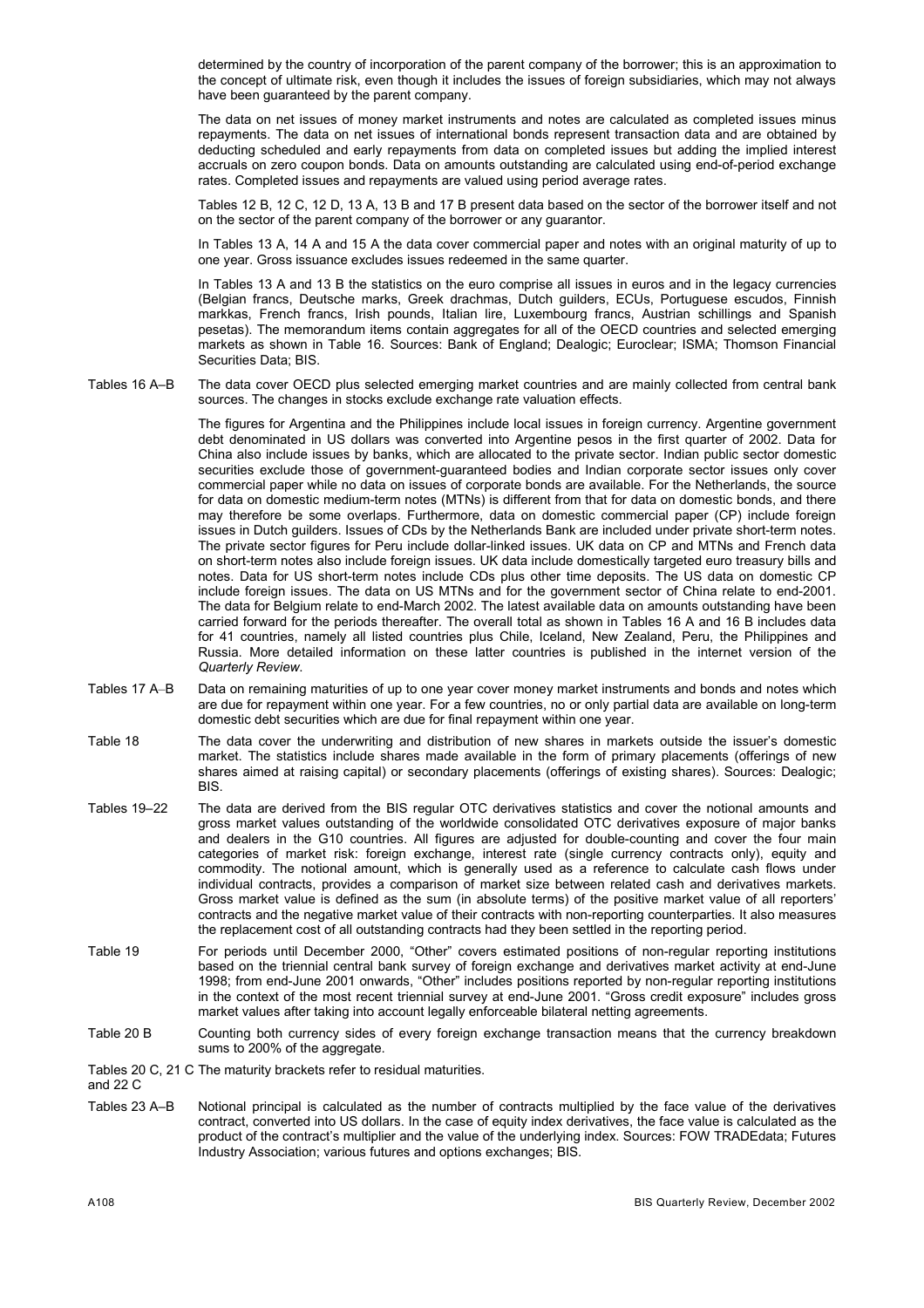determined by the country of incorporation of the parent company of the borrower; this is an approximation to the concept of ultimate risk, even though it includes the issues of foreign subsidiaries, which may not always have been guaranteed by the parent company.

The data on net issues of money market instruments and notes are calculated as completed issues minus repayments. The data on net issues of international bonds represent transaction data and are obtained by deducting scheduled and early repayments from data on completed issues but adding the implied interest accruals on zero coupon bonds. Data on amounts outstanding are calculated using end-of-period exchange rates. Completed issues and repayments are valued using period average rates.

Tables 12 B, 12 C, 12 D, 13 A, 13 B and 17 B present data based on the sector of the borrower itself and not on the sector of the parent company of the borrower or any guarantor.

In Tables 13 A, 14 A and 15 A the data cover commercial paper and notes with an original maturity of up to one year. Gross issuance excludes issues redeemed in the same quarter.

In Tables 13 A and 13 B the statistics on the euro comprise all issues in euros and in the legacy currencies (Belgian francs, Deutsche marks, Greek drachmas, Dutch guilders, ECUs, Portuguese escudos, Finnish markkas, French francs, Irish pounds, Italian lire, Luxembourg francs, Austrian schillings and Spanish pesetas). The memorandum items contain aggregates for all of the OECD countries and selected emerging markets as shown in Table 16. Sources: Bank of England; Dealogic; Euroclear; ISMA; Thomson Financial Securities Data; BIS.

**Tables 16 A–B** The data cover OECD plus selected emerging market countries and are mainly collected from central bank sources. The changes in stocks exclude exchange rate valuation effects.

The figures for Argentina and the Philippines include local issues in foreign currency. Argentine government debt denominated in US dollars was converted into Argentine pesos in the first quarter of 2002. Data for China also include issues by banks, which are allocated to the private sector. Indian public sector domestic securities exclude those of government-guaranteed bodies and Indian corporate sector issues only cover commercial paper while no data on issues of corporate bonds are available. For the Netherlands, the source for data on domestic medium-term notes (MTNs) is different from that for data on domestic bonds, and there may therefore be some overlaps. Furthermore, data on domestic commercial paper (CP) include foreign issues in Dutch guilders. Issues of CDs by the Netherlands Bank are included under private short-term notes. The private sector figures for Peru include dollar-linked issues. UK data on CP and MTNs and French data on short-term notes also include foreign issues. UK data include domestically targeted euro treasury bills and notes. Data for US short-term notes include CDs plus other time deposits. The US data on domestic CP include foreign issues. The data on US MTNs and for the government sector of China relate to end-2001. The data for Belgium relate to end-March 2002. The latest available data on amounts outstanding have been carried forward for the periods thereafter. The overall total as shown in Tables 16 A and 16 B includes data for 41 countries, namely all listed countries plus Chile, Iceland, New Zealand, Peru, the Philippines and Russia. More detailed information on these latter countries is published in the internet version of the *Quarterly Review*.

**Tables 17 A–B** Data on remaining maturities of up to one year cover money market instruments and bonds and notes which are due for repayment within one year. For a few countries, no or only partial data are available on long-term domestic debt securities which are due for final repayment within one year.

**Table 18** The data cover the underwriting and distribution of new shares in markets outside the issuer's domestic market. The statistics include shares made available in the form of primary placements (offerings of new shares aimed at raising capital) or secondary placements (offerings of existing shares). Sources: Dealogic; BIS.

**Tables 19–22** The data are derived from the BIS regular OTC derivatives statistics and cover the notional amounts and gross market values outstanding of the worldwide consolidated OTC derivatives exposure of major banks and dealers in the G10 countries. All figures are adjusted for double-counting and cover the four main categories of market risk: foreign exchange, interest rate (single currency contracts only), equity and commodity. The notional amount, which is generally used as a reference to calculate cash flows under individual contracts, provides a comparison of market size between related cash and derivatives markets. Gross market value is defined as the sum (in absolute terms) of the positive market value of all reporters' contracts and the negative market value of their contracts with non-reporting counterparties. It also measures the replacement cost of all outstanding contracts had they been settled in the reporting period.

**Table 19** For periods until December 2000, "Other" covers estimated positions of non-regular reporting institutions based on the triennial central bank survey of foreign exchange and derivatives market activity at end-June 1998; from end-June 2001 onwards, "Other" includes positions reported by non-regular reporting institutions in the context of the most recent triennial survey at end-June 2001. "Gross credit exposure" includes gross market values after taking into account legally enforceable bilateral netting agreements.

**Table 20 B** Counting both currency sides of every foreign exchange transaction means that the currency breakdown sums to 200% of the aggregate.

**Tables 20 C, 21 C and 22 C** The maturity brackets refer to residual maturities.

**Tables 23 A–B** Notional principal is calculated as the number of contracts multiplied by the face value of the derivatives contract, converted into US dollars. In the case of equity index derivatives, the face value is calculated as the product of the contract's multiplier and the value of the underlying index. Sources: FOW TRADEdata; Futures Industry Association; various futures and options exchanges; BIS.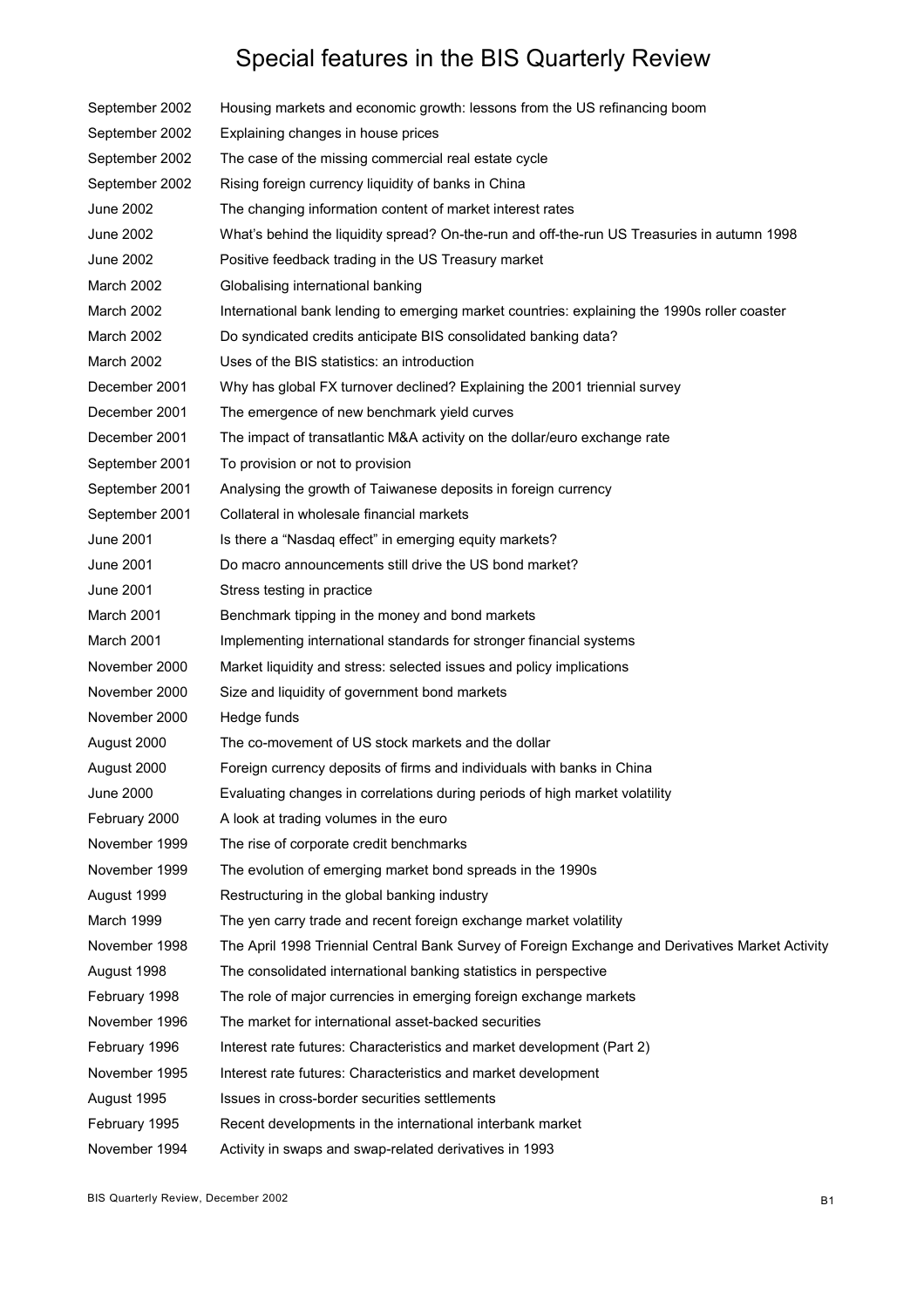# Special features in the BIS Quarterly Review

| | |
|---|---|
| September 2002 | Housing markets and economic growth: lessons from the US refinancing boom |
| September 2002 | Explaining changes in house prices |
| September 2002 | The case of the missing commercial real estate cycle |
| September 2002 | Rising foreign currency liquidity of banks in China |
| June 2002 | The changing information content of market interest rates |
| June 2002 | What's behind the liquidity spread? On-the-run and off-the-run US Treasuries in autumn 1998 |
| June 2002 | Positive feedback trading in the US Treasury market |
| March 2002 | Globalising international banking |
| March 2002 | International bank lending to emerging market countries: explaining the 1990s roller coaster |
| March 2002 | Do syndicated credits anticipate BIS consolidated banking data? |
| March 2002 | Uses of the BIS statistics: an introduction |
| December 2001 | Why has global FX turnover declined? Explaining the 2001 triennial survey |
| December 2001 | The emergence of new benchmark yield curves |
| December 2001 | The impact of transatlantic M&A activity on the dollar/euro exchange rate |
| September 2001 | To provision or not to provision |
| September 2001 | Analysing the growth of Taiwanese deposits in foreign currency |
| September 2001 | Collateral in wholesale financial markets |
| June 2001 | Is there a "Nasdaq effect" in emerging equity markets? |
| June 2001 | Do macro announcements still drive the US bond market? |
| June 2001 | Stress testing in practice |
| March 2001 | Benchmark tipping in the money and bond markets |
| March 2001 | Implementing international standards for stronger financial systems |
| November 2000 | Market liquidity and stress: selected issues and policy implications |
| November 2000 | Size and liquidity of government bond markets |
| November 2000 | Hedge funds |
| August 2000 | The co-movement of US stock markets and the dollar |
| August 2000 | Foreign currency deposits of firms and individuals with banks in China |
| June 2000 | Evaluating changes in correlations during periods of high market volatility |
| February 2000 | A look at trading volumes in the euro |
| November 1999 | The rise of corporate credit benchmarks |
| November 1999 | The evolution of emerging market bond spreads in the 1990s |
| August 1999 | Restructuring in the global banking industry |
| March 1999 | The yen carry trade and recent foreign exchange market volatility |
| November 1998 | The April 1998 Triennial Central Bank Survey of Foreign Exchange and Derivatives Market Activity |
| August 1998 | The consolidated international banking statistics in perspective |
| February 1998 | The role of major currencies in emerging foreign exchange markets |
| November 1996 | The market for international asset-backed securities |
| February 1996 | Interest rate futures: Characteristics and market development (Part 2) |
| November 1995 | Interest rate futures: Characteristics and market development |
| August 1995 | Issues in cross-border securities settlements |
| February 1995 | Recent developments in the international interbank market |
| November 1994 | Activity in swaps and swap-related derivatives in 1993 |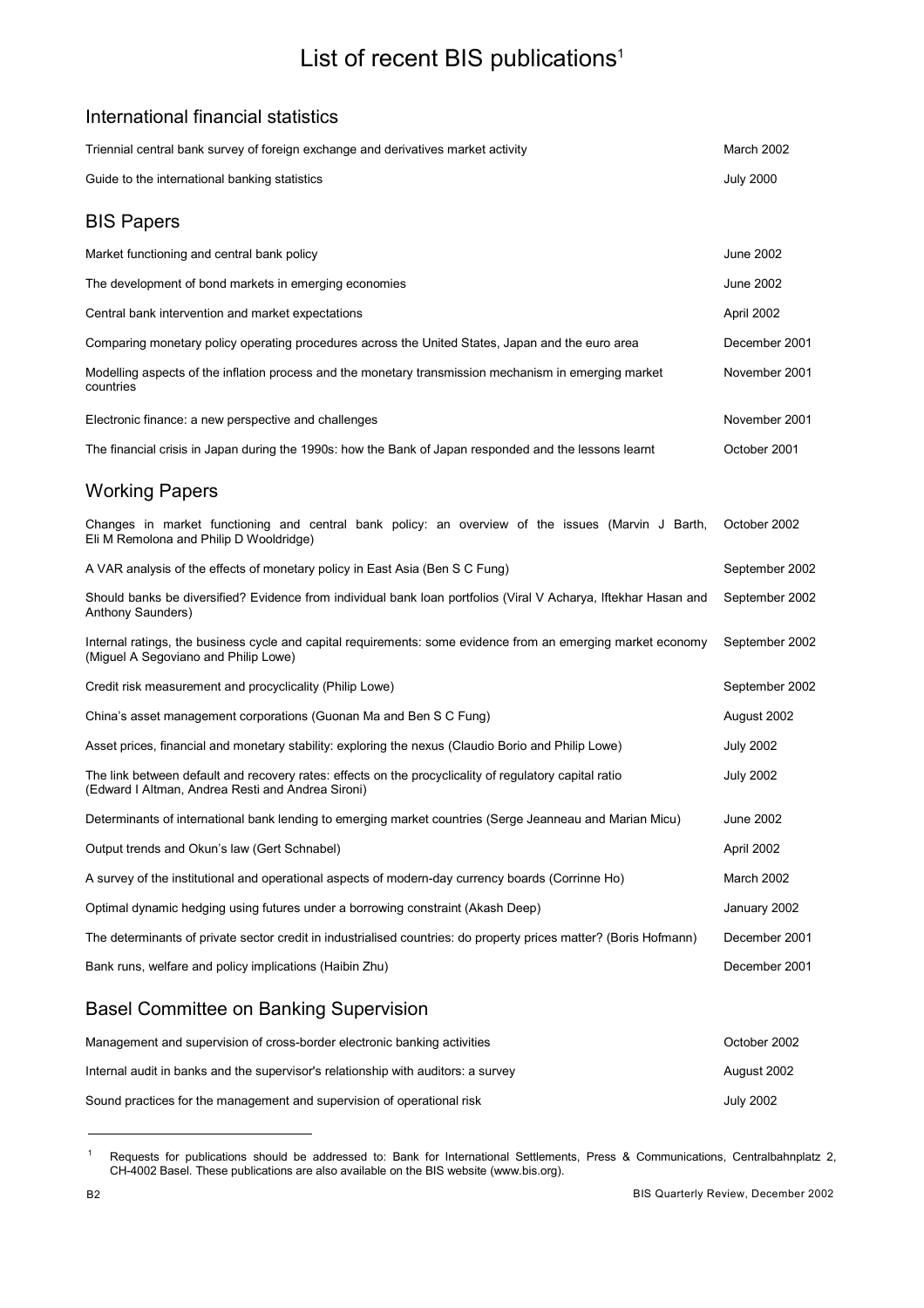# List of recent BIS publications[1]

## International financial statistics

| | |
|---|---|
| Triennial central bank survey of foreign exchange and derivatives market activity | March 2002 |
| Guide to the international banking statistics | July 2000 |

## BIS Papers

| | |
|---|---|
| Market functioning and central bank policy | June 2002 |
| The development of bond markets in emerging economies | June 2002 |
| Central bank intervention and market expectations | April 2002 |
| Comparing monetary policy operating procedures across the United States, Japan and the euro area | December 2001 |
| Modelling aspects of the inflation process and the monetary transmission mechanism in emerging market countries | November 2001 |
| Electronic finance: a new perspective and challenges | November 2001 |
| The financial crisis in Japan during the 1990s: how the Bank of Japan responded and the lessons learnt | October 2001 |

## Working Papers

| | |
|---|---|
| Changes in market functioning and central bank policy: an overview of the issues (Marvin J Barth, Eli M Remolona and Philip D Wooldridge) | October 2002 |
| A VAR analysis of the effects of monetary policy in East Asia (Ben S C Fung) | September 2002 |
| Should banks be diversified? Evidence from individual bank loan portfolios (Viral V Acharya, Iftekhar Hasan and Anthony Saunders) | September 2002 |
| Internal ratings, the business cycle and capital requirements: some evidence from an emerging market economy (Miguel A Segoviano and Philip Lowe) | September 2002 |
| Credit risk measurement and procyclicality (Philip Lowe) | September 2002 |
| China's asset management corporations (Guonan Ma and Ben S C Fung) | August 2002 |
| Asset prices, financial and monetary stability: exploring the nexus (Claudio Borio and Philip Lowe) | July 2002 |
| The link between default and recovery rates: effects on the procyclicality of regulatory capital ratio (Edward I Altman, Andrea Resti and Andrea Sironi) | July 2002 |
| Determinants of international bank lending to emerging market countries (Serge Jeanneau and Marian Micu) | June 2002 |
| Output trends and Okun's law (Gert Schnabel) | April 2002 |
| A survey of the institutional and operational aspects of modern-day currency boards (Corrinne Ho) | March 2002 |
| Optimal dynamic hedging using futures under a borrowing constraint (Akash Deep) | January 2002 |
| The determinants of private sector credit in industrialised countries: do property prices matter? (Boris Hofmann) | December 2001 |
| Bank runs, welfare and policy implications (Haibin Zhu) | December 2001 |

## Basel Committee on Banking Supervision

| | |
|---|---|
| Management and supervision of cross-border electronic banking activities | October 2002 |
| Internal audit in banks and the supervisor's relationship with auditors: a survey | August 2002 |
| Sound practices for the management and supervision of operational risk | July 2002 |

[1] Requests for publications should be addressed to: Bank for International Settlements, Press & Communications, Centralbahnplatz 2, CH-4002 Basel. These publications are also available on the BIS website (www.bis.org).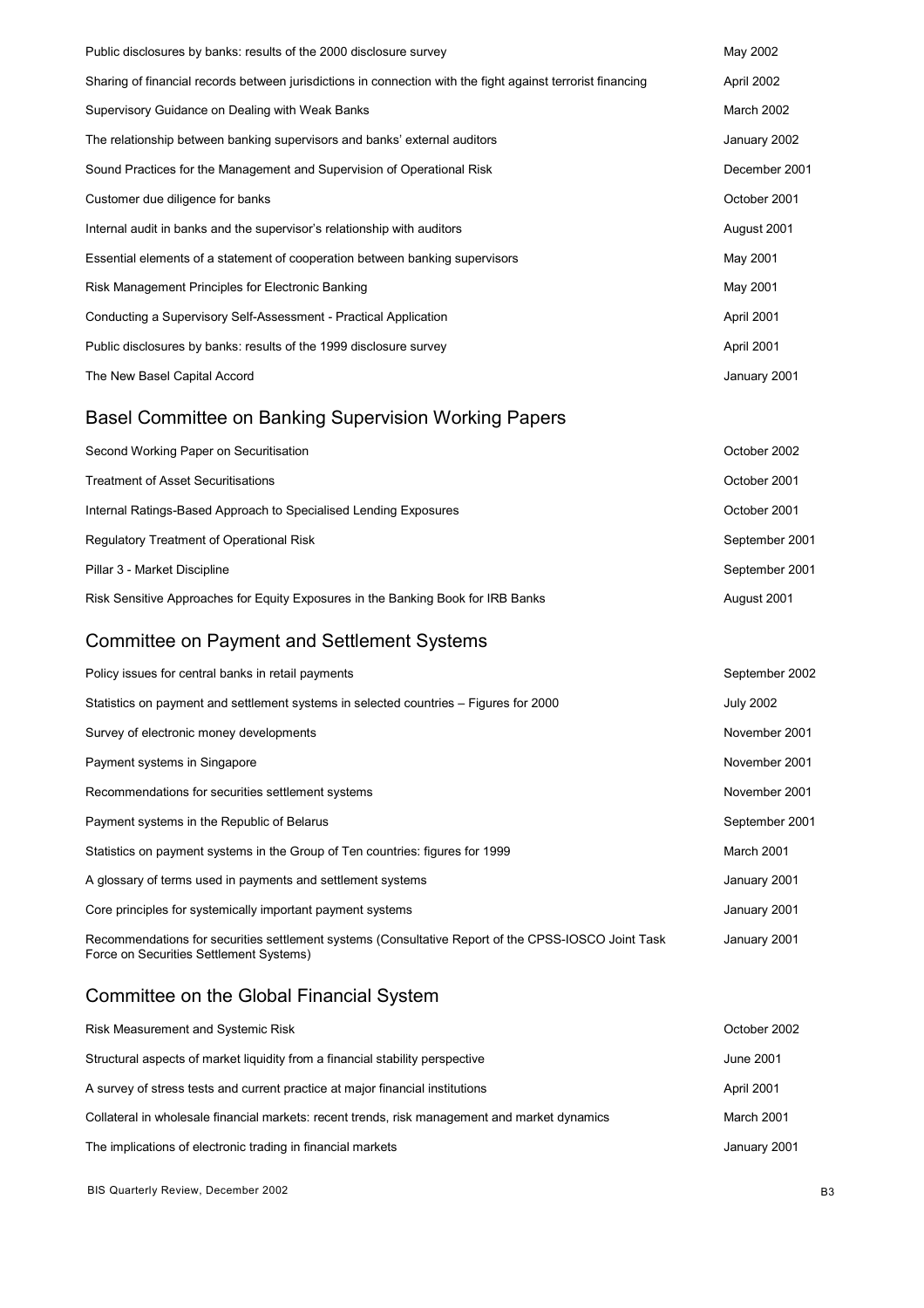| | |
|---|---|
| Public disclosures by banks: results of the 2000 disclosure survey | May 2002 |
| Sharing of financial records between jurisdictions in connection with the fight against terrorist financing | April 2002 |
| Supervisory Guidance on Dealing with Weak Banks | March 2002 |
| The relationship between banking supervisors and banks' external auditors | January 2002 |
| Sound Practices for the Management and Supervision of Operational Risk | December 2001 |
| Customer due diligence for banks | October 2001 |
| Internal audit in banks and the supervisor's relationship with auditors | August 2001 |
| Essential elements of a statement of cooperation between banking supervisors | May 2001 |
| Risk Management Principles for Electronic Banking | May 2001 |
| Conducting a Supervisory Self-Assessment - Practical Application | April 2001 |
| Public disclosures by banks: results of the 1999 disclosure survey | April 2001 |
| The New Basel Capital Accord | January 2001 |

## Basel Committee on Banking Supervision Working Papers

| | |
|---|---|
| Second Working Paper on Securitisation | October 2002 |
| Treatment of Asset Securitisations | October 2001 |
| Internal Ratings-Based Approach to Specialised Lending Exposures | October 2001 |
| Regulatory Treatment of Operational Risk | September 2001 |
| Pillar 3 - Market Discipline | September 2001 |
| Risk Sensitive Approaches for Equity Exposures in the Banking Book for IRB Banks | August 2001 |

## Committee on Payment and Settlement Systems

| | |
|---|---|
| Policy issues for central banks in retail payments | September 2002 |
| Statistics on payment and settlement systems in selected countries – Figures for 2000 | July 2002 |
| Survey of electronic money developments | November 2001 |
| Payment systems in Singapore | November 2001 |
| Recommendations for securities settlement systems | November 2001 |
| Payment systems in the Republic of Belarus | September 2001 |
| Statistics on payment systems in the Group of Ten countries: figures for 1999 | March 2001 |
| A glossary of terms used in payments and settlement systems | January 2001 |
| Core principles for systemically important payment systems | January 2001 |
| Recommendations for securities settlement systems (Consultative Report of the CPSS-IOSCO Joint Task Force on Securities Settlement Systems) | January 2001 |

## Committee on the Global Financial System

| | |
|---|---|
| Risk Measurement and Systemic Risk | October 2002 |
| Structural aspects of market liquidity from a financial stability perspective | June 2001 |
| A survey of stress tests and current practice at major financial institutions | April 2001 |
| Collateral in wholesale financial markets: recent trends, risk management and market dynamics | March 2001 |
| The implications of electronic trading in financial markets | January 2001 |